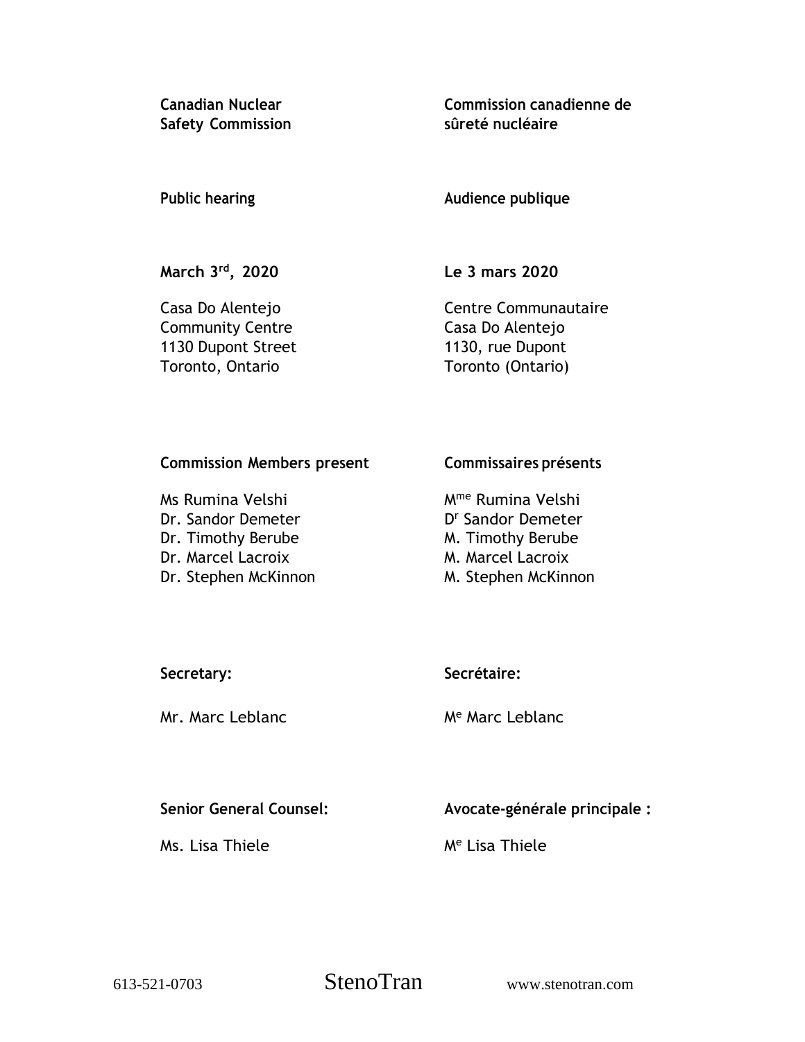| | |
|---|---|
| **Canadian Nuclear Safety Commission** | **Commission canadienne de sûreté nucléaire** |
| **Public hearing** | **Audience publique** |
| **March 3rd, 2020** | **Le 3 mars 2020** |
| Casa Do Alentejo<br>Community Centre<br>1130 Dupont Street<br>Toronto, Ontario | Centre Communautaire<br>Casa Do Alentejo<br>1130, rue Dupont<br>Toronto (Ontario) |
| **Commission Members present** | **Commissaires présents** |
| Ms Rumina Velshi<br>Dr. Sandor Demeter<br>Dr. Timothy Berube<br>Dr. Marcel Lacroix<br>Dr. Stephen McKinnon | Mme Rumina Velshi<br>Dr Sandor Demeter<br>M. Timothy Berube<br>M. Marcel Lacroix<br>M. Stephen McKinnon |
| **Secretary:** | **Secrétaire:** |
| Mr. Marc Leblanc | Me Marc Leblanc |
| **Senior General Counsel:** | **Avocate-générale principale :** |
| Ms. Lisa Thiele | Me Lisa Thiele |

613-521-0703 StenoTran www.stenotran.com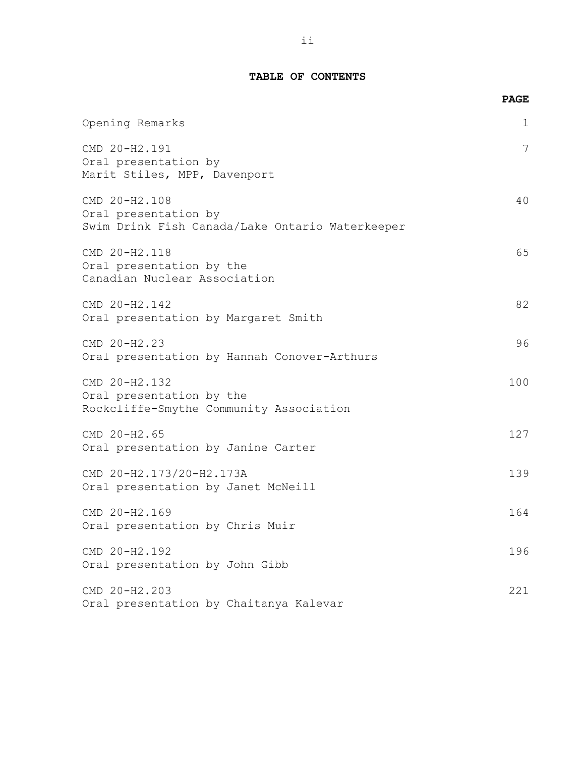## TABLE OF CONTENTS

| | PAGE |
|---|---|
| Opening Remarks | 1 |
| CMD 20-H2.191<br>Oral presentation by<br>Marit Stiles, MPP, Davenport | 7 |
| CMD 20-H2.108<br>Oral presentation by<br>Swim Drink Fish Canada/Lake Ontario Waterkeeper | 40 |
| CMD 20-H2.118<br>Oral presentation by the<br>Canadian Nuclear Association | 65 |
| CMD 20-H2.142<br>Oral presentation by Margaret Smith | 82 |
| CMD 20-H2.23<br>Oral presentation by Hannah Conover-Arthurs | 96 |
| CMD 20-H2.132<br>Oral presentation by the<br>Rockcliffe-Smythe Community Association | 100 |
| CMD 20-H2.65<br>Oral presentation by Janine Carter | 127 |
| CMD 20-H2.173/20-H2.173A<br>Oral presentation by Janet McNeill | 139 |
| CMD 20-H2.169<br>Oral presentation by Chris Muir | 164 |
| CMD 20-H2.192<br>Oral presentation by John Gibb | 196 |
| CMD 20-H2.203<br>Oral presentation by Chaitanya Kalevar | 221 |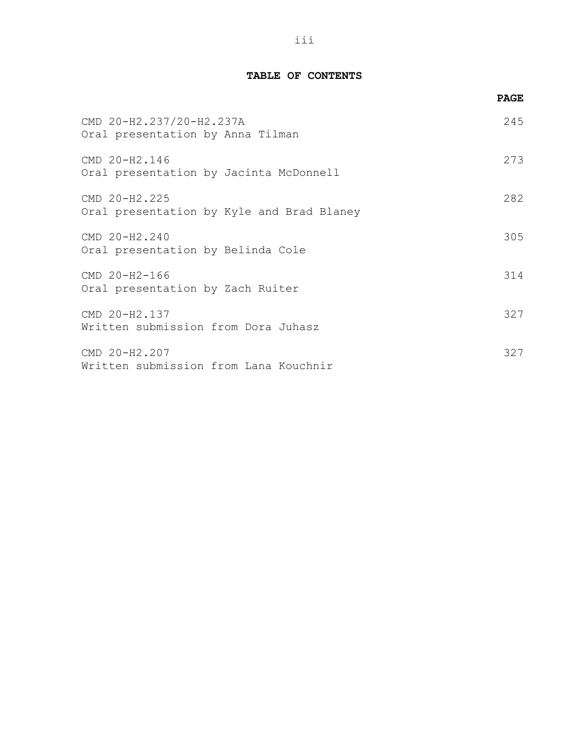## TABLE OF CONTENTS

| | PAGE |
|---|---|
| CMD 20-H2.237/20-H2.237A<br>Oral presentation by Anna Tilman | 245 |
| CMD 20-H2.146<br>Oral presentation by Jacinta McDonnell | 273 |
| CMD 20-H2.225<br>Oral presentation by Kyle and Brad Blaney | 282 |
| CMD 20-H2.240<br>Oral presentation by Belinda Cole | 305 |
| CMD 20-H2-166<br>Oral presentation by Zach Ruiter | 314 |
| CMD 20-H2.137<br>Written submission from Dora Juhasz | 327 |
| CMD 20-H2.207<br>Written submission from Lana Kouchnir | 327 |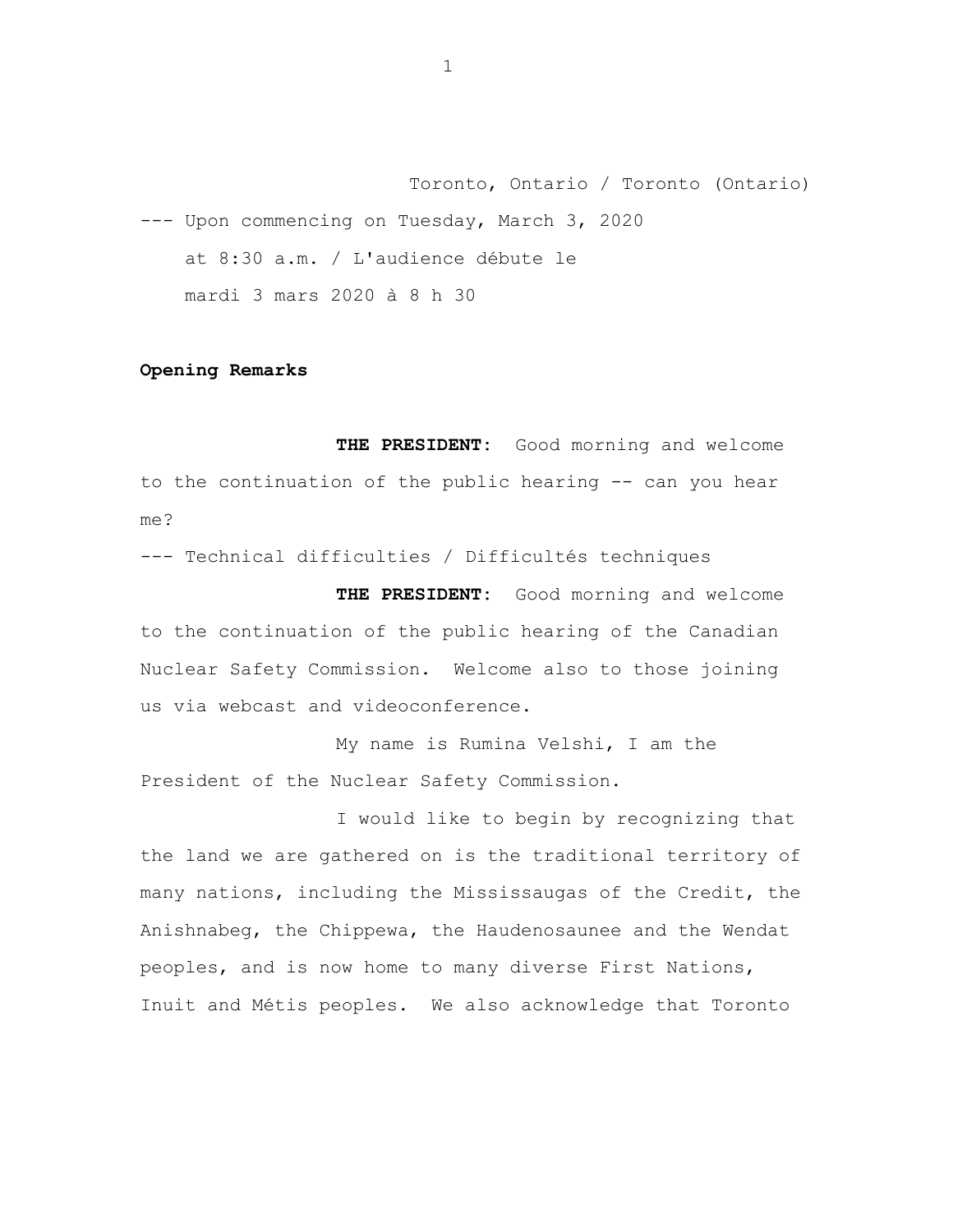Toronto, Ontario / Toronto (Ontario)

--- Upon commencing on Tuesday, March 3, 2020 at 8:30 a.m. / L'audience débute le mardi 3 mars 2020 à 8 h 30

**Opening Remarks**

**THE PRESIDENT:** Good morning and welcome to the continuation of the public hearing -- can you hear me?

--- Technical difficulties / Difficultés techniques

**THE PRESIDENT:** Good morning and welcome to the continuation of the public hearing of the Canadian Nuclear Safety Commission. Welcome also to those joining us via webcast and videoconference.

My name is Rumina Velshi, I am the President of the Nuclear Safety Commission.

I would like to begin by recognizing that the land we are gathered on is the traditional territory of many nations, including the Mississaugas of the Credit, the Anishnabeg, the Chippewa, the Haudenosaunee and the Wendat peoples, and is now home to many diverse First Nations, Inuit and Métis peoples. We also acknowledge that Toronto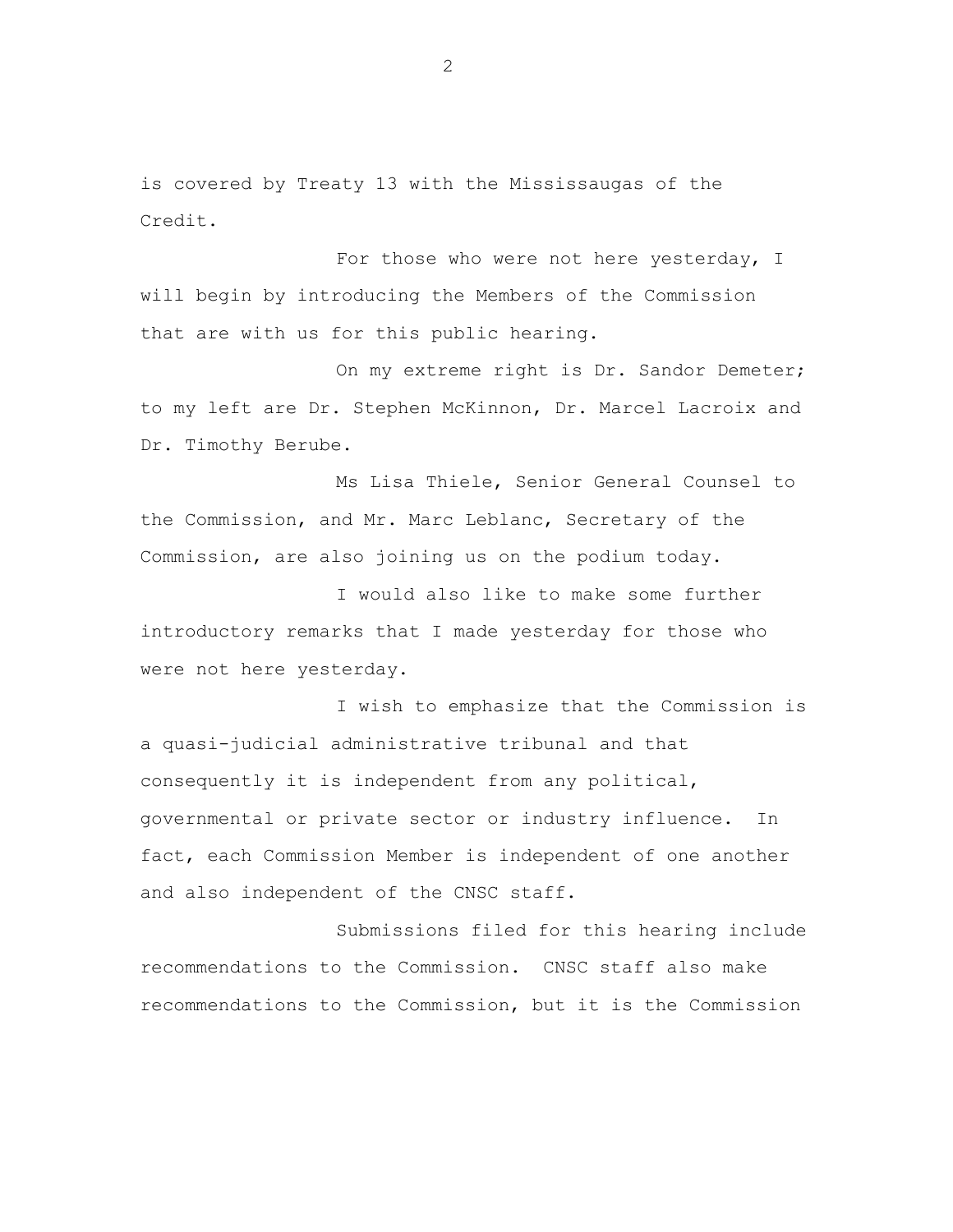is covered by Treaty 13 with the Mississaugas of the Credit.

For those who were not here yesterday, I will begin by introducing the Members of the Commission that are with us for this public hearing.

On my extreme right is Dr. Sandor Demeter; to my left are Dr. Stephen McKinnon, Dr. Marcel Lacroix and Dr. Timothy Berube.

Ms Lisa Thiele, Senior General Counsel to the Commission, and Mr. Marc Leblanc, Secretary of the Commission, are also joining us on the podium today.

I would also like to make some further introductory remarks that I made yesterday for those who were not here yesterday.

I wish to emphasize that the Commission is a quasi-judicial administrative tribunal and that consequently it is independent from any political, governmental or private sector or industry influence. In fact, each Commission Member is independent of one another and also independent of the CNSC staff.

Submissions filed for this hearing include recommendations to the Commission. CNSC staff also make recommendations to the Commission, but it is the Commission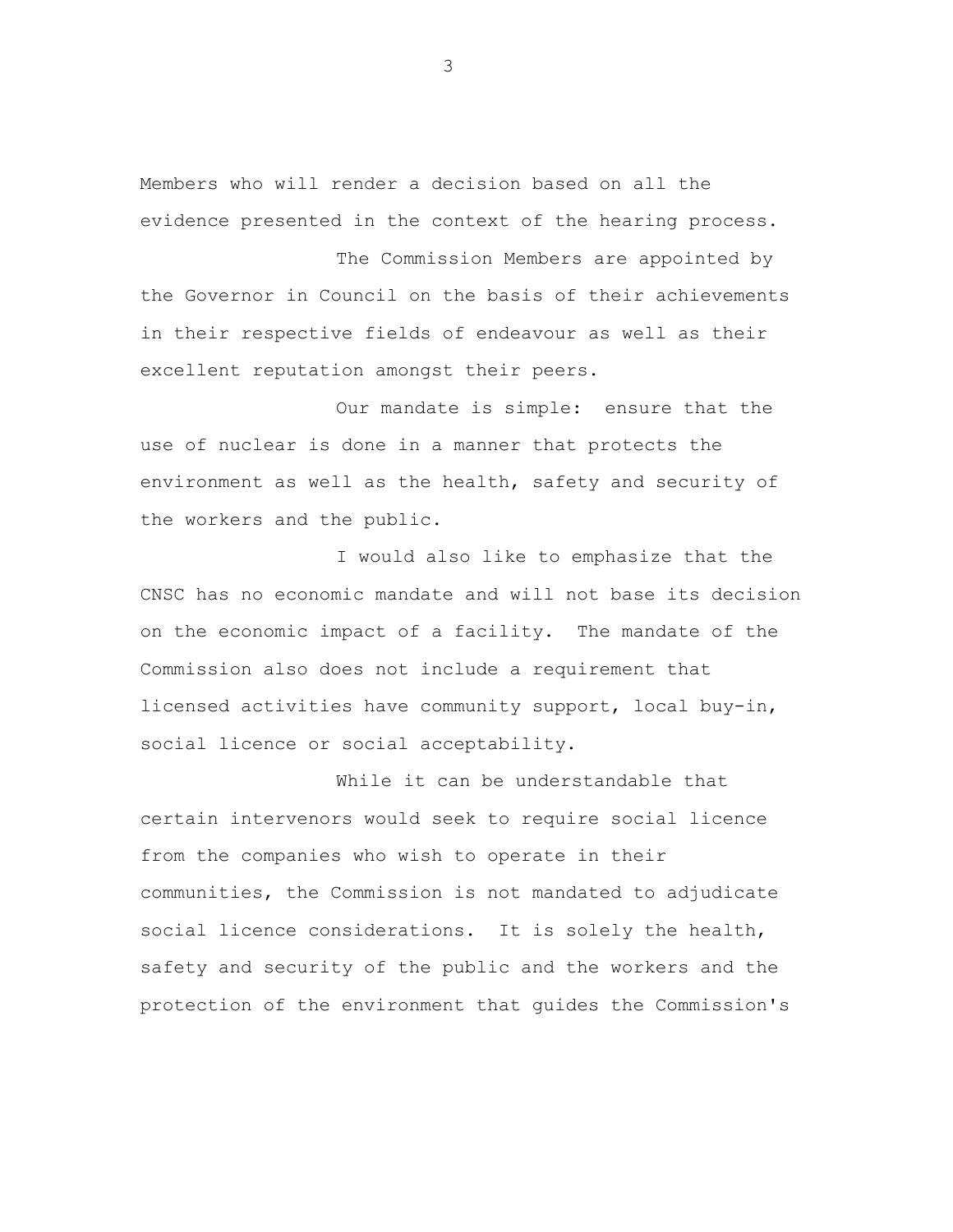Members who will render a decision based on all the evidence presented in the context of the hearing process.

The Commission Members are appointed by the Governor in Council on the basis of their achievements in their respective fields of endeavour as well as their excellent reputation amongst their peers.

Our mandate is simple: ensure that the use of nuclear is done in a manner that protects the environment as well as the health, safety and security of the workers and the public.

I would also like to emphasize that the CNSC has no economic mandate and will not base its decision on the economic impact of a facility. The mandate of the Commission also does not include a requirement that licensed activities have community support, local buy-in, social licence or social acceptability.

While it can be understandable that certain intervenors would seek to require social licence from the companies who wish to operate in their communities, the Commission is not mandated to adjudicate social licence considerations. It is solely the health, safety and security of the public and the workers and the protection of the environment that guides the Commission's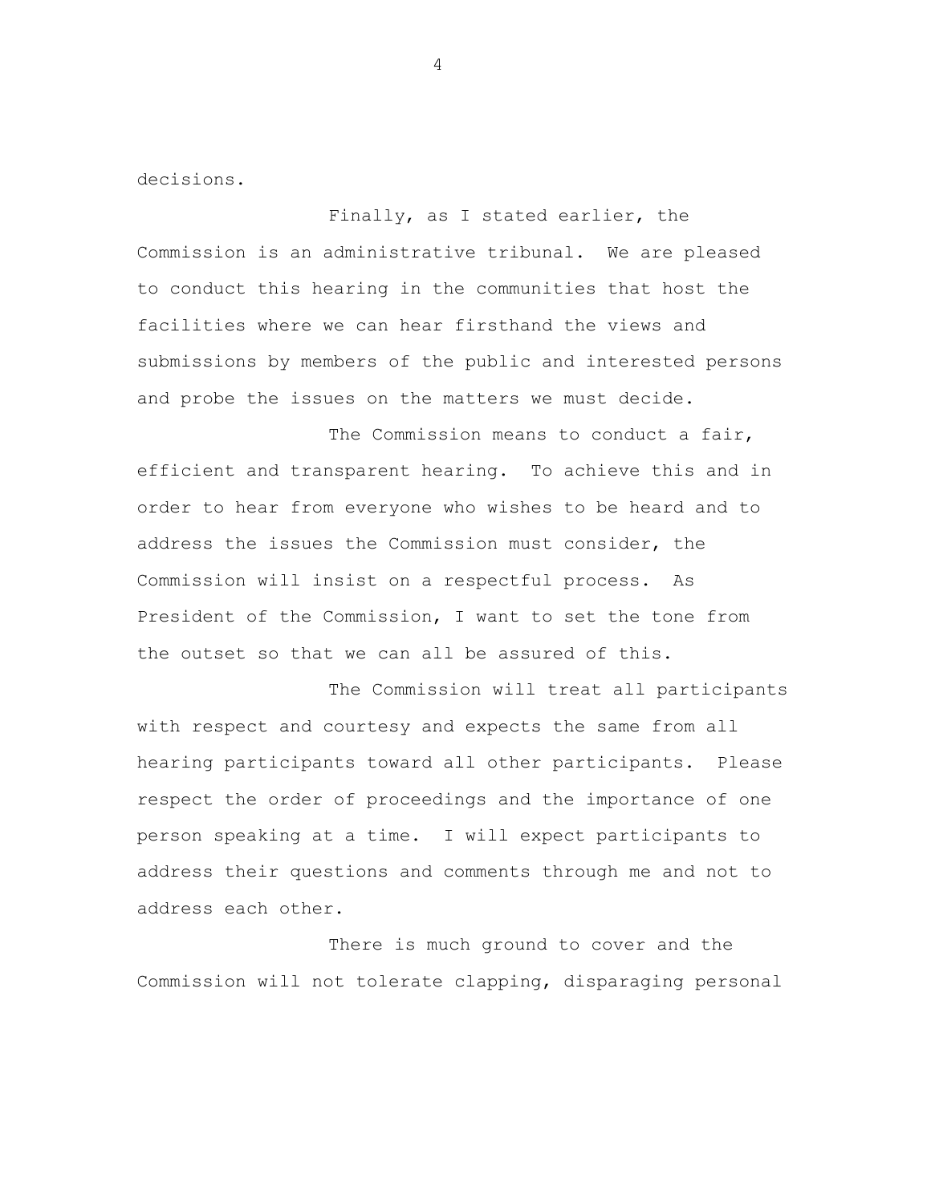decisions.

Finally, as I stated earlier, the Commission is an administrative tribunal. We are pleased to conduct this hearing in the communities that host the facilities where we can hear firsthand the views and submissions by members of the public and interested persons and probe the issues on the matters we must decide.

The Commission means to conduct a fair, efficient and transparent hearing. To achieve this and in order to hear from everyone who wishes to be heard and to address the issues the Commission must consider, the Commission will insist on a respectful process. As President of the Commission, I want to set the tone from the outset so that we can all be assured of this.

The Commission will treat all participants with respect and courtesy and expects the same from all hearing participants toward all other participants. Please respect the order of proceedings and the importance of one person speaking at a time. I will expect participants to address their questions and comments through me and not to address each other.

There is much ground to cover and the Commission will not tolerate clapping, disparaging personal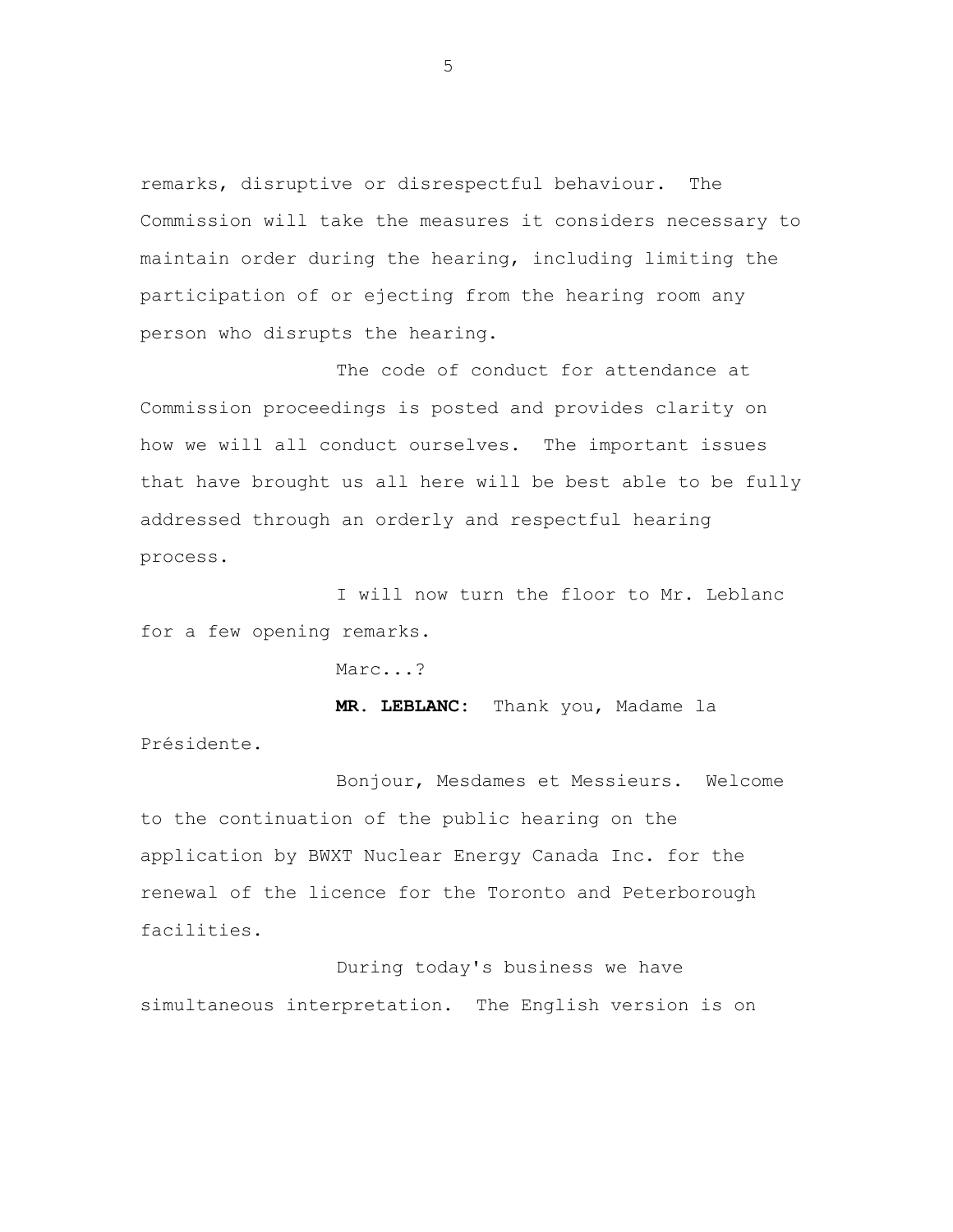remarks, disruptive or disrespectful behaviour. The Commission will take the measures it considers necessary to maintain order during the hearing, including limiting the participation of or ejecting from the hearing room any person who disrupts the hearing.

The code of conduct for attendance at Commission proceedings is posted and provides clarity on how we will all conduct ourselves. The important issues that have brought us all here will be best able to be fully addressed through an orderly and respectful hearing process.

I will now turn the floor to Mr. Leblanc for a few opening remarks.

Marc...?

**MR. LEBLANC:** Thank you, Madame la Présidente.

Bonjour, Mesdames et Messieurs. Welcome to the continuation of the public hearing on the application by BWXT Nuclear Energy Canada Inc. for the renewal of the licence for the Toronto and Peterborough facilities.

During today's business we have simultaneous interpretation. The English version is on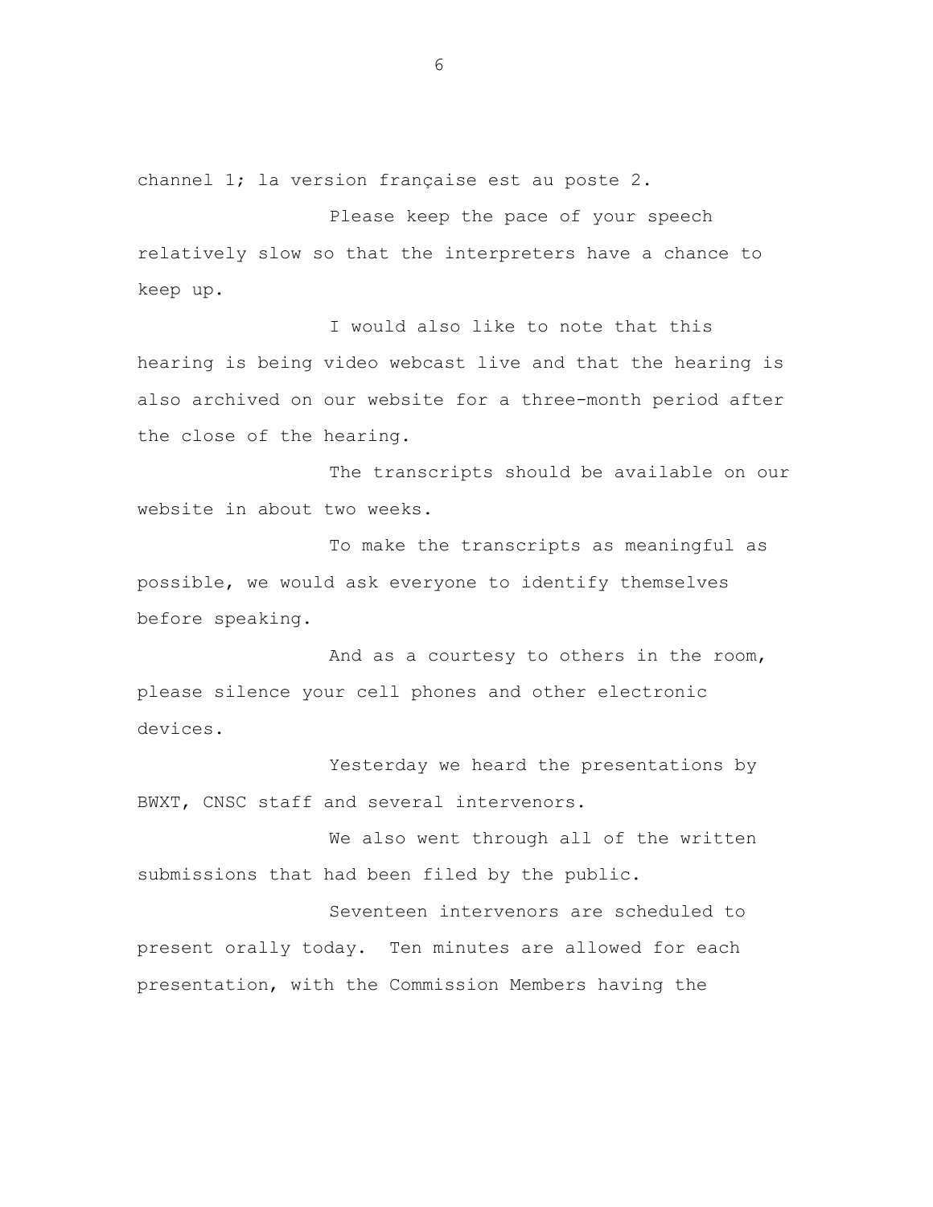channel 1; la version française est au poste 2.

Please keep the pace of your speech relatively slow so that the interpreters have a chance to keep up.

I would also like to note that this hearing is being video webcast live and that the hearing is also archived on our website for a three-month period after the close of the hearing.

The transcripts should be available on our website in about two weeks.

To make the transcripts as meaningful as possible, we would ask everyone to identify themselves before speaking.

And as a courtesy to others in the room, please silence your cell phones and other electronic devices.

Yesterday we heard the presentations by BWXT, CNSC staff and several intervenors.

We also went through all of the written submissions that had been filed by the public.

Seventeen intervenors are scheduled to present orally today. Ten minutes are allowed for each presentation, with the Commission Members having the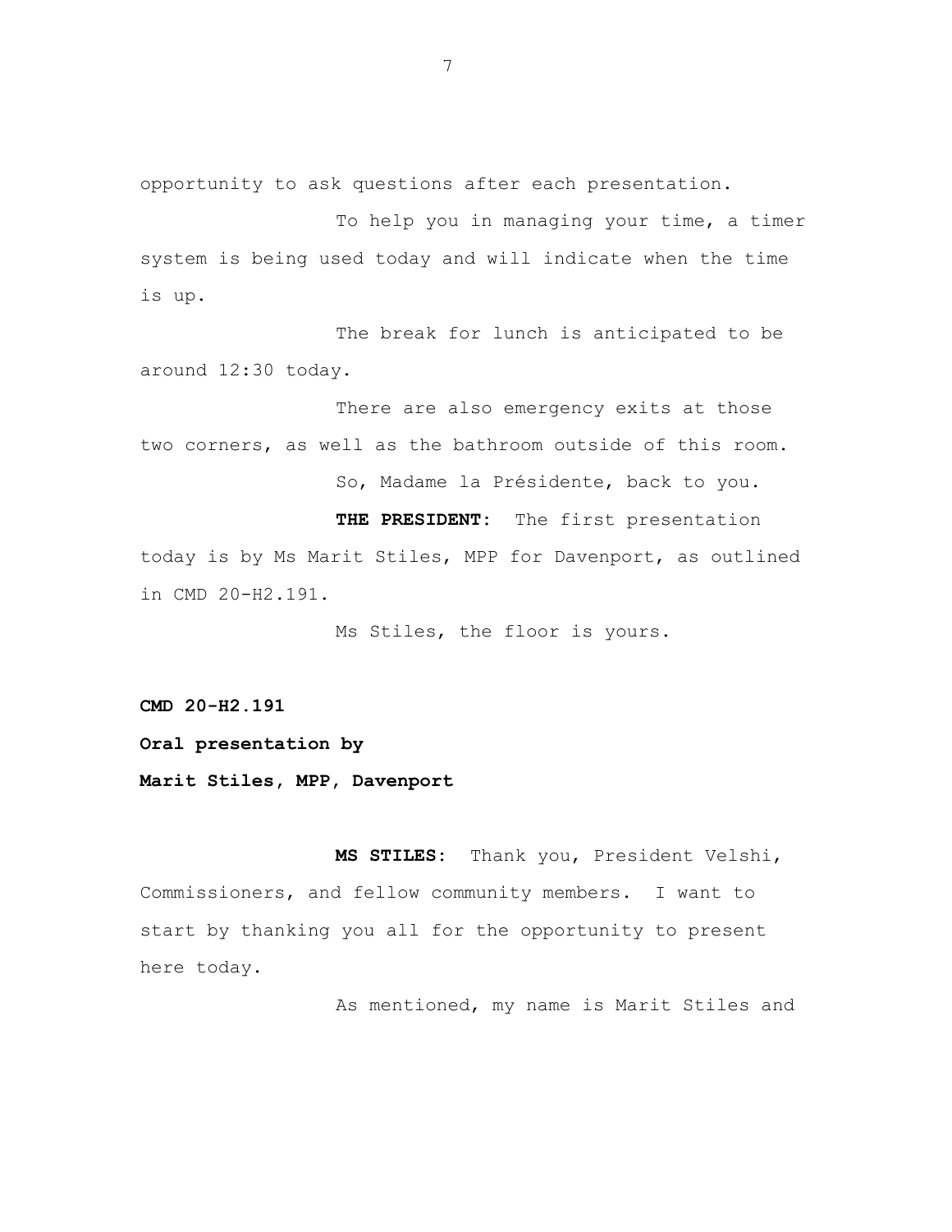opportunity to ask questions after each presentation.

To help you in managing your time, a timer system is being used today and will indicate when the time is up.

The break for lunch is anticipated to be around 12:30 today.

There are also emergency exits at those two corners, as well as the bathroom outside of this room.

So, Madame la Présidente, back to you.

**THE PRESIDENT:** The first presentation today is by Ms Marit Stiles, MPP for Davenport, as outlined in CMD 20-H2.191.

Ms Stiles, the floor is yours.

**CMD 20-H2.191**

**Oral presentation by**

**Marit Stiles, MPP, Davenport**

**MS STILES:** Thank you, President Velshi, Commissioners, and fellow community members. I want to start by thanking you all for the opportunity to present here today.

As mentioned, my name is Marit Stiles and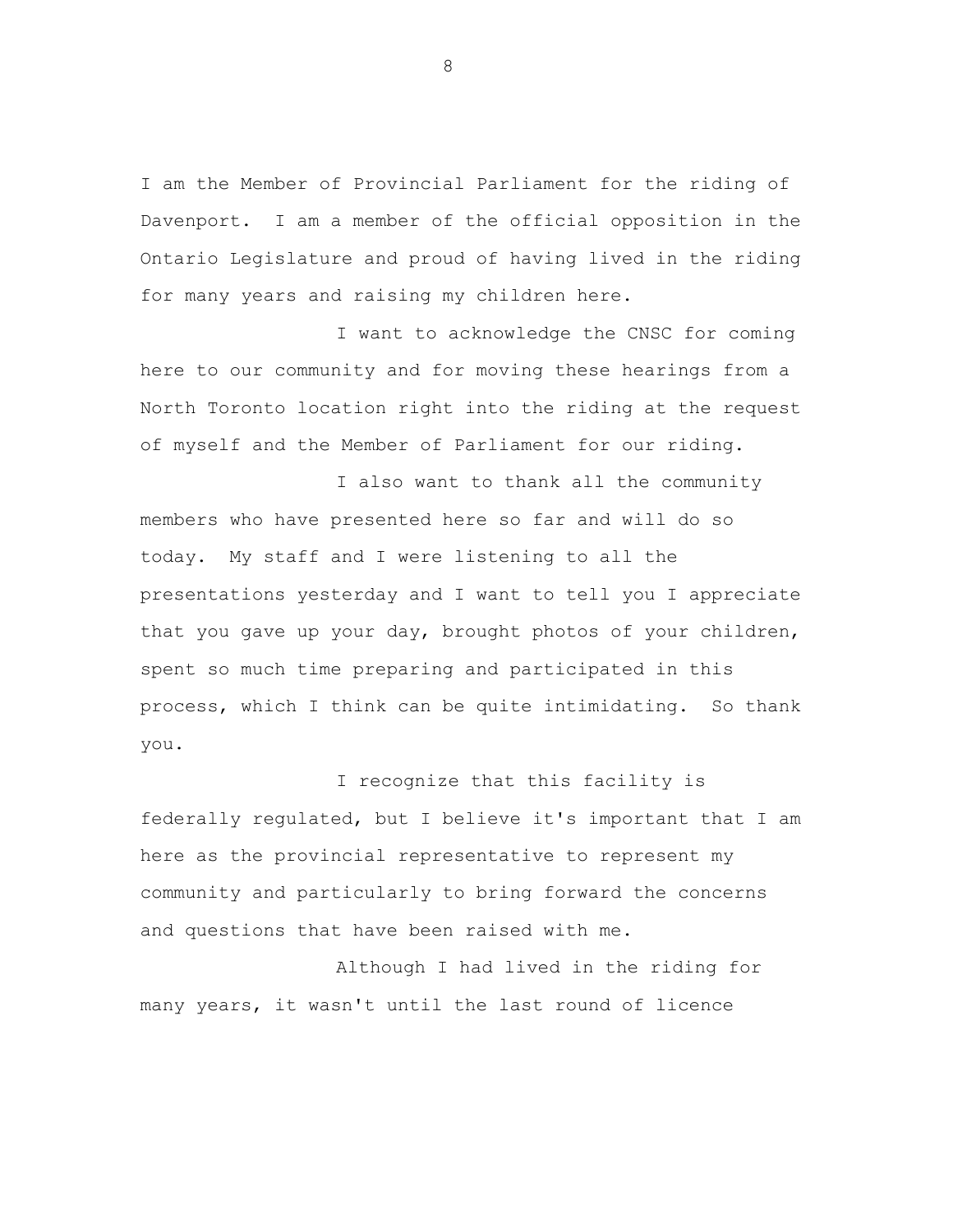I am the Member of Provincial Parliament for the riding of Davenport. I am a member of the official opposition in the Ontario Legislature and proud of having lived in the riding for many years and raising my children here.

I want to acknowledge the CNSC for coming here to our community and for moving these hearings from a North Toronto location right into the riding at the request of myself and the Member of Parliament for our riding.

I also want to thank all the community members who have presented here so far and will do so today. My staff and I were listening to all the presentations yesterday and I want to tell you I appreciate that you gave up your day, brought photos of your children, spent so much time preparing and participated in this process, which I think can be quite intimidating. So thank you.

I recognize that this facility is federally regulated, but I believe it's important that I am here as the provincial representative to represent my community and particularly to bring forward the concerns and questions that have been raised with me.

Although I had lived in the riding for many years, it wasn't until the last round of licence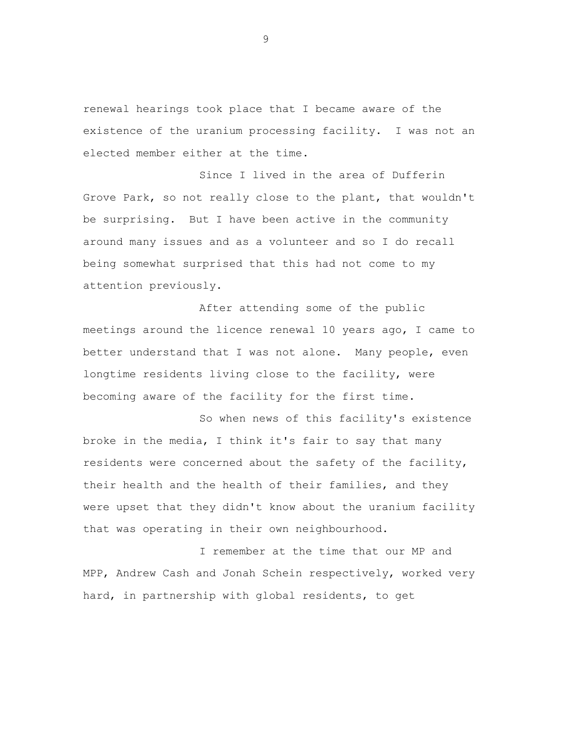renewal hearings took place that I became aware of the existence of the uranium processing facility. I was not an elected member either at the time.

Since I lived in the area of Dufferin Grove Park, so not really close to the plant, that wouldn't be surprising. But I have been active in the community around many issues and as a volunteer and so I do recall being somewhat surprised that this had not come to my attention previously.

After attending some of the public meetings around the licence renewal 10 years ago, I came to better understand that I was not alone. Many people, even longtime residents living close to the facility, were becoming aware of the facility for the first time.

So when news of this facility's existence broke in the media, I think it's fair to say that many residents were concerned about the safety of the facility, their health and the health of their families, and they were upset that they didn't know about the uranium facility that was operating in their own neighbourhood.

I remember at the time that our MP and MPP, Andrew Cash and Jonah Schein respectively, worked very hard, in partnership with global residents, to get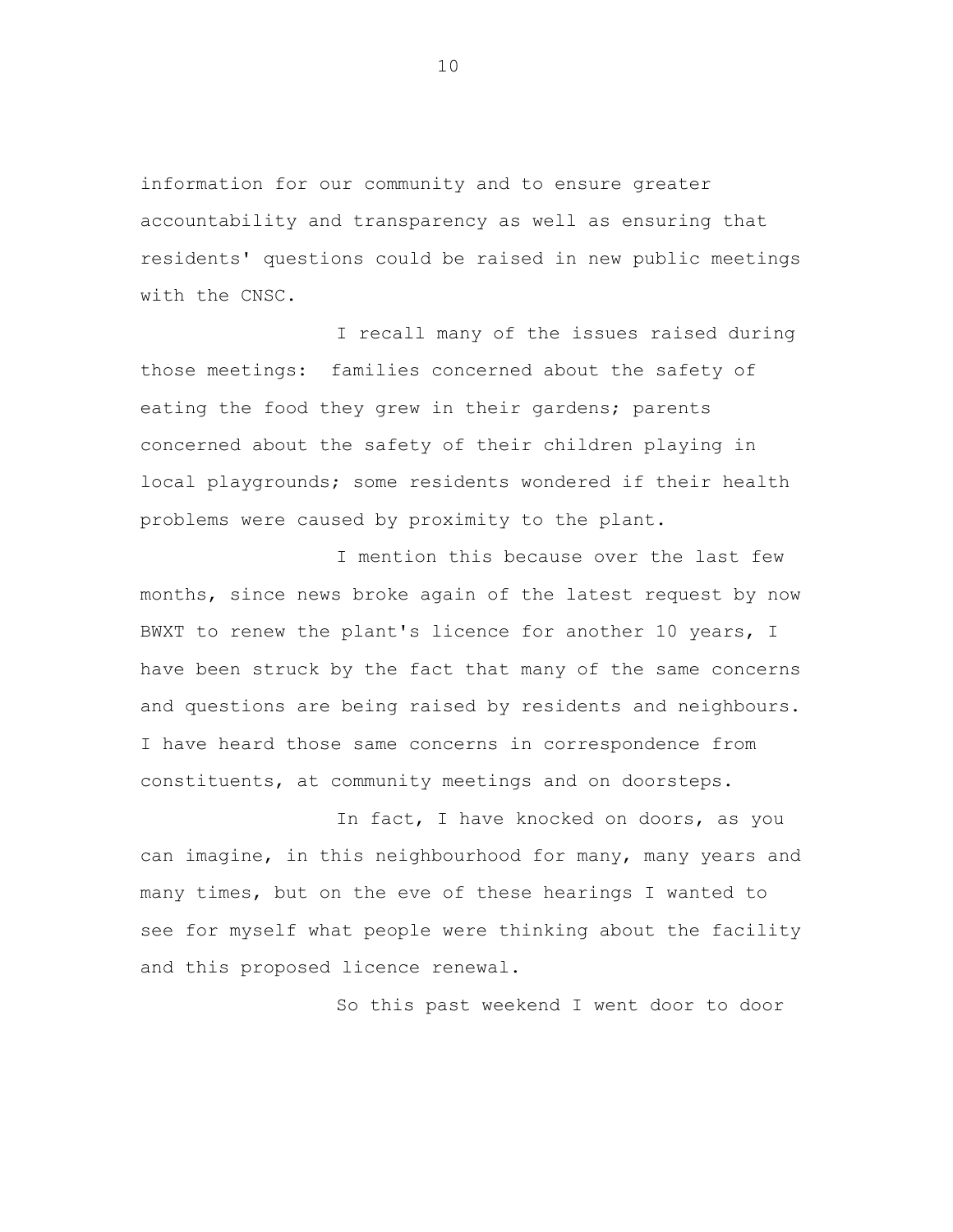information for our community and to ensure greater accountability and transparency as well as ensuring that residents' questions could be raised in new public meetings with the CNSC.

I recall many of the issues raised during those meetings: families concerned about the safety of eating the food they grew in their gardens; parents concerned about the safety of their children playing in local playgrounds; some residents wondered if their health problems were caused by proximity to the plant.

I mention this because over the last few months, since news broke again of the latest request by now BWXT to renew the plant's licence for another 10 years, I have been struck by the fact that many of the same concerns and questions are being raised by residents and neighbours. I have heard those same concerns in correspondence from constituents, at community meetings and on doorsteps.

In fact, I have knocked on doors, as you can imagine, in this neighbourhood for many, many years and many times, but on the eve of these hearings I wanted to see for myself what people were thinking about the facility and this proposed licence renewal.

So this past weekend I went door to door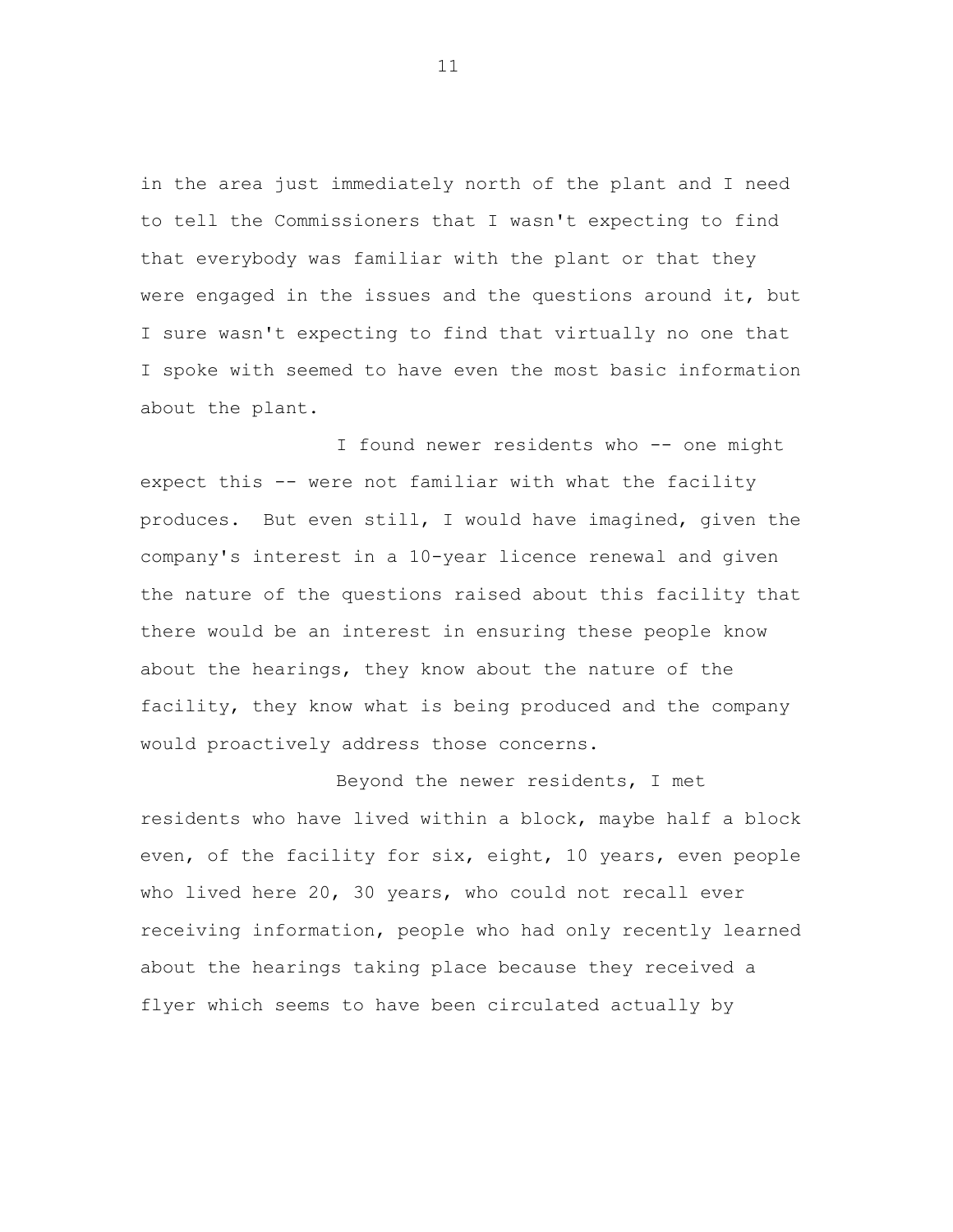in the area just immediately north of the plant and I need to tell the Commissioners that I wasn't expecting to find that everybody was familiar with the plant or that they were engaged in the issues and the questions around it, but I sure wasn't expecting to find that virtually no one that I spoke with seemed to have even the most basic information about the plant.

I found newer residents who -- one might expect this -- were not familiar with what the facility produces. But even still, I would have imagined, given the company's interest in a 10-year licence renewal and given the nature of the questions raised about this facility that there would be an interest in ensuring these people know about the hearings, they know about the nature of the facility, they know what is being produced and the company would proactively address those concerns.

Beyond the newer residents, I met residents who have lived within a block, maybe half a block even, of the facility for six, eight, 10 years, even people who lived here 20, 30 years, who could not recall ever receiving information, people who had only recently learned about the hearings taking place because they received a flyer which seems to have been circulated actually by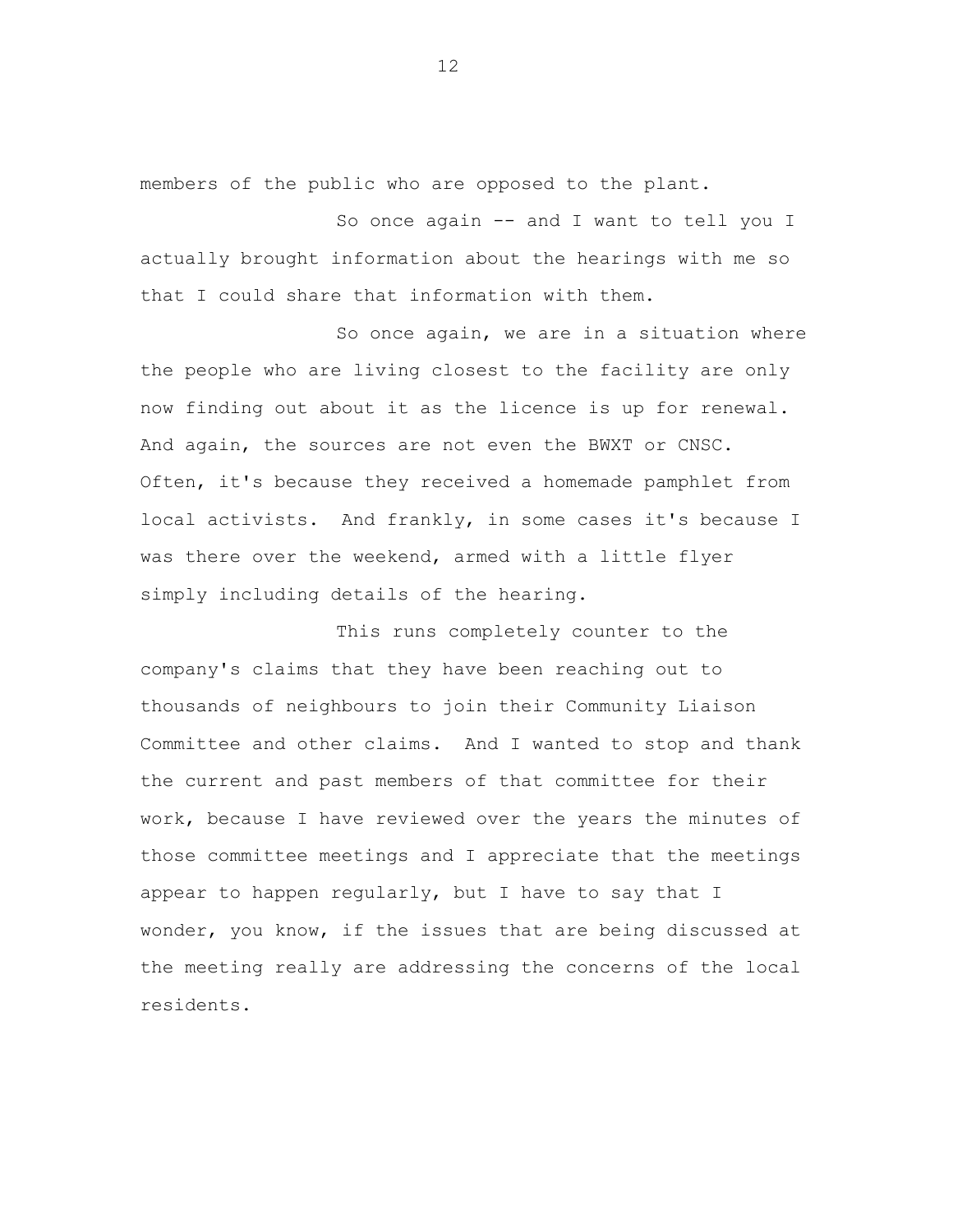members of the public who are opposed to the plant.

So once again -- and I want to tell you I actually brought information about the hearings with me so that I could share that information with them.

So once again, we are in a situation where the people who are living closest to the facility are only now finding out about it as the licence is up for renewal. And again, the sources are not even the BWXT or CNSC. Often, it's because they received a homemade pamphlet from local activists. And frankly, in some cases it's because I was there over the weekend, armed with a little flyer simply including details of the hearing.

This runs completely counter to the company's claims that they have been reaching out to thousands of neighbours to join their Community Liaison Committee and other claims. And I wanted to stop and thank the current and past members of that committee for their work, because I have reviewed over the years the minutes of those committee meetings and I appreciate that the meetings appear to happen regularly, but I have to say that I wonder, you know, if the issues that are being discussed at the meeting really are addressing the concerns of the local residents.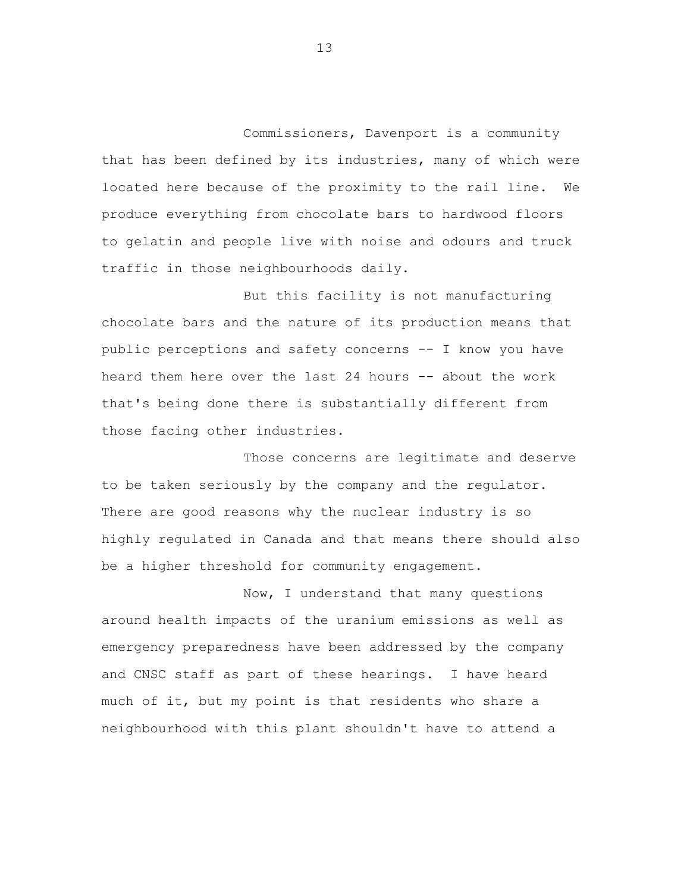Commissioners, Davenport is a community that has been defined by its industries, many of which were located here because of the proximity to the rail line. We produce everything from chocolate bars to hardwood floors to gelatin and people live with noise and odours and truck traffic in those neighbourhoods daily.

But this facility is not manufacturing chocolate bars and the nature of its production means that public perceptions and safety concerns -- I know you have heard them here over the last 24 hours -- about the work that's being done there is substantially different from those facing other industries.

Those concerns are legitimate and deserve to be taken seriously by the company and the regulator. There are good reasons why the nuclear industry is so highly regulated in Canada and that means there should also be a higher threshold for community engagement.

Now, I understand that many questions around health impacts of the uranium emissions as well as emergency preparedness have been addressed by the company and CNSC staff as part of these hearings. I have heard much of it, but my point is that residents who share a neighbourhood with this plant shouldn't have to attend a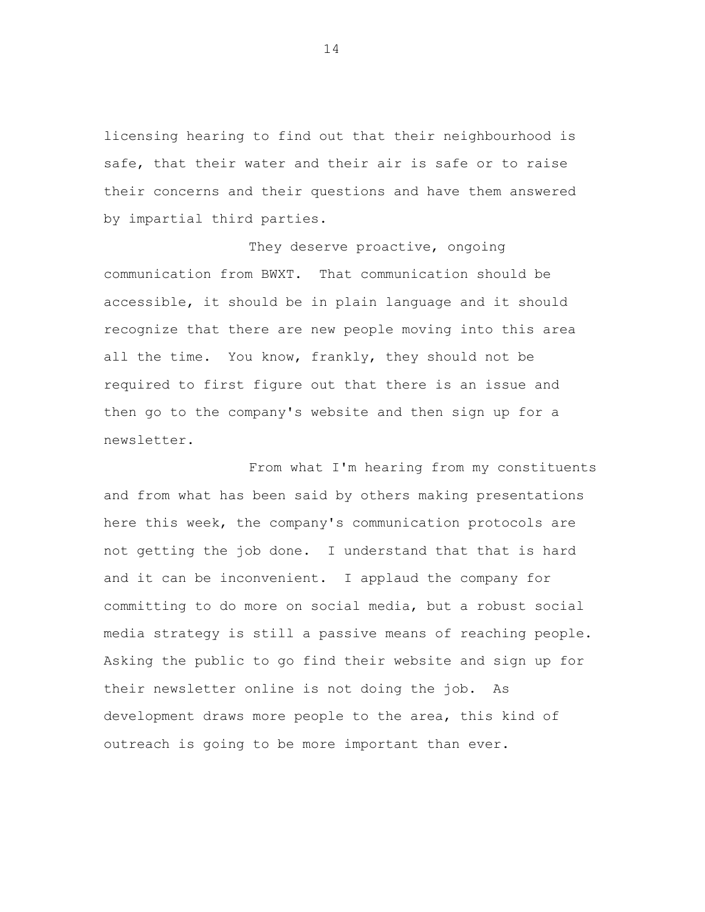licensing hearing to find out that their neighbourhood is safe, that their water and their air is safe or to raise their concerns and their questions and have them answered by impartial third parties.

They deserve proactive, ongoing communication from BWXT. That communication should be accessible, it should be in plain language and it should recognize that there are new people moving into this area all the time. You know, frankly, they should not be required to first figure out that there is an issue and then go to the company's website and then sign up for a newsletter.

From what I'm hearing from my constituents and from what has been said by others making presentations here this week, the company's communication protocols are not getting the job done. I understand that that is hard and it can be inconvenient. I applaud the company for committing to do more on social media, but a robust social media strategy is still a passive means of reaching people. Asking the public to go find their website and sign up for their newsletter online is not doing the job. As development draws more people to the area, this kind of outreach is going to be more important than ever.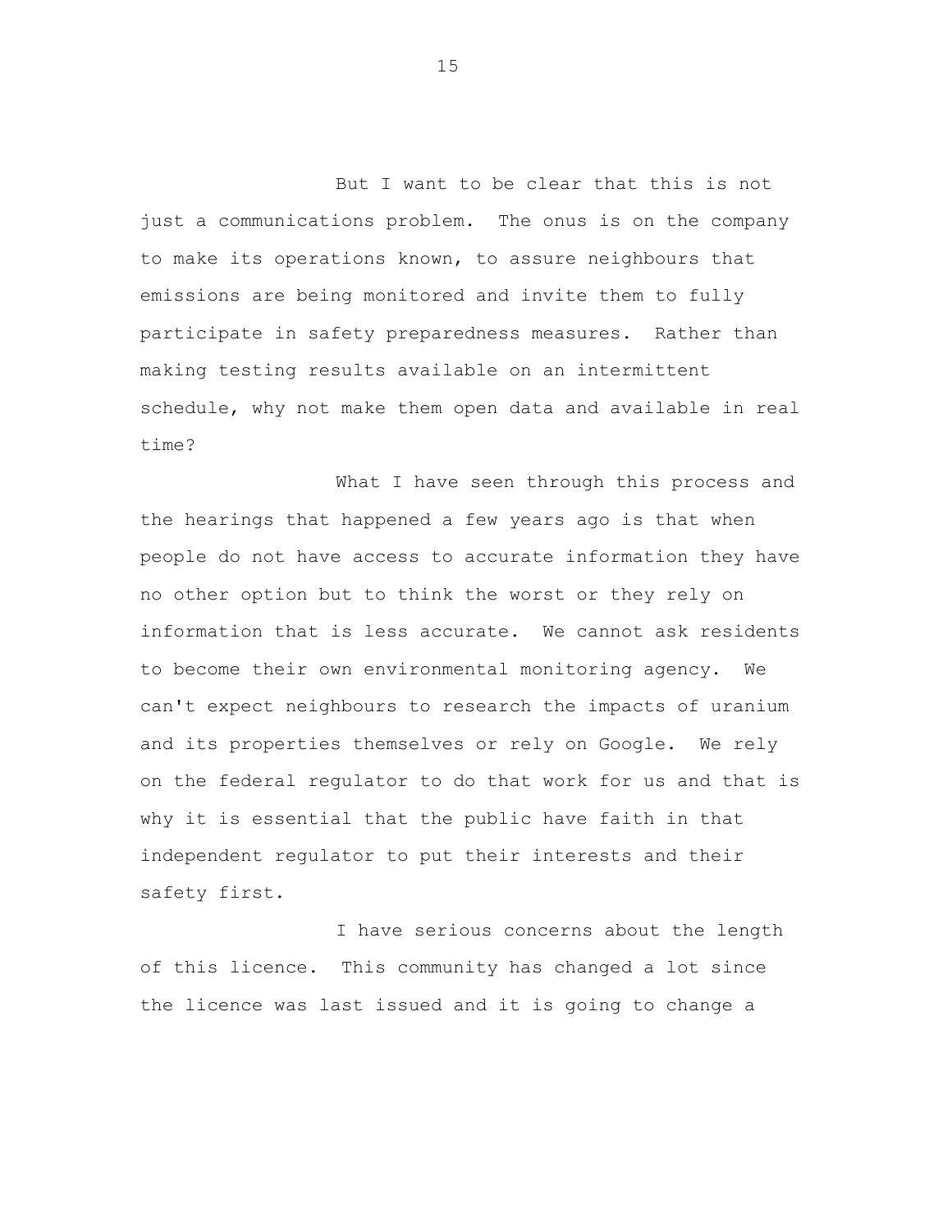But I want to be clear that this is not just a communications problem. The onus is on the company to make its operations known, to assure neighbours that emissions are being monitored and invite them to fully participate in safety preparedness measures. Rather than making testing results available on an intermittent schedule, why not make them open data and available in real time?

What I have seen through this process and the hearings that happened a few years ago is that when people do not have access to accurate information they have no other option but to think the worst or they rely on information that is less accurate. We cannot ask residents to become their own environmental monitoring agency. We can't expect neighbours to research the impacts of uranium and its properties themselves or rely on Google. We rely on the federal regulator to do that work for us and that is why it is essential that the public have faith in that independent regulator to put their interests and their safety first.

I have serious concerns about the length of this licence. This community has changed a lot since the licence was last issued and it is going to change a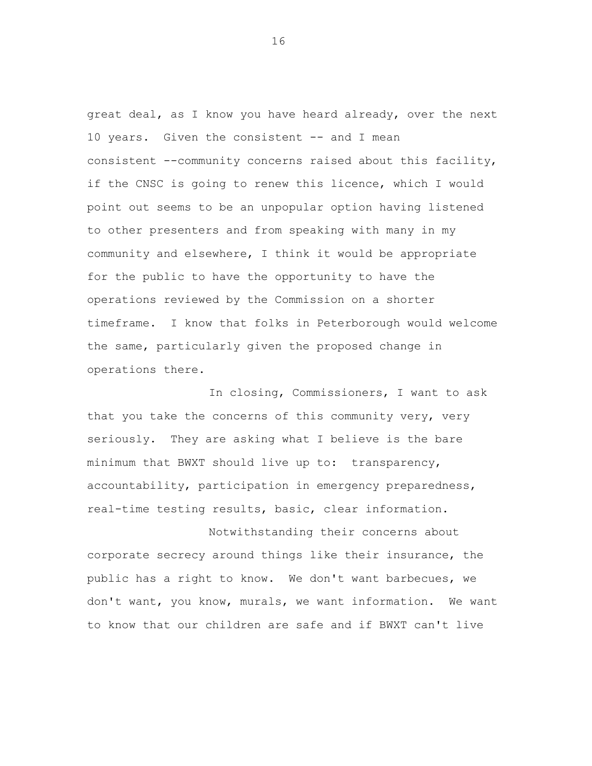great deal, as I know you have heard already, over the next 10 years. Given the consistent -- and I mean consistent --community concerns raised about this facility, if the CNSC is going to renew this licence, which I would point out seems to be an unpopular option having listened to other presenters and from speaking with many in my community and elsewhere, I think it would be appropriate for the public to have the opportunity to have the operations reviewed by the Commission on a shorter timeframe. I know that folks in Peterborough would welcome the same, particularly given the proposed change in operations there.

In closing, Commissioners, I want to ask that you take the concerns of this community very, very seriously. They are asking what I believe is the bare minimum that BWXT should live up to: transparency, accountability, participation in emergency preparedness, real-time testing results, basic, clear information.

Notwithstanding their concerns about corporate secrecy around things like their insurance, the public has a right to know. We don't want barbecues, we don't want, you know, murals, we want information. We want to know that our children are safe and if BWXT can't live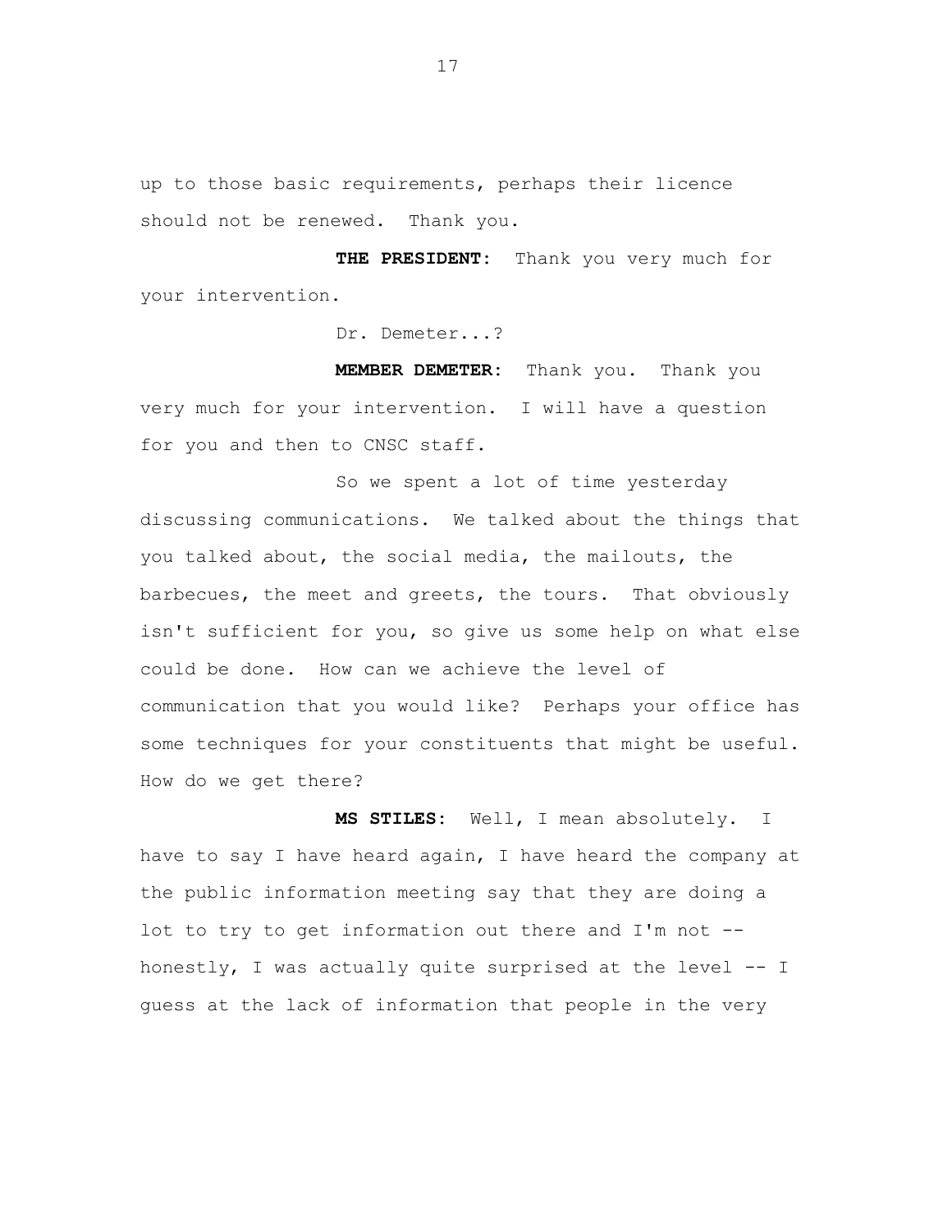up to those basic requirements, perhaps their licence should not be renewed. Thank you.

**THE PRESIDENT:** Thank you very much for your intervention.

Dr. Demeter...?

**MEMBER DEMETER:** Thank you. Thank you very much for your intervention. I will have a question for you and then to CNSC staff.

So we spent a lot of time yesterday discussing communications. We talked about the things that you talked about, the social media, the mailouts, the barbecues, the meet and greets, the tours. That obviously isn't sufficient for you, so give us some help on what else could be done. How can we achieve the level of communication that you would like? Perhaps your office has some techniques for your constituents that might be useful. How do we get there?

**MS STILES:** Well, I mean absolutely. I have to say I have heard again, I have heard the company at the public information meeting say that they are doing a lot to try to get information out there and I'm not -- honestly, I was actually quite surprised at the level -- I guess at the lack of information that people in the very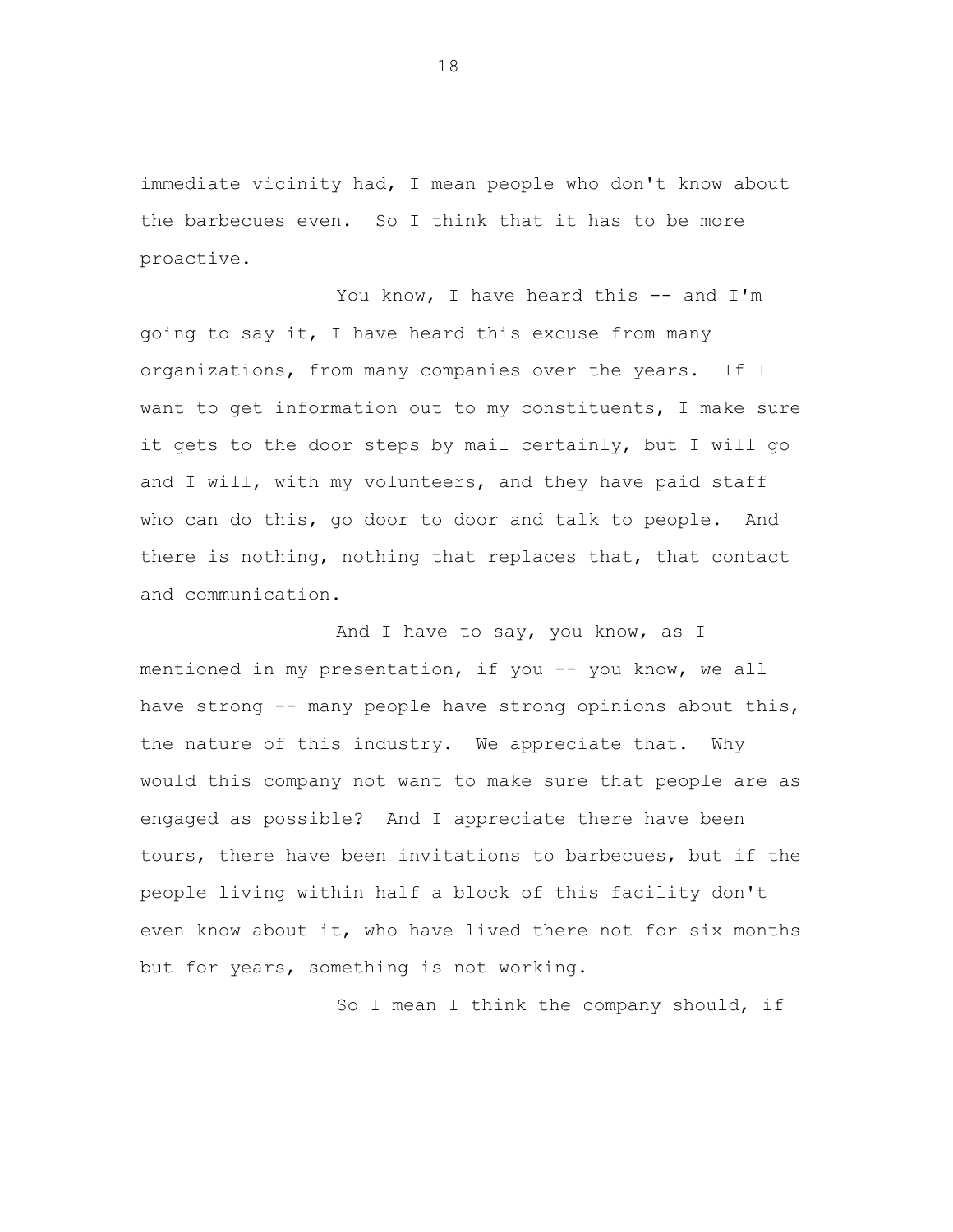immediate vicinity had, I mean people who don't know about the barbecues even. So I think that it has to be more proactive.

You know, I have heard this -- and I'm going to say it, I have heard this excuse from many organizations, from many companies over the years. If I want to get information out to my constituents, I make sure it gets to the door steps by mail certainly, but I will go and I will, with my volunteers, and they have paid staff who can do this, go door to door and talk to people. And there is nothing, nothing that replaces that, that contact and communication.

And I have to say, you know, as I mentioned in my presentation, if you -- you know, we all have strong -- many people have strong opinions about this, the nature of this industry. We appreciate that. Why would this company not want to make sure that people are as engaged as possible? And I appreciate there have been tours, there have been invitations to barbecues, but if the people living within half a block of this facility don't even know about it, who have lived there not for six months but for years, something is not working.

So I mean I think the company should, if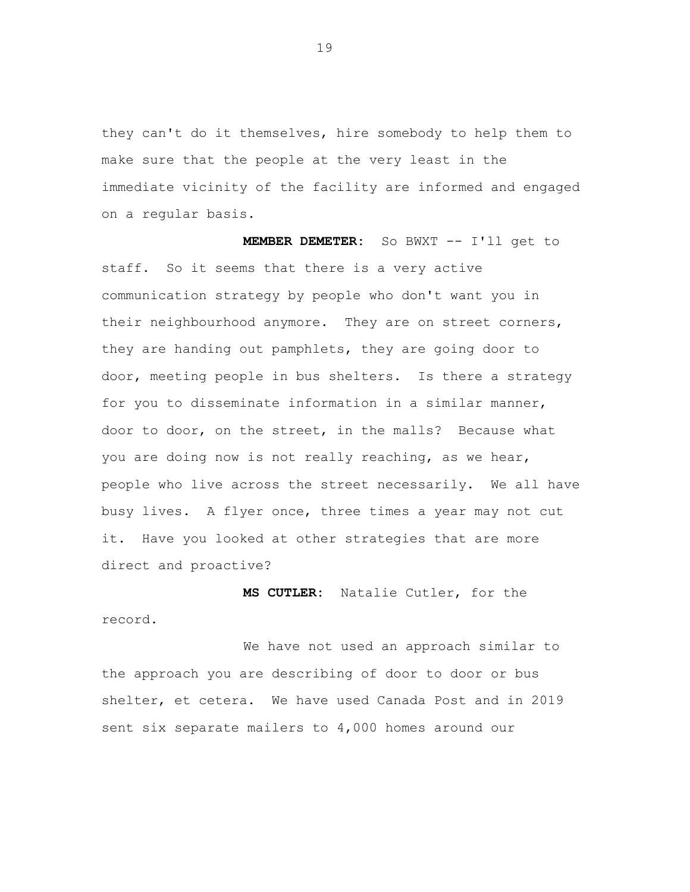they can't do it themselves, hire somebody to help them to make sure that the people at the very least in the immediate vicinity of the facility are informed and engaged on a regular basis.

**MEMBER DEMETER:** So BWXT -- I'll get to staff. So it seems that there is a very active communication strategy by people who don't want you in their neighbourhood anymore. They are on street corners, they are handing out pamphlets, they are going door to door, meeting people in bus shelters. Is there a strategy for you to disseminate information in a similar manner, door to door, on the street, in the malls? Because what you are doing now is not really reaching, as we hear, people who live across the street necessarily. We all have busy lives. A flyer once, three times a year may not cut it. Have you looked at other strategies that are more direct and proactive?

**MS CUTLER:** Natalie Cutler, for the record.

We have not used an approach similar to the approach you are describing of door to door or bus shelter, et cetera. We have used Canada Post and in 2019 sent six separate mailers to 4,000 homes around our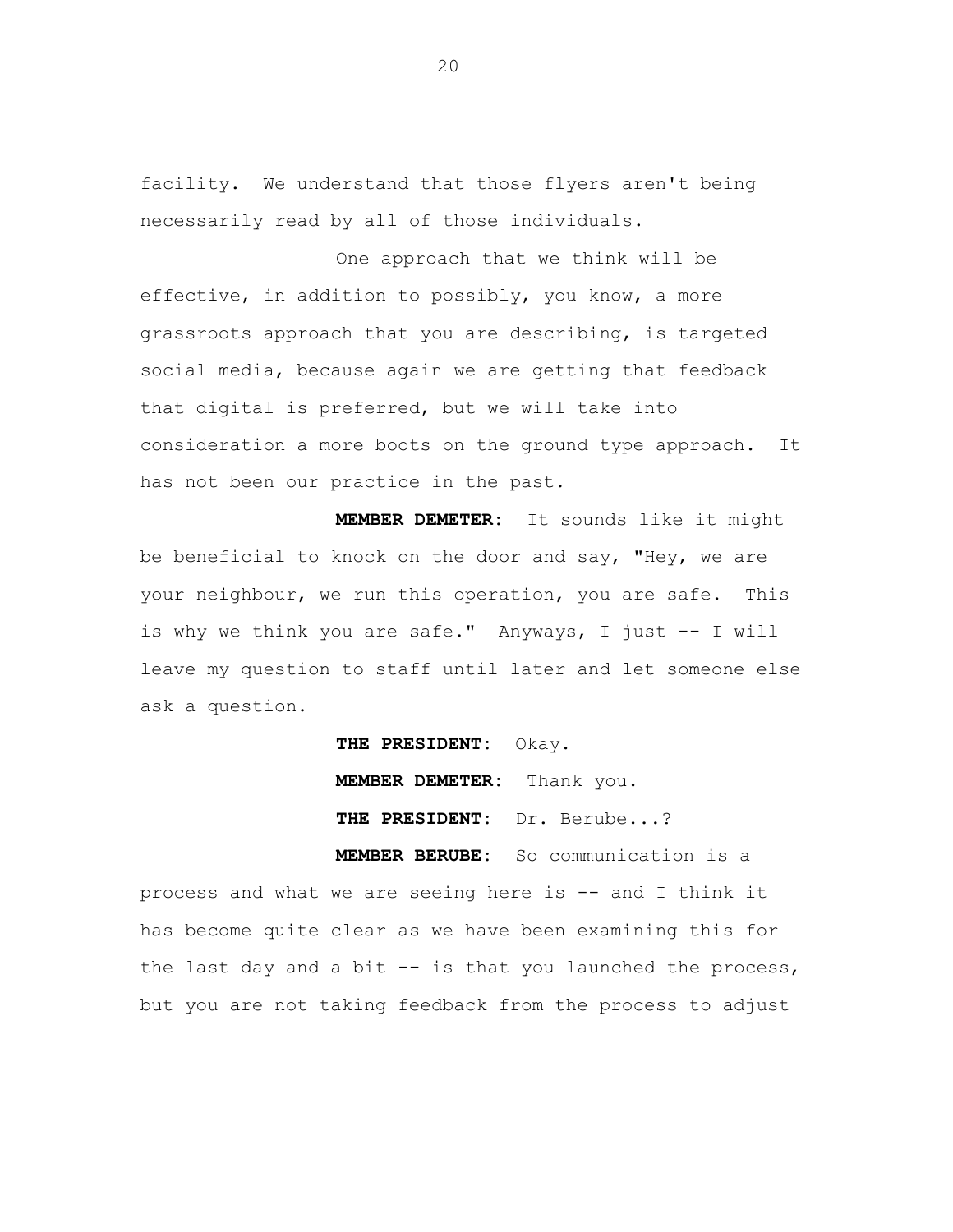facility. We understand that those flyers aren't being necessarily read by all of those individuals.

One approach that we think will be effective, in addition to possibly, you know, a more grassroots approach that you are describing, is targeted social media, because again we are getting that feedback that digital is preferred, but we will take into consideration a more boots on the ground type approach. It has not been our practice in the past.

**MEMBER DEMETER:** It sounds like it might be beneficial to knock on the door and say, "Hey, we are your neighbour, we run this operation, you are safe. This is why we think you are safe." Anyways, I just -- I will leave my question to staff until later and let someone else ask a question.

**THE PRESIDENT:** Okay.

**MEMBER DEMETER:** Thank you.

**THE PRESIDENT:** Dr. Berube...?

**MEMBER BERUBE:** So communication is a process and what we are seeing here is -- and I think it has become quite clear as we have been examining this for the last day and a bit -- is that you launched the process, but you are not taking feedback from the process to adjust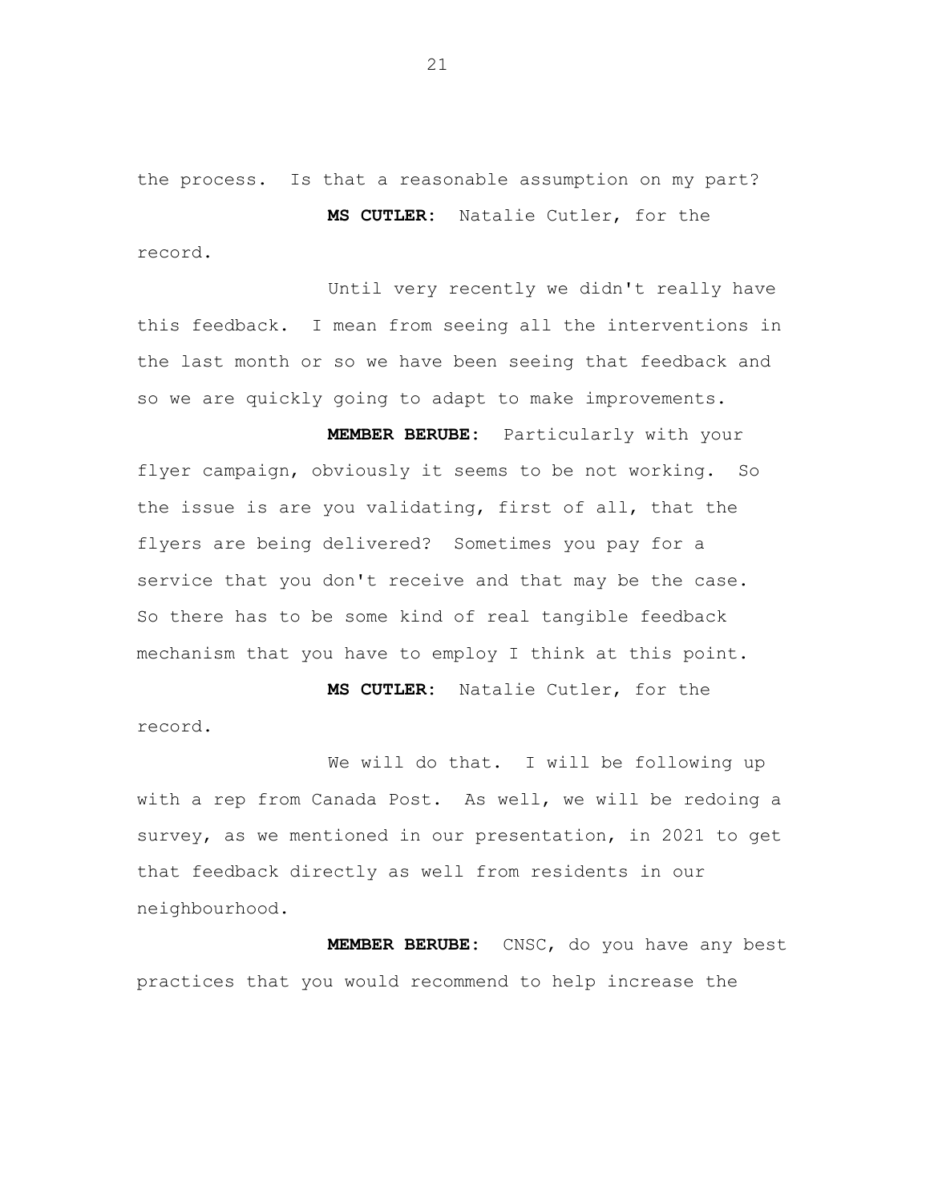the process. Is that a reasonable assumption on my part?

**MS CUTLER:** Natalie Cutler, for the record.

Until very recently we didn't really have this feedback. I mean from seeing all the interventions in the last month or so we have been seeing that feedback and so we are quickly going to adapt to make improvements.

**MEMBER BERUBE:** Particularly with your flyer campaign, obviously it seems to be not working. So the issue is are you validating, first of all, that the flyers are being delivered? Sometimes you pay for a service that you don't receive and that may be the case. So there has to be some kind of real tangible feedback mechanism that you have to employ I think at this point.

**MS CUTLER:** Natalie Cutler, for the record.

We will do that. I will be following up with a rep from Canada Post. As well, we will be redoing a survey, as we mentioned in our presentation, in 2021 to get that feedback directly as well from residents in our neighbourhood.

**MEMBER BERUBE:** CNSC, do you have any best practices that you would recommend to help increase the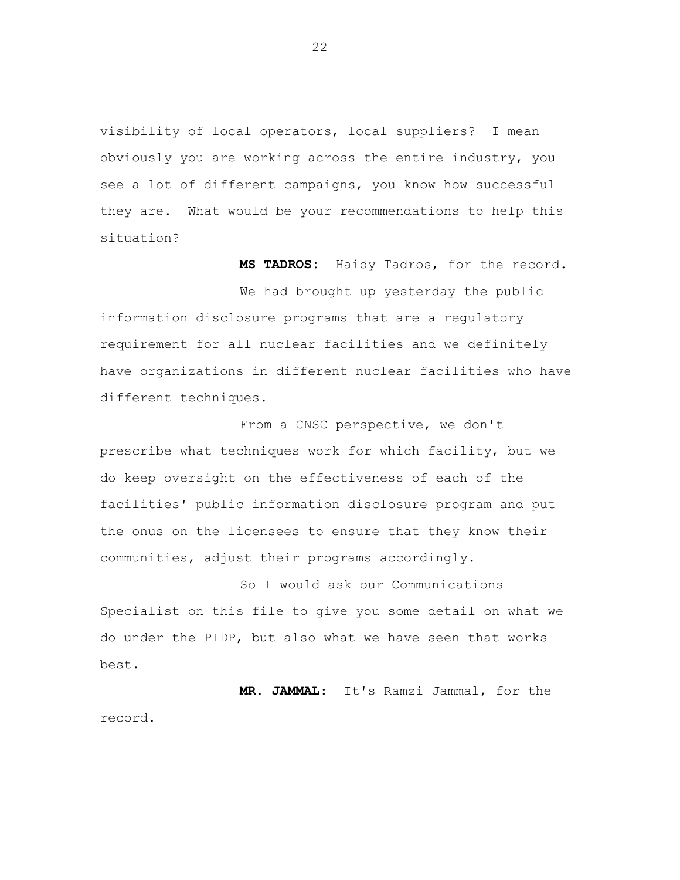visibility of local operators, local suppliers? I mean obviously you are working across the entire industry, you see a lot of different campaigns, you know how successful they are. What would be your recommendations to help this situation?

**MS TADROS:** Haidy Tadros, for the record.

We had brought up yesterday the public information disclosure programs that are a regulatory requirement for all nuclear facilities and we definitely have organizations in different nuclear facilities who have different techniques.

From a CNSC perspective, we don't prescribe what techniques work for which facility, but we do keep oversight on the effectiveness of each of the facilities' public information disclosure program and put the onus on the licensees to ensure that they know their communities, adjust their programs accordingly.

So I would ask our Communications Specialist on this file to give you some detail on what we do under the PIDP, but also what we have seen that works best.

**MR. JAMMAL:** It's Ramzi Jammal, for the record.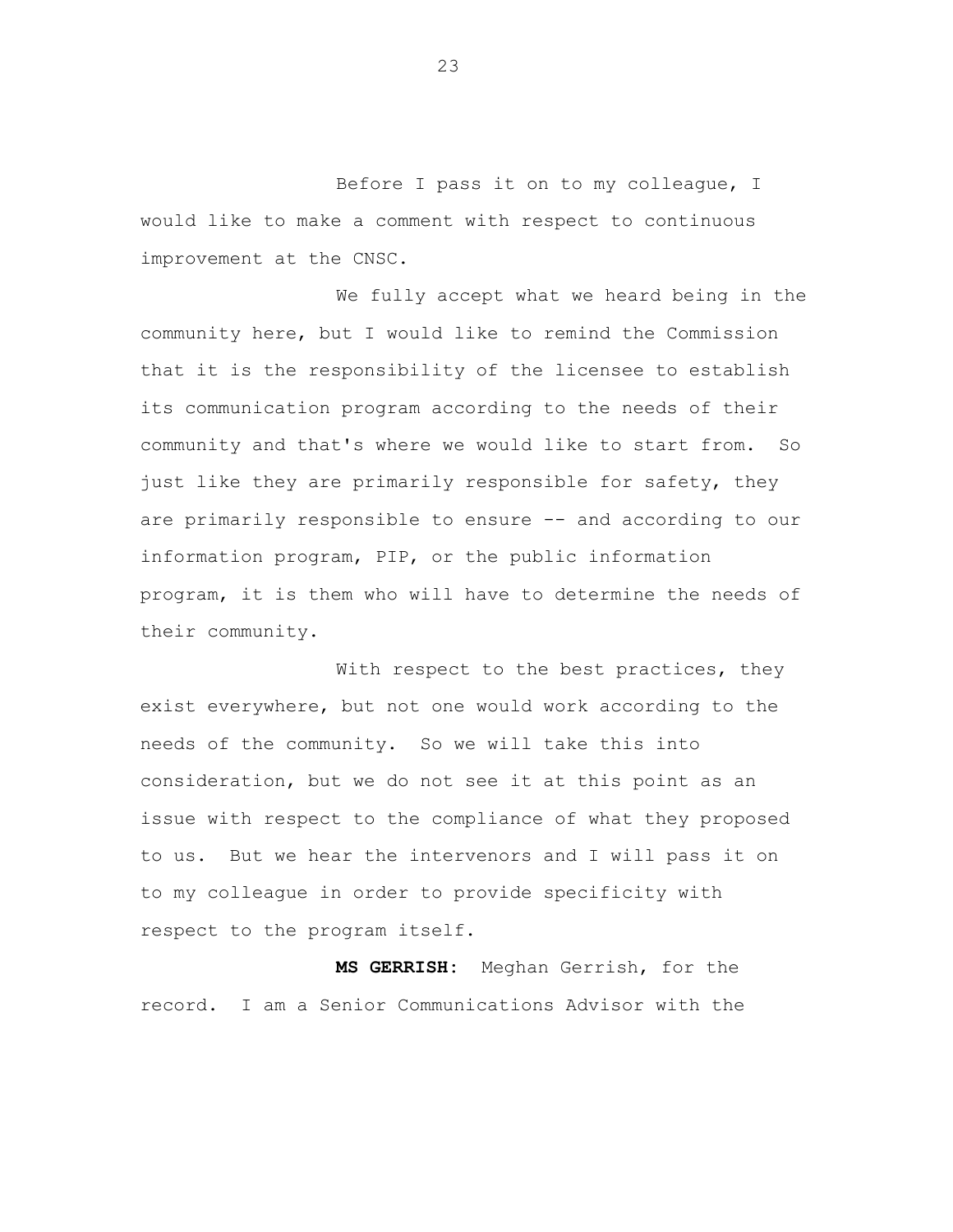Before I pass it on to my colleague, I would like to make a comment with respect to continuous improvement at the CNSC.

We fully accept what we heard being in the community here, but I would like to remind the Commission that it is the responsibility of the licensee to establish its communication program according to the needs of their community and that's where we would like to start from. So just like they are primarily responsible for safety, they are primarily responsible to ensure -- and according to our information program, PIP, or the public information program, it is them who will have to determine the needs of their community.

With respect to the best practices, they exist everywhere, but not one would work according to the needs of the community. So we will take this into consideration, but we do not see it at this point as an issue with respect to the compliance of what they proposed to us. But we hear the intervenors and I will pass it on to my colleague in order to provide specificity with respect to the program itself.

**MS GERRISH:** Meghan Gerrish, for the record. I am a Senior Communications Advisor with the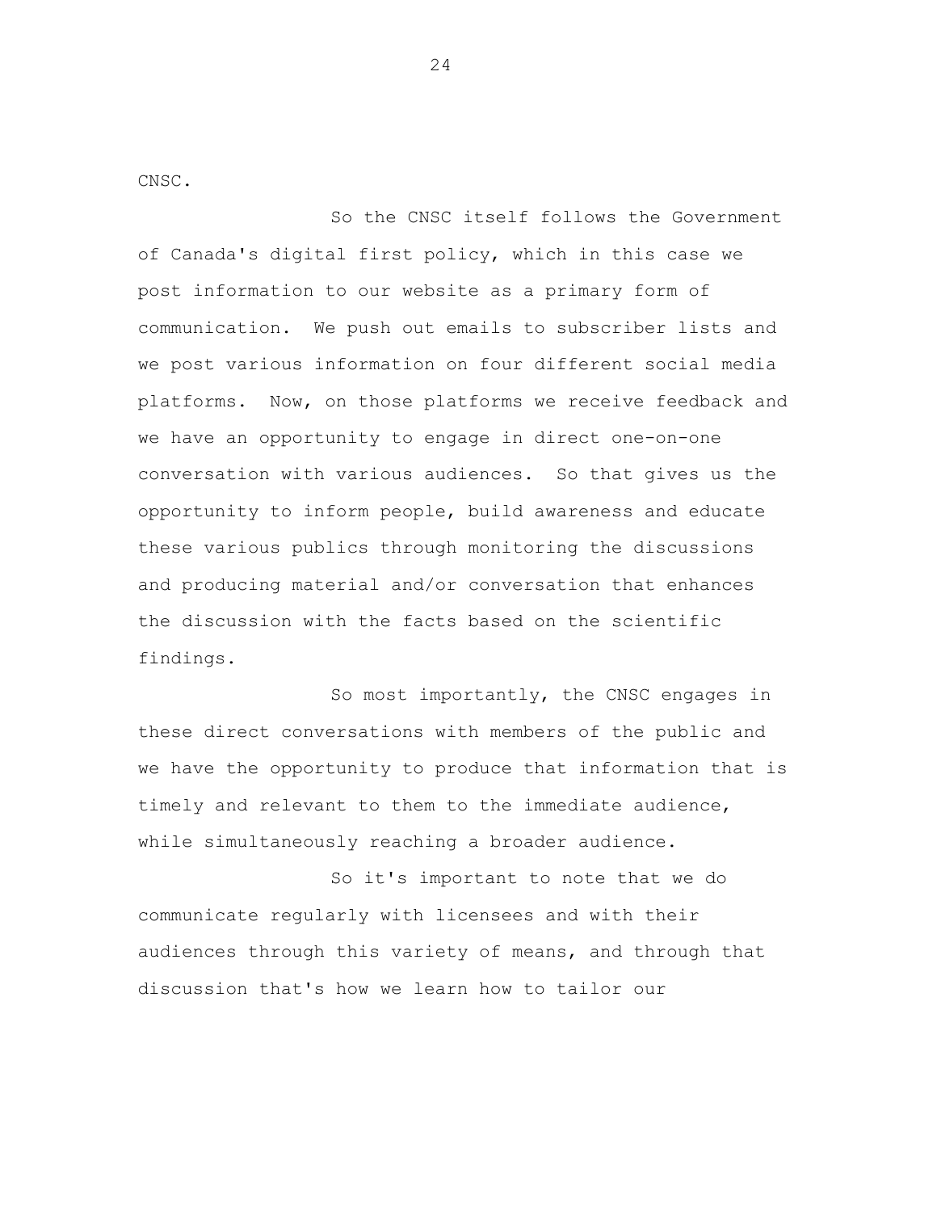CNSC.

So the CNSC itself follows the Government of Canada's digital first policy, which in this case we post information to our website as a primary form of communication. We push out emails to subscriber lists and we post various information on four different social media platforms. Now, on those platforms we receive feedback and we have an opportunity to engage in direct one-on-one conversation with various audiences. So that gives us the opportunity to inform people, build awareness and educate these various publics through monitoring the discussions and producing material and/or conversation that enhances the discussion with the facts based on the scientific findings.

So most importantly, the CNSC engages in these direct conversations with members of the public and we have the opportunity to produce that information that is timely and relevant to them to the immediate audience, while simultaneously reaching a broader audience.

So it's important to note that we do communicate regularly with licensees and with their audiences through this variety of means, and through that discussion that's how we learn how to tailor our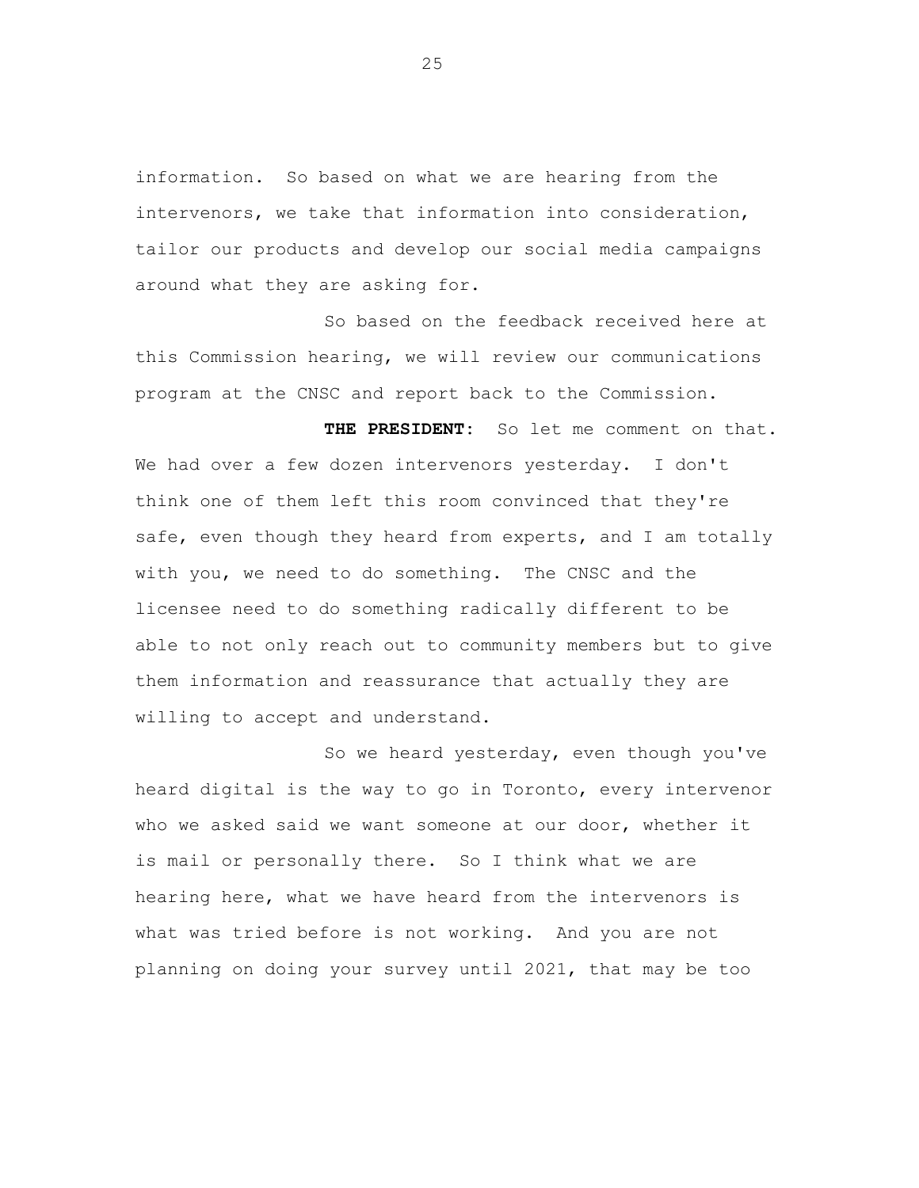information. So based on what we are hearing from the intervenors, we take that information into consideration, tailor our products and develop our social media campaigns around what they are asking for.

So based on the feedback received here at this Commission hearing, we will review our communications program at the CNSC and report back to the Commission.

**THE PRESIDENT:** So let me comment on that. We had over a few dozen intervenors yesterday. I don't think one of them left this room convinced that they're safe, even though they heard from experts, and I am totally with you, we need to do something. The CNSC and the licensee need to do something radically different to be able to not only reach out to community members but to give them information and reassurance that actually they are willing to accept and understand.

So we heard yesterday, even though you've heard digital is the way to go in Toronto, every intervenor who we asked said we want someone at our door, whether it is mail or personally there. So I think what we are hearing here, what we have heard from the intervenors is what was tried before is not working. And you are not planning on doing your survey until 2021, that may be too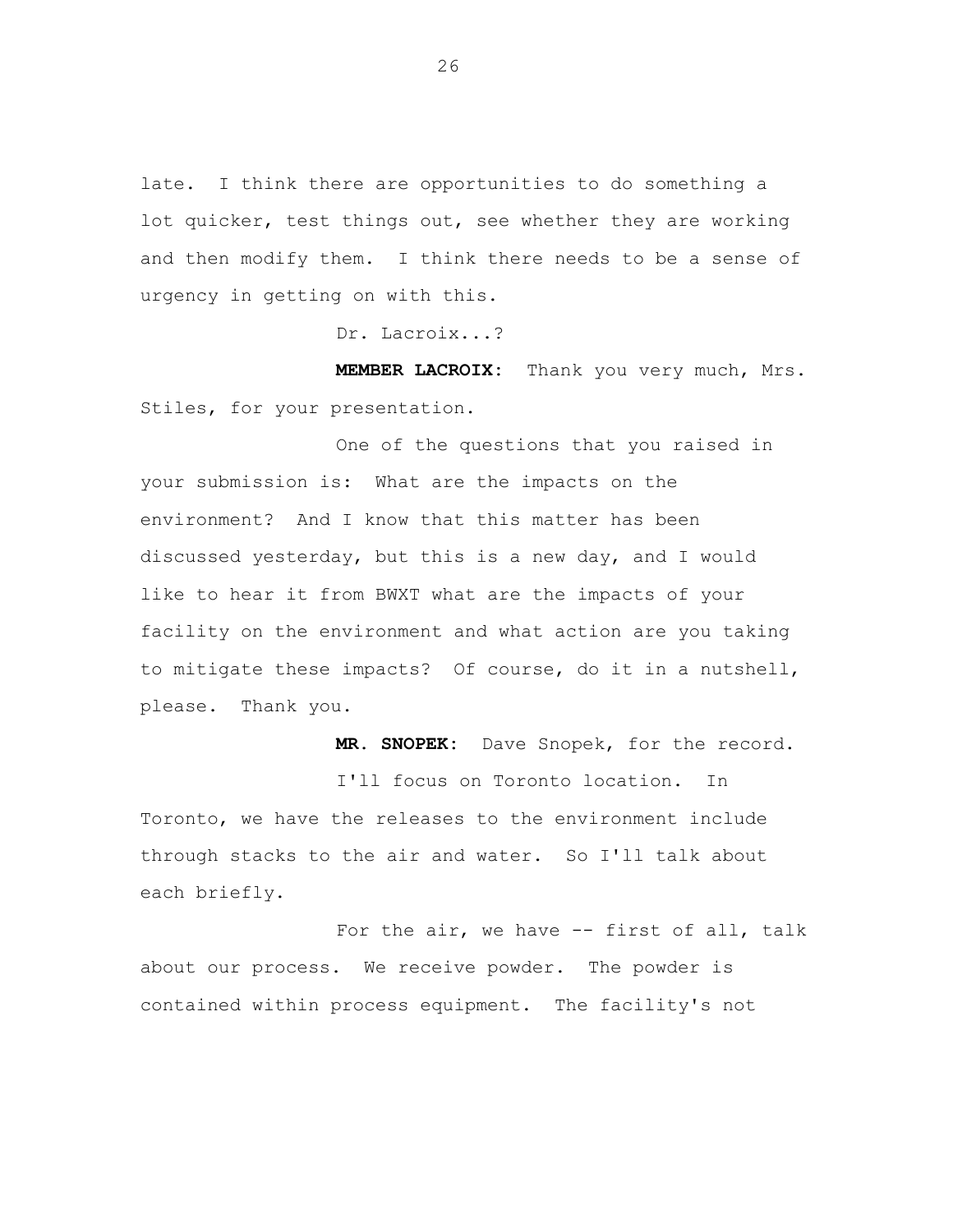late. I think there are opportunities to do something a lot quicker, test things out, see whether they are working and then modify them. I think there needs to be a sense of urgency in getting on with this.

Dr. Lacroix...?

**MEMBER LACROIX:** Thank you very much, Mrs. Stiles, for your presentation.

One of the questions that you raised in your submission is: What are the impacts on the environment? And I know that this matter has been discussed yesterday, but this is a new day, and I would like to hear it from BWXT what are the impacts of your facility on the environment and what action are you taking to mitigate these impacts? Of course, do it in a nutshell, please. Thank you.

**MR. SNOPEK:** Dave Snopek, for the record.

I'll focus on Toronto location. In Toronto, we have the releases to the environment include through stacks to the air and water. So I'll talk about each briefly.

For the air, we have -- first of all, talk about our process. We receive powder. The powder is contained within process equipment. The facility's not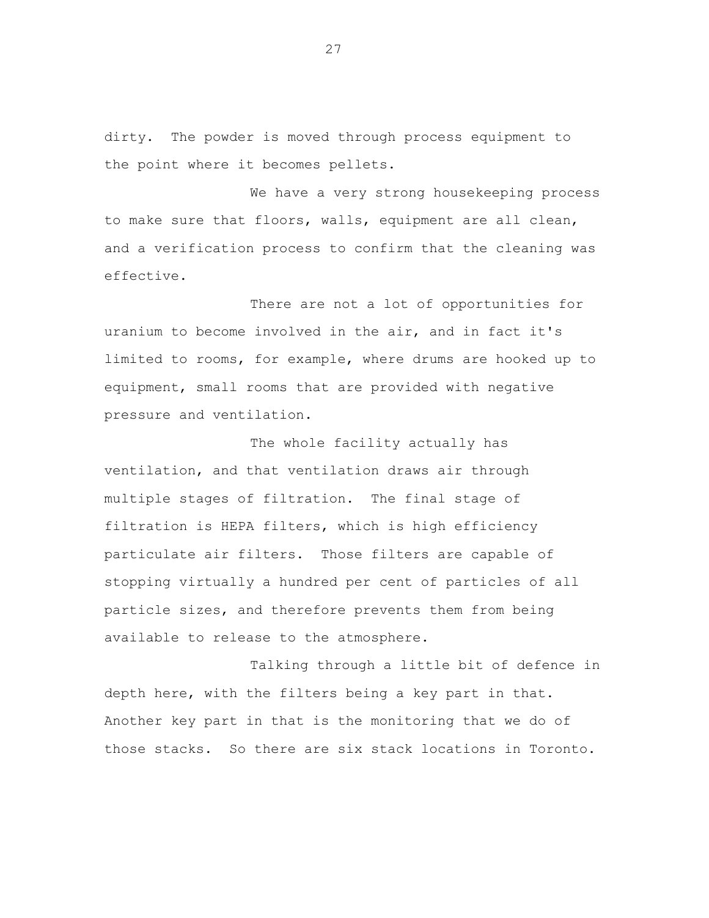dirty. The powder is moved through process equipment to the point where it becomes pellets.

We have a very strong housekeeping process to make sure that floors, walls, equipment are all clean, and a verification process to confirm that the cleaning was effective.

There are not a lot of opportunities for uranium to become involved in the air, and in fact it's limited to rooms, for example, where drums are hooked up to equipment, small rooms that are provided with negative pressure and ventilation.

The whole facility actually has ventilation, and that ventilation draws air through multiple stages of filtration. The final stage of filtration is HEPA filters, which is high efficiency particulate air filters. Those filters are capable of stopping virtually a hundred per cent of particles of all particle sizes, and therefore prevents them from being available to release to the atmosphere.

Talking through a little bit of defence in depth here, with the filters being a key part in that. Another key part in that is the monitoring that we do of those stacks. So there are six stack locations in Toronto.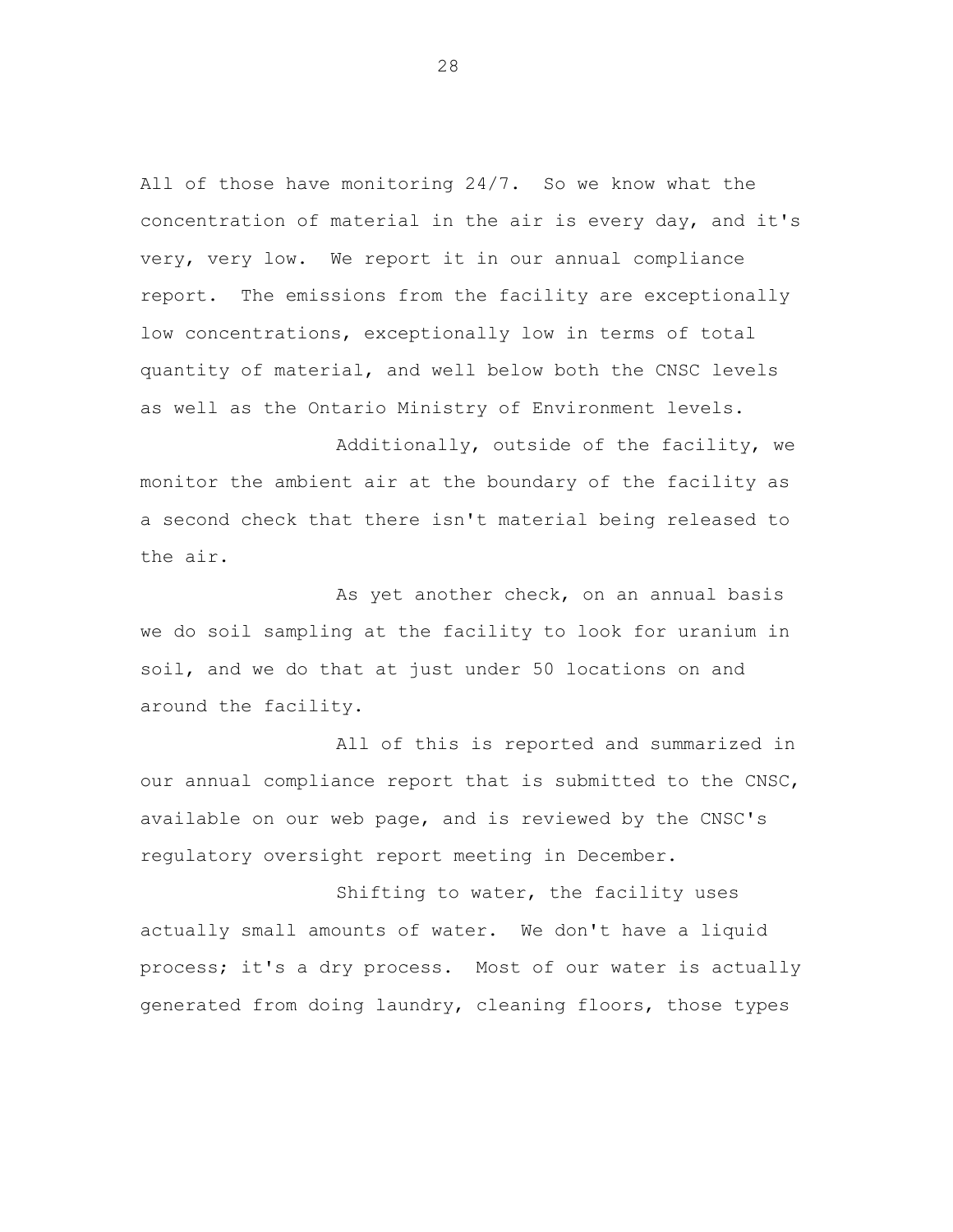All of those have monitoring 24/7. So we know what the concentration of material in the air is every day, and it's very, very low. We report it in our annual compliance report. The emissions from the facility are exceptionally low concentrations, exceptionally low in terms of total quantity of material, and well below both the CNSC levels as well as the Ontario Ministry of Environment levels.

Additionally, outside of the facility, we monitor the ambient air at the boundary of the facility as a second check that there isn't material being released to the air.

As yet another check, on an annual basis we do soil sampling at the facility to look for uranium in soil, and we do that at just under 50 locations on and around the facility.

All of this is reported and summarized in our annual compliance report that is submitted to the CNSC, available on our web page, and is reviewed by the CNSC's regulatory oversight report meeting in December.

Shifting to water, the facility uses actually small amounts of water. We don't have a liquid process; it's a dry process. Most of our water is actually generated from doing laundry, cleaning floors, those types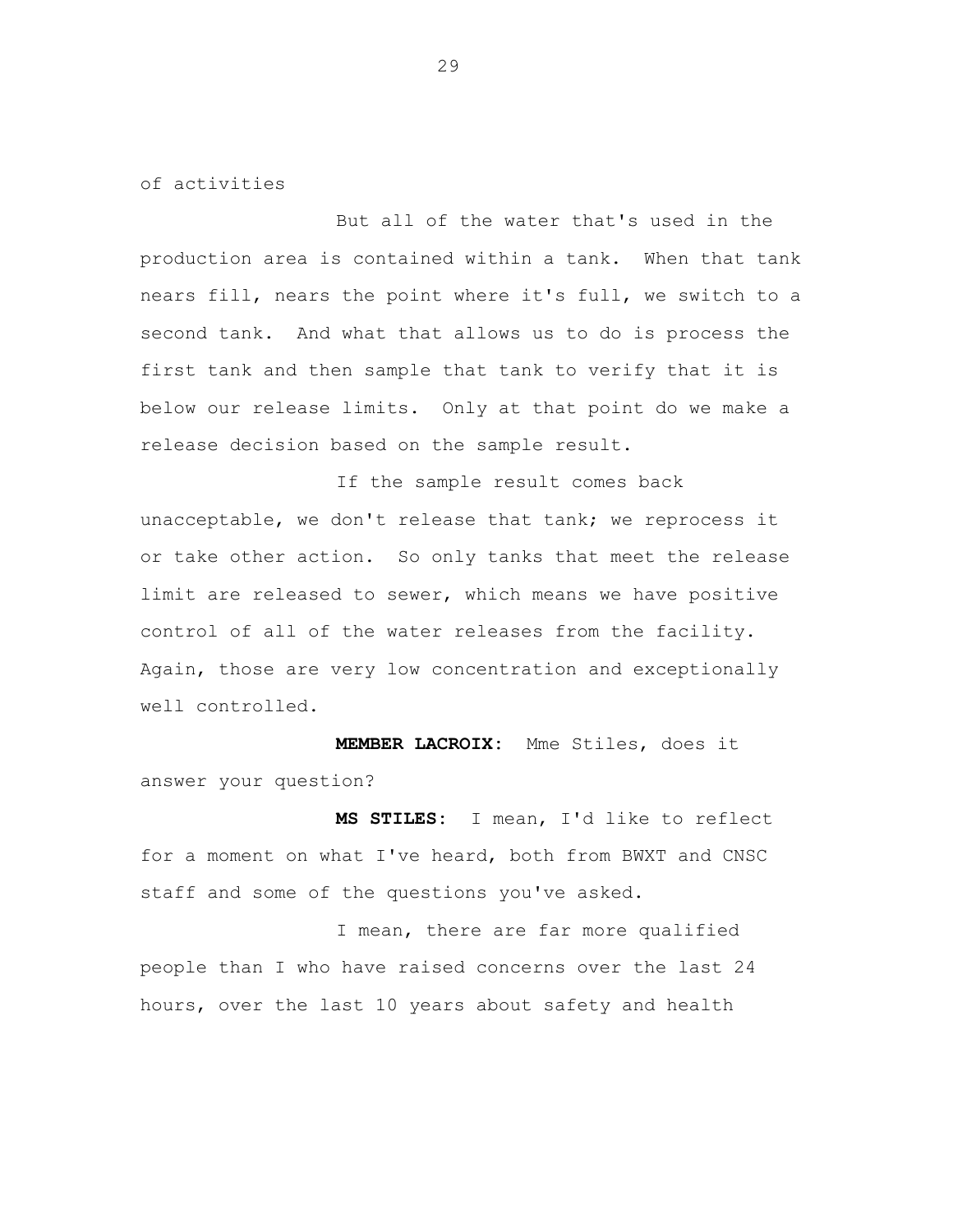of activities

But all of the water that's used in the production area is contained within a tank. When that tank nears fill, nears the point where it's full, we switch to a second tank. And what that allows us to do is process the first tank and then sample that tank to verify that it is below our release limits. Only at that point do we make a release decision based on the sample result.

If the sample result comes back unacceptable, we don't release that tank; we reprocess it or take other action. So only tanks that meet the release limit are released to sewer, which means we have positive control of all of the water releases from the facility. Again, those are very low concentration and exceptionally well controlled.

**MEMBER LACROIX:** Mme Stiles, does it answer your question?

**MS STILES:** I mean, I'd like to reflect for a moment on what I've heard, both from BWXT and CNSC staff and some of the questions you've asked.

I mean, there are far more qualified people than I who have raised concerns over the last 24 hours, over the last 10 years about safety and health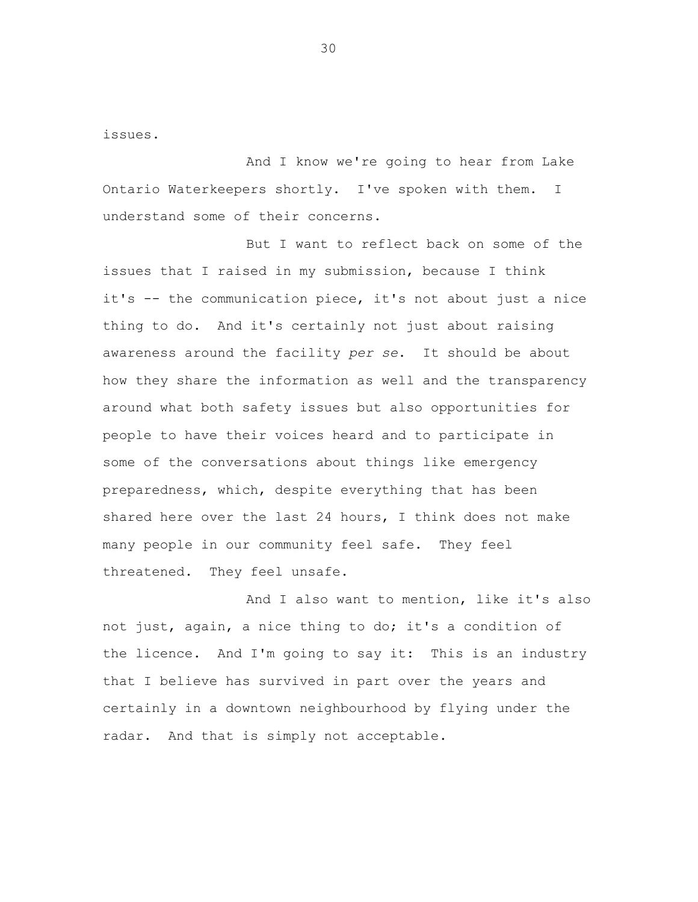issues.

And I know we're going to hear from Lake Ontario Waterkeepers shortly. I've spoken with them. I understand some of their concerns.

But I want to reflect back on some of the issues that I raised in my submission, because I think it's -- the communication piece, it's not about just a nice thing to do. And it's certainly not just about raising awareness around the facility *per se*. It should be about how they share the information as well and the transparency around what both safety issues but also opportunities for people to have their voices heard and to participate in some of the conversations about things like emergency preparedness, which, despite everything that has been shared here over the last 24 hours, I think does not make many people in our community feel safe. They feel threatened. They feel unsafe.

And I also want to mention, like it's also not just, again, a nice thing to do; it's a condition of the licence. And I'm going to say it: This is an industry that I believe has survived in part over the years and certainly in a downtown neighbourhood by flying under the radar. And that is simply not acceptable.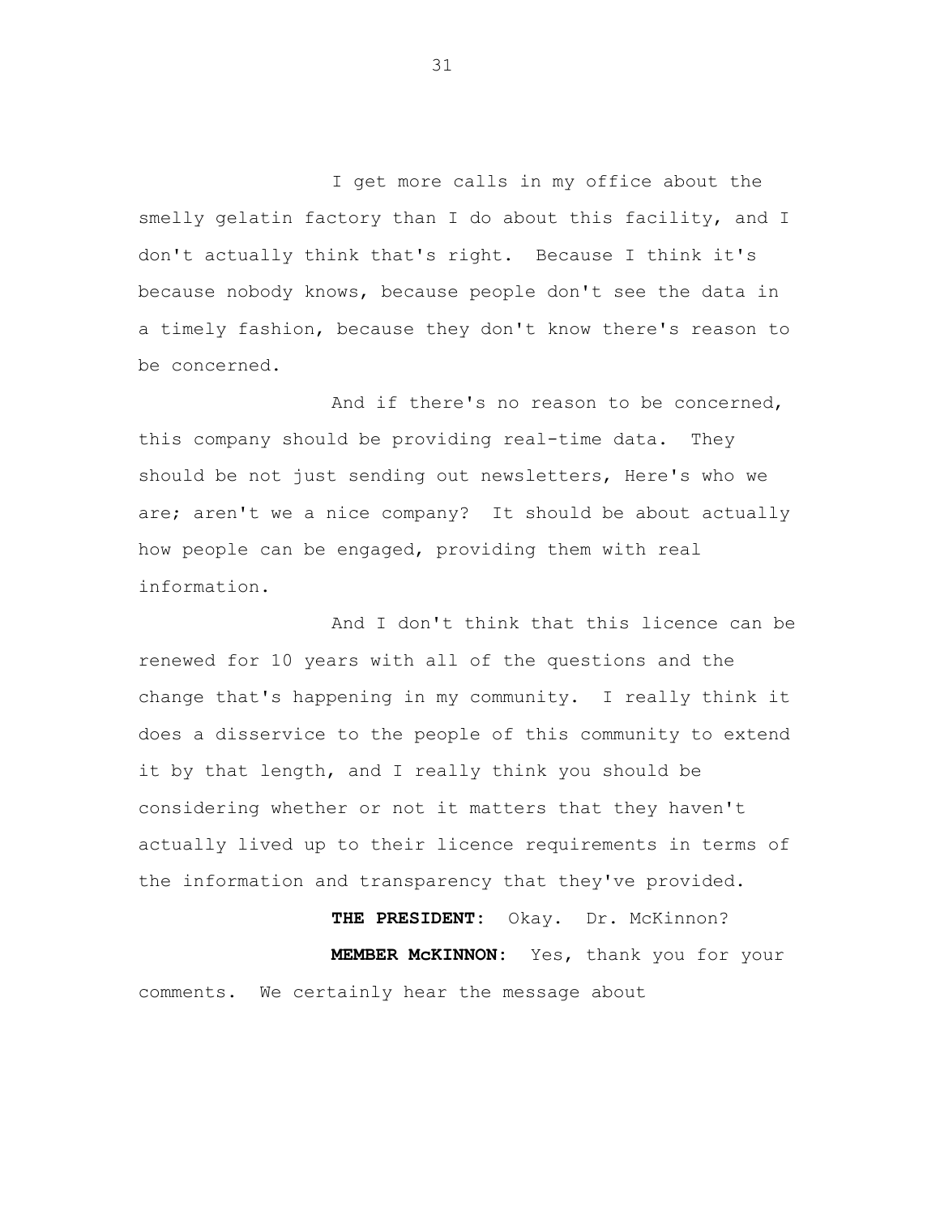I get more calls in my office about the smelly gelatin factory than I do about this facility, and I don't actually think that's right. Because I think it's because nobody knows, because people don't see the data in a timely fashion, because they don't know there's reason to be concerned.

And if there's no reason to be concerned, this company should be providing real-time data. They should be not just sending out newsletters, Here's who we are; aren't we a nice company? It should be about actually how people can be engaged, providing them with real information.

And I don't think that this licence can be renewed for 10 years with all of the questions and the change that's happening in my community. I really think it does a disservice to the people of this community to extend it by that length, and I really think you should be considering whether or not it matters that they haven't actually lived up to their licence requirements in terms of the information and transparency that they've provided.

**THE PRESIDENT:** Okay. Dr. McKinnon?

**MEMBER McKINNON:** Yes, thank you for your comments. We certainly hear the message about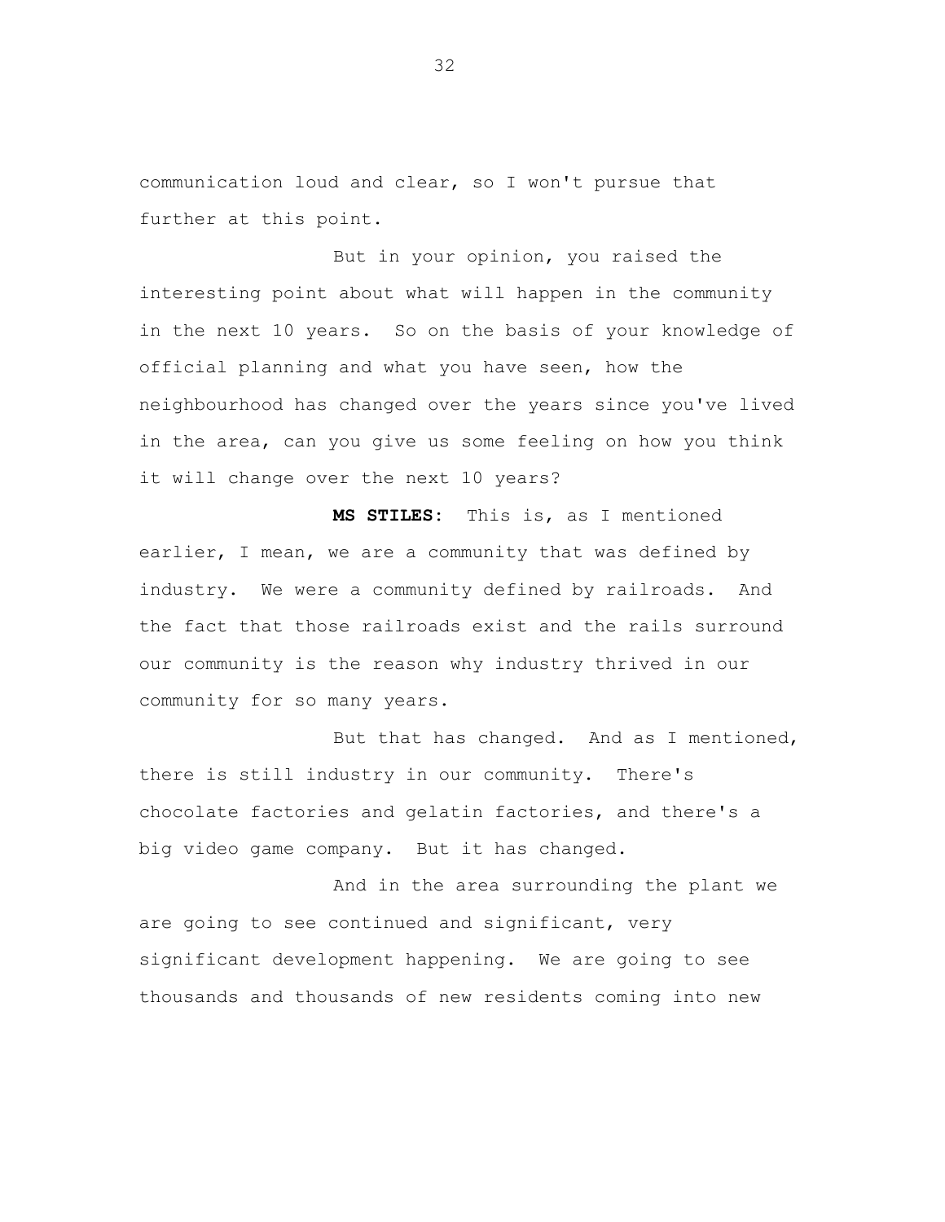communication loud and clear, so I won't pursue that further at this point.

But in your opinion, you raised the interesting point about what will happen in the community in the next 10 years. So on the basis of your knowledge of official planning and what you have seen, how the neighbourhood has changed over the years since you've lived in the area, can you give us some feeling on how you think it will change over the next 10 years?

**MS STILES:** This is, as I mentioned earlier, I mean, we are a community that was defined by industry. We were a community defined by railroads. And the fact that those railroads exist and the rails surround our community is the reason why industry thrived in our community for so many years.

But that has changed. And as I mentioned, there is still industry in our community. There's chocolate factories and gelatin factories, and there's a big video game company. But it has changed.

And in the area surrounding the plant we are going to see continued and significant, very significant development happening. We are going to see thousands and thousands of new residents coming into new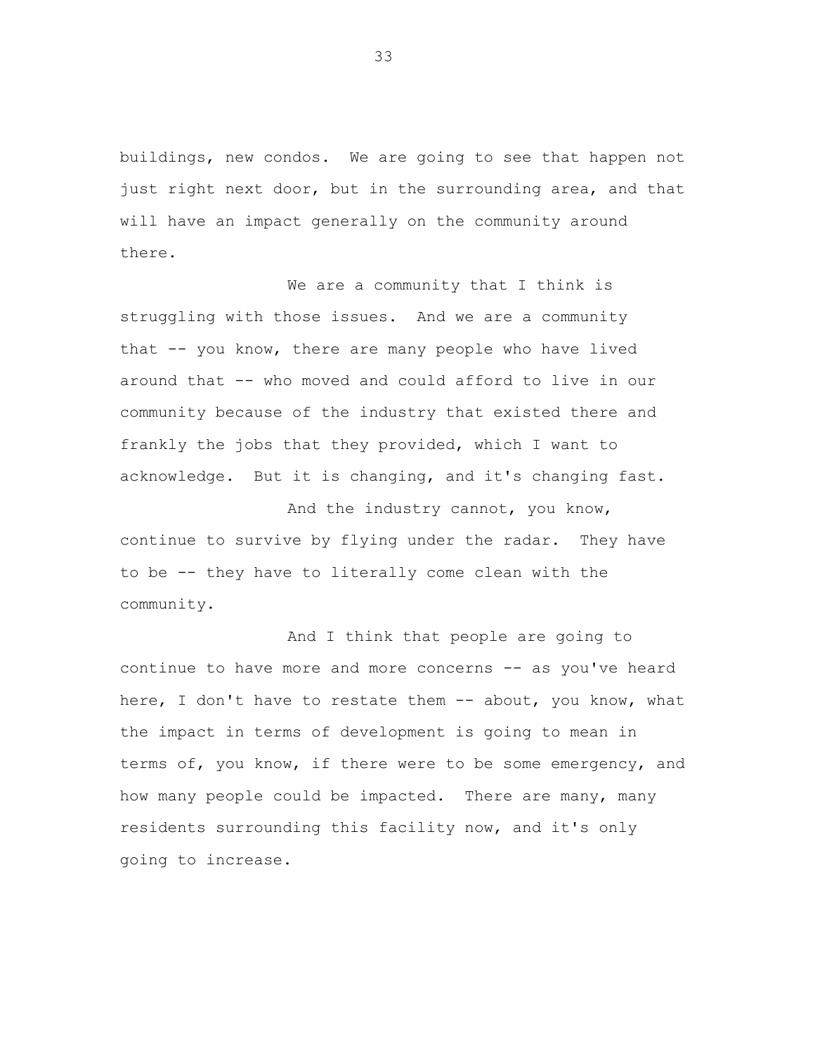buildings, new condos. We are going to see that happen not just right next door, but in the surrounding area, and that will have an impact generally on the community around there.

We are a community that I think is struggling with those issues. And we are a community that -- you know, there are many people who have lived around that -- who moved and could afford to live in our community because of the industry that existed there and frankly the jobs that they provided, which I want to acknowledge. But it is changing, and it's changing fast.

And the industry cannot, you know, continue to survive by flying under the radar. They have to be -- they have to literally come clean with the community.

And I think that people are going to continue to have more and more concerns -- as you've heard here, I don't have to restate them -- about, you know, what the impact in terms of development is going to mean in terms of, you know, if there were to be some emergency, and how many people could be impacted. There are many, many residents surrounding this facility now, and it's only going to increase.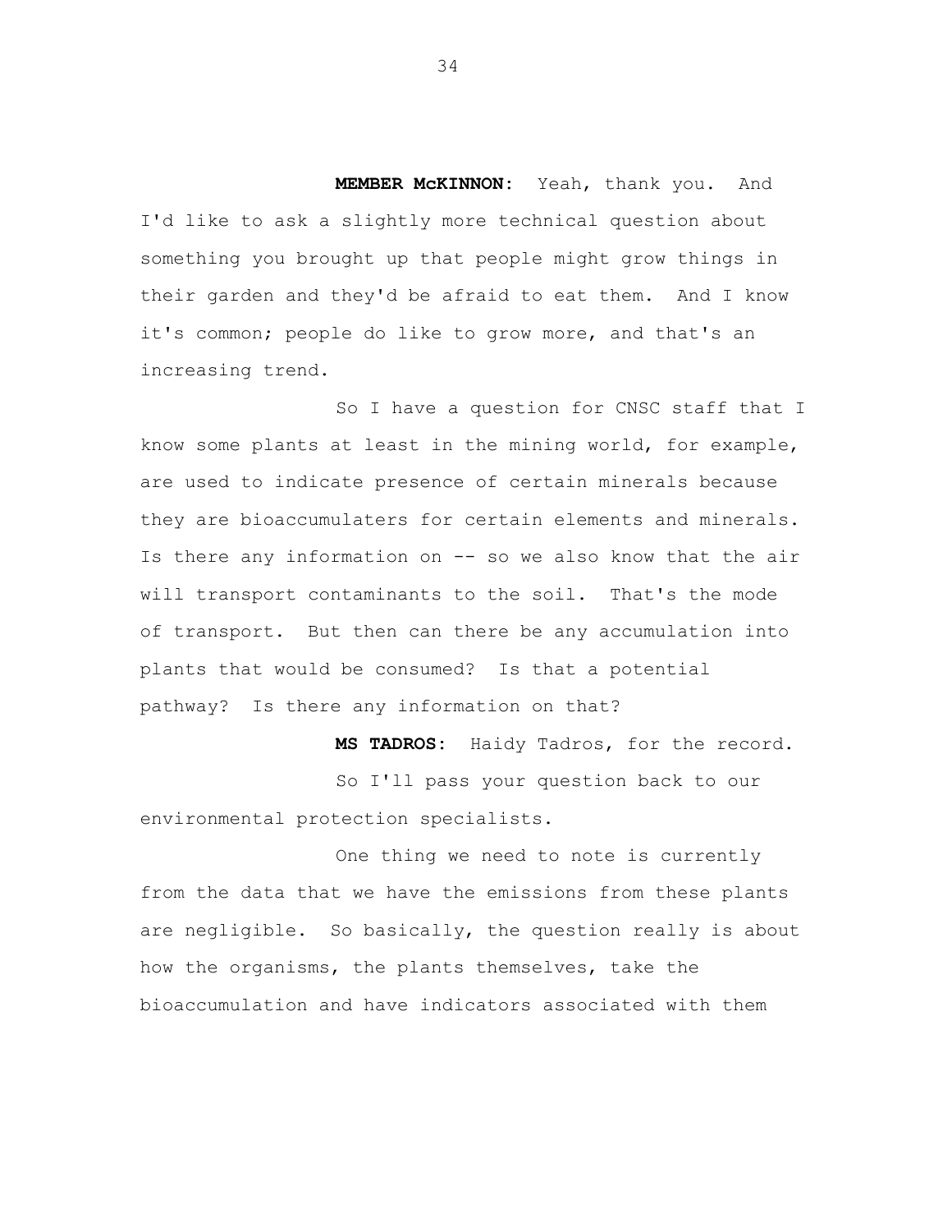**MEMBER McKINNON:** Yeah, thank you. And I'd like to ask a slightly more technical question about something you brought up that people might grow things in their garden and they'd be afraid to eat them. And I know it's common; people do like to grow more, and that's an increasing trend.

So I have a question for CNSC staff that I know some plants at least in the mining world, for example, are used to indicate presence of certain minerals because they are bioaccumulaters for certain elements and minerals. Is there any information on -- so we also know that the air will transport contaminants to the soil. That's the mode of transport. But then can there be any accumulation into plants that would be consumed? Is that a potential pathway? Is there any information on that?

**MS TADROS:** Haidy Tadros, for the record.

So I'll pass your question back to our environmental protection specialists.

One thing we need to note is currently from the data that we have the emissions from these plants are negligible. So basically, the question really is about how the organisms, the plants themselves, take the bioaccumulation and have indicators associated with them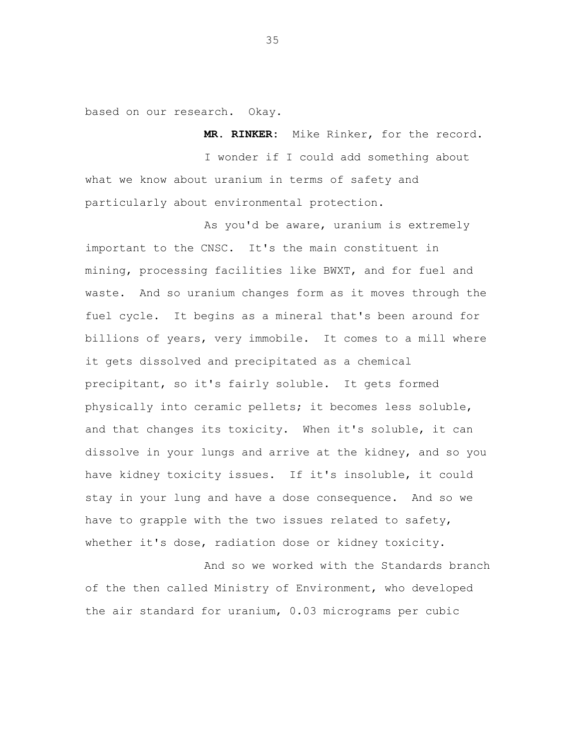based on our research. Okay.

**MR. RINKER:** Mike Rinker, for the record.

I wonder if I could add something about what we know about uranium in terms of safety and particularly about environmental protection.

As you'd be aware, uranium is extremely important to the CNSC. It's the main constituent in mining, processing facilities like BWXT, and for fuel and waste. And so uranium changes form as it moves through the fuel cycle. It begins as a mineral that's been around for billions of years, very immobile. It comes to a mill where it gets dissolved and precipitated as a chemical precipitant, so it's fairly soluble. It gets formed physically into ceramic pellets; it becomes less soluble, and that changes its toxicity. When it's soluble, it can dissolve in your lungs and arrive at the kidney, and so you have kidney toxicity issues. If it's insoluble, it could stay in your lung and have a dose consequence. And so we have to grapple with the two issues related to safety, whether it's dose, radiation dose or kidney toxicity.

And so we worked with the Standards branch of the then called Ministry of Environment, who developed the air standard for uranium, 0.03 micrograms per cubic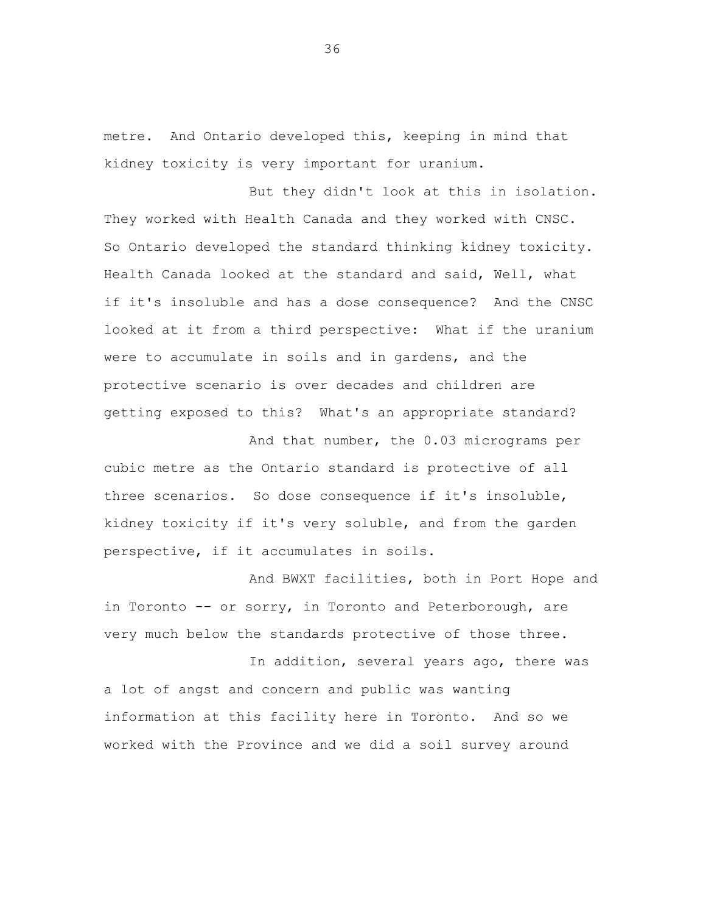metre. And Ontario developed this, keeping in mind that kidney toxicity is very important for uranium.

But they didn't look at this in isolation. They worked with Health Canada and they worked with CNSC. So Ontario developed the standard thinking kidney toxicity. Health Canada looked at the standard and said, Well, what if it's insoluble and has a dose consequence? And the CNSC looked at it from a third perspective: What if the uranium were to accumulate in soils and in gardens, and the protective scenario is over decades and children are getting exposed to this? What's an appropriate standard?

And that number, the 0.03 micrograms per cubic metre as the Ontario standard is protective of all three scenarios. So dose consequence if it's insoluble, kidney toxicity if it's very soluble, and from the garden perspective, if it accumulates in soils.

And BWXT facilities, both in Port Hope and in Toronto -- or sorry, in Toronto and Peterborough, are very much below the standards protective of those three.

In addition, several years ago, there was a lot of angst and concern and public was wanting information at this facility here in Toronto. And so we worked with the Province and we did a soil survey around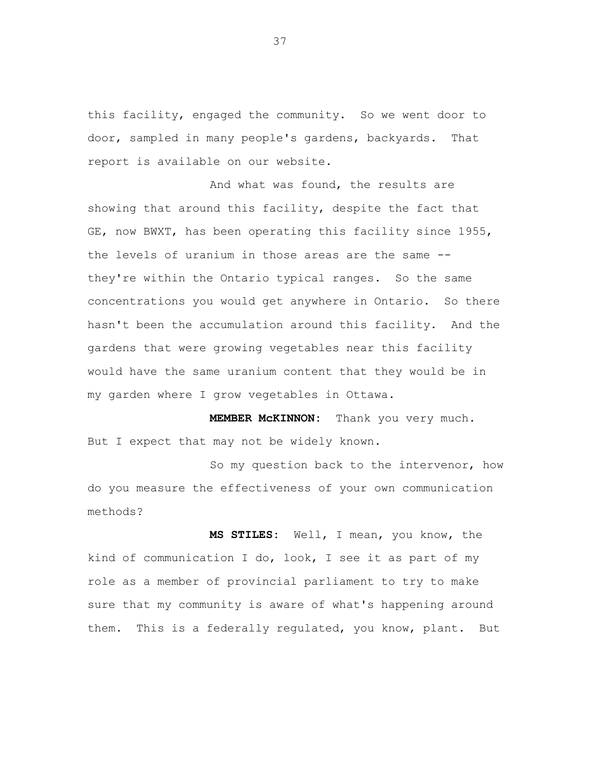this facility, engaged the community. So we went door to door, sampled in many people's gardens, backyards. That report is available on our website.

And what was found, the results are showing that around this facility, despite the fact that GE, now BWXT, has been operating this facility since 1955, the levels of uranium in those areas are the same -- they're within the Ontario typical ranges. So the same concentrations you would get anywhere in Ontario. So there hasn't been the accumulation around this facility. And the gardens that were growing vegetables near this facility would have the same uranium content that they would be in my garden where I grow vegetables in Ottawa.

**MEMBER McKINNON:** Thank you very much. But I expect that may not be widely known.

So my question back to the intervenor, how do you measure the effectiveness of your own communication methods?

**MS STILES:** Well, I mean, you know, the kind of communication I do, look, I see it as part of my role as a member of provincial parliament to try to make sure that my community is aware of what's happening around them. This is a federally regulated, you know, plant. But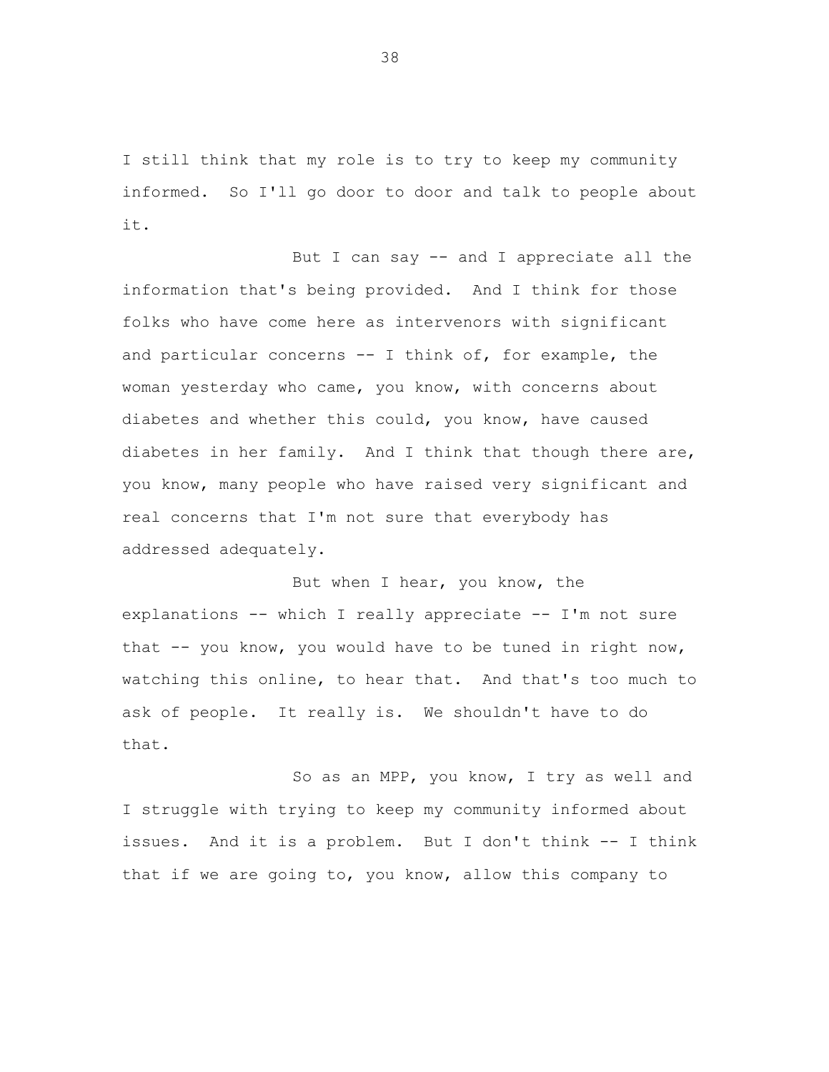I still think that my role is to try to keep my community informed. So I'll go door to door and talk to people about it.

But I can say -- and I appreciate all the information that's being provided. And I think for those folks who have come here as intervenors with significant and particular concerns -- I think of, for example, the woman yesterday who came, you know, with concerns about diabetes and whether this could, you know, have caused diabetes in her family. And I think that though there are, you know, many people who have raised very significant and real concerns that I'm not sure that everybody has addressed adequately.

But when I hear, you know, the explanations -- which I really appreciate -- I'm not sure that -- you know, you would have to be tuned in right now, watching this online, to hear that. And that's too much to ask of people. It really is. We shouldn't have to do that.

So as an MPP, you know, I try as well and I struggle with trying to keep my community informed about issues. And it is a problem. But I don't think -- I think that if we are going to, you know, allow this company to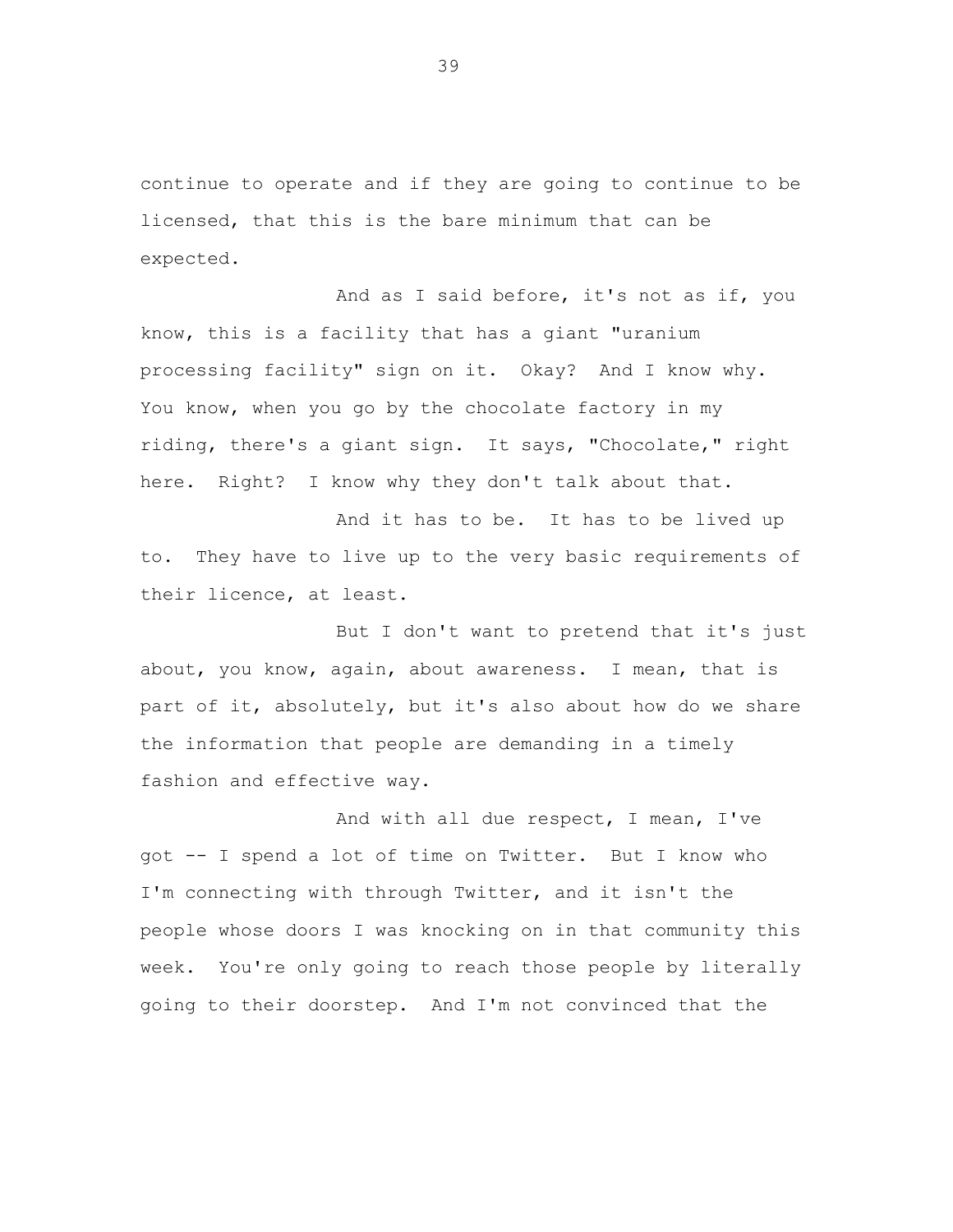continue to operate and if they are going to continue to be licensed, that this is the bare minimum that can be expected.

And as I said before, it's not as if, you know, this is a facility that has a giant "uranium processing facility" sign on it. Okay? And I know why. You know, when you go by the chocolate factory in my riding, there's a giant sign. It says, "Chocolate," right here. Right? I know why they don't talk about that.

And it has to be. It has to be lived up to. They have to live up to the very basic requirements of their licence, at least.

But I don't want to pretend that it's just about, you know, again, about awareness. I mean, that is part of it, absolutely, but it's also about how do we share the information that people are demanding in a timely fashion and effective way.

And with all due respect, I mean, I've got -- I spend a lot of time on Twitter. But I know who I'm connecting with through Twitter, and it isn't the people whose doors I was knocking on in that community this week. You're only going to reach those people by literally going to their doorstep. And I'm not convinced that the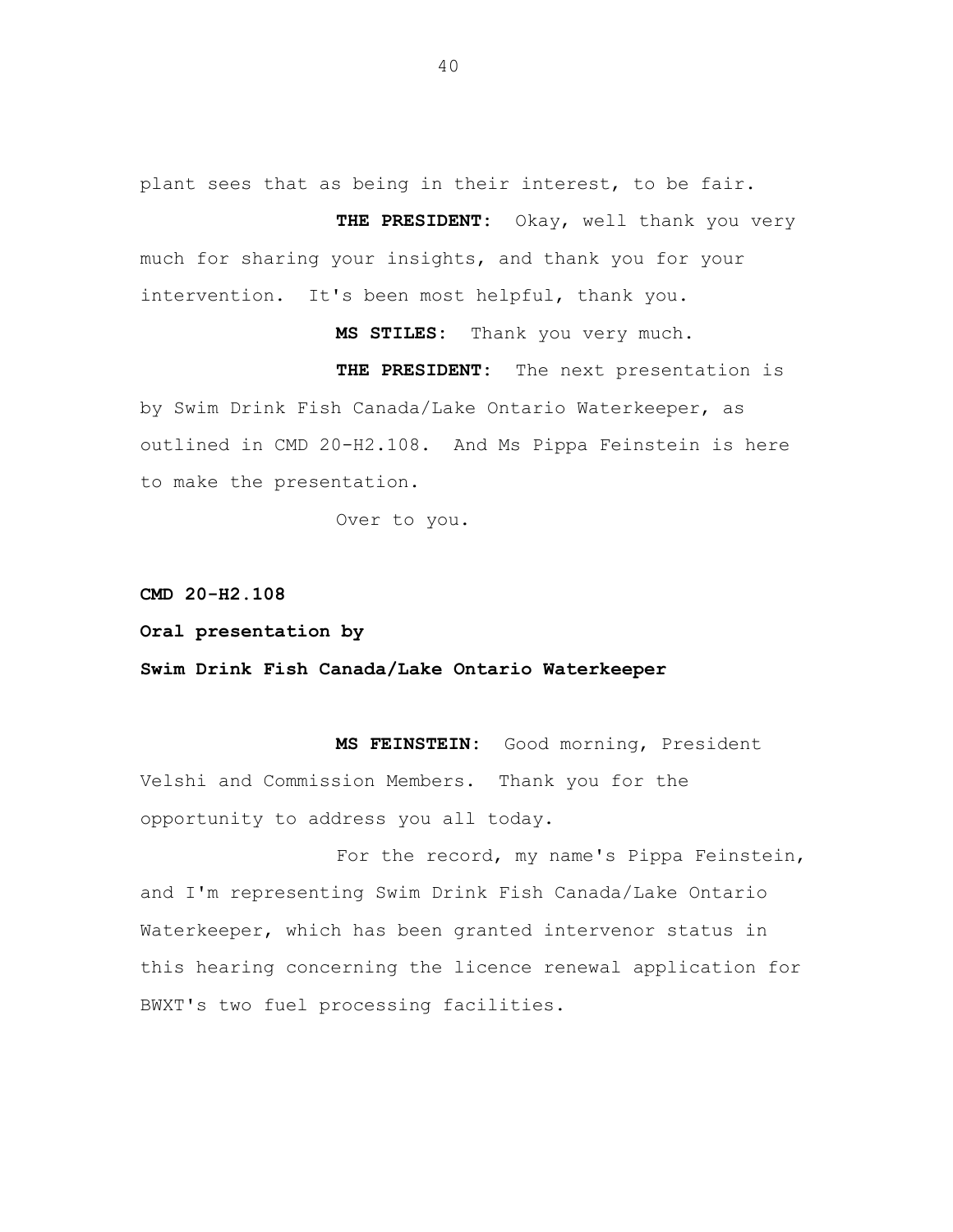plant sees that as being in their interest, to be fair.

**THE PRESIDENT:** Okay, well thank you very much for sharing your insights, and thank you for your intervention. It's been most helpful, thank you.

**MS STILES:** Thank you very much.

**THE PRESIDENT:** The next presentation is by Swim Drink Fish Canada/Lake Ontario Waterkeeper, as outlined in CMD 20-H2.108. And Ms Pippa Feinstein is here to make the presentation.

Over to you.

**CMD 20-H2.108**

**Oral presentation by**

**Swim Drink Fish Canada/Lake Ontario Waterkeeper**

**MS FEINSTEIN:** Good morning, President Velshi and Commission Members. Thank you for the opportunity to address you all today.

For the record, my name's Pippa Feinstein, and I'm representing Swim Drink Fish Canada/Lake Ontario Waterkeeper, which has been granted intervenor status in this hearing concerning the licence renewal application for BWXT's two fuel processing facilities.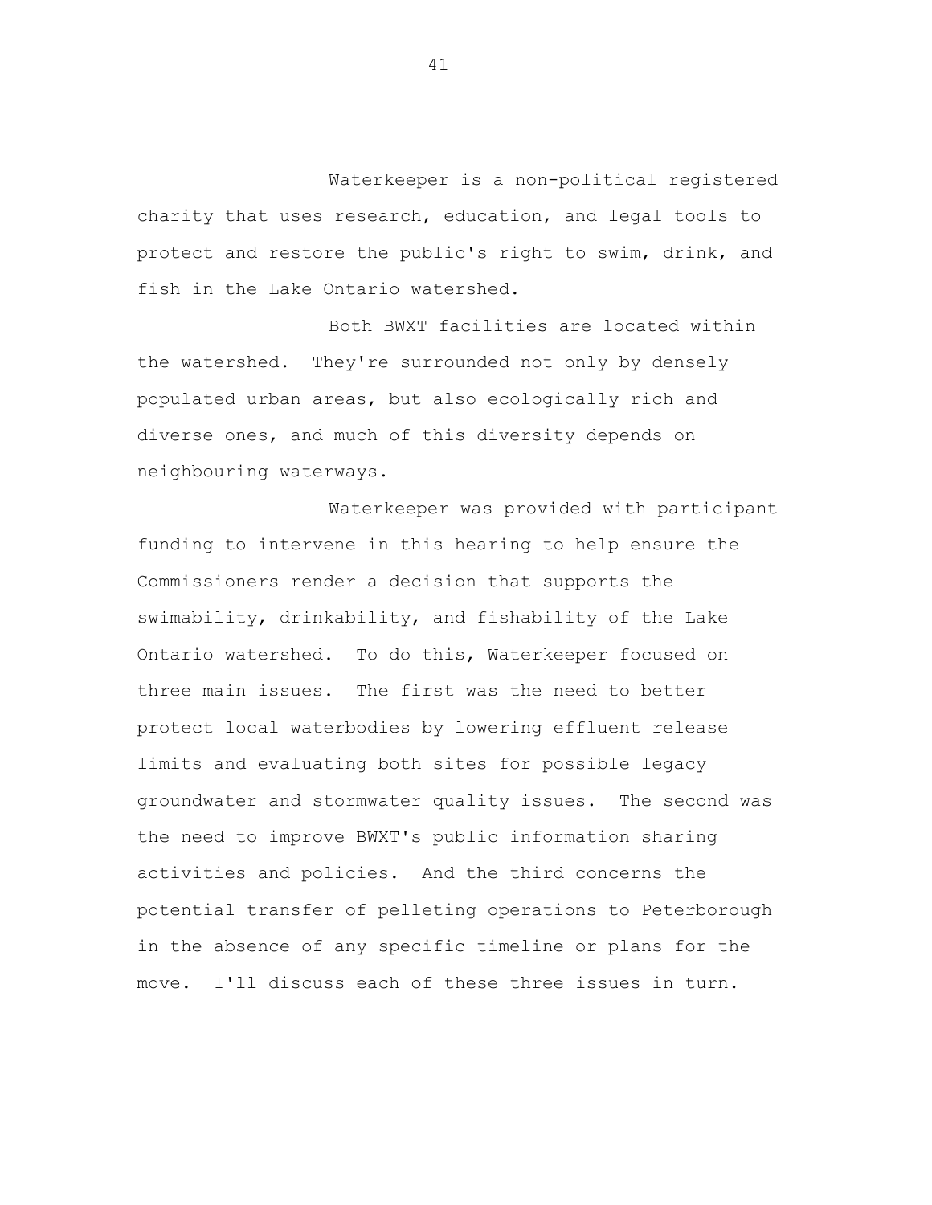Waterkeeper is a non-political registered charity that uses research, education, and legal tools to protect and restore the public's right to swim, drink, and fish in the Lake Ontario watershed.

Both BWXT facilities are located within the watershed. They're surrounded not only by densely populated urban areas, but also ecologically rich and diverse ones, and much of this diversity depends on neighbouring waterways.

Waterkeeper was provided with participant funding to intervene in this hearing to help ensure the Commissioners render a decision that supports the swimability, drinkability, and fishability of the Lake Ontario watershed. To do this, Waterkeeper focused on three main issues. The first was the need to better protect local waterbodies by lowering effluent release limits and evaluating both sites for possible legacy groundwater and stormwater quality issues. The second was the need to improve BWXT's public information sharing activities and policies. And the third concerns the potential transfer of pelleting operations to Peterborough in the absence of any specific timeline or plans for the move. I'll discuss each of these three issues in turn.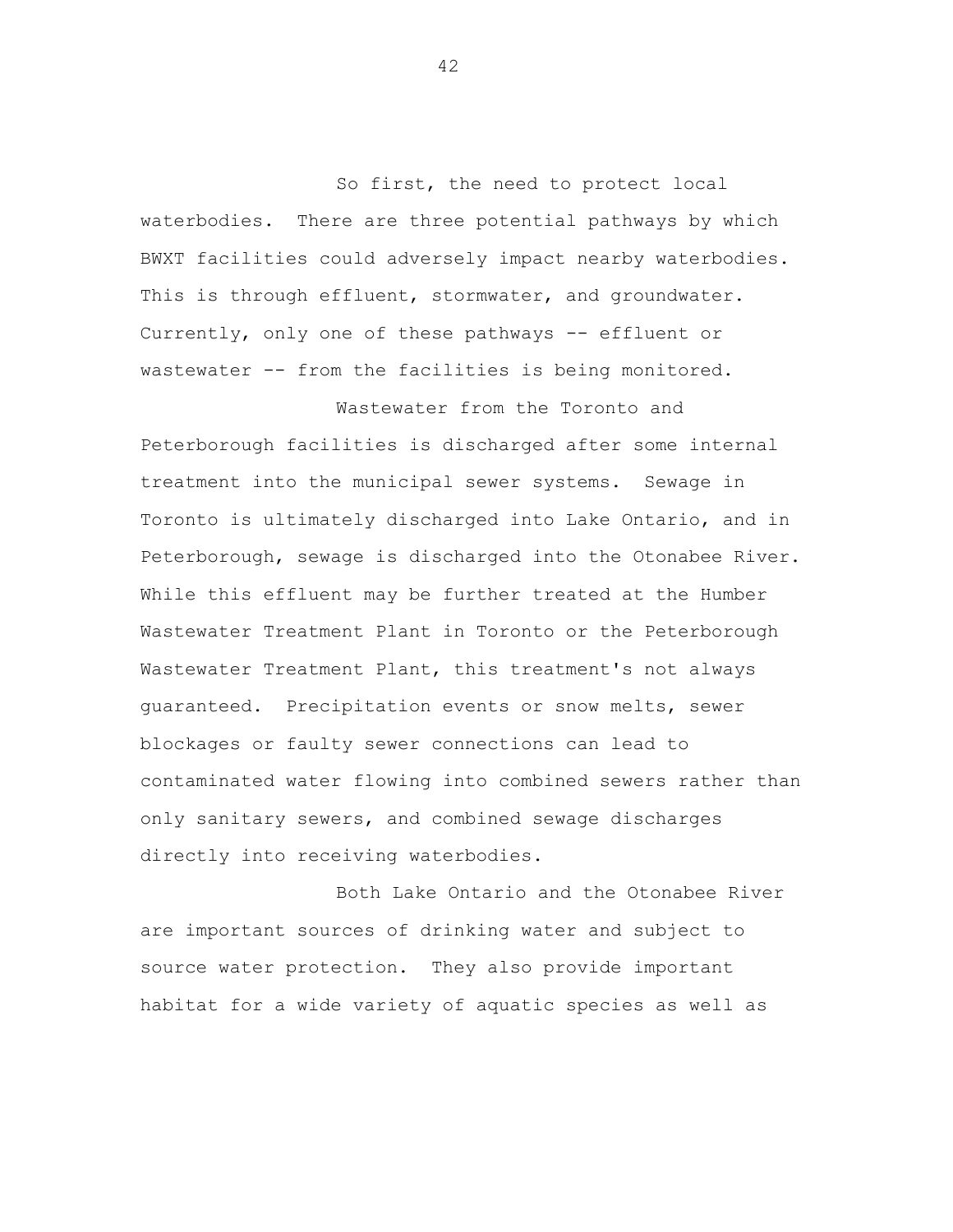So first, the need to protect local waterbodies. There are three potential pathways by which BWXT facilities could adversely impact nearby waterbodies. This is through effluent, stormwater, and groundwater. Currently, only one of these pathways -- effluent or wastewater -- from the facilities is being monitored.

Wastewater from the Toronto and Peterborough facilities is discharged after some internal treatment into the municipal sewer systems. Sewage in Toronto is ultimately discharged into Lake Ontario, and in Peterborough, sewage is discharged into the Otonabee River. While this effluent may be further treated at the Humber Wastewater Treatment Plant in Toronto or the Peterborough Wastewater Treatment Plant, this treatment's not always guaranteed. Precipitation events or snow melts, sewer blockages or faulty sewer connections can lead to contaminated water flowing into combined sewers rather than only sanitary sewers, and combined sewage discharges directly into receiving waterbodies.

Both Lake Ontario and the Otonabee River are important sources of drinking water and subject to source water protection. They also provide important habitat for a wide variety of aquatic species as well as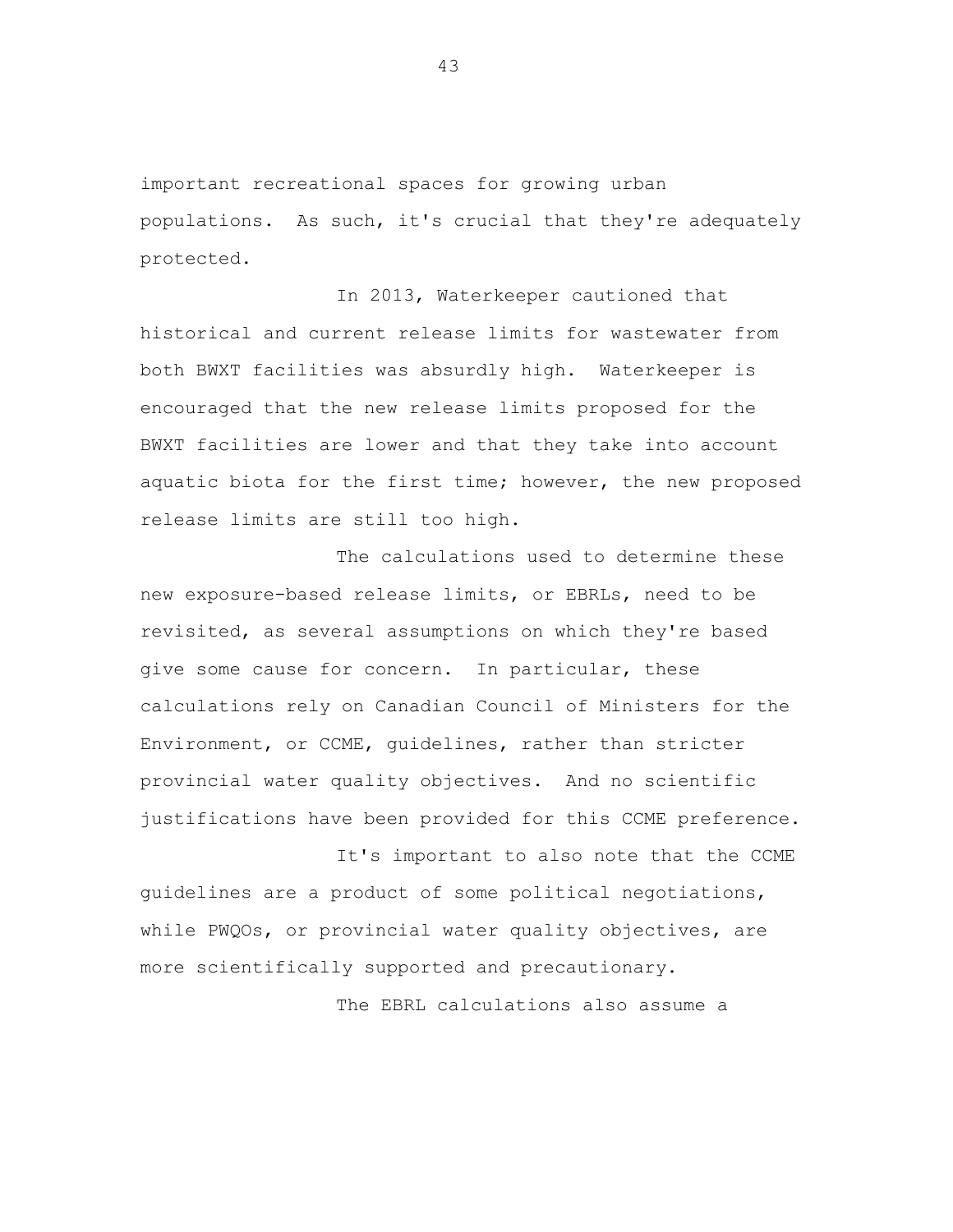important recreational spaces for growing urban populations. As such, it's crucial that they're adequately protected.

In 2013, Waterkeeper cautioned that historical and current release limits for wastewater from both BWXT facilities was absurdly high. Waterkeeper is encouraged that the new release limits proposed for the BWXT facilities are lower and that they take into account aquatic biota for the first time; however, the new proposed release limits are still too high.

The calculations used to determine these new exposure-based release limits, or EBRLs, need to be revisited, as several assumptions on which they're based give some cause for concern. In particular, these calculations rely on Canadian Council of Ministers for the Environment, or CCME, guidelines, rather than stricter provincial water quality objectives. And no scientific justifications have been provided for this CCME preference.

It's important to also note that the CCME guidelines are a product of some political negotiations, while PWQOs, or provincial water quality objectives, are more scientifically supported and precautionary.

The EBRL calculations also assume a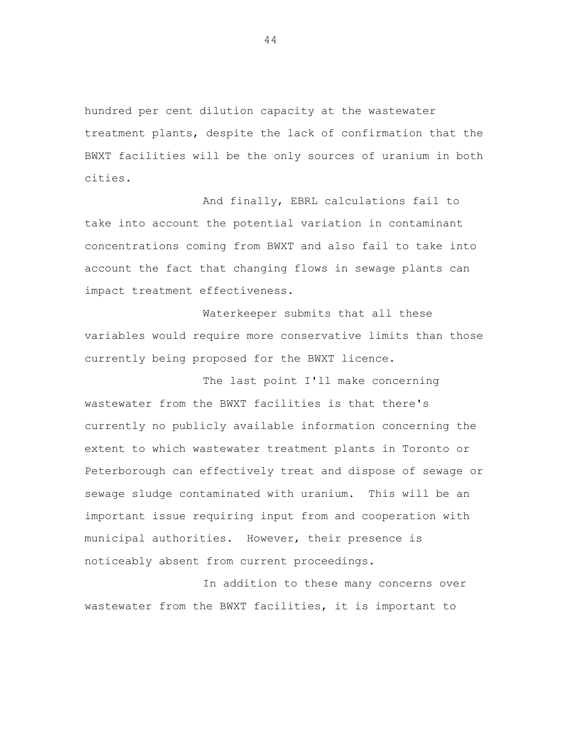hundred per cent dilution capacity at the wastewater treatment plants, despite the lack of confirmation that the BWXT facilities will be the only sources of uranium in both cities.

And finally, EBRL calculations fail to take into account the potential variation in contaminant concentrations coming from BWXT and also fail to take into account the fact that changing flows in sewage plants can impact treatment effectiveness.

Waterkeeper submits that all these variables would require more conservative limits than those currently being proposed for the BWXT licence.

The last point I'll make concerning wastewater from the BWXT facilities is that there's currently no publicly available information concerning the extent to which wastewater treatment plants in Toronto or Peterborough can effectively treat and dispose of sewage or sewage sludge contaminated with uranium. This will be an important issue requiring input from and cooperation with municipal authorities. However, their presence is noticeably absent from current proceedings.

In addition to these many concerns over wastewater from the BWXT facilities, it is important to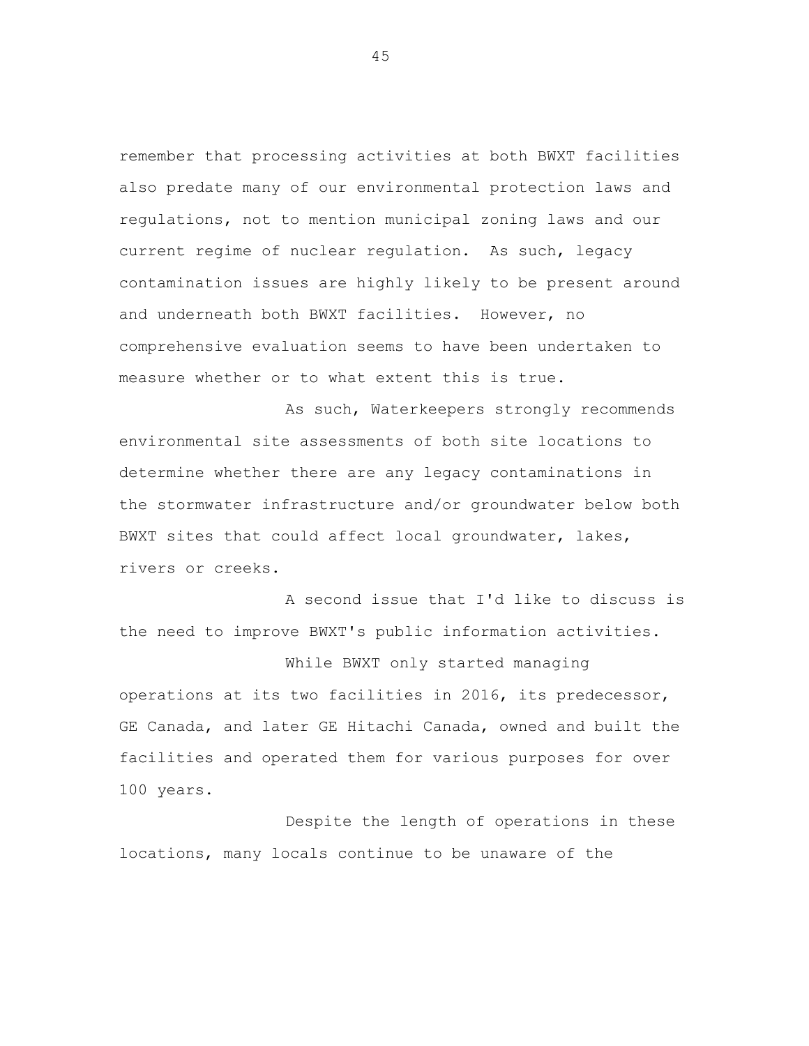remember that processing activities at both BWXT facilities also predate many of our environmental protection laws and regulations, not to mention municipal zoning laws and our current regime of nuclear regulation. As such, legacy contamination issues are highly likely to be present around and underneath both BWXT facilities. However, no comprehensive evaluation seems to have been undertaken to measure whether or to what extent this is true.

As such, Waterkeepers strongly recommends environmental site assessments of both site locations to determine whether there are any legacy contaminations in the stormwater infrastructure and/or groundwater below both BWXT sites that could affect local groundwater, lakes, rivers or creeks.

A second issue that I'd like to discuss is the need to improve BWXT's public information activities.

While BWXT only started managing operations at its two facilities in 2016, its predecessor, GE Canada, and later GE Hitachi Canada, owned and built the facilities and operated them for various purposes for over 100 years.

Despite the length of operations in these locations, many locals continue to be unaware of the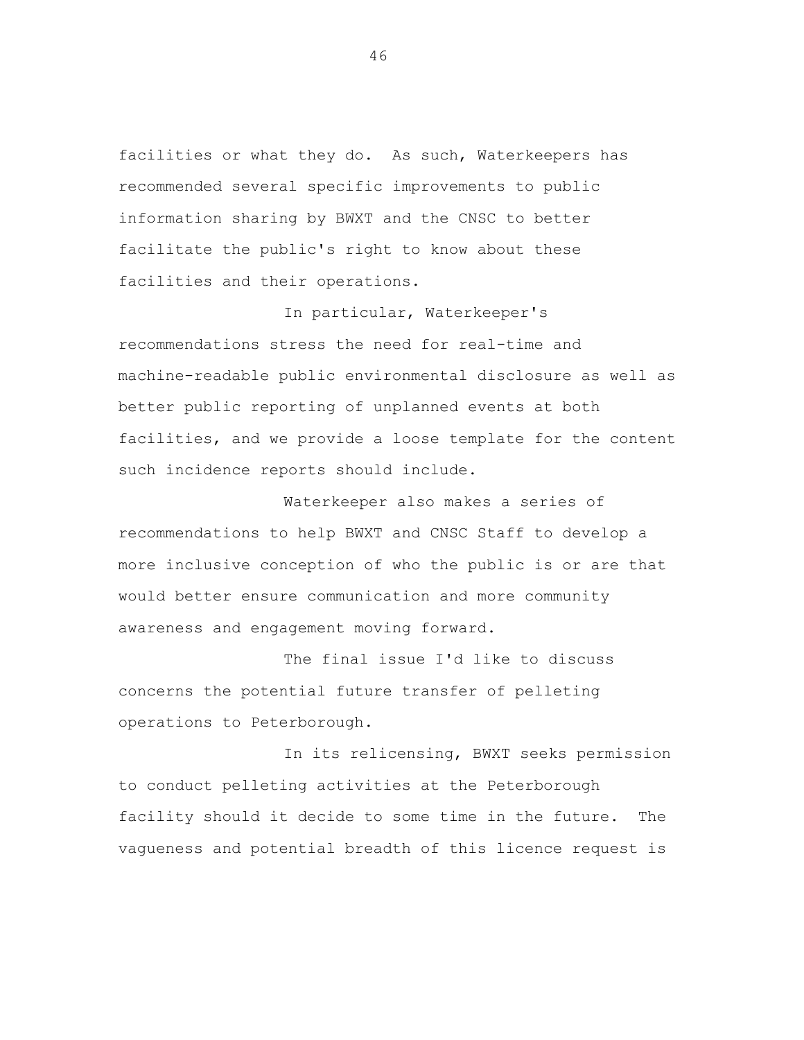facilities or what they do. As such, Waterkeepers has recommended several specific improvements to public information sharing by BWXT and the CNSC to better facilitate the public's right to know about these facilities and their operations.

In particular, Waterkeeper's recommendations stress the need for real-time and machine-readable public environmental disclosure as well as better public reporting of unplanned events at both facilities, and we provide a loose template for the content such incidence reports should include.

Waterkeeper also makes a series of recommendations to help BWXT and CNSC Staff to develop a more inclusive conception of who the public is or are that would better ensure communication and more community awareness and engagement moving forward.

The final issue I'd like to discuss concerns the potential future transfer of pelleting operations to Peterborough.

In its relicensing, BWXT seeks permission to conduct pelleting activities at the Peterborough facility should it decide to some time in the future. The vagueness and potential breadth of this licence request is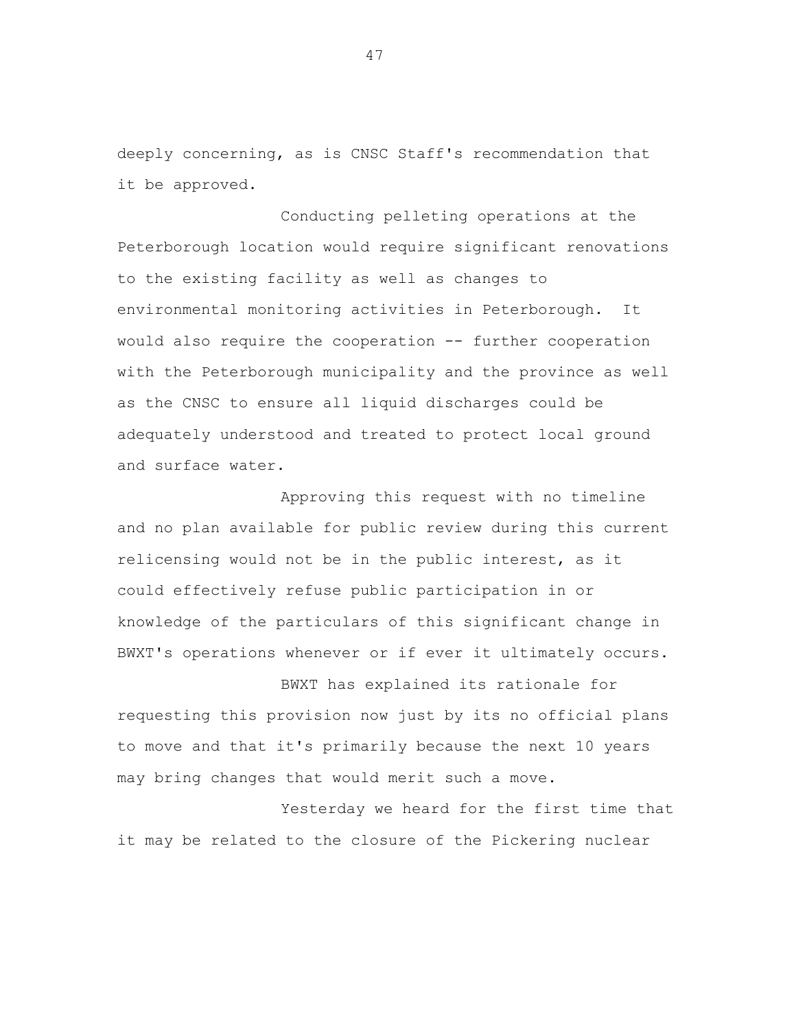deeply concerning, as is CNSC Staff's recommendation that it be approved.

Conducting pelleting operations at the Peterborough location would require significant renovations to the existing facility as well as changes to environmental monitoring activities in Peterborough. It would also require the cooperation -- further cooperation with the Peterborough municipality and the province as well as the CNSC to ensure all liquid discharges could be adequately understood and treated to protect local ground and surface water.

Approving this request with no timeline and no plan available for public review during this current relicensing would not be in the public interest, as it could effectively refuse public participation in or knowledge of the particulars of this significant change in BWXT's operations whenever or if ever it ultimately occurs.

BWXT has explained its rationale for requesting this provision now just by its no official plans to move and that it's primarily because the next 10 years may bring changes that would merit such a move.

Yesterday we heard for the first time that it may be related to the closure of the Pickering nuclear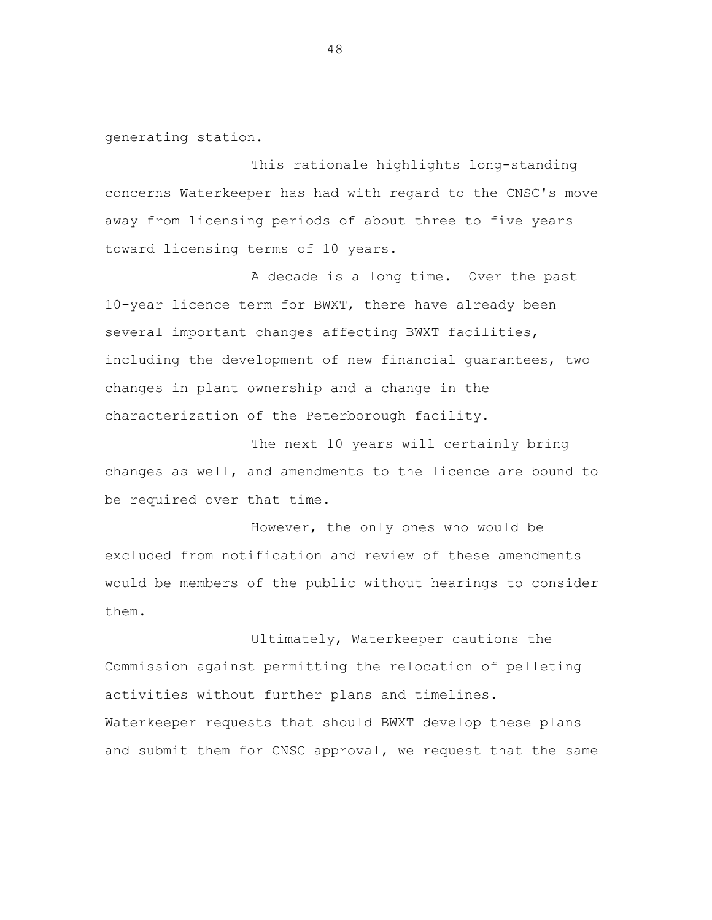generating station.

This rationale highlights long-standing concerns Waterkeeper has had with regard to the CNSC's move away from licensing periods of about three to five years toward licensing terms of 10 years.

A decade is a long time. Over the past 10-year licence term for BWXT, there have already been several important changes affecting BWXT facilities, including the development of new financial guarantees, two changes in plant ownership and a change in the characterization of the Peterborough facility.

The next 10 years will certainly bring changes as well, and amendments to the licence are bound to be required over that time.

However, the only ones who would be excluded from notification and review of these amendments would be members of the public without hearings to consider them.

Ultimately, Waterkeeper cautions the Commission against permitting the relocation of pelleting activities without further plans and timelines. Waterkeeper requests that should BWXT develop these plans and submit them for CNSC approval, we request that the same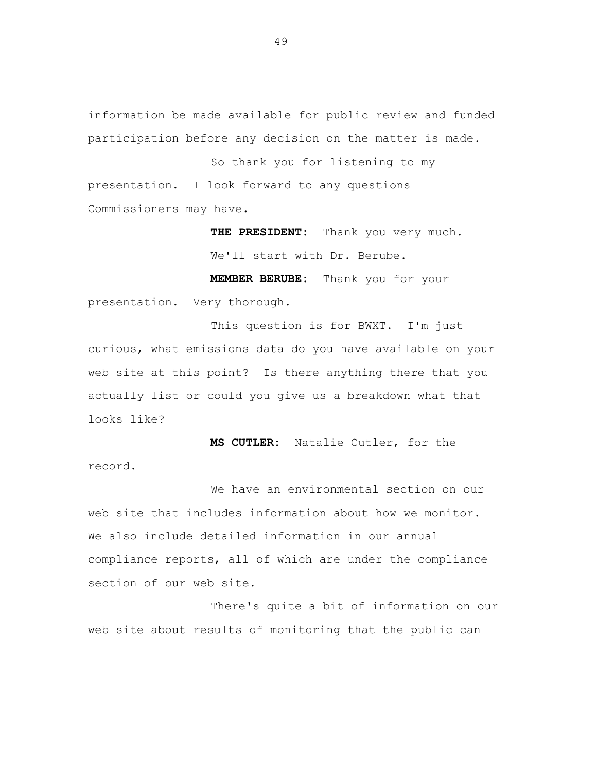information be made available for public review and funded participation before any decision on the matter is made.

So thank you for listening to my presentation. I look forward to any questions Commissioners may have.

**THE PRESIDENT:** Thank you very much.

We'll start with Dr. Berube.

**MEMBER BERUBE:** Thank you for your presentation. Very thorough.

This question is for BWXT. I'm just curious, what emissions data do you have available on your web site at this point? Is there anything there that you actually list or could you give us a breakdown what that looks like?

**MS CUTLER:** Natalie Cutler, for the record.

We have an environmental section on our web site that includes information about how we monitor. We also include detailed information in our annual compliance reports, all of which are under the compliance section of our web site.

There's quite a bit of information on our web site about results of monitoring that the public can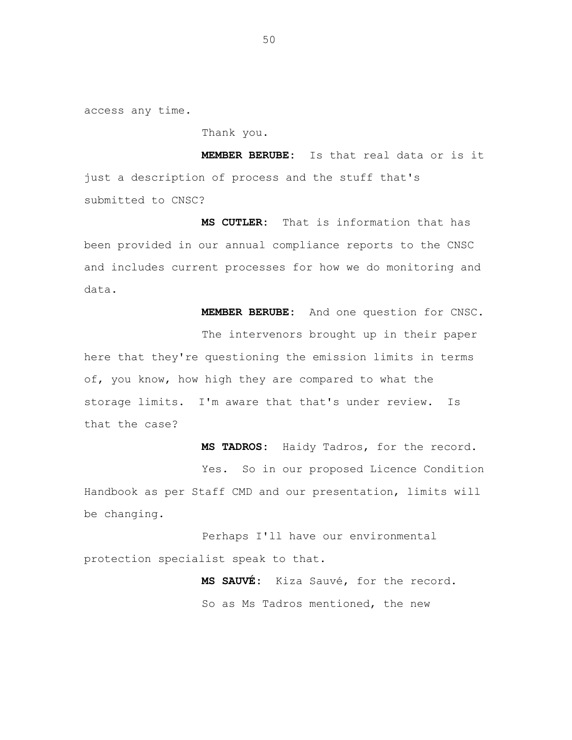access any time.

Thank you.

**MEMBER BERUBE:** Is that real data or is it just a description of process and the stuff that's submitted to CNSC?

**MS CUTLER:** That is information that has been provided in our annual compliance reports to the CNSC and includes current processes for how we do monitoring and data.

**MEMBER BERUBE:** And one question for CNSC.

The intervenors brought up in their paper here that they're questioning the emission limits in terms of, you know, how high they are compared to what the storage limits. I'm aware that that's under review. Is that the case?

**MS TADROS:** Haidy Tadros, for the record.

Yes. So in our proposed Licence Condition Handbook as per Staff CMD and our presentation, limits will be changing.

Perhaps I'll have our environmental protection specialist speak to that.

**MS SAUVÉ:** Kiza Sauvé, for the record.

So as Ms Tadros mentioned, the new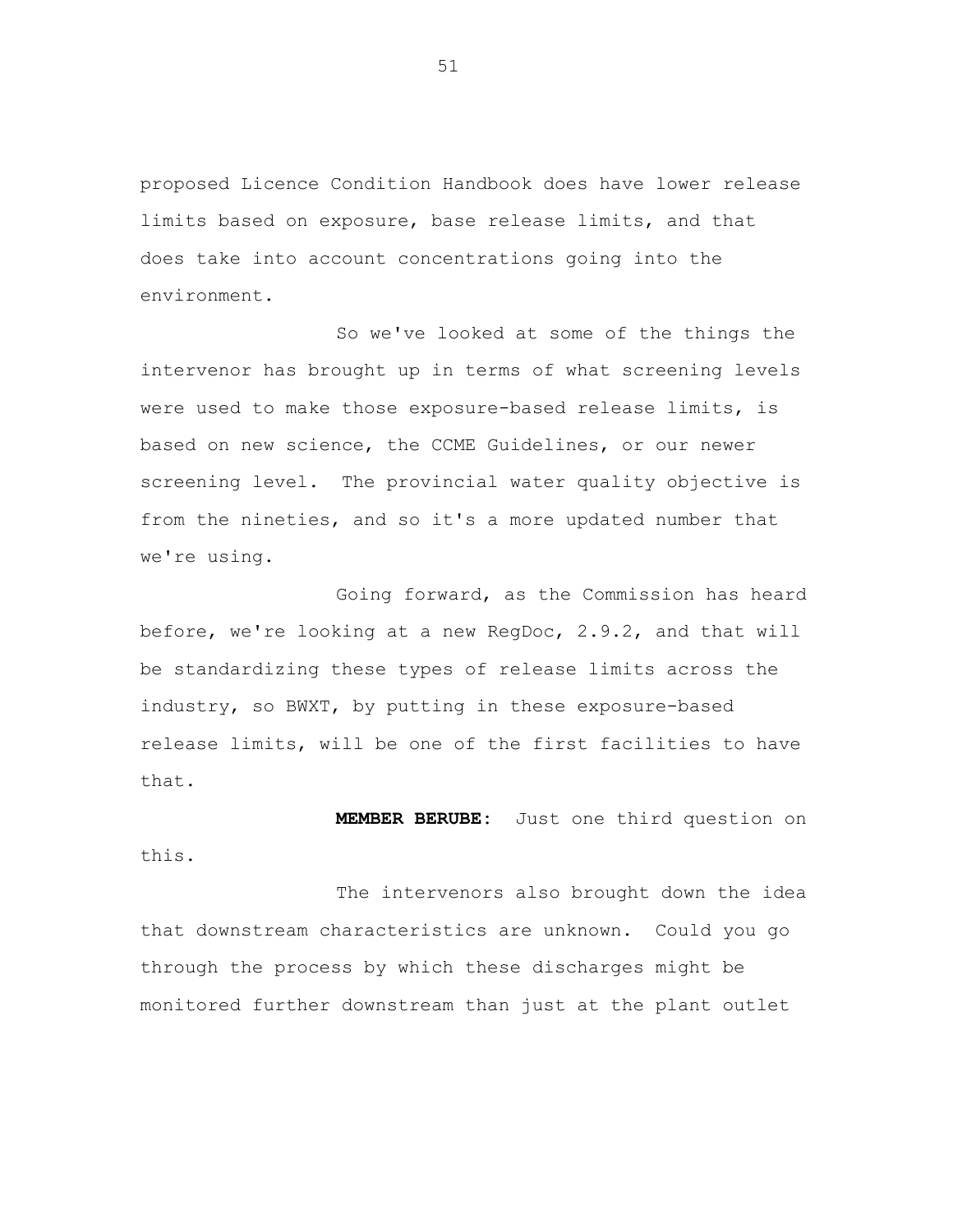proposed Licence Condition Handbook does have lower release limits based on exposure, base release limits, and that does take into account concentrations going into the environment.

So we've looked at some of the things the intervenor has brought up in terms of what screening levels were used to make those exposure-based release limits, is based on new science, the CCME Guidelines, or our newer screening level. The provincial water quality objective is from the nineties, and so it's a more updated number that we're using.

Going forward, as the Commission has heard before, we're looking at a new RegDoc, 2.9.2, and that will be standardizing these types of release limits across the industry, so BWXT, by putting in these exposure-based release limits, will be one of the first facilities to have that.

**MEMBER BERUBE:** Just one third question on this.

The intervenors also brought down the idea that downstream characteristics are unknown. Could you go through the process by which these discharges might be monitored further downstream than just at the plant outlet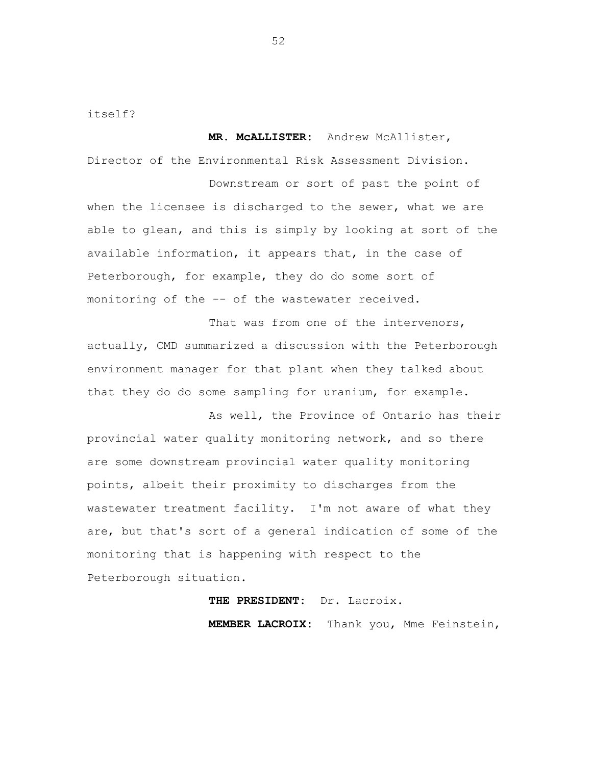itself?

**MR. McALLISTER:** Andrew McAllister, Director of the Environmental Risk Assessment Division.

Downstream or sort of past the point of when the licensee is discharged to the sewer, what we are able to glean, and this is simply by looking at sort of the available information, it appears that, in the case of Peterborough, for example, they do do some sort of monitoring of the -- of the wastewater received.

That was from one of the intervenors, actually, CMD summarized a discussion with the Peterborough environment manager for that plant when they talked about that they do do some sampling for uranium, for example.

As well, the Province of Ontario has their provincial water quality monitoring network, and so there are some downstream provincial water quality monitoring points, albeit their proximity to discharges from the wastewater treatment facility. I'm not aware of what they are, but that's sort of a general indication of some of the monitoring that is happening with respect to the Peterborough situation.

**THE PRESIDENT:** Dr. Lacroix.

**MEMBER LACROIX:** Thank you, Mme Feinstein,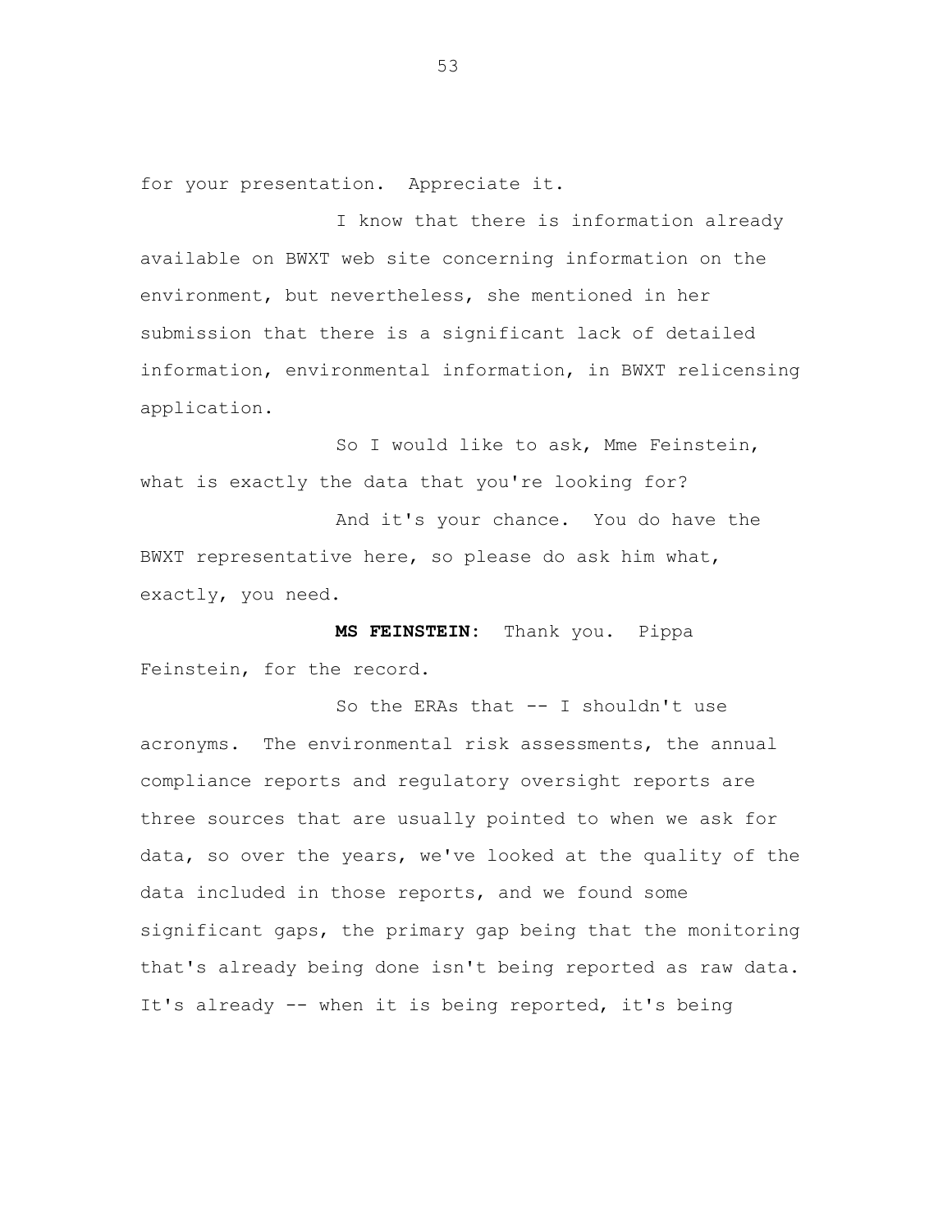for your presentation. Appreciate it.

I know that there is information already available on BWXT web site concerning information on the environment, but nevertheless, she mentioned in her submission that there is a significant lack of detailed information, environmental information, in BWXT relicensing application.

So I would like to ask, Mme Feinstein, what is exactly the data that you're looking for?

And it's your chance. You do have the BWXT representative here, so please do ask him what, exactly, you need.

**MS FEINSTEIN:** Thank you. Pippa Feinstein, for the record.

So the ERAs that -- I shouldn't use acronyms. The environmental risk assessments, the annual compliance reports and regulatory oversight reports are three sources that are usually pointed to when we ask for data, so over the years, we've looked at the quality of the data included in those reports, and we found some significant gaps, the primary gap being that the monitoring that's already being done isn't being reported as raw data. It's already -- when it is being reported, it's being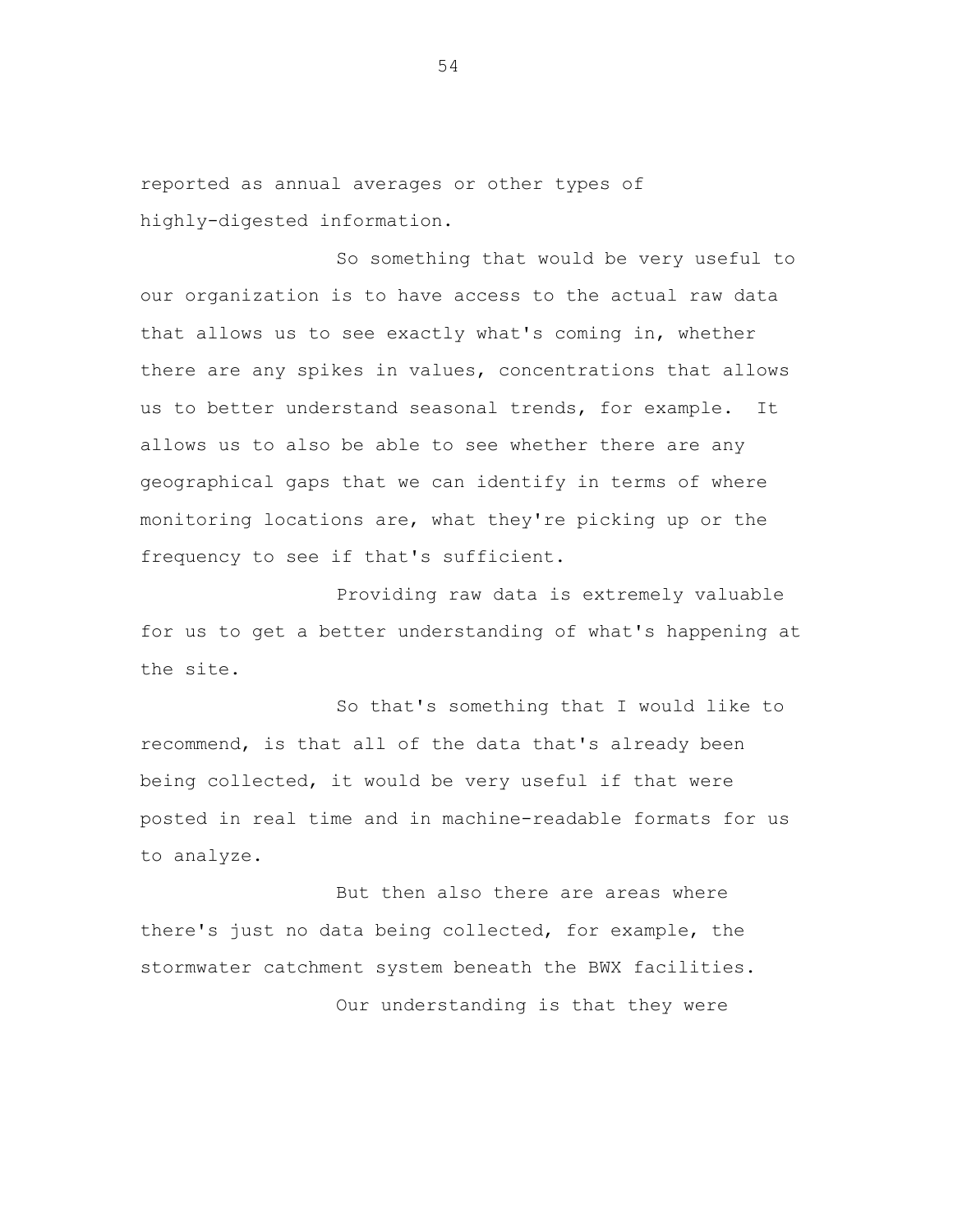reported as annual averages or other types of highly-digested information.

So something that would be very useful to our organization is to have access to the actual raw data that allows us to see exactly what's coming in, whether there are any spikes in values, concentrations that allows us to better understand seasonal trends, for example. It allows us to also be able to see whether there are any geographical gaps that we can identify in terms of where monitoring locations are, what they're picking up or the frequency to see if that's sufficient.

Providing raw data is extremely valuable for us to get a better understanding of what's happening at the site.

So that's something that I would like to recommend, is that all of the data that's already been being collected, it would be very useful if that were posted in real time and in machine-readable formats for us to analyze.

But then also there are areas where there's just no data being collected, for example, the stormwater catchment system beneath the BWX facilities.

Our understanding is that they were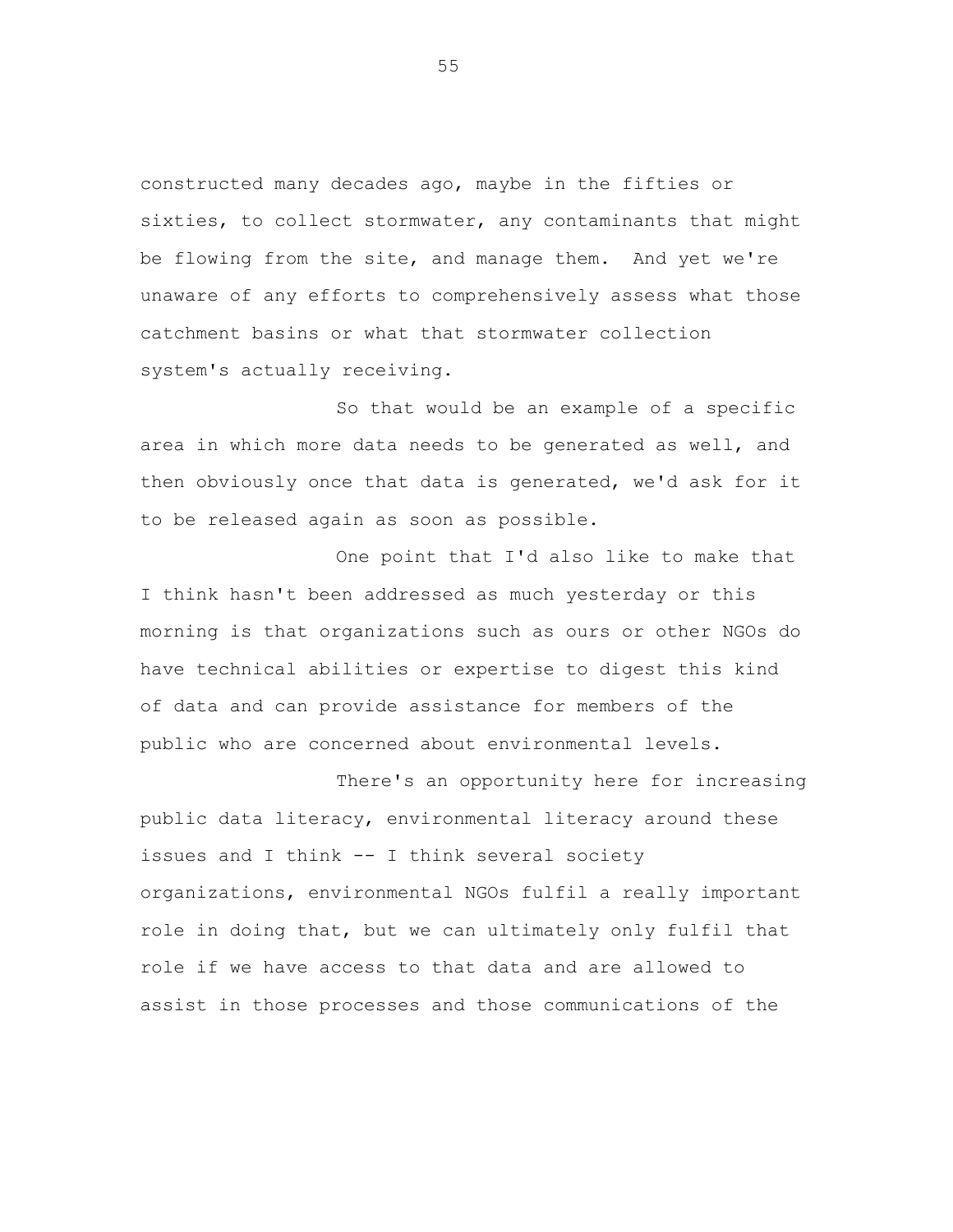constructed many decades ago, maybe in the fifties or sixties, to collect stormwater, any contaminants that might be flowing from the site, and manage them. And yet we're unaware of any efforts to comprehensively assess what those catchment basins or what that stormwater collection system's actually receiving.

So that would be an example of a specific area in which more data needs to be generated as well, and then obviously once that data is generated, we'd ask for it to be released again as soon as possible.

One point that I'd also like to make that I think hasn't been addressed as much yesterday or this morning is that organizations such as ours or other NGOs do have technical abilities or expertise to digest this kind of data and can provide assistance for members of the public who are concerned about environmental levels.

There's an opportunity here for increasing public data literacy, environmental literacy around these issues and I think -- I think several society organizations, environmental NGOs fulfil a really important role in doing that, but we can ultimately only fulfil that role if we have access to that data and are allowed to assist in those processes and those communications of the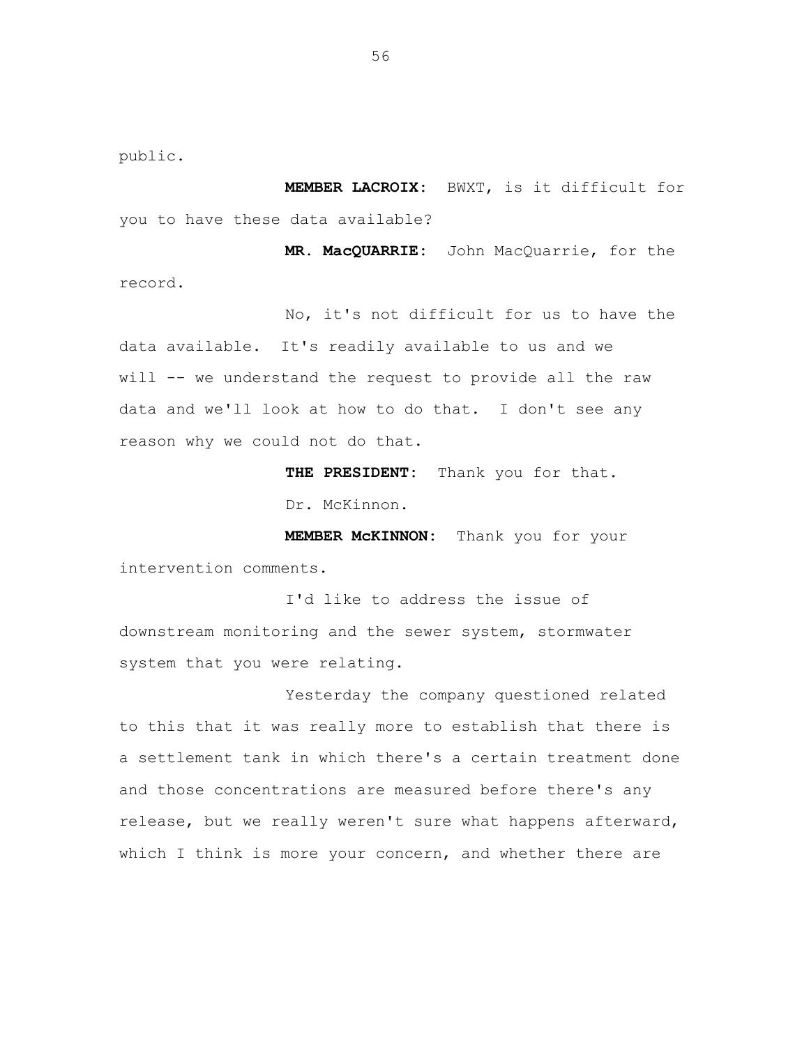public.

**MEMBER LACROIX:** BWXT, is it difficult for you to have these data available?

**MR. MacQUARRIE:** John MacQuarrie, for the record.

No, it's not difficult for us to have the data available. It's readily available to us and we will -- we understand the request to provide all the raw data and we'll look at how to do that. I don't see any reason why we could not do that.

**THE PRESIDENT:** Thank you for that.

Dr. McKinnon.

**MEMBER McKINNON:** Thank you for your intervention comments.

I'd like to address the issue of downstream monitoring and the sewer system, stormwater system that you were relating.

Yesterday the company questioned related to this that it was really more to establish that there is a settlement tank in which there's a certain treatment done and those concentrations are measured before there's any release, but we really weren't sure what happens afterward, which I think is more your concern, and whether there are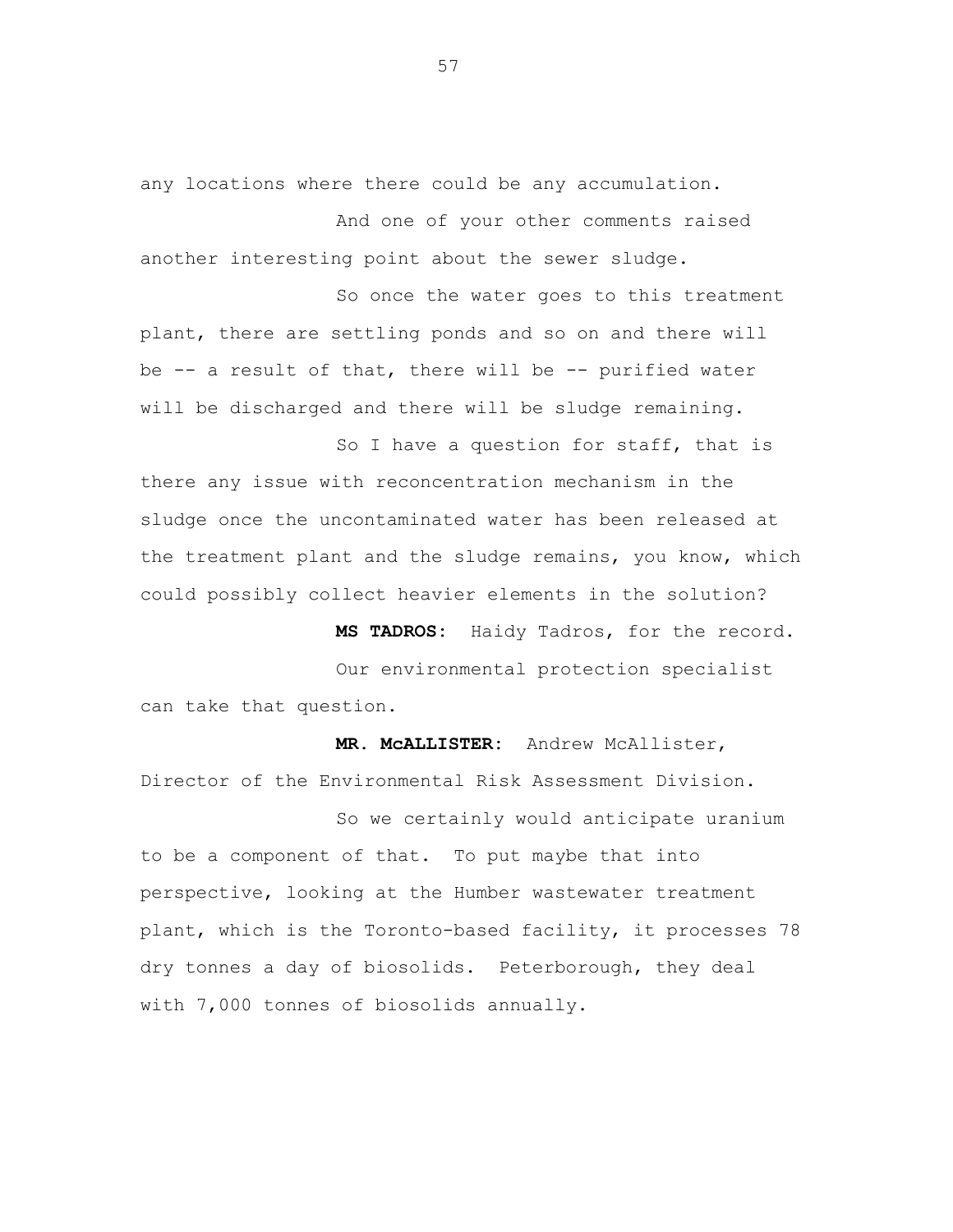any locations where there could be any accumulation.

And one of your other comments raised another interesting point about the sewer sludge.

So once the water goes to this treatment plant, there are settling ponds and so on and there will be -- a result of that, there will be -- purified water will be discharged and there will be sludge remaining.

So I have a question for staff, that is there any issue with reconcentration mechanism in the sludge once the uncontaminated water has been released at the treatment plant and the sludge remains, you know, which could possibly collect heavier elements in the solution?

**MS TADROS:** Haidy Tadros, for the record.

Our environmental protection specialist can take that question.

**MR. McALLISTER:** Andrew McAllister, Director of the Environmental Risk Assessment Division.

So we certainly would anticipate uranium to be a component of that. To put maybe that into perspective, looking at the Humber wastewater treatment plant, which is the Toronto-based facility, it processes 78 dry tonnes a day of biosolids. Peterborough, they deal with 7,000 tonnes of biosolids annually.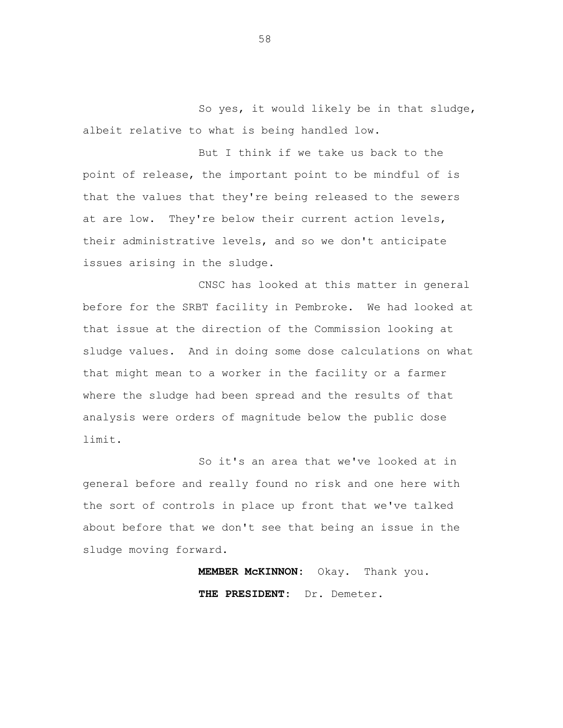So yes, it would likely be in that sludge, albeit relative to what is being handled low.

But I think if we take us back to the point of release, the important point to be mindful of is that the values that they're being released to the sewers at are low. They're below their current action levels, their administrative levels, and so we don't anticipate issues arising in the sludge.

CNSC has looked at this matter in general before for the SRBT facility in Pembroke. We had looked at that issue at the direction of the Commission looking at sludge values. And in doing some dose calculations on what that might mean to a worker in the facility or a farmer where the sludge had been spread and the results of that analysis were orders of magnitude below the public dose limit.

So it's an area that we've looked at in general before and really found no risk and one here with the sort of controls in place up front that we've talked about before that we don't see that being an issue in the sludge moving forward.

**MEMBER McKINNON:** Okay. Thank you.

**THE PRESIDENT:** Dr. Demeter.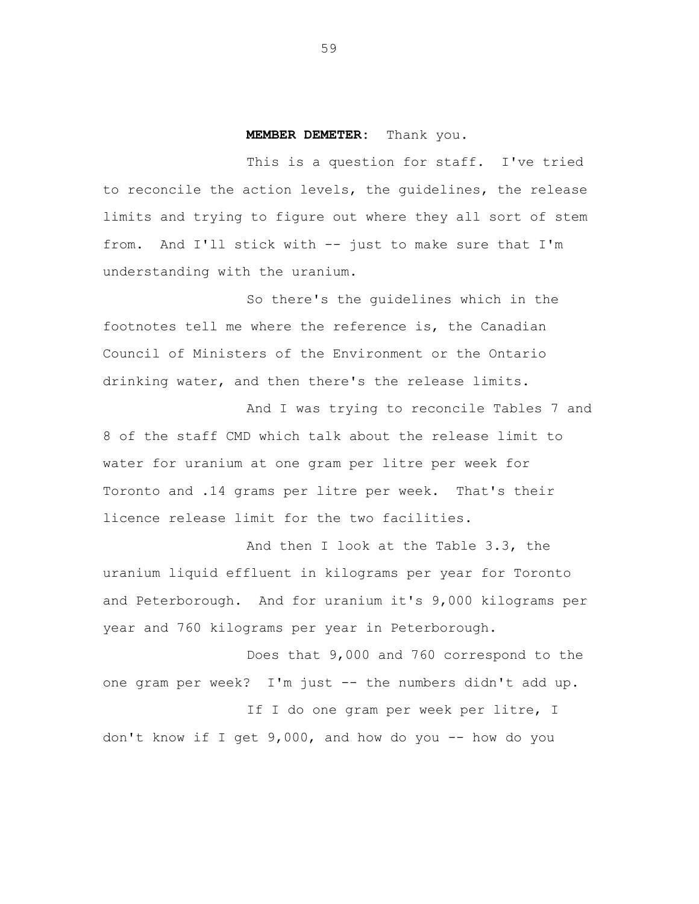**MEMBER DEMETER:** Thank you.

This is a question for staff. I've tried to reconcile the action levels, the guidelines, the release limits and trying to figure out where they all sort of stem from. And I'll stick with -- just to make sure that I'm understanding with the uranium.

So there's the guidelines which in the footnotes tell me where the reference is, the Canadian Council of Ministers of the Environment or the Ontario drinking water, and then there's the release limits.

And I was trying to reconcile Tables 7 and 8 of the staff CMD which talk about the release limit to water for uranium at one gram per litre per week for Toronto and .14 grams per litre per week. That's their licence release limit for the two facilities.

And then I look at the Table 3.3, the uranium liquid effluent in kilograms per year for Toronto and Peterborough. And for uranium it's 9,000 kilograms per year and 760 kilograms per year in Peterborough.

Does that 9,000 and 760 correspond to the one gram per week? I'm just -- the numbers didn't add up.

If I do one gram per week per litre, I don't know if I get 9,000, and how do you -- how do you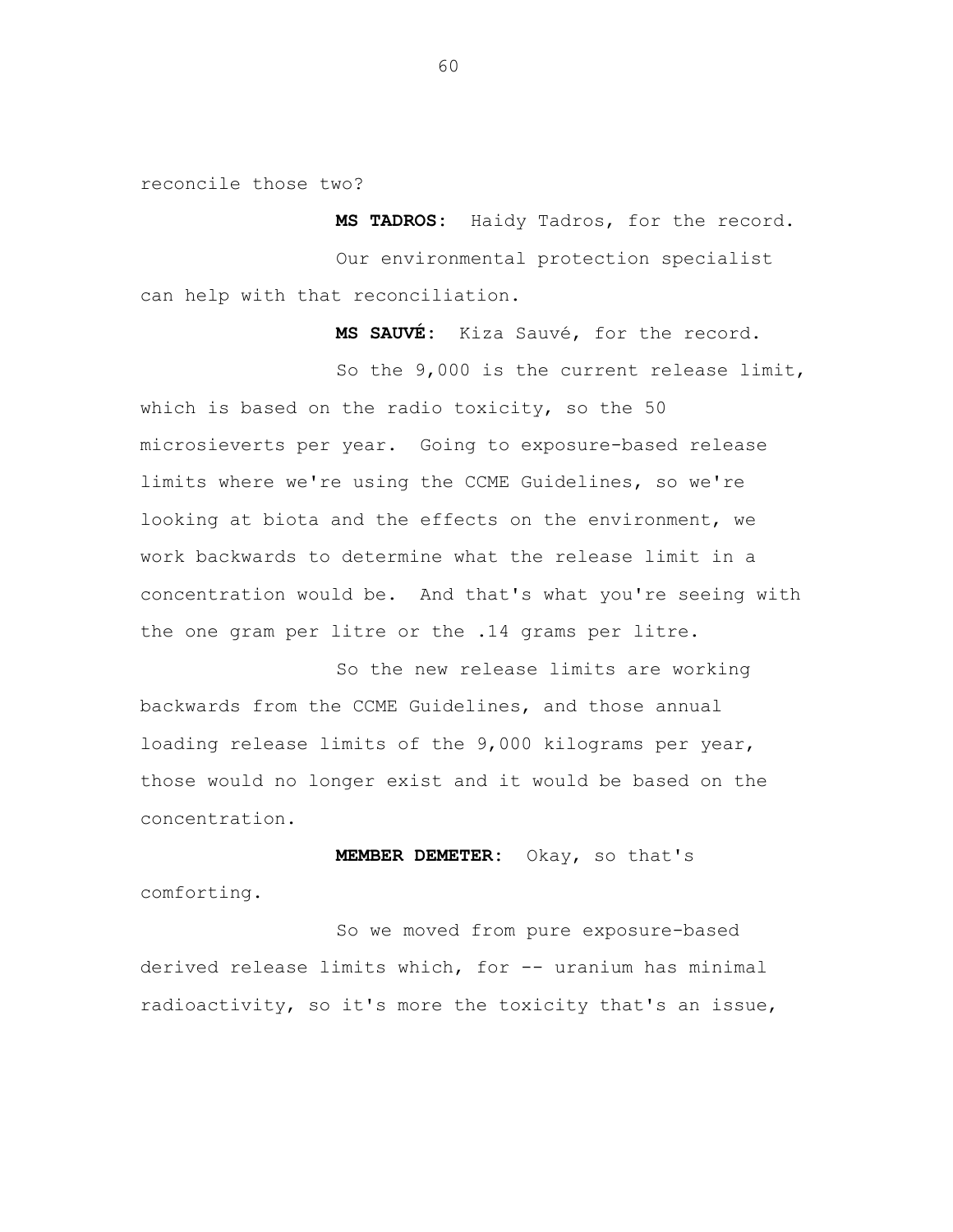reconcile those two?

**MS TADROS:** Haidy Tadros, for the record.

Our environmental protection specialist can help with that reconciliation.

**MS SAUVÉ:** Kiza Sauvé, for the record.

So the 9,000 is the current release limit, which is based on the radio toxicity, so the 50 microsieverts per year. Going to exposure-based release limits where we're using the CCME Guidelines, so we're looking at biota and the effects on the environment, we work backwards to determine what the release limit in a concentration would be. And that's what you're seeing with the one gram per litre or the .14 grams per litre.

So the new release limits are working backwards from the CCME Guidelines, and those annual loading release limits of the 9,000 kilograms per year, those would no longer exist and it would be based on the concentration.

**MEMBER DEMETER:** Okay, so that's comforting.

So we moved from pure exposure-based derived release limits which, for -- uranium has minimal radioactivity, so it's more the toxicity that's an issue,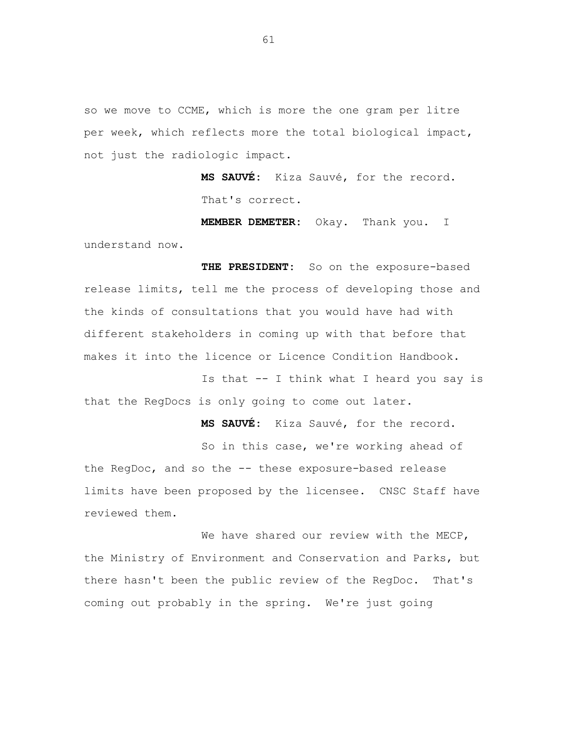so we move to CCME, which is more the one gram per litre per week, which reflects more the total biological impact, not just the radiologic impact.

**MS SAUVÉ:** Kiza Sauvé, for the record.

That's correct.

**MEMBER DEMETER:** Okay. Thank you. I understand now.

**THE PRESIDENT:** So on the exposure-based release limits, tell me the process of developing those and the kinds of consultations that you would have had with different stakeholders in coming up with that before that makes it into the licence or Licence Condition Handbook.

Is that -- I think what I heard you say is that the RegDocs is only going to come out later.

**MS SAUVÉ:** Kiza Sauvé, for the record.

So in this case, we're working ahead of the RegDoc, and so the -- these exposure-based release limits have been proposed by the licensee. CNSC Staff have reviewed them.

We have shared our review with the MECP, the Ministry of Environment and Conservation and Parks, but there hasn't been the public review of the RegDoc. That's coming out probably in the spring. We're just going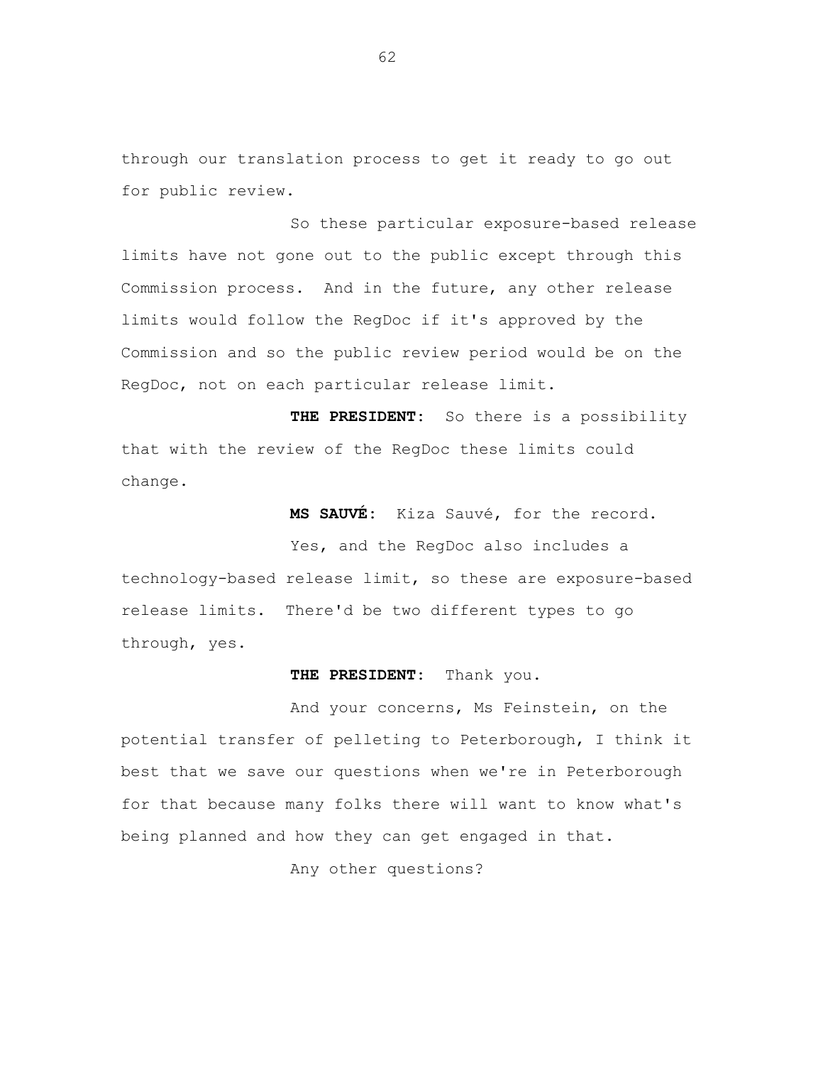through our translation process to get it ready to go out for public review.

So these particular exposure-based release limits have not gone out to the public except through this Commission process. And in the future, any other release limits would follow the RegDoc if it's approved by the Commission and so the public review period would be on the RegDoc, not on each particular release limit.

**THE PRESIDENT:** So there is a possibility that with the review of the RegDoc these limits could change.

**MS SAUVÉ:** Kiza Sauvé, for the record.

Yes, and the RegDoc also includes a technology-based release limit, so these are exposure-based release limits. There'd be two different types to go through, yes.

**THE PRESIDENT:** Thank you.

And your concerns, Ms Feinstein, on the potential transfer of pelleting to Peterborough, I think it best that we save our questions when we're in Peterborough for that because many folks there will want to know what's being planned and how they can get engaged in that.

Any other questions?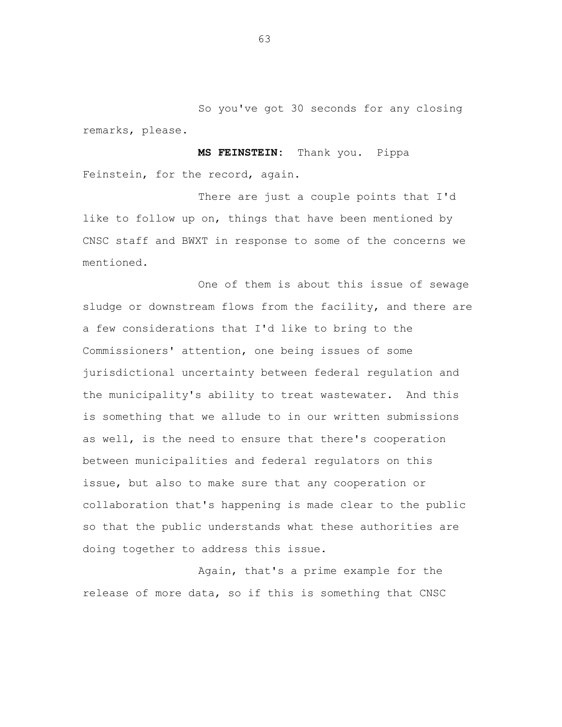So you've got 30 seconds for any closing remarks, please.

**MS FEINSTEIN:** Thank you. Pippa Feinstein, for the record, again.

There are just a couple points that I'd like to follow up on, things that have been mentioned by CNSC staff and BWXT in response to some of the concerns we mentioned.

One of them is about this issue of sewage sludge or downstream flows from the facility, and there are a few considerations that I'd like to bring to the Commissioners' attention, one being issues of some jurisdictional uncertainty between federal regulation and the municipality's ability to treat wastewater. And this is something that we allude to in our written submissions as well, is the need to ensure that there's cooperation between municipalities and federal regulators on this issue, but also to make sure that any cooperation or collaboration that's happening is made clear to the public so that the public understands what these authorities are doing together to address this issue.

Again, that's a prime example for the release of more data, so if this is something that CNSC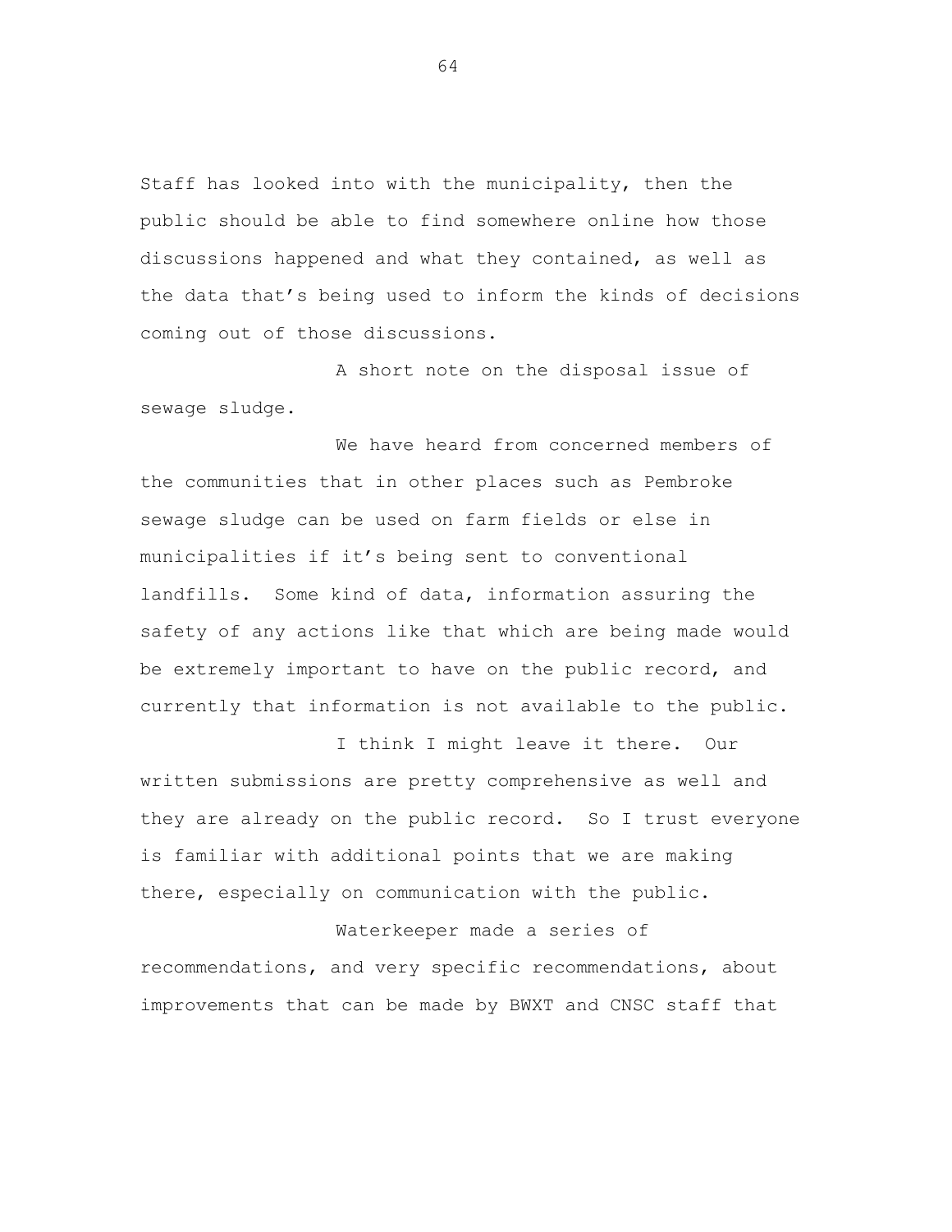Staff has looked into with the municipality, then the public should be able to find somewhere online how those discussions happened and what they contained, as well as the data that's being used to inform the kinds of decisions coming out of those discussions.

A short note on the disposal issue of sewage sludge.

We have heard from concerned members of the communities that in other places such as Pembroke sewage sludge can be used on farm fields or else in municipalities if it's being sent to conventional landfills. Some kind of data, information assuring the safety of any actions like that which are being made would be extremely important to have on the public record, and currently that information is not available to the public.

I think I might leave it there. Our written submissions are pretty comprehensive as well and they are already on the public record. So I trust everyone is familiar with additional points that we are making there, especially on communication with the public.

Waterkeeper made a series of recommendations, and very specific recommendations, about improvements that can be made by BWXT and CNSC staff that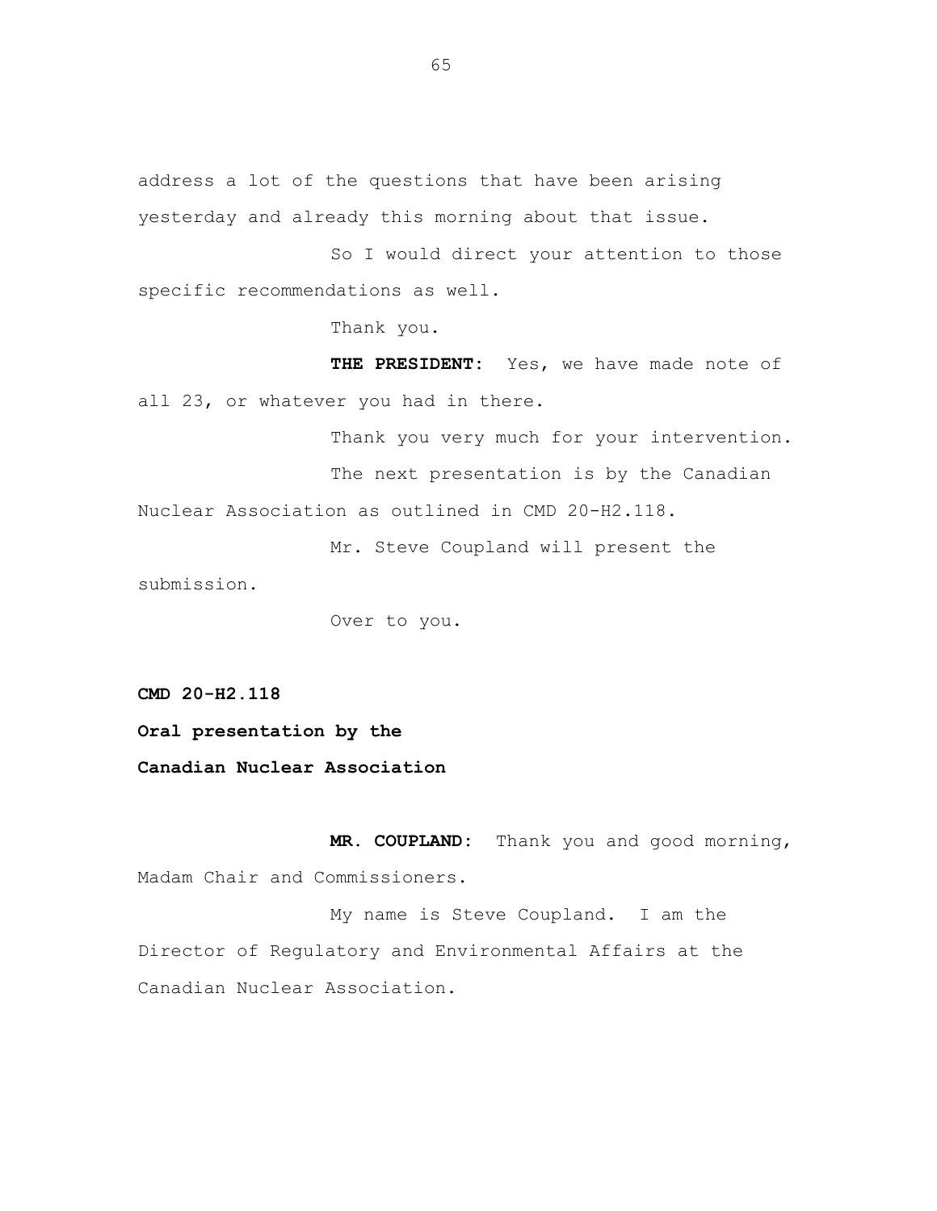address a lot of the questions that have been arising yesterday and already this morning about that issue.

So I would direct your attention to those specific recommendations as well.

Thank you.

**THE PRESIDENT:** Yes, we have made note of all 23, or whatever you had in there.

Thank you very much for your intervention.

The next presentation is by the Canadian Nuclear Association as outlined in CMD 20-H2.118.

Mr. Steve Coupland will present the submission.

Over to you.

**CMD 20-H2.118**

**Oral presentation by the**

**Canadian Nuclear Association**

**MR. COUPLAND:** Thank you and good morning, Madam Chair and Commissioners.

My name is Steve Coupland. I am the Director of Regulatory and Environmental Affairs at the Canadian Nuclear Association.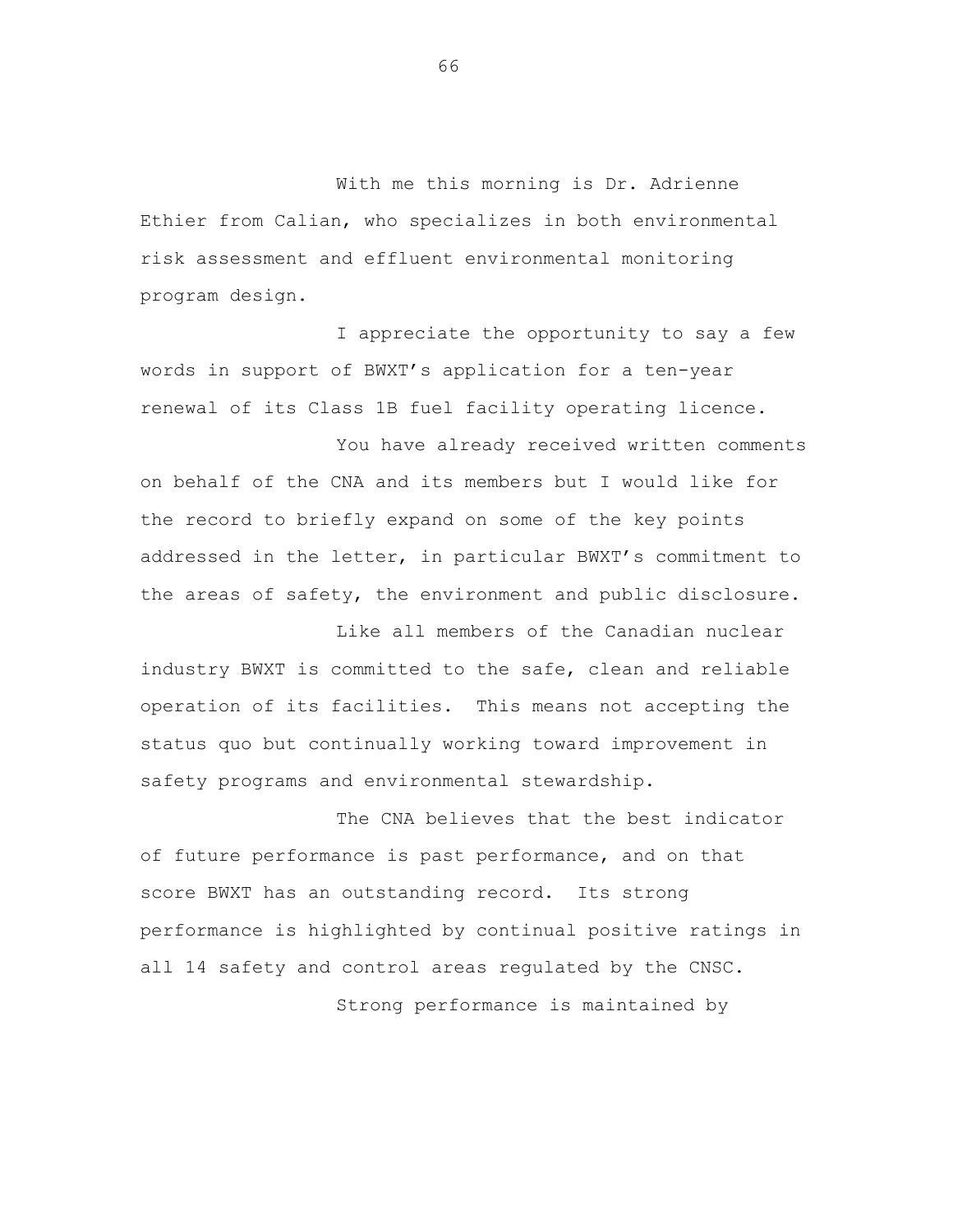With me this morning is Dr. Adrienne Ethier from Calian, who specializes in both environmental risk assessment and effluent environmental monitoring program design.

I appreciate the opportunity to say a few words in support of BWXT's application for a ten-year renewal of its Class 1B fuel facility operating licence.

You have already received written comments on behalf of the CNA and its members but I would like for the record to briefly expand on some of the key points addressed in the letter, in particular BWXT's commitment to the areas of safety, the environment and public disclosure.

Like all members of the Canadian nuclear industry BWXT is committed to the safe, clean and reliable operation of its facilities. This means not accepting the status quo but continually working toward improvement in safety programs and environmental stewardship.

The CNA believes that the best indicator of future performance is past performance, and on that score BWXT has an outstanding record. Its strong performance is highlighted by continual positive ratings in all 14 safety and control areas regulated by the CNSC.

Strong performance is maintained by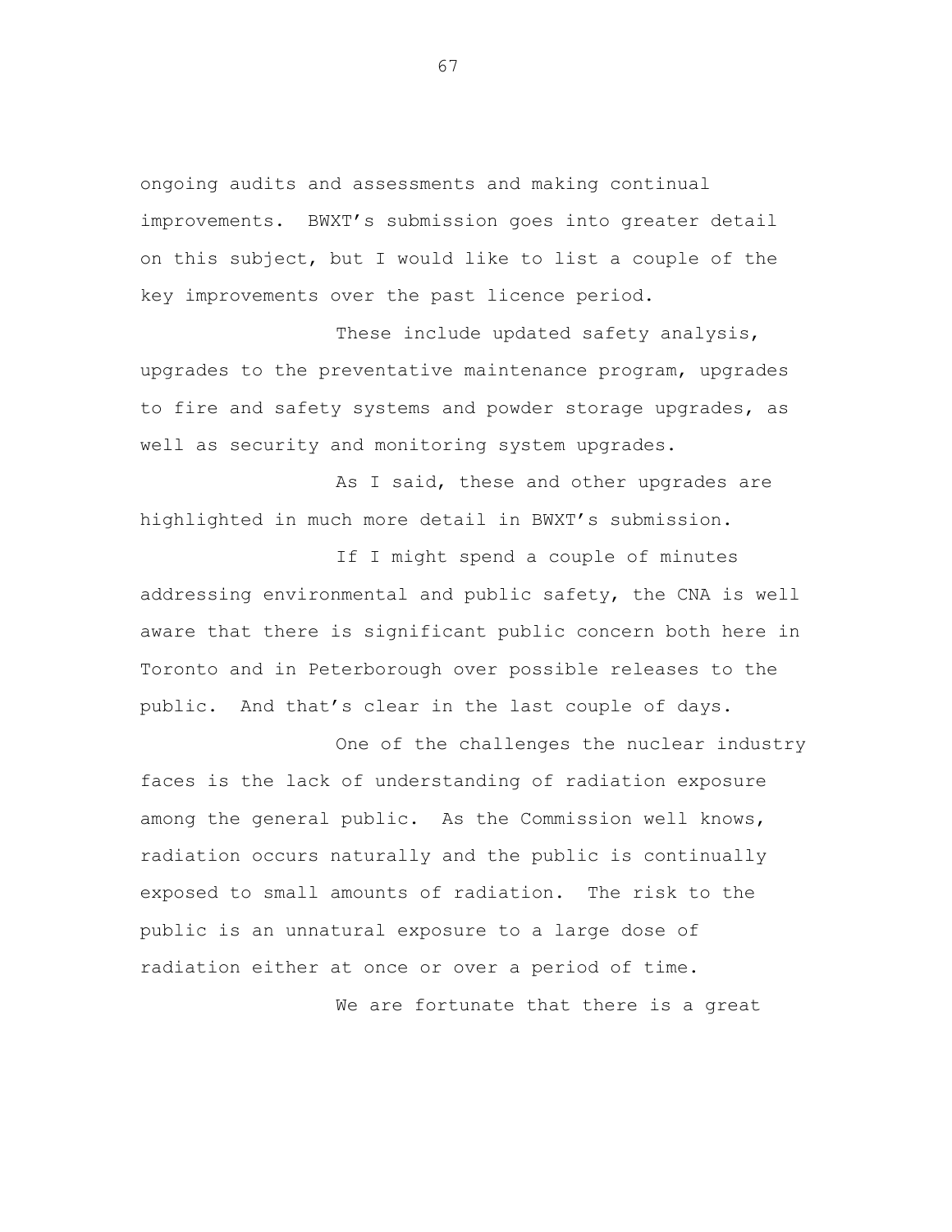ongoing audits and assessments and making continual improvements. BWXT's submission goes into greater detail on this subject, but I would like to list a couple of the key improvements over the past licence period.

These include updated safety analysis, upgrades to the preventative maintenance program, upgrades to fire and safety systems and powder storage upgrades, as well as security and monitoring system upgrades.

As I said, these and other upgrades are highlighted in much more detail in BWXT's submission.

If I might spend a couple of minutes addressing environmental and public safety, the CNA is well aware that there is significant public concern both here in Toronto and in Peterborough over possible releases to the public. And that's clear in the last couple of days.

One of the challenges the nuclear industry faces is the lack of understanding of radiation exposure among the general public. As the Commission well knows, radiation occurs naturally and the public is continually exposed to small amounts of radiation. The risk to the public is an unnatural exposure to a large dose of radiation either at once or over a period of time.

We are fortunate that there is a great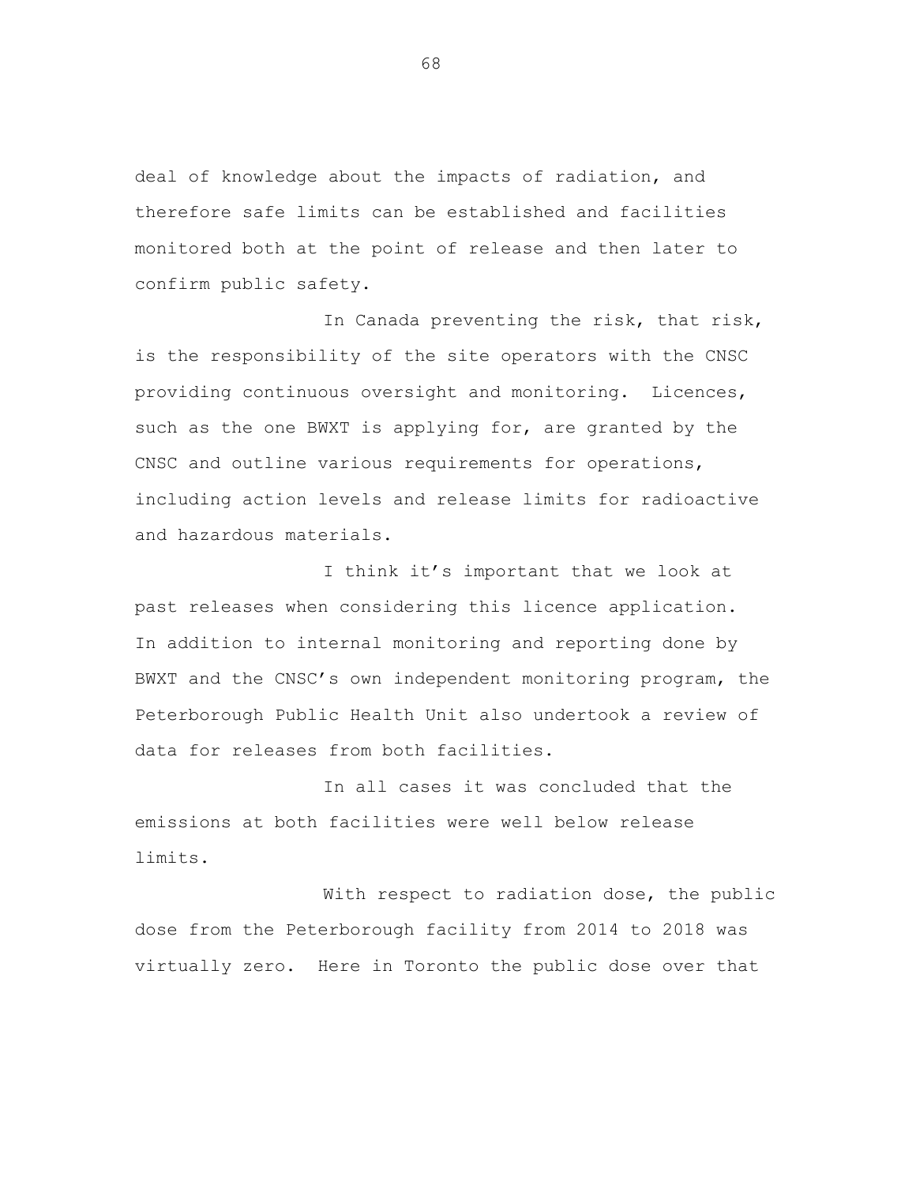deal of knowledge about the impacts of radiation, and therefore safe limits can be established and facilities monitored both at the point of release and then later to confirm public safety.

In Canada preventing the risk, that risk, is the responsibility of the site operators with the CNSC providing continuous oversight and monitoring. Licences, such as the one BWXT is applying for, are granted by the CNSC and outline various requirements for operations, including action levels and release limits for radioactive and hazardous materials.

I think it's important that we look at past releases when considering this licence application. In addition to internal monitoring and reporting done by BWXT and the CNSC's own independent monitoring program, the Peterborough Public Health Unit also undertook a review of data for releases from both facilities.

In all cases it was concluded that the emissions at both facilities were well below release limits.

With respect to radiation dose, the public dose from the Peterborough facility from 2014 to 2018 was virtually zero. Here in Toronto the public dose over that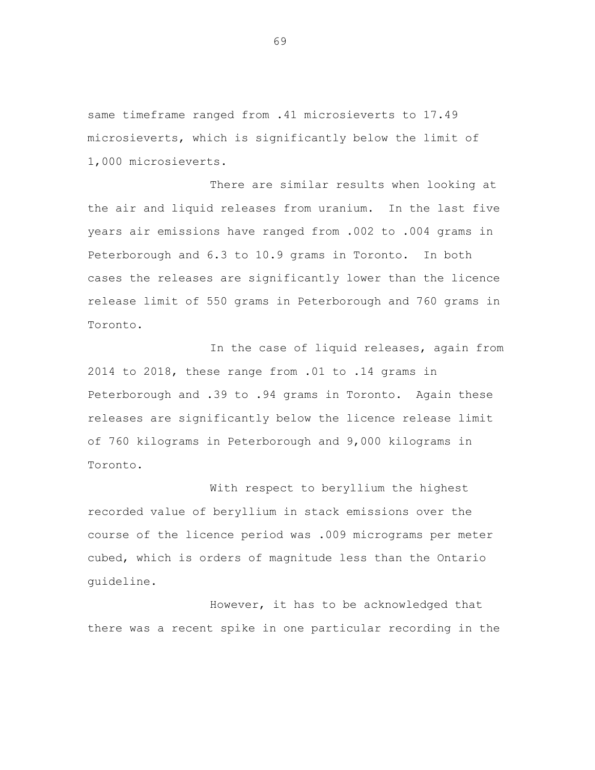same timeframe ranged from .41 microsieverts to 17.49 microsieverts, which is significantly below the limit of 1,000 microsieverts.

There are similar results when looking at the air and liquid releases from uranium. In the last five years air emissions have ranged from .002 to .004 grams in Peterborough and 6.3 to 10.9 grams in Toronto. In both cases the releases are significantly lower than the licence release limit of 550 grams in Peterborough and 760 grams in Toronto.

In the case of liquid releases, again from 2014 to 2018, these range from .01 to .14 grams in Peterborough and .39 to .94 grams in Toronto. Again these releases are significantly below the licence release limit of 760 kilograms in Peterborough and 9,000 kilograms in Toronto.

With respect to beryllium the highest recorded value of beryllium in stack emissions over the course of the licence period was .009 micrograms per meter cubed, which is orders of magnitude less than the Ontario guideline.

However, it has to be acknowledged that there was a recent spike in one particular recording in the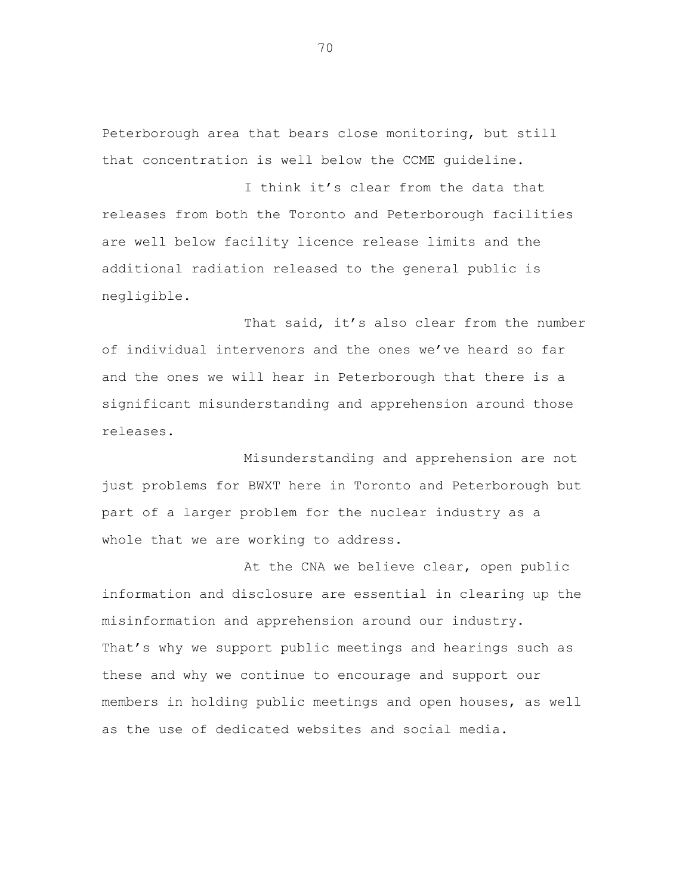Peterborough area that bears close monitoring, but still that concentration is well below the CCME guideline.

I think it's clear from the data that releases from both the Toronto and Peterborough facilities are well below facility licence release limits and the additional radiation released to the general public is negligible.

That said, it's also clear from the number of individual intervenors and the ones we've heard so far and the ones we will hear in Peterborough that there is a significant misunderstanding and apprehension around those releases.

Misunderstanding and apprehension are not just problems for BWXT here in Toronto and Peterborough but part of a larger problem for the nuclear industry as a whole that we are working to address.

At the CNA we believe clear, open public information and disclosure are essential in clearing up the misinformation and apprehension around our industry. That's why we support public meetings and hearings such as these and why we continue to encourage and support our members in holding public meetings and open houses, as well as the use of dedicated websites and social media.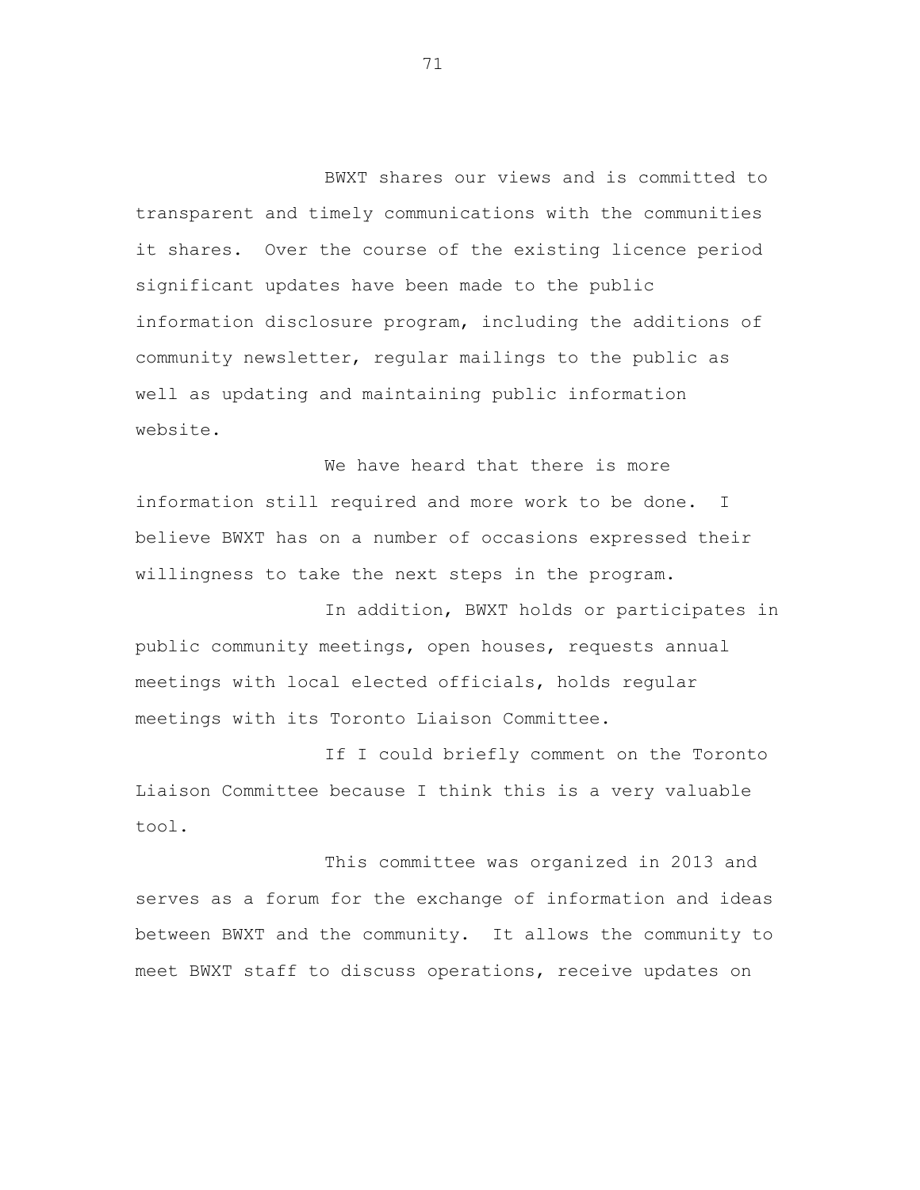BWXT shares our views and is committed to transparent and timely communications with the communities it shares. Over the course of the existing licence period significant updates have been made to the public information disclosure program, including the additions of community newsletter, regular mailings to the public as well as updating and maintaining public information website.

We have heard that there is more information still required and more work to be done. I believe BWXT has on a number of occasions expressed their willingness to take the next steps in the program.

In addition, BWXT holds or participates in public community meetings, open houses, requests annual meetings with local elected officials, holds regular meetings with its Toronto Liaison Committee.

If I could briefly comment on the Toronto Liaison Committee because I think this is a very valuable tool.

This committee was organized in 2013 and serves as a forum for the exchange of information and ideas between BWXT and the community. It allows the community to meet BWXT staff to discuss operations, receive updates on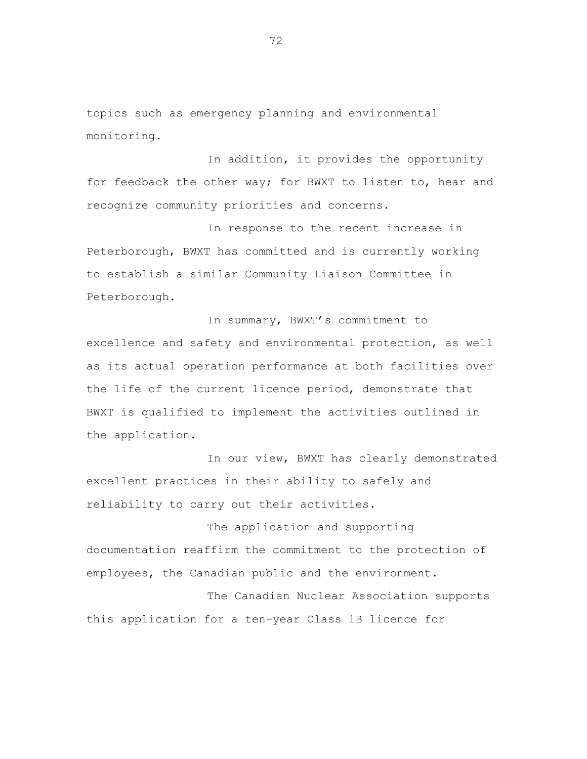topics such as emergency planning and environmental monitoring.

In addition, it provides the opportunity for feedback the other way; for BWXT to listen to, hear and recognize community priorities and concerns.

In response to the recent increase in Peterborough, BWXT has committed and is currently working to establish a similar Community Liaison Committee in Peterborough.

In summary, BWXT's commitment to excellence and safety and environmental protection, as well as its actual operation performance at both facilities over the life of the current licence period, demonstrate that BWXT is qualified to implement the activities outlined in the application.

In our view, BWXT has clearly demonstrated excellent practices in their ability to safely and reliability to carry out their activities.

The application and supporting documentation reaffirm the commitment to the protection of employees, the Canadian public and the environment.

The Canadian Nuclear Association supports this application for a ten-year Class 1B licence for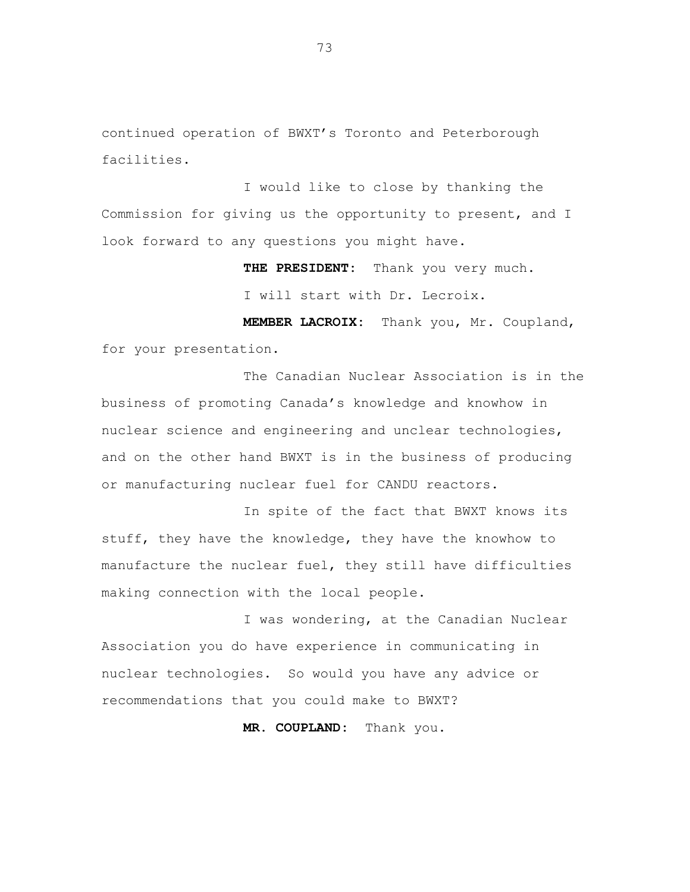continued operation of BWXT’s Toronto and Peterborough facilities.

I would like to close by thanking the Commission for giving us the opportunity to present, and I look forward to any questions you might have.

**THE PRESIDENT:** Thank you very much.

I will start with Dr. Lecroix.

**MEMBER LACROIX:** Thank you, Mr. Coupland, for your presentation.

The Canadian Nuclear Association is in the business of promoting Canada’s knowledge and knowhow in nuclear science and engineering and unclear technologies, and on the other hand BWXT is in the business of producing or manufacturing nuclear fuel for CANDU reactors.

In spite of the fact that BWXT knows its stuff, they have the knowledge, they have the knowhow to manufacture the nuclear fuel, they still have difficulties making connection with the local people.

I was wondering, at the Canadian Nuclear Association you do have experience in communicating in nuclear technologies. So would you have any advice or recommendations that you could make to BWXT?

**MR. COUPLAND:** Thank you.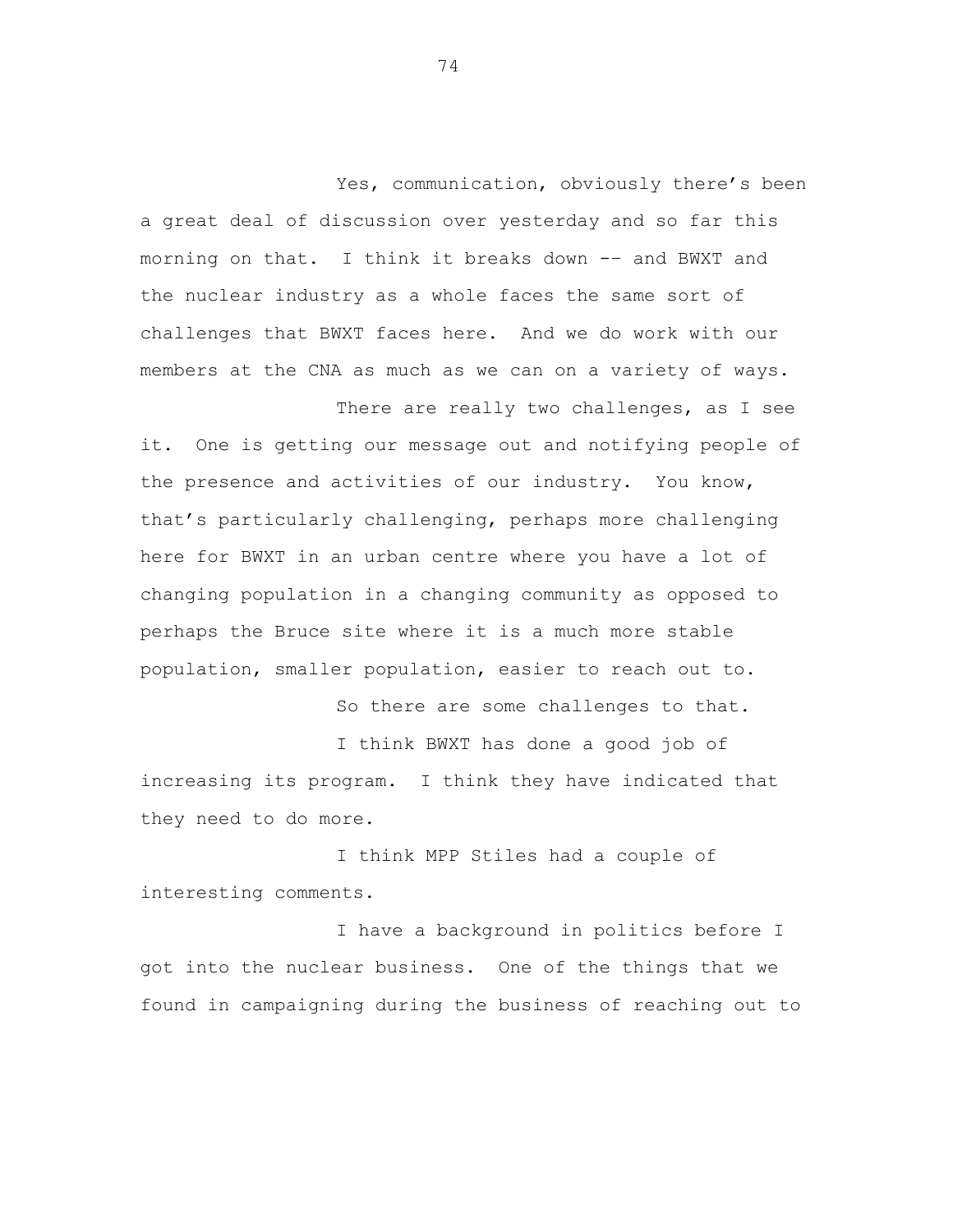Yes, communication, obviously there's been a great deal of discussion over yesterday and so far this morning on that. I think it breaks down -- and BWXT and the nuclear industry as a whole faces the same sort of challenges that BWXT faces here. And we do work with our members at the CNA as much as we can on a variety of ways.

There are really two challenges, as I see it. One is getting our message out and notifying people of the presence and activities of our industry. You know, that's particularly challenging, perhaps more challenging here for BWXT in an urban centre where you have a lot of changing population in a changing community as opposed to perhaps the Bruce site where it is a much more stable population, smaller population, easier to reach out to.

So there are some challenges to that.

I think BWXT has done a good job of increasing its program. I think they have indicated that they need to do more.

I think MPP Stiles had a couple of interesting comments.

I have a background in politics before I got into the nuclear business. One of the things that we found in campaigning during the business of reaching out to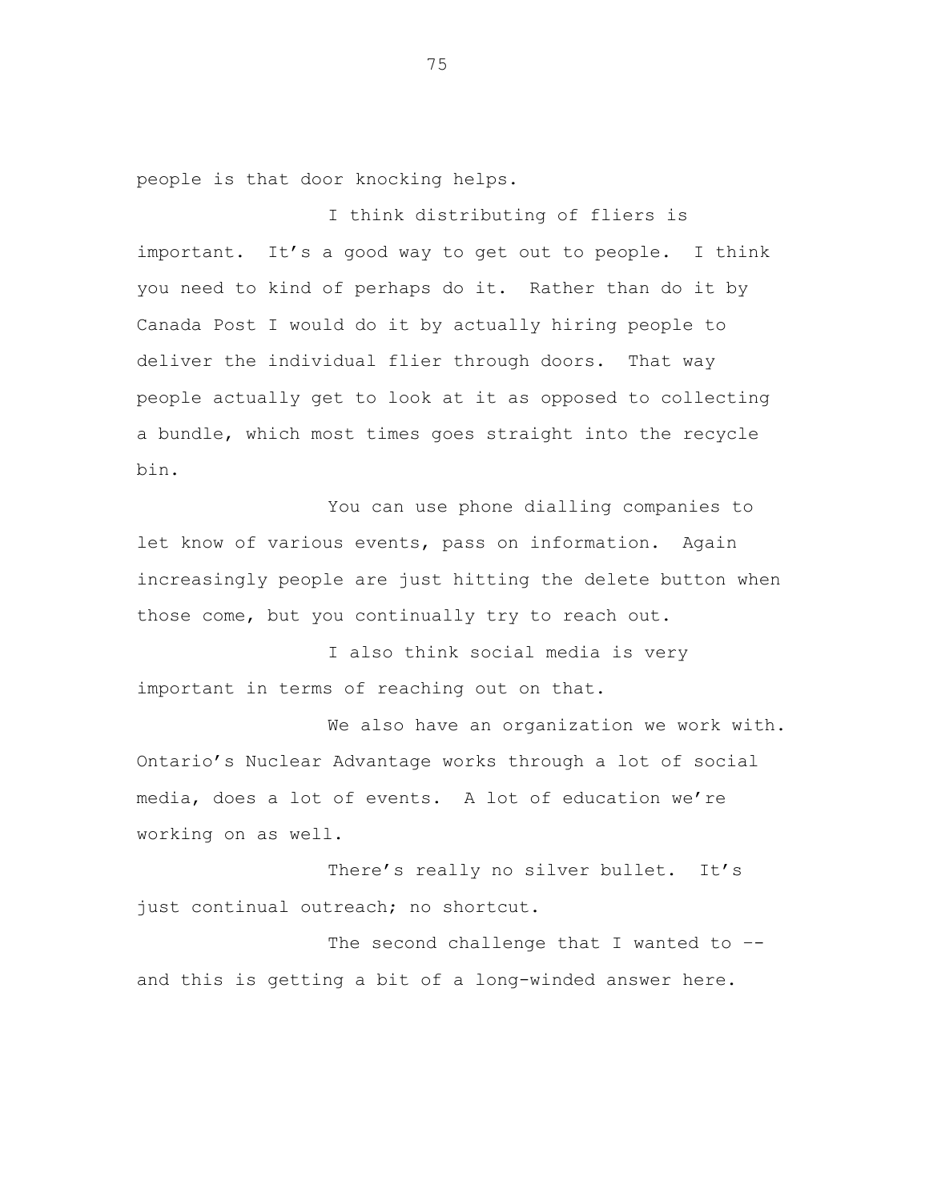people is that door knocking helps.

I think distributing of fliers is important. It's a good way to get out to people. I think you need to kind of perhaps do it. Rather than do it by Canada Post I would do it by actually hiring people to deliver the individual flier through doors. That way people actually get to look at it as opposed to collecting a bundle, which most times goes straight into the recycle bin.

You can use phone dialling companies to let know of various events, pass on information. Again increasingly people are just hitting the delete button when those come, but you continually try to reach out.

I also think social media is very important in terms of reaching out on that.

We also have an organization we work with. Ontario's Nuclear Advantage works through a lot of social media, does a lot of events. A lot of education we're working on as well.

There's really no silver bullet. It's just continual outreach; no shortcut.

The second challenge that I wanted to -- and this is getting a bit of a long-winded answer here.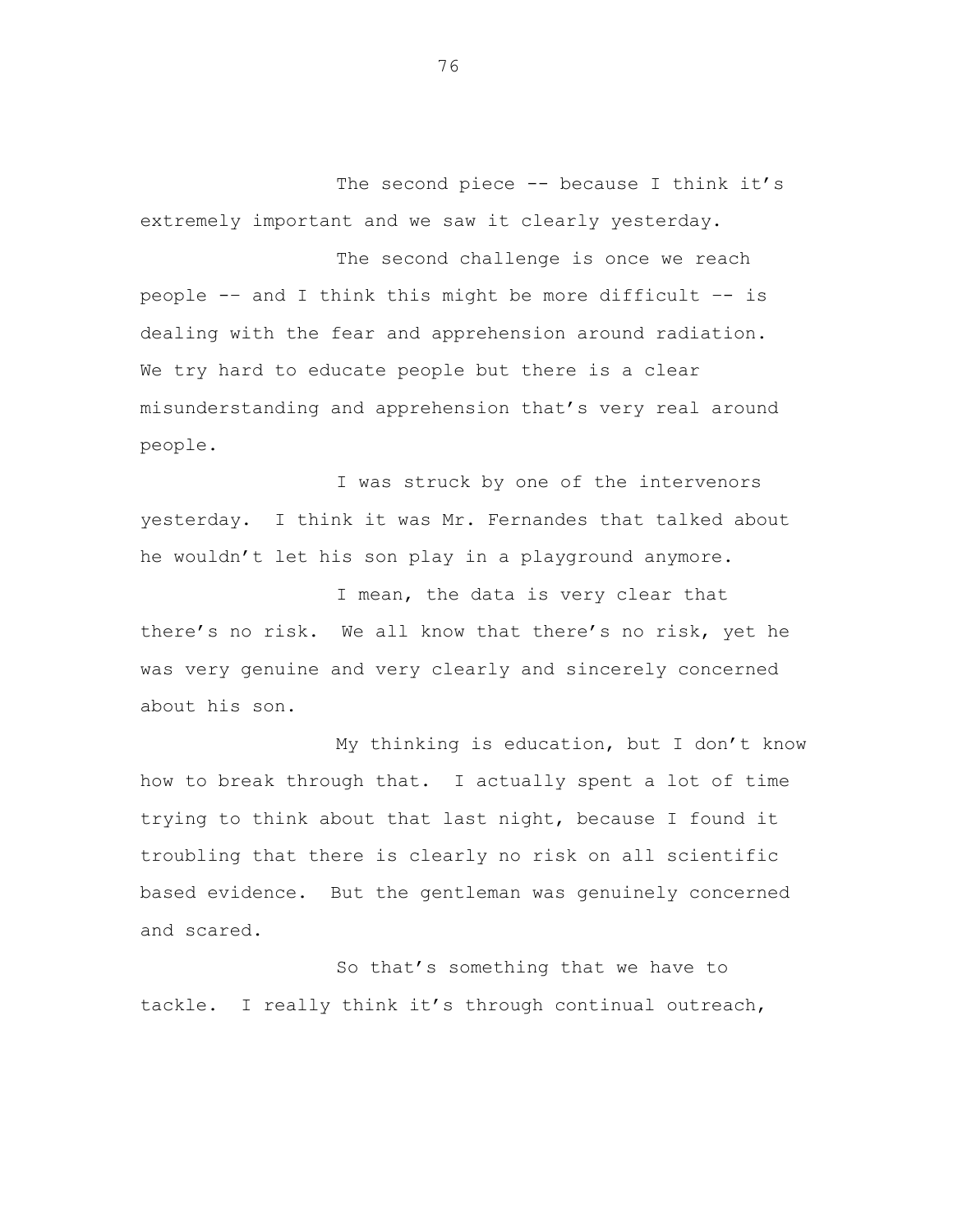The second piece -- because I think it's extremely important and we saw it clearly yesterday.

The second challenge is once we reach people -- and I think this might be more difficult -- is dealing with the fear and apprehension around radiation. We try hard to educate people but there is a clear misunderstanding and apprehension that's very real around people.

I was struck by one of the intervenors yesterday. I think it was Mr. Fernandes that talked about he wouldn't let his son play in a playground anymore.

I mean, the data is very clear that there's no risk. We all know that there's no risk, yet he was very genuine and very clearly and sincerely concerned about his son.

My thinking is education, but I don't know how to break through that. I actually spent a lot of time trying to think about that last night, because I found it troubling that there is clearly no risk on all scientific based evidence. But the gentleman was genuinely concerned and scared.

So that's something that we have to tackle. I really think it's through continual outreach,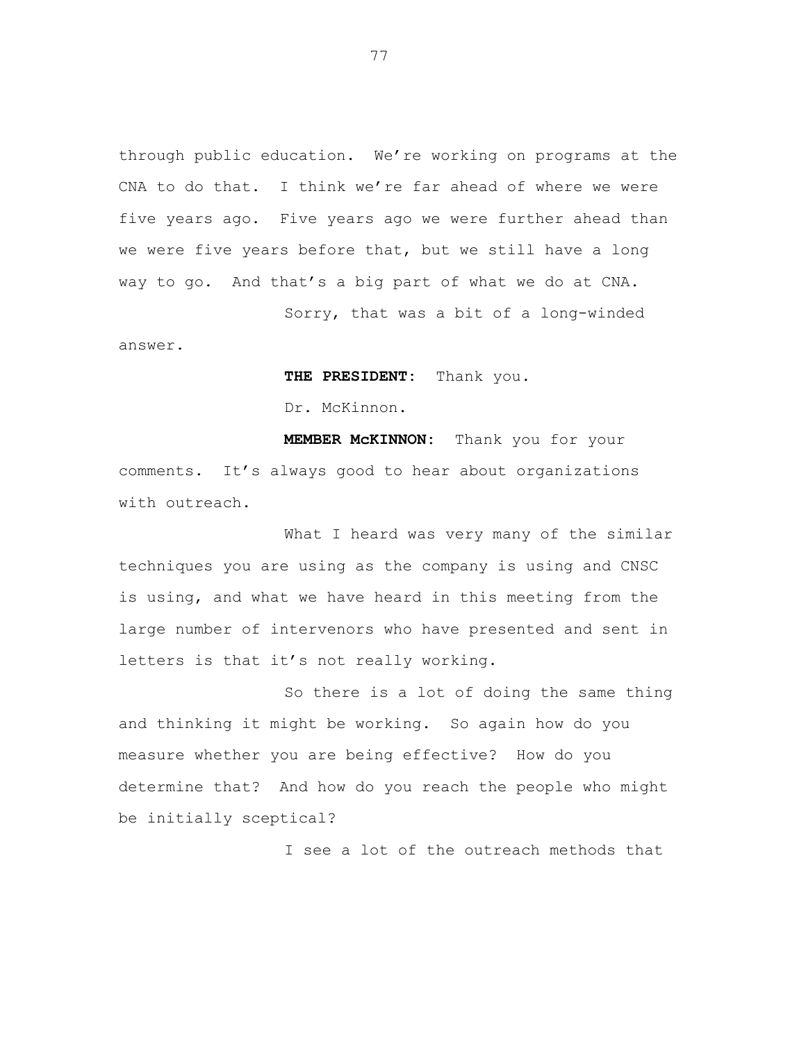through public education. We're working on programs at the CNA to do that. I think we're far ahead of where we were five years ago. Five years ago we were further ahead than we were five years before that, but we still have a long way to go. And that's a big part of what we do at CNA.

Sorry, that was a bit of a long-winded answer.

**THE PRESIDENT:** Thank you.

Dr. McKinnon.

**MEMBER McKINNON:** Thank you for your comments. It's always good to hear about organizations with outreach.

What I heard was very many of the similar techniques you are using as the company is using and CNSC is using, and what we have heard in this meeting from the large number of intervenors who have presented and sent in letters is that it's not really working.

So there is a lot of doing the same thing and thinking it might be working. So again how do you measure whether you are being effective? How do you determine that? And how do you reach the people who might be initially sceptical?

I see a lot of the outreach methods that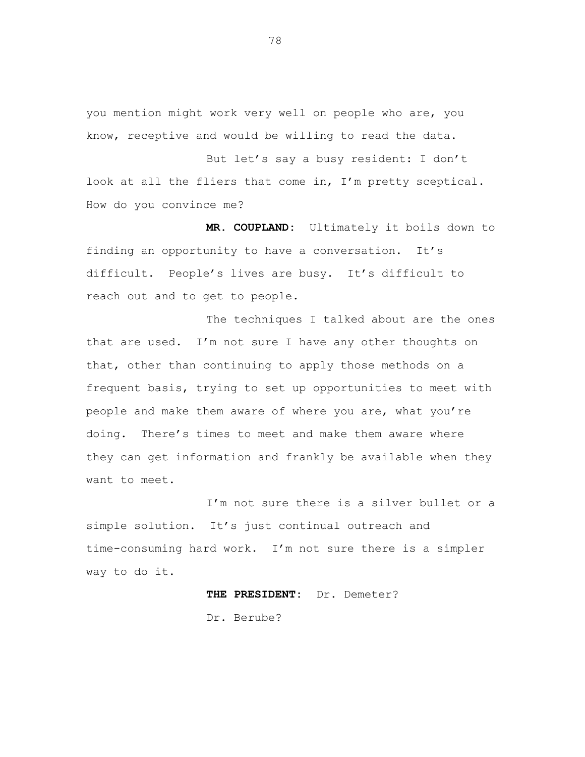you mention might work very well on people who are, you know, receptive and would be willing to read the data.

But let's say a busy resident: I don't look at all the fliers that come in, I'm pretty sceptical. How do you convince me?

**MR. COUPLAND:** Ultimately it boils down to finding an opportunity to have a conversation. It's difficult. People's lives are busy. It's difficult to reach out and to get to people.

The techniques I talked about are the ones that are used. I'm not sure I have any other thoughts on that, other than continuing to apply those methods on a frequent basis, trying to set up opportunities to meet with people and make them aware of where you are, what you're doing. There's times to meet and make them aware where they can get information and frankly be available when they want to meet.

I'm not sure there is a silver bullet or a simple solution. It's just continual outreach and time-consuming hard work. I'm not sure there is a simpler way to do it.

**THE PRESIDENT:** Dr. Demeter?

Dr. Berube?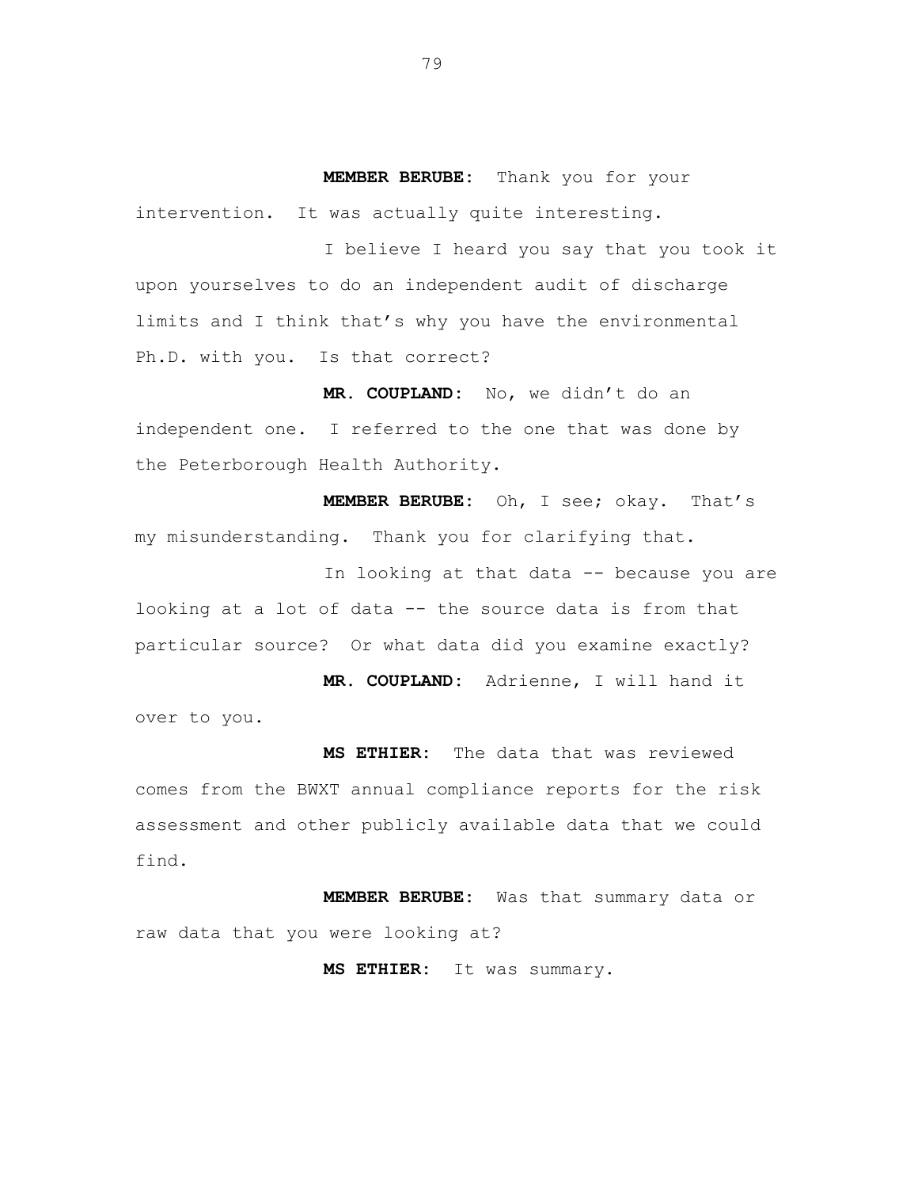**MEMBER BERUBE:** Thank you for your intervention. It was actually quite interesting.

I believe I heard you say that you took it upon yourselves to do an independent audit of discharge limits and I think that's why you have the environmental Ph.D. with you. Is that correct?

**MR. COUPLAND:** No, we didn't do an independent one. I referred to the one that was done by the Peterborough Health Authority.

**MEMBER BERUBE:** Oh, I see; okay. That's my misunderstanding. Thank you for clarifying that.

In looking at that data -- because you are looking at a lot of data -- the source data is from that particular source? Or what data did you examine exactly?

**MR. COUPLAND:** Adrienne, I will hand it over to you.

**MS ETHIER:** The data that was reviewed comes from the BWXT annual compliance reports for the risk assessment and other publicly available data that we could find.

**MEMBER BERUBE:** Was that summary data or raw data that you were looking at?

**MS ETHIER:** It was summary.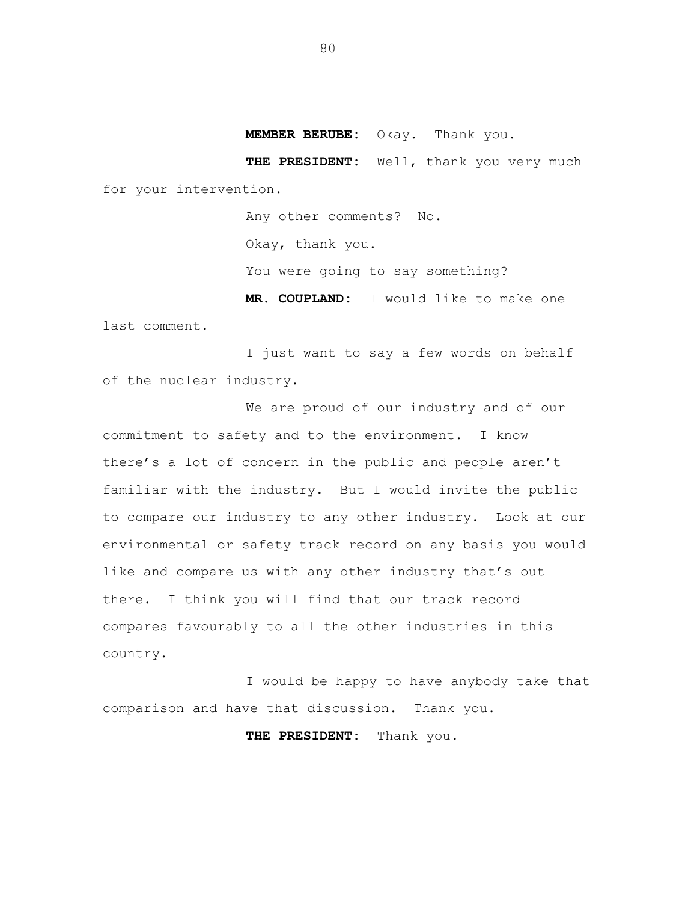**MEMBER BERUBE:** Okay. Thank you.

**THE PRESIDENT:** Well, thank you very much for your intervention.

Any other comments? No.

Okay, thank you.

You were going to say something?

**MR. COUPLAND:** I would like to make one last comment.

I just want to say a few words on behalf of the nuclear industry.

We are proud of our industry and of our commitment to safety and to the environment. I know there's a lot of concern in the public and people aren't familiar with the industry. But I would invite the public to compare our industry to any other industry. Look at our environmental or safety track record on any basis you would like and compare us with any other industry that's out there. I think you will find that our track record compares favourably to all the other industries in this country.

I would be happy to have anybody take that comparison and have that discussion. Thank you.

**THE PRESIDENT:** Thank you.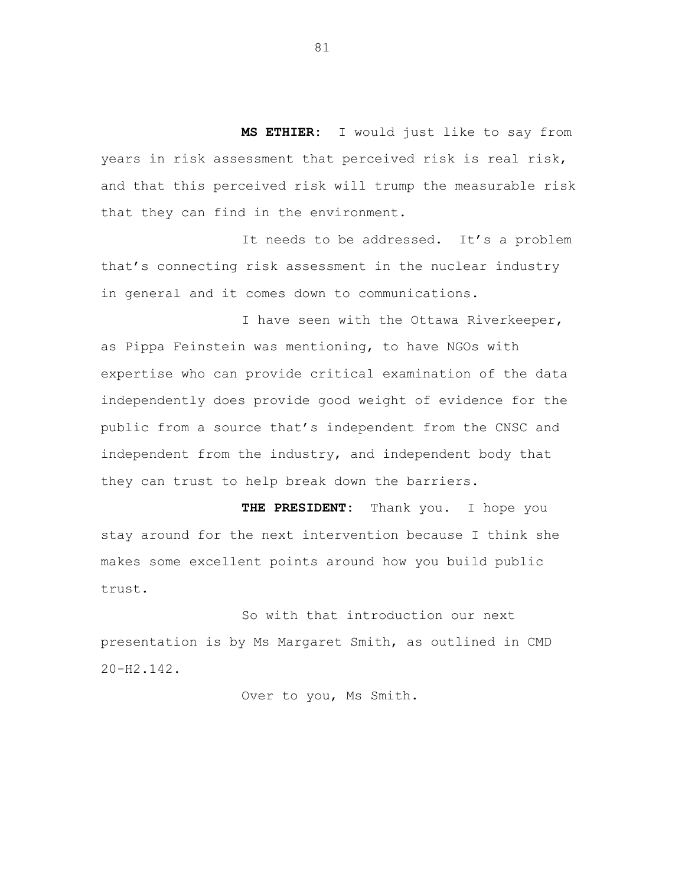**MS ETHIER:** I would just like to say from years in risk assessment that perceived risk is real risk, and that this perceived risk will trump the measurable risk that they can find in the environment.

It needs to be addressed. It's a problem that's connecting risk assessment in the nuclear industry in general and it comes down to communications.

I have seen with the Ottawa Riverkeeper, as Pippa Feinstein was mentioning, to have NGOs with expertise who can provide critical examination of the data independently does provide good weight of evidence for the public from a source that's independent from the CNSC and independent from the industry, and independent body that they can trust to help break down the barriers.

**THE PRESIDENT:** Thank you. I hope you stay around for the next intervention because I think she makes some excellent points around how you build public trust.

So with that introduction our next presentation is by Ms Margaret Smith, as outlined in CMD 20-H2.142.

Over to you, Ms Smith.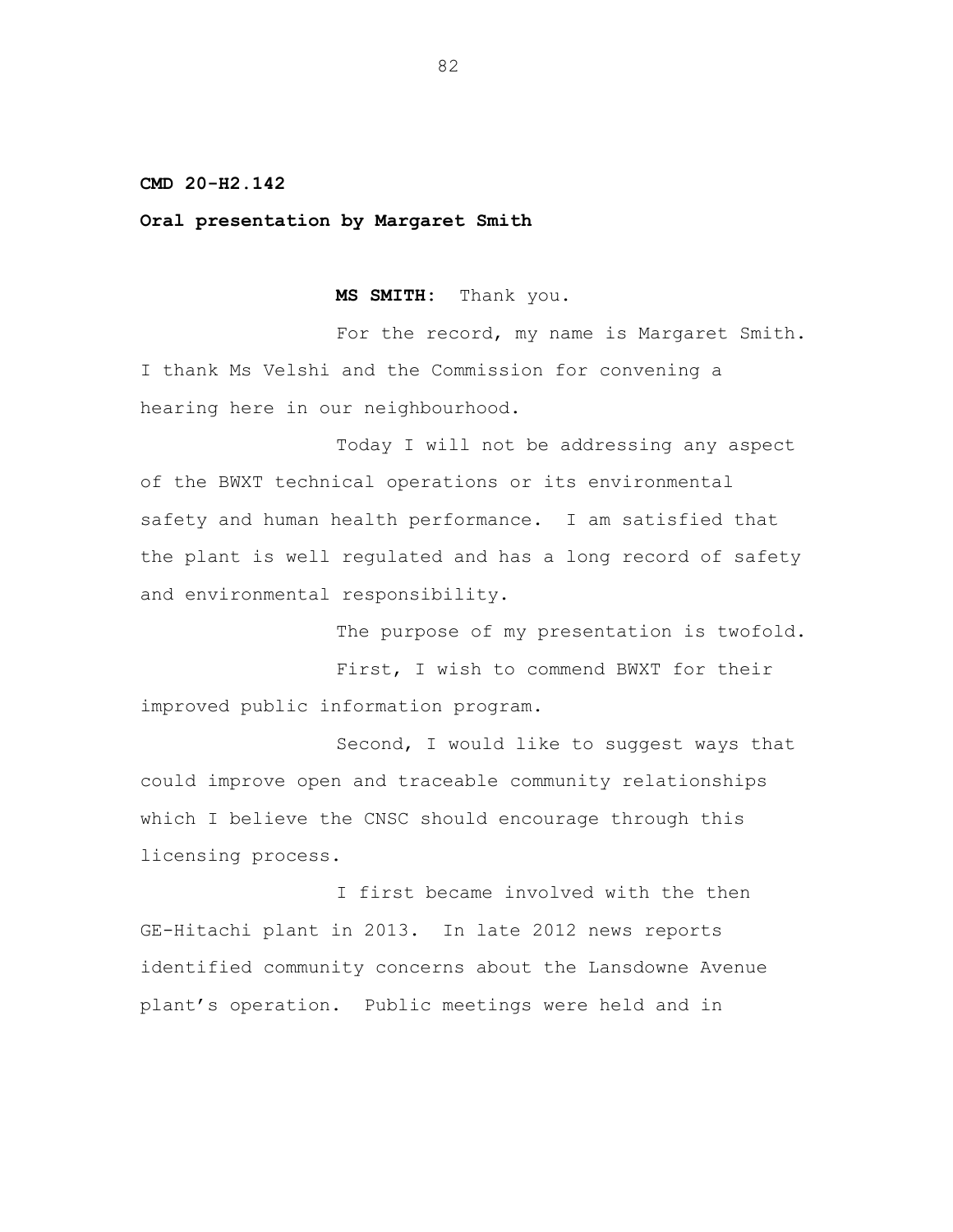**CMD 20-H2.142**

**Oral presentation by Margaret Smith**

**MS SMITH:** Thank you.

For the record, my name is Margaret Smith. I thank Ms Velshi and the Commission for convening a hearing here in our neighbourhood.

Today I will not be addressing any aspect of the BWXT technical operations or its environmental safety and human health performance. I am satisfied that the plant is well regulated and has a long record of safety and environmental responsibility.

The purpose of my presentation is twofold.

First, I wish to commend BWXT for their improved public information program.

Second, I would like to suggest ways that could improve open and traceable community relationships which I believe the CNSC should encourage through this licensing process.

I first became involved with the then GE-Hitachi plant in 2013. In late 2012 news reports identified community concerns about the Lansdowne Avenue plant's operation. Public meetings were held and in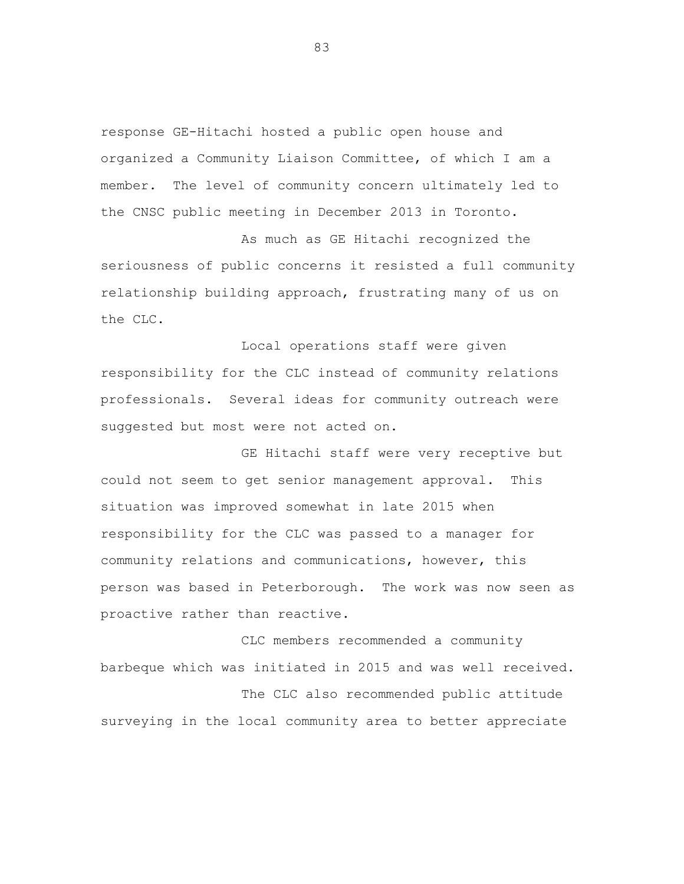response GE-Hitachi hosted a public open house and organized a Community Liaison Committee, of which I am a member. The level of community concern ultimately led to the CNSC public meeting in December 2013 in Toronto.

As much as GE Hitachi recognized the seriousness of public concerns it resisted a full community relationship building approach, frustrating many of us on the CLC.

Local operations staff were given responsibility for the CLC instead of community relations professionals. Several ideas for community outreach were suggested but most were not acted on.

GE Hitachi staff were very receptive but could not seem to get senior management approval. This situation was improved somewhat in late 2015 when responsibility for the CLC was passed to a manager for community relations and communications, however, this person was based in Peterborough. The work was now seen as proactive rather than reactive.

CLC members recommended a community barbeque which was initiated in 2015 and was well received.

The CLC also recommended public attitude surveying in the local community area to better appreciate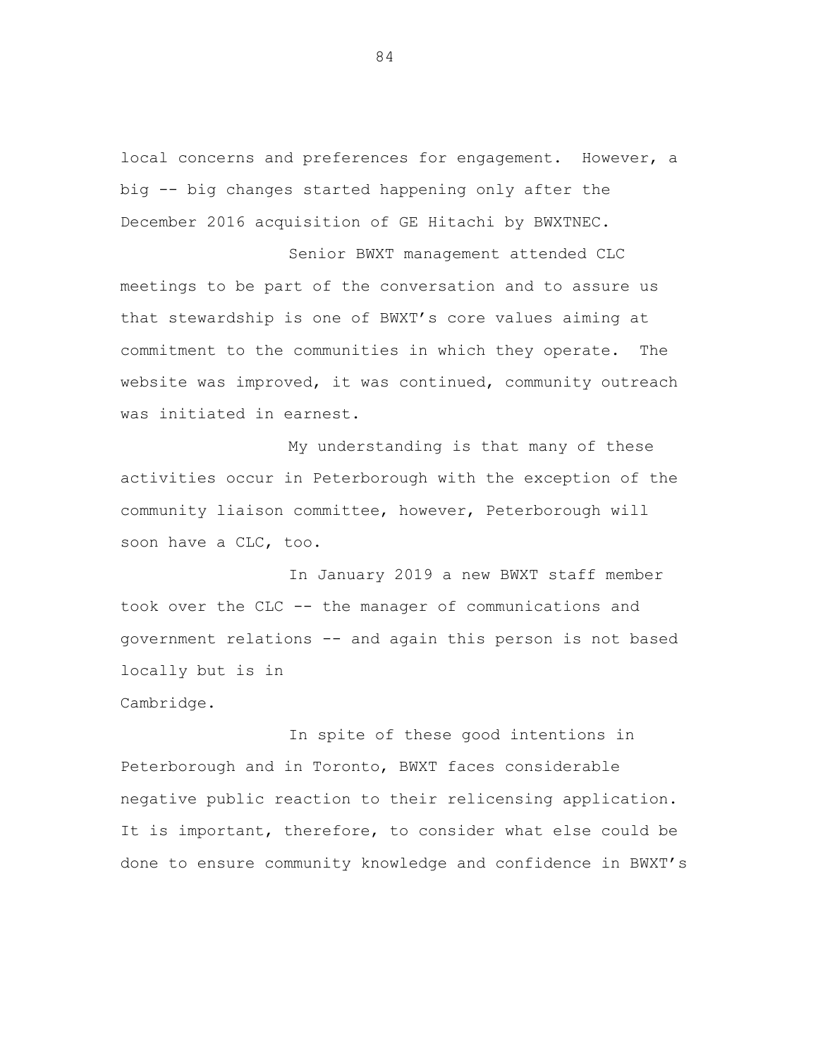local concerns and preferences for engagement. However, a big -- big changes started happening only after the December 2016 acquisition of GE Hitachi by BWXTNEC.

Senior BWXT management attended CLC meetings to be part of the conversation and to assure us that stewardship is one of BWXT's core values aiming at commitment to the communities in which they operate. The website was improved, it was continued, community outreach was initiated in earnest.

My understanding is that many of these activities occur in Peterborough with the exception of the community liaison committee, however, Peterborough will soon have a CLC, too.

In January 2019 a new BWXT staff member took over the CLC -- the manager of communications and government relations -- and again this person is not based locally but is in Cambridge.

In spite of these good intentions in Peterborough and in Toronto, BWXT faces considerable negative public reaction to their relicensing application. It is important, therefore, to consider what else could be done to ensure community knowledge and confidence in BWXT's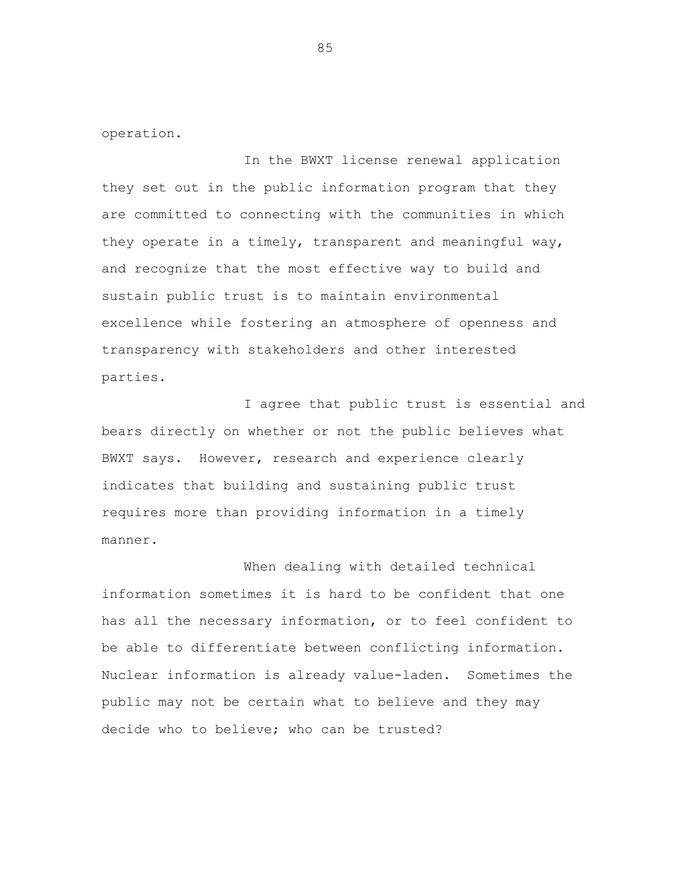operation.

In the BWXT license renewal application they set out in the public information program that they are committed to connecting with the communities in which they operate in a timely, transparent and meaningful way, and recognize that the most effective way to build and sustain public trust is to maintain environmental excellence while fostering an atmosphere of openness and transparency with stakeholders and other interested parties.

I agree that public trust is essential and bears directly on whether or not the public believes what BWXT says. However, research and experience clearly indicates that building and sustaining public trust requires more than providing information in a timely manner.

When dealing with detailed technical information sometimes it is hard to be confident that one has all the necessary information, or to feel confident to be able to differentiate between conflicting information. Nuclear information is already value-laden. Sometimes the public may not be certain what to believe and they may decide who to believe; who can be trusted?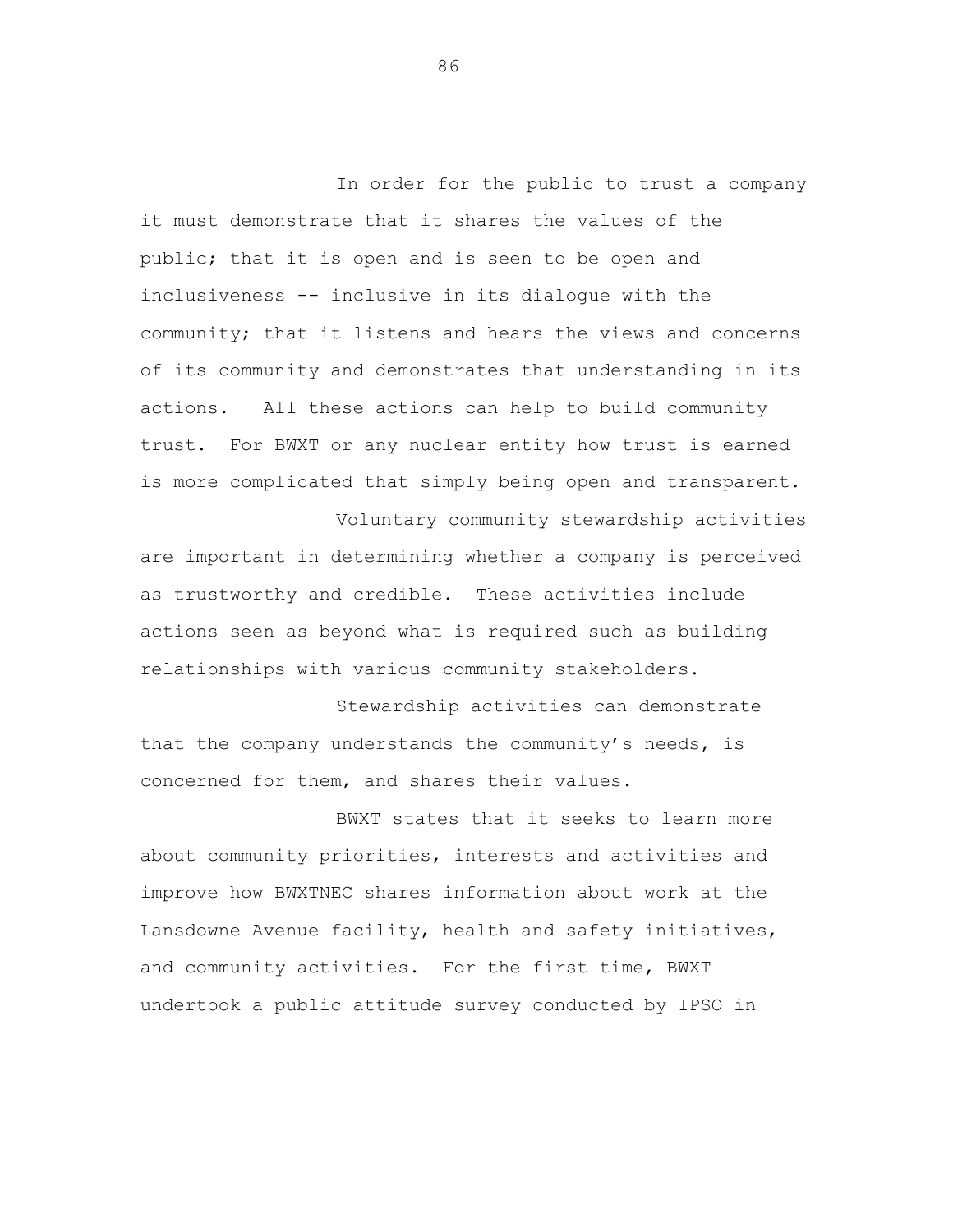In order for the public to trust a company it must demonstrate that it shares the values of the public; that it is open and is seen to be open and inclusiveness -- inclusive in its dialogue with the community; that it listens and hears the views and concerns of its community and demonstrates that understanding in its actions. All these actions can help to build community trust. For BWXT or any nuclear entity how trust is earned is more complicated that simply being open and transparent.

Voluntary community stewardship activities are important in determining whether a company is perceived as trustworthy and credible. These activities include actions seen as beyond what is required such as building relationships with various community stakeholders.

Stewardship activities can demonstrate that the company understands the community's needs, is concerned for them, and shares their values.

BWXT states that it seeks to learn more about community priorities, interests and activities and improve how BWXTNEC shares information about work at the Lansdowne Avenue facility, health and safety initiatives, and community activities. For the first time, BWXT undertook a public attitude survey conducted by IPSO in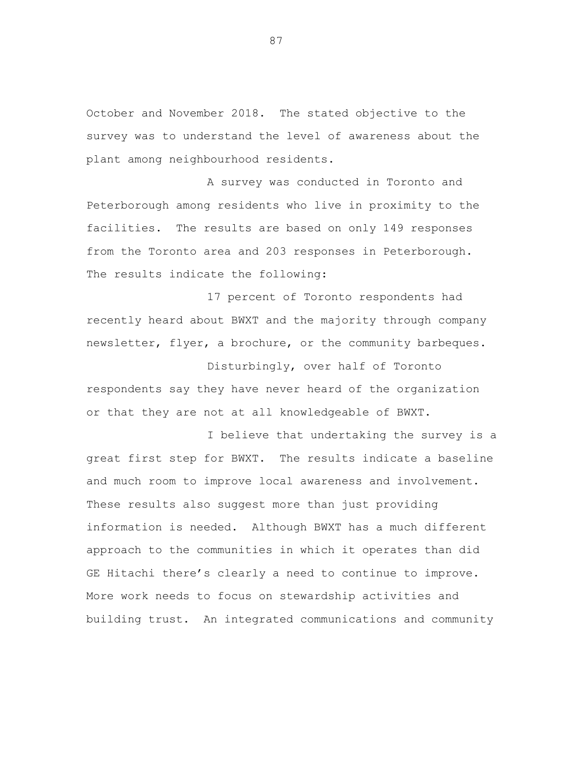October and November 2018. The stated objective to the survey was to understand the level of awareness about the plant among neighbourhood residents.

A survey was conducted in Toronto and Peterborough among residents who live in proximity to the facilities. The results are based on only 149 responses from the Toronto area and 203 responses in Peterborough. The results indicate the following:

17 percent of Toronto respondents had recently heard about BWXT and the majority through company newsletter, flyer, a brochure, or the community barbeques.

Disturbingly, over half of Toronto respondents say they have never heard of the organization or that they are not at all knowledgeable of BWXT.

I believe that undertaking the survey is a great first step for BWXT. The results indicate a baseline and much room to improve local awareness and involvement. These results also suggest more than just providing information is needed. Although BWXT has a much different approach to the communities in which it operates than did GE Hitachi there's clearly a need to continue to improve. More work needs to focus on stewardship activities and building trust. An integrated communications and community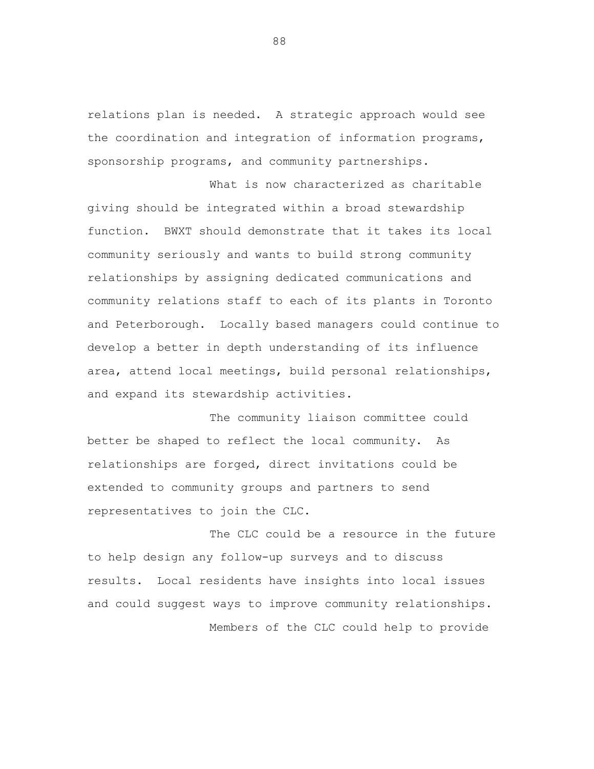relations plan is needed. A strategic approach would see the coordination and integration of information programs, sponsorship programs, and community partnerships.

What is now characterized as charitable giving should be integrated within a broad stewardship function. BWXT should demonstrate that it takes its local community seriously and wants to build strong community relationships by assigning dedicated communications and community relations staff to each of its plants in Toronto and Peterborough. Locally based managers could continue to develop a better in depth understanding of its influence area, attend local meetings, build personal relationships, and expand its stewardship activities.

The community liaison committee could better be shaped to reflect the local community. As relationships are forged, direct invitations could be extended to community groups and partners to send representatives to join the CLC.

The CLC could be a resource in the future to help design any follow-up surveys and to discuss results. Local residents have insights into local issues and could suggest ways to improve community relationships.

Members of the CLC could help to provide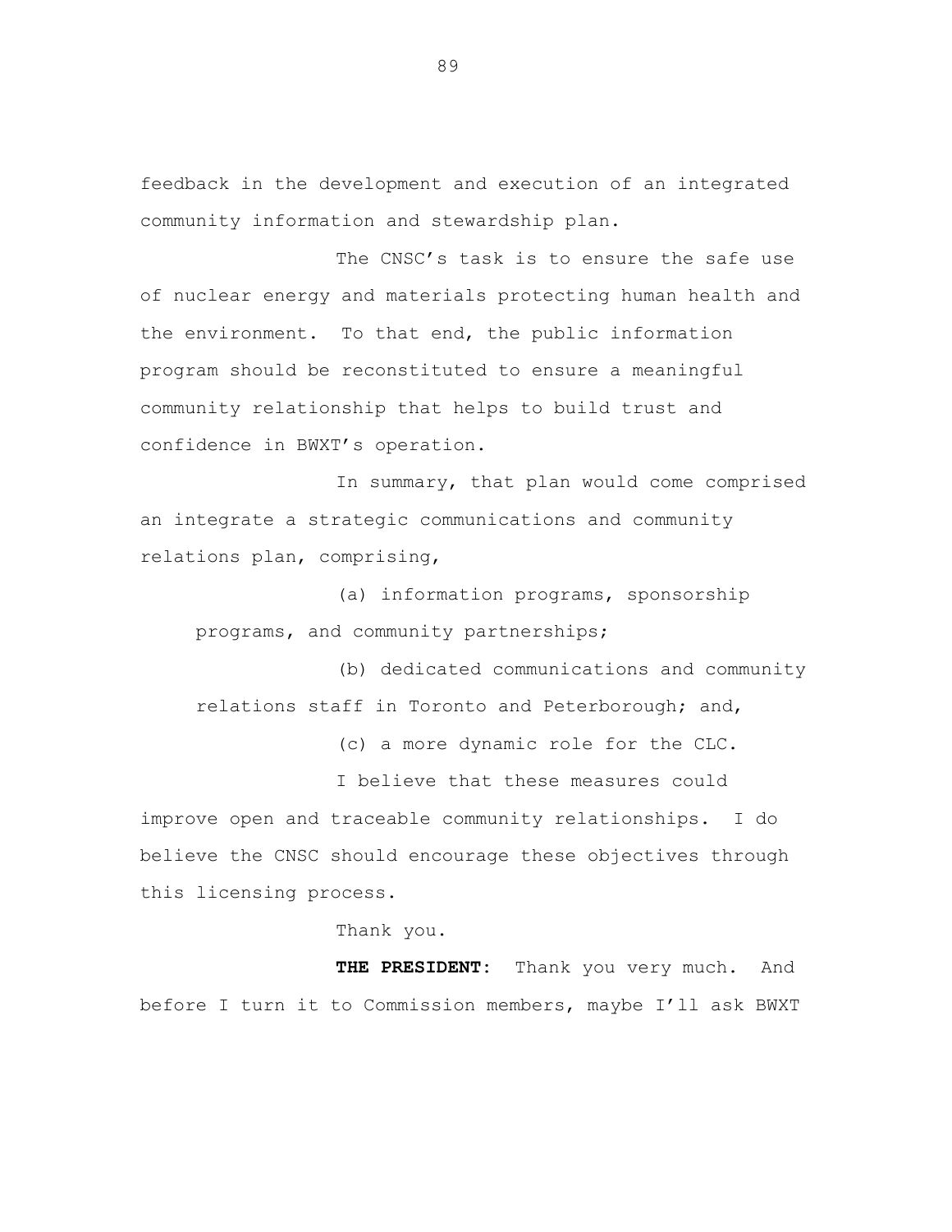feedback in the development and execution of an integrated community information and stewardship plan.

The CNSC's task is to ensure the safe use of nuclear energy and materials protecting human health and the environment. To that end, the public information program should be reconstituted to ensure a meaningful community relationship that helps to build trust and confidence in BWXT's operation.

In summary, that plan would come comprised an integrate a strategic communications and community relations plan, comprising,

(a) information programs, sponsorship programs, and community partnerships;

(b) dedicated communications and community relations staff in Toronto and Peterborough; and,

(c) a more dynamic role for the CLC.

I believe that these measures could improve open and traceable community relationships. I do believe the CNSC should encourage these objectives through this licensing process.

Thank you.

**THE PRESIDENT**: Thank you very much. And before I turn it to Commission members, maybe I'll ask BWXT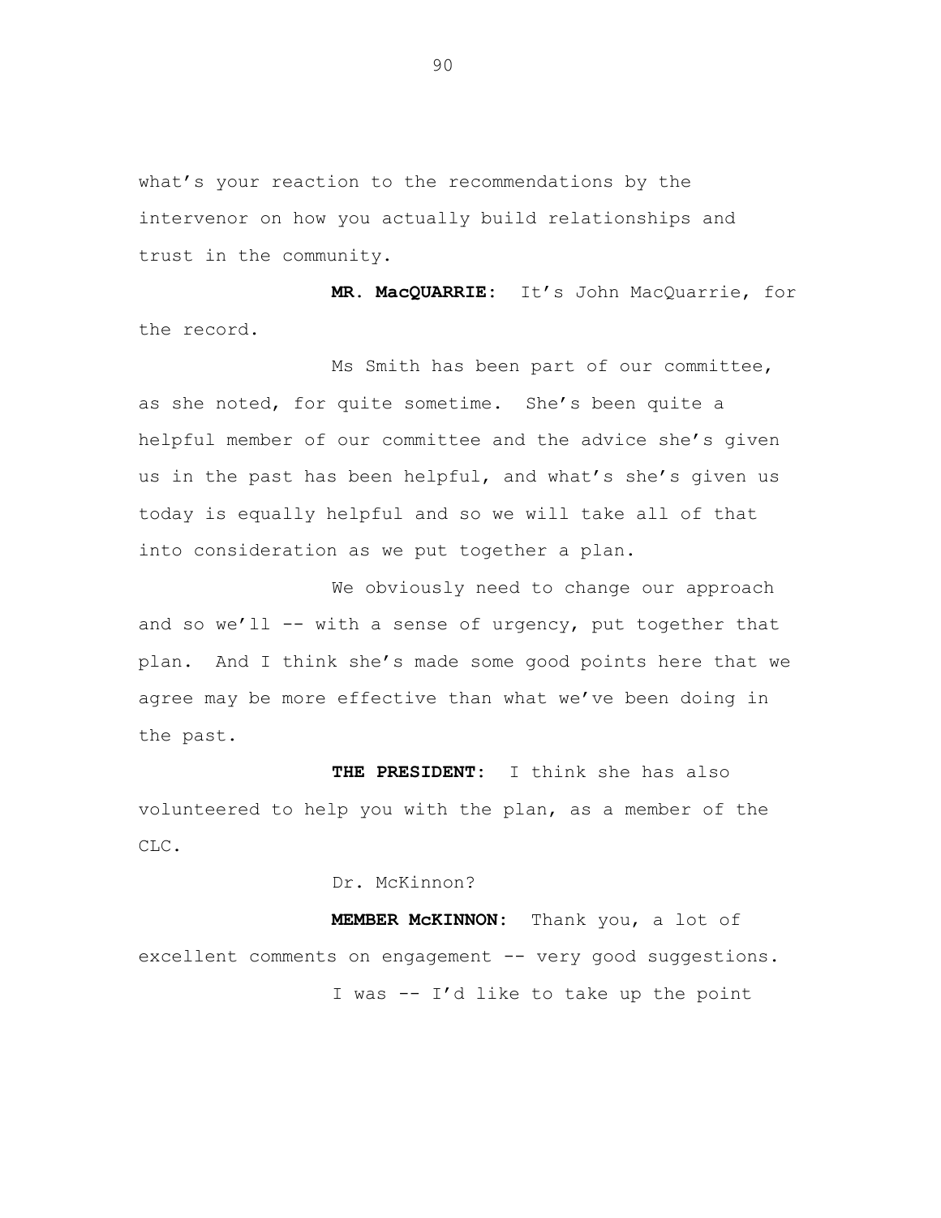what's your reaction to the recommendations by the intervenor on how you actually build relationships and trust in the community.

**MR. MacQUARRIE:** It's John MacQuarrie, for the record.

Ms Smith has been part of our committee, as she noted, for quite sometime. She's been quite a helpful member of our committee and the advice she's given us in the past has been helpful, and what's she's given us today is equally helpful and so we will take all of that into consideration as we put together a plan.

We obviously need to change our approach and so we'll -- with a sense of urgency, put together that plan. And I think she's made some good points here that we agree may be more effective than what we've been doing in the past.

**THE PRESIDENT:** I think she has also volunteered to help you with the plan, as a member of the CLC.

Dr. McKinnon?

**MEMBER McKINNON:** Thank you, a lot of excellent comments on engagement -- very good suggestions.

I was -- I'd like to take up the point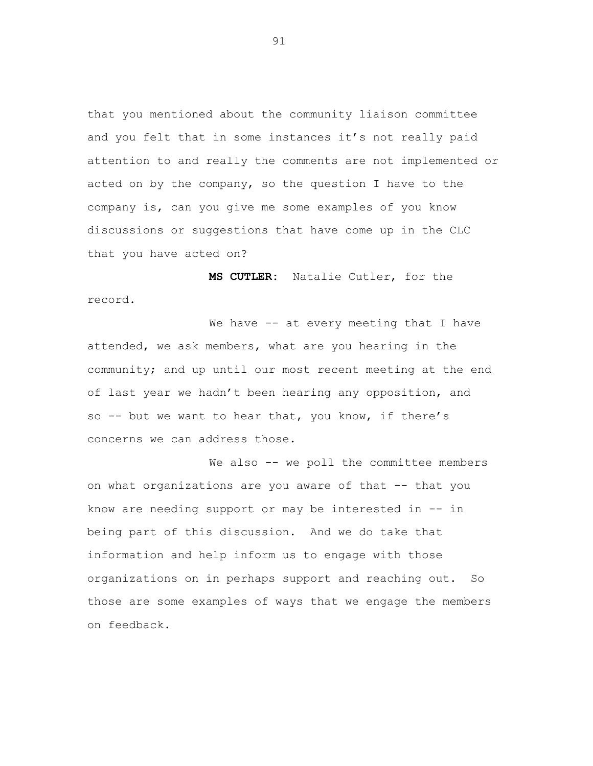that you mentioned about the community liaison committee and you felt that in some instances it's not really paid attention to and really the comments are not implemented or acted on by the company, so the question I have to the company is, can you give me some examples of you know discussions or suggestions that have come up in the CLC that you have acted on?

**MS CUTLER:** Natalie Cutler, for the record.

We have -- at every meeting that I have attended, we ask members, what are you hearing in the community; and up until our most recent meeting at the end of last year we hadn't been hearing any opposition, and so -- but we want to hear that, you know, if there's concerns we can address those.

We also -- we poll the committee members on what organizations are you aware of that -- that you know are needing support or may be interested in -- in being part of this discussion. And we do take that information and help inform us to engage with those organizations on in perhaps support and reaching out. So those are some examples of ways that we engage the members on feedback.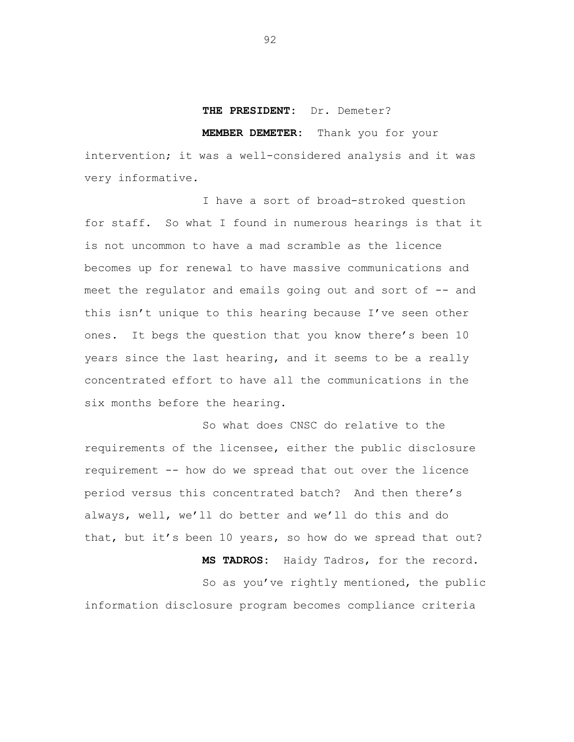**THE PRESIDENT:** Dr. Demeter?

**MEMBER DEMETER:** Thank you for your intervention; it was a well-considered analysis and it was very informative.

I have a sort of broad-stroked question for staff. So what I found in numerous hearings is that it is not uncommon to have a mad scramble as the licence becomes up for renewal to have massive communications and meet the regulator and emails going out and sort of -- and this isn't unique to this hearing because I've seen other ones. It begs the question that you know there's been 10 years since the last hearing, and it seems to be a really concentrated effort to have all the communications in the six months before the hearing.

So what does CNSC do relative to the requirements of the licensee, either the public disclosure requirement -- how do we spread that out over the licence period versus this concentrated batch? And then there's always, well, we'll do better and we'll do this and do that, but it's been 10 years, so how do we spread that out?

**MS TADROS:** Haidy Tadros, for the record.

So as you've rightly mentioned, the public information disclosure program becomes compliance criteria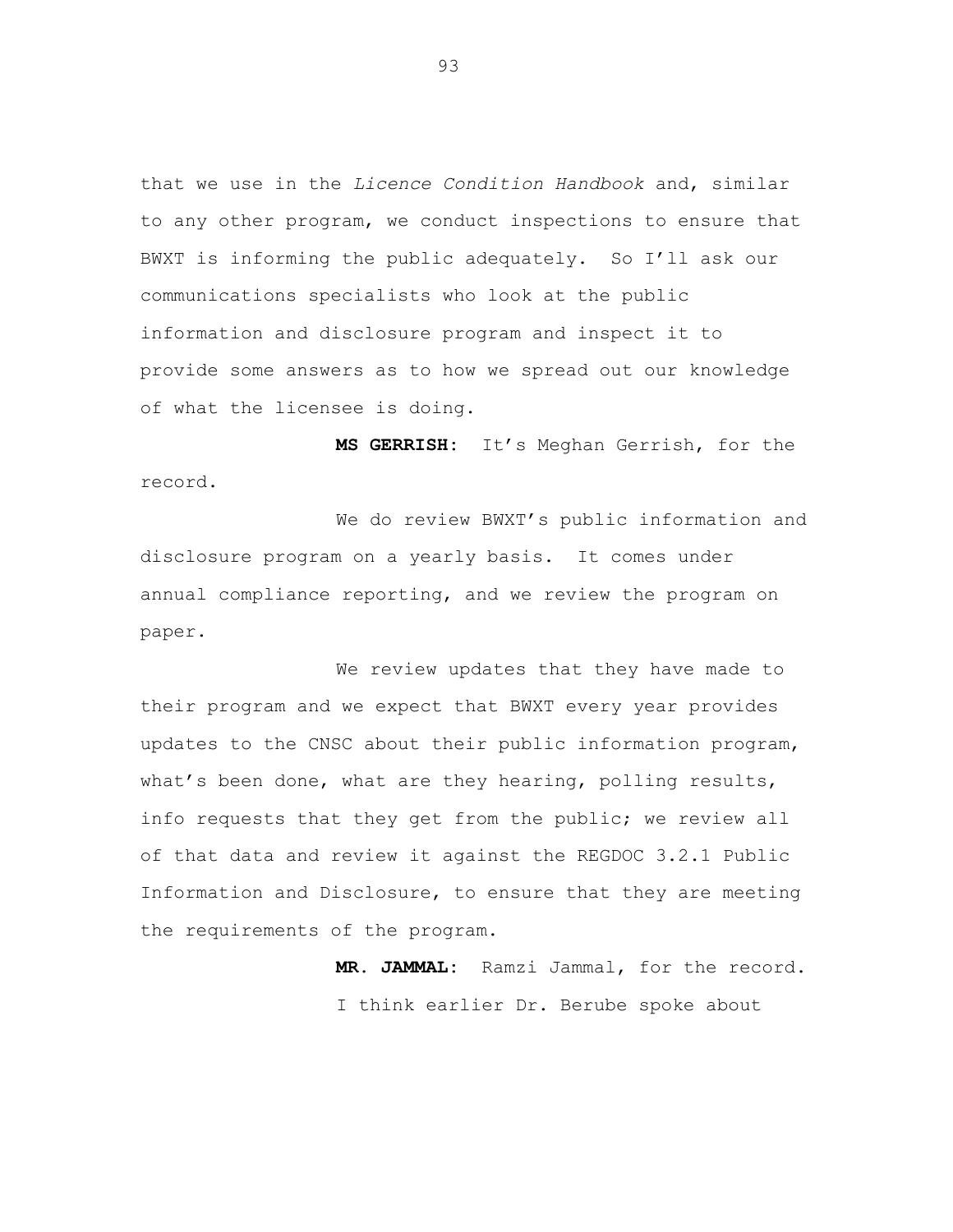that we use in the *Licence Condition Handbook* and, similar to any other program, we conduct inspections to ensure that BWXT is informing the public adequately. So I'll ask our communications specialists who look at the public information and disclosure program and inspect it to provide some answers as to how we spread out our knowledge of what the licensee is doing.

**MS GERRISH:** It's Meghan Gerrish, for the record.

We do review BWXT's public information and disclosure program on a yearly basis. It comes under annual compliance reporting, and we review the program on paper.

We review updates that they have made to their program and we expect that BWXT every year provides updates to the CNSC about their public information program, what's been done, what are they hearing, polling results, info requests that they get from the public; we review all of that data and review it against the REGDOC 3.2.1 Public Information and Disclosure, to ensure that they are meeting the requirements of the program.

**MR. JAMMAL:** Ramzi Jammal, for the record.

I think earlier Dr. Berube spoke about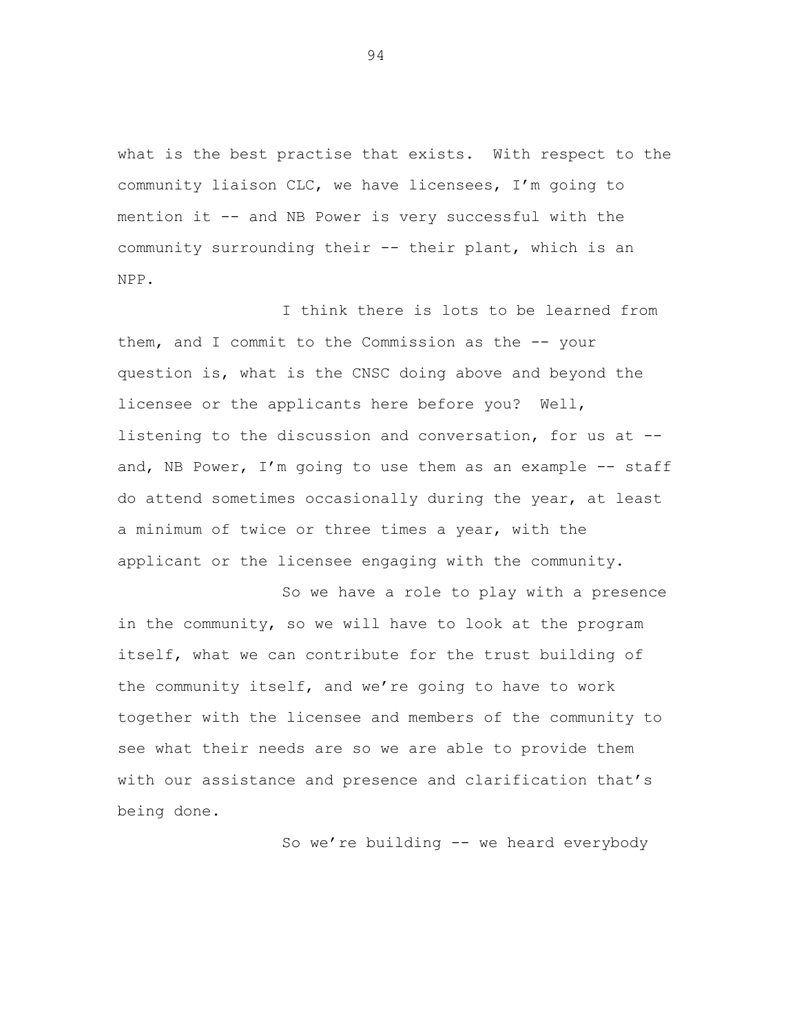what is the best practise that exists. With respect to the community liaison CLC, we have licensees, I'm going to mention it -- and NB Power is very successful with the community surrounding their -- their plant, which is an NPP.

I think there is lots to be learned from them, and I commit to the Commission as the -- your question is, what is the CNSC doing above and beyond the licensee or the applicants here before you? Well, listening to the discussion and conversation, for us at -- and, NB Power, I'm going to use them as an example -- staff do attend sometimes occasionally during the year, at least a minimum of twice or three times a year, with the applicant or the licensee engaging with the community.

So we have a role to play with a presence in the community, so we will have to look at the program itself, what we can contribute for the trust building of the community itself, and we're going to have to work together with the licensee and members of the community to see what their needs are so we are able to provide them with our assistance and presence and clarification that's being done.

So we're building -- we heard everybody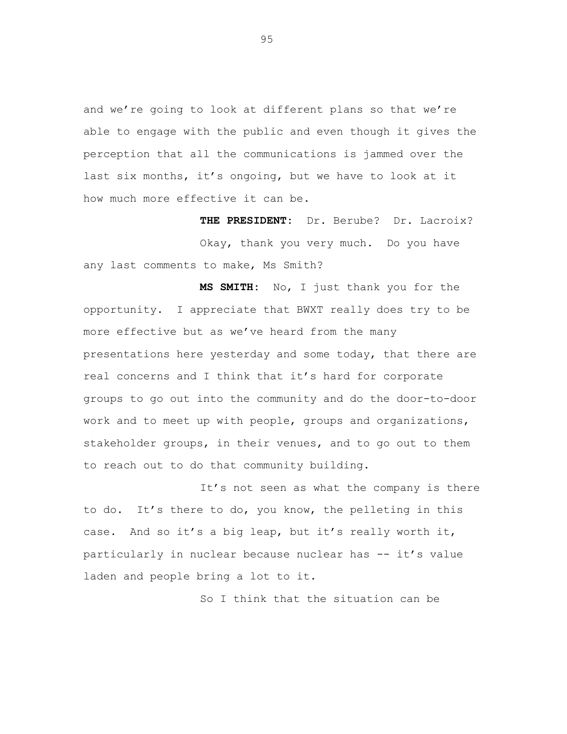and we're going to look at different plans so that we're able to engage with the public and even though it gives the perception that all the communications is jammed over the last six months, it's ongoing, but we have to look at it how much more effective it can be.

**THE PRESIDENT:** Dr. Berube? Dr. Lacroix?

Okay, thank you very much. Do you have any last comments to make, Ms Smith?

**MS SMITH:** No, I just thank you for the opportunity. I appreciate that BWXT really does try to be more effective but as we've heard from the many presentations here yesterday and some today, that there are real concerns and I think that it's hard for corporate groups to go out into the community and do the door-to-door work and to meet up with people, groups and organizations, stakeholder groups, in their venues, and to go out to them to reach out to do that community building.

It's not seen as what the company is there to do. It's there to do, you know, the pelleting in this case. And so it's a big leap, but it's really worth it, particularly in nuclear because nuclear has -- it's value laden and people bring a lot to it.

So I think that the situation can be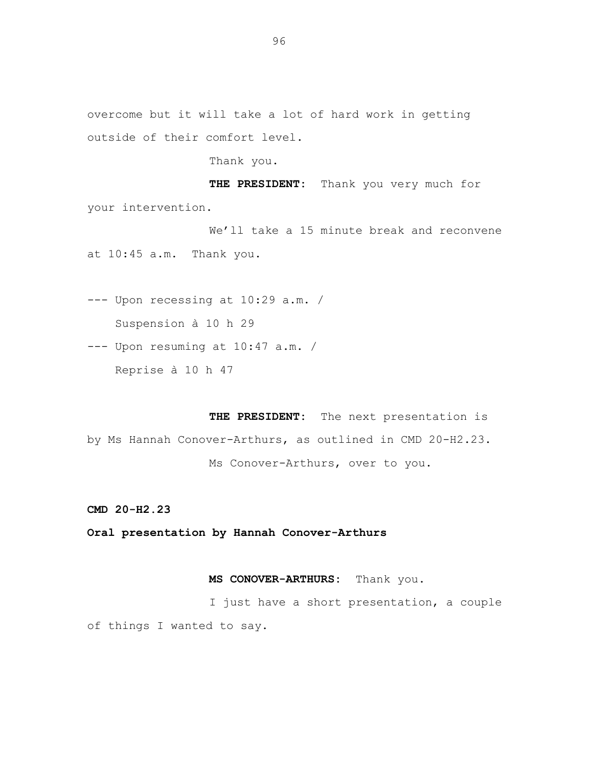overcome but it will take a lot of hard work in getting outside of their comfort level.

Thank you.

**THE PRESIDENT:** Thank you very much for your intervention.

We'll take a 15 minute break and reconvene at 10:45 a.m. Thank you.

--- Upon recessing at 10:29 a.m. /
Suspension à 10 h 29

--- Upon resuming at 10:47 a.m. /
Reprise à 10 h 47

**THE PRESIDENT:** The next presentation is by Ms Hannah Conover-Arthurs, as outlined in CMD 20-H2.23.

Ms Conover-Arthurs, over to you.

**CMD 20-H2.23**

**Oral presentation by Hannah Conover-Arthurs**

**MS CONOVER-ARTHURS:** Thank you.

I just have a short presentation, a couple of things I wanted to say.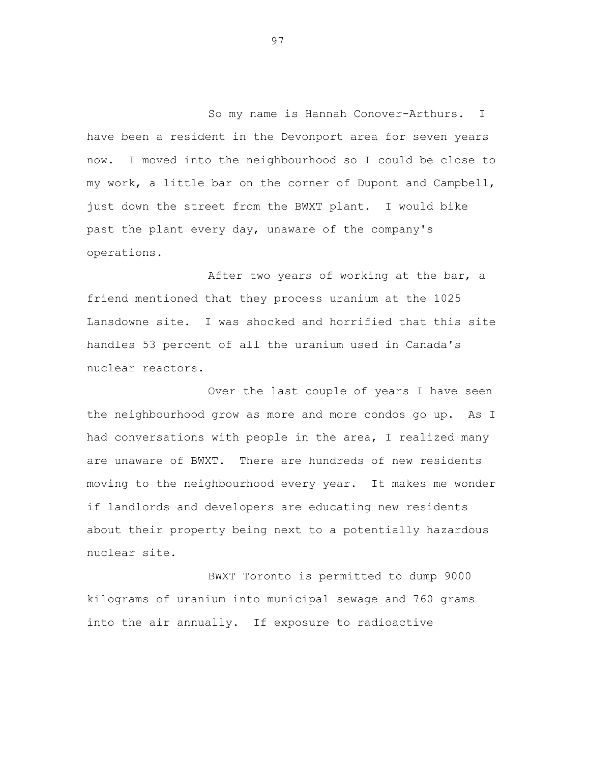So my name is Hannah Conover-Arthurs. I have been a resident in the Devonport area for seven years now. I moved into the neighbourhood so I could be close to my work, a little bar on the corner of Dupont and Campbell, just down the street from the BWXT plant. I would bike past the plant every day, unaware of the company's operations.

After two years of working at the bar, a friend mentioned that they process uranium at the 1025 Lansdowne site. I was shocked and horrified that this site handles 53 percent of all the uranium used in Canada's nuclear reactors.

Over the last couple of years I have seen the neighbourhood grow as more and more condos go up. As I had conversations with people in the area, I realized many are unaware of BWXT. There are hundreds of new residents moving to the neighbourhood every year. It makes me wonder if landlords and developers are educating new residents about their property being next to a potentially hazardous nuclear site.

BWXT Toronto is permitted to dump 9000 kilograms of uranium into municipal sewage and 760 grams into the air annually. If exposure to radioactive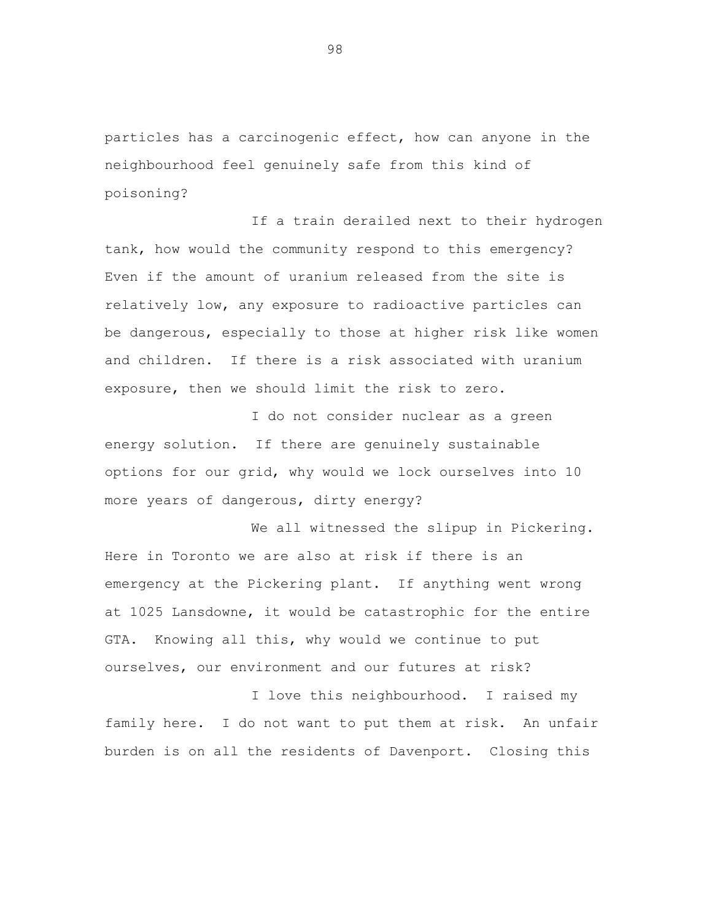particles has a carcinogenic effect, how can anyone in the neighbourhood feel genuinely safe from this kind of poisoning?

If a train derailed next to their hydrogen tank, how would the community respond to this emergency? Even if the amount of uranium released from the site is relatively low, any exposure to radioactive particles can be dangerous, especially to those at higher risk like women and children. If there is a risk associated with uranium exposure, then we should limit the risk to zero.

I do not consider nuclear as a green energy solution. If there are genuinely sustainable options for our grid, why would we lock ourselves into 10 more years of dangerous, dirty energy?

We all witnessed the slipup in Pickering. Here in Toronto we are also at risk if there is an emergency at the Pickering plant. If anything went wrong at 1025 Lansdowne, it would be catastrophic for the entire GTA. Knowing all this, why would we continue to put ourselves, our environment and our futures at risk?

I love this neighbourhood. I raised my family here. I do not want to put them at risk. An unfair burden is on all the residents of Davenport. Closing this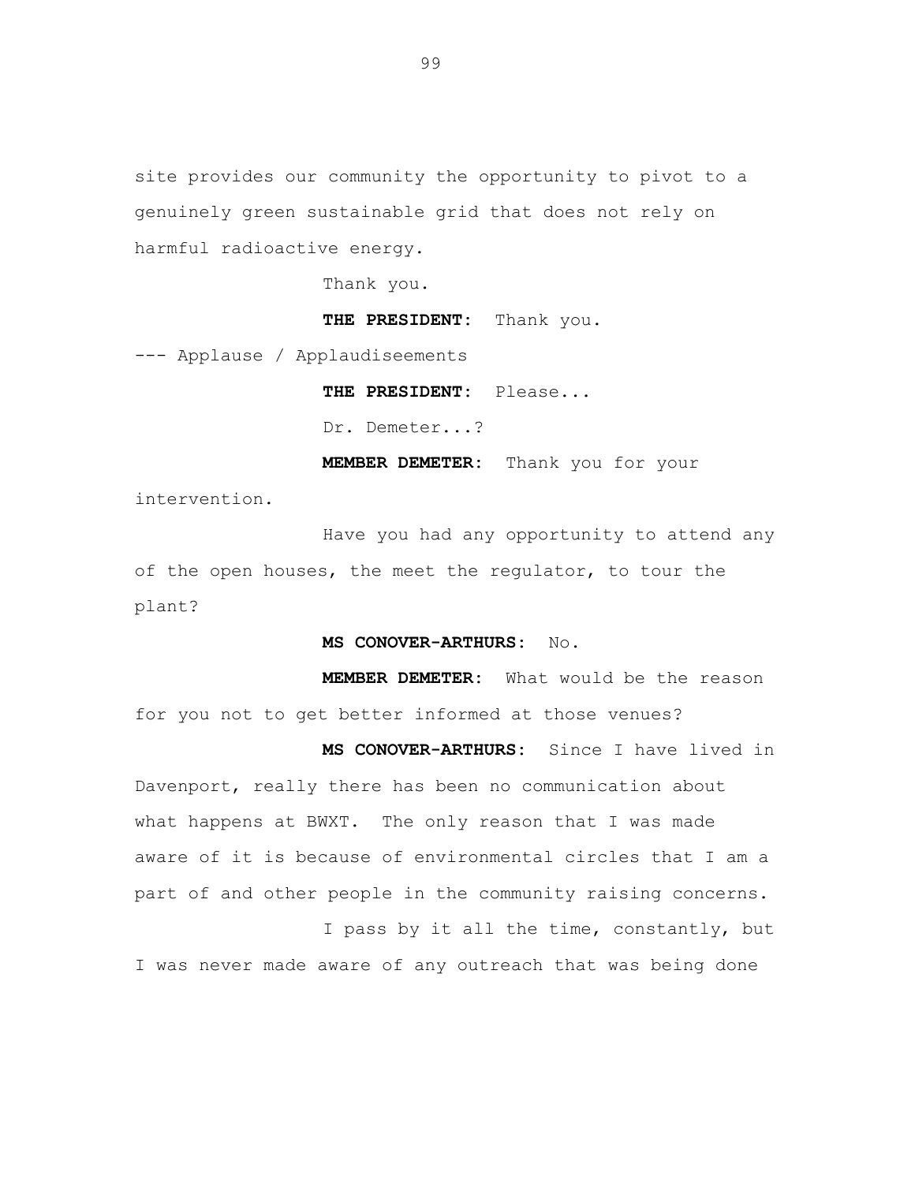site provides our community the opportunity to pivot to a genuinely green sustainable grid that does not rely on harmful radioactive energy.

Thank you.

**THE PRESIDENT:** Thank you.

--- Applause / Applaudiseements

**THE PRESIDENT:** Please...

Dr. Demeter...?

**MEMBER DEMETER:** Thank you for your intervention.

Have you had any opportunity to attend any of the open houses, the meet the regulator, to tour the plant?

**MS CONOVER-ARTHURS:** No.

**MEMBER DEMETER:** What would be the reason for you not to get better informed at those venues?

**MS CONOVER-ARTHURS:** Since I have lived in Davenport, really there has been no communication about what happens at BWXT. The only reason that I was made aware of it is because of environmental circles that I am a part of and other people in the community raising concerns.

I pass by it all the time, constantly, but I was never made aware of any outreach that was being done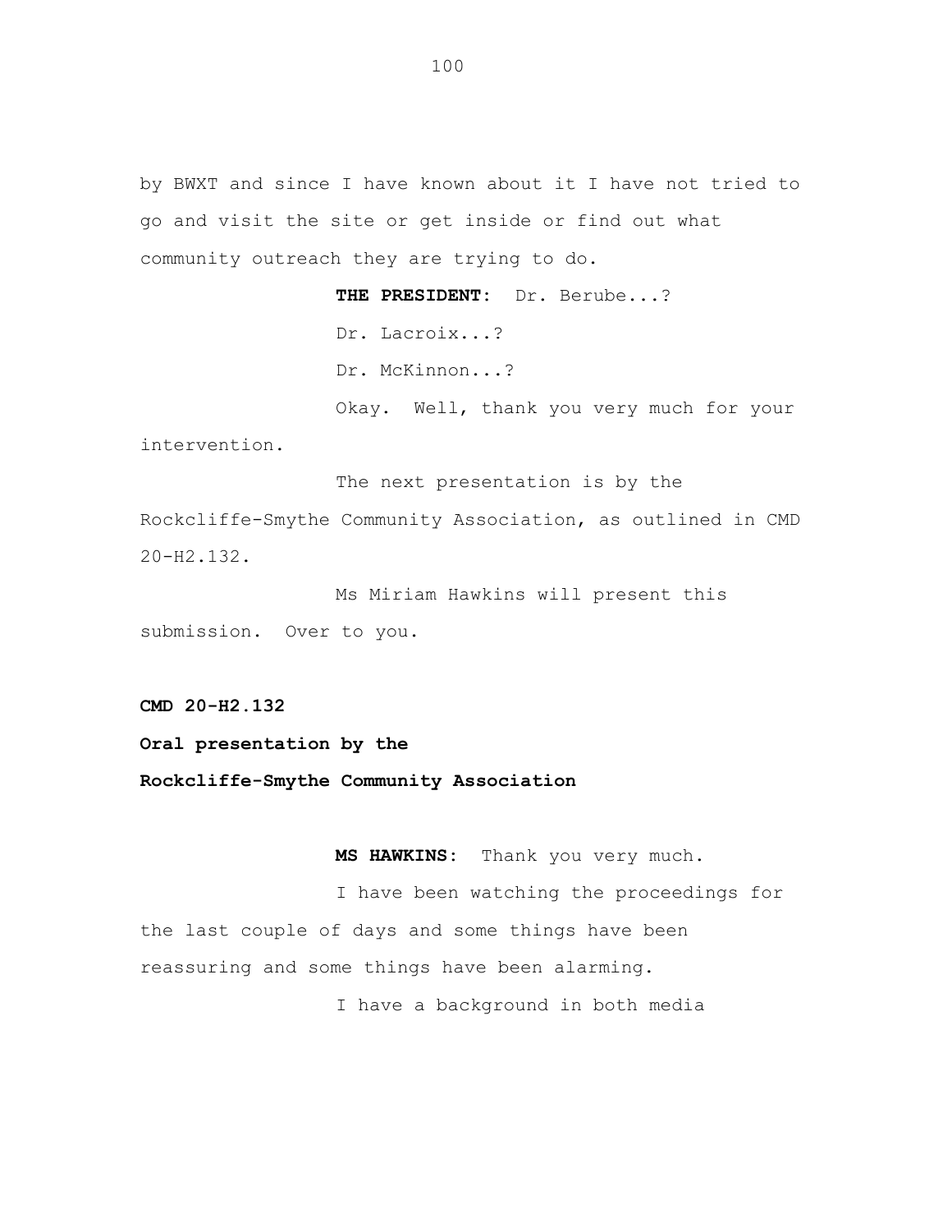by BWXT and since I have known about it I have not tried to go and visit the site or get inside or find out what community outreach they are trying to do.

**THE PRESIDENT:** Dr. Berube...?

Dr. Lacroix...?

Dr. McKinnon...?

Okay. Well, thank you very much for your intervention.

The next presentation is by the Rockcliffe-Smythe Community Association, as outlined in CMD 20-H2.132.

Ms Miriam Hawkins will present this submission. Over to you.

**CMD 20-H2.132**

**Oral presentation by the**

**Rockcliffe-Smythe Community Association**

**MS HAWKINS:** Thank you very much.

I have been watching the proceedings for the last couple of days and some things have been reassuring and some things have been alarming.

I have a background in both media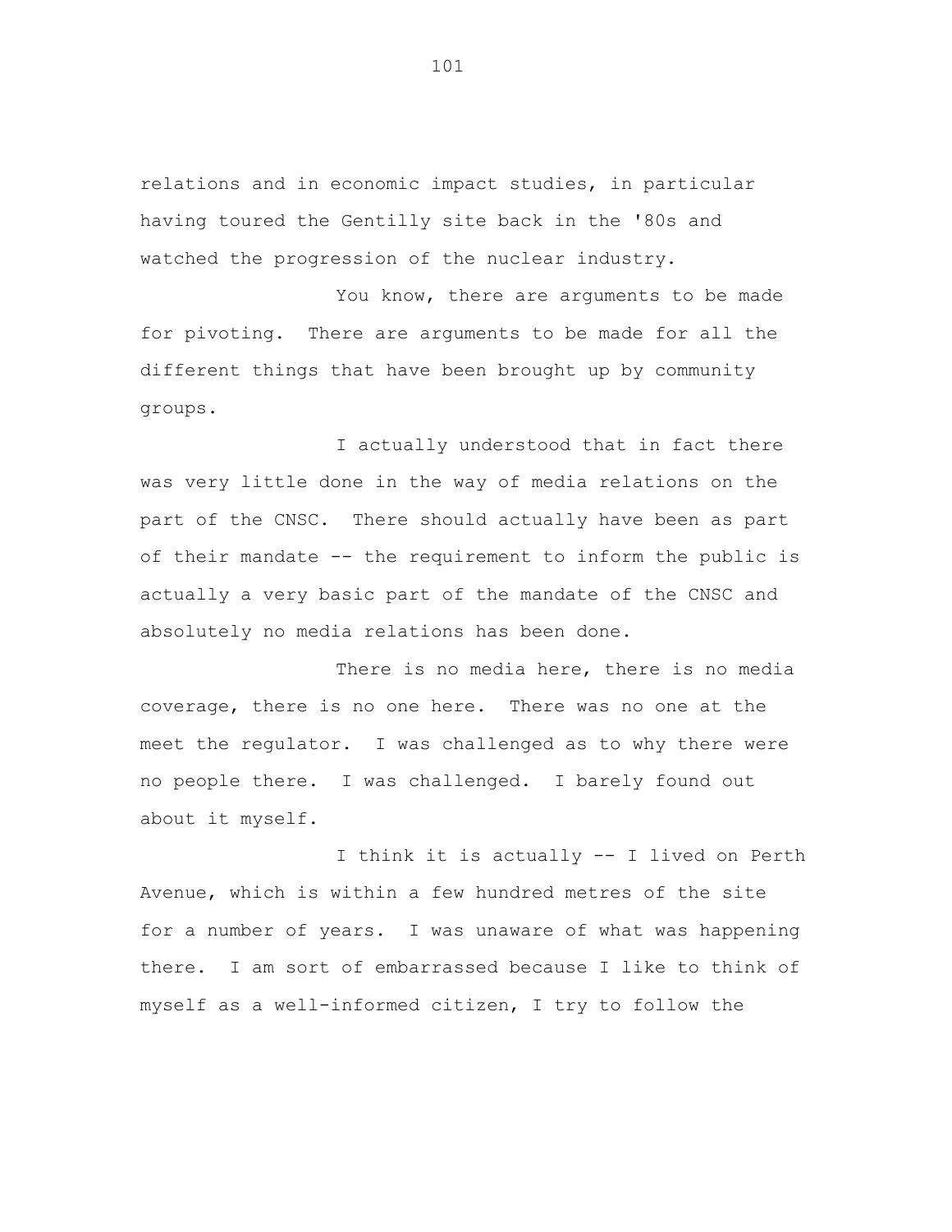relations and in economic impact studies, in particular having toured the Gentilly site back in the '80s and watched the progression of the nuclear industry.

You know, there are arguments to be made for pivoting. There are arguments to be made for all the different things that have been brought up by community groups.

I actually understood that in fact there was very little done in the way of media relations on the part of the CNSC. There should actually have been as part of their mandate -- the requirement to inform the public is actually a very basic part of the mandate of the CNSC and absolutely no media relations has been done.

There is no media here, there is no media coverage, there is no one here. There was no one at the meet the regulator. I was challenged as to why there were no people there. I was challenged. I barely found out about it myself.

I think it is actually -- I lived on Perth Avenue, which is within a few hundred metres of the site for a number of years. I was unaware of what was happening there. I am sort of embarrassed because I like to think of myself as a well-informed citizen, I try to follow the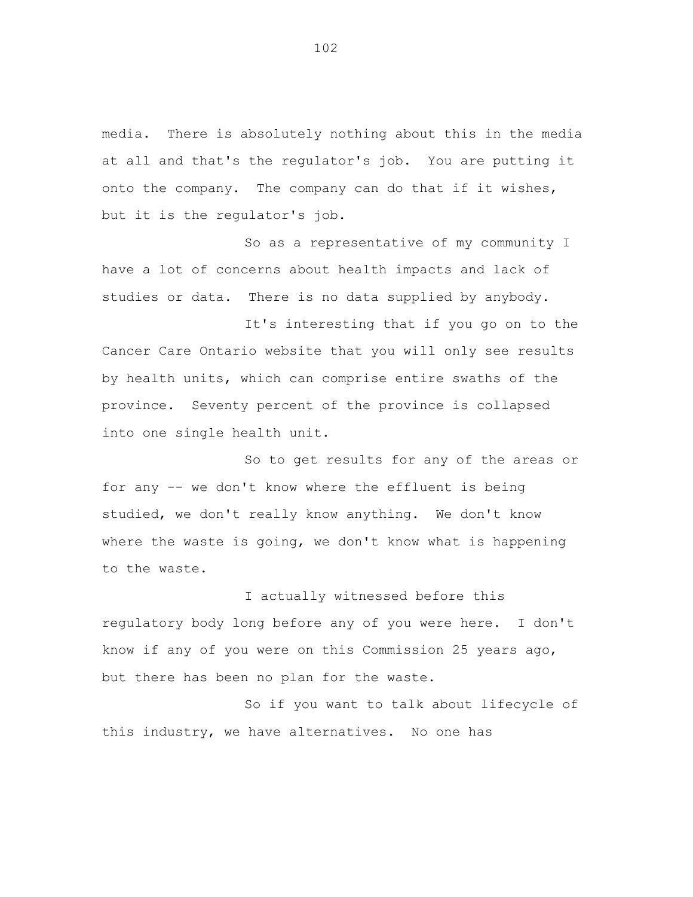media. There is absolutely nothing about this in the media at all and that's the regulator's job. You are putting it onto the company. The company can do that if it wishes, but it is the regulator's job.

So as a representative of my community I have a lot of concerns about health impacts and lack of studies or data. There is no data supplied by anybody.

It's interesting that if you go on to the Cancer Care Ontario website that you will only see results by health units, which can comprise entire swaths of the province. Seventy percent of the province is collapsed into one single health unit.

So to get results for any of the areas or for any -- we don't know where the effluent is being studied, we don't really know anything. We don't know where the waste is going, we don't know what is happening to the waste.

I actually witnessed before this regulatory body long before any of you were here. I don't know if any of you were on this Commission 25 years ago, but there has been no plan for the waste.

So if you want to talk about lifecycle of this industry, we have alternatives. No one has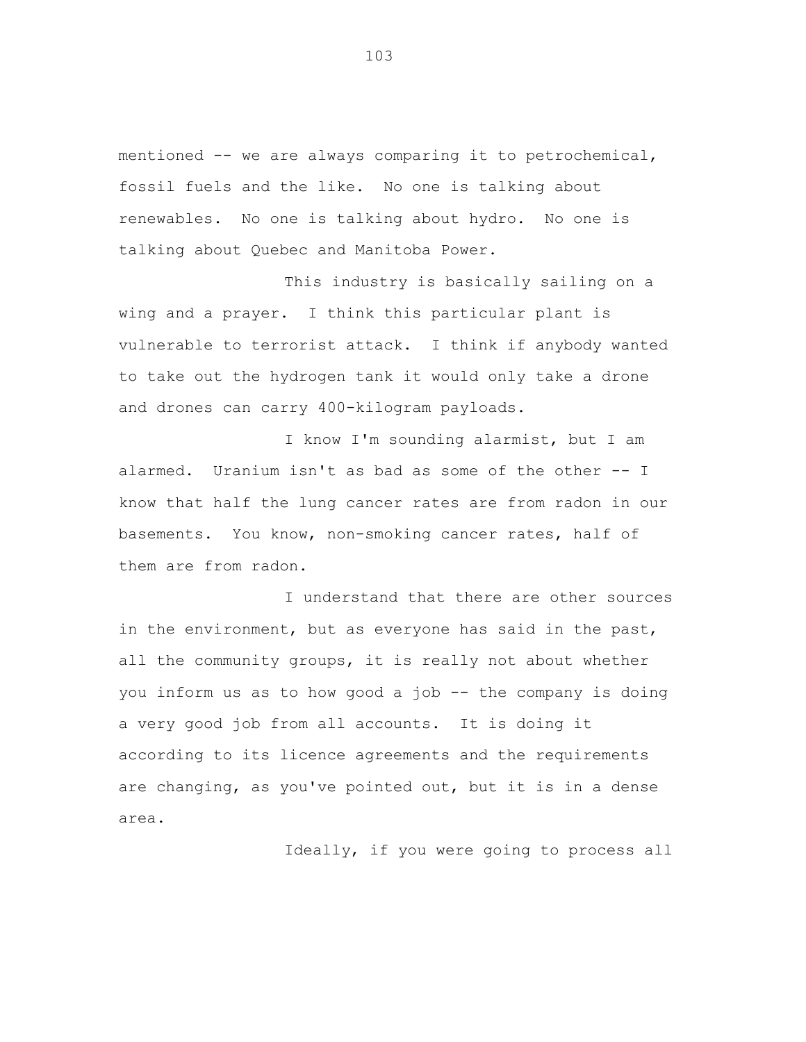mentioned -- we are always comparing it to petrochemical, fossil fuels and the like. No one is talking about renewables. No one is talking about hydro. No one is talking about Quebec and Manitoba Power.

This industry is basically sailing on a wing and a prayer. I think this particular plant is vulnerable to terrorist attack. I think if anybody wanted to take out the hydrogen tank it would only take a drone and drones can carry 400-kilogram payloads.

I know I'm sounding alarmist, but I am alarmed. Uranium isn't as bad as some of the other -- I know that half the lung cancer rates are from radon in our basements. You know, non-smoking cancer rates, half of them are from radon.

I understand that there are other sources in the environment, but as everyone has said in the past, all the community groups, it is really not about whether you inform us as to how good a job -- the company is doing a very good job from all accounts. It is doing it according to its licence agreements and the requirements are changing, as you've pointed out, but it is in a dense area.

Ideally, if you were going to process all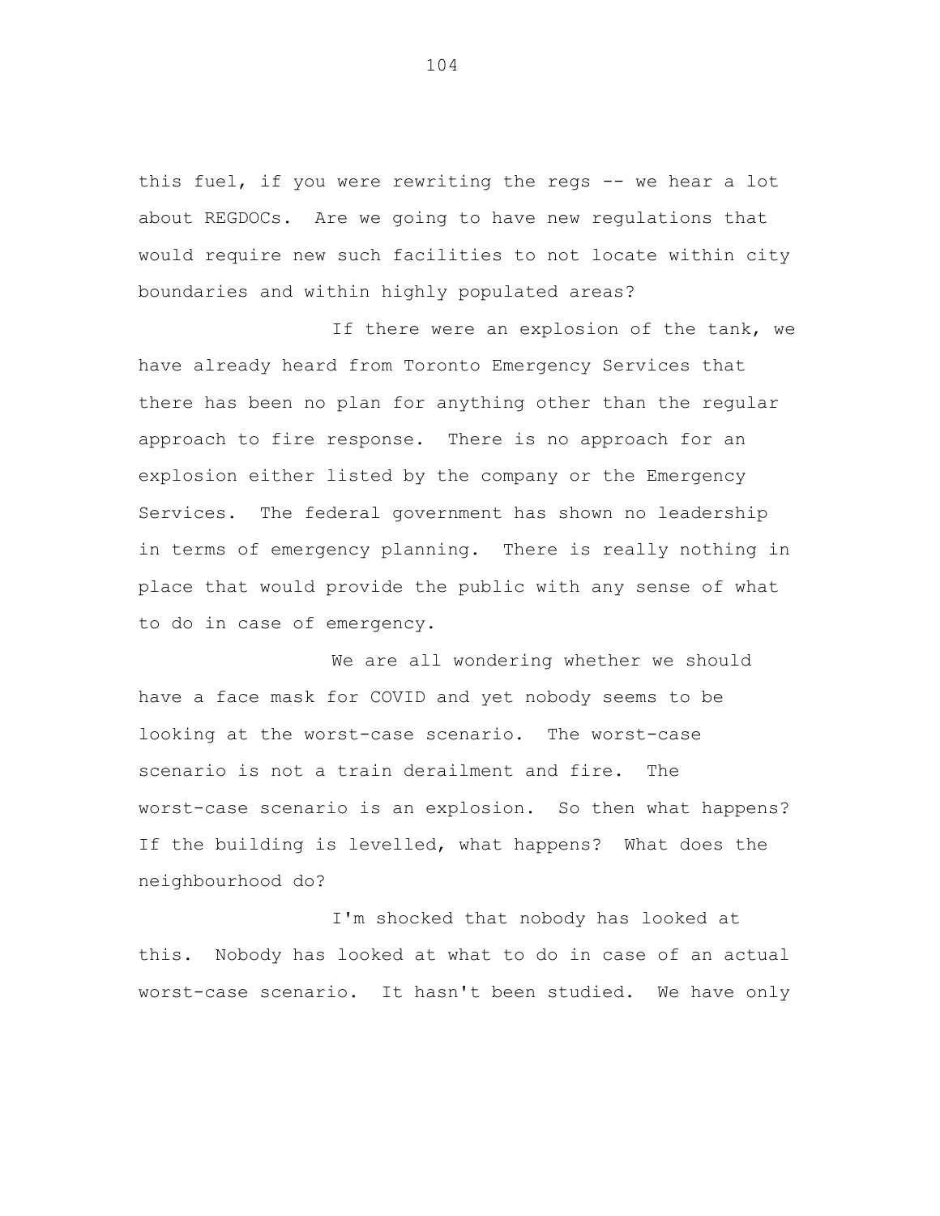this fuel, if you were rewriting the regs -- we hear a lot about REGDOCs. Are we going to have new regulations that would require new such facilities to not locate within city boundaries and within highly populated areas?

If there were an explosion of the tank, we have already heard from Toronto Emergency Services that there has been no plan for anything other than the regular approach to fire response. There is no approach for an explosion either listed by the company or the Emergency Services. The federal government has shown no leadership in terms of emergency planning. There is really nothing in place that would provide the public with any sense of what to do in case of emergency.

We are all wondering whether we should have a face mask for COVID and yet nobody seems to be looking at the worst-case scenario. The worst-case scenario is not a train derailment and fire. The worst-case scenario is an explosion. So then what happens? If the building is levelled, what happens? What does the neighbourhood do?

I'm shocked that nobody has looked at this. Nobody has looked at what to do in case of an actual worst-case scenario. It hasn't been studied. We have only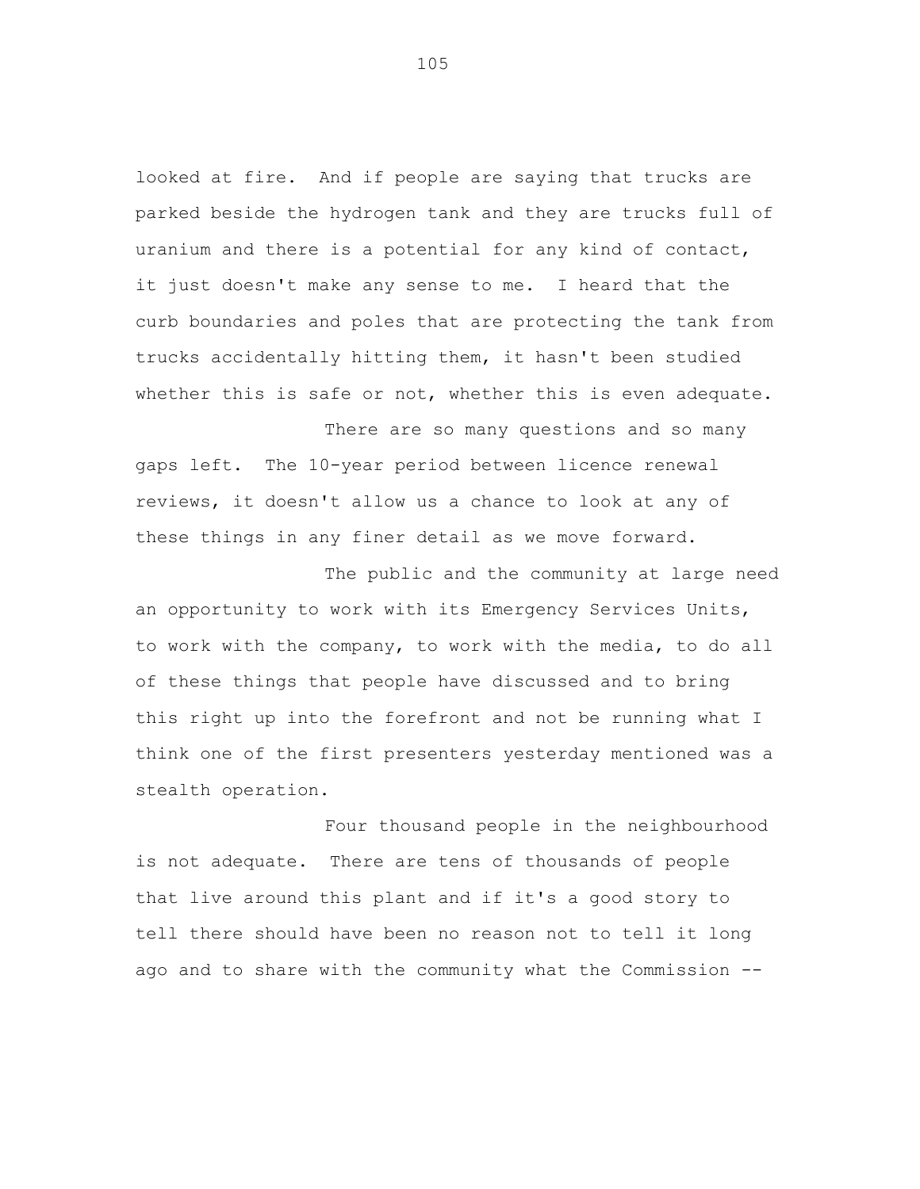looked at fire. And if people are saying that trucks are parked beside the hydrogen tank and they are trucks full of uranium and there is a potential for any kind of contact, it just doesn't make any sense to me. I heard that the curb boundaries and poles that are protecting the tank from trucks accidentally hitting them, it hasn't been studied whether this is safe or not, whether this is even adequate.

There are so many questions and so many gaps left. The 10-year period between licence renewal reviews, it doesn't allow us a chance to look at any of these things in any finer detail as we move forward.

The public and the community at large need an opportunity to work with its Emergency Services Units, to work with the company, to work with the media, to do all of these things that people have discussed and to bring this right up into the forefront and not be running what I think one of the first presenters yesterday mentioned was a stealth operation.

Four thousand people in the neighbourhood is not adequate. There are tens of thousands of people that live around this plant and if it's a good story to tell there should have been no reason not to tell it long ago and to share with the community what the Commission --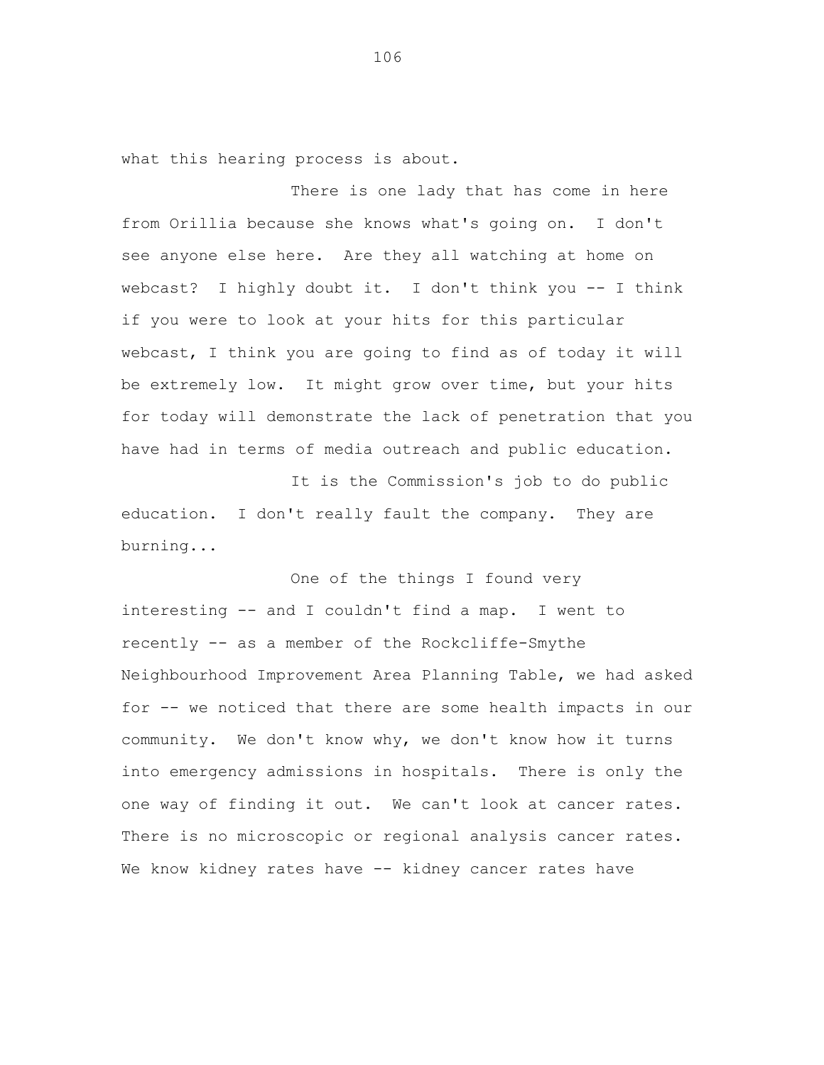what this hearing process is about.

There is one lady that has come in here from Orillia because she knows what's going on. I don't see anyone else here. Are they all watching at home on webcast? I highly doubt it. I don't think you -- I think if you were to look at your hits for this particular webcast, I think you are going to find as of today it will be extremely low. It might grow over time, but your hits for today will demonstrate the lack of penetration that you have had in terms of media outreach and public education.

It is the Commission's job to do public education. I don't really fault the company. They are burning...

One of the things I found very interesting -- and I couldn't find a map. I went to recently -- as a member of the Rockcliffe-Smythe Neighbourhood Improvement Area Planning Table, we had asked for -- we noticed that there are some health impacts in our community. We don't know why, we don't know how it turns into emergency admissions in hospitals. There is only the one way of finding it out. We can't look at cancer rates. There is no microscopic or regional analysis cancer rates. We know kidney rates have -- kidney cancer rates have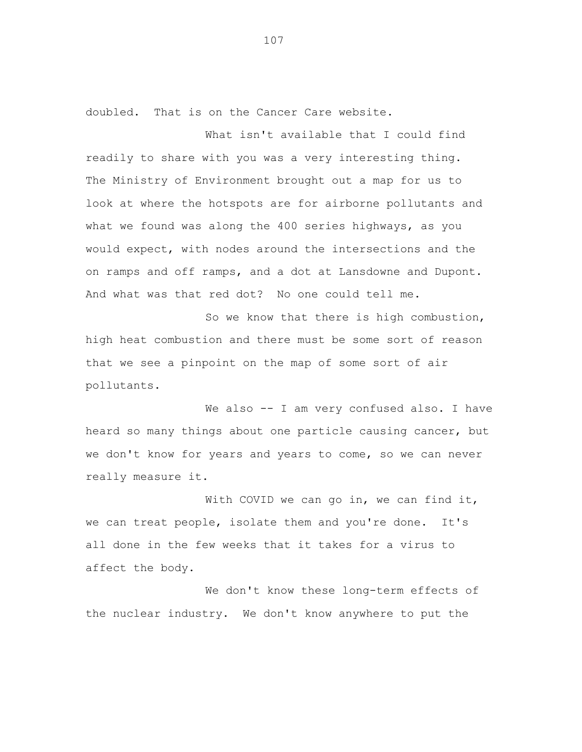doubled. That is on the Cancer Care website.

What isn't available that I could find readily to share with you was a very interesting thing. The Ministry of Environment brought out a map for us to look at where the hotspots are for airborne pollutants and what we found was along the 400 series highways, as you would expect, with nodes around the intersections and the on ramps and off ramps, and a dot at Lansdowne and Dupont. And what was that red dot? No one could tell me.

So we know that there is high combustion, high heat combustion and there must be some sort of reason that we see a pinpoint on the map of some sort of air pollutants.

We also -- I am very confused also. I have heard so many things about one particle causing cancer, but we don't know for years and years to come, so we can never really measure it.

With COVID we can go in, we can find it, we can treat people, isolate them and you're done. It's all done in the few weeks that it takes for a virus to affect the body.

We don't know these long-term effects of the nuclear industry. We don't know anywhere to put the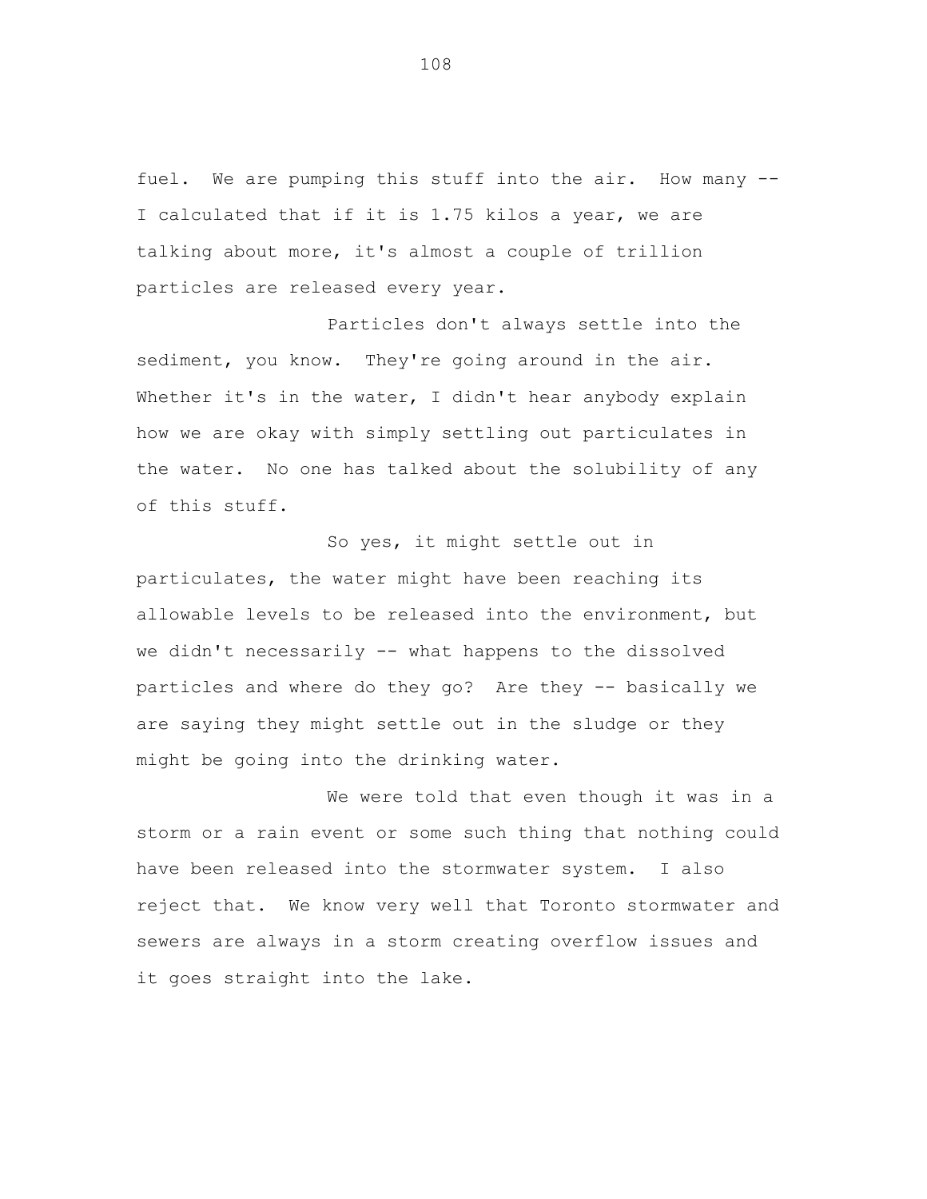fuel. We are pumping this stuff into the air. How many -- I calculated that if it is 1.75 kilos a year, we are talking about more, it's almost a couple of trillion particles are released every year.

Particles don't always settle into the sediment, you know. They're going around in the air. Whether it's in the water, I didn't hear anybody explain how we are okay with simply settling out particulates in the water. No one has talked about the solubility of any of this stuff.

So yes, it might settle out in particulates, the water might have been reaching its allowable levels to be released into the environment, but we didn't necessarily -- what happens to the dissolved particles and where do they go? Are they -- basically we are saying they might settle out in the sludge or they might be going into the drinking water.

We were told that even though it was in a storm or a rain event or some such thing that nothing could have been released into the stormwater system. I also reject that. We know very well that Toronto stormwater and sewers are always in a storm creating overflow issues and it goes straight into the lake.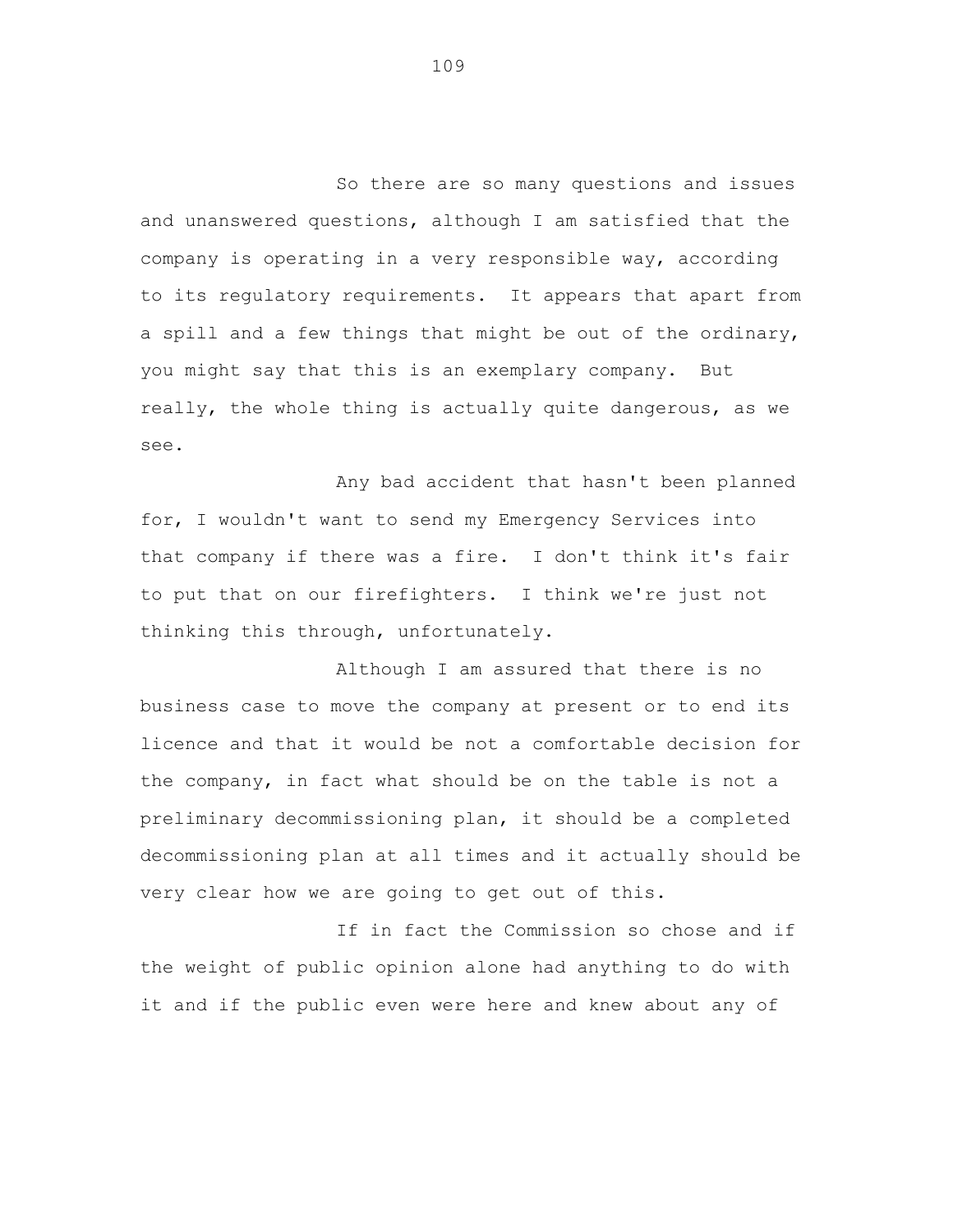So there are so many questions and issues and unanswered questions, although I am satisfied that the company is operating in a very responsible way, according to its regulatory requirements. It appears that apart from a spill and a few things that might be out of the ordinary, you might say that this is an exemplary company. But really, the whole thing is actually quite dangerous, as we see.

Any bad accident that hasn't been planned for, I wouldn't want to send my Emergency Services into that company if there was a fire. I don't think it's fair to put that on our firefighters. I think we're just not thinking this through, unfortunately.

Although I am assured that there is no business case to move the company at present or to end its licence and that it would be not a comfortable decision for the company, in fact what should be on the table is not a preliminary decommissioning plan, it should be a completed decommissioning plan at all times and it actually should be very clear how we are going to get out of this.

If in fact the Commission so chose and if the weight of public opinion alone had anything to do with it and if the public even were here and knew about any of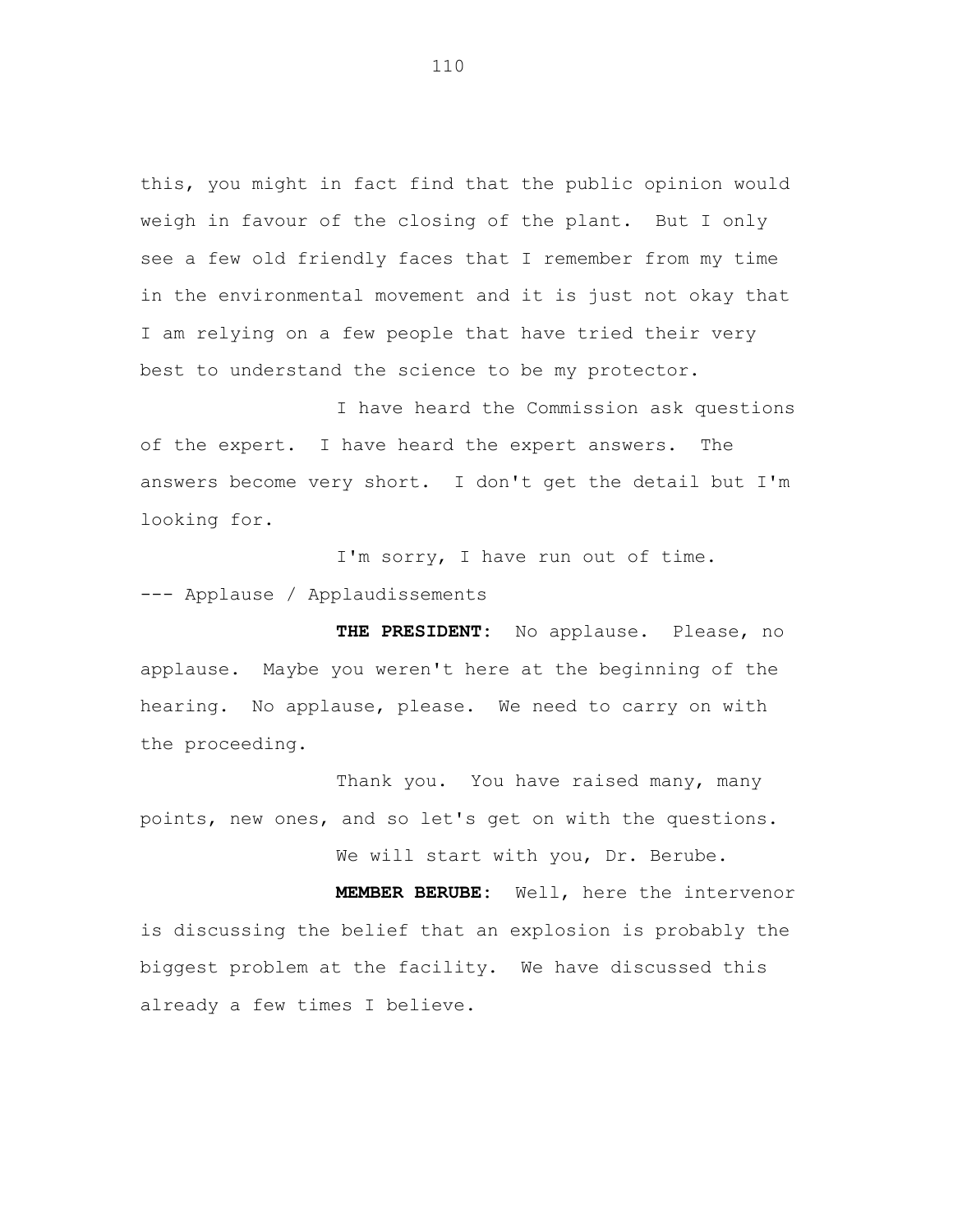this, you might in fact find that the public opinion would weigh in favour of the closing of the plant. But I only see a few old friendly faces that I remember from my time in the environmental movement and it is just not okay that I am relying on a few people that have tried their very best to understand the science to be my protector.

I have heard the Commission ask questions of the expert. I have heard the expert answers. The answers become very short. I don't get the detail but I'm looking for.

I'm sorry, I have run out of time.

--- Applause / Applaudissements

**THE PRESIDENT:** No applause. Please, no applause. Maybe you weren't here at the beginning of the hearing. No applause, please. We need to carry on with the proceeding.

Thank you. You have raised many, many points, new ones, and so let's get on with the questions.

We will start with you, Dr. Berube.

**MEMBER BERUBE:** Well, here the intervenor is discussing the belief that an explosion is probably the biggest problem at the facility. We have discussed this already a few times I believe.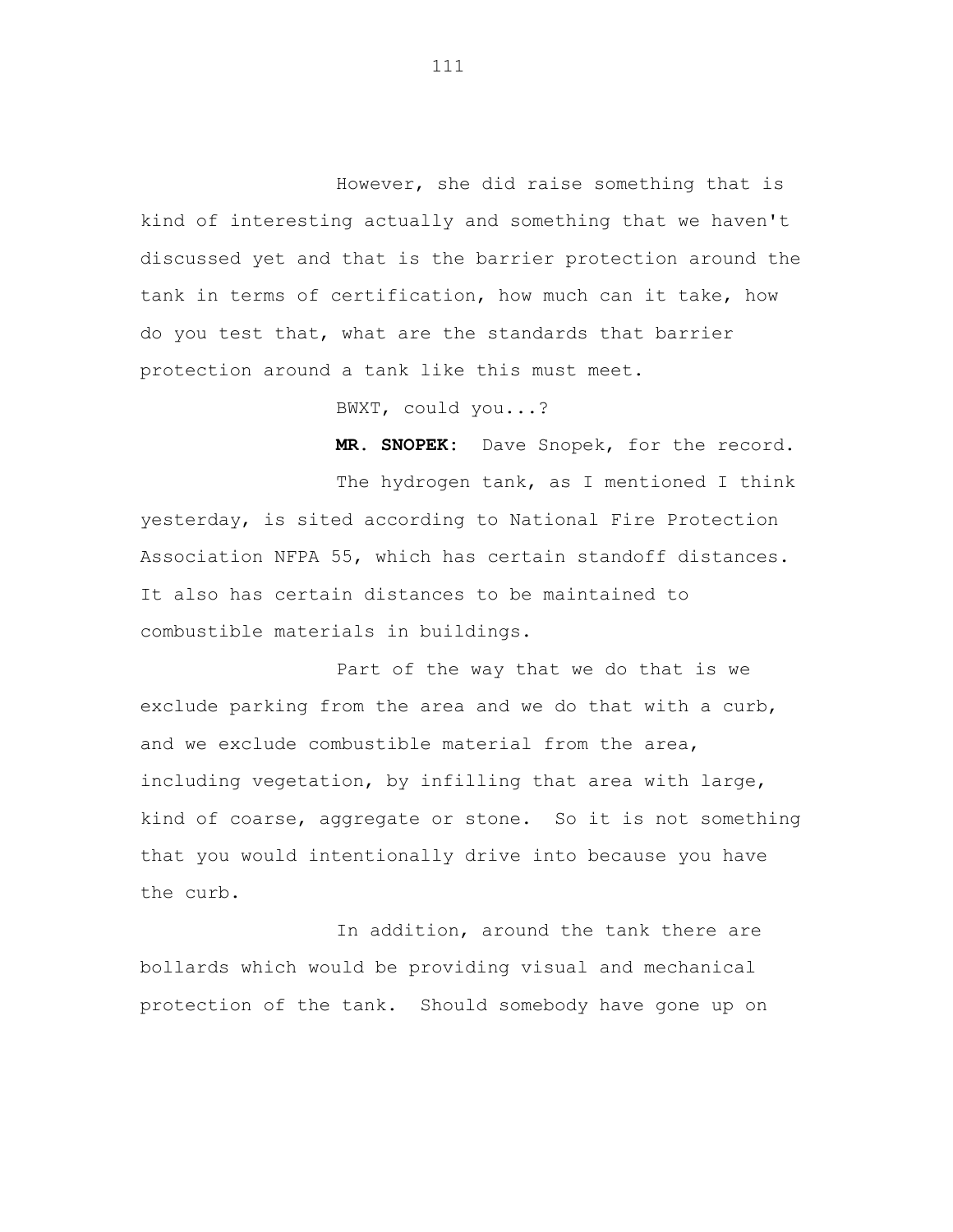However, she did raise something that is kind of interesting actually and something that we haven't discussed yet and that is the barrier protection around the tank in terms of certification, how much can it take, how do you test that, what are the standards that barrier protection around a tank like this must meet.

BWXT, could you...?

**MR. SNOPEK:** Dave Snopek, for the record.

The hydrogen tank, as I mentioned I think yesterday, is sited according to National Fire Protection Association NFPA 55, which has certain standoff distances. It also has certain distances to be maintained to combustible materials in buildings.

Part of the way that we do that is we exclude parking from the area and we do that with a curb, and we exclude combustible material from the area, including vegetation, by infilling that area with large, kind of coarse, aggregate or stone. So it is not something that you would intentionally drive into because you have the curb.

In addition, around the tank there are bollards which would be providing visual and mechanical protection of the tank. Should somebody have gone up on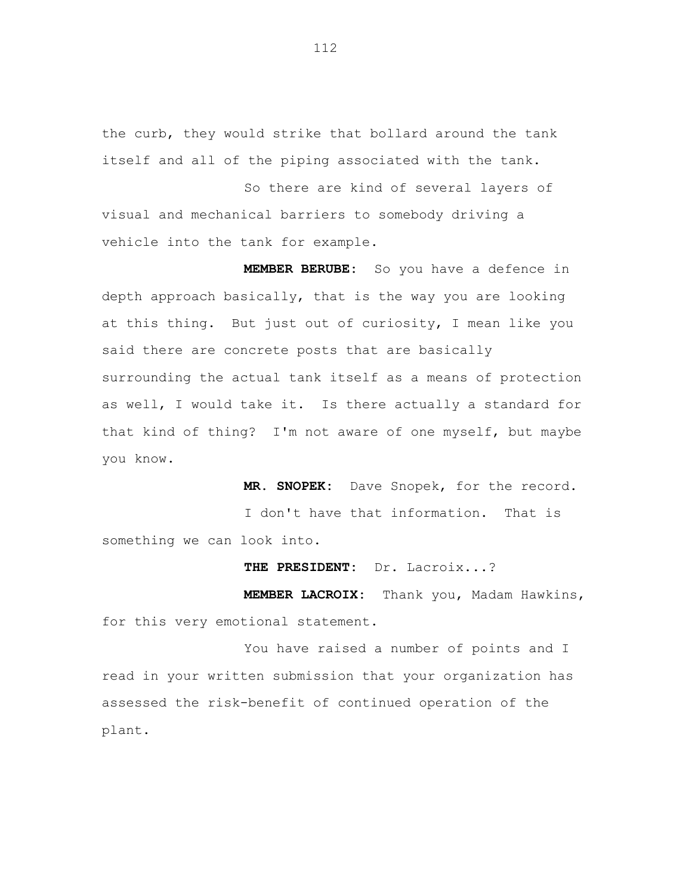the curb, they would strike that bollard around the tank itself and all of the piping associated with the tank.

So there are kind of several layers of visual and mechanical barriers to somebody driving a vehicle into the tank for example.

**MEMBER BERUBE:** So you have a defence in depth approach basically, that is the way you are looking at this thing. But just out of curiosity, I mean like you said there are concrete posts that are basically surrounding the actual tank itself as a means of protection as well, I would take it. Is there actually a standard for that kind of thing? I'm not aware of one myself, but maybe you know.

**MR. SNOPEK:** Dave Snopek, for the record.

I don't have that information. That is something we can look into.

**THE PRESIDENT:** Dr. Lacroix...?

**MEMBER LACROIX:** Thank you, Madam Hawkins, for this very emotional statement.

You have raised a number of points and I read in your written submission that your organization has assessed the risk-benefit of continued operation of the plant.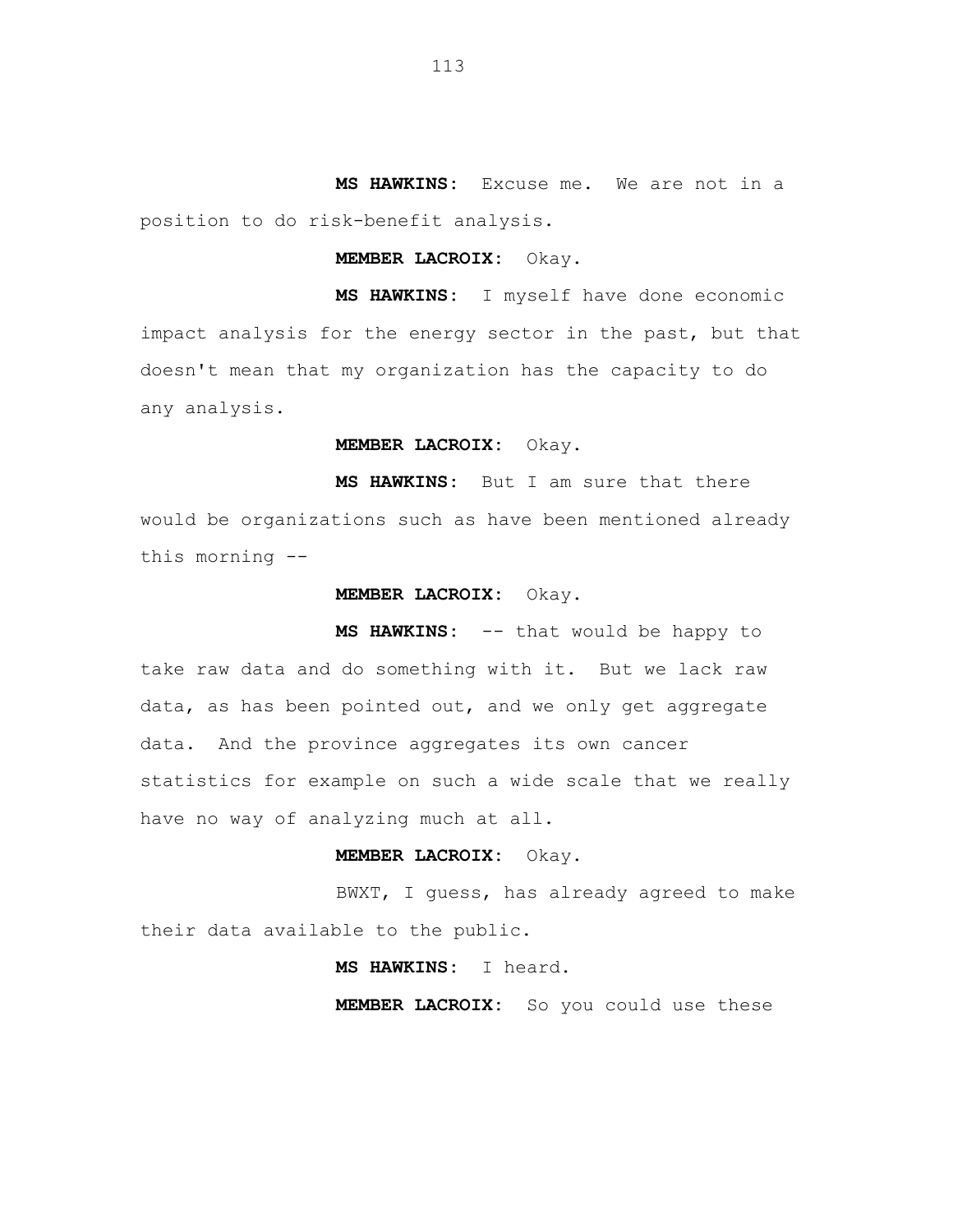**MS HAWKINS:** Excuse me. We are not in a position to do risk-benefit analysis.

**MEMBER LACROIX:** Okay.

**MS HAWKINS:** I myself have done economic impact analysis for the energy sector in the past, but that doesn't mean that my organization has the capacity to do any analysis.

**MEMBER LACROIX:** Okay.

**MS HAWKINS:** But I am sure that there would be organizations such as have been mentioned already this morning --

**MEMBER LACROIX:** Okay.

**MS HAWKINS:** -- that would be happy to take raw data and do something with it. But we lack raw data, as has been pointed out, and we only get aggregate data. And the province aggregates its own cancer statistics for example on such a wide scale that we really have no way of analyzing much at all.

**MEMBER LACROIX:** Okay.

BWXT, I guess, has already agreed to make their data available to the public.

**MS HAWKINS:** I heard.

**MEMBER LACROIX:** So you could use these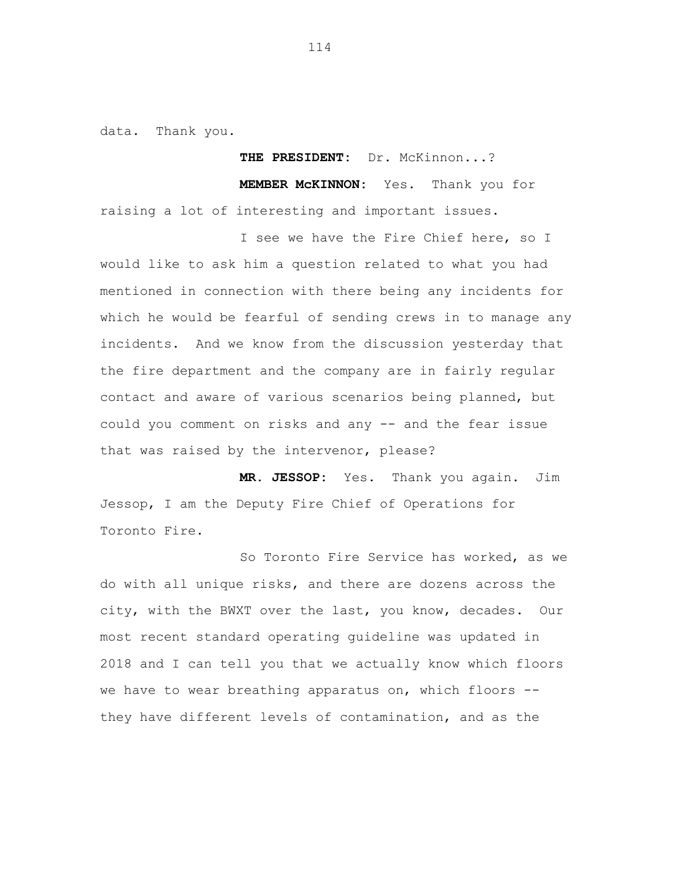data. Thank you.

**THE PRESIDENT:** Dr. McKinnon...?

**MEMBER McKINNON:** Yes. Thank you for raising a lot of interesting and important issues.

I see we have the Fire Chief here, so I would like to ask him a question related to what you had mentioned in connection with there being any incidents for which he would be fearful of sending crews in to manage any incidents. And we know from the discussion yesterday that the fire department and the company are in fairly regular contact and aware of various scenarios being planned, but could you comment on risks and any -- and the fear issue that was raised by the intervenor, please?

**MR. JESSOP:** Yes. Thank you again. Jim Jessop, I am the Deputy Fire Chief of Operations for Toronto Fire.

So Toronto Fire Service has worked, as we do with all unique risks, and there are dozens across the city, with the BWXT over the last, you know, decades. Our most recent standard operating guideline was updated in 2018 and I can tell you that we actually know which floors we have to wear breathing apparatus on, which floors -- they have different levels of contamination, and as the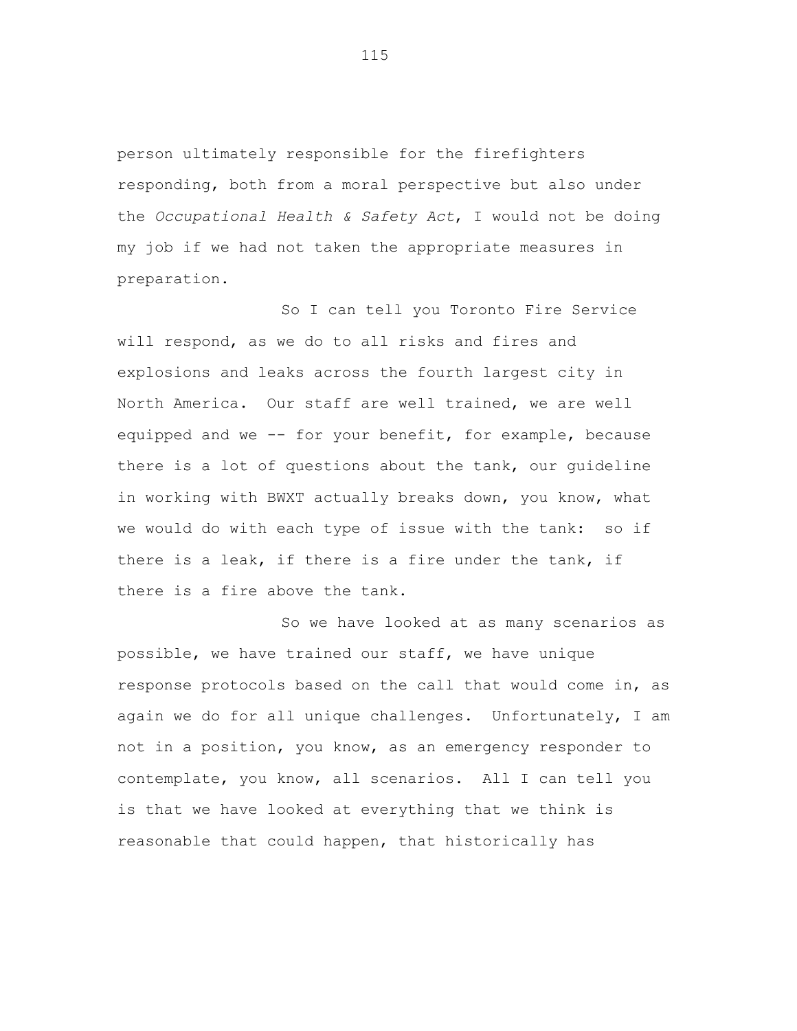person ultimately responsible for the firefighters responding, both from a moral perspective but also under the *Occupational Health & Safety Act*, I would not be doing my job if we had not taken the appropriate measures in preparation.

So I can tell you Toronto Fire Service will respond, as we do to all risks and fires and explosions and leaks across the fourth largest city in North America. Our staff are well trained, we are well equipped and we -- for your benefit, for example, because there is a lot of questions about the tank, our guideline in working with BWXT actually breaks down, you know, what we would do with each type of issue with the tank: so if there is a leak, if there is a fire under the tank, if there is a fire above the tank.

So we have looked at as many scenarios as possible, we have trained our staff, we have unique response protocols based on the call that would come in, as again we do for all unique challenges. Unfortunately, I am not in a position, you know, as an emergency responder to contemplate, you know, all scenarios. All I can tell you is that we have looked at everything that we think is reasonable that could happen, that historically has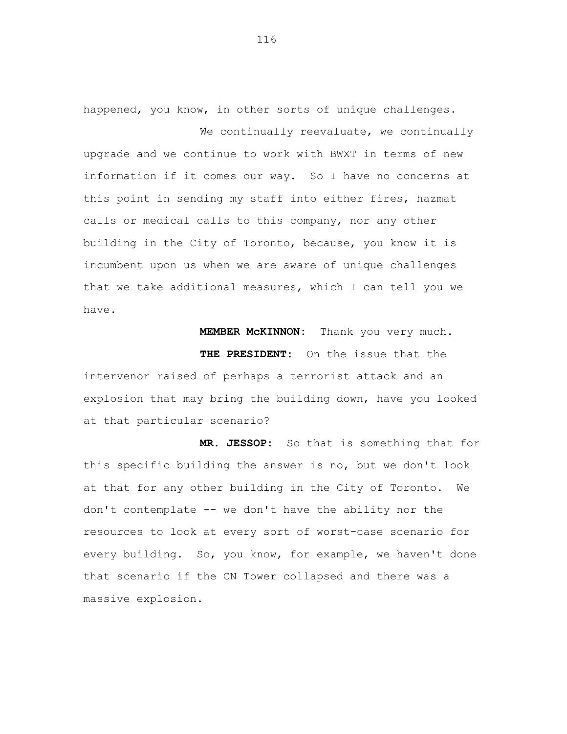happened, you know, in other sorts of unique challenges.

We continually reevaluate, we continually upgrade and we continue to work with BWXT in terms of new information if it comes our way. So I have no concerns at this point in sending my staff into either fires, hazmat calls or medical calls to this company, nor any other building in the City of Toronto, because, you know it is incumbent upon us when we are aware of unique challenges that we take additional measures, which I can tell you we have.

**MEMBER McKINNON:** Thank you very much.

**THE PRESIDENT:** On the issue that the intervenor raised of perhaps a terrorist attack and an explosion that may bring the building down, have you looked at that particular scenario?

**MR. JESSOP:** So that is something that for this specific building the answer is no, but we don't look at that for any other building in the City of Toronto. We don't contemplate -- we don't have the ability nor the resources to look at every sort of worst-case scenario for every building. So, you know, for example, we haven't done that scenario if the CN Tower collapsed and there was a massive explosion.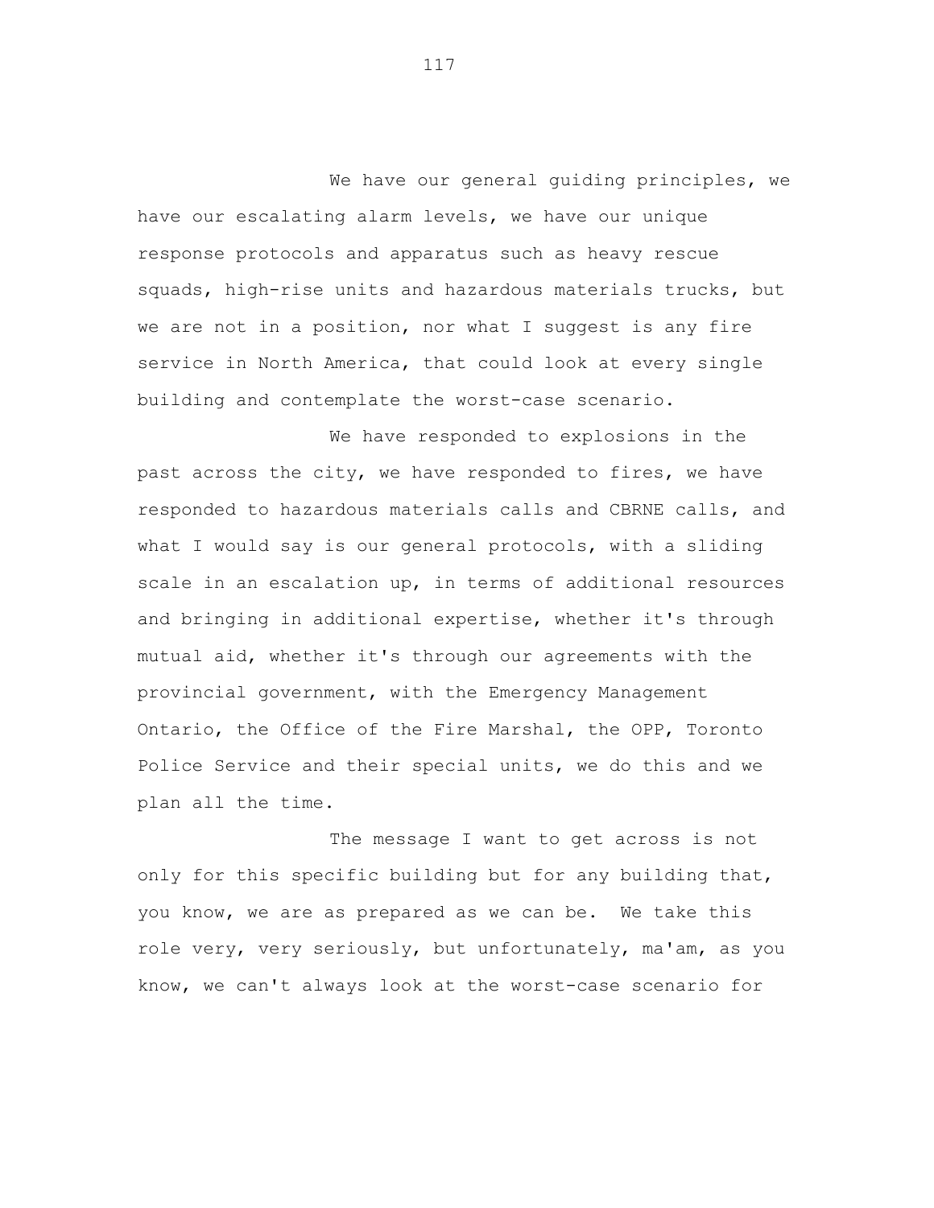We have our general guiding principles, we have our escalating alarm levels, we have our unique response protocols and apparatus such as heavy rescue squads, high-rise units and hazardous materials trucks, but we are not in a position, nor what I suggest is any fire service in North America, that could look at every single building and contemplate the worst-case scenario.

We have responded to explosions in the past across the city, we have responded to fires, we have responded to hazardous materials calls and CBRNE calls, and what I would say is our general protocols, with a sliding scale in an escalation up, in terms of additional resources and bringing in additional expertise, whether it's through mutual aid, whether it's through our agreements with the provincial government, with the Emergency Management Ontario, the Office of the Fire Marshal, the OPP, Toronto Police Service and their special units, we do this and we plan all the time.

The message I want to get across is not only for this specific building but for any building that, you know, we are as prepared as we can be. We take this role very, very seriously, but unfortunately, ma'am, as you know, we can't always look at the worst-case scenario for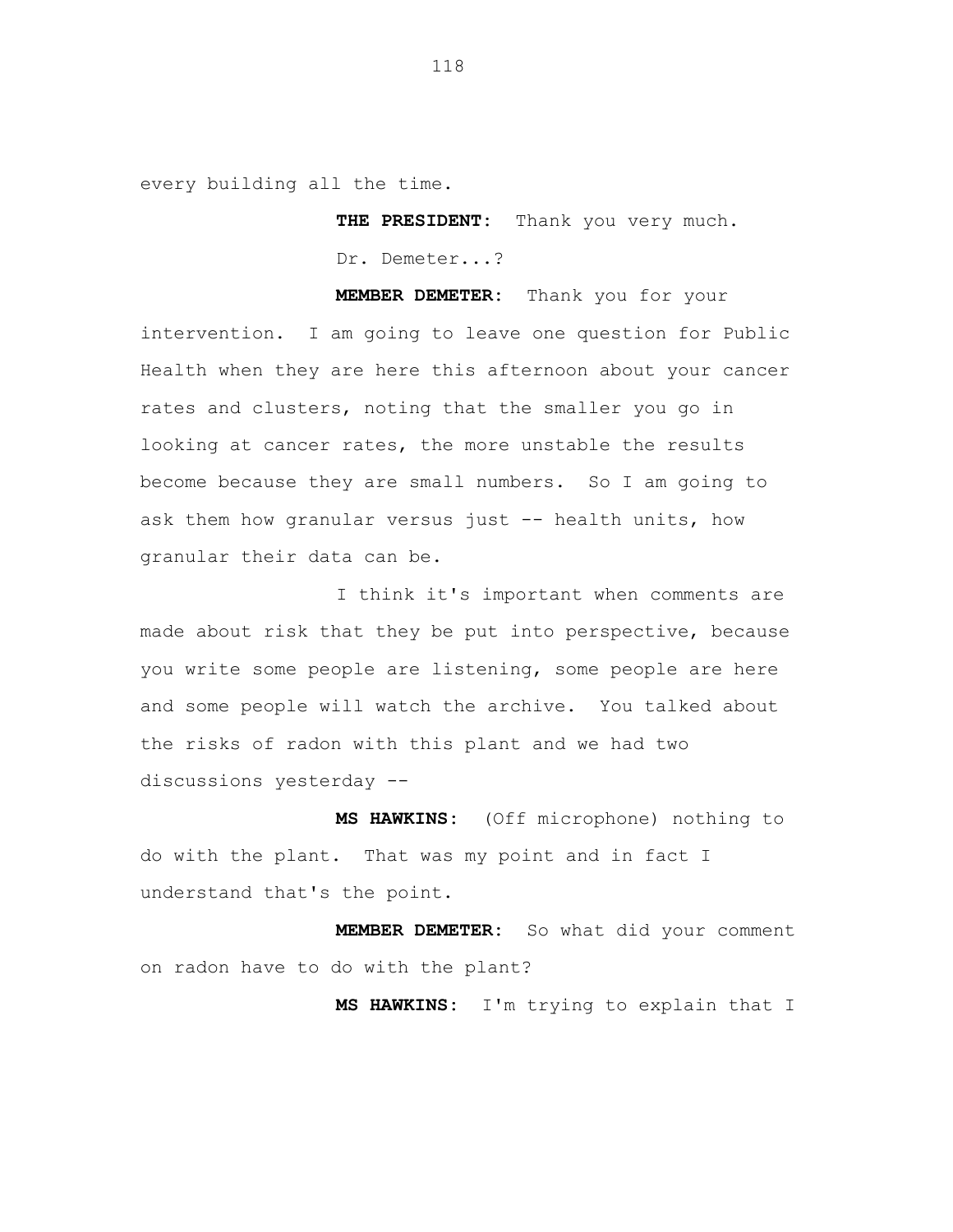every building all the time.

**THE PRESIDENT:** Thank you very much.

Dr. Demeter...?

**MEMBER DEMETER:** Thank you for your intervention. I am going to leave one question for Public Health when they are here this afternoon about your cancer rates and clusters, noting that the smaller you go in looking at cancer rates, the more unstable the results become because they are small numbers. So I am going to ask them how granular versus just -- health units, how granular their data can be.

I think it's important when comments are made about risk that they be put into perspective, because you write some people are listening, some people are here and some people will watch the archive. You talked about the risks of radon with this plant and we had two discussions yesterday --

**MS HAWKINS:** (Off microphone) nothing to do with the plant. That was my point and in fact I understand that's the point.

**MEMBER DEMETER:** So what did your comment on radon have to do with the plant?

**MS HAWKINS:** I'm trying to explain that I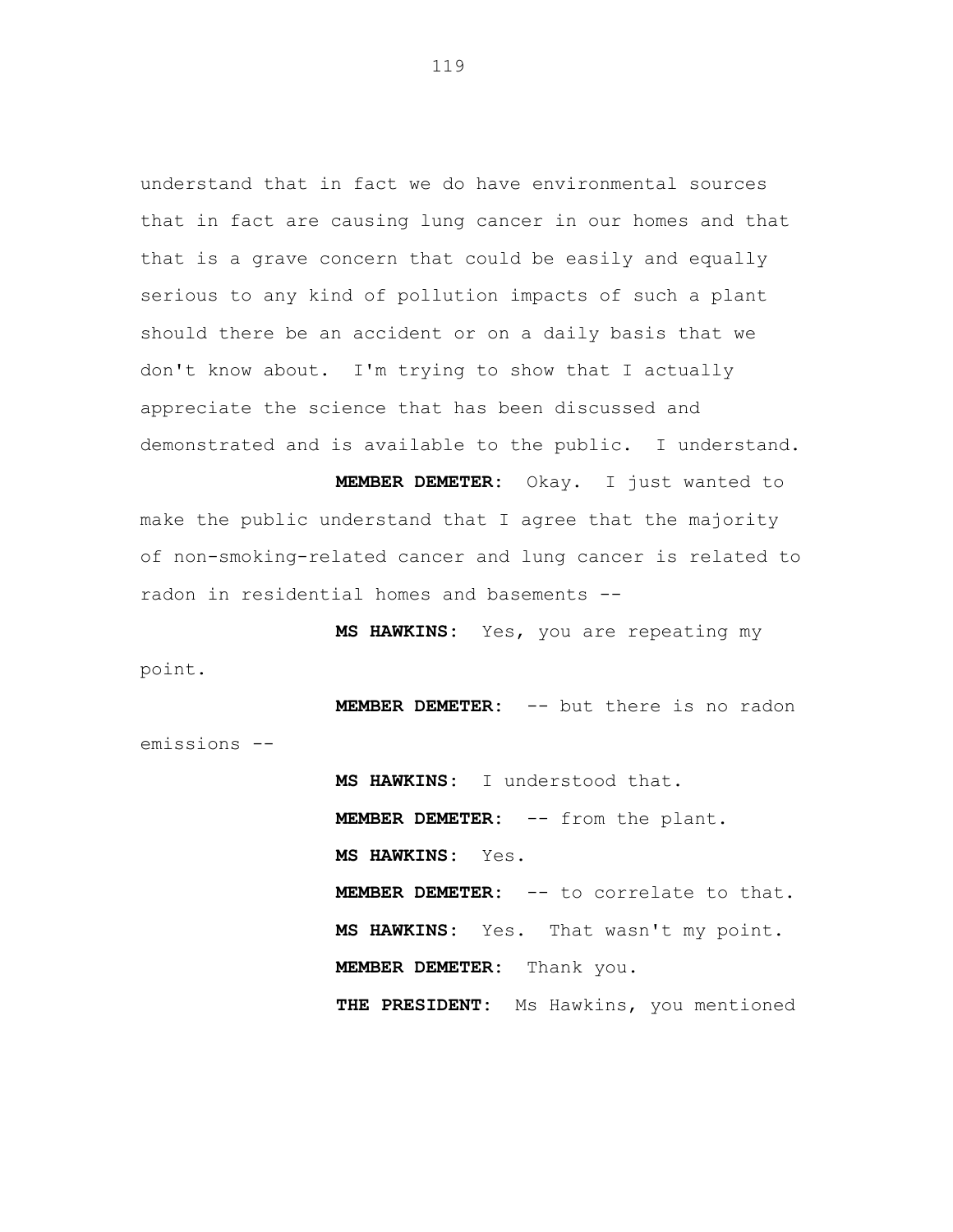understand that in fact we do have environmental sources that in fact are causing lung cancer in our homes and that that is a grave concern that could be easily and equally serious to any kind of pollution impacts of such a plant should there be an accident or on a daily basis that we don't know about. I'm trying to show that I actually appreciate the science that has been discussed and demonstrated and is available to the public. I understand.

**MEMBER DEMETER:** Okay. I just wanted to make the public understand that I agree that the majority of non-smoking-related cancer and lung cancer is related to radon in residential homes and basements --

**MS HAWKINS:** Yes, you are repeating my point.

**MEMBER DEMETER:** -- but there is no radon emissions --

**MS HAWKINS:** I understood that.

**MEMBER DEMETER:** -- from the plant.

**MS HAWKINS:** Yes.

**MEMBER DEMETER:** -- to correlate to that.

**MS HAWKINS:** Yes. That wasn't my point.

**MEMBER DEMETER:** Thank you.

**THE PRESIDENT:** Ms Hawkins, you mentioned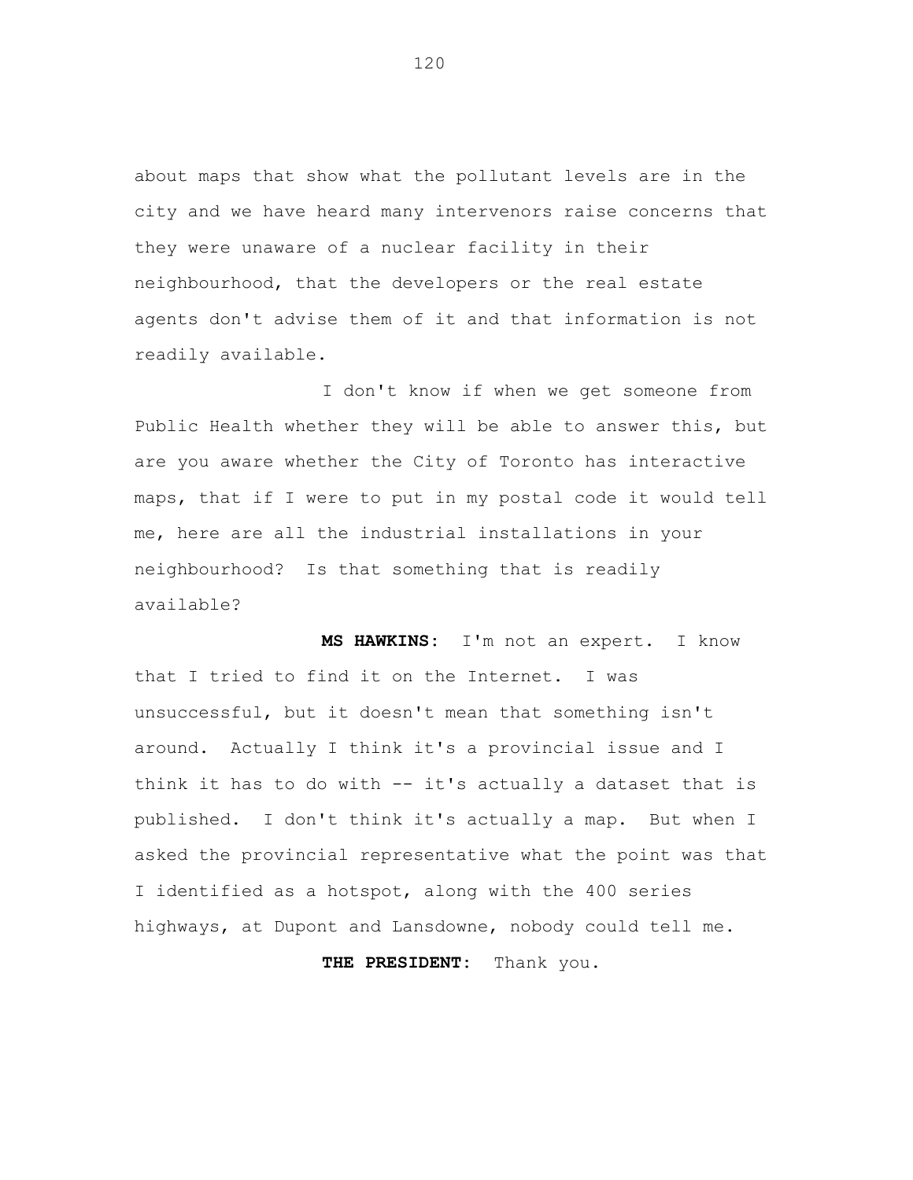about maps that show what the pollutant levels are in the city and we have heard many intervenors raise concerns that they were unaware of a nuclear facility in their neighbourhood, that the developers or the real estate agents don't advise them of it and that information is not readily available.

I don't know if when we get someone from Public Health whether they will be able to answer this, but are you aware whether the City of Toronto has interactive maps, that if I were to put in my postal code it would tell me, here are all the industrial installations in your neighbourhood? Is that something that is readily available?

**MS HAWKINS:** I'm not an expert. I know that I tried to find it on the Internet. I was unsuccessful, but it doesn't mean that something isn't around. Actually I think it's a provincial issue and I think it has to do with -- it's actually a dataset that is published. I don't think it's actually a map. But when I asked the provincial representative what the point was that I identified as a hotspot, along with the 400 series highways, at Dupont and Lansdowne, nobody could tell me.

**THE PRESIDENT:** Thank you.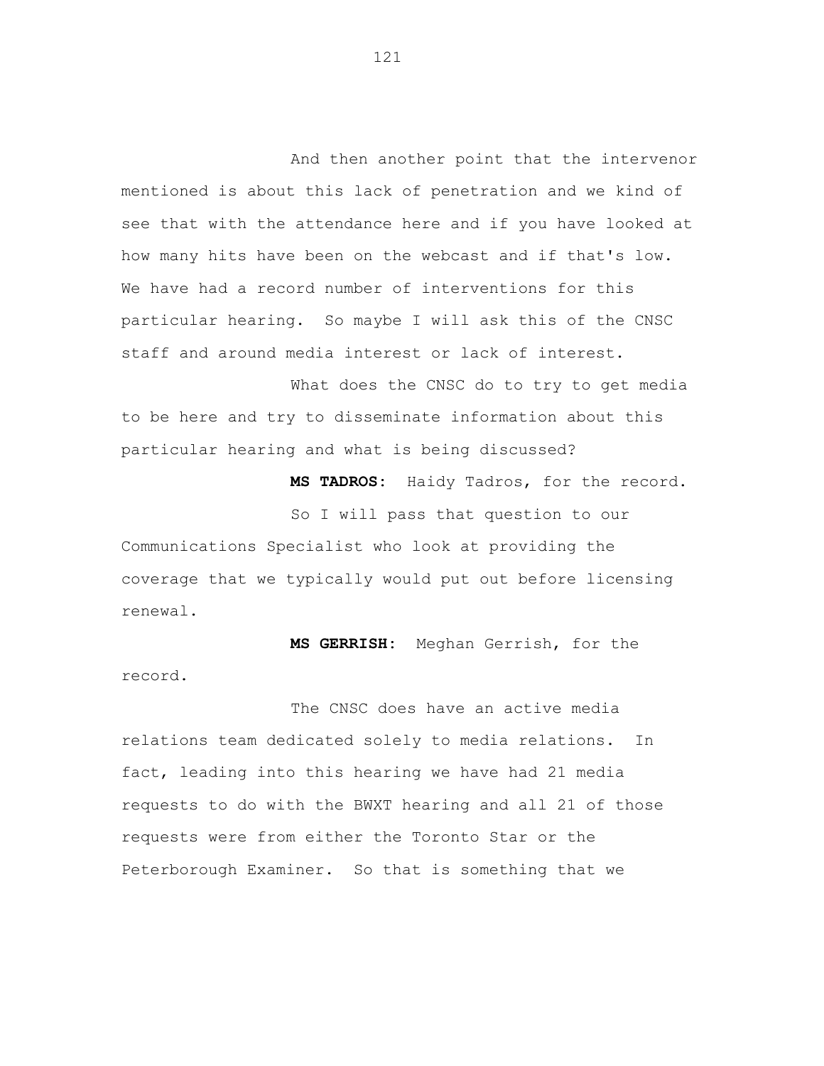And then another point that the intervenor mentioned is about this lack of penetration and we kind of see that with the attendance here and if you have looked at how many hits have been on the webcast and if that's low. We have had a record number of interventions for this particular hearing. So maybe I will ask this of the CNSC staff and around media interest or lack of interest.

What does the CNSC do to try to get media to be here and try to disseminate information about this particular hearing and what is being discussed?

**MS TADROS:** Haidy Tadros, for the record.

So I will pass that question to our Communications Specialist who look at providing the coverage that we typically would put out before licensing renewal.

**MS GERRISH:** Meghan Gerrish, for the record.

The CNSC does have an active media relations team dedicated solely to media relations. In fact, leading into this hearing we have had 21 media requests to do with the BWXT hearing and all 21 of those requests were from either the Toronto Star or the Peterborough Examiner. So that is something that we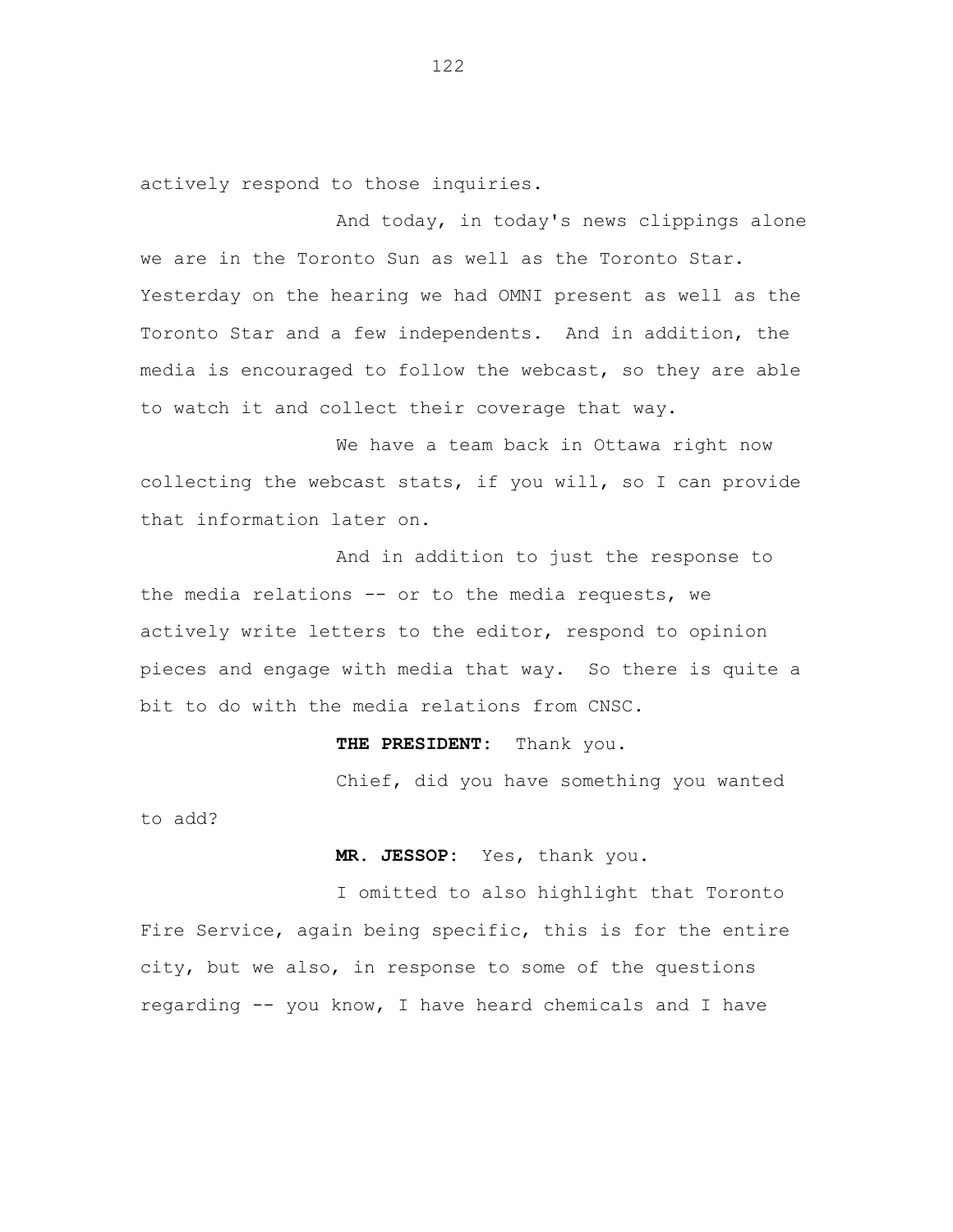actively respond to those inquiries.

And today, in today's news clippings alone we are in the Toronto Sun as well as the Toronto Star. Yesterday on the hearing we had OMNI present as well as the Toronto Star and a few independents. And in addition, the media is encouraged to follow the webcast, so they are able to watch it and collect their coverage that way.

We have a team back in Ottawa right now collecting the webcast stats, if you will, so I can provide that information later on.

And in addition to just the response to the media relations -- or to the media requests, we actively write letters to the editor, respond to opinion pieces and engage with media that way. So there is quite a bit to do with the media relations from CNSC.

**THE PRESIDENT:** Thank you.

Chief, did you have something you wanted to add?

**MR. JESSOP:** Yes, thank you.

I omitted to also highlight that Toronto Fire Service, again being specific, this is for the entire city, but we also, in response to some of the questions regarding -- you know, I have heard chemicals and I have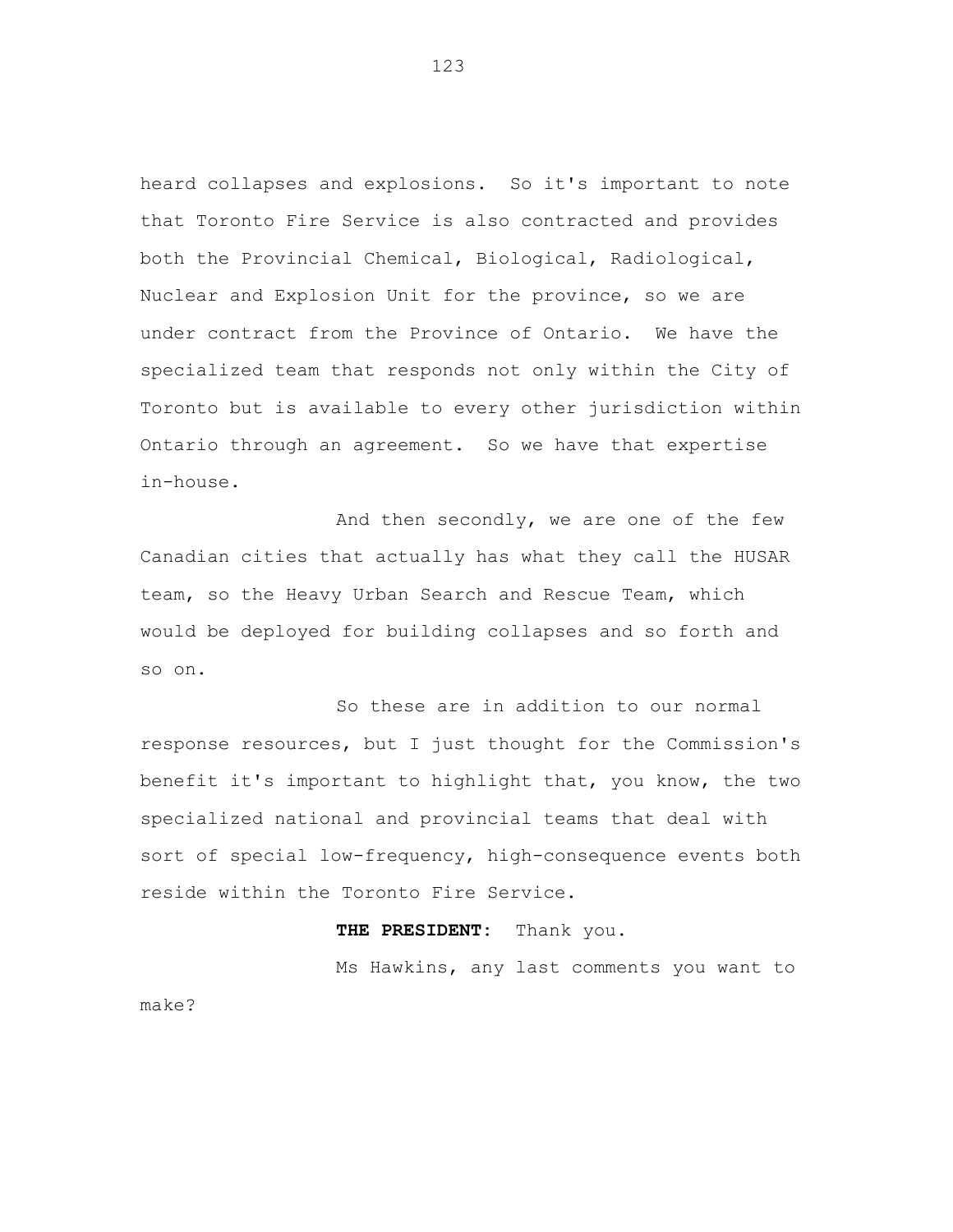heard collapses and explosions. So it's important to note that Toronto Fire Service is also contracted and provides both the Provincial Chemical, Biological, Radiological, Nuclear and Explosion Unit for the province, so we are under contract from the Province of Ontario. We have the specialized team that responds not only within the City of Toronto but is available to every other jurisdiction within Ontario through an agreement. So we have that expertise in-house.

And then secondly, we are one of the few Canadian cities that actually has what they call the HUSAR team, so the Heavy Urban Search and Rescue Team, which would be deployed for building collapses and so forth and so on.

So these are in addition to our normal response resources, but I just thought for the Commission's benefit it's important to highlight that, you know, the two specialized national and provincial teams that deal with sort of special low-frequency, high-consequence events both reside within the Toronto Fire Service.

**THE PRESIDENT:** Thank you.

Ms Hawkins, any last comments you want to make?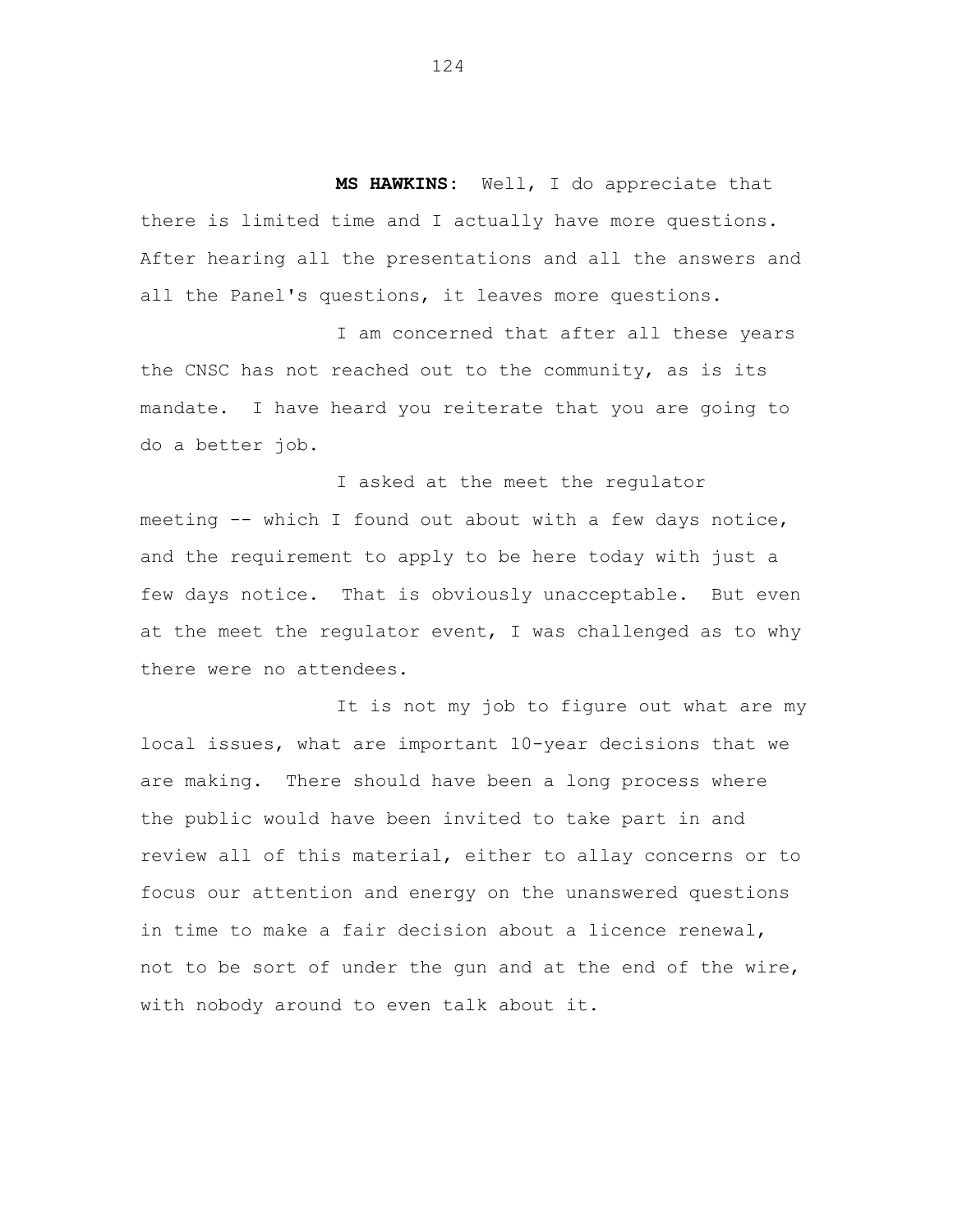**MS HAWKINS:** Well, I do appreciate that there is limited time and I actually have more questions. After hearing all the presentations and all the answers and all the Panel's questions, it leaves more questions.

I am concerned that after all these years the CNSC has not reached out to the community, as is its mandate. I have heard you reiterate that you are going to do a better job.

I asked at the meet the regulator meeting -- which I found out about with a few days notice, and the requirement to apply to be here today with just a few days notice. That is obviously unacceptable. But even at the meet the regulator event, I was challenged as to why there were no attendees.

It is not my job to figure out what are my local issues, what are important 10-year decisions that we are making. There should have been a long process where the public would have been invited to take part in and review all of this material, either to allay concerns or to focus our attention and energy on the unanswered questions in time to make a fair decision about a licence renewal, not to be sort of under the gun and at the end of the wire, with nobody around to even talk about it.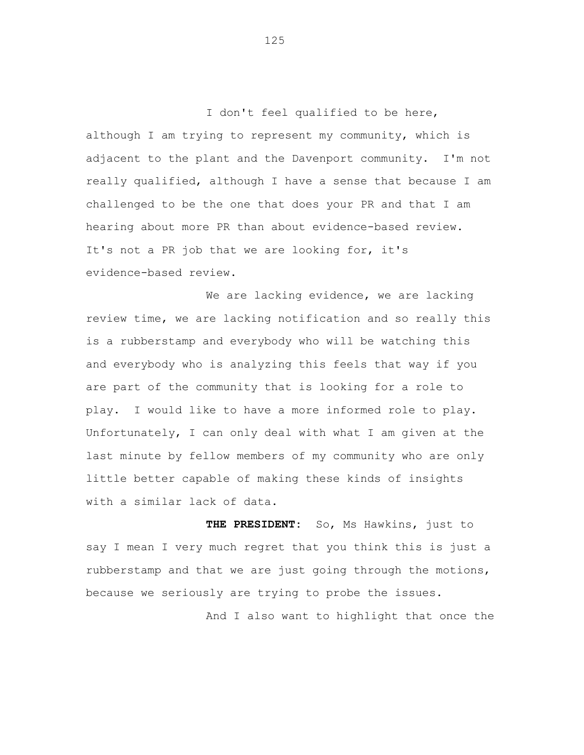I don't feel qualified to be here, although I am trying to represent my community, which is adjacent to the plant and the Davenport community. I'm not really qualified, although I have a sense that because I am challenged to be the one that does your PR and that I am hearing about more PR than about evidence-based review. It's not a PR job that we are looking for, it's evidence-based review.

We are lacking evidence, we are lacking review time, we are lacking notification and so really this is a rubberstamp and everybody who will be watching this and everybody who is analyzing this feels that way if you are part of the community that is looking for a role to play. I would like to have a more informed role to play. Unfortunately, I can only deal with what I am given at the last minute by fellow members of my community who are only little better capable of making these kinds of insights with a similar lack of data.

**THE PRESIDENT:** So, Ms Hawkins, just to say I mean I very much regret that you think this is just a rubberstamp and that we are just going through the motions, because we seriously are trying to probe the issues.

And I also want to highlight that once the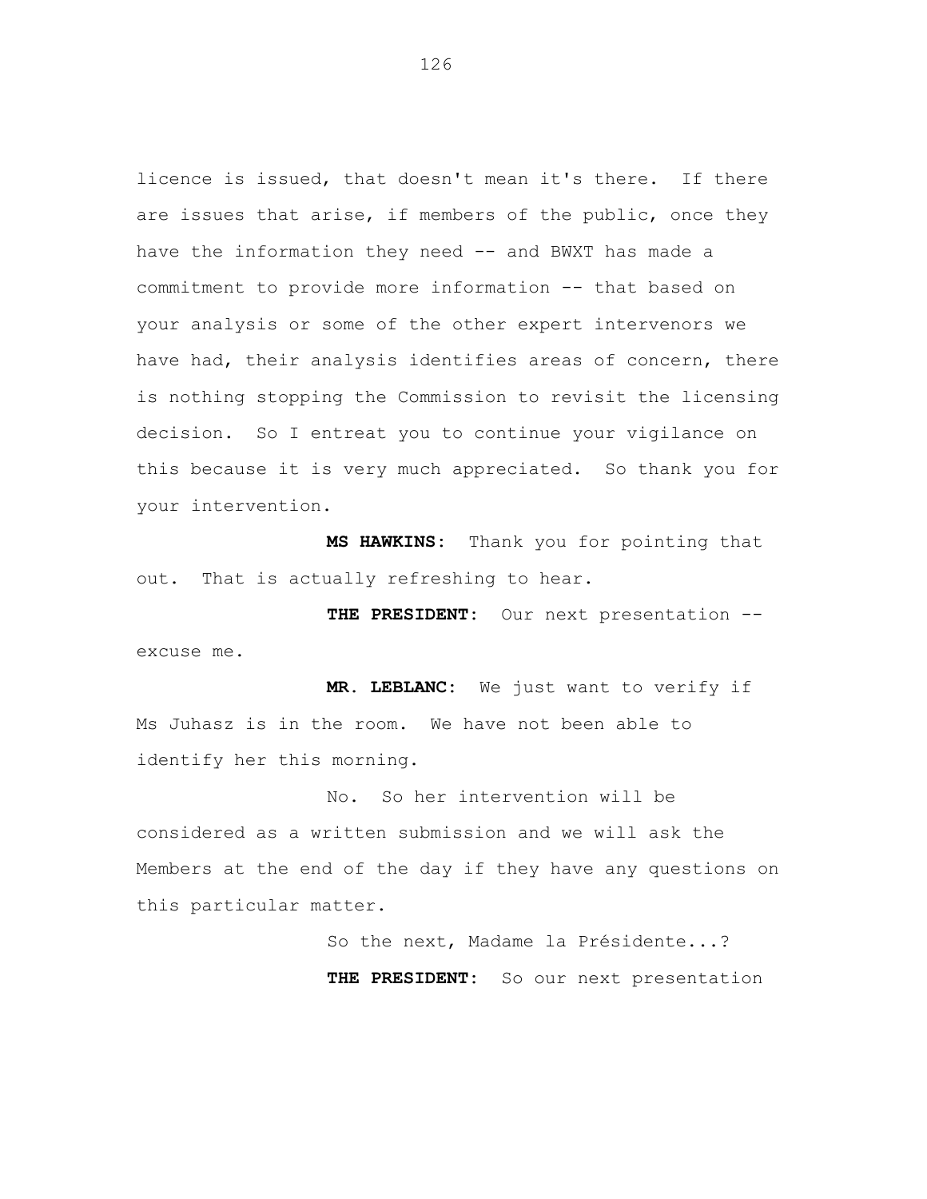licence is issued, that doesn't mean it's there. If there are issues that arise, if members of the public, once they have the information they need -- and BWXT has made a commitment to provide more information -- that based on your analysis or some of the other expert intervenors we have had, their analysis identifies areas of concern, there is nothing stopping the Commission to revisit the licensing decision. So I entreat you to continue your vigilance on this because it is very much appreciated. So thank you for your intervention.

**MS HAWKINS:** Thank you for pointing that out. That is actually refreshing to hear.

**THE PRESIDENT:** Our next presentation -- excuse me.

**MR. LEBLANC:** We just want to verify if Ms Juhasz is in the room. We have not been able to identify her this morning.

No. So her intervention will be considered as a written submission and we will ask the Members at the end of the day if they have any questions on this particular matter.

So the next, Madame la Présidente...?

**THE PRESIDENT:** So our next presentation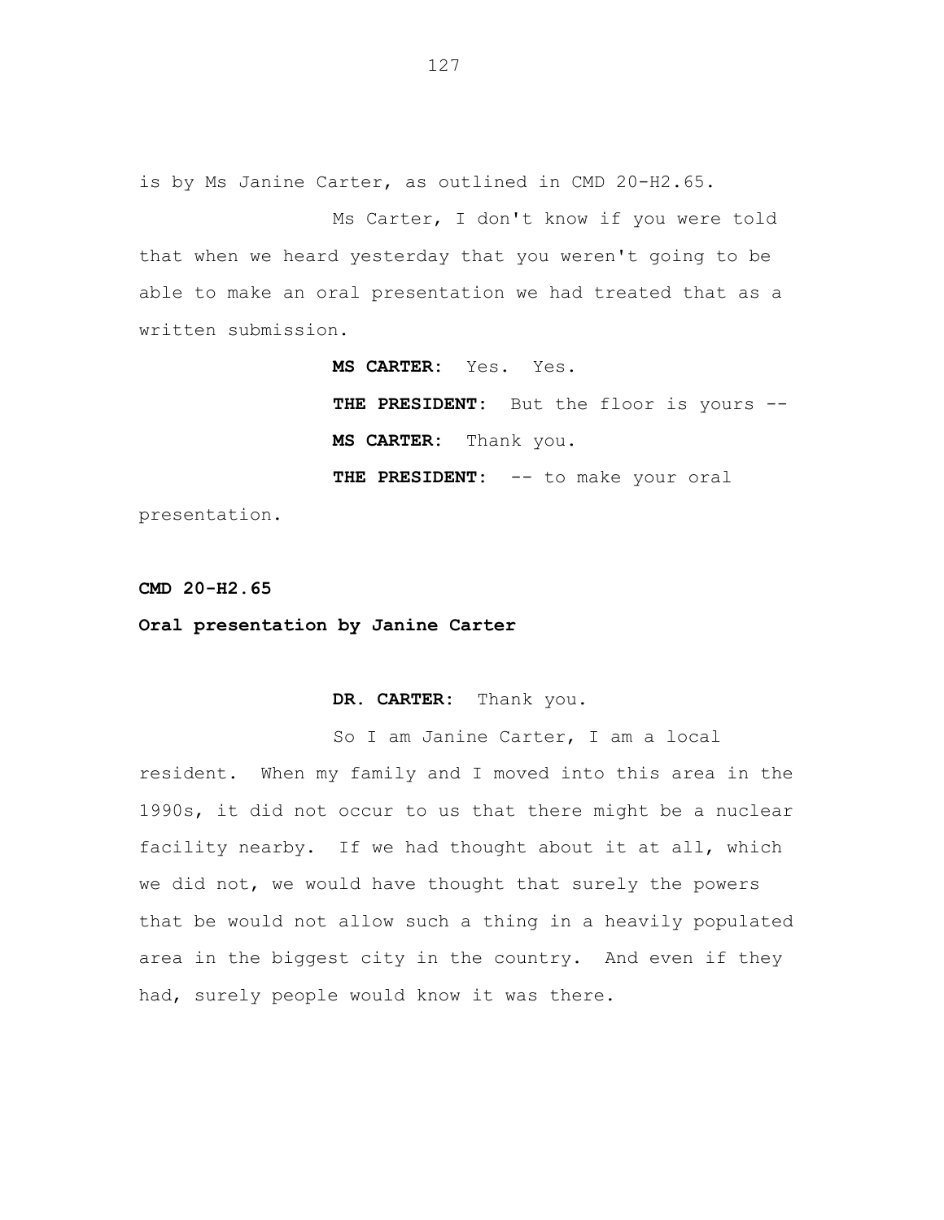is by Ms Janine Carter, as outlined in CMD 20-H2.65.

Ms Carter, I don't know if you were told that when we heard yesterday that you weren't going to be able to make an oral presentation we had treated that as a written submission.

**MS CARTER:** Yes. Yes.

**THE PRESIDENT:** But the floor is yours --

**MS CARTER:** Thank you.

**THE PRESIDENT:** -- to make your oral presentation.

**CMD 20-H2.65**

**Oral presentation by Janine Carter**

**DR. CARTER:** Thank you.

So I am Janine Carter, I am a local resident. When my family and I moved into this area in the 1990s, it did not occur to us that there might be a nuclear facility nearby. If we had thought about it at all, which we did not, we would have thought that surely the powers that be would not allow such a thing in a heavily populated area in the biggest city in the country. And even if they had, surely people would know it was there.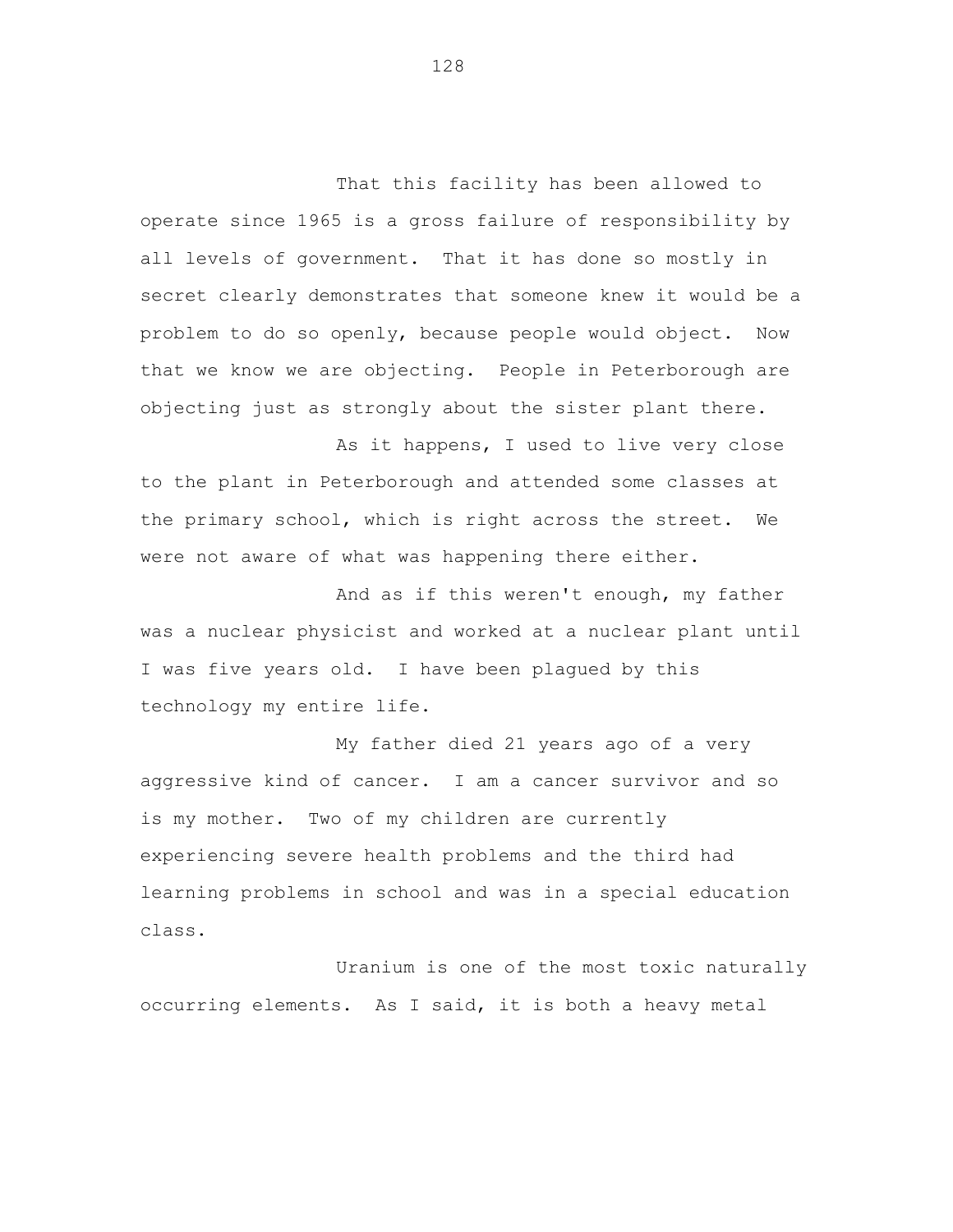That this facility has been allowed to operate since 1965 is a gross failure of responsibility by all levels of government. That it has done so mostly in secret clearly demonstrates that someone knew it would be a problem to do so openly, because people would object. Now that we know we are objecting. People in Peterborough are objecting just as strongly about the sister plant there.

As it happens, I used to live very close to the plant in Peterborough and attended some classes at the primary school, which is right across the street. We were not aware of what was happening there either.

And as if this weren't enough, my father was a nuclear physicist and worked at a nuclear plant until I was five years old. I have been plagued by this technology my entire life.

My father died 21 years ago of a very aggressive kind of cancer. I am a cancer survivor and so is my mother. Two of my children are currently experiencing severe health problems and the third had learning problems in school and was in a special education class.

Uranium is one of the most toxic naturally occurring elements. As I said, it is both a heavy metal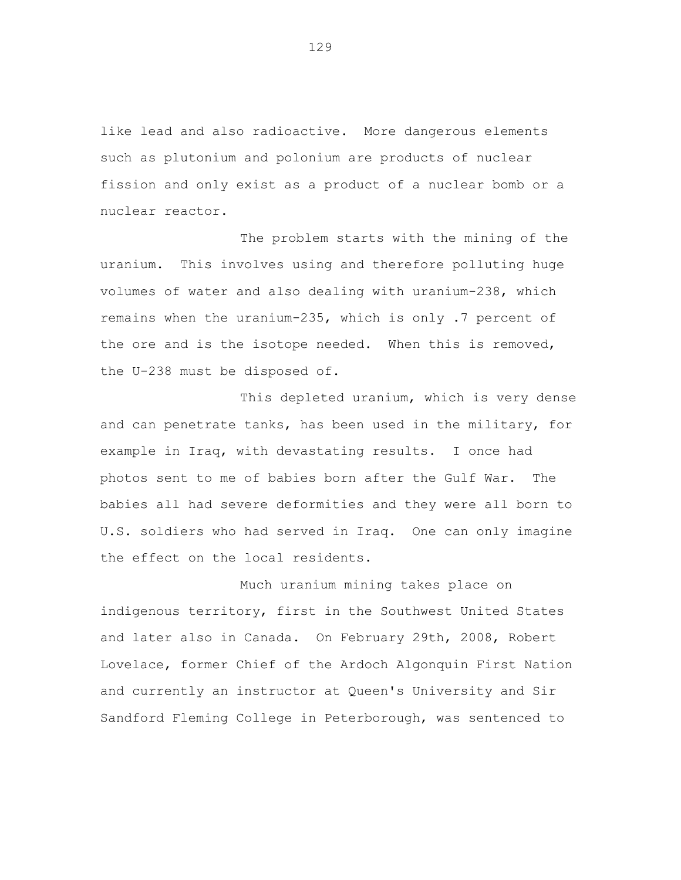like lead and also radioactive. More dangerous elements such as plutonium and polonium are products of nuclear fission and only exist as a product of a nuclear bomb or a nuclear reactor.

The problem starts with the mining of the uranium. This involves using and therefore polluting huge volumes of water and also dealing with uranium-238, which remains when the uranium-235, which is only .7 percent of the ore and is the isotope needed. When this is removed, the U-238 must be disposed of.

This depleted uranium, which is very dense and can penetrate tanks, has been used in the military, for example in Iraq, with devastating results. I once had photos sent to me of babies born after the Gulf War. The babies all had severe deformities and they were all born to U.S. soldiers who had served in Iraq. One can only imagine the effect on the local residents.

Much uranium mining takes place on indigenous territory, first in the Southwest United States and later also in Canada. On February 29th, 2008, Robert Lovelace, former Chief of the Ardoch Algonquin First Nation and currently an instructor at Queen's University and Sir Sandford Fleming College in Peterborough, was sentenced to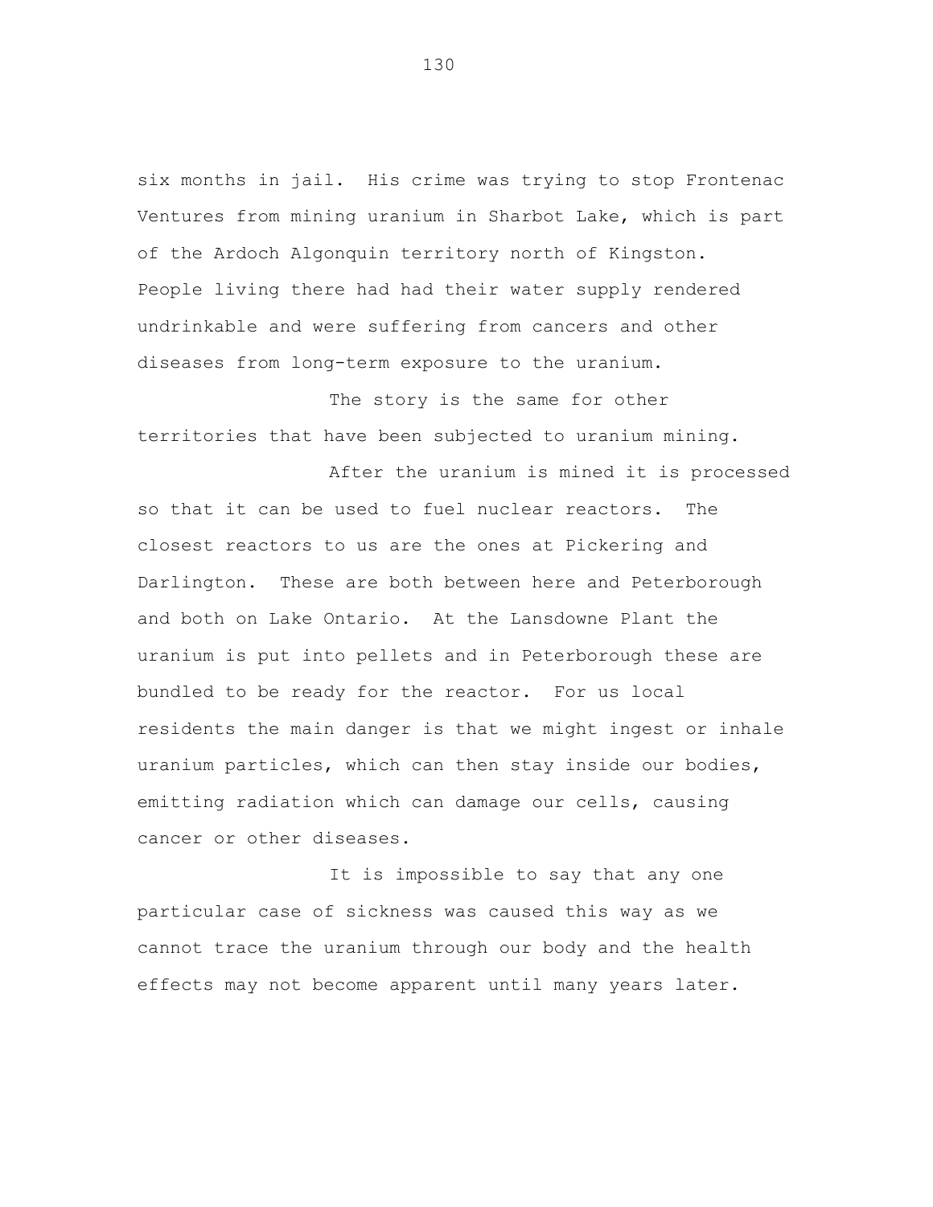six months in jail. His crime was trying to stop Frontenac Ventures from mining uranium in Sharbot Lake, which is part of the Ardoch Algonquin territory north of Kingston. People living there had had their water supply rendered undrinkable and were suffering from cancers and other diseases from long-term exposure to the uranium.

The story is the same for other territories that have been subjected to uranium mining.

After the uranium is mined it is processed so that it can be used to fuel nuclear reactors. The closest reactors to us are the ones at Pickering and Darlington. These are both between here and Peterborough and both on Lake Ontario. At the Lansdowne Plant the uranium is put into pellets and in Peterborough these are bundled to be ready for the reactor. For us local residents the main danger is that we might ingest or inhale uranium particles, which can then stay inside our bodies, emitting radiation which can damage our cells, causing cancer or other diseases.

It is impossible to say that any one particular case of sickness was caused this way as we cannot trace the uranium through our body and the health effects may not become apparent until many years later.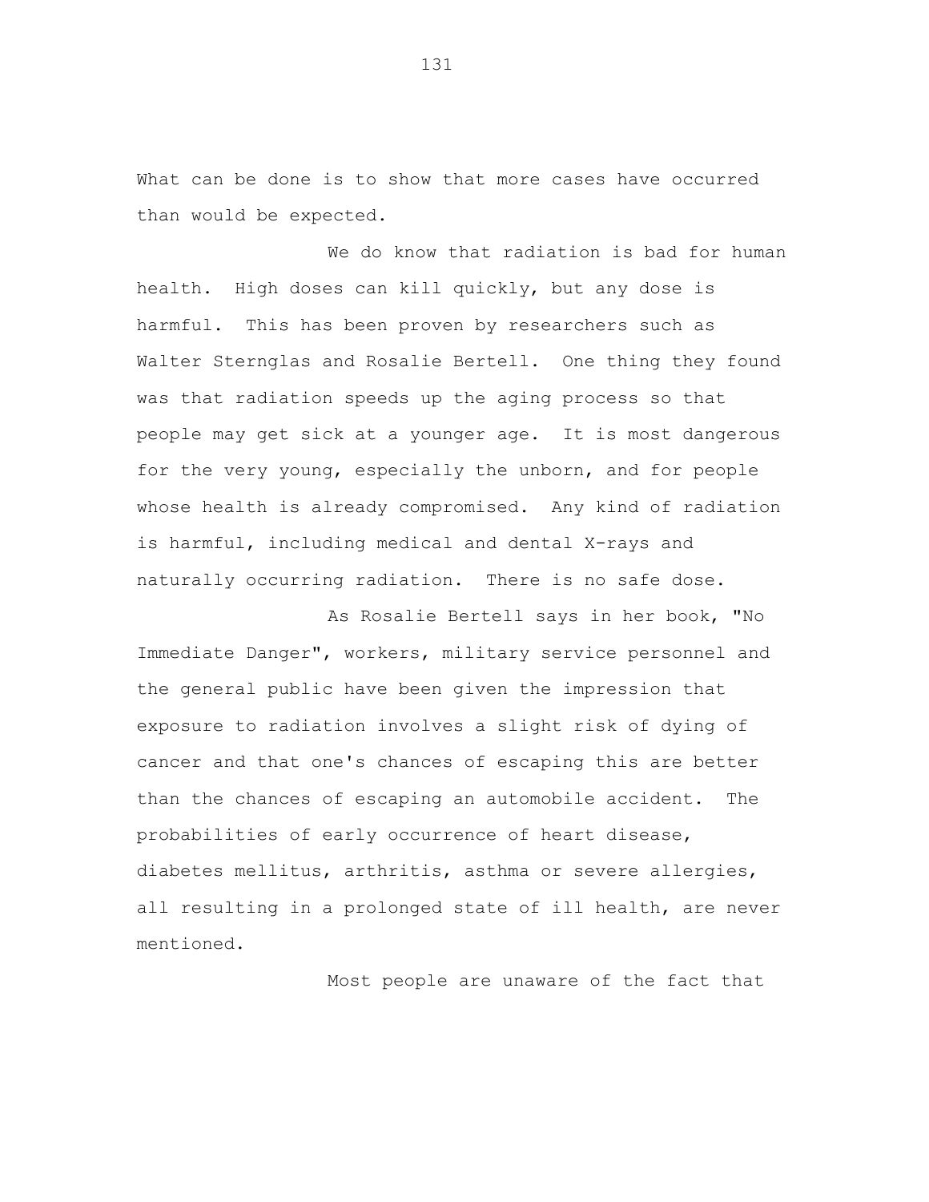What can be done is to show that more cases have occurred than would be expected.

We do know that radiation is bad for human health. High doses can kill quickly, but any dose is harmful. This has been proven by researchers such as Walter Sternglas and Rosalie Bertell. One thing they found was that radiation speeds up the aging process so that people may get sick at a younger age. It is most dangerous for the very young, especially the unborn, and for people whose health is already compromised. Any kind of radiation is harmful, including medical and dental X-rays and naturally occurring radiation. There is no safe dose.

As Rosalie Bertell says in her book, "No Immediate Danger", workers, military service personnel and the general public have been given the impression that exposure to radiation involves a slight risk of dying of cancer and that one's chances of escaping this are better than the chances of escaping an automobile accident. The probabilities of early occurrence of heart disease, diabetes mellitus, arthritis, asthma or severe allergies, all resulting in a prolonged state of ill health, are never mentioned.

Most people are unaware of the fact that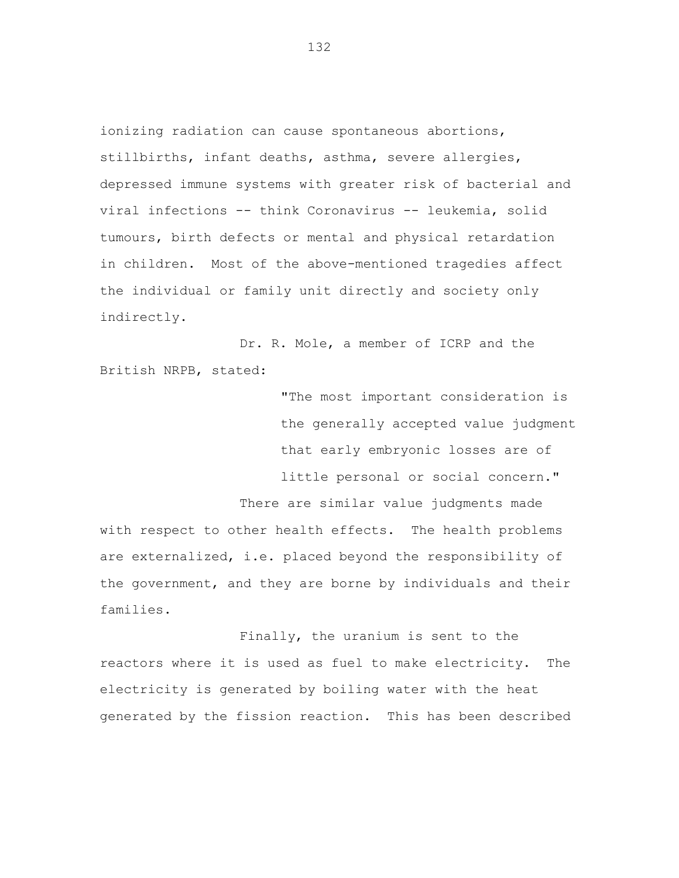ionizing radiation can cause spontaneous abortions, stillbirths, infant deaths, asthma, severe allergies, depressed immune systems with greater risk of bacterial and viral infections -- think Coronavirus -- leukemia, solid tumours, birth defects or mental and physical retardation in children. Most of the above-mentioned tragedies affect the individual or family unit directly and society only indirectly.

Dr. R. Mole, a member of ICRP and the British NRPB, stated:

> "The most important consideration is the generally accepted value judgment that early embryonic losses are of little personal or social concern."

There are similar value judgments made with respect to other health effects. The health problems are externalized, i.e. placed beyond the responsibility of the government, and they are borne by individuals and their families.

Finally, the uranium is sent to the reactors where it is used as fuel to make electricity. The electricity is generated by boiling water with the heat generated by the fission reaction. This has been described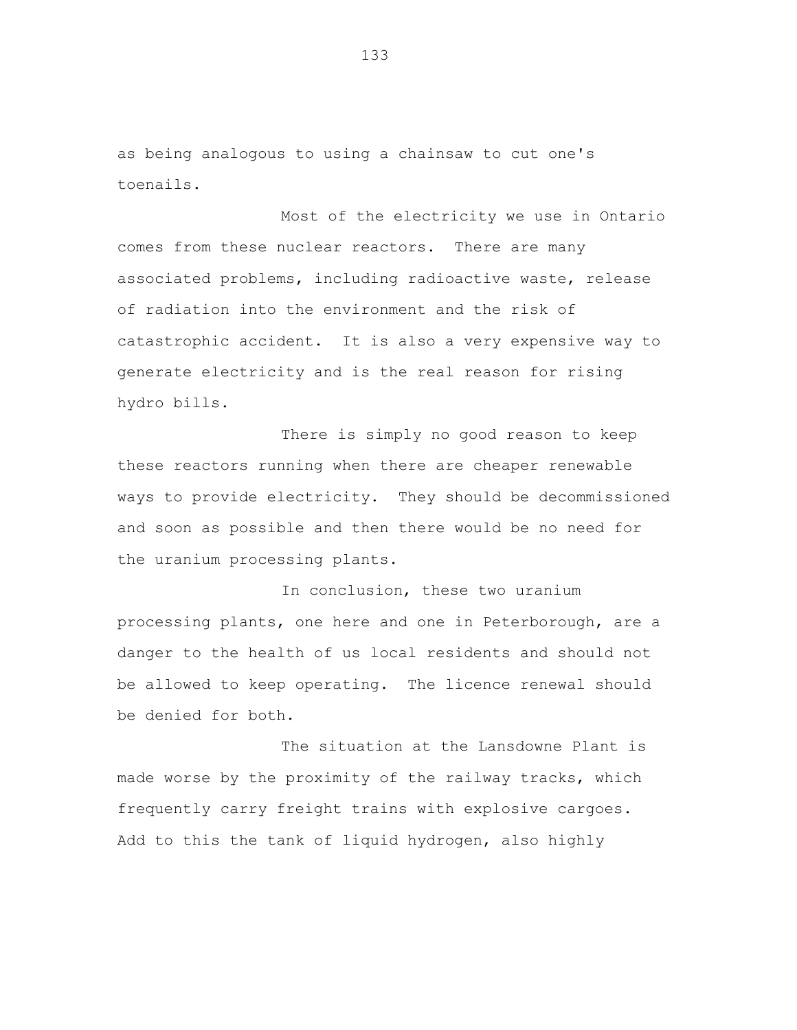as being analogous to using a chainsaw to cut one's toenails.

Most of the electricity we use in Ontario comes from these nuclear reactors. There are many associated problems, including radioactive waste, release of radiation into the environment and the risk of catastrophic accident. It is also a very expensive way to generate electricity and is the real reason for rising hydro bills.

There is simply no good reason to keep these reactors running when there are cheaper renewable ways to provide electricity. They should be decommissioned and soon as possible and then there would be no need for the uranium processing plants.

In conclusion, these two uranium processing plants, one here and one in Peterborough, are a danger to the health of us local residents and should not be allowed to keep operating. The licence renewal should be denied for both.

The situation at the Lansdowne Plant is made worse by the proximity of the railway tracks, which frequently carry freight trains with explosive cargoes. Add to this the tank of liquid hydrogen, also highly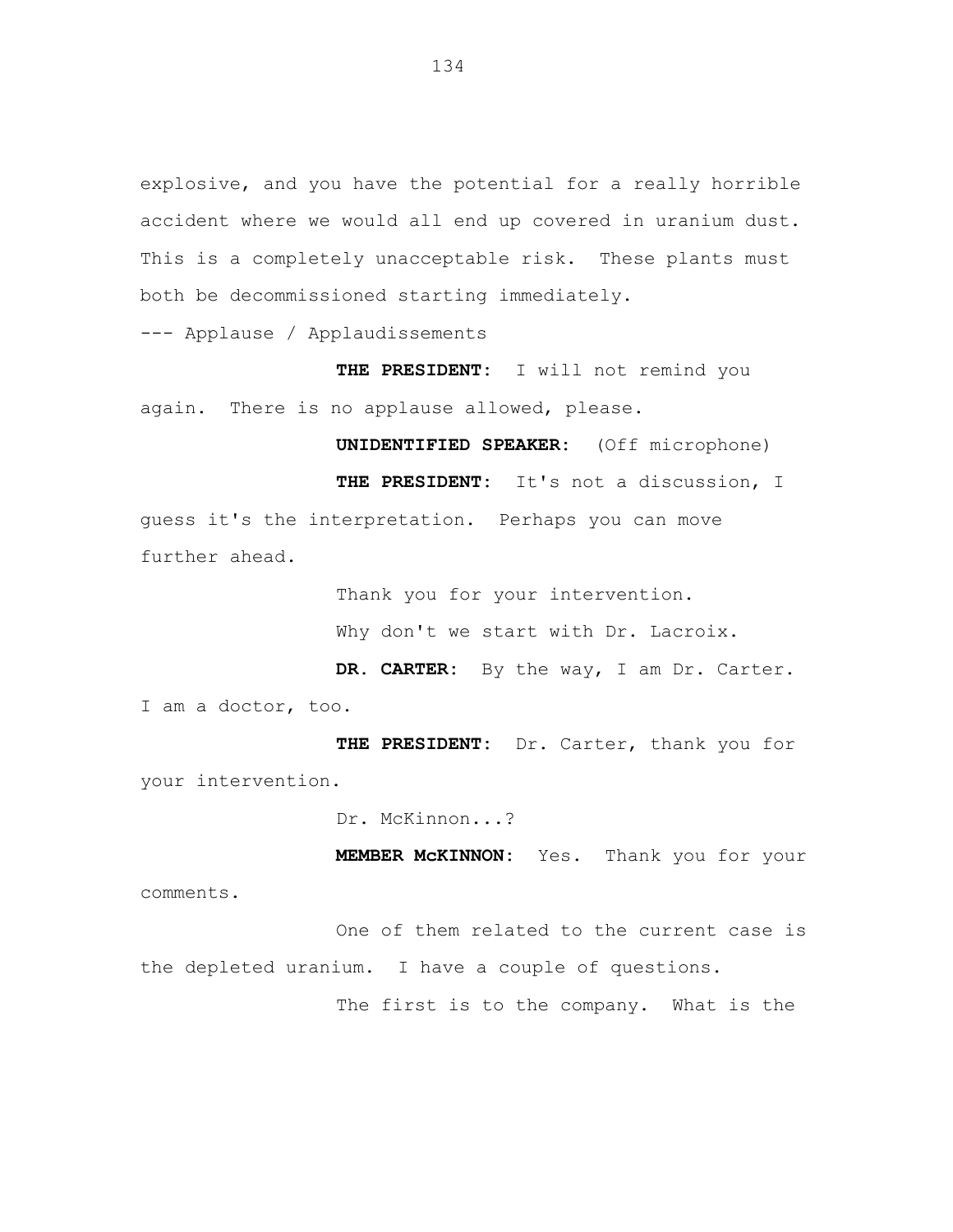explosive, and you have the potential for a really horrible accident where we would all end up covered in uranium dust. This is a completely unacceptable risk. These plants must both be decommissioned starting immediately.

--- Applause / Applaudissements

**THE PRESIDENT:** I will not remind you again. There is no applause allowed, please.

**UNIDENTIFIED SPEAKER:** (Off microphone)

**THE PRESIDENT:** It's not a discussion, I guess it's the interpretation. Perhaps you can move further ahead.

Thank you for your intervention.

Why don't we start with Dr. Lacroix.

**DR. CARTER:** By the way, I am Dr. Carter. I am a doctor, too.

**THE PRESIDENT:** Dr. Carter, thank you for your intervention.

Dr. McKinnon...?

**MEMBER McKINNON:** Yes. Thank you for your comments.

One of them related to the current case is the depleted uranium. I have a couple of questions.

The first is to the company. What is the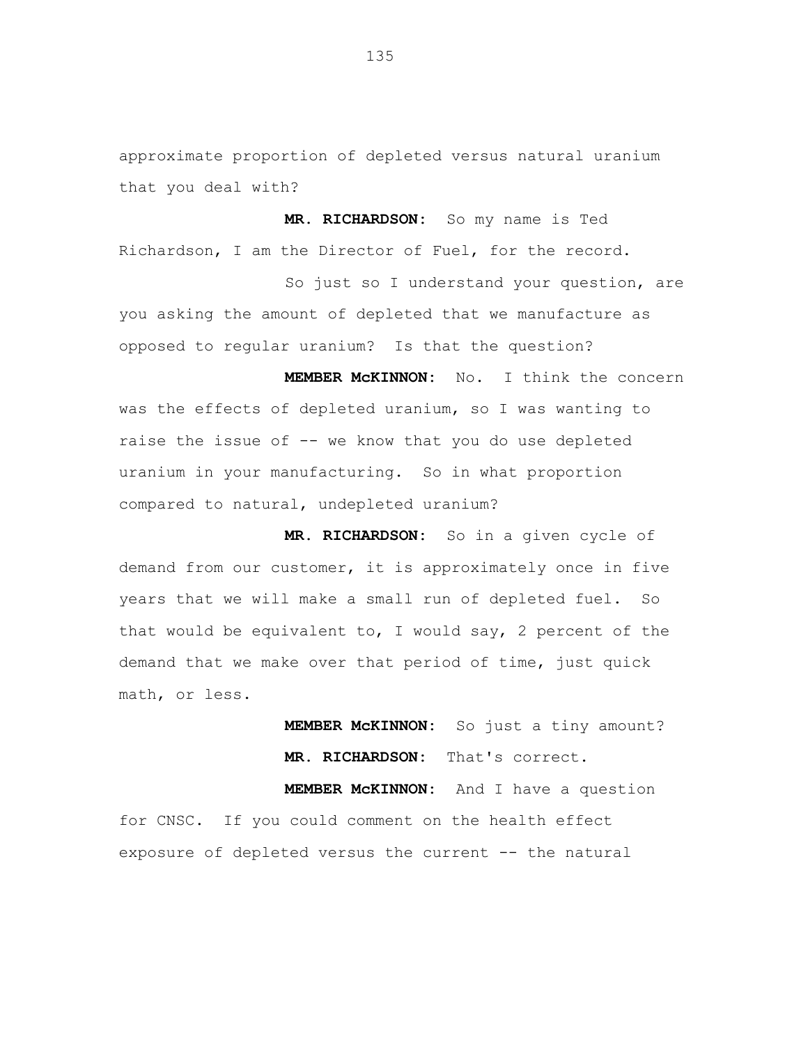approximate proportion of depleted versus natural uranium that you deal with?

**MR. RICHARDSON:** So my name is Ted Richardson, I am the Director of Fuel, for the record.

So just so I understand your question, are you asking the amount of depleted that we manufacture as opposed to regular uranium? Is that the question?

**MEMBER McKINNON:** No. I think the concern was the effects of depleted uranium, so I was wanting to raise the issue of -- we know that you do use depleted uranium in your manufacturing. So in what proportion compared to natural, undepleted uranium?

**MR. RICHARDSON:** So in a given cycle of demand from our customer, it is approximately once in five years that we will make a small run of depleted fuel. So that would be equivalent to, I would say, 2 percent of the demand that we make over that period of time, just quick math, or less.

**MEMBER McKINNON:** So just a tiny amount?

**MR. RICHARDSON:** That's correct.

**MEMBER McKINNON:** And I have a question for CNSC. If you could comment on the health effect exposure of depleted versus the current -- the natural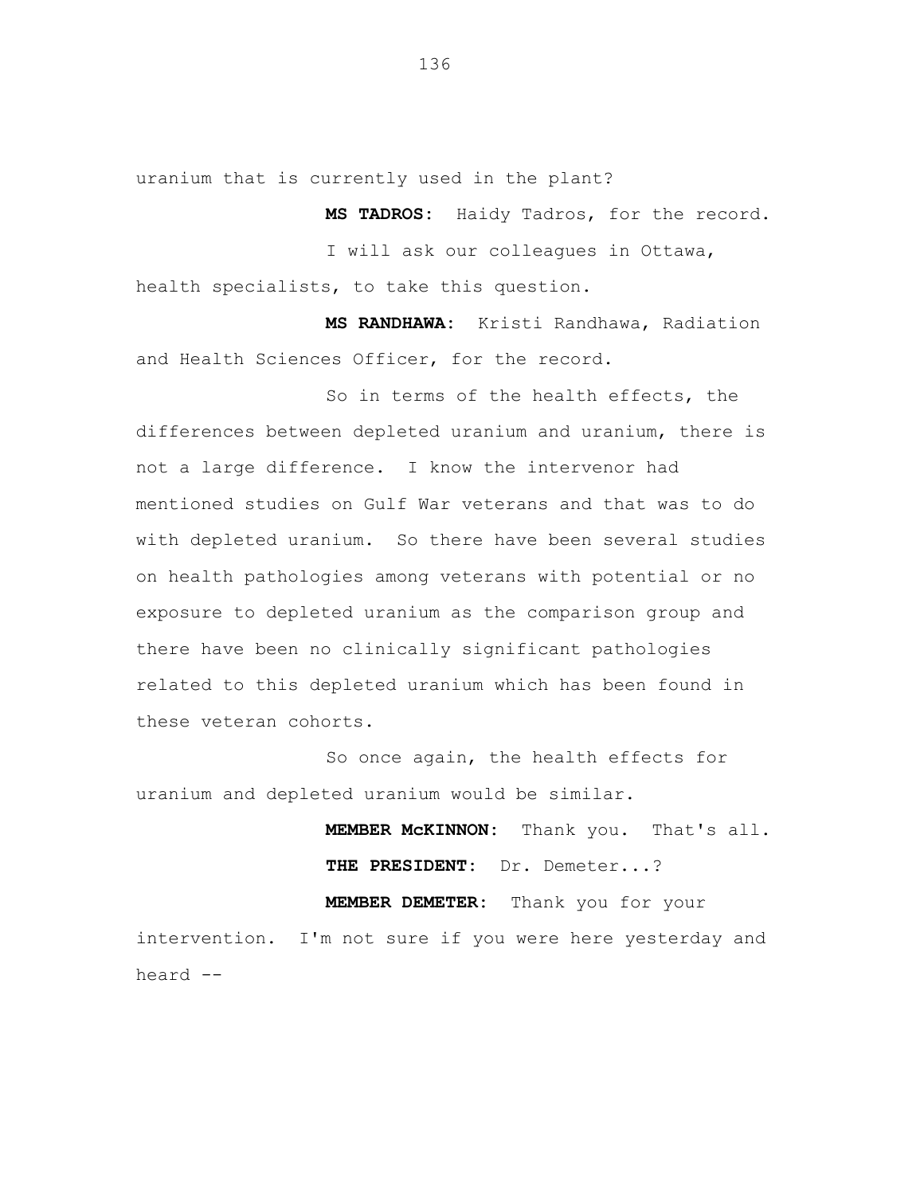uranium that is currently used in the plant?

**MS TADROS:** Haidy Tadros, for the record.

I will ask our colleagues in Ottawa, health specialists, to take this question.

**MS RANDHAWA:** Kristi Randhawa, Radiation and Health Sciences Officer, for the record.

So in terms of the health effects, the differences between depleted uranium and uranium, there is not a large difference. I know the intervenor had mentioned studies on Gulf War veterans and that was to do with depleted uranium. So there have been several studies on health pathologies among veterans with potential or no exposure to depleted uranium as the comparison group and there have been no clinically significant pathologies related to this depleted uranium which has been found in these veteran cohorts.

So once again, the health effects for uranium and depleted uranium would be similar.

**MEMBER McKINNON:** Thank you. That's all.

**THE PRESIDENT:** Dr. Demeter...?

**MEMBER DEMETER:** Thank you for your intervention. I'm not sure if you were here yesterday and heard --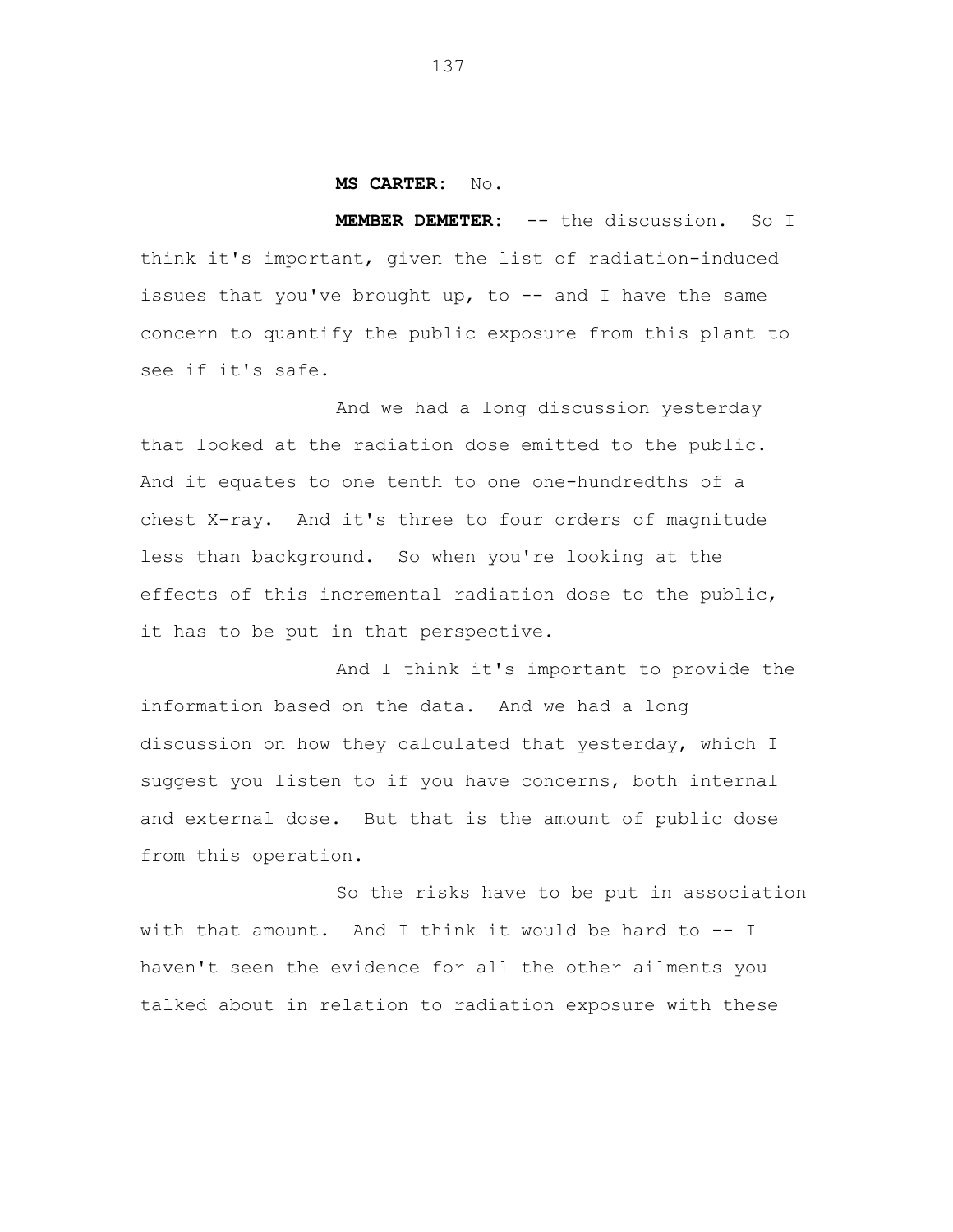**MS CARTER:** No.

**MEMBER DEMETER:** -- the discussion. So I think it's important, given the list of radiation-induced issues that you've brought up, to -- and I have the same concern to quantify the public exposure from this plant to see if it's safe.

And we had a long discussion yesterday that looked at the radiation dose emitted to the public. And it equates to one tenth to one one-hundredths of a chest X-ray. And it's three to four orders of magnitude less than background. So when you're looking at the effects of this incremental radiation dose to the public, it has to be put in that perspective.

And I think it's important to provide the information based on the data. And we had a long discussion on how they calculated that yesterday, which I suggest you listen to if you have concerns, both internal and external dose. But that is the amount of public dose from this operation.

So the risks have to be put in association with that amount. And I think it would be hard to -- I haven't seen the evidence for all the other ailments you talked about in relation to radiation exposure with these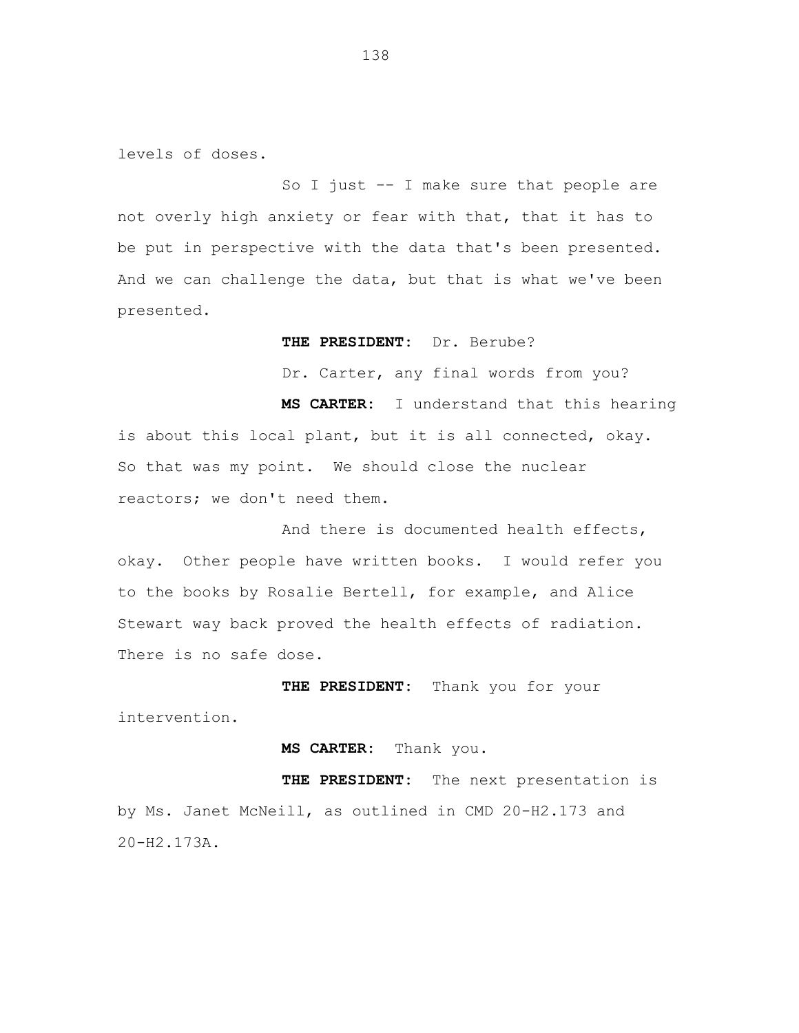levels of doses.

So I just -- I make sure that people are not overly high anxiety or fear with that, that it has to be put in perspective with the data that's been presented. And we can challenge the data, but that is what we've been presented.

**THE PRESIDENT:** Dr. Berube?

Dr. Carter, any final words from you?

**MS CARTER:** I understand that this hearing is about this local plant, but it is all connected, okay. So that was my point. We should close the nuclear reactors; we don't need them.

And there is documented health effects, okay. Other people have written books. I would refer you to the books by Rosalie Bertell, for example, and Alice Stewart way back proved the health effects of radiation. There is no safe dose.

**THE PRESIDENT:** Thank you for your intervention.

**MS CARTER:** Thank you.

**THE PRESIDENT:** The next presentation is by Ms. Janet McNeill, as outlined in CMD 20-H2.173 and 20-H2.173A.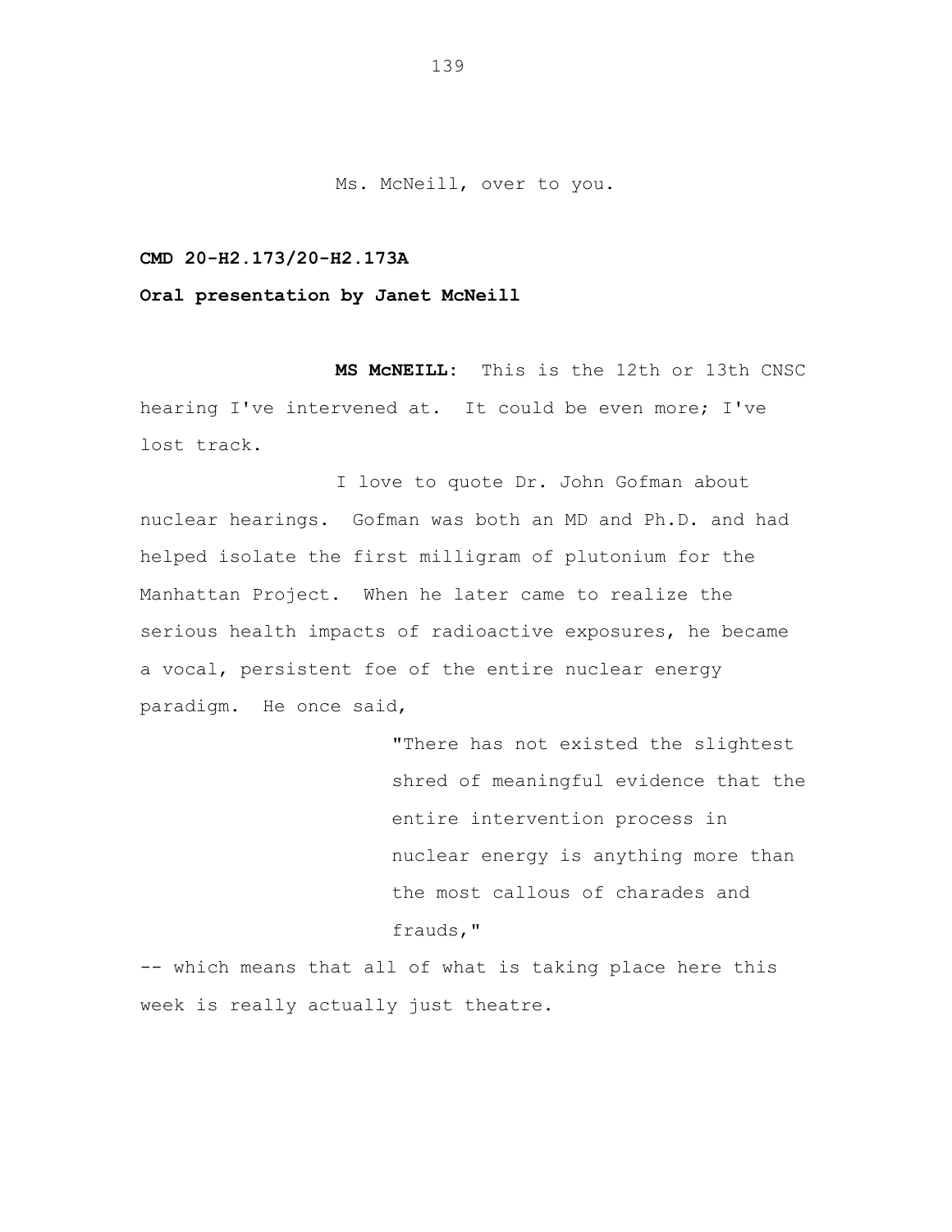Ms. McNeill, over to you.

**CMD 20-H2.173/20-H2.173A**

**Oral presentation by Janet McNeill**

**MS McNEILL:** This is the 12th or 13th CNSC hearing I've intervened at. It could be even more; I've lost track.

I love to quote Dr. John Gofman about nuclear hearings. Gofman was both an MD and Ph.D. and had helped isolate the first milligram of plutonium for the Manhattan Project. When he later came to realize the serious health impacts of radioactive exposures, he became a vocal, persistent foe of the entire nuclear energy paradigm. He once said,

> "There has not existed the slightest shred of meaningful evidence that the entire intervention process in nuclear energy is anything more than the most callous of charades and frauds,"

-- which means that all of what is taking place here this week is really actually just theatre.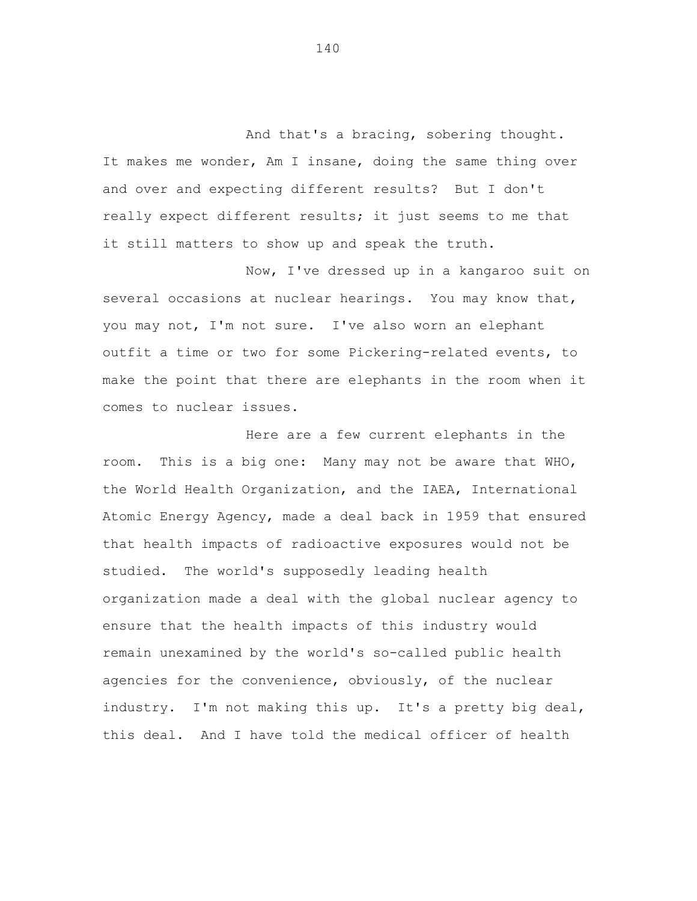And that's a bracing, sobering thought. It makes me wonder, Am I insane, doing the same thing over and over and expecting different results? But I don't really expect different results; it just seems to me that it still matters to show up and speak the truth.

Now, I've dressed up in a kangaroo suit on several occasions at nuclear hearings. You may know that, you may not, I'm not sure. I've also worn an elephant outfit a time or two for some Pickering-related events, to make the point that there are elephants in the room when it comes to nuclear issues.

Here are a few current elephants in the room. This is a big one: Many may not be aware that WHO, the World Health Organization, and the IAEA, International Atomic Energy Agency, made a deal back in 1959 that ensured that health impacts of radioactive exposures would not be studied. The world's supposedly leading health organization made a deal with the global nuclear agency to ensure that the health impacts of this industry would remain unexamined by the world's so-called public health agencies for the convenience, obviously, of the nuclear industry. I'm not making this up. It's a pretty big deal, this deal. And I have told the medical officer of health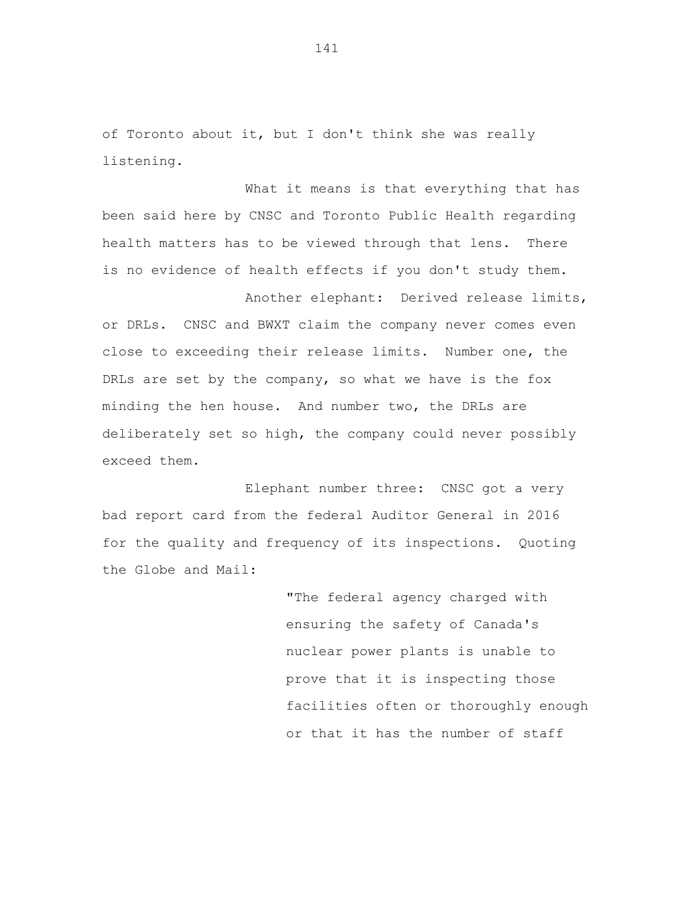of Toronto about it, but I don't think she was really listening.

What it means is that everything that has been said here by CNSC and Toronto Public Health regarding health matters has to be viewed through that lens. There is no evidence of health effects if you don't study them.

Another elephant: Derived release limits, or DRLs. CNSC and BWXT claim the company never comes even close to exceeding their release limits. Number one, the DRLs are set by the company, so what we have is the fox minding the hen house. And number two, the DRLs are deliberately set so high, the company could never possibly exceed them.

Elephant number three: CNSC got a very bad report card from the federal Auditor General in 2016 for the quality and frequency of its inspections. Quoting the Globe and Mail:

> "The federal agency charged with ensuring the safety of Canada's nuclear power plants is unable to prove that it is inspecting those facilities often or thoroughly enough or that it has the number of staff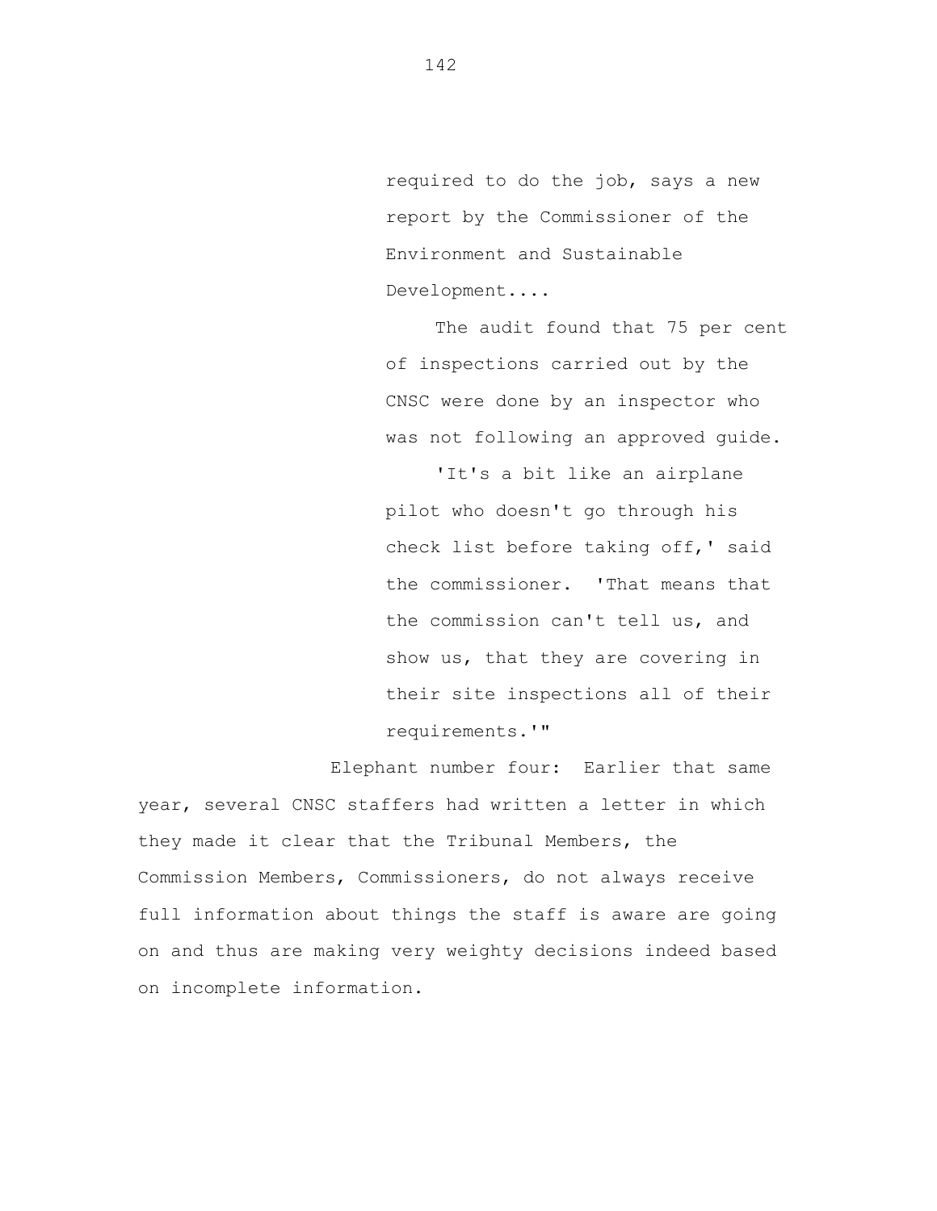> required to do the job, says a new report by the Commissioner of the Environment and Sustainable Development....
>
> The audit found that 75 per cent of inspections carried out by the CNSC were done by an inspector who was not following an approved guide.
>
> 'It's a bit like an airplane pilot who doesn't go through his check list before taking off,' said the commissioner. 'That means that the commission can't tell us, and show us, that they are covering in their site inspections all of their requirements.'"

Elephant number four: Earlier that same year, several CNSC staffers had written a letter in which they made it clear that the Tribunal Members, the Commission Members, Commissioners, do not always receive full information about things the staff is aware are going on and thus are making very weighty decisions indeed based on incomplete information.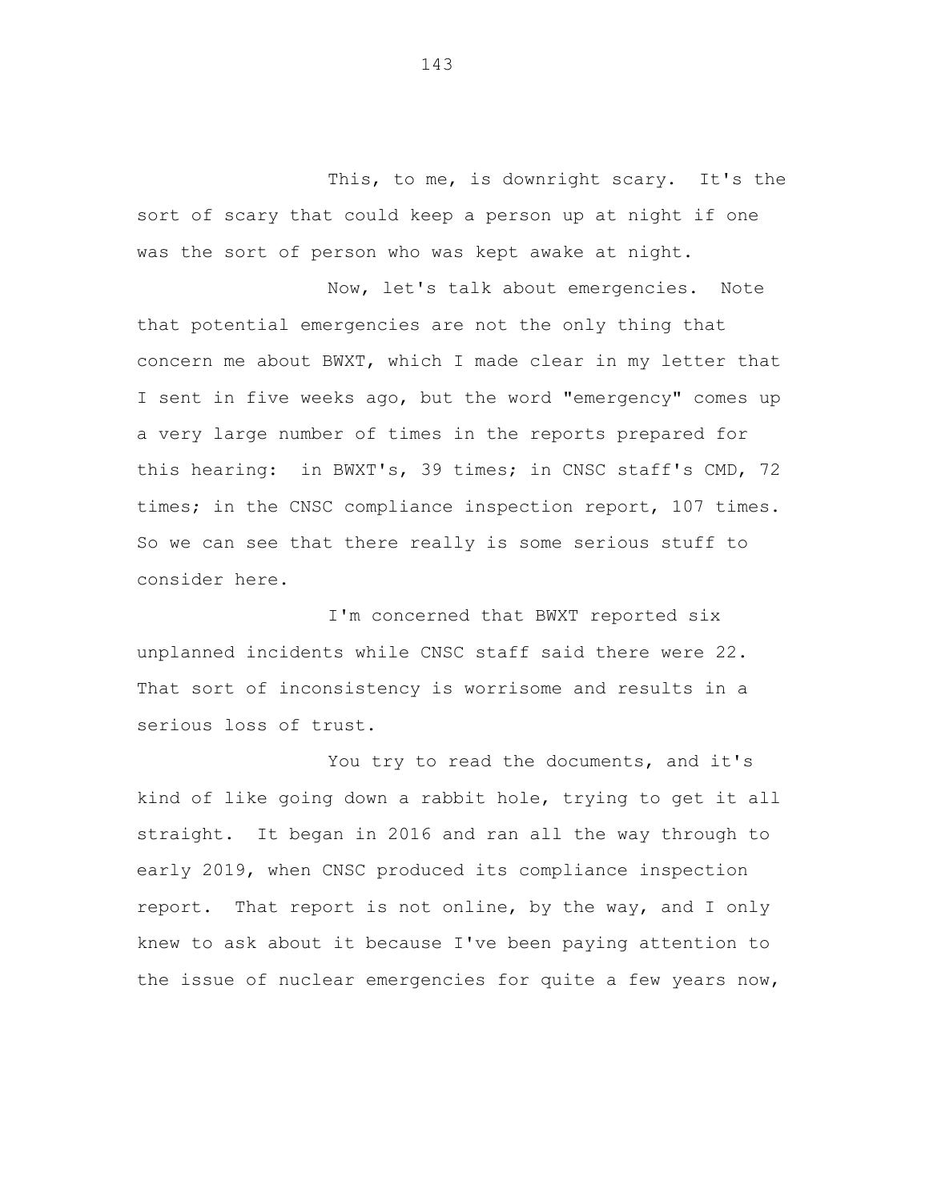This, to me, is downright scary. It's the sort of scary that could keep a person up at night if one was the sort of person who was kept awake at night.

Now, let's talk about emergencies. Note that potential emergencies are not the only thing that concern me about BWXT, which I made clear in my letter that I sent in five weeks ago, but the word "emergency" comes up a very large number of times in the reports prepared for this hearing: in BWXT's, 39 times; in CNSC staff's CMD, 72 times; in the CNSC compliance inspection report, 107 times. So we can see that there really is some serious stuff to consider here.

I'm concerned that BWXT reported six unplanned incidents while CNSC staff said there were 22. That sort of inconsistency is worrisome and results in a serious loss of trust.

You try to read the documents, and it's kind of like going down a rabbit hole, trying to get it all straight. It began in 2016 and ran all the way through to early 2019, when CNSC produced its compliance inspection report. That report is not online, by the way, and I only knew to ask about it because I've been paying attention to the issue of nuclear emergencies for quite a few years now,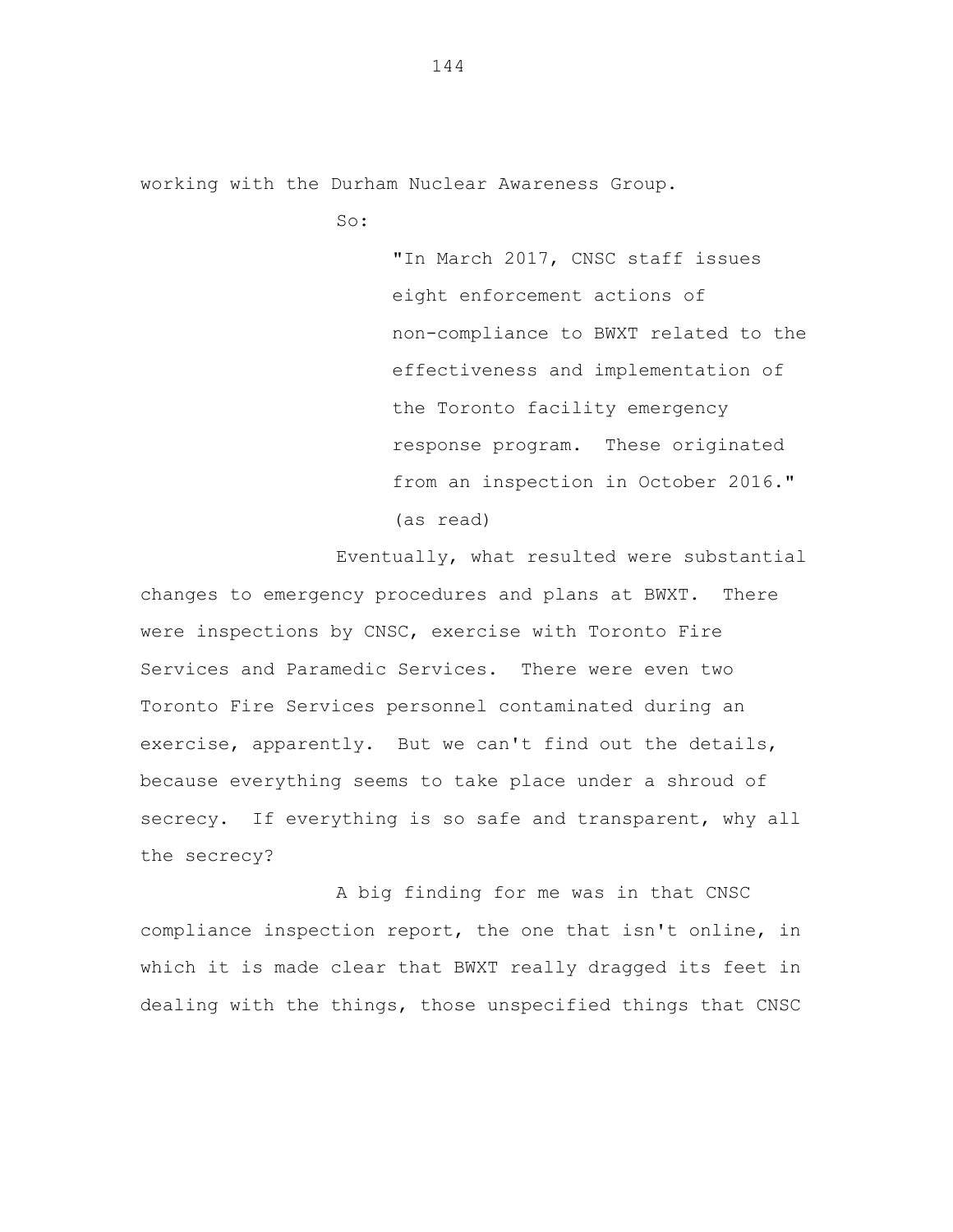working with the Durham Nuclear Awareness Group.

So:

> "In March 2017, CNSC staff issues eight enforcement actions of non-compliance to BWXT related to the effectiveness and implementation of the Toronto facility emergency response program. These originated from an inspection in October 2016." (as read)

Eventually, what resulted were substantial changes to emergency procedures and plans at BWXT. There were inspections by CNSC, exercise with Toronto Fire Services and Paramedic Services. There were even two Toronto Fire Services personnel contaminated during an exercise, apparently. But we can't find out the details, because everything seems to take place under a shroud of secrecy. If everything is so safe and transparent, why all the secrecy?

A big finding for me was in that CNSC compliance inspection report, the one that isn't online, in which it is made clear that BWXT really dragged its feet in dealing with the things, those unspecified things that CNSC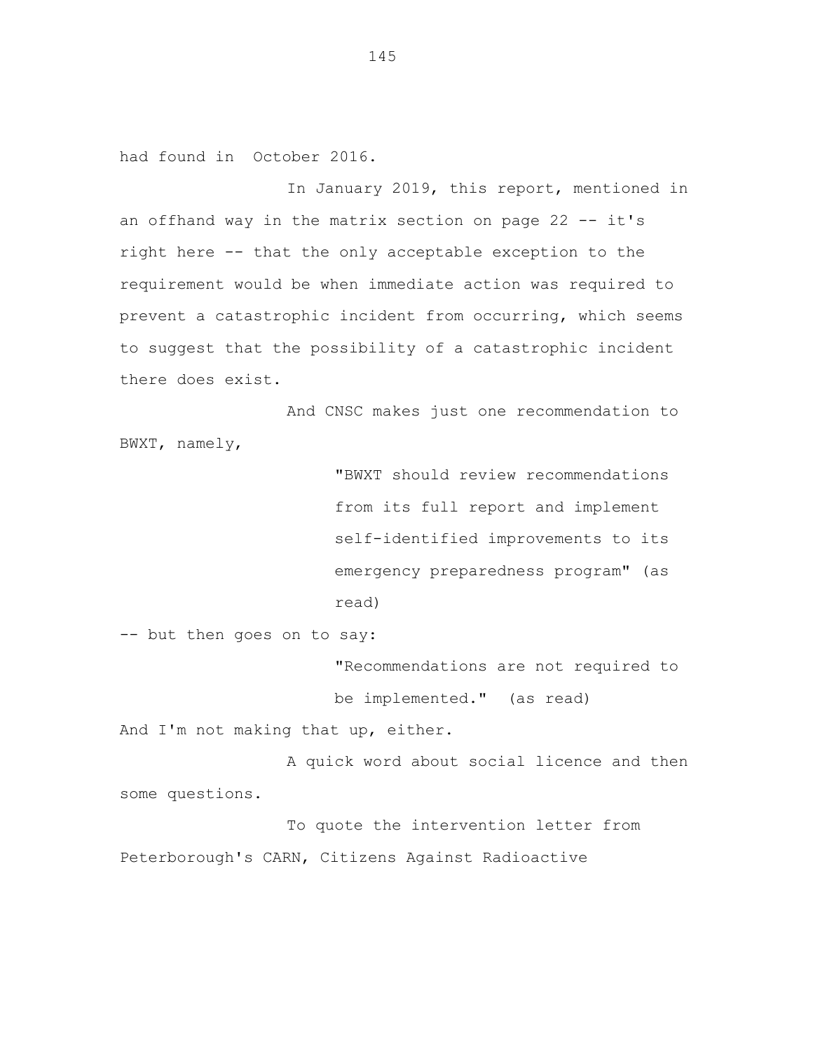had found in October 2016.

In January 2019, this report, mentioned in an offhand way in the matrix section on page 22 -- it's right here -- that the only acceptable exception to the requirement would be when immediate action was required to prevent a catastrophic incident from occurring, which seems to suggest that the possibility of a catastrophic incident there does exist.

And CNSC makes just one recommendation to BWXT, namely,

> "BWXT should review recommendations from its full report and implement self-identified improvements to its emergency preparedness program" (as read)

-- but then goes on to say:

> "Recommendations are not required to be implemented." (as read)

And I'm not making that up, either.

A quick word about social licence and then some questions.

To quote the intervention letter from Peterborough's CARN, Citizens Against Radioactive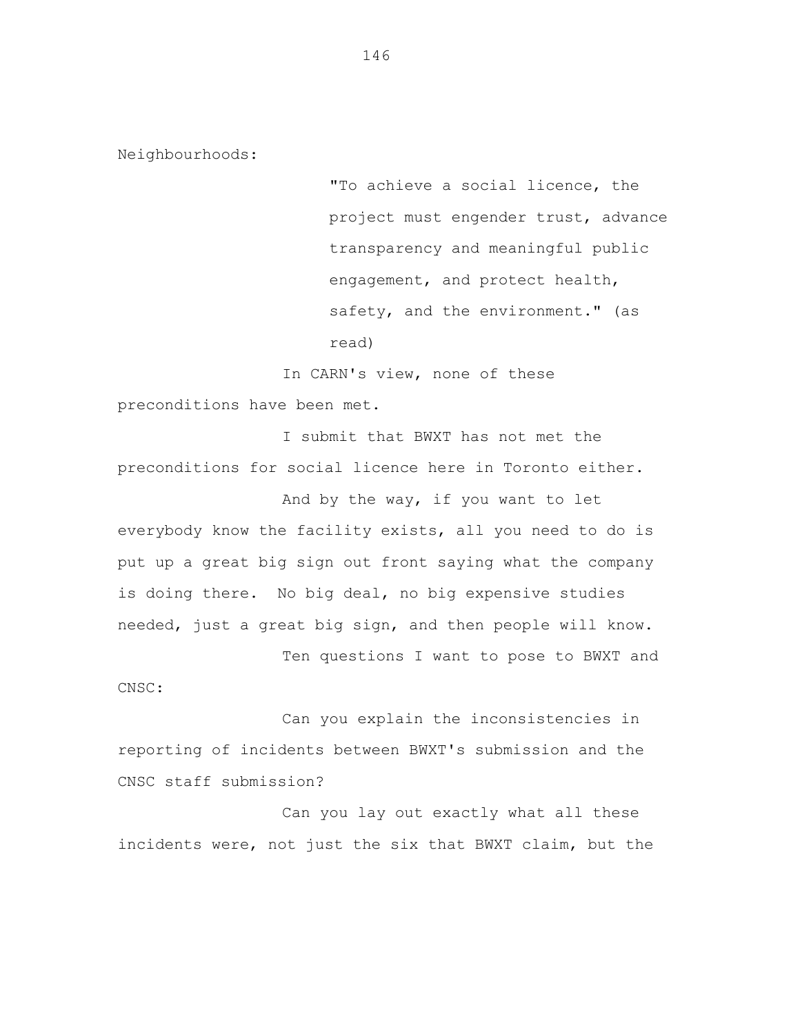Neighbourhoods:

> "To achieve a social licence, the project must engender trust, advance transparency and meaningful public engagement, and protect health, safety, and the environment." (as read)

In CARN's view, none of these preconditions have been met.

I submit that BWXT has not met the preconditions for social licence here in Toronto either.

And by the way, if you want to let everybody know the facility exists, all you need to do is put up a great big sign out front saying what the company is doing there. No big deal, no big expensive studies needed, just a great big sign, and then people will know.

Ten questions I want to pose to BWXT and CNSC:

Can you explain the inconsistencies in reporting of incidents between BWXT's submission and the CNSC staff submission?

Can you lay out exactly what all these incidents were, not just the six that BWXT claim, but the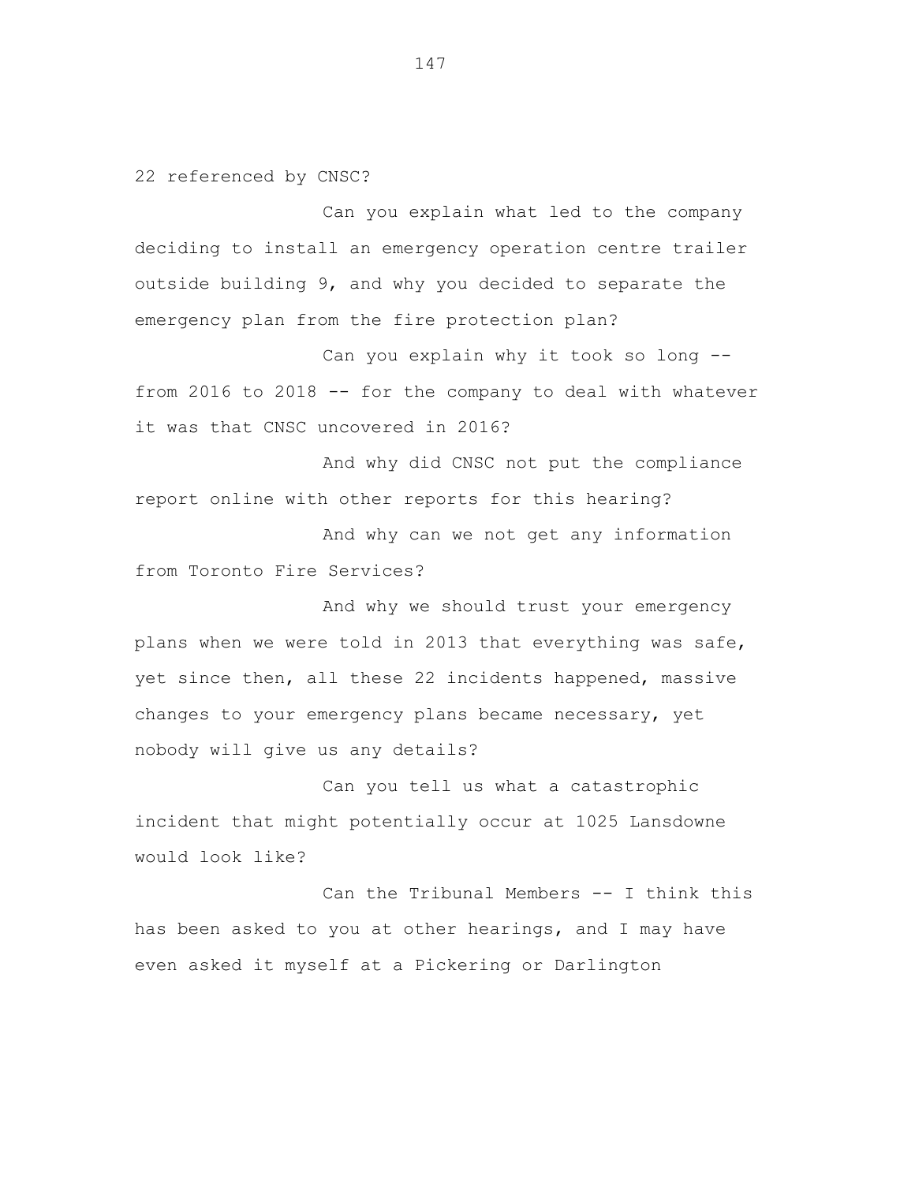22 referenced by CNSC?

Can you explain what led to the company deciding to install an emergency operation centre trailer outside building 9, and why you decided to separate the emergency plan from the fire protection plan?

Can you explain why it took so long -- from 2016 to 2018 -- for the company to deal with whatever it was that CNSC uncovered in 2016?

And why did CNSC not put the compliance report online with other reports for this hearing?

And why can we not get any information from Toronto Fire Services?

And why we should trust your emergency plans when we were told in 2013 that everything was safe, yet since then, all these 22 incidents happened, massive changes to your emergency plans became necessary, yet nobody will give us any details?

Can you tell us what a catastrophic incident that might potentially occur at 1025 Lansdowne would look like?

Can the Tribunal Members -- I think this has been asked to you at other hearings, and I may have even asked it myself at a Pickering or Darlington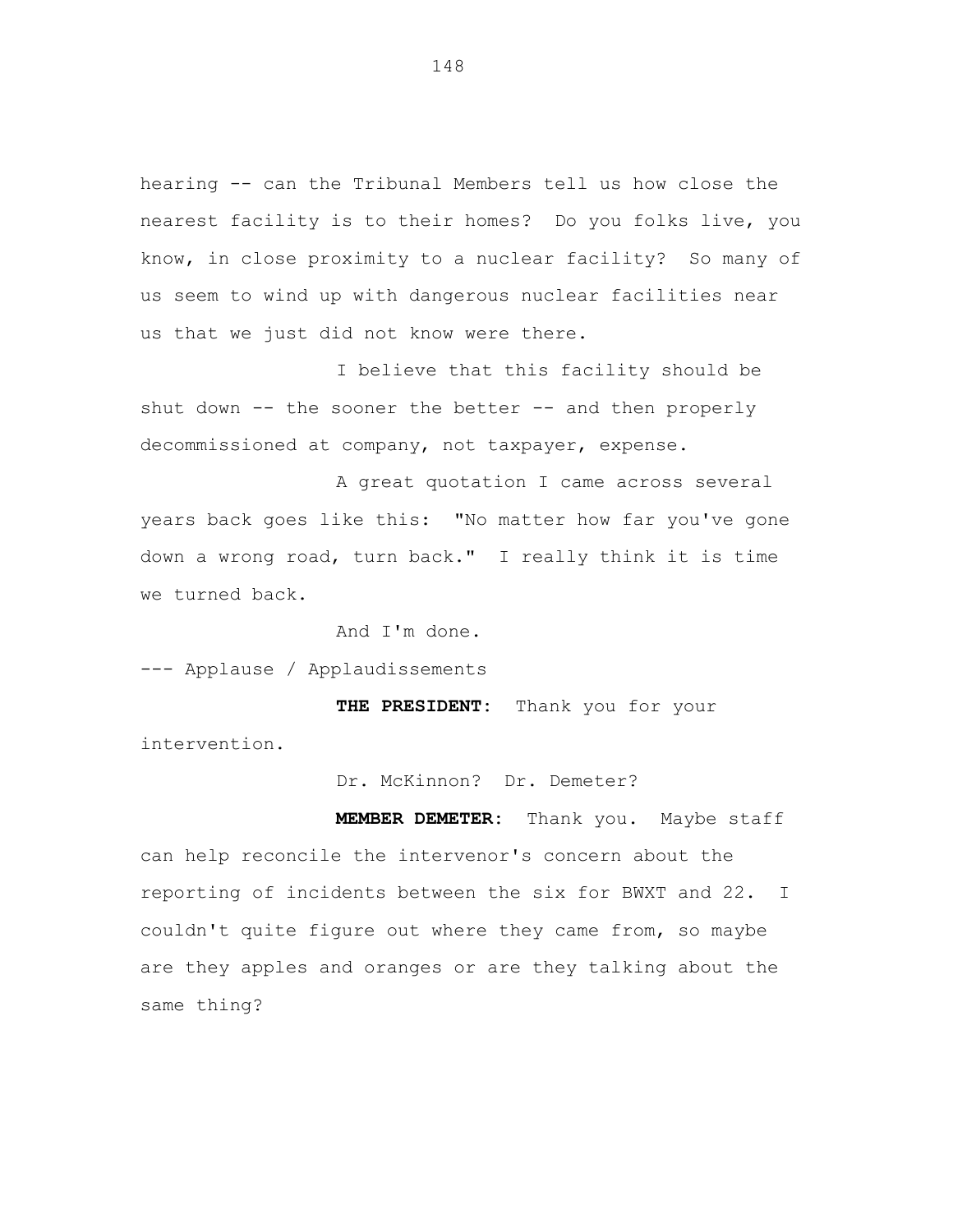hearing -- can the Tribunal Members tell us how close the nearest facility is to their homes? Do you folks live, you know, in close proximity to a nuclear facility? So many of us seem to wind up with dangerous nuclear facilities near us that we just did not know were there.

I believe that this facility should be shut down -- the sooner the better -- and then properly decommissioned at company, not taxpayer, expense.

A great quotation I came across several years back goes like this: "No matter how far you've gone down a wrong road, turn back." I really think it is time we turned back.

And I'm done.

--- Applause / Applaudissements

**THE PRESIDENT:** Thank you for your intervention.

Dr. McKinnon? Dr. Demeter?

**MEMBER DEMETER:** Thank you. Maybe staff can help reconcile the intervenor's concern about the reporting of incidents between the six for BWXT and 22. I couldn't quite figure out where they came from, so maybe are they apples and oranges or are they talking about the same thing?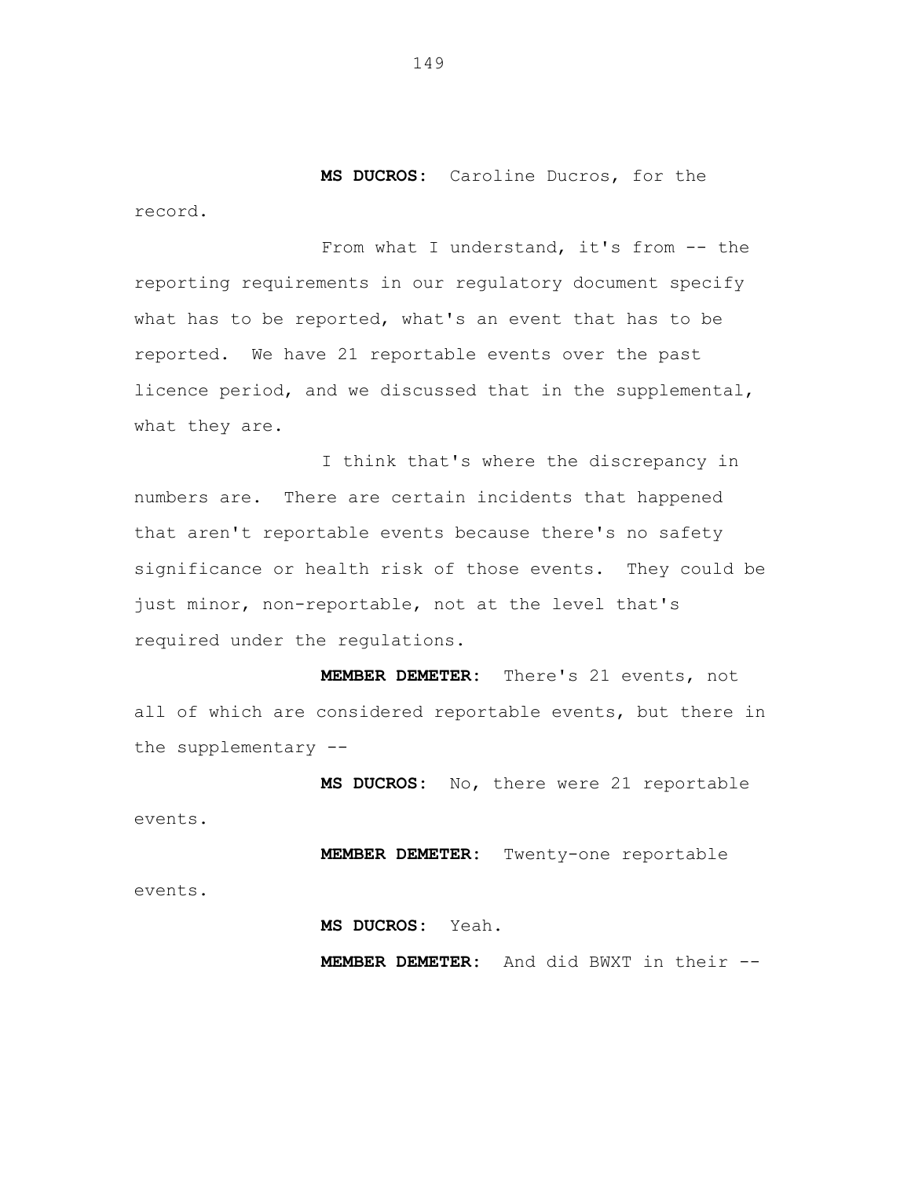**MS DUCROS:** Caroline Ducros, for the record.

From what I understand, it's from -- the reporting requirements in our regulatory document specify what has to be reported, what's an event that has to be reported. We have 21 reportable events over the past licence period, and we discussed that in the supplemental, what they are.

I think that's where the discrepancy in numbers are. There are certain incidents that happened that aren't reportable events because there's no safety significance or health risk of those events. They could be just minor, non-reportable, not at the level that's required under the regulations.

**MEMBER DEMETER:** There's 21 events, not all of which are considered reportable events, but there in the supplementary --

**MS DUCROS:** No, there were 21 reportable events.

**MEMBER DEMETER:** Twenty-one reportable events.

**MS DUCROS:** Yeah.

**MEMBER DEMETER:** And did BWXT in their --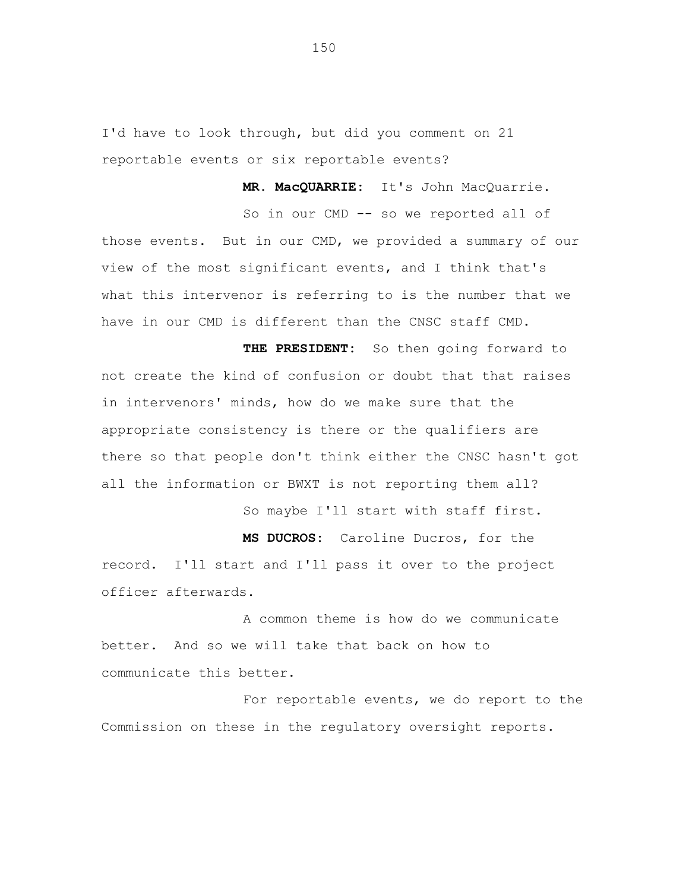I'd have to look through, but did you comment on 21 reportable events or six reportable events?

**MR. MacQUARRIE:** It's John MacQuarrie.

So in our CMD -- so we reported all of those events. But in our CMD, we provided a summary of our view of the most significant events, and I think that's what this intervenor is referring to is the number that we have in our CMD is different than the CNSC staff CMD.

**THE PRESIDENT:** So then going forward to not create the kind of confusion or doubt that that raises in intervenors' minds, how do we make sure that the appropriate consistency is there or the qualifiers are there so that people don't think either the CNSC hasn't got all the information or BWXT is not reporting them all?

So maybe I'll start with staff first.

**MS DUCROS:** Caroline Ducros, for the record. I'll start and I'll pass it over to the project officer afterwards.

A common theme is how do we communicate better. And so we will take that back on how to communicate this better.

For reportable events, we do report to the Commission on these in the regulatory oversight reports.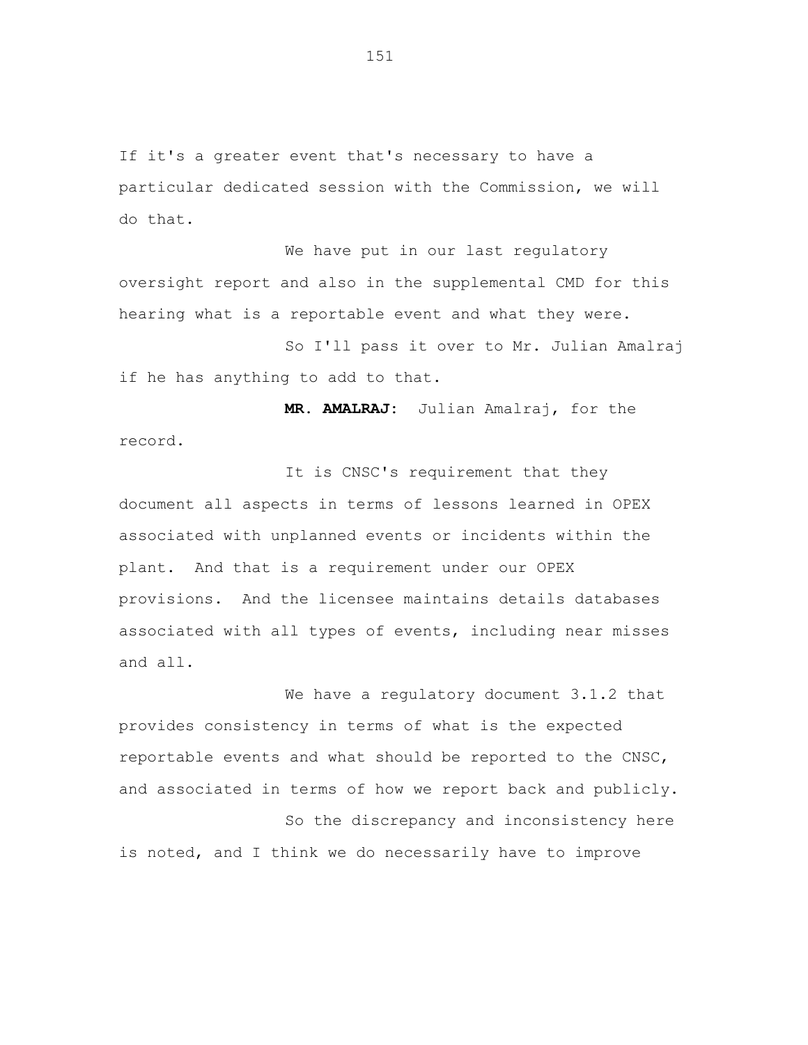If it's a greater event that's necessary to have a particular dedicated session with the Commission, we will do that.

We have put in our last regulatory oversight report and also in the supplemental CMD for this hearing what is a reportable event and what they were.

So I'll pass it over to Mr. Julian Amalraj if he has anything to add to that.

**MR. AMALRAJ:** Julian Amalraj, for the record.

It is CNSC's requirement that they document all aspects in terms of lessons learned in OPEX associated with unplanned events or incidents within the plant. And that is a requirement under our OPEX provisions. And the licensee maintains details databases associated with all types of events, including near misses and all.

We have a regulatory document 3.1.2 that provides consistency in terms of what is the expected reportable events and what should be reported to the CNSC, and associated in terms of how we report back and publicly.

So the discrepancy and inconsistency here is noted, and I think we do necessarily have to improve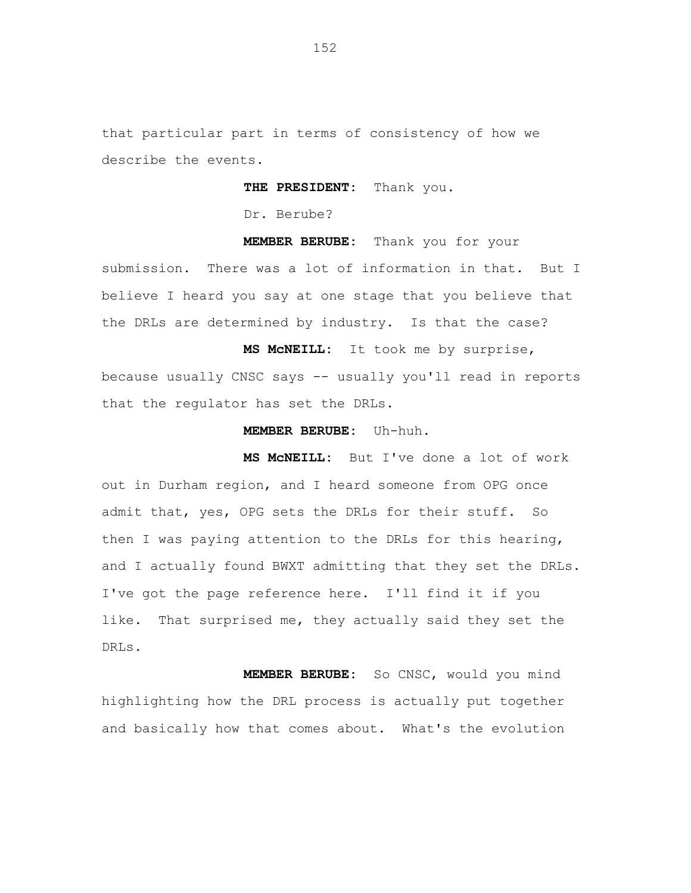that particular part in terms of consistency of how we describe the events.

**THE PRESIDENT:** Thank you.

Dr. Berube?

**MEMBER BERUBE:** Thank you for your submission. There was a lot of information in that. But I believe I heard you say at one stage that you believe that the DRLs are determined by industry. Is that the case?

**MS McNEILL:** It took me by surprise, because usually CNSC says -- usually you'll read in reports that the regulator has set the DRLs.

**MEMBER BERUBE:** Uh-huh.

**MS McNEILL:** But I've done a lot of work out in Durham region, and I heard someone from OPG once admit that, yes, OPG sets the DRLs for their stuff. So then I was paying attention to the DRLs for this hearing, and I actually found BWXT admitting that they set the DRLs. I've got the page reference here. I'll find it if you like. That surprised me, they actually said they set the DRLs.

**MEMBER BERUBE:** So CNSC, would you mind highlighting how the DRL process is actually put together and basically how that comes about. What's the evolution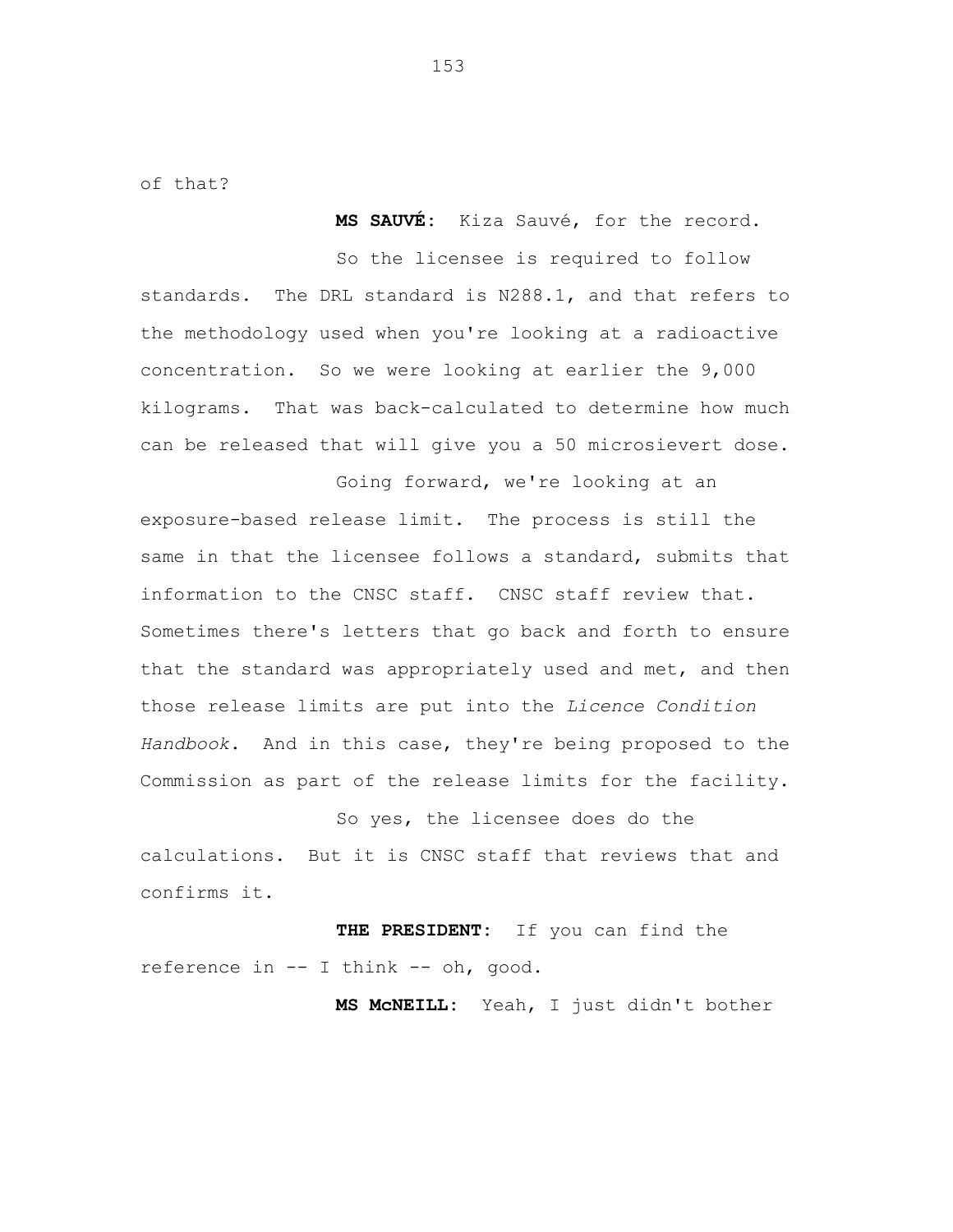of that?

**MS SAUVÉ:** Kiza Sauvé, for the record.

So the licensee is required to follow standards. The DRL standard is N288.1, and that refers to the methodology used when you're looking at a radioactive concentration. So we were looking at earlier the 9,000 kilograms. That was back-calculated to determine how much can be released that will give you a 50 microsievert dose.

Going forward, we're looking at an exposure-based release limit. The process is still the same in that the licensee follows a standard, submits that information to the CNSC staff. CNSC staff review that. Sometimes there's letters that go back and forth to ensure that the standard was appropriately used and met, and then those release limits are put into the *Licence Condition Handbook*. And in this case, they're being proposed to the Commission as part of the release limits for the facility.

So yes, the licensee does do the calculations. But it is CNSC staff that reviews that and confirms it.

**THE PRESIDENT:** If you can find the reference in -- I think -- oh, good.

**MS McNEILL:** Yeah, I just didn't bother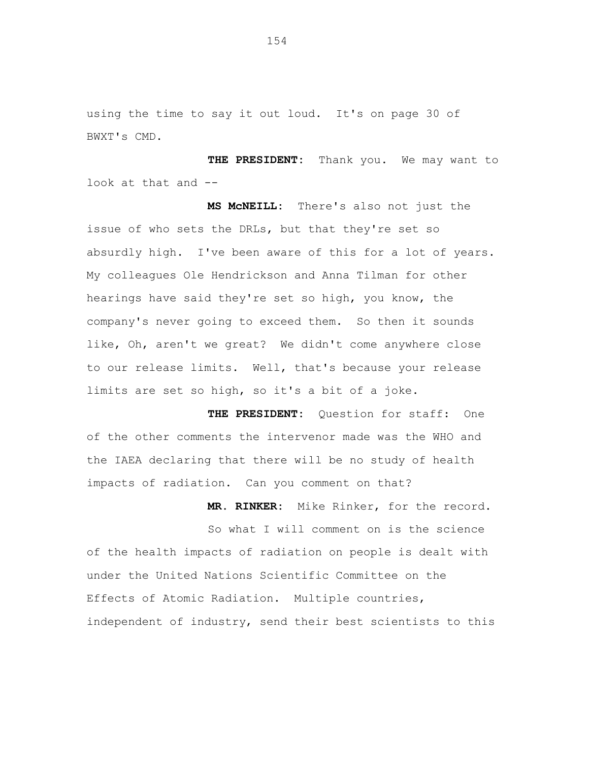using the time to say it out loud. It's on page 30 of BWXT's CMD.

**THE PRESIDENT:** Thank you. We may want to look at that and --

**MS McNEILL:** There's also not just the issue of who sets the DRLs, but that they're set so absurdly high. I've been aware of this for a lot of years. My colleagues Ole Hendrickson and Anna Tilman for other hearings have said they're set so high, you know, the company's never going to exceed them. So then it sounds like, Oh, aren't we great? We didn't come anywhere close to our release limits. Well, that's because your release limits are set so high, so it's a bit of a joke.

**THE PRESIDENT:** Question for staff: One of the other comments the intervenor made was the WHO and the IAEA declaring that there will be no study of health impacts of radiation. Can you comment on that?

**MR. RINKER:** Mike Rinker, for the record.

So what I will comment on is the science of the health impacts of radiation on people is dealt with under the United Nations Scientific Committee on the Effects of Atomic Radiation. Multiple countries, independent of industry, send their best scientists to this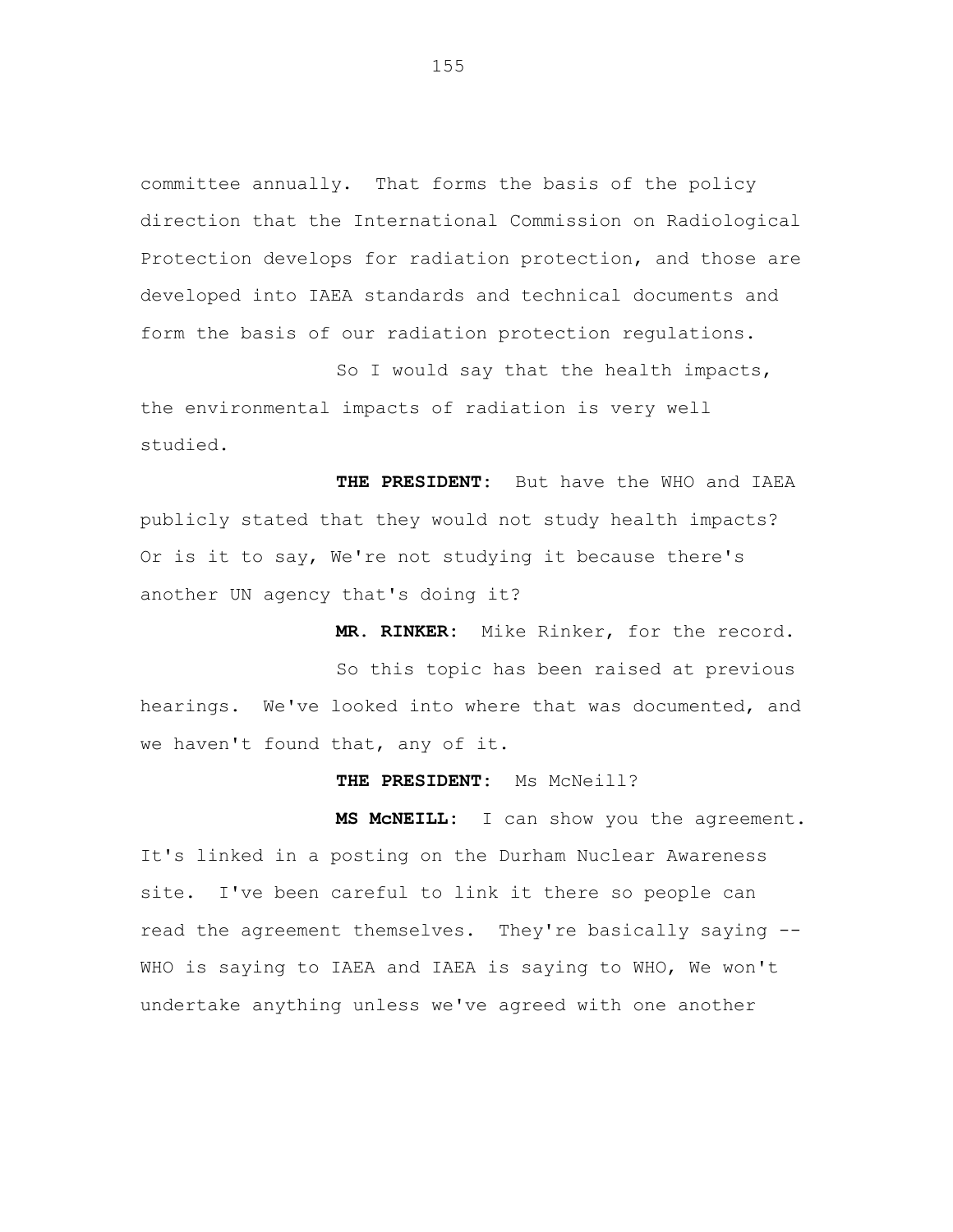committee annually. That forms the basis of the policy direction that the International Commission on Radiological Protection develops for radiation protection, and those are developed into IAEA standards and technical documents and form the basis of our radiation protection regulations.

So I would say that the health impacts, the environmental impacts of radiation is very well studied.

**THE PRESIDENT:** But have the WHO and IAEA publicly stated that they would not study health impacts? Or is it to say, We're not studying it because there's another UN agency that's doing it?

**MR. RINKER:** Mike Rinker, for the record.

So this topic has been raised at previous hearings. We've looked into where that was documented, and we haven't found that, any of it.

**THE PRESIDENT:** Ms McNeill?

**MS McNEILL:** I can show you the agreement. It's linked in a posting on the Durham Nuclear Awareness site. I've been careful to link it there so people can read the agreement themselves. They're basically saying -- WHO is saying to IAEA and IAEA is saying to WHO, We won't undertake anything unless we've agreed with one another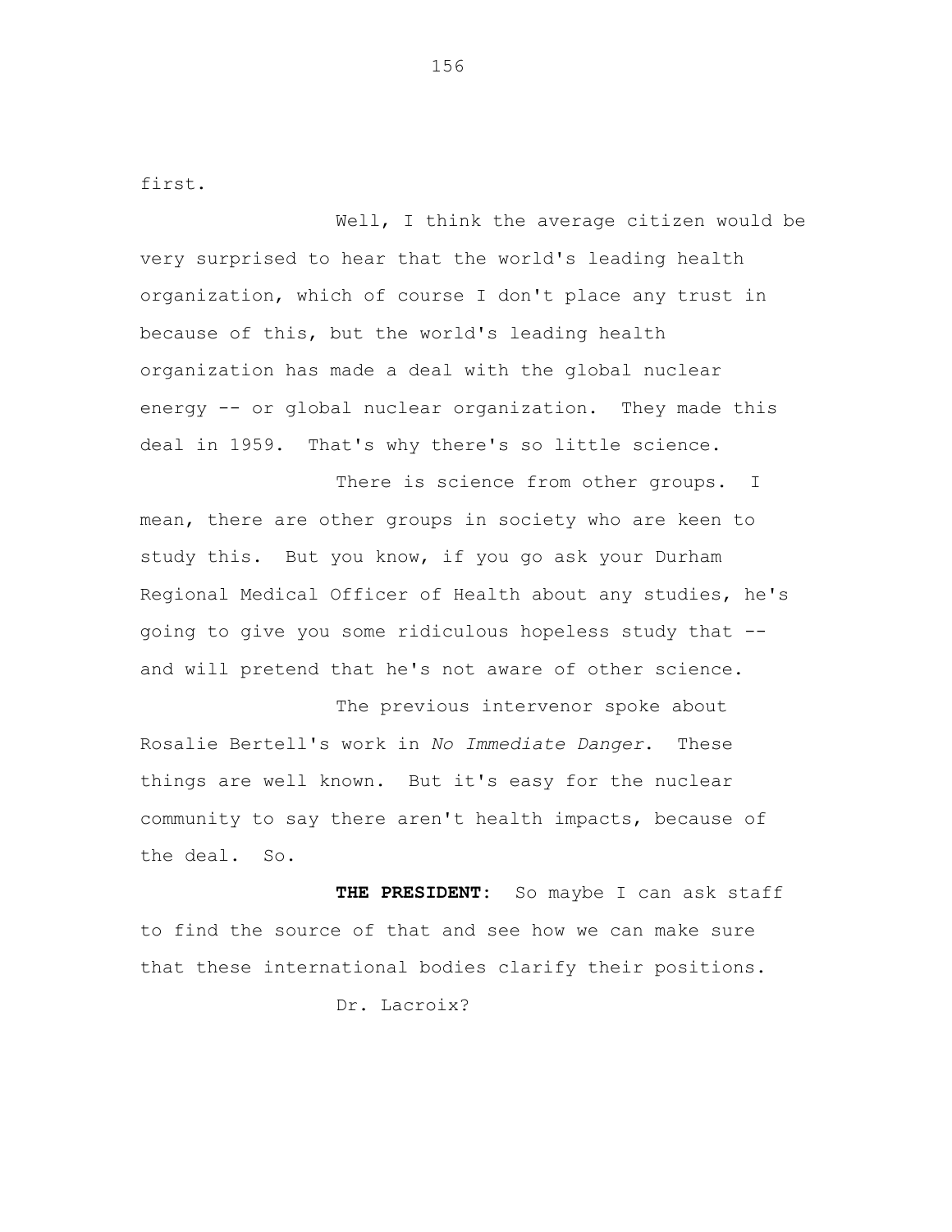first.

Well, I think the average citizen would be very surprised to hear that the world's leading health organization, which of course I don't place any trust in because of this, but the world's leading health organization has made a deal with the global nuclear energy -- or global nuclear organization. They made this deal in 1959. That's why there's so little science.

There is science from other groups. I mean, there are other groups in society who are keen to study this. But you know, if you go ask your Durham Regional Medical Officer of Health about any studies, he's going to give you some ridiculous hopeless study that -- and will pretend that he's not aware of other science.

The previous intervenor spoke about Rosalie Bertell's work in *No Immediate Danger*. These things are well known. But it's easy for the nuclear community to say there aren't health impacts, because of the deal. So.

**THE PRESIDENT:** So maybe I can ask staff to find the source of that and see how we can make sure that these international bodies clarify their positions.

Dr. Lacroix?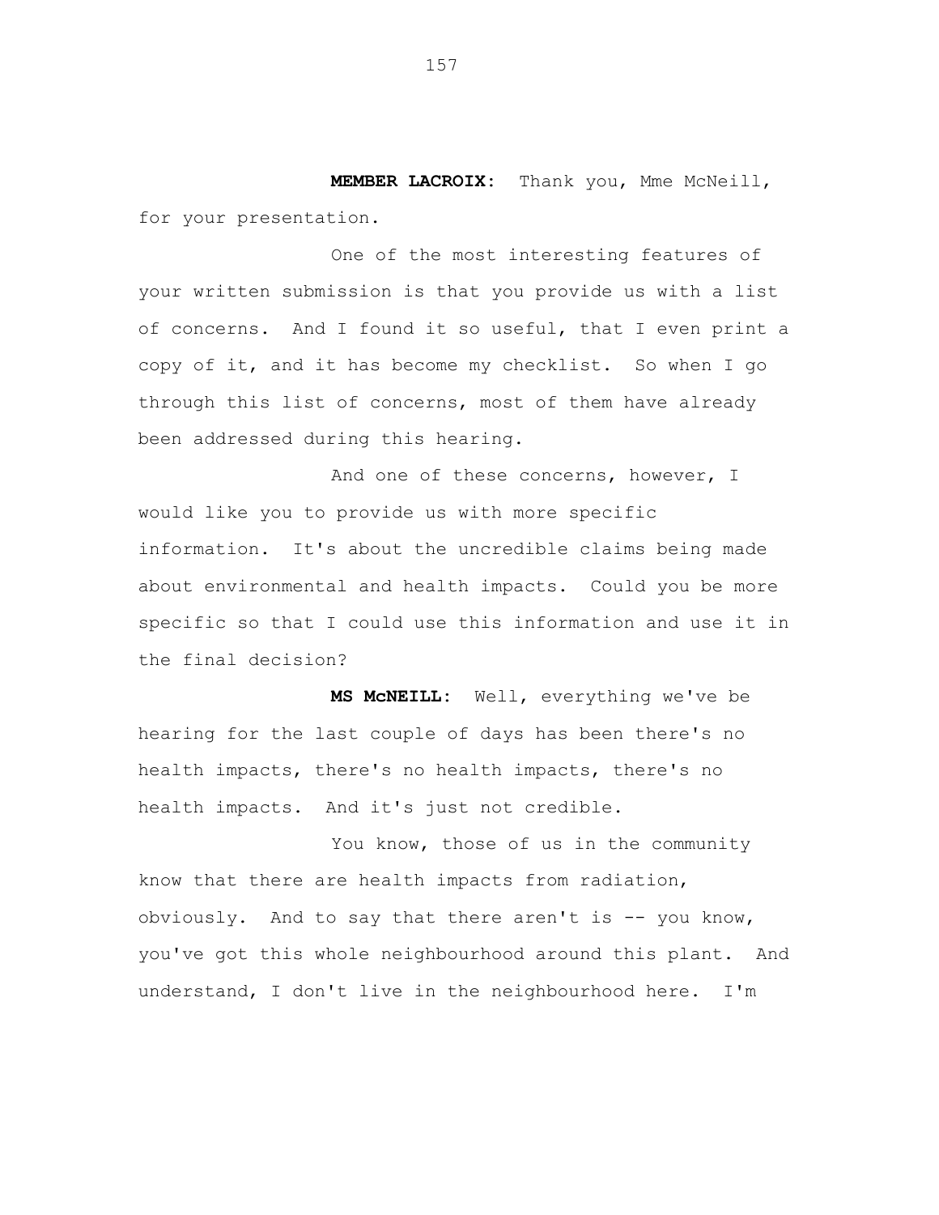**MEMBER LACROIX:** Thank you, Mme McNeill, for your presentation.

One of the most interesting features of your written submission is that you provide us with a list of concerns. And I found it so useful, that I even print a copy of it, and it has become my checklist. So when I go through this list of concerns, most of them have already been addressed during this hearing.

And one of these concerns, however, I would like you to provide us with more specific information. It's about the uncredible claims being made about environmental and health impacts. Could you be more specific so that I could use this information and use it in the final decision?

**MS McNEILL:** Well, everything we've be hearing for the last couple of days has been there's no health impacts, there's no health impacts, there's no health impacts. And it's just not credible.

You know, those of us in the community know that there are health impacts from radiation, obviously. And to say that there aren't is -- you know, you've got this whole neighbourhood around this plant. And understand, I don't live in the neighbourhood here. I'm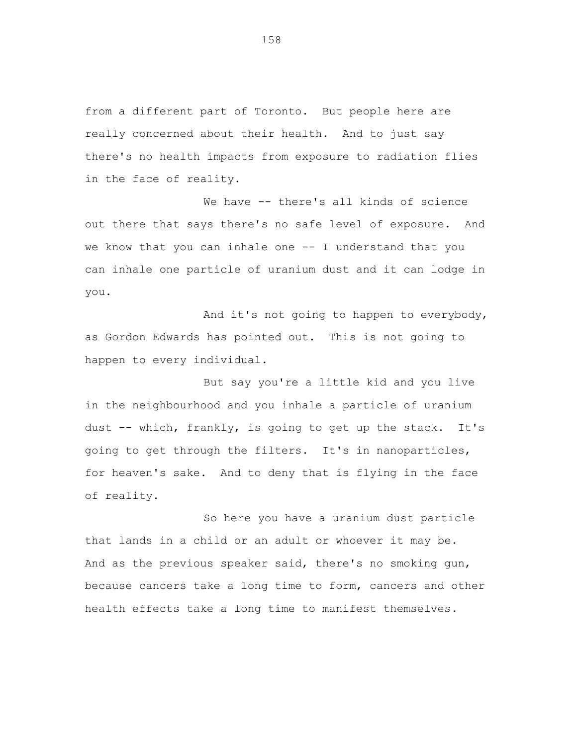from a different part of Toronto. But people here are really concerned about their health. And to just say there's no health impacts from exposure to radiation flies in the face of reality.

We have -- there's all kinds of science out there that says there's no safe level of exposure. And we know that you can inhale one -- I understand that you can inhale one particle of uranium dust and it can lodge in you.

And it's not going to happen to everybody, as Gordon Edwards has pointed out. This is not going to happen to every individual.

But say you're a little kid and you live in the neighbourhood and you inhale a particle of uranium dust -- which, frankly, is going to get up the stack. It's going to get through the filters. It's in nanoparticles, for heaven's sake. And to deny that is flying in the face of reality.

So here you have a uranium dust particle that lands in a child or an adult or whoever it may be. And as the previous speaker said, there's no smoking gun, because cancers take a long time to form, cancers and other health effects take a long time to manifest themselves.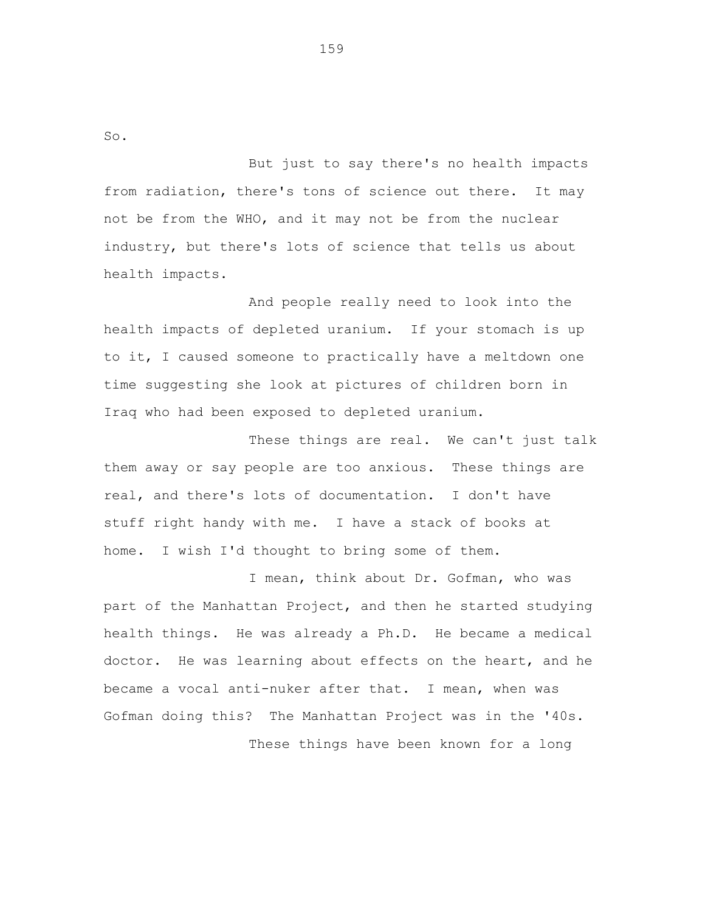So.

But just to say there's no health impacts from radiation, there's tons of science out there. It may not be from the WHO, and it may not be from the nuclear industry, but there's lots of science that tells us about health impacts.

And people really need to look into the health impacts of depleted uranium. If your stomach is up to it, I caused someone to practically have a meltdown one time suggesting she look at pictures of children born in Iraq who had been exposed to depleted uranium.

These things are real. We can't just talk them away or say people are too anxious. These things are real, and there's lots of documentation. I don't have stuff right handy with me. I have a stack of books at home. I wish I'd thought to bring some of them.

I mean, think about Dr. Gofman, who was part of the Manhattan Project, and then he started studying health things. He was already a Ph.D. He became a medical doctor. He was learning about effects on the heart, and he became a vocal anti-nuker after that. I mean, when was Gofman doing this? The Manhattan Project was in the '40s.

These things have been known for a long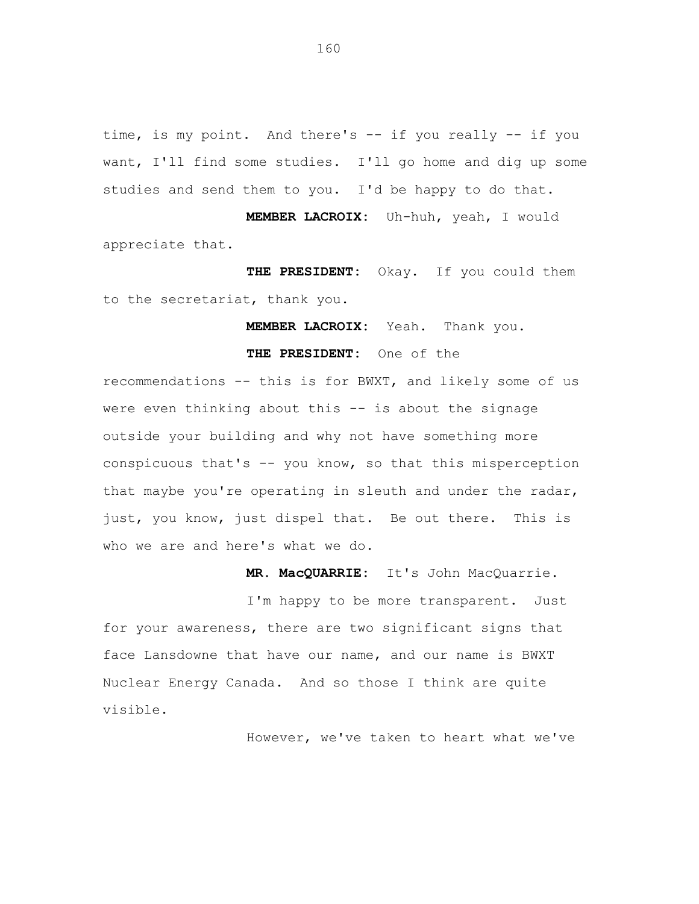time, is my point. And there's -- if you really -- if you want, I'll find some studies. I'll go home and dig up some studies and send them to you. I'd be happy to do that.

**MEMBER LACROIX:** Uh-huh, yeah, I would appreciate that.

**THE PRESIDENT:** Okay. If you could them to the secretariat, thank you.

**MEMBER LACROIX:** Yeah. Thank you.

**THE PRESIDENT:** One of the recommendations -- this is for BWXT, and likely some of us were even thinking about this -- is about the signage outside your building and why not have something more conspicuous that's -- you know, so that this misperception that maybe you're operating in sleuth and under the radar, just, you know, just dispel that. Be out there. This is who we are and here's what we do.

**MR. MacQUARRIE:** It's John MacQuarrie.

I'm happy to be more transparent. Just for your awareness, there are two significant signs that face Lansdowne that have our name, and our name is BWXT Nuclear Energy Canada. And so those I think are quite visible.

However, we've taken to heart what we've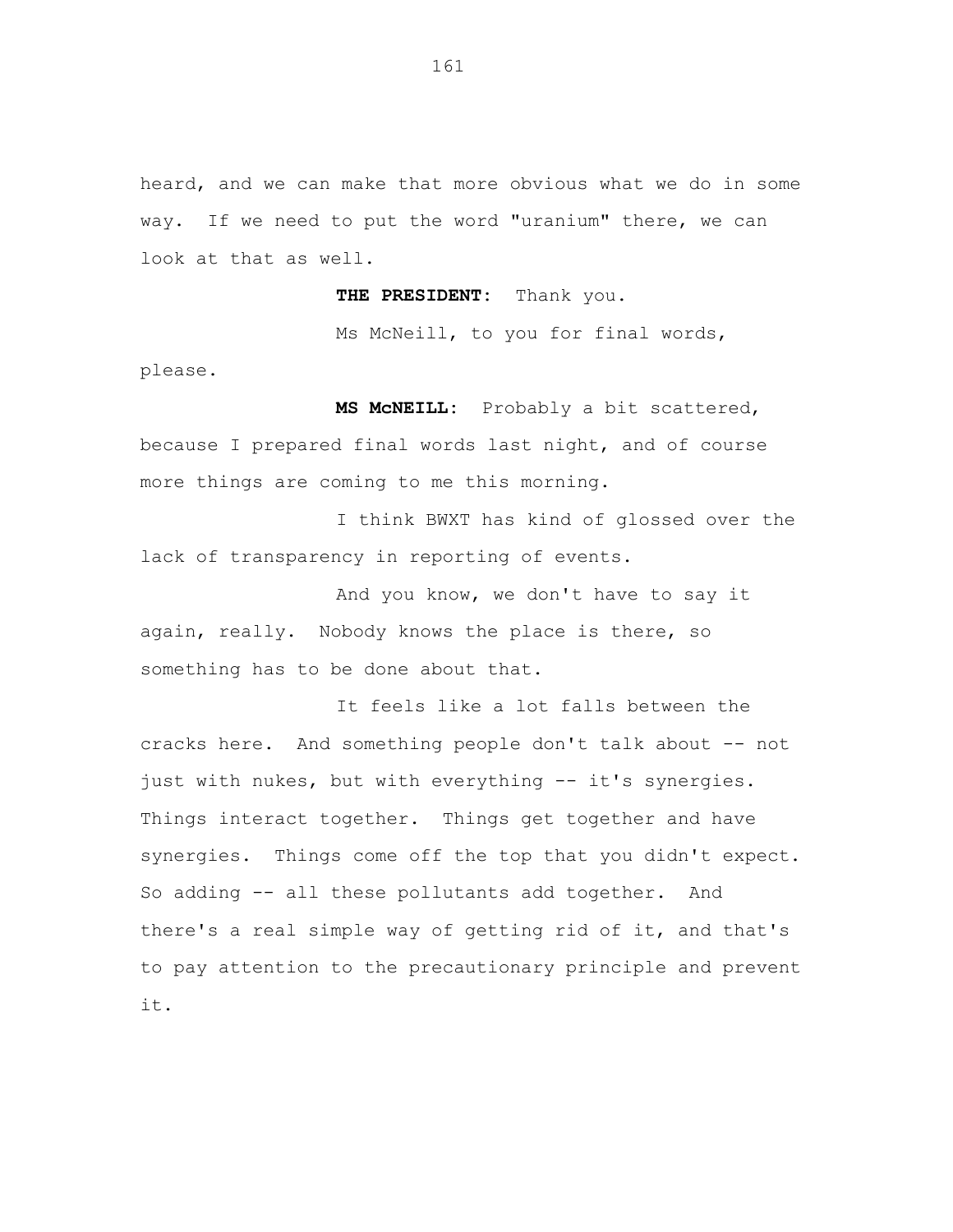heard, and we can make that more obvious what we do in some way. If we need to put the word "uranium" there, we can look at that as well.

**THE PRESIDENT:** Thank you.

Ms McNeill, to you for final words, please.

**MS McNEILL:** Probably a bit scattered, because I prepared final words last night, and of course more things are coming to me this morning.

I think BWXT has kind of glossed over the lack of transparency in reporting of events.

And you know, we don't have to say it again, really. Nobody knows the place is there, so something has to be done about that.

It feels like a lot falls between the cracks here. And something people don't talk about -- not just with nukes, but with everything -- it's synergies. Things interact together. Things get together and have synergies. Things come off the top that you didn't expect. So adding -- all these pollutants add together. And there's a real simple way of getting rid of it, and that's to pay attention to the precautionary principle and prevent it.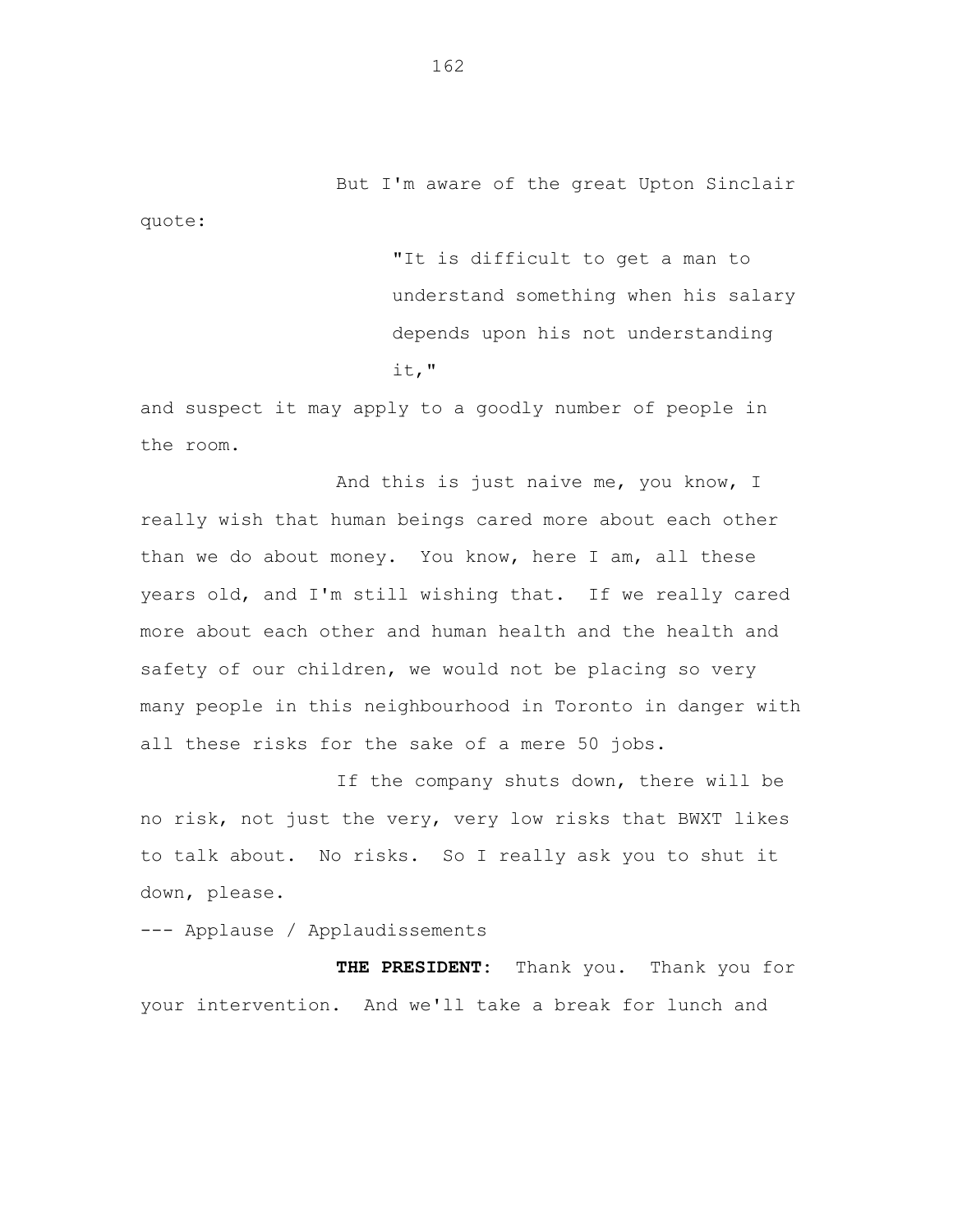But I'm aware of the great Upton Sinclair quote:

> "It is difficult to get a man to understand something when his salary depends upon his not understanding it,"

and suspect it may apply to a goodly number of people in the room.

And this is just naive me, you know, I really wish that human beings cared more about each other than we do about money. You know, here I am, all these years old, and I'm still wishing that. If we really cared more about each other and human health and the health and safety of our children, we would not be placing so very many people in this neighbourhood in Toronto in danger with all these risks for the sake of a mere 50 jobs.

If the company shuts down, there will be no risk, not just the very, very low risks that BWXT likes to talk about. No risks. So I really ask you to shut it down, please.

--- Applause / Applaudissements

**THE PRESIDENT:** Thank you. Thank you for your intervention. And we'll take a break for lunch and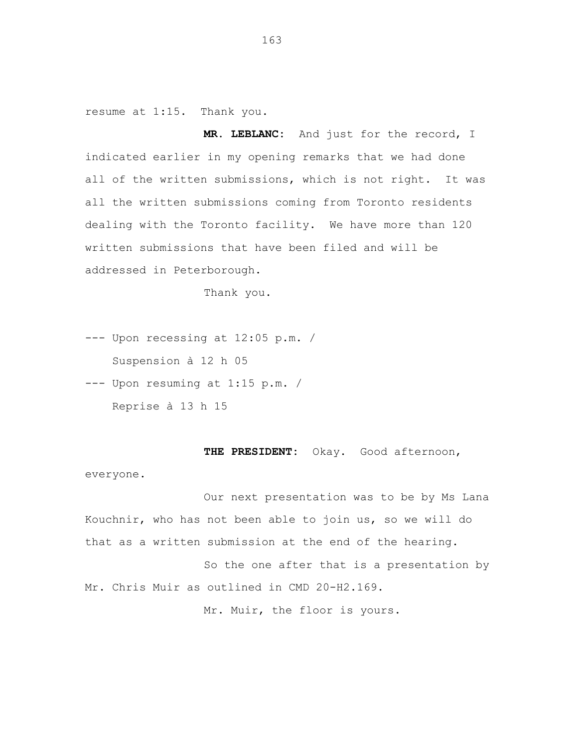resume at 1:15. Thank you.

**MR. LEBLANC:** And just for the record, I indicated earlier in my opening remarks that we had done all of the written submissions, which is not right. It was all the written submissions coming from Toronto residents dealing with the Toronto facility. We have more than 120 written submissions that have been filed and will be addressed in Peterborough.

Thank you.

--- Upon recessing at 12:05 p.m. /
Suspension à 12 h 05

--- Upon resuming at 1:15 p.m. /
Reprise à 13 h 15

**THE PRESIDENT:** Okay. Good afternoon, everyone.

Our next presentation was to be by Ms Lana Kouchnir, who has not been able to join us, so we will do that as a written submission at the end of the hearing.

So the one after that is a presentation by Mr. Chris Muir as outlined in CMD 20-H2.169.

Mr. Muir, the floor is yours.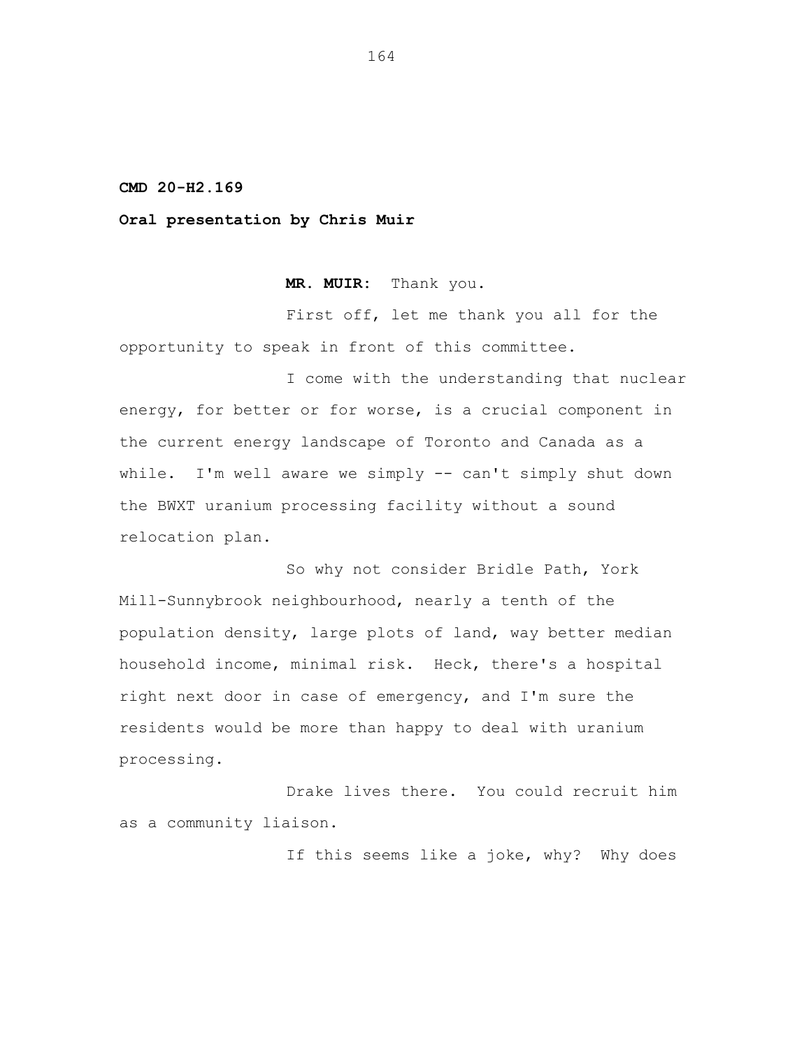**CMD 20-H2.169**

**Oral presentation by Chris Muir**

**MR. MUIR:** Thank you.

First off, let me thank you all for the opportunity to speak in front of this committee.

I come with the understanding that nuclear energy, for better or for worse, is a crucial component in the current energy landscape of Toronto and Canada as a while. I'm well aware we simply -- can't simply shut down the BWXT uranium processing facility without a sound relocation plan.

So why not consider Bridle Path, York Mill-Sunnybrook neighbourhood, nearly a tenth of the population density, large plots of land, way better median household income, minimal risk. Heck, there's a hospital right next door in case of emergency, and I'm sure the residents would be more than happy to deal with uranium processing.

Drake lives there. You could recruit him as a community liaison.

If this seems like a joke, why? Why does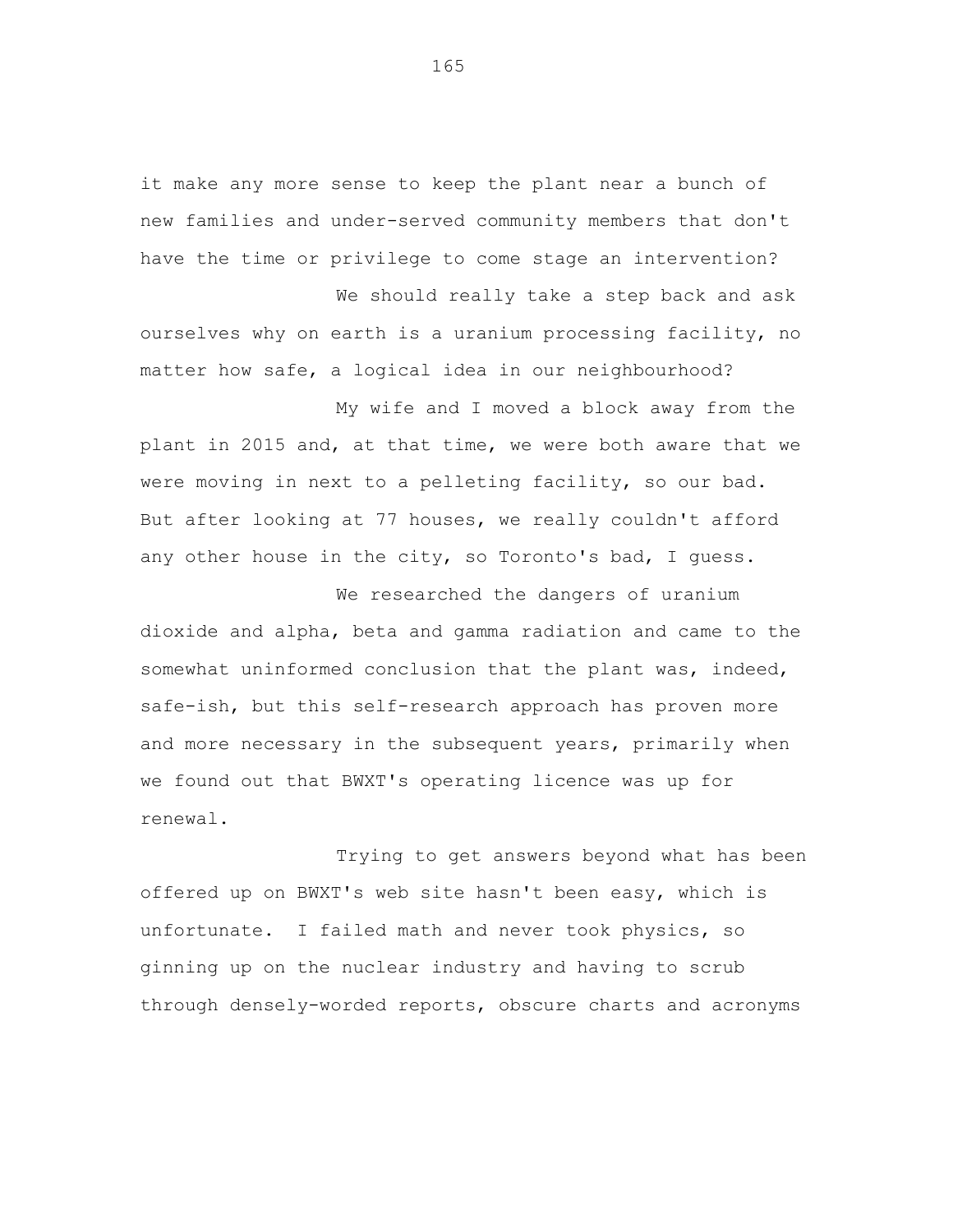it make any more sense to keep the plant near a bunch of new families and under-served community members that don't have the time or privilege to come stage an intervention?

We should really take a step back and ask ourselves why on earth is a uranium processing facility, no matter how safe, a logical idea in our neighbourhood?

My wife and I moved a block away from the plant in 2015 and, at that time, we were both aware that we were moving in next to a pelleting facility, so our bad. But after looking at 77 houses, we really couldn't afford any other house in the city, so Toronto's bad, I guess.

We researched the dangers of uranium dioxide and alpha, beta and gamma radiation and came to the somewhat uninformed conclusion that the plant was, indeed, safe-ish, but this self-research approach has proven more and more necessary in the subsequent years, primarily when we found out that BWXT's operating licence was up for renewal.

Trying to get answers beyond what has been offered up on BWXT's web site hasn't been easy, which is unfortunate. I failed math and never took physics, so ginning up on the nuclear industry and having to scrub through densely-worded reports, obscure charts and acronyms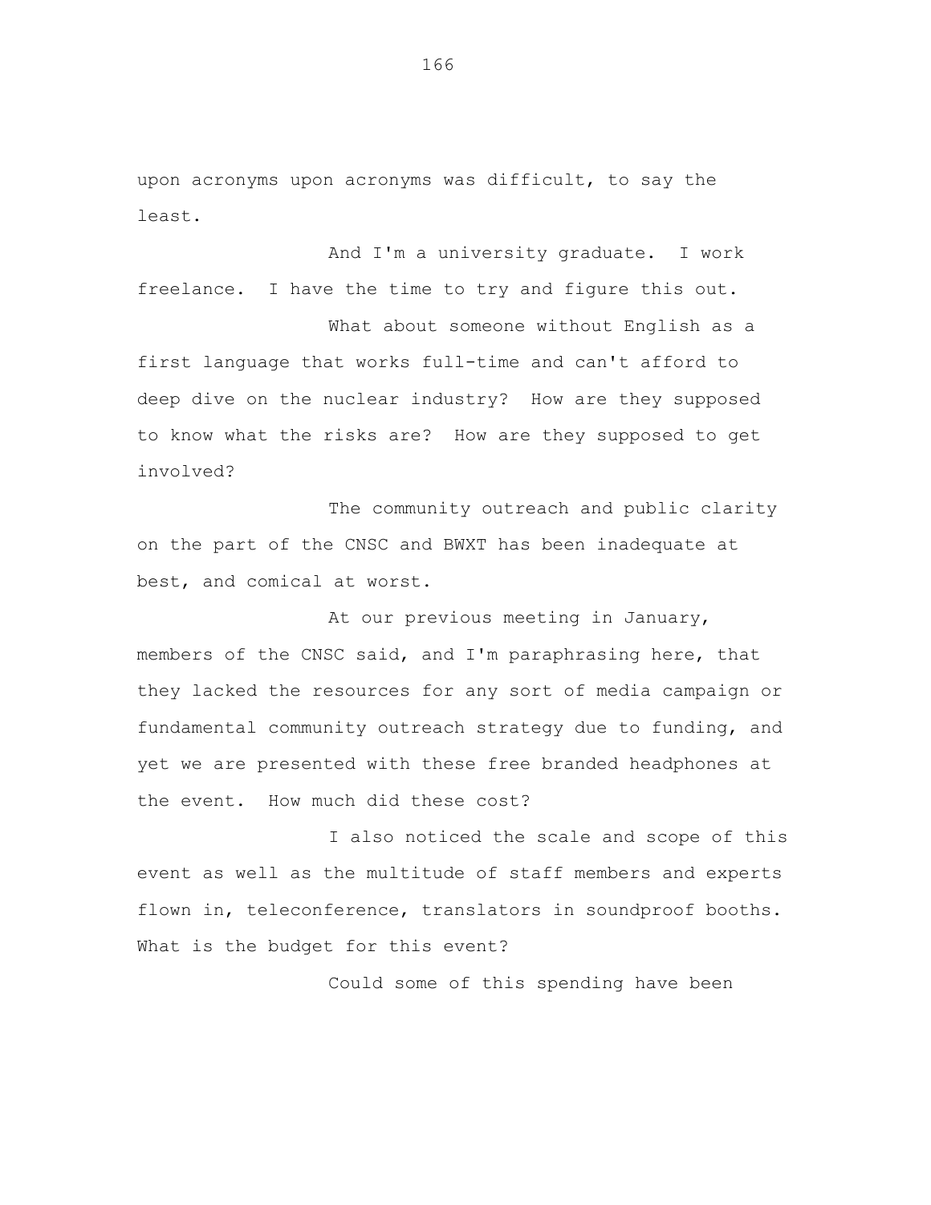upon acronyms upon acronyms was difficult, to say the least.

And I'm a university graduate. I work freelance. I have the time to try and figure this out.

What about someone without English as a first language that works full-time and can't afford to deep dive on the nuclear industry? How are they supposed to know what the risks are? How are they supposed to get involved?

The community outreach and public clarity on the part of the CNSC and BWXT has been inadequate at best, and comical at worst.

At our previous meeting in January, members of the CNSC said, and I'm paraphrasing here, that they lacked the resources for any sort of media campaign or fundamental community outreach strategy due to funding, and yet we are presented with these free branded headphones at the event. How much did these cost?

I also noticed the scale and scope of this event as well as the multitude of staff members and experts flown in, teleconference, translators in soundproof booths. What is the budget for this event?

Could some of this spending have been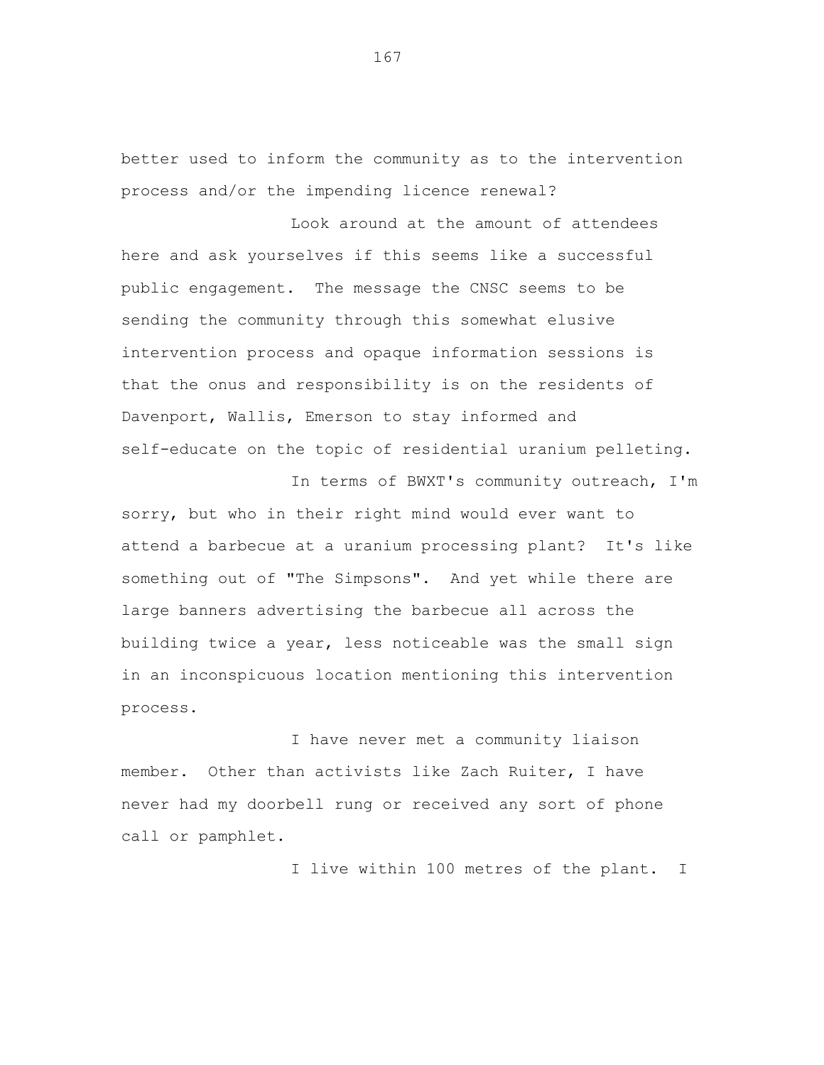better used to inform the community as to the intervention process and/or the impending licence renewal?

Look around at the amount of attendees here and ask yourselves if this seems like a successful public engagement. The message the CNSC seems to be sending the community through this somewhat elusive intervention process and opaque information sessions is that the onus and responsibility is on the residents of Davenport, Wallis, Emerson to stay informed and self-educate on the topic of residential uranium pelleting.

In terms of BWXT's community outreach, I'm sorry, but who in their right mind would ever want to attend a barbecue at a uranium processing plant? It's like something out of "The Simpsons". And yet while there are large banners advertising the barbecue all across the building twice a year, less noticeable was the small sign in an inconspicuous location mentioning this intervention process.

I have never met a community liaison member. Other than activists like Zach Ruiter, I have never had my doorbell rung or received any sort of phone call or pamphlet.

I live within 100 metres of the plant. I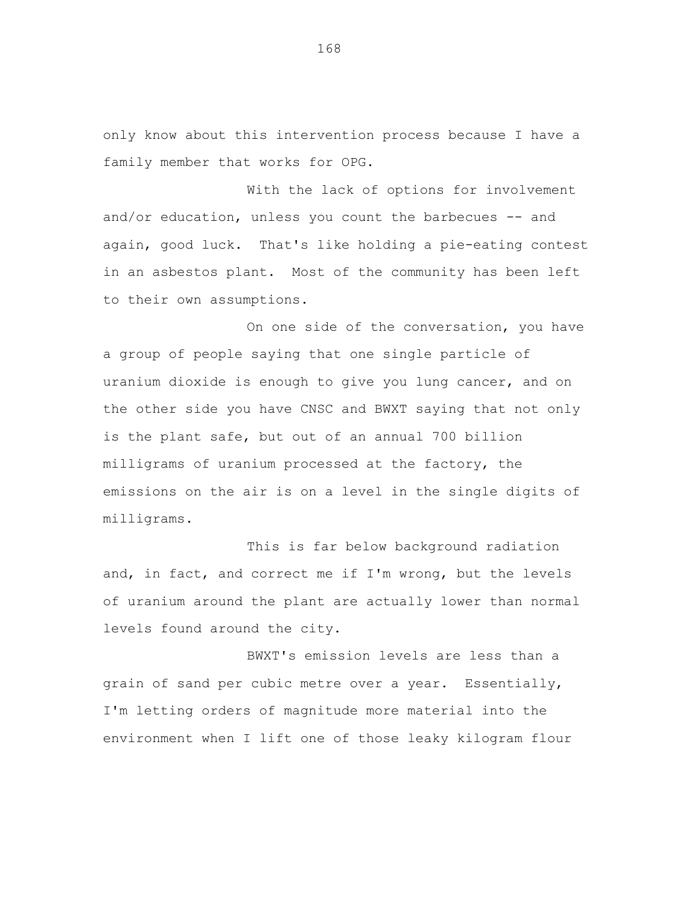only know about this intervention process because I have a family member that works for OPG.

With the lack of options for involvement and/or education, unless you count the barbecues -- and again, good luck. That's like holding a pie-eating contest in an asbestos plant. Most of the community has been left to their own assumptions.

On one side of the conversation, you have a group of people saying that one single particle of uranium dioxide is enough to give you lung cancer, and on the other side you have CNSC and BWXT saying that not only is the plant safe, but out of an annual 700 billion milligrams of uranium processed at the factory, the emissions on the air is on a level in the single digits of milligrams.

This is far below background radiation and, in fact, and correct me if I'm wrong, but the levels of uranium around the plant are actually lower than normal levels found around the city.

BWXT's emission levels are less than a grain of sand per cubic metre over a year. Essentially, I'm letting orders of magnitude more material into the environment when I lift one of those leaky kilogram flour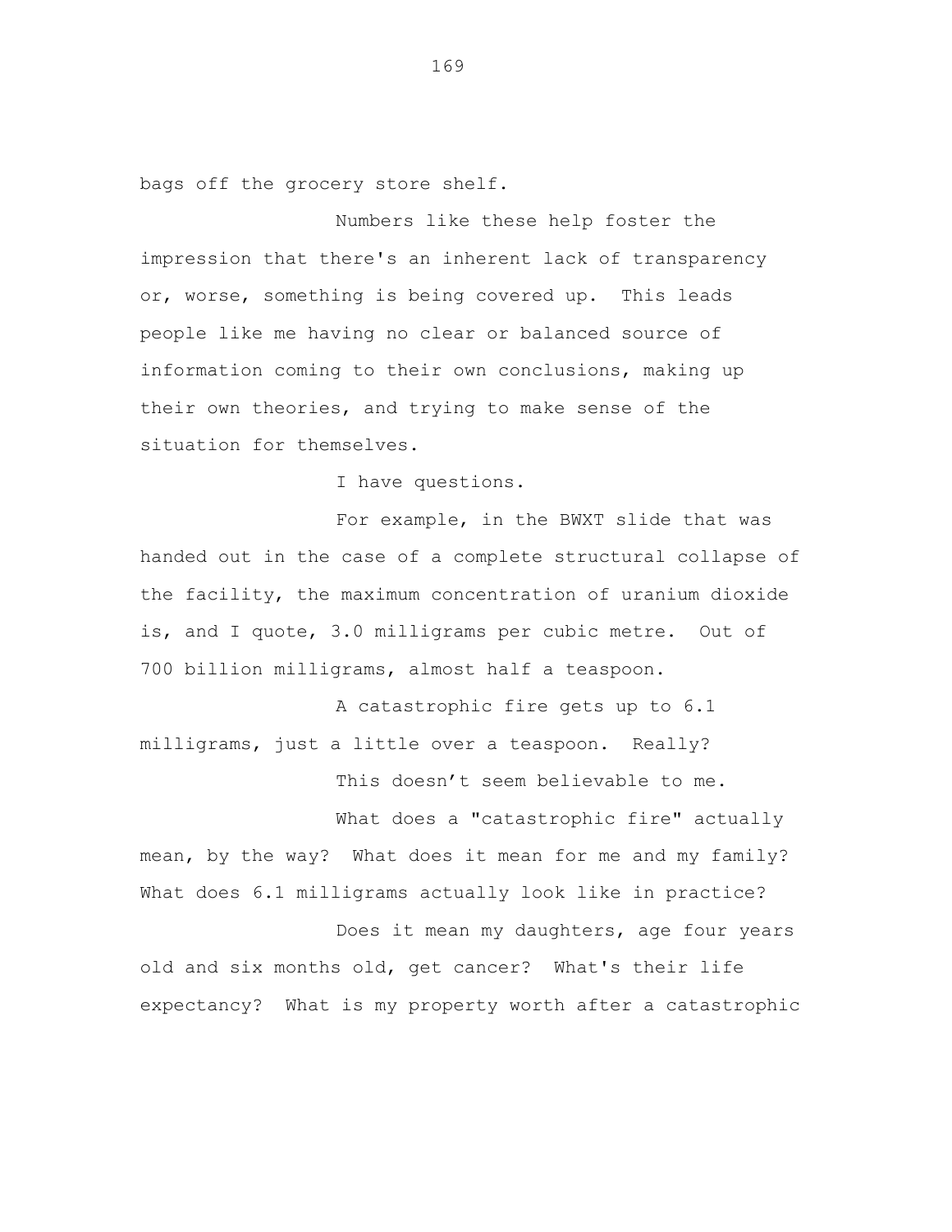bags off the grocery store shelf.

Numbers like these help foster the impression that there's an inherent lack of transparency or, worse, something is being covered up. This leads people like me having no clear or balanced source of information coming to their own conclusions, making up their own theories, and trying to make sense of the situation for themselves.

I have questions.

For example, in the BWXT slide that was handed out in the case of a complete structural collapse of the facility, the maximum concentration of uranium dioxide is, and I quote, 3.0 milligrams per cubic metre. Out of 700 billion milligrams, almost half a teaspoon.

A catastrophic fire gets up to 6.1 milligrams, just a little over a teaspoon. Really?

This doesn’t seem believable to me.

What does a "catastrophic fire" actually mean, by the way? What does it mean for me and my family? What does 6.1 milligrams actually look like in practice?

Does it mean my daughters, age four years old and six months old, get cancer? What's their life expectancy? What is my property worth after a catastrophic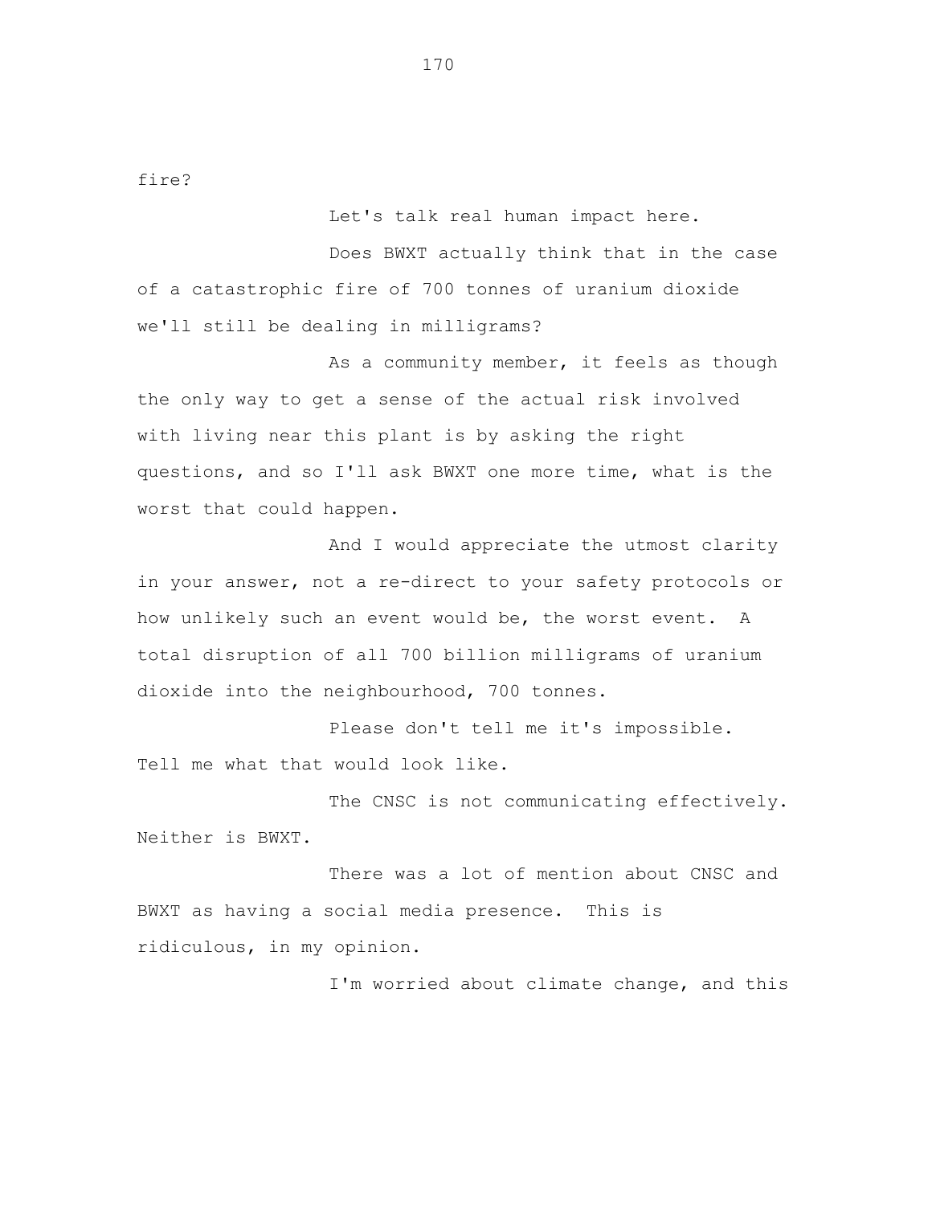fire?

Let's talk real human impact here.

Does BWXT actually think that in the case of a catastrophic fire of 700 tonnes of uranium dioxide we'll still be dealing in milligrams?

As a community member, it feels as though the only way to get a sense of the actual risk involved with living near this plant is by asking the right questions, and so I'll ask BWXT one more time, what is the worst that could happen.

And I would appreciate the utmost clarity in your answer, not a re-direct to your safety protocols or how unlikely such an event would be, the worst event. A total disruption of all 700 billion milligrams of uranium dioxide into the neighbourhood, 700 tonnes.

Please don't tell me it's impossible. Tell me what that would look like.

The CNSC is not communicating effectively. Neither is BWXT.

There was a lot of mention about CNSC and BWXT as having a social media presence. This is ridiculous, in my opinion.

I'm worried about climate change, and this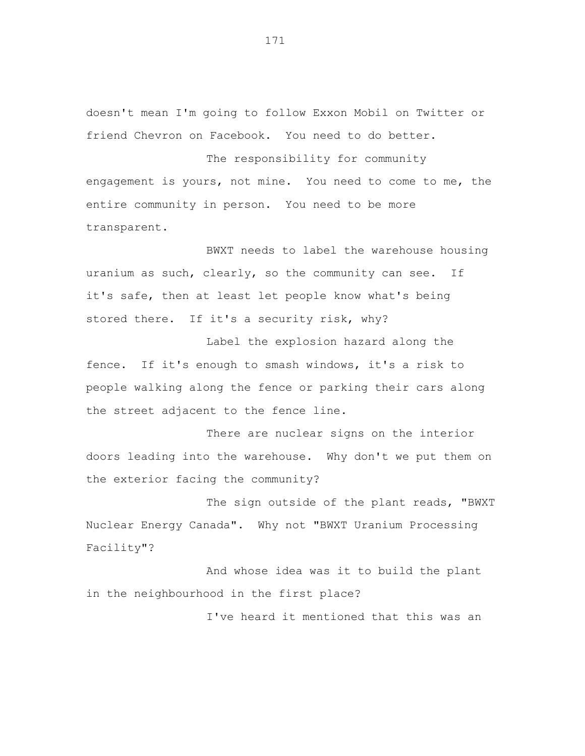doesn't mean I'm going to follow Exxon Mobil on Twitter or friend Chevron on Facebook. You need to do better.

The responsibility for community engagement is yours, not mine. You need to come to me, the entire community in person. You need to be more transparent.

BWXT needs to label the warehouse housing uranium as such, clearly, so the community can see. If it's safe, then at least let people know what's being stored there. If it's a security risk, why?

Label the explosion hazard along the fence. If it's enough to smash windows, it's a risk to people walking along the fence or parking their cars along the street adjacent to the fence line.

There are nuclear signs on the interior doors leading into the warehouse. Why don't we put them on the exterior facing the community?

The sign outside of the plant reads, "BWXT Nuclear Energy Canada". Why not "BWXT Uranium Processing Facility"?

And whose idea was it to build the plant in the neighbourhood in the first place?

I've heard it mentioned that this was an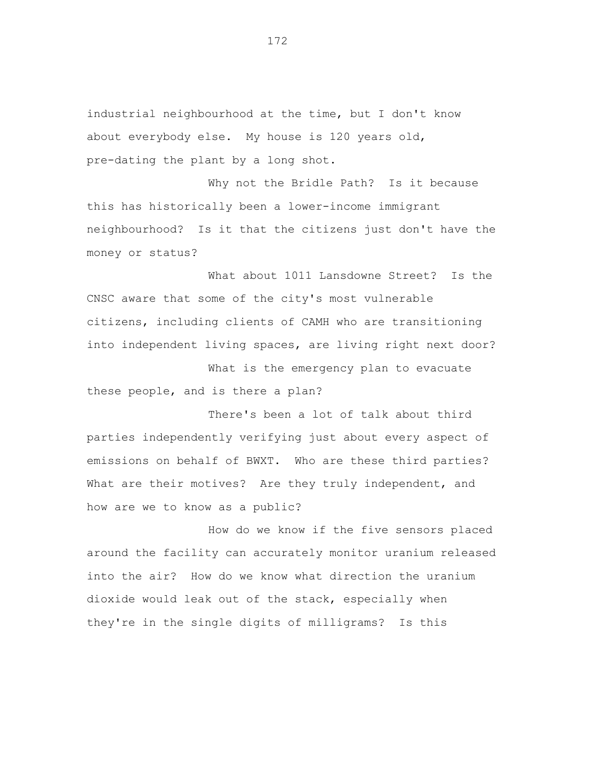industrial neighbourhood at the time, but I don't know about everybody else. My house is 120 years old, pre-dating the plant by a long shot.

Why not the Bridle Path? Is it because this has historically been a lower-income immigrant neighbourhood? Is it that the citizens just don't have the money or status?

What about 1011 Lansdowne Street? Is the CNSC aware that some of the city's most vulnerable citizens, including clients of CAMH who are transitioning into independent living spaces, are living right next door?

What is the emergency plan to evacuate these people, and is there a plan?

There's been a lot of talk about third parties independently verifying just about every aspect of emissions on behalf of BWXT. Who are these third parties? What are their motives? Are they truly independent, and how are we to know as a public?

How do we know if the five sensors placed around the facility can accurately monitor uranium released into the air? How do we know what direction the uranium dioxide would leak out of the stack, especially when they're in the single digits of milligrams? Is this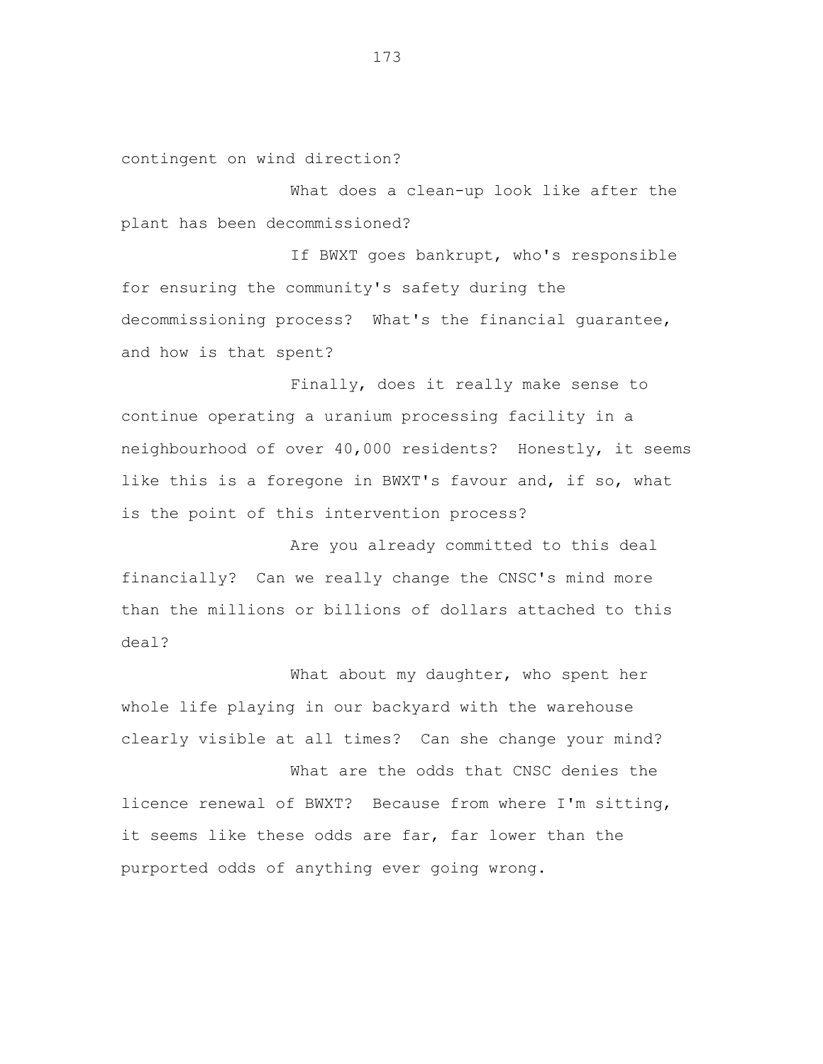contingent on wind direction?

What does a clean-up look like after the plant has been decommissioned?

If BWXT goes bankrupt, who's responsible for ensuring the community's safety during the decommissioning process? What's the financial guarantee, and how is that spent?

Finally, does it really make sense to continue operating a uranium processing facility in a neighbourhood of over 40,000 residents? Honestly, it seems like this is a foregone in BWXT's favour and, if so, what is the point of this intervention process?

Are you already committed to this deal financially? Can we really change the CNSC's mind more than the millions or billions of dollars attached to this deal?

What about my daughter, who spent her whole life playing in our backyard with the warehouse clearly visible at all times? Can she change your mind?

What are the odds that CNSC denies the licence renewal of BWXT? Because from where I'm sitting, it seems like these odds are far, far lower than the purported odds of anything ever going wrong.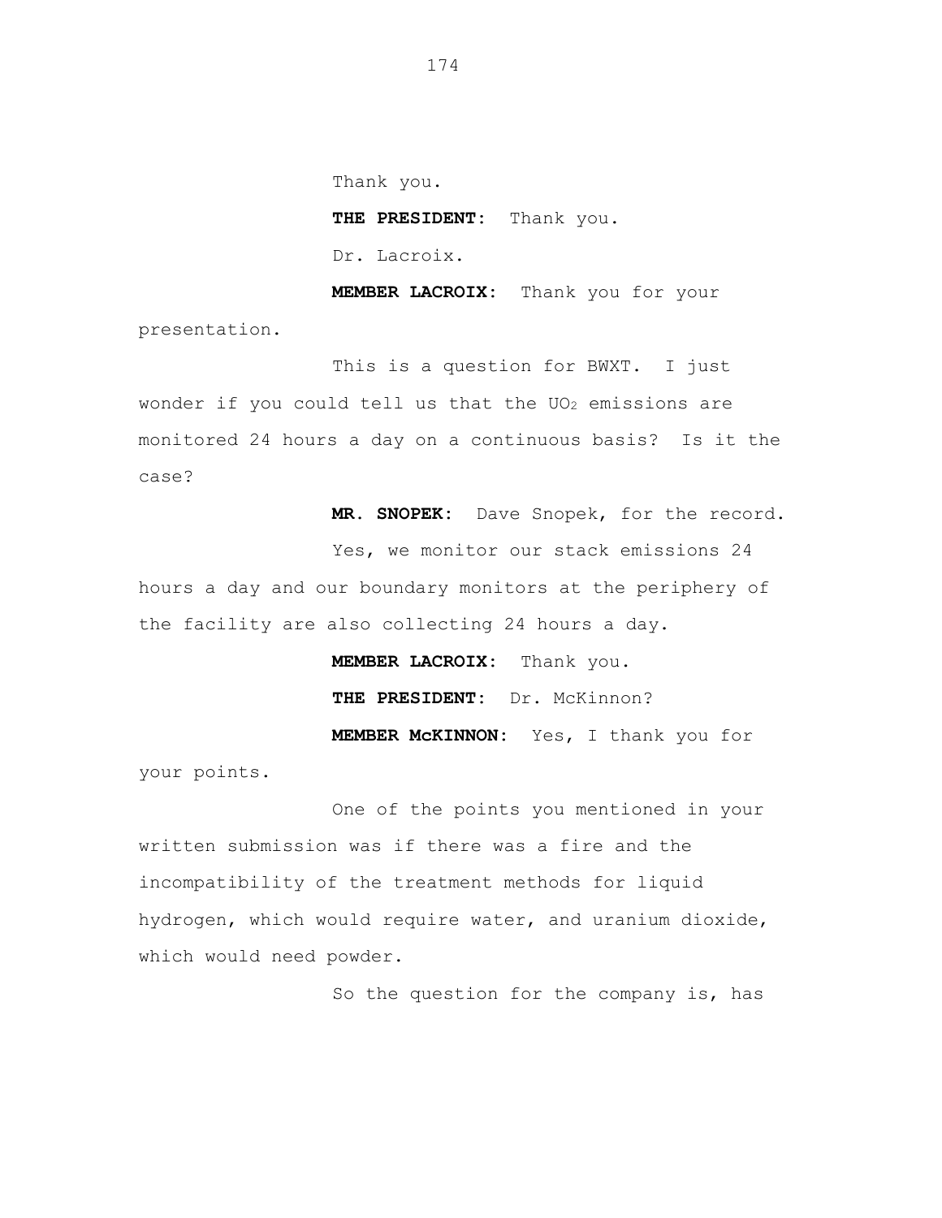Thank you.

**THE PRESIDENT:** Thank you.

Dr. Lacroix.

**MEMBER LACROIX:** Thank you for your presentation.

This is a question for BWXT. I just wonder if you could tell us that the $UO_2$ emissions are monitored 24 hours a day on a continuous basis? Is it the case?

**MR. SNOPEK:** Dave Snopek, for the record.

Yes, we monitor our stack emissions 24 hours a day and our boundary monitors at the periphery of the facility are also collecting 24 hours a day.

**MEMBER LACROIX:** Thank you.

**THE PRESIDENT:** Dr. McKinnon?

**MEMBER McKINNON:** Yes, I thank you for your points.

One of the points you mentioned in your written submission was if there was a fire and the incompatibility of the treatment methods for liquid hydrogen, which would require water, and uranium dioxide, which would need powder.

So the question for the company is, has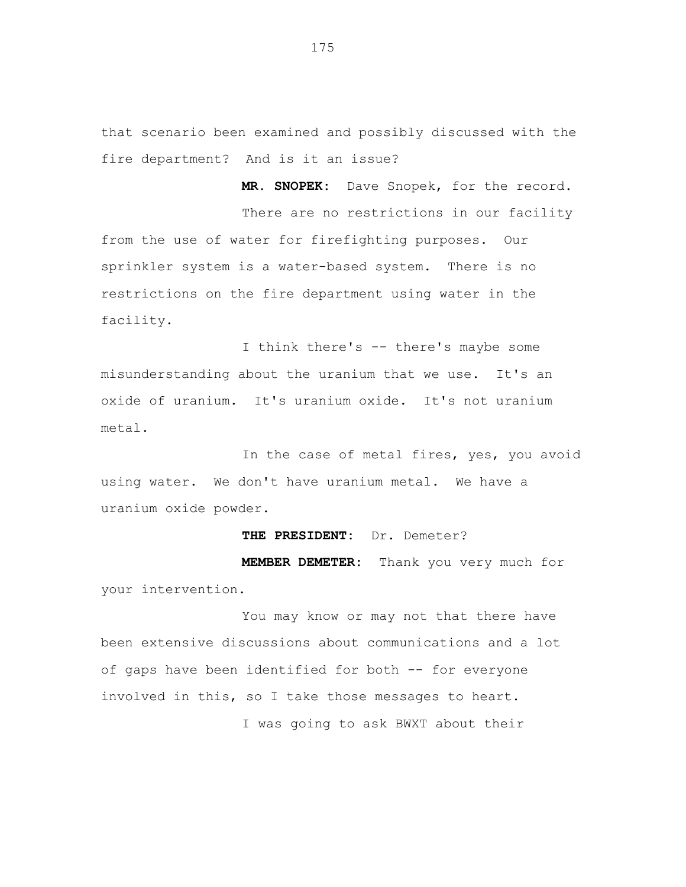that scenario been examined and possibly discussed with the fire department? And is it an issue?

**MR. SNOPEK:** Dave Snopek, for the record.

There are no restrictions in our facility from the use of water for firefighting purposes. Our sprinkler system is a water-based system. There is no restrictions on the fire department using water in the facility.

I think there's -- there's maybe some misunderstanding about the uranium that we use. It's an oxide of uranium. It's uranium oxide. It's not uranium metal.

In the case of metal fires, yes, you avoid using water. We don't have uranium metal. We have a uranium oxide powder.

**THE PRESIDENT:** Dr. Demeter?

**MEMBER DEMETER:** Thank you very much for your intervention.

You may know or may not that there have been extensive discussions about communications and a lot of gaps have been identified for both -- for everyone involved in this, so I take those messages to heart.

I was going to ask BWXT about their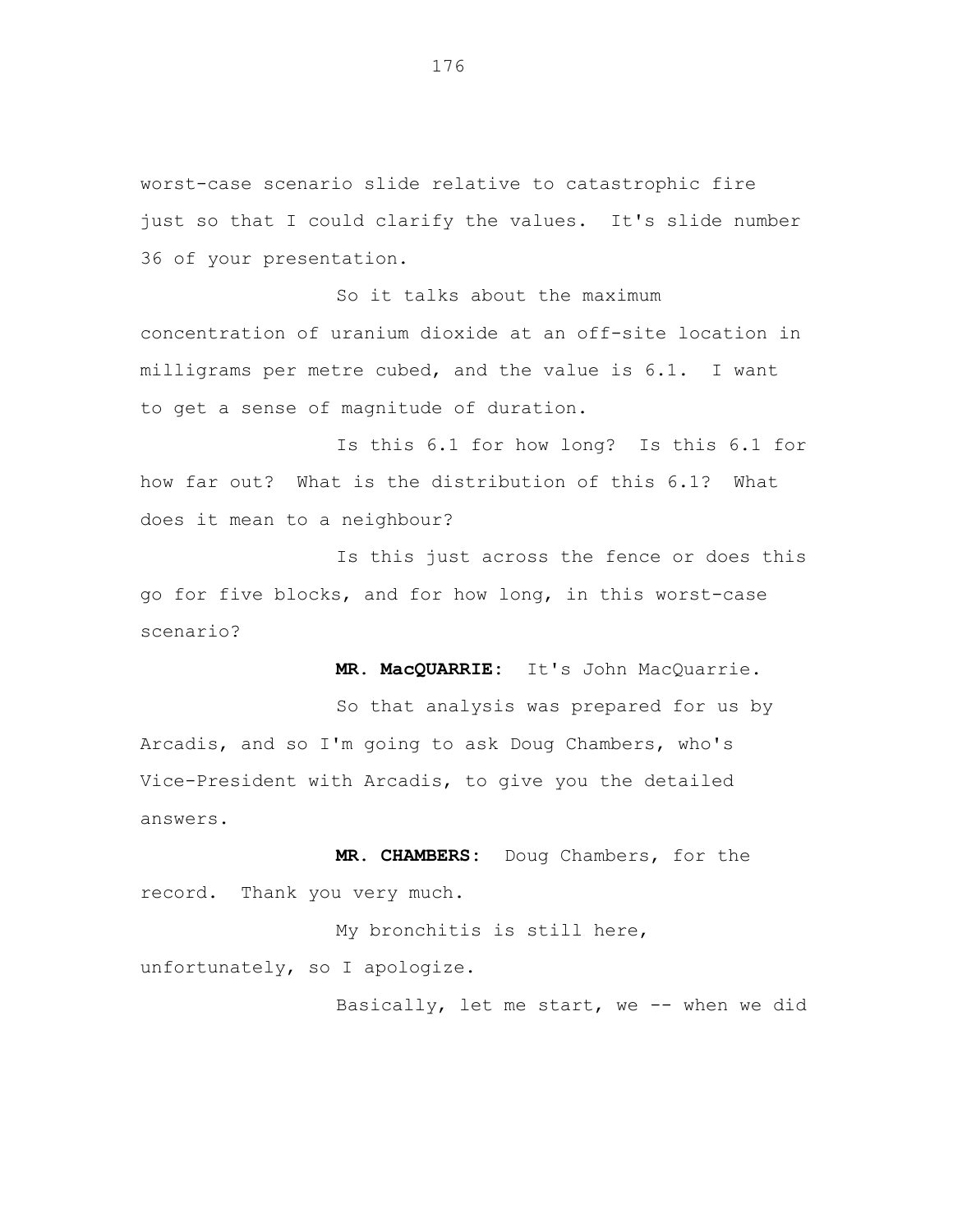worst-case scenario slide relative to catastrophic fire just so that I could clarify the values. It's slide number 36 of your presentation.

So it talks about the maximum concentration of uranium dioxide at an off-site location in milligrams per metre cubed, and the value is 6.1. I want to get a sense of magnitude of duration.

Is this 6.1 for how long? Is this 6.1 for how far out? What is the distribution of this 6.1? What does it mean to a neighbour?

Is this just across the fence or does this go for five blocks, and for how long, in this worst-case scenario?

**MR. MacQUARRIE:** It's John MacQuarrie.

So that analysis was prepared for us by Arcadis, and so I'm going to ask Doug Chambers, who's Vice-President with Arcadis, to give you the detailed answers.

**MR. CHAMBERS:** Doug Chambers, for the record. Thank you very much.

My bronchitis is still here, unfortunately, so I apologize.

Basically, let me start, we -- when we did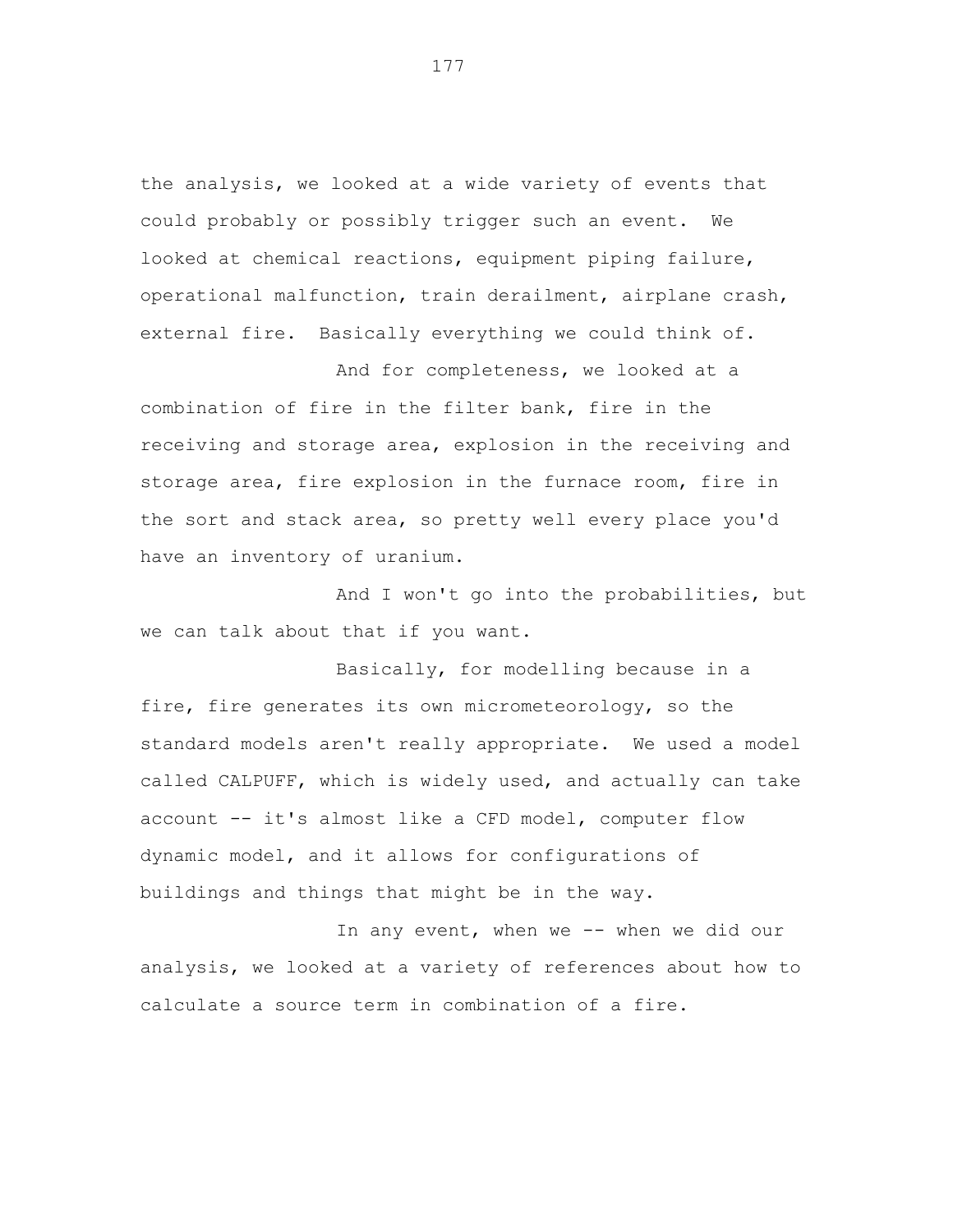the analysis, we looked at a wide variety of events that could probably or possibly trigger such an event. We looked at chemical reactions, equipment piping failure, operational malfunction, train derailment, airplane crash, external fire. Basically everything we could think of.

And for completeness, we looked at a combination of fire in the filter bank, fire in the receiving and storage area, explosion in the receiving and storage area, fire explosion in the furnace room, fire in the sort and stack area, so pretty well every place you'd have an inventory of uranium.

And I won't go into the probabilities, but we can talk about that if you want.

Basically, for modelling because in a fire, fire generates its own micrometeorology, so the standard models aren't really appropriate. We used a model called CALPUFF, which is widely used, and actually can take account -- it's almost like a CFD model, computer flow dynamic model, and it allows for configurations of buildings and things that might be in the way.

In any event, when we -- when we did our analysis, we looked at a variety of references about how to calculate a source term in combination of a fire.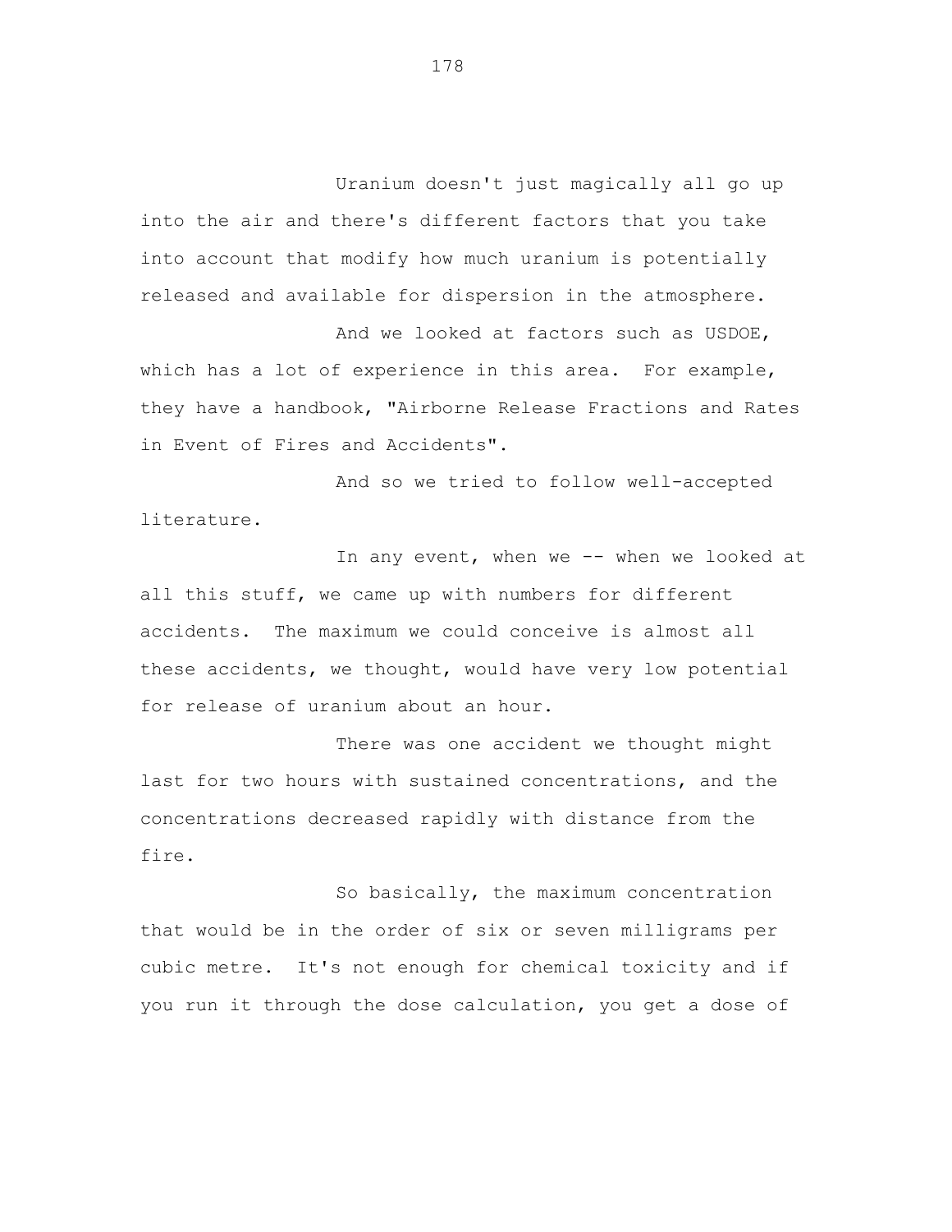Uranium doesn't just magically all go up into the air and there's different factors that you take into account that modify how much uranium is potentially released and available for dispersion in the atmosphere.

And we looked at factors such as USDOE, which has a lot of experience in this area. For example, they have a handbook, "Airborne Release Fractions and Rates in Event of Fires and Accidents".

And so we tried to follow well-accepted literature.

In any event, when we -- when we looked at all this stuff, we came up with numbers for different accidents. The maximum we could conceive is almost all these accidents, we thought, would have very low potential for release of uranium about an hour.

There was one accident we thought might last for two hours with sustained concentrations, and the concentrations decreased rapidly with distance from the fire.

So basically, the maximum concentration that would be in the order of six or seven milligrams per cubic metre. It's not enough for chemical toxicity and if you run it through the dose calculation, you get a dose of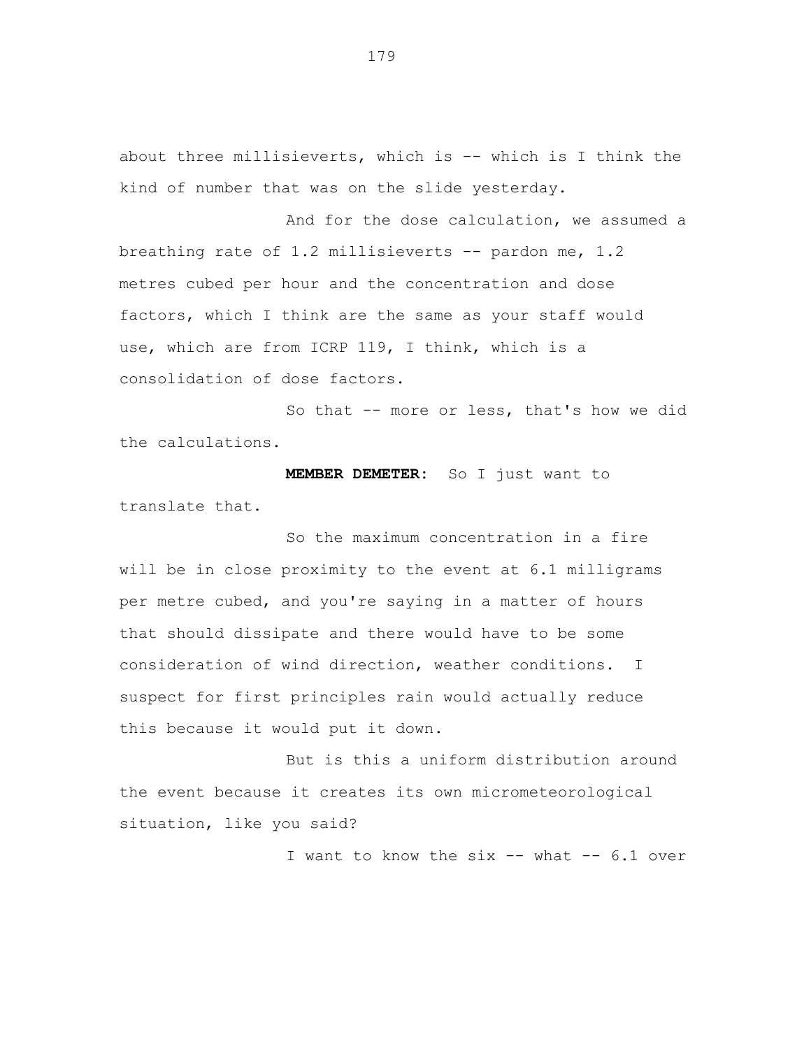about three millisieverts, which is -- which is I think the kind of number that was on the slide yesterday.

And for the dose calculation, we assumed a breathing rate of 1.2 millisieverts -- pardon me, 1.2 metres cubed per hour and the concentration and dose factors, which I think are the same as your staff would use, which are from ICRP 119, I think, which is a consolidation of dose factors.

So that -- more or less, that's how we did the calculations.

**MEMBER DEMETER:** So I just want to translate that.

So the maximum concentration in a fire will be in close proximity to the event at 6.1 milligrams per metre cubed, and you're saying in a matter of hours that should dissipate and there would have to be some consideration of wind direction, weather conditions. I suspect for first principles rain would actually reduce this because it would put it down.

But is this a uniform distribution around the event because it creates its own micrometeorological situation, like you said?

I want to know the six -- what -- 6.1 over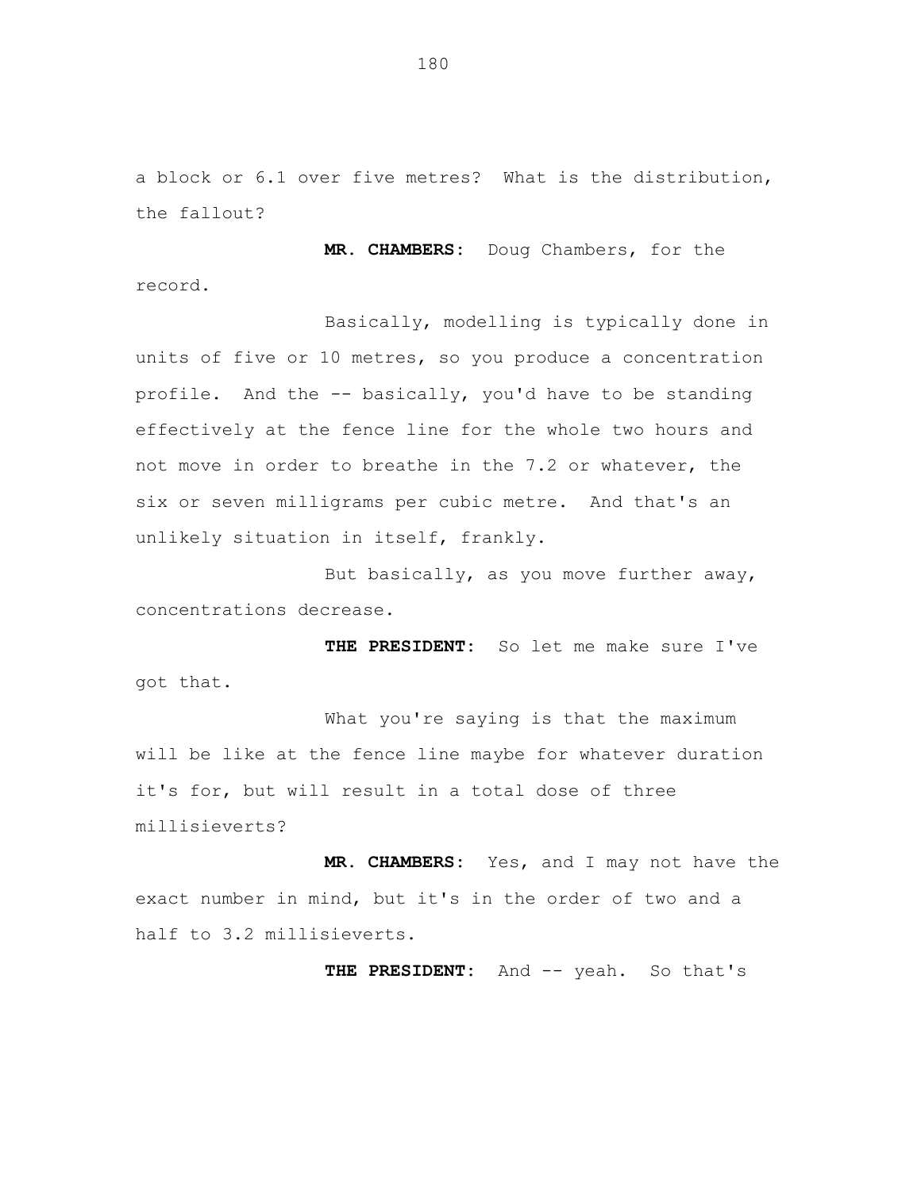a block or 6.1 over five metres? What is the distribution, the fallout?

**MR. CHAMBERS:** Doug Chambers, for the record.

Basically, modelling is typically done in units of five or 10 metres, so you produce a concentration profile. And the -- basically, you'd have to be standing effectively at the fence line for the whole two hours and not move in order to breathe in the 7.2 or whatever, the six or seven milligrams per cubic metre. And that's an unlikely situation in itself, frankly.

But basically, as you move further away, concentrations decrease.

**THE PRESIDENT:** So let me make sure I've got that.

What you're saying is that the maximum will be like at the fence line maybe for whatever duration it's for, but will result in a total dose of three millisieverts?

**MR. CHAMBERS:** Yes, and I may not have the exact number in mind, but it's in the order of two and a half to 3.2 millisieverts.

**THE PRESIDENT:** And -- yeah. So that's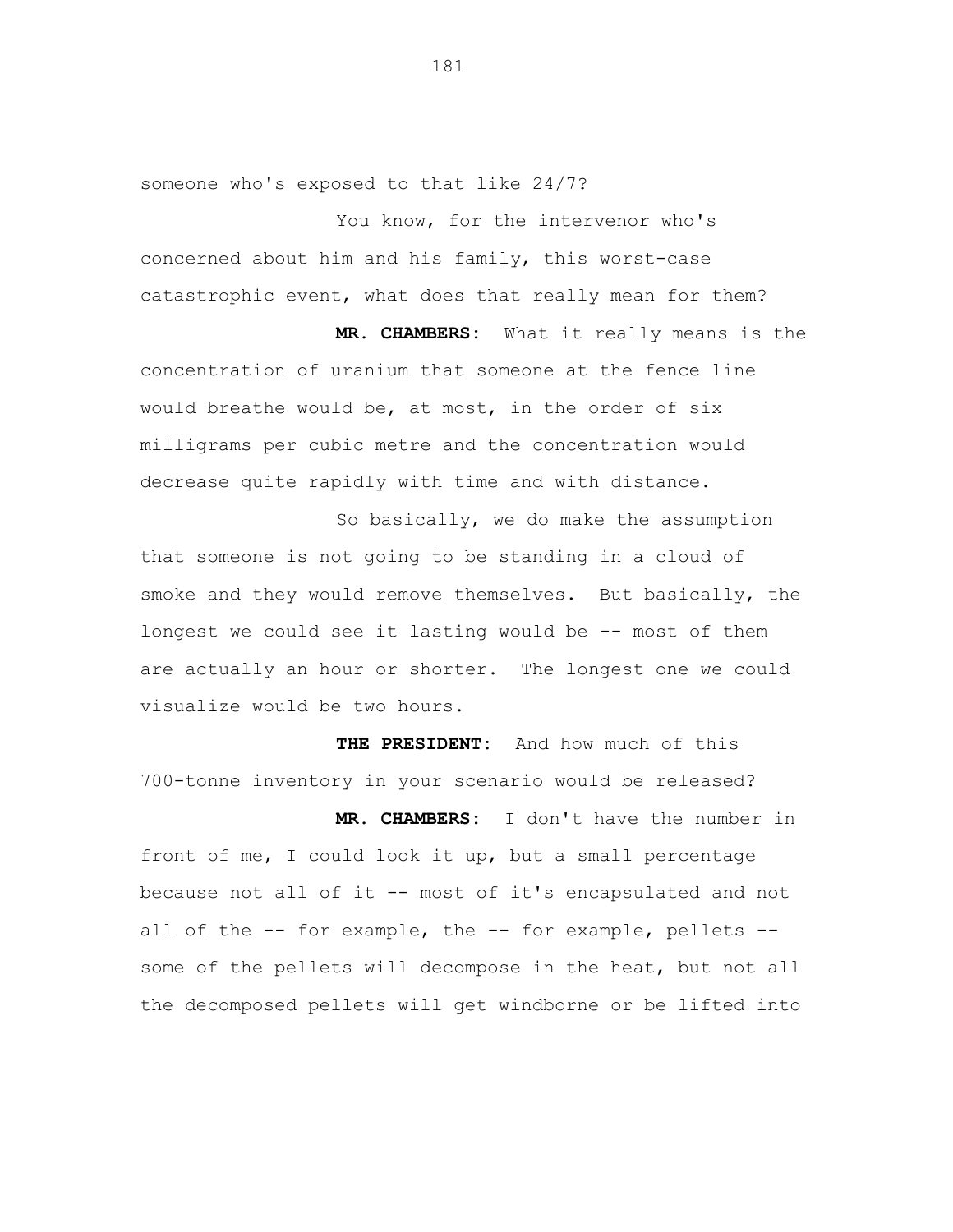someone who's exposed to that like 24/7?

You know, for the intervenor who's concerned about him and his family, this worst-case catastrophic event, what does that really mean for them?

**MR. CHAMBERS:** What it really means is the concentration of uranium that someone at the fence line would breathe would be, at most, in the order of six milligrams per cubic metre and the concentration would decrease quite rapidly with time and with distance.

So basically, we do make the assumption that someone is not going to be standing in a cloud of smoke and they would remove themselves. But basically, the longest we could see it lasting would be -- most of them are actually an hour or shorter. The longest one we could visualize would be two hours.

**THE PRESIDENT:** And how much of this 700-tonne inventory in your scenario would be released?

**MR. CHAMBERS:** I don't have the number in front of me, I could look it up, but a small percentage because not all of it -- most of it's encapsulated and not all of the -- for example, the -- for example, pellets -- some of the pellets will decompose in the heat, but not all the decomposed pellets will get windborne or be lifted into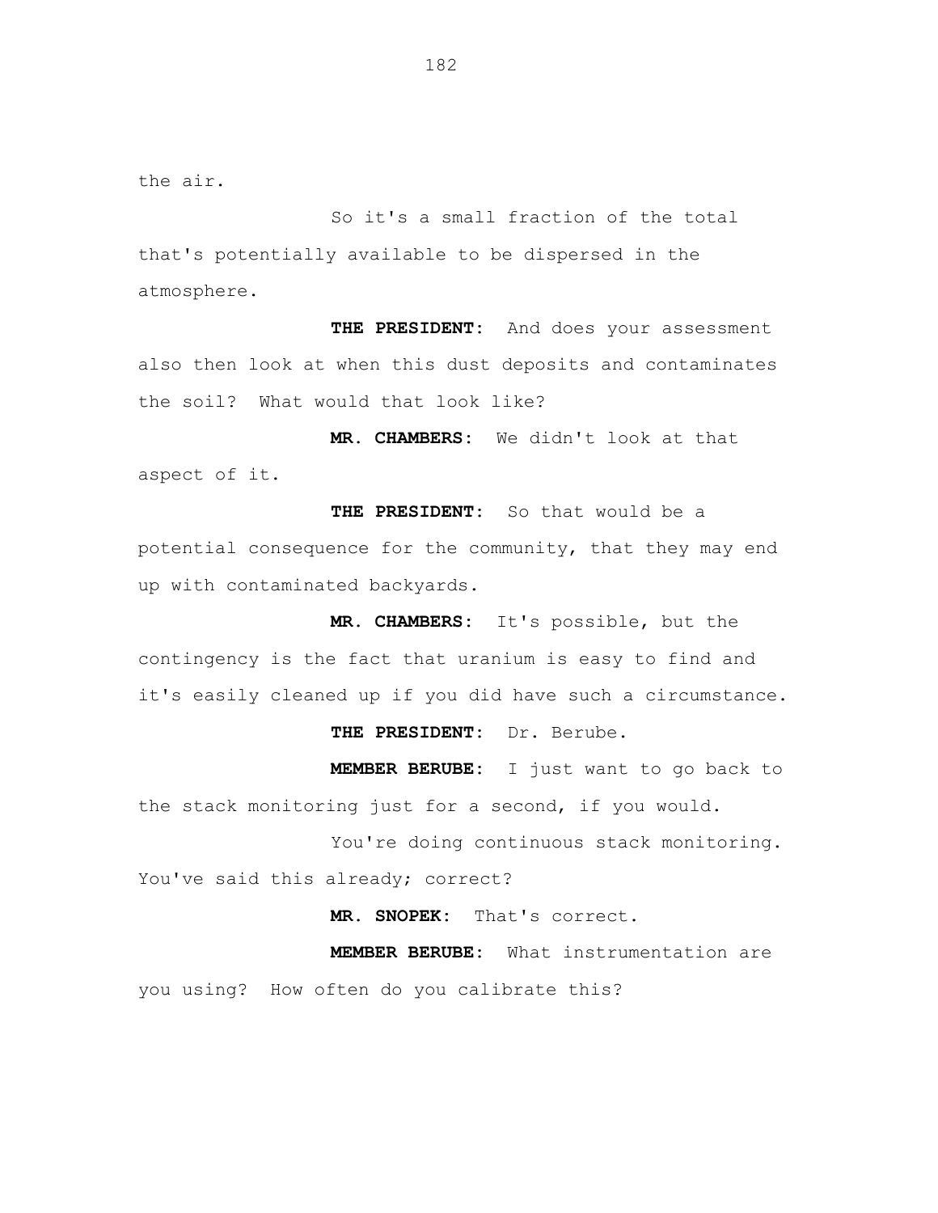the air.

So it's a small fraction of the total that's potentially available to be dispersed in the atmosphere.

**THE PRESIDENT:** And does your assessment also then look at when this dust deposits and contaminates the soil? What would that look like?

**MR. CHAMBERS:** We didn't look at that aspect of it.

**THE PRESIDENT:** So that would be a potential consequence for the community, that they may end up with contaminated backyards.

**MR. CHAMBERS:** It's possible, but the contingency is the fact that uranium is easy to find and it's easily cleaned up if you did have such a circumstance.

**THE PRESIDENT:** Dr. Berube.

**MEMBER BERUBE:** I just want to go back to the stack monitoring just for a second, if you would.

You're doing continuous stack monitoring. You've said this already; correct?

**MR. SNOPEK:** That's correct.

**MEMBER BERUBE:** What instrumentation are you using? How often do you calibrate this?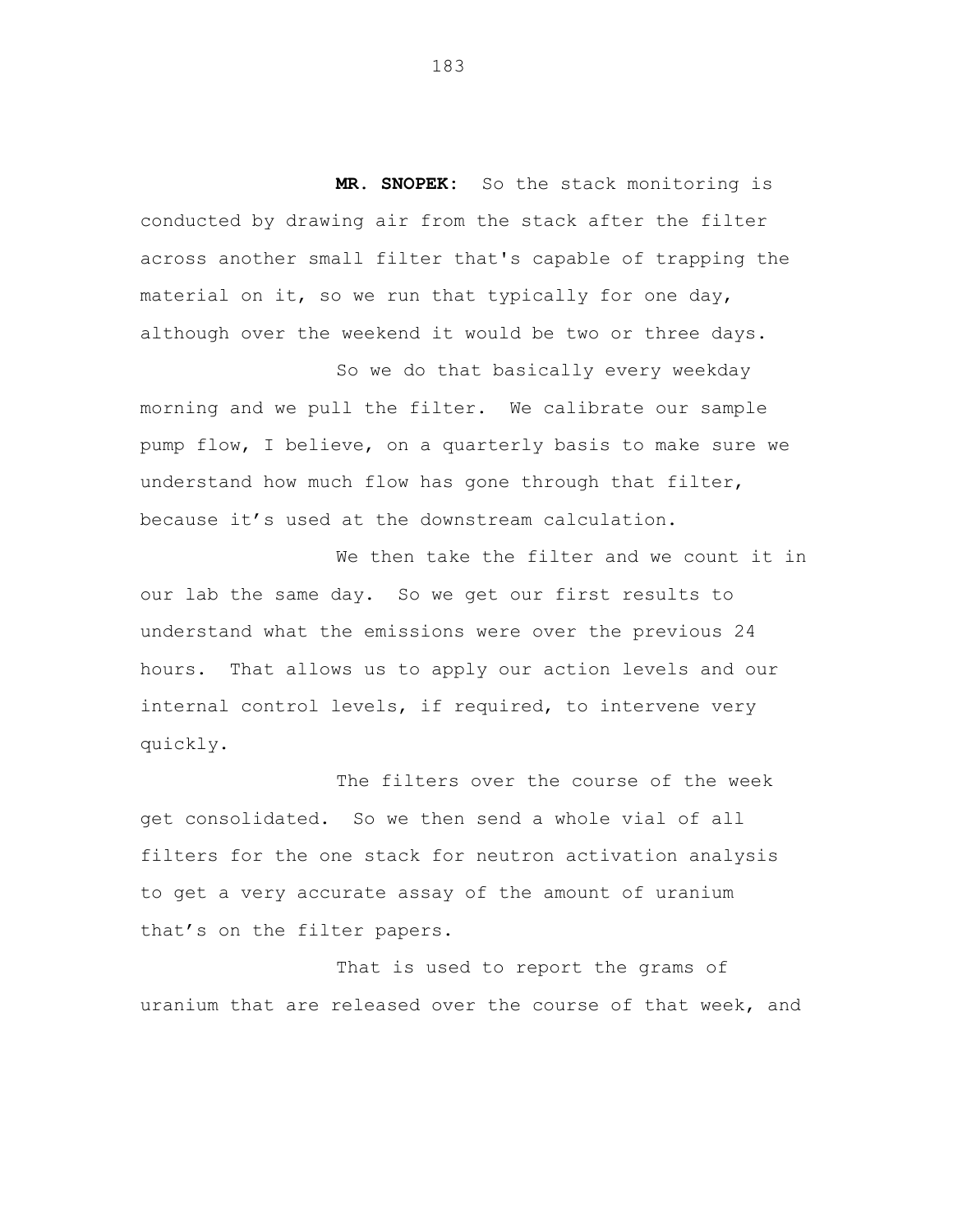**MR. SNOPEK:** So the stack monitoring is conducted by drawing air from the stack after the filter across another small filter that's capable of trapping the material on it, so we run that typically for one day, although over the weekend it would be two or three days.

So we do that basically every weekday morning and we pull the filter. We calibrate our sample pump flow, I believe, on a quarterly basis to make sure we understand how much flow has gone through that filter, because it's used at the downstream calculation.

We then take the filter and we count it in our lab the same day. So we get our first results to understand what the emissions were over the previous 24 hours. That allows us to apply our action levels and our internal control levels, if required, to intervene very quickly.

The filters over the course of the week get consolidated. So we then send a whole vial of all filters for the one stack for neutron activation analysis to get a very accurate assay of the amount of uranium that's on the filter papers.

That is used to report the grams of uranium that are released over the course of that week, and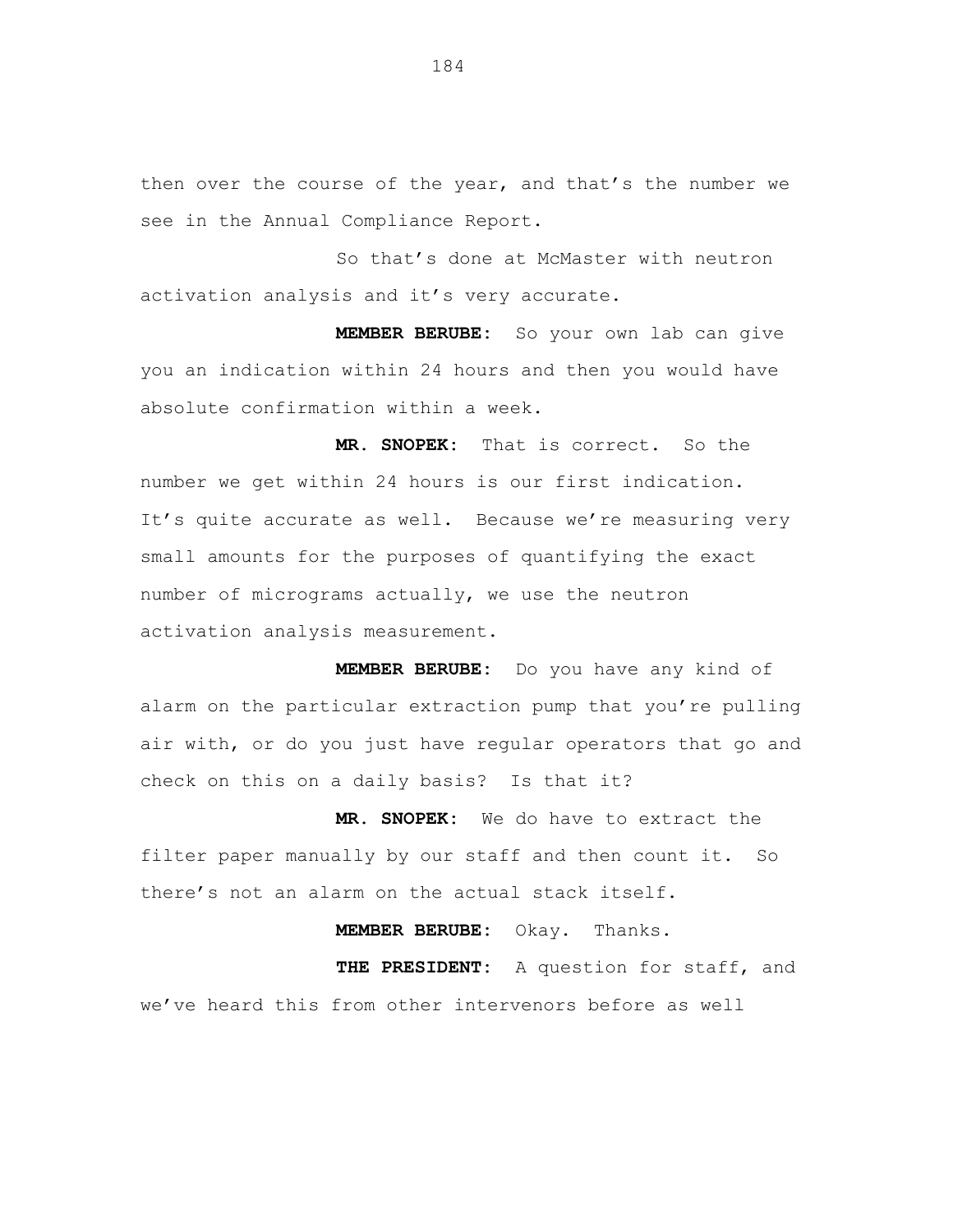then over the course of the year, and that’s the number we see in the Annual Compliance Report.

So that’s done at McMaster with neutron activation analysis and it’s very accurate.

**MEMBER BERUBE:** So your own lab can give you an indication within 24 hours and then you would have absolute confirmation within a week.

**MR. SNOPEK:** That is correct. So the number we get within 24 hours is our first indication. It’s quite accurate as well. Because we’re measuring very small amounts for the purposes of quantifying the exact number of micrograms actually, we use the neutron activation analysis measurement.

**MEMBER BERUBE:** Do you have any kind of alarm on the particular extraction pump that you’re pulling air with, or do you just have regular operators that go and check on this on a daily basis? Is that it?

**MR. SNOPEK:** We do have to extract the filter paper manually by our staff and then count it. So there’s not an alarm on the actual stack itself.

**MEMBER BERUBE:** Okay. Thanks.

**THE PRESIDENT:** A question for staff, and we’ve heard this from other intervenors before as well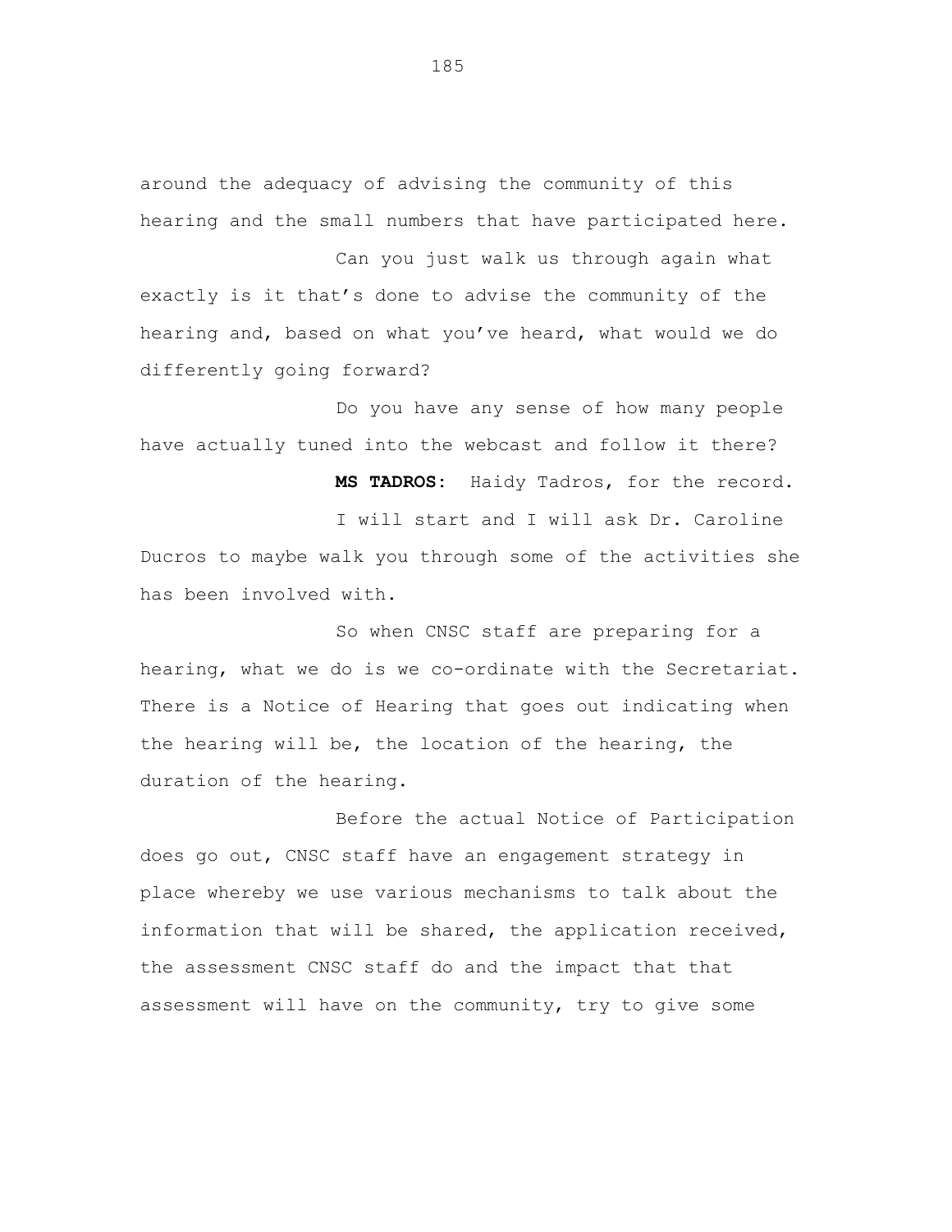around the adequacy of advising the community of this hearing and the small numbers that have participated here.

Can you just walk us through again what exactly is it that's done to advise the community of the hearing and, based on what you've heard, what would we do differently going forward?

Do you have any sense of how many people have actually tuned into the webcast and follow it there?

**MS TADROS:** Haidy Tadros, for the record.

I will start and I will ask Dr. Caroline Ducros to maybe walk you through some of the activities she has been involved with.

So when CNSC staff are preparing for a hearing, what we do is we co-ordinate with the Secretariat. There is a Notice of Hearing that goes out indicating when the hearing will be, the location of the hearing, the duration of the hearing.

Before the actual Notice of Participation does go out, CNSC staff have an engagement strategy in place whereby we use various mechanisms to talk about the information that will be shared, the application received, the assessment CNSC staff do and the impact that that assessment will have on the community, try to give some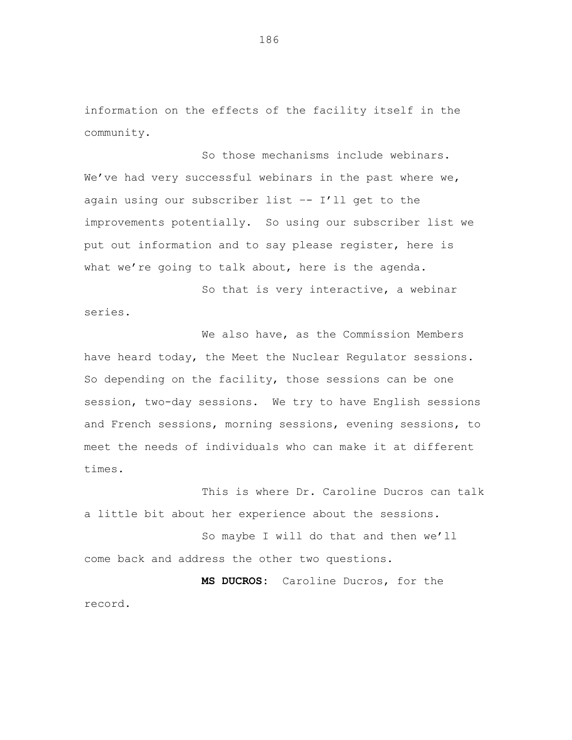information on the effects of the facility itself in the community.

So those mechanisms include webinars. We've had very successful webinars in the past where we, again using our subscriber list -- I'll get to the improvements potentially. So using our subscriber list we put out information and to say please register, here is what we're going to talk about, here is the agenda.

So that is very interactive, a webinar series.

We also have, as the Commission Members have heard today, the Meet the Nuclear Regulator sessions. So depending on the facility, those sessions can be one session, two-day sessions. We try to have English sessions and French sessions, morning sessions, evening sessions, to meet the needs of individuals who can make it at different times.

This is where Dr. Caroline Ducros can talk a little bit about her experience about the sessions.

So maybe I will do that and then we'll come back and address the other two questions.

**MS DUCROS:** Caroline Ducros, for the record.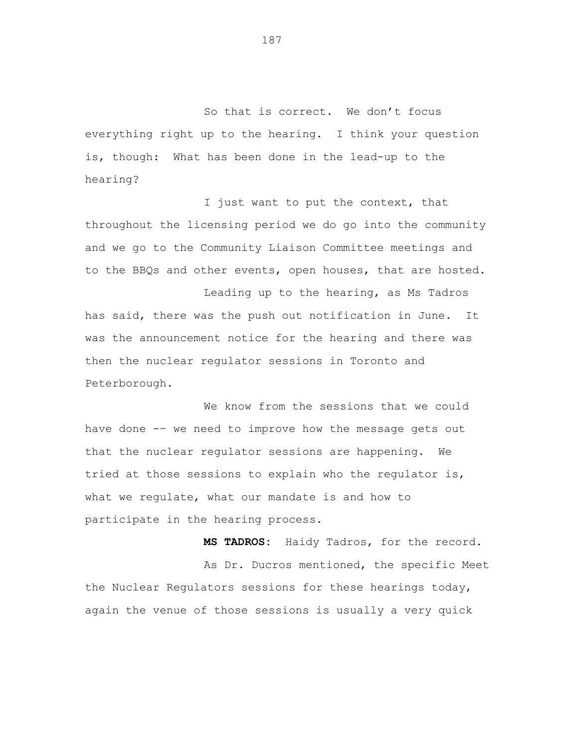So that is correct. We don't focus everything right up to the hearing. I think your question is, though: What has been done in the lead-up to the hearing?

I just want to put the context, that throughout the licensing period we do go into the community and we go to the Community Liaison Committee meetings and to the BBQs and other events, open houses, that are hosted.

Leading up to the hearing, as Ms Tadros has said, there was the push out notification in June. It was the announcement notice for the hearing and there was then the nuclear regulator sessions in Toronto and Peterborough.

We know from the sessions that we could have done -- we need to improve how the message gets out that the nuclear regulator sessions are happening. We tried at those sessions to explain who the regulator is, what we regulate, what our mandate is and how to participate in the hearing process.

**MS TADROS:** Haidy Tadros, for the record.

As Dr. Ducros mentioned, the specific Meet the Nuclear Regulators sessions for these hearings today, again the venue of those sessions is usually a very quick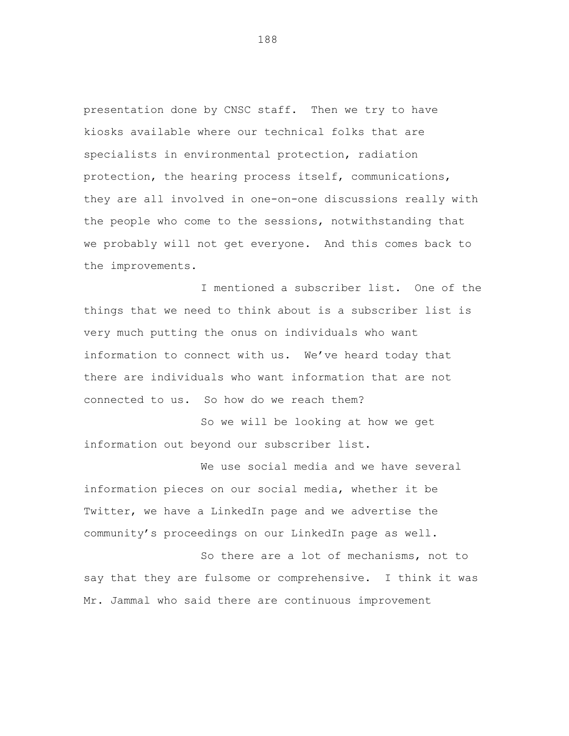presentation done by CNSC staff. Then we try to have kiosks available where our technical folks that are specialists in environmental protection, radiation protection, the hearing process itself, communications, they are all involved in one-on-one discussions really with the people who come to the sessions, notwithstanding that we probably will not get everyone. And this comes back to the improvements.

I mentioned a subscriber list. One of the things that we need to think about is a subscriber list is very much putting the onus on individuals who want information to connect with us. We've heard today that there are individuals who want information that are not connected to us. So how do we reach them?

So we will be looking at how we get information out beyond our subscriber list.

We use social media and we have several information pieces on our social media, whether it be Twitter, we have a LinkedIn page and we advertise the community's proceedings on our LinkedIn page as well.

So there are a lot of mechanisms, not to say that they are fulsome or comprehensive. I think it was Mr. Jammal who said there are continuous improvement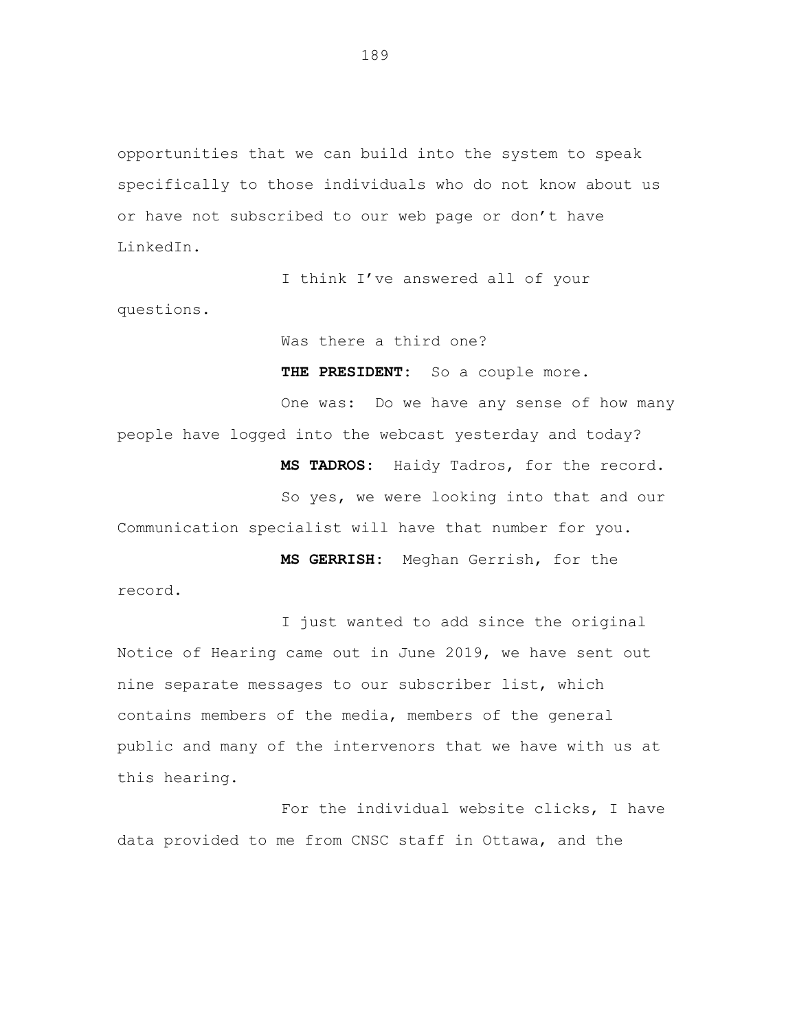opportunities that we can build into the system to speak specifically to those individuals who do not know about us or have not subscribed to our web page or don't have LinkedIn.

I think I've answered all of your questions.

Was there a third one?

**THE PRESIDENT:** So a couple more.

One was: Do we have any sense of how many people have logged into the webcast yesterday and today?

**MS TADROS:** Haidy Tadros, for the record.

So yes, we were looking into that and our Communication specialist will have that number for you.

**MS GERRISH:** Meghan Gerrish, for the record.

I just wanted to add since the original Notice of Hearing came out in June 2019, we have sent out nine separate messages to our subscriber list, which contains members of the media, members of the general public and many of the intervenors that we have with us at this hearing.

For the individual website clicks, I have data provided to me from CNSC staff in Ottawa, and the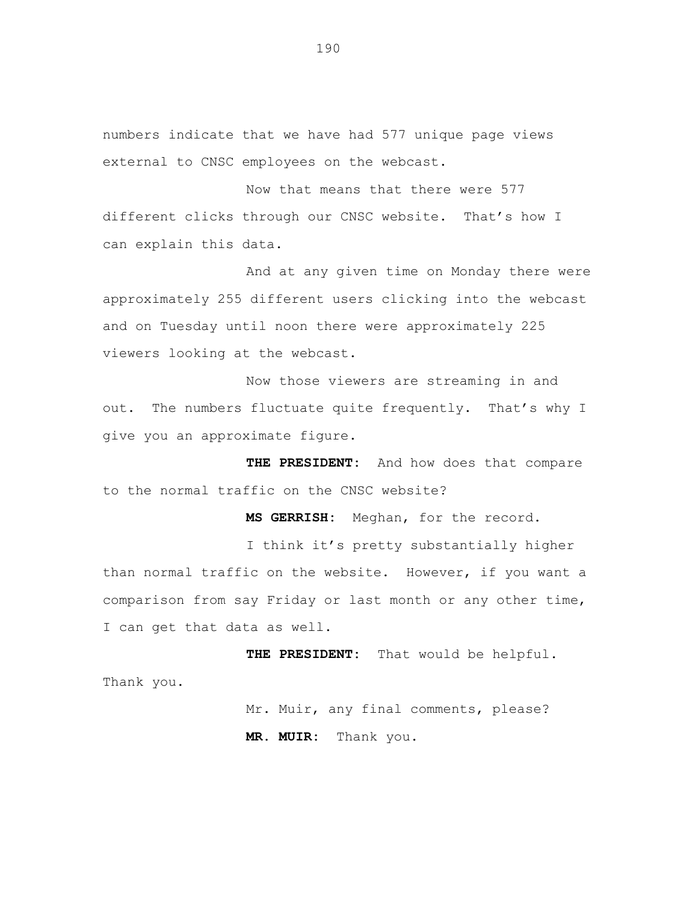numbers indicate that we have had 577 unique page views external to CNSC employees on the webcast.

Now that means that there were 577 different clicks through our CNSC website. That's how I can explain this data.

And at any given time on Monday there were approximately 255 different users clicking into the webcast and on Tuesday until noon there were approximately 225 viewers looking at the webcast.

Now those viewers are streaming in and out. The numbers fluctuate quite frequently. That's why I give you an approximate figure.

**THE PRESIDENT:** And how does that compare to the normal traffic on the CNSC website?

**MS GERRISH:** Meghan, for the record.

I think it's pretty substantially higher than normal traffic on the website. However, if you want a comparison from say Friday or last month or any other time, I can get that data as well.

**THE PRESIDENT:** That would be helpful. Thank you.

Mr. Muir, any final comments, please?

**MR. MUIR:** Thank you.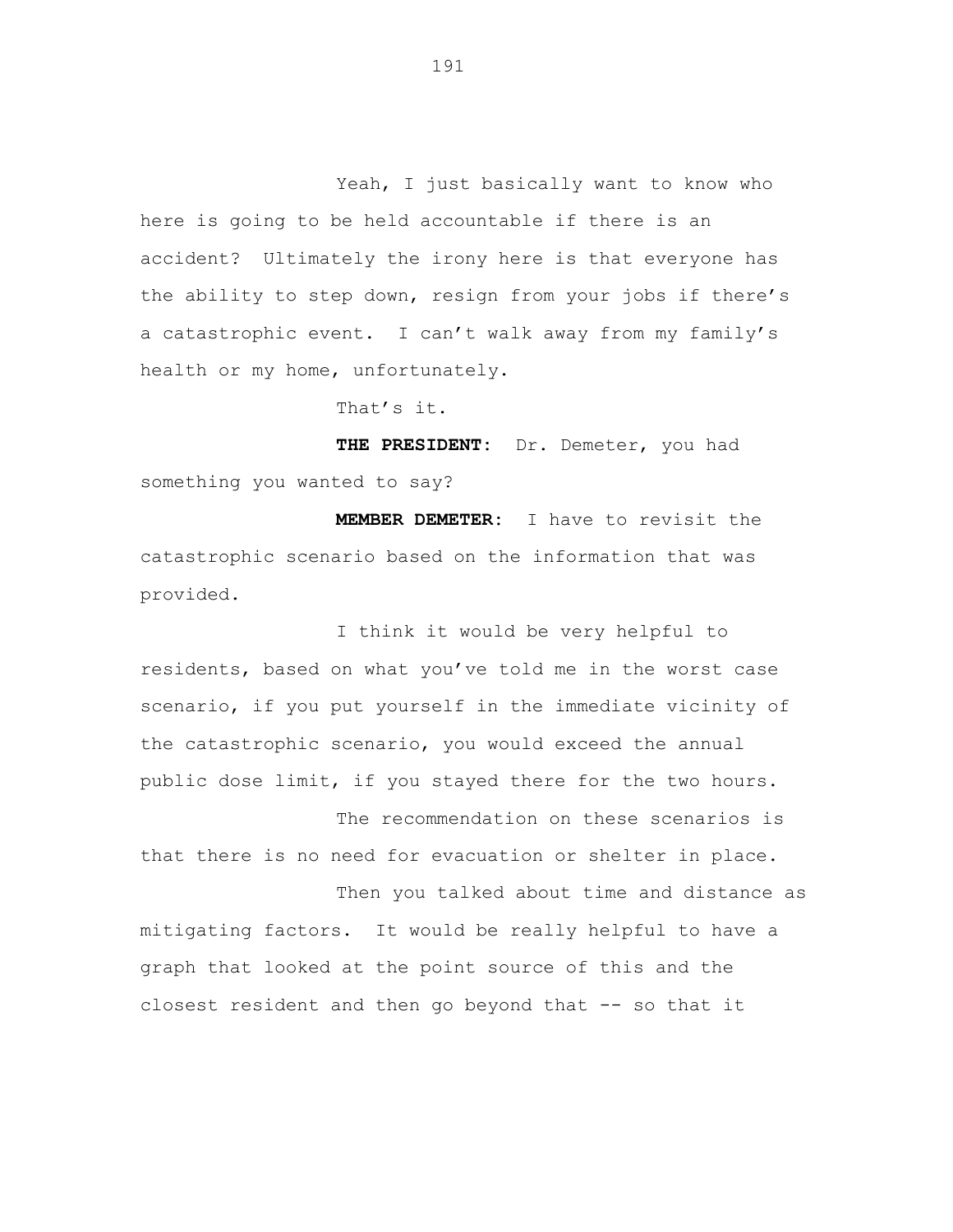Yeah, I just basically want to know who here is going to be held accountable if there is an accident? Ultimately the irony here is that everyone has the ability to step down, resign from your jobs if there's a catastrophic event. I can't walk away from my family's health or my home, unfortunately.

That's it.

**THE PRESIDENT:** Dr. Demeter, you had something you wanted to say?

**MEMBER DEMETER:** I have to revisit the catastrophic scenario based on the information that was provided.

I think it would be very helpful to residents, based on what you've told me in the worst case scenario, if you put yourself in the immediate vicinity of the catastrophic scenario, you would exceed the annual public dose limit, if you stayed there for the two hours.

The recommendation on these scenarios is that there is no need for evacuation or shelter in place.

Then you talked about time and distance as mitigating factors. It would be really helpful to have a graph that looked at the point source of this and the closest resident and then go beyond that -- so that it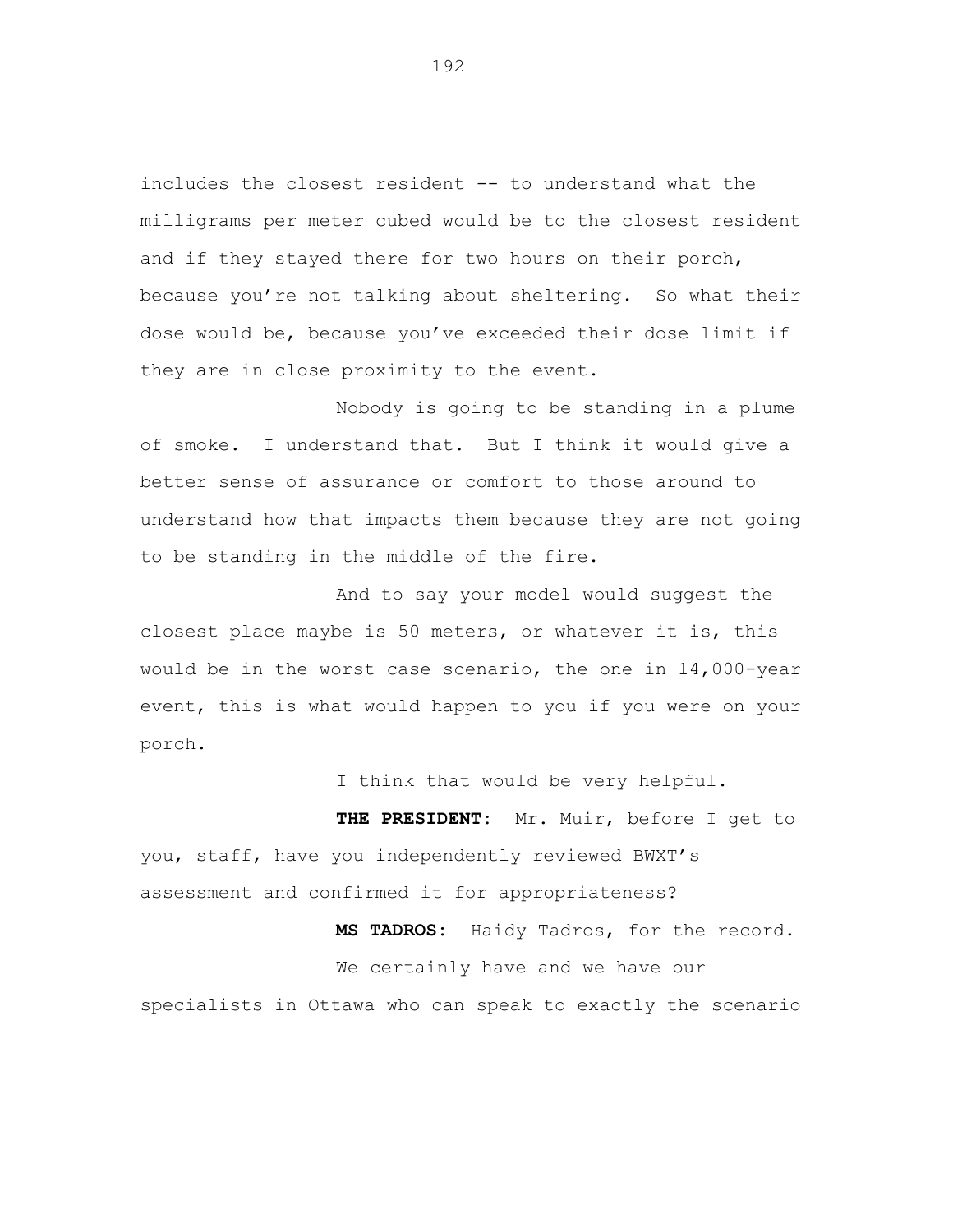includes the closest resident -- to understand what the milligrams per meter cubed would be to the closest resident and if they stayed there for two hours on their porch, because you're not talking about sheltering. So what their dose would be, because you've exceeded their dose limit if they are in close proximity to the event.

Nobody is going to be standing in a plume of smoke. I understand that. But I think it would give a better sense of assurance or comfort to those around to understand how that impacts them because they are not going to be standing in the middle of the fire.

And to say your model would suggest the closest place maybe is 50 meters, or whatever it is, this would be in the worst case scenario, the one in 14,000-year event, this is what would happen to you if you were on your porch.

I think that would be very helpful.

**THE PRESIDENT:** Mr. Muir, before I get to you, staff, have you independently reviewed BWXT's assessment and confirmed it for appropriateness?

**MS TADROS:** Haidy Tadros, for the record.

We certainly have and we have our specialists in Ottawa who can speak to exactly the scenario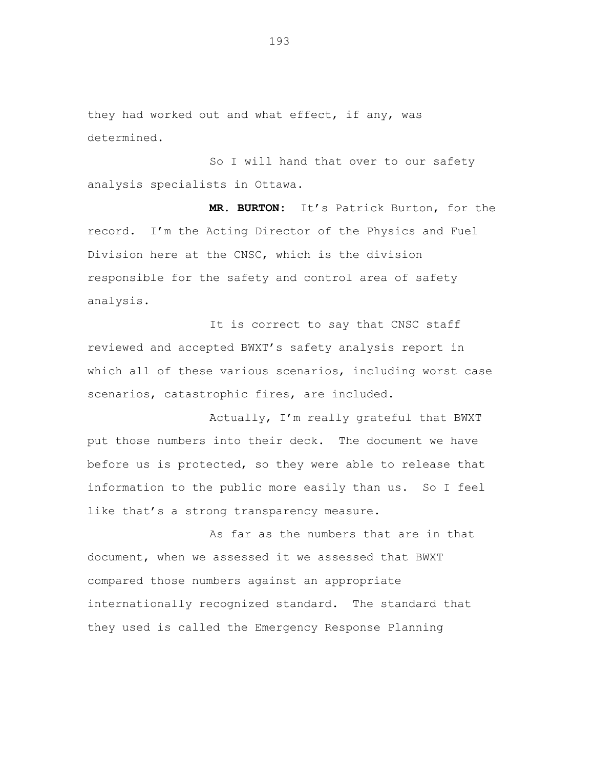they had worked out and what effect, if any, was determined.

So I will hand that over to our safety analysis specialists in Ottawa.

**MR. BURTON:** It's Patrick Burton, for the record. I'm the Acting Director of the Physics and Fuel Division here at the CNSC, which is the division responsible for the safety and control area of safety analysis.

It is correct to say that CNSC staff reviewed and accepted BWXT's safety analysis report in which all of these various scenarios, including worst case scenarios, catastrophic fires, are included.

Actually, I'm really grateful that BWXT put those numbers into their deck. The document we have before us is protected, so they were able to release that information to the public more easily than us. So I feel like that's a strong transparency measure.

As far as the numbers that are in that document, when we assessed it we assessed that BWXT compared those numbers against an appropriate internationally recognized standard. The standard that they used is called the Emergency Response Planning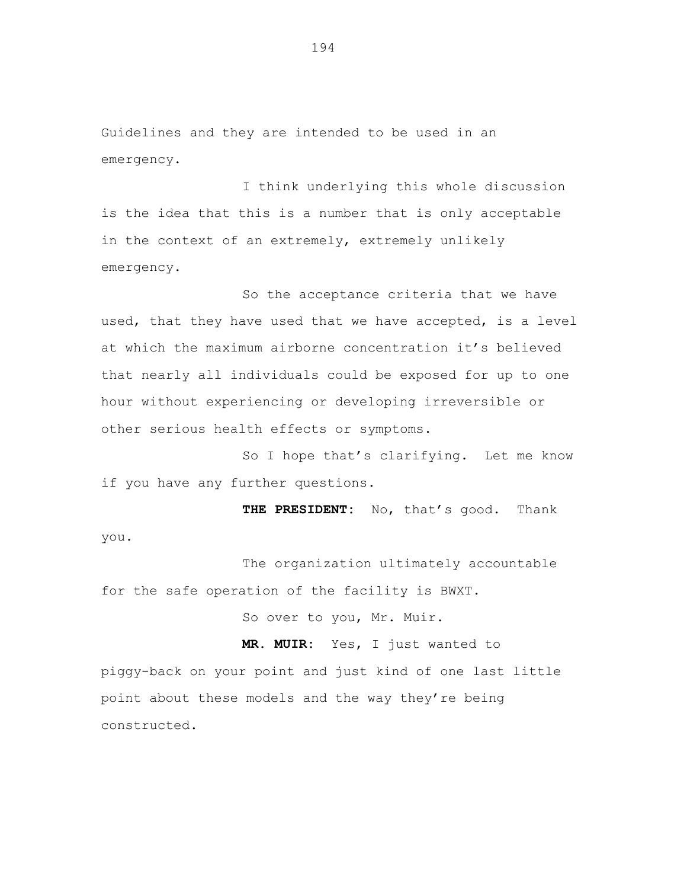Guidelines and they are intended to be used in an emergency.

I think underlying this whole discussion is the idea that this is a number that is only acceptable in the context of an extremely, extremely unlikely emergency.

So the acceptance criteria that we have used, that they have used that we have accepted, is a level at which the maximum airborne concentration it's believed that nearly all individuals could be exposed for up to one hour without experiencing or developing irreversible or other serious health effects or symptoms.

So I hope that's clarifying. Let me know if you have any further questions.

**THE PRESIDENT:** No, that's good. Thank you.

The organization ultimately accountable for the safe operation of the facility is BWXT.

So over to you, Mr. Muir.

**MR. MUIR:** Yes, I just wanted to piggy-back on your point and just kind of one last little point about these models and the way they're being constructed.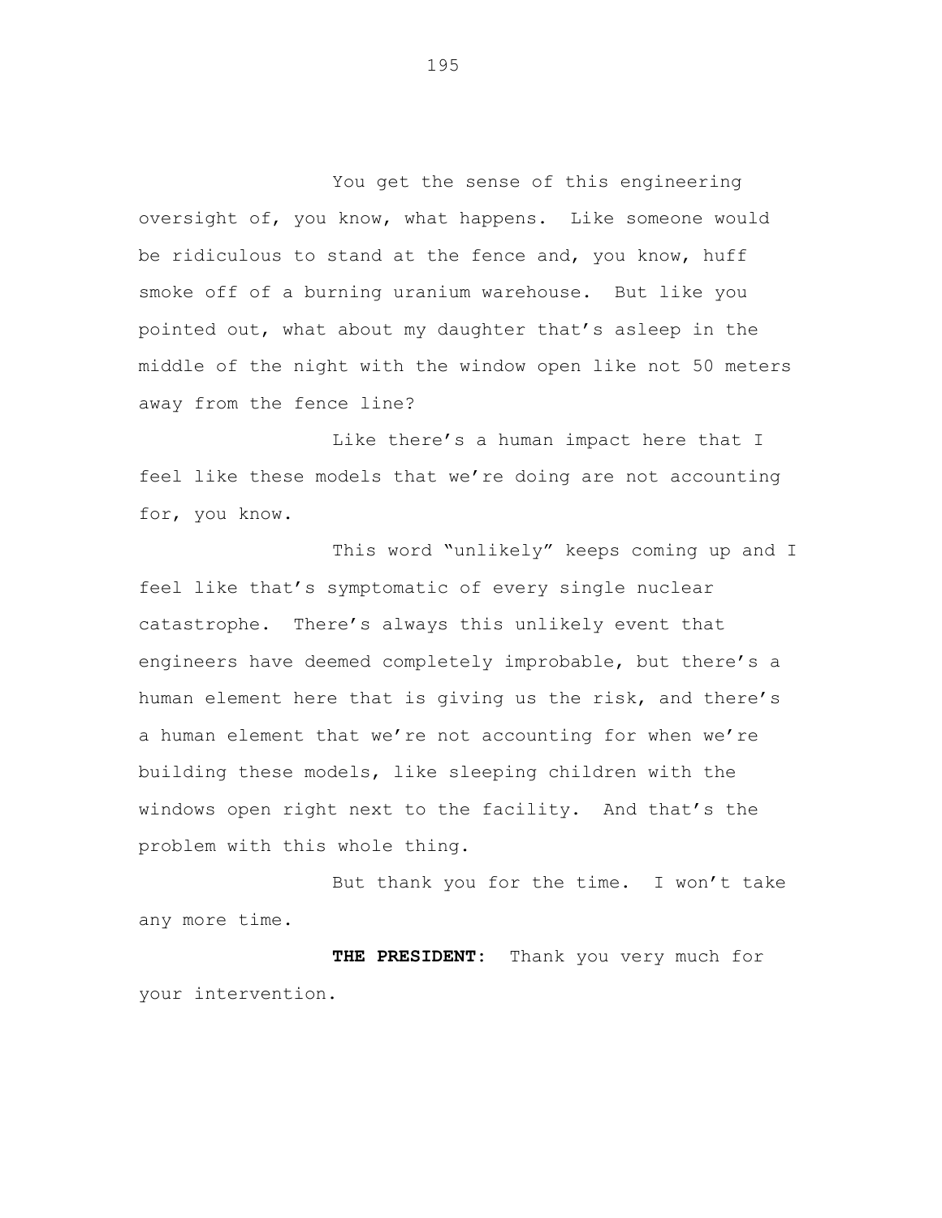You get the sense of this engineering oversight of, you know, what happens. Like someone would be ridiculous to stand at the fence and, you know, huff smoke off of a burning uranium warehouse. But like you pointed out, what about my daughter that's asleep in the middle of the night with the window open like not 50 meters away from the fence line?

Like there's a human impact here that I feel like these models that we're doing are not accounting for, you know.

This word "unlikely" keeps coming up and I feel like that's symptomatic of every single nuclear catastrophe. There's always this unlikely event that engineers have deemed completely improbable, but there's a human element here that is giving us the risk, and there's a human element that we're not accounting for when we're building these models, like sleeping children with the windows open right next to the facility. And that's the problem with this whole thing.

But thank you for the time. I won't take any more time.

**THE PRESIDENT:** Thank you very much for your intervention.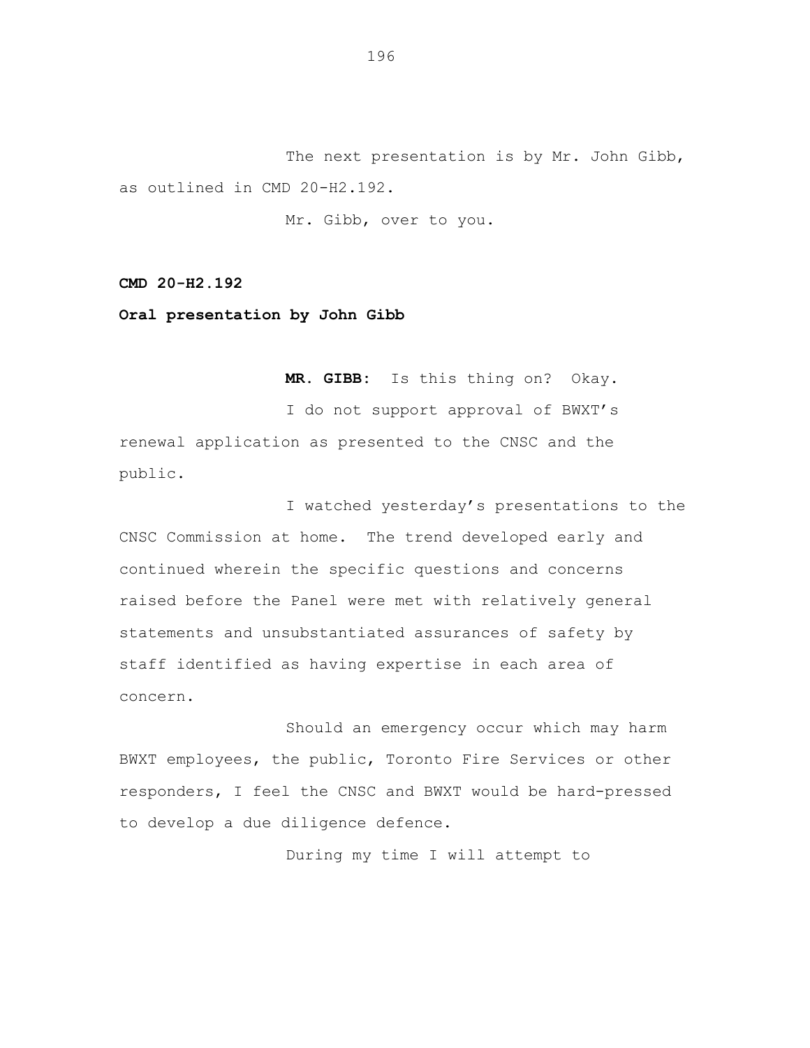The next presentation is by Mr. John Gibb, as outlined in CMD 20-H2.192.

Mr. Gibb, over to you.

**CMD 20-H2.192**

**Oral presentation by John Gibb**

**MR. GIBB:** Is this thing on? Okay.

I do not support approval of BWXT's renewal application as presented to the CNSC and the public.

I watched yesterday's presentations to the CNSC Commission at home. The trend developed early and continued wherein the specific questions and concerns raised before the Panel were met with relatively general statements and unsubstantiated assurances of safety by staff identified as having expertise in each area of concern.

Should an emergency occur which may harm BWXT employees, the public, Toronto Fire Services or other responders, I feel the CNSC and BWXT would be hard-pressed to develop a due diligence defence.

During my time I will attempt to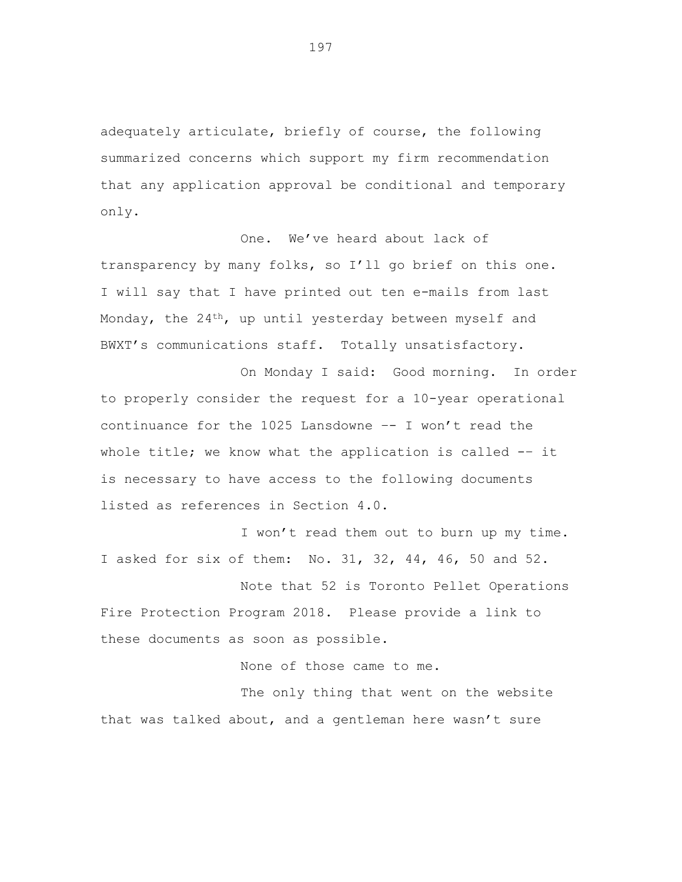adequately articulate, briefly of course, the following summarized concerns which support my firm recommendation that any application approval be conditional and temporary only.

One. We've heard about lack of transparency by many folks, so I'll go brief on this one. I will say that I have printed out ten e-mails from last Monday, the 24th, up until yesterday between myself and BWXT's communications staff. Totally unsatisfactory.

On Monday I said: Good morning. In order to properly consider the request for a 10-year operational continuance for the 1025 Lansdowne -- I won't read the whole title; we know what the application is called -- it is necessary to have access to the following documents listed as references in Section 4.0.

I won't read them out to burn up my time. I asked for six of them: No. 31, 32, 44, 46, 50 and 52.

Note that 52 is Toronto Pellet Operations Fire Protection Program 2018. Please provide a link to these documents as soon as possible.

None of those came to me.

The only thing that went on the website that was talked about, and a gentleman here wasn't sure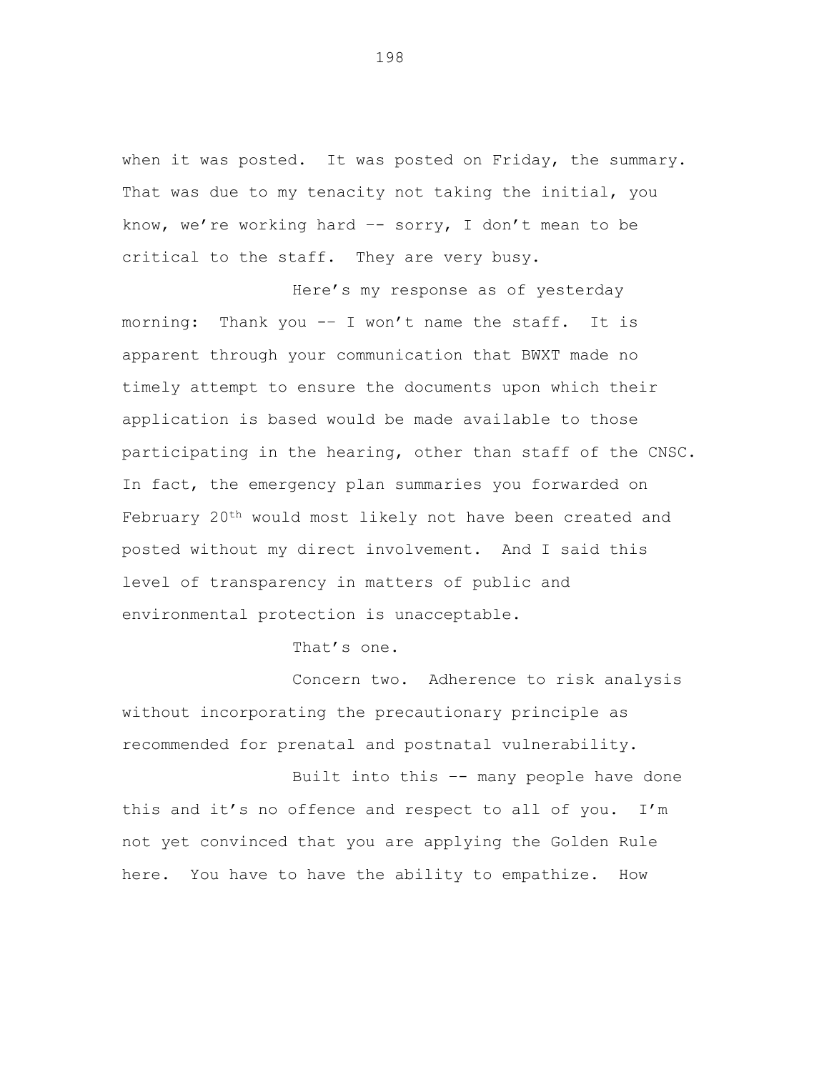when it was posted. It was posted on Friday, the summary. That was due to my tenacity not taking the initial, you know, we're working hard -- sorry, I don't mean to be critical to the staff. They are very busy.

Here's my response as of yesterday morning: Thank you -- I won't name the staff. It is apparent through your communication that BWXT made no timely attempt to ensure the documents upon which their application is based would be made available to those participating in the hearing, other than staff of the CNSC. In fact, the emergency plan summaries you forwarded on February 20th would most likely not have been created and posted without my direct involvement. And I said this level of transparency in matters of public and environmental protection is unacceptable.

That's one.

Concern two. Adherence to risk analysis without incorporating the precautionary principle as recommended for prenatal and postnatal vulnerability.

Built into this -- many people have done this and it's no offence and respect to all of you. I'm not yet convinced that you are applying the Golden Rule here. You have to have the ability to empathize. How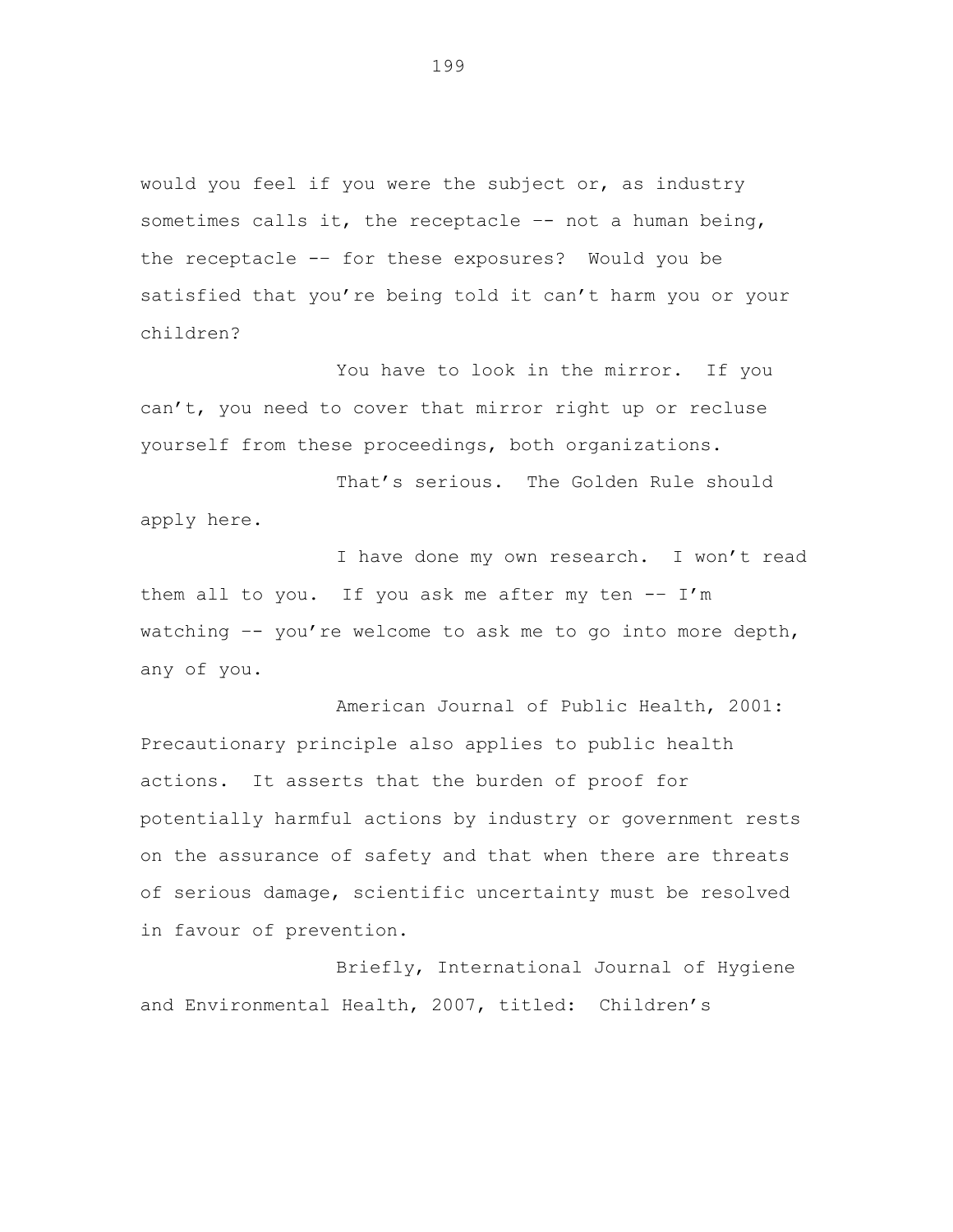would you feel if you were the subject or, as industry sometimes calls it, the receptacle -- not a human being, the receptacle -- for these exposures? Would you be satisfied that you're being told it can't harm you or your children?

You have to look in the mirror. If you can't, you need to cover that mirror right up or recluse yourself from these proceedings, both organizations.

That's serious. The Golden Rule should apply here.

I have done my own research. I won't read them all to you. If you ask me after my ten -- I'm watching -- you're welcome to ask me to go into more depth, any of you.

American Journal of Public Health, 2001: Precautionary principle also applies to public health actions. It asserts that the burden of proof for potentially harmful actions by industry or government rests on the assurance of safety and that when there are threats of serious damage, scientific uncertainty must be resolved in favour of prevention.

Briefly, International Journal of Hygiene and Environmental Health, 2007, titled: Children's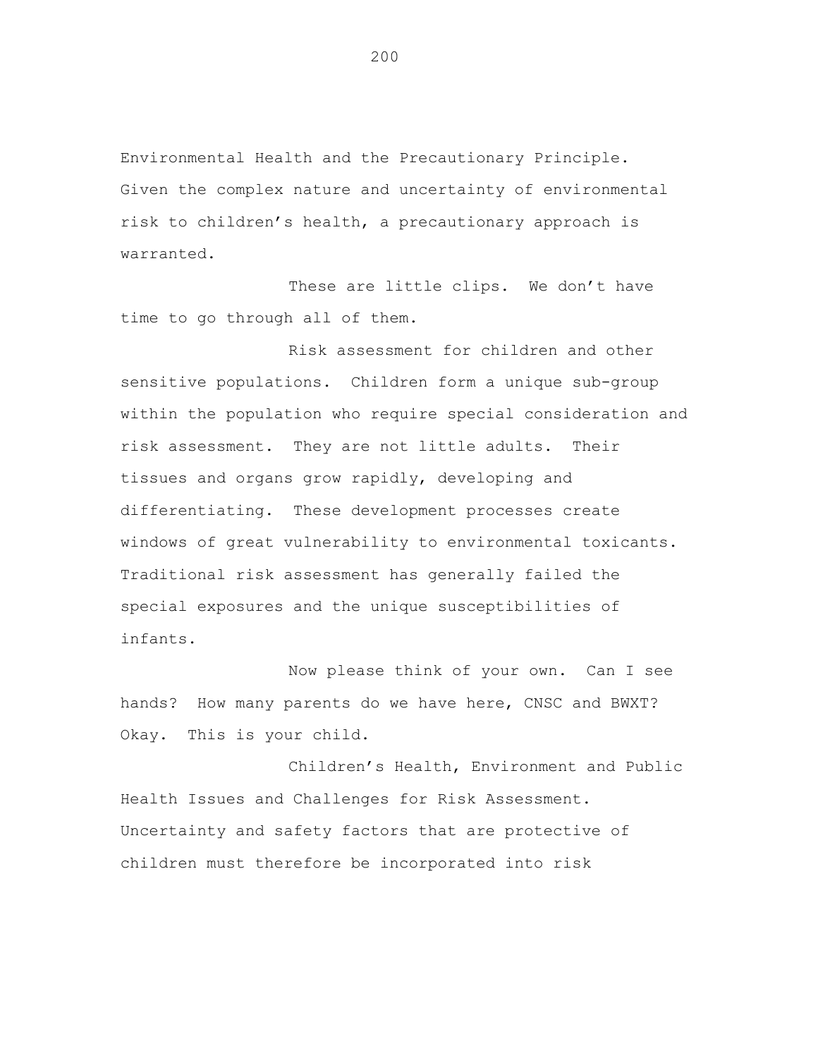Environmental Health and the Precautionary Principle. Given the complex nature and uncertainty of environmental risk to children's health, a precautionary approach is warranted.

These are little clips. We don't have time to go through all of them.

Risk assessment for children and other sensitive populations. Children form a unique sub-group within the population who require special consideration and risk assessment. They are not little adults. Their tissues and organs grow rapidly, developing and differentiating. These development processes create windows of great vulnerability to environmental toxicants. Traditional risk assessment has generally failed the special exposures and the unique susceptibilities of infants.

Now please think of your own. Can I see hands? How many parents do we have here, CNSC and BWXT? Okay. This is your child.

Children's Health, Environment and Public Health Issues and Challenges for Risk Assessment. Uncertainty and safety factors that are protective of children must therefore be incorporated into risk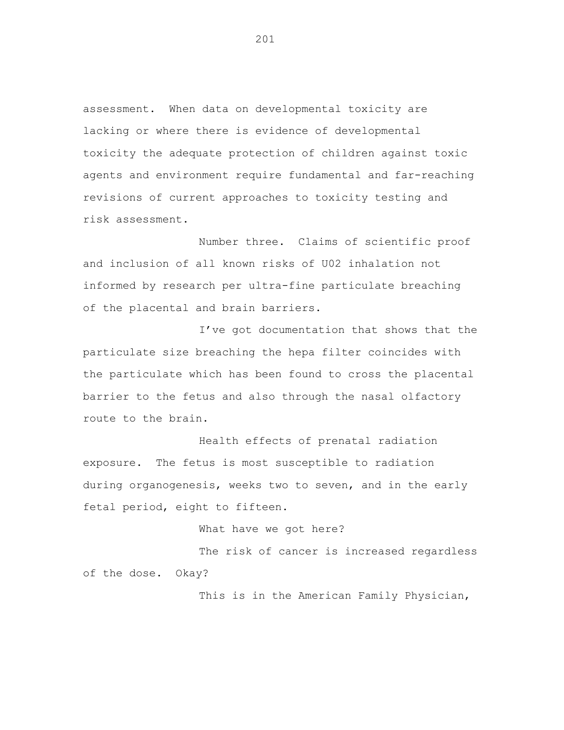assessment. When data on developmental toxicity are lacking or where there is evidence of developmental toxicity the adequate protection of children against toxic agents and environment require fundamental and far-reaching revisions of current approaches to toxicity testing and risk assessment.

Number three. Claims of scientific proof and inclusion of all known risks of U02 inhalation not informed by research per ultra-fine particulate breaching of the placental and brain barriers.

I've got documentation that shows that the particulate size breaching the hepa filter coincides with the particulate which has been found to cross the placental barrier to the fetus and also through the nasal olfactory route to the brain.

Health effects of prenatal radiation exposure. The fetus is most susceptible to radiation during organogenesis, weeks two to seven, and in the early fetal period, eight to fifteen.

What have we got here?

The risk of cancer is increased regardless of the dose. Okay?

This is in the American Family Physician,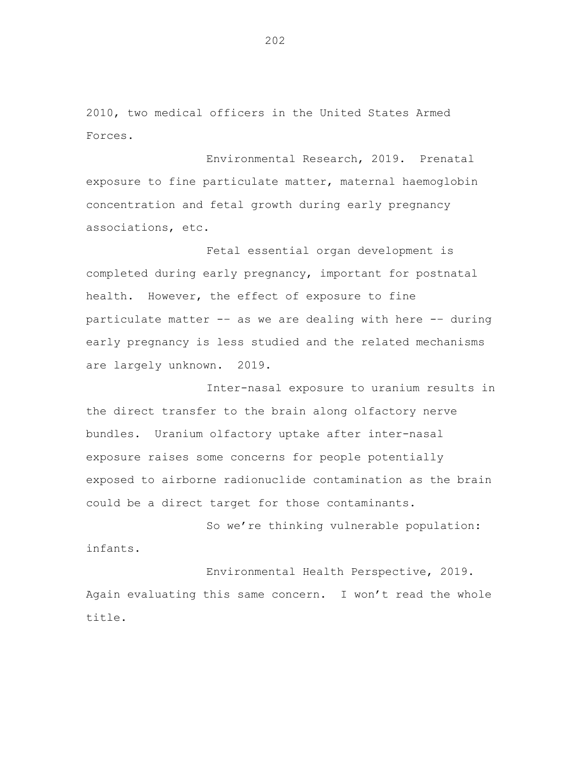2010, two medical officers in the United States Armed Forces.

Environmental Research, 2019. Prenatal exposure to fine particulate matter, maternal haemoglobin concentration and fetal growth during early pregnancy associations, etc.

Fetal essential organ development is completed during early pregnancy, important for postnatal health. However, the effect of exposure to fine particulate matter -- as we are dealing with here -- during early pregnancy is less studied and the related mechanisms are largely unknown. 2019.

Inter-nasal exposure to uranium results in the direct transfer to the brain along olfactory nerve bundles. Uranium olfactory uptake after inter-nasal exposure raises some concerns for people potentially exposed to airborne radionuclide contamination as the brain could be a direct target for those contaminants.

So we're thinking vulnerable population: infants.

Environmental Health Perspective, 2019. Again evaluating this same concern. I won't read the whole title.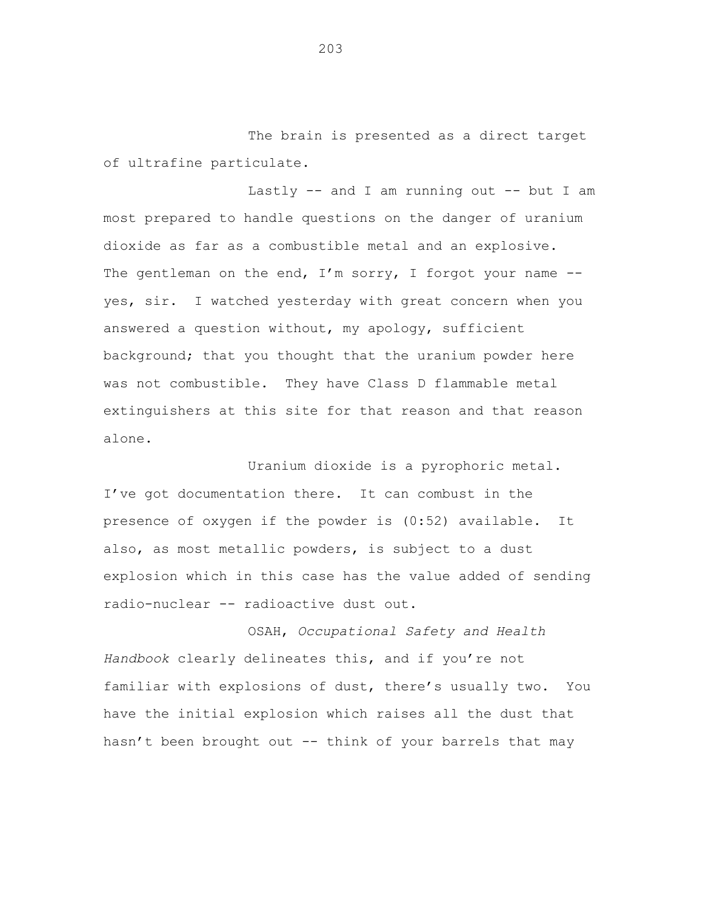The brain is presented as a direct target of ultrafine particulate.

Lastly -- and I am running out -- but I am most prepared to handle questions on the danger of uranium dioxide as far as a combustible metal and an explosive. The gentleman on the end, I'm sorry, I forgot your name -- yes, sir. I watched yesterday with great concern when you answered a question without, my apology, sufficient background; that you thought that the uranium powder here was not combustible. They have Class D flammable metal extinguishers at this site for that reason and that reason alone.

Uranium dioxide is a pyrophoric metal. I've got documentation there. It can combust in the presence of oxygen if the powder is (0:52) available. It also, as most metallic powders, is subject to a dust explosion which in this case has the value added of sending radio-nuclear -- radioactive dust out.

OSAH, *Occupational Safety and Health Handbook* clearly delineates this, and if you're not familiar with explosions of dust, there's usually two. You have the initial explosion which raises all the dust that hasn't been brought out -- think of your barrels that may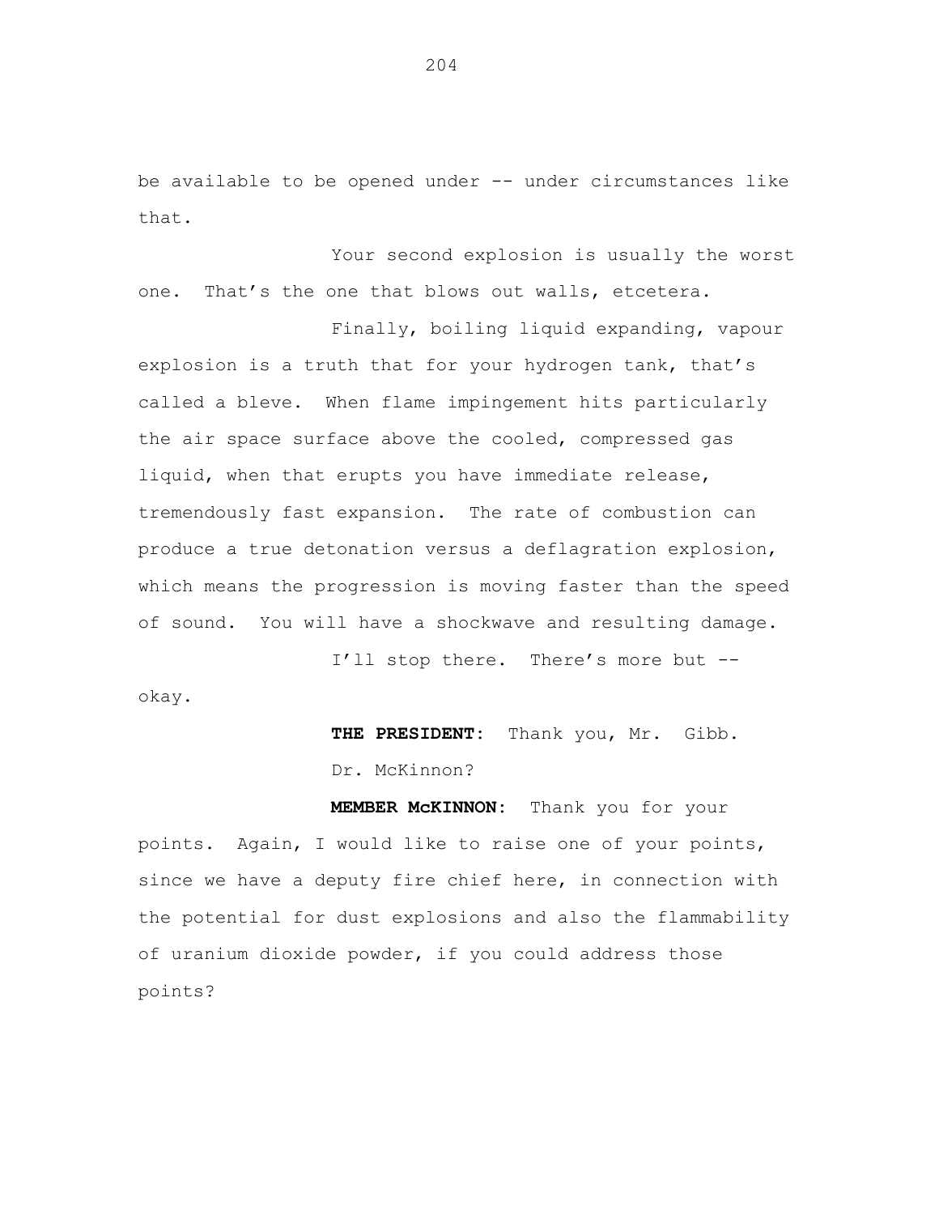be available to be opened under -- under circumstances like that.

Your second explosion is usually the worst one. That's the one that blows out walls, etcetera.

Finally, boiling liquid expanding, vapour explosion is a truth that for your hydrogen tank, that's called a bleve. When flame impingement hits particularly the air space surface above the cooled, compressed gas liquid, when that erupts you have immediate release, tremendously fast expansion. The rate of combustion can produce a true detonation versus a deflagration explosion, which means the progression is moving faster than the speed of sound. You will have a shockwave and resulting damage.

I'll stop there. There's more but -- okay.

**THE PRESIDENT:** Thank you, Mr. Gibb.

Dr. McKinnon?

**MEMBER McKINNON:** Thank you for your points. Again, I would like to raise one of your points, since we have a deputy fire chief here, in connection with the potential for dust explosions and also the flammability of uranium dioxide powder, if you could address those points?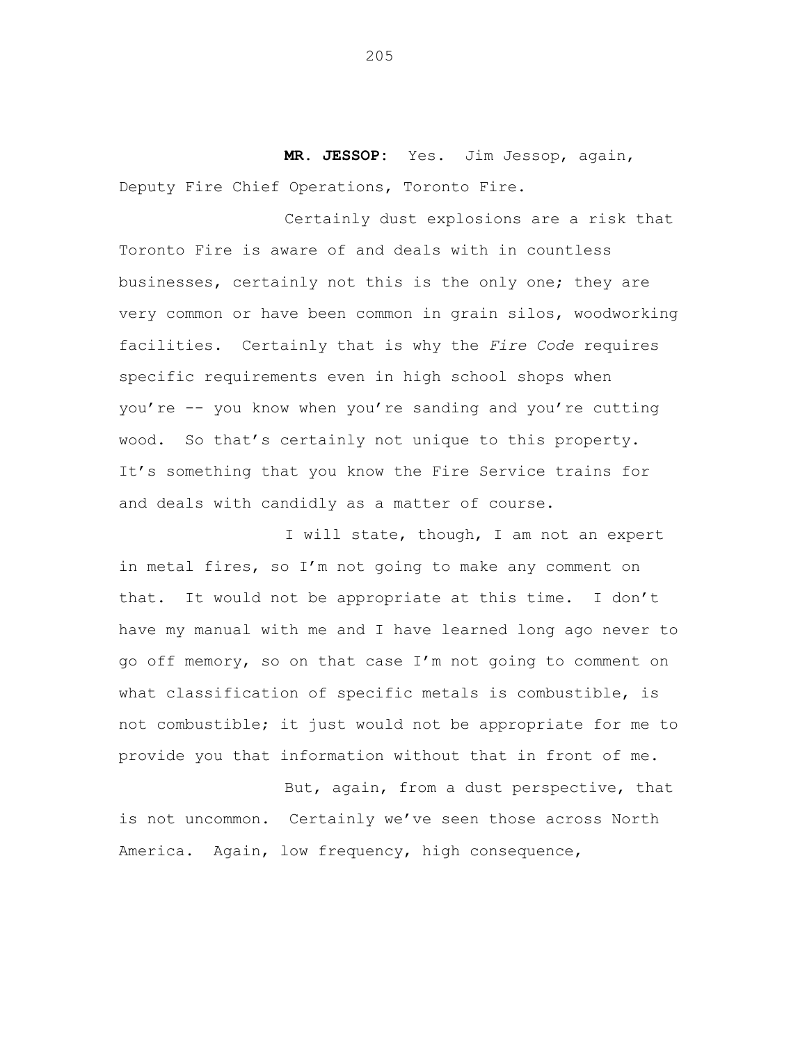**MR. JESSOP:** Yes. Jim Jessop, again, Deputy Fire Chief Operations, Toronto Fire.

Certainly dust explosions are a risk that Toronto Fire is aware of and deals with in countless businesses, certainly not this is the only one; they are very common or have been common in grain silos, woodworking facilities. Certainly that is why the *Fire Code* requires specific requirements even in high school shops when you're -- you know when you're sanding and you're cutting wood. So that's certainly not unique to this property. It's something that you know the Fire Service trains for and deals with candidly as a matter of course.

I will state, though, I am not an expert in metal fires, so I'm not going to make any comment on that. It would not be appropriate at this time. I don't have my manual with me and I have learned long ago never to go off memory, so on that case I'm not going to comment on what classification of specific metals is combustible, is not combustible; it just would not be appropriate for me to provide you that information without that in front of me.

But, again, from a dust perspective, that is not uncommon. Certainly we've seen those across North America. Again, low frequency, high consequence,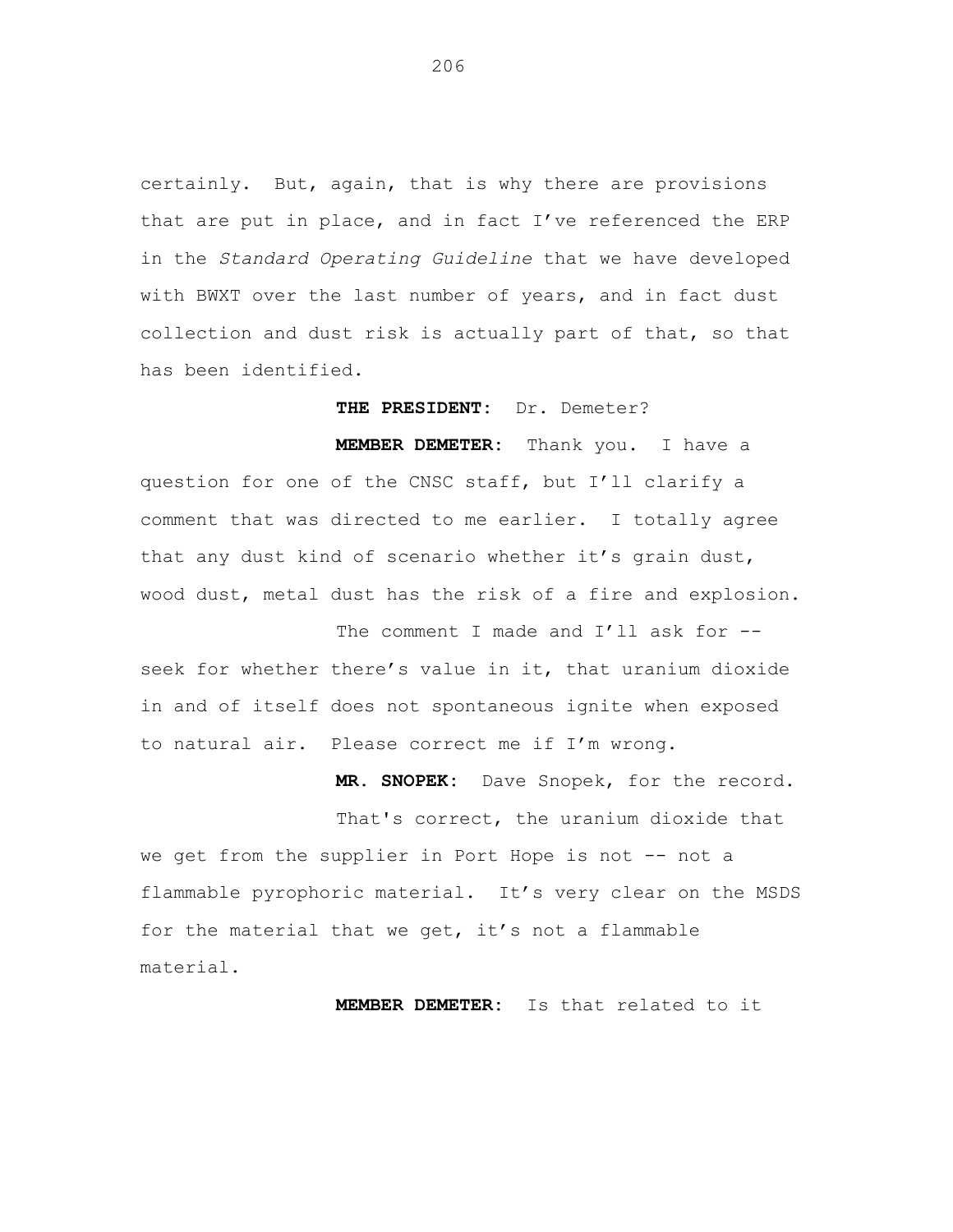certainly. But, again, that is why there are provisions that are put in place, and in fact I've referenced the ERP in the *Standard Operating Guideline* that we have developed with BWXT over the last number of years, and in fact dust collection and dust risk is actually part of that, so that has been identified.

**THE PRESIDENT:** Dr. Demeter?

**MEMBER DEMETER:** Thank you. I have a question for one of the CNSC staff, but I'll clarify a comment that was directed to me earlier. I totally agree that any dust kind of scenario whether it's grain dust, wood dust, metal dust has the risk of a fire and explosion.

The comment I made and I'll ask for -- seek for whether there's value in it, that uranium dioxide in and of itself does not spontaneous ignite when exposed to natural air. Please correct me if I'm wrong.

**MR. SNOPEK:** Dave Snopek, for the record.

That's correct, the uranium dioxide that we get from the supplier in Port Hope is not -- not a flammable pyrophoric material. It's very clear on the MSDS for the material that we get, it's not a flammable material.

**MEMBER DEMETER:** Is that related to it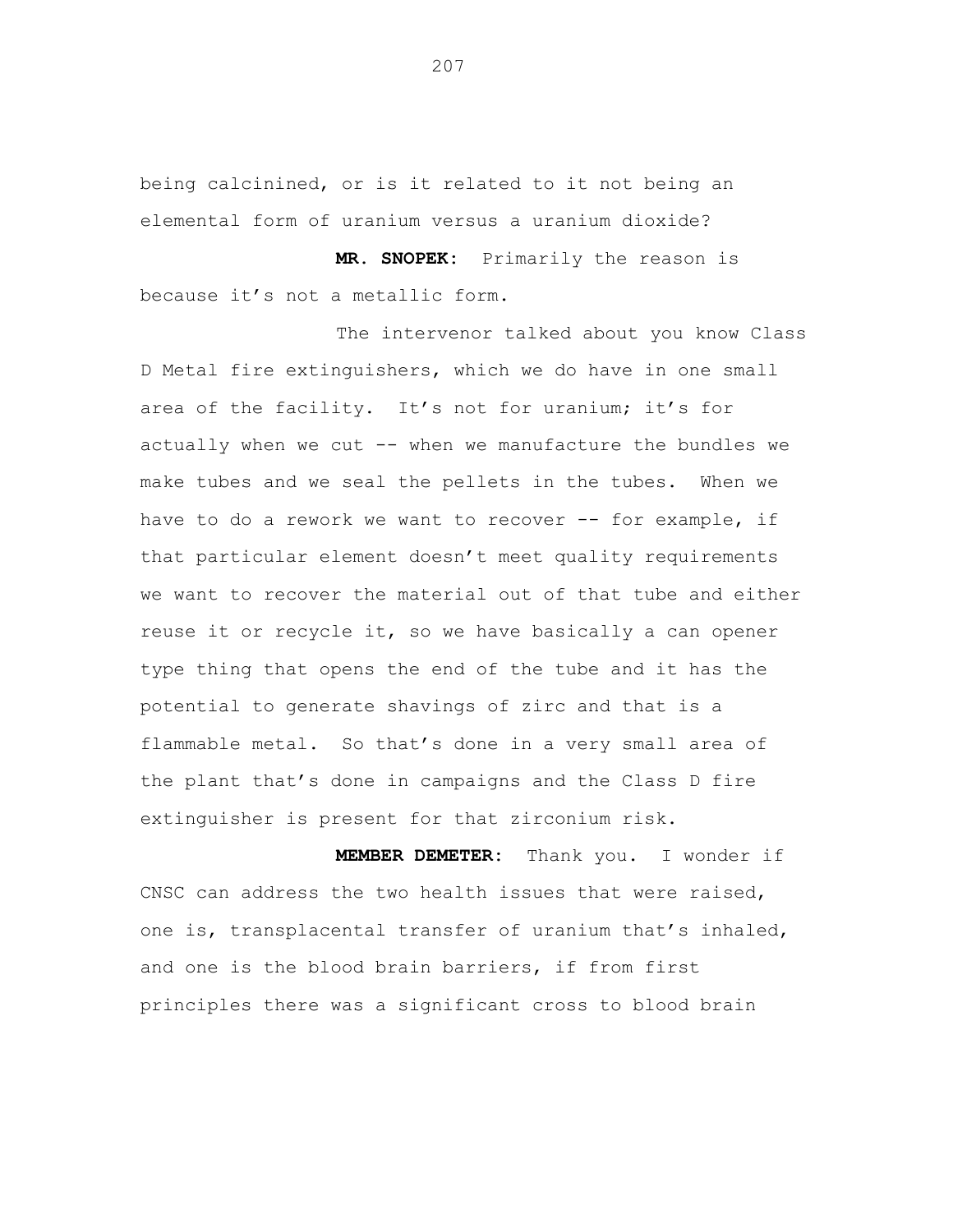being calcinined, or is it related to it not being an elemental form of uranium versus a uranium dioxide?

**MR. SNOPEK:** Primarily the reason is because it's not a metallic form.

The intervenor talked about you know Class D Metal fire extinguishers, which we do have in one small area of the facility. It's not for uranium; it's for actually when we cut -- when we manufacture the bundles we make tubes and we seal the pellets in the tubes. When we have to do a rework we want to recover -- for example, if that particular element doesn't meet quality requirements we want to recover the material out of that tube and either reuse it or recycle it, so we have basically a can opener type thing that opens the end of the tube and it has the potential to generate shavings of zirc and that is a flammable metal. So that's done in a very small area of the plant that's done in campaigns and the Class D fire extinguisher is present for that zirconium risk.

**MEMBER DEMETER:** Thank you. I wonder if CNSC can address the two health issues that were raised, one is, transplacental transfer of uranium that's inhaled, and one is the blood brain barriers, if from first principles there was a significant cross to blood brain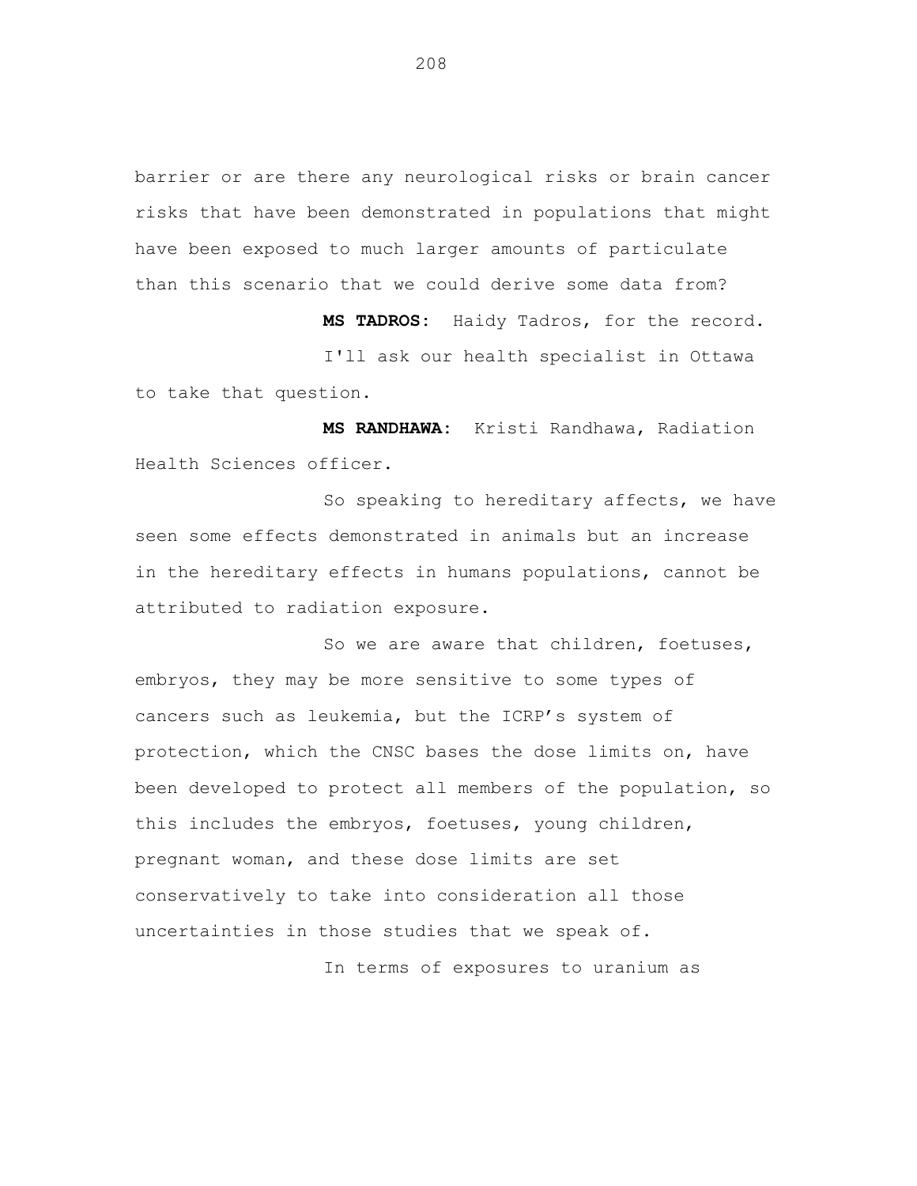barrier or are there any neurological risks or brain cancer risks that have been demonstrated in populations that might have been exposed to much larger amounts of particulate than this scenario that we could derive some data from?

**MS TADROS:** Haidy Tadros, for the record.

I'll ask our health specialist in Ottawa to take that question.

**MS RANDHAWA:** Kristi Randhawa, Radiation Health Sciences officer.

So speaking to hereditary affects, we have seen some effects demonstrated in animals but an increase in the hereditary effects in humans populations, cannot be attributed to radiation exposure.

So we are aware that children, foetuses, embryos, they may be more sensitive to some types of cancers such as leukemia, but the ICRP's system of protection, which the CNSC bases the dose limits on, have been developed to protect all members of the population, so this includes the embryos, foetuses, young children, pregnant woman, and these dose limits are set conservatively to take into consideration all those uncertainties in those studies that we speak of.

In terms of exposures to uranium as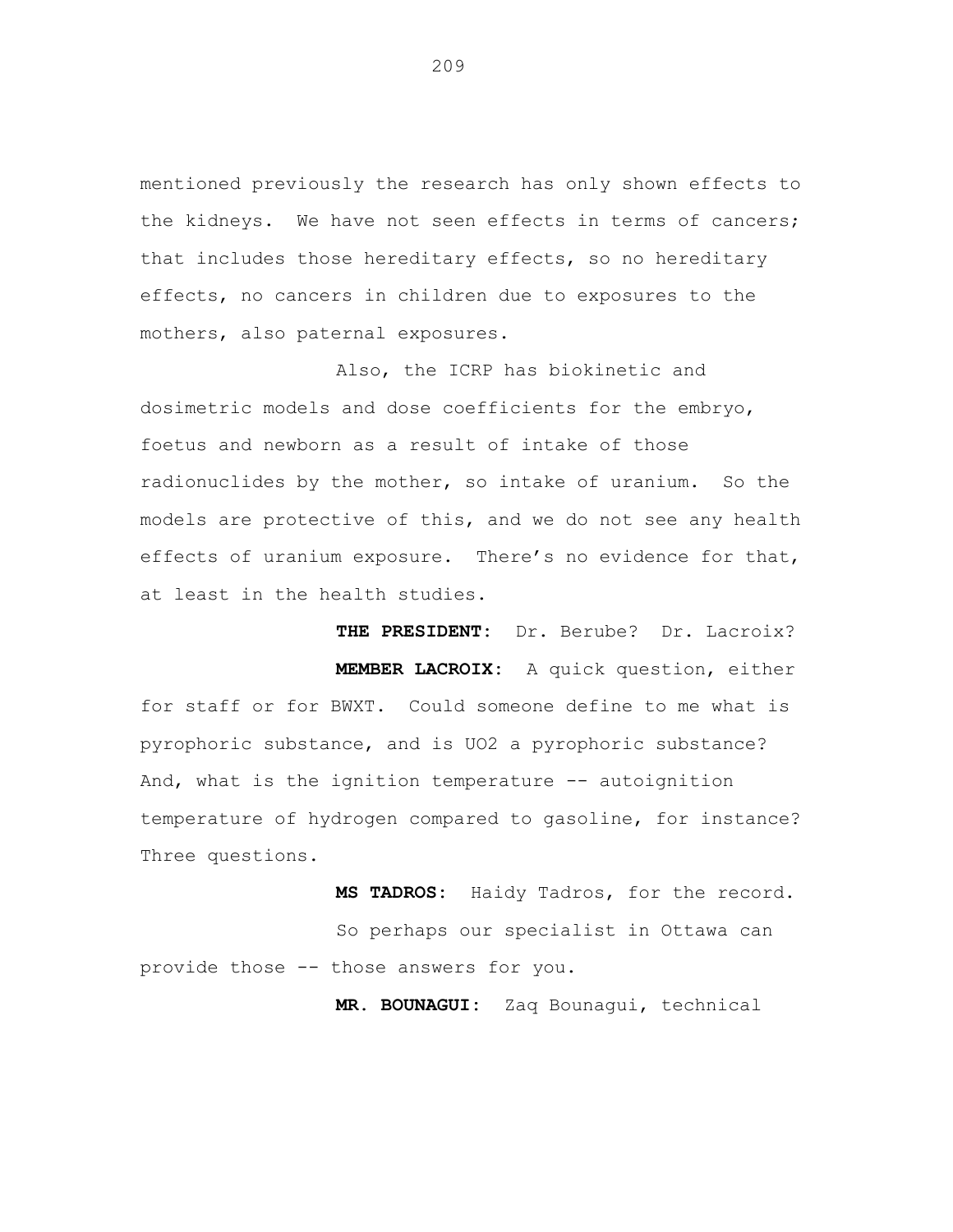mentioned previously the research has only shown effects to the kidneys. We have not seen effects in terms of cancers; that includes those hereditary effects, so no hereditary effects, no cancers in children due to exposures to the mothers, also paternal exposures.

Also, the ICRP has biokinetic and dosimetric models and dose coefficients for the embryo, foetus and newborn as a result of intake of those radionuclides by the mother, so intake of uranium. So the models are protective of this, and we do not see any health effects of uranium exposure. There's no evidence for that, at least in the health studies.

**THE PRESIDENT:** Dr. Berube? Dr. Lacroix?

**MEMBER LACROIX:** A quick question, either for staff or for BWXT. Could someone define to me what is pyrophoric substance, and is UO2 a pyrophoric substance? And, what is the ignition temperature -- autoignition temperature of hydrogen compared to gasoline, for instance? Three questions.

**MS TADROS:** Haidy Tadros, for the record.

So perhaps our specialist in Ottawa can provide those -- those answers for you.

**MR. BOUNAGUI:** Zaq Bounagui, technical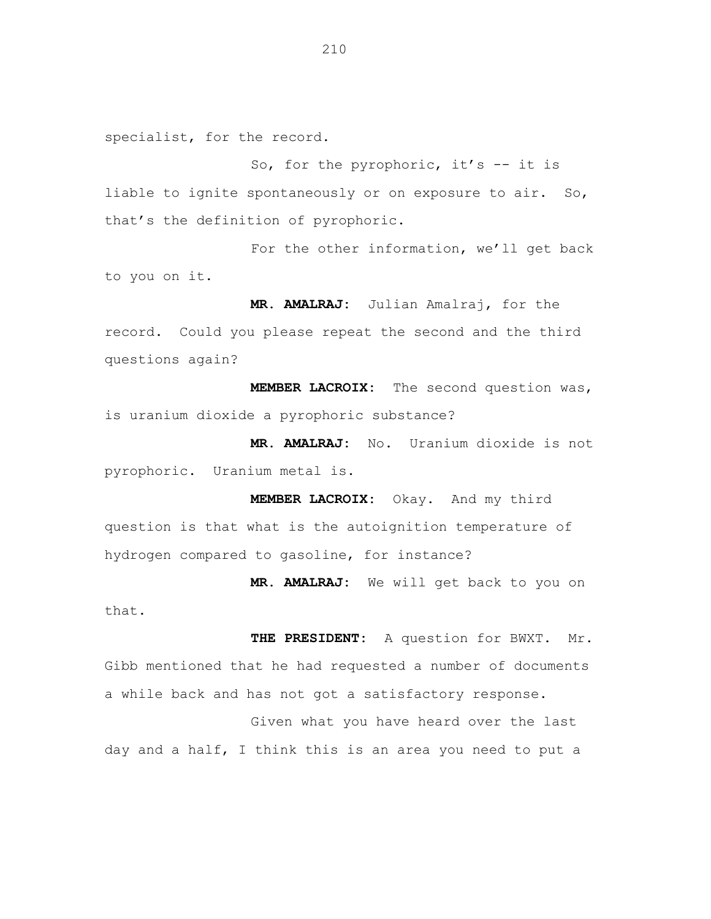specialist, for the record.

So, for the pyrophoric, it's -- it is liable to ignite spontaneously or on exposure to air. So, that's the definition of pyrophoric.

For the other information, we'll get back to you on it.

**MR. AMALRAJ:** Julian Amalraj, for the record. Could you please repeat the second and the third questions again?

**MEMBER LACROIX:** The second question was, is uranium dioxide a pyrophoric substance?

**MR. AMALRAJ:** No. Uranium dioxide is not pyrophoric. Uranium metal is.

**MEMBER LACROIX:** Okay. And my third question is that what is the autoignition temperature of hydrogen compared to gasoline, for instance?

**MR. AMALRAJ:** We will get back to you on that.

**THE PRESIDENT:** A question for BWXT. Mr. Gibb mentioned that he had requested a number of documents a while back and has not got a satisfactory response.

Given what you have heard over the last day and a half, I think this is an area you need to put a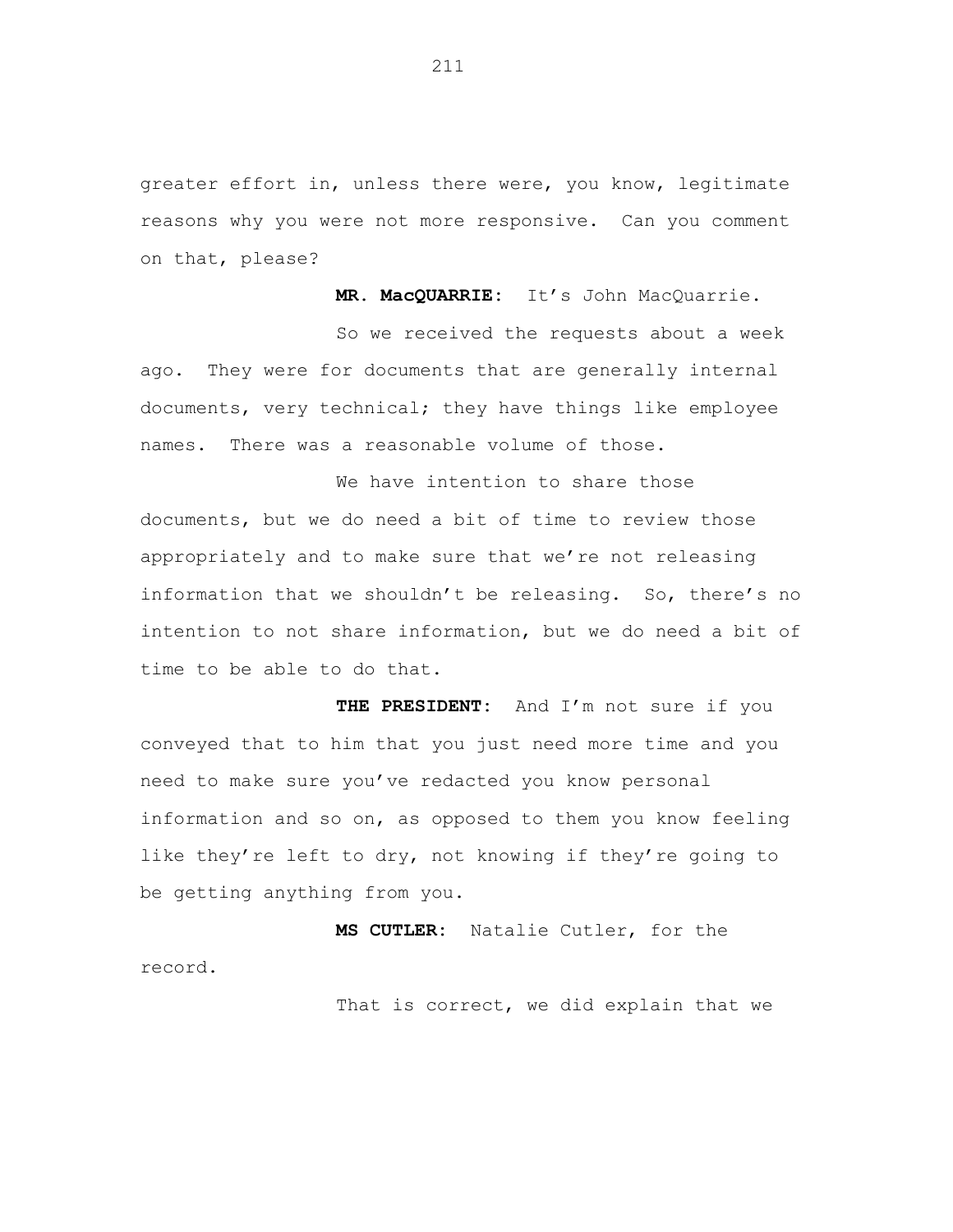greater effort in, unless there were, you know, legitimate reasons why you were not more responsive. Can you comment on that, please?

**MR. MacQUARRIE:** It's John MacQuarrie.

So we received the requests about a week ago. They were for documents that are generally internal documents, very technical; they have things like employee names. There was a reasonable volume of those.

We have intention to share those documents, but we do need a bit of time to review those appropriately and to make sure that we're not releasing information that we shouldn't be releasing. So, there's no intention to not share information, but we do need a bit of time to be able to do that.

**THE PRESIDENT:** And I'm not sure if you conveyed that to him that you just need more time and you need to make sure you've redacted you know personal information and so on, as opposed to them you know feeling like they're left to dry, not knowing if they're going to be getting anything from you.

**MS CUTLER:** Natalie Cutler, for the record.

That is correct, we did explain that we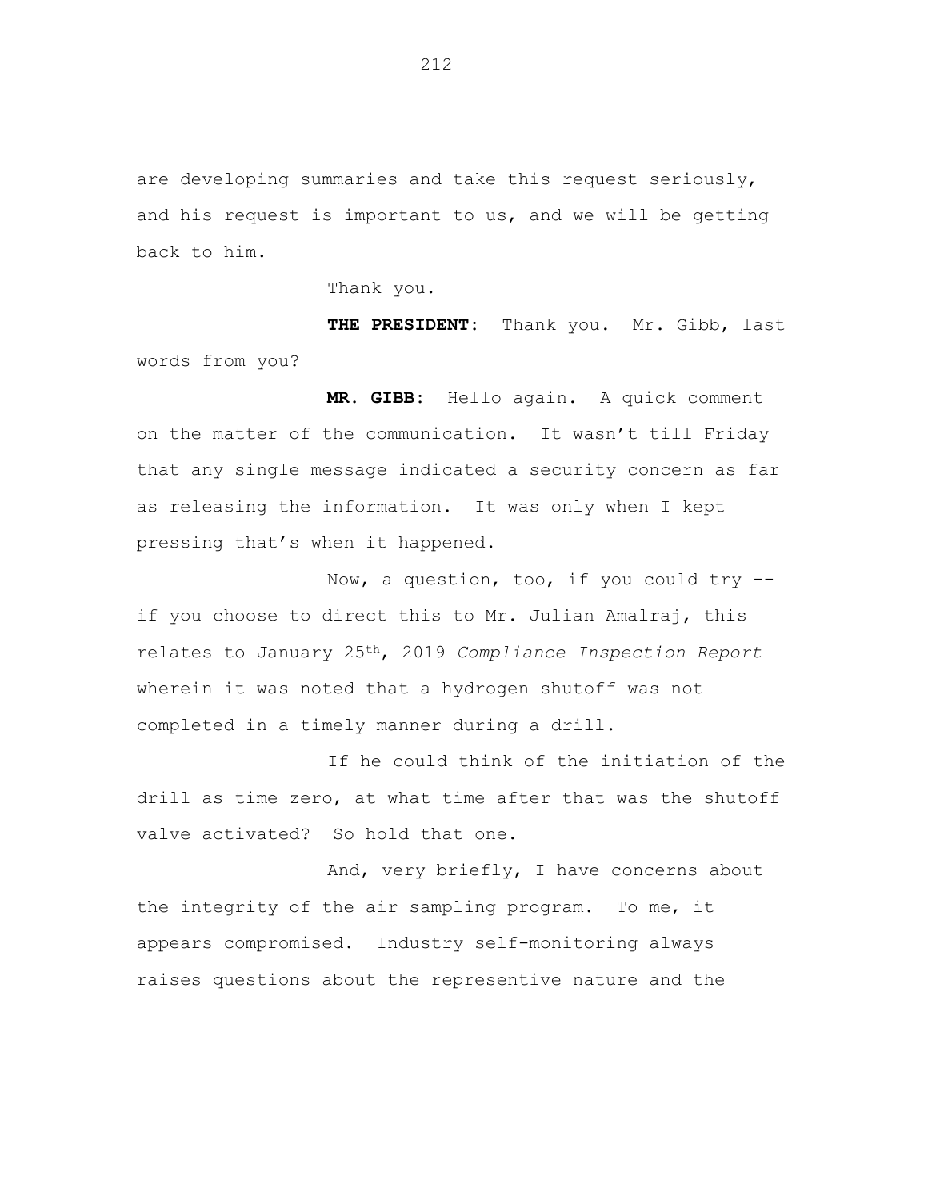are developing summaries and take this request seriously, and his request is important to us, and we will be getting back to him.

Thank you.

**THE PRESIDENT:** Thank you. Mr. Gibb, last words from you?

**MR. GIBB:** Hello again. A quick comment on the matter of the communication. It wasn't till Friday that any single message indicated a security concern as far as releasing the information. It was only when I kept pressing that's when it happened.

Now, a question, too, if you could try -- if you choose to direct this to Mr. Julian Amalraj, this relates to January 25th, 2019 *Compliance Inspection Report* wherein it was noted that a hydrogen shutoff was not completed in a timely manner during a drill.

If he could think of the initiation of the drill as time zero, at what time after that was the shutoff valve activated? So hold that one.

And, very briefly, I have concerns about the integrity of the air sampling program. To me, it appears compromised. Industry self-monitoring always raises questions about the representive nature and the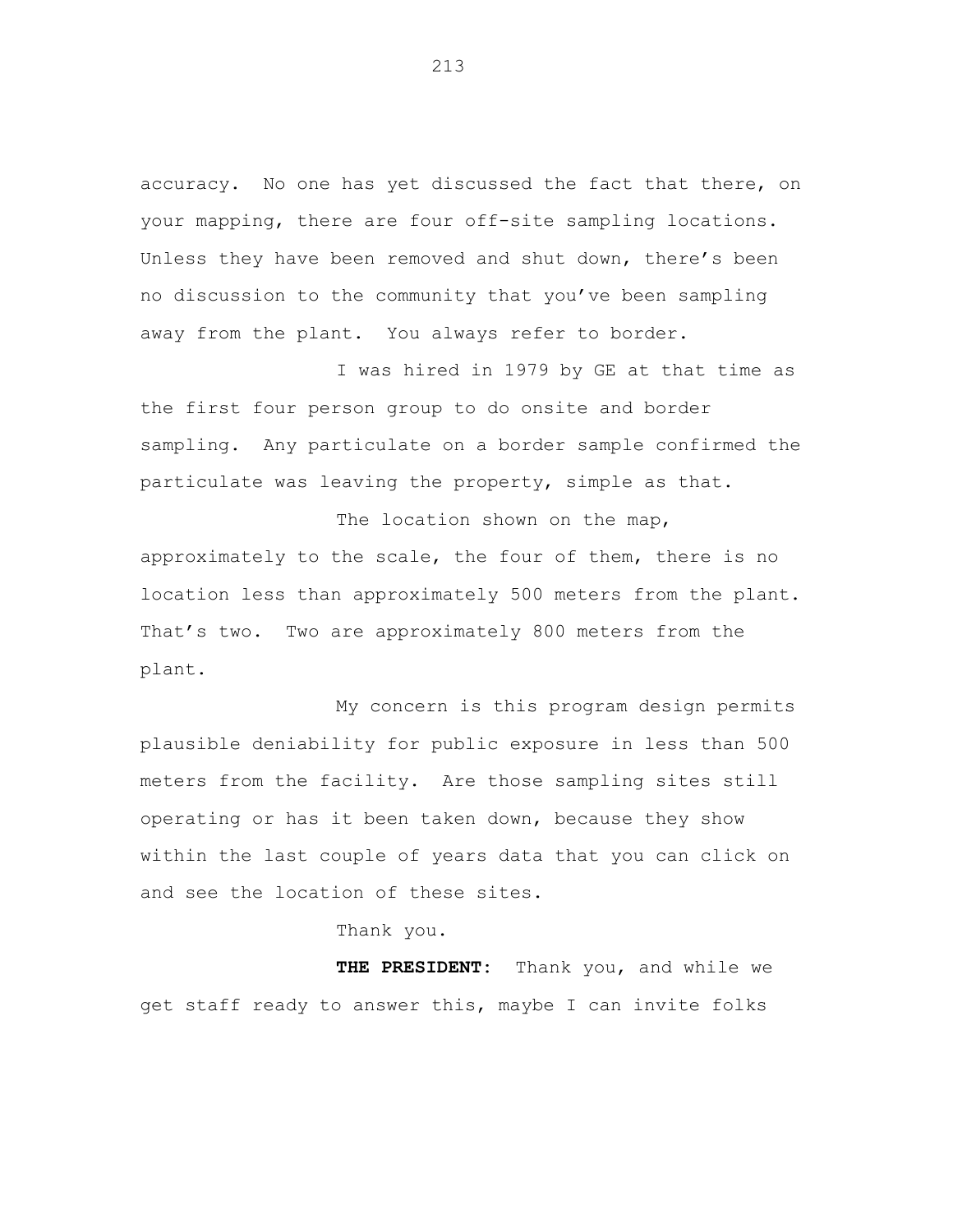accuracy. No one has yet discussed the fact that there, on your mapping, there are four off-site sampling locations. Unless they have been removed and shut down, there's been no discussion to the community that you've been sampling away from the plant. You always refer to border.

I was hired in 1979 by GE at that time as the first four person group to do onsite and border sampling. Any particulate on a border sample confirmed the particulate was leaving the property, simple as that.

The location shown on the map, approximately to the scale, the four of them, there is no location less than approximately 500 meters from the plant. That's two. Two are approximately 800 meters from the plant.

My concern is this program design permits plausible deniability for public exposure in less than 500 meters from the facility. Are those sampling sites still operating or has it been taken down, because they show within the last couple of years data that you can click on and see the location of these sites.

Thank you.

**THE PRESIDENT:** Thank you, and while we get staff ready to answer this, maybe I can invite folks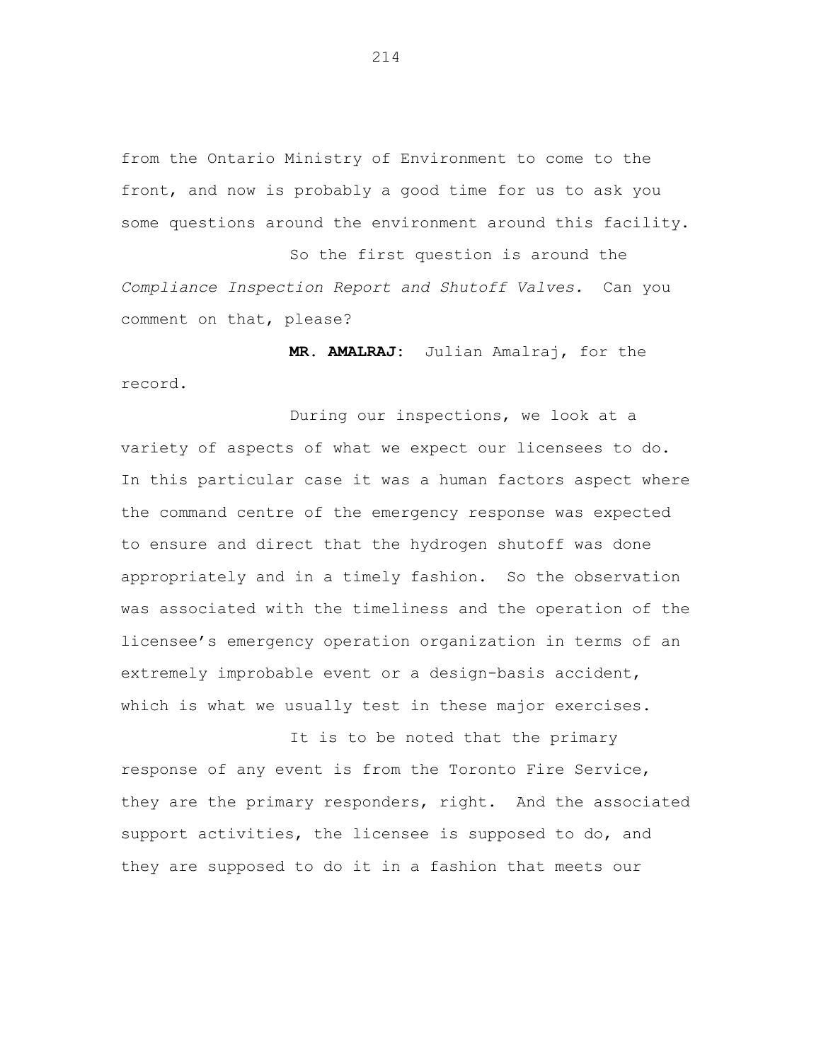from the Ontario Ministry of Environment to come to the front, and now is probably a good time for us to ask you some questions around the environment around this facility.

So the first question is around the *Compliance Inspection Report and Shutoff Valves.* Can you comment on that, please?

**MR. AMALRAJ:** Julian Amalraj, for the record.

During our inspections, we look at a variety of aspects of what we expect our licensees to do. In this particular case it was a human factors aspect where the command centre of the emergency response was expected to ensure and direct that the hydrogen shutoff was done appropriately and in a timely fashion. So the observation was associated with the timeliness and the operation of the licensee's emergency operation organization in terms of an extremely improbable event or a design-basis accident, which is what we usually test in these major exercises.

It is to be noted that the primary response of any event is from the Toronto Fire Service, they are the primary responders, right. And the associated support activities, the licensee is supposed to do, and they are supposed to do it in a fashion that meets our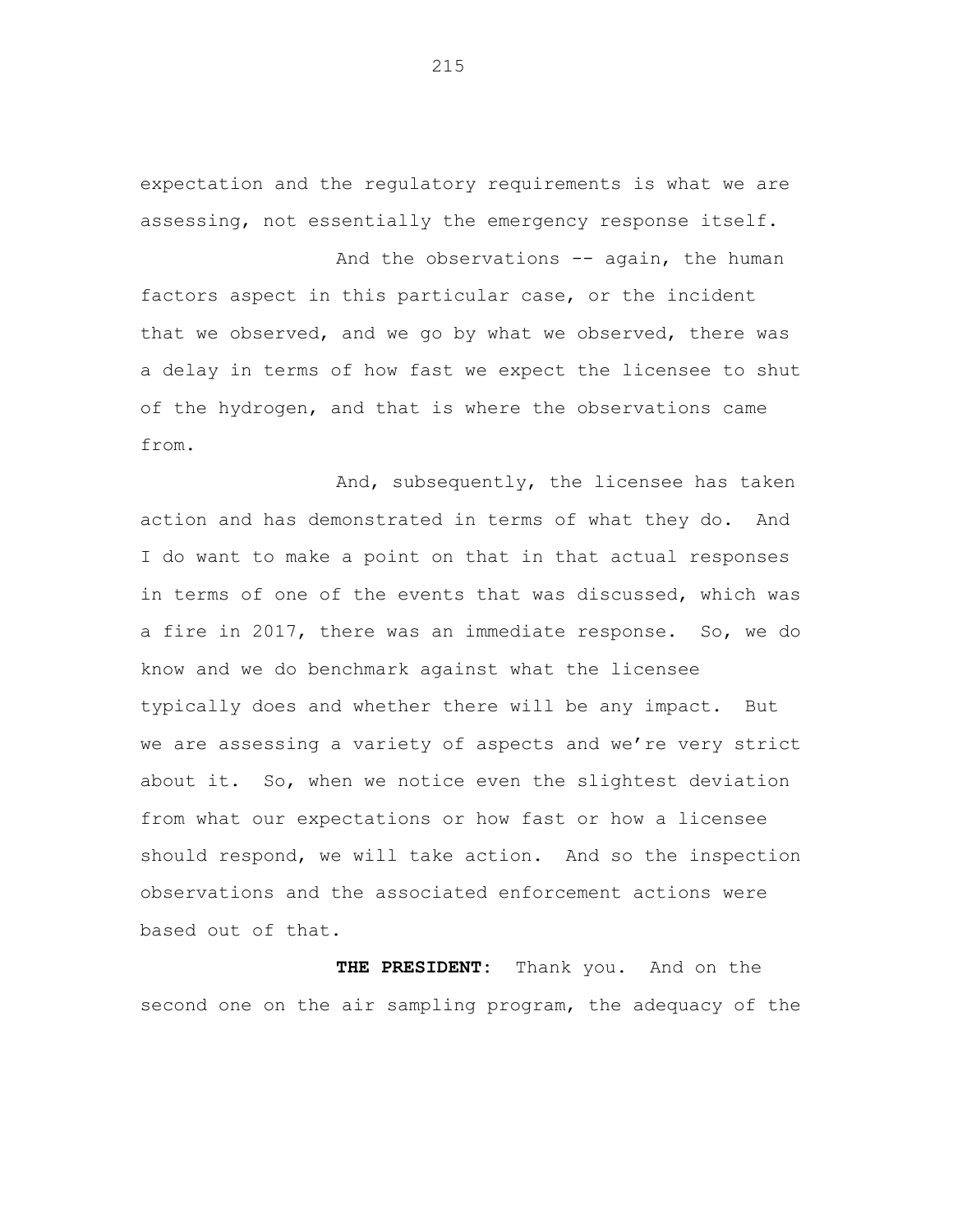expectation and the regulatory requirements is what we are assessing, not essentially the emergency response itself.

And the observations -- again, the human factors aspect in this particular case, or the incident that we observed, and we go by what we observed, there was a delay in terms of how fast we expect the licensee to shut of the hydrogen, and that is where the observations came from.

And, subsequently, the licensee has taken action and has demonstrated in terms of what they do. And I do want to make a point on that in that actual responses in terms of one of the events that was discussed, which was a fire in 2017, there was an immediate response. So, we do know and we do benchmark against what the licensee typically does and whether there will be any impact. But we are assessing a variety of aspects and we're very strict about it. So, when we notice even the slightest deviation from what our expectations or how fast or how a licensee should respond, we will take action. And so the inspection observations and the associated enforcement actions were based out of that.

**THE PRESIDENT:** Thank you. And on the second one on the air sampling program, the adequacy of the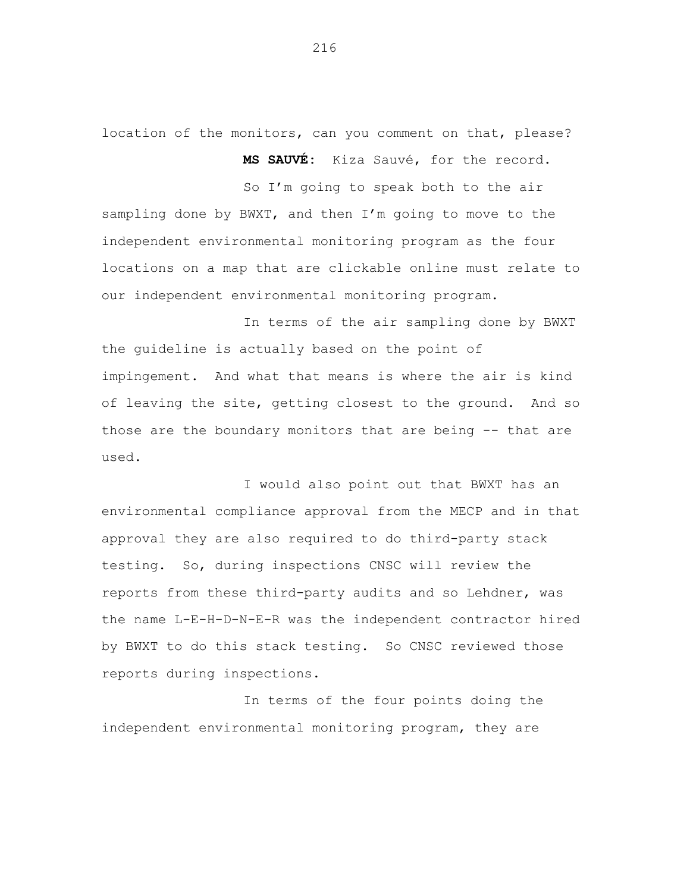location of the monitors, can you comment on that, please?

**MS SAUVÉ:** Kiza Sauvé, for the record.

So I'm going to speak both to the air sampling done by BWXT, and then I'm going to move to the independent environmental monitoring program as the four locations on a map that are clickable online must relate to our independent environmental monitoring program.

In terms of the air sampling done by BWXT the guideline is actually based on the point of impingement. And what that means is where the air is kind of leaving the site, getting closest to the ground. And so those are the boundary monitors that are being -- that are used.

I would also point out that BWXT has an environmental compliance approval from the MECP and in that approval they are also required to do third-party stack testing. So, during inspections CNSC will review the reports from these third-party audits and so Lehdner, was the name L-E-H-D-N-E-R was the independent contractor hired by BWXT to do this stack testing. So CNSC reviewed those reports during inspections.

In terms of the four points doing the independent environmental monitoring program, they are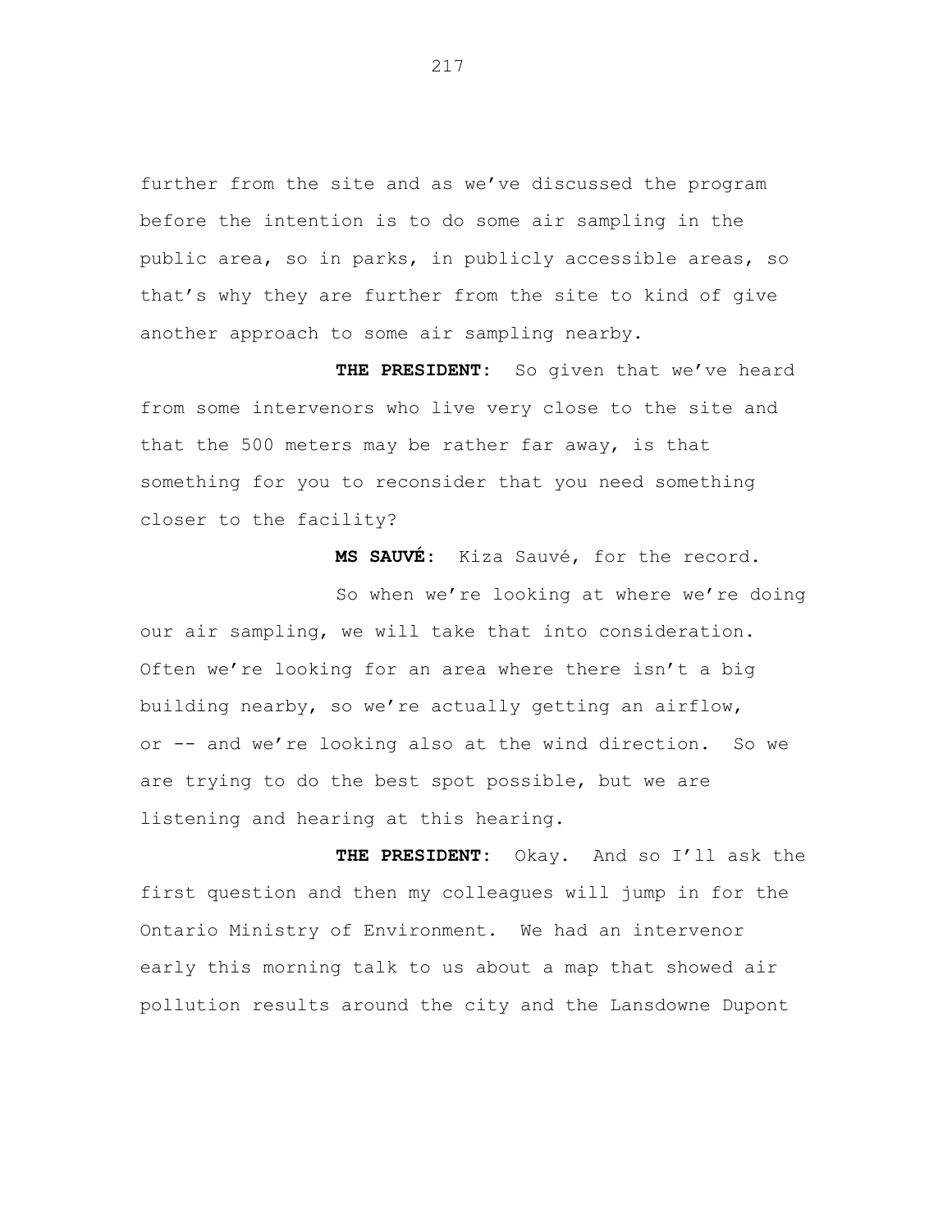further from the site and as we've discussed the program before the intention is to do some air sampling in the public area, so in parks, in publicly accessible areas, so that's why they are further from the site to kind of give another approach to some air sampling nearby.

**THE PRESIDENT:** So given that we've heard from some intervenors who live very close to the site and that the 500 meters may be rather far away, is that something for you to reconsider that you need something closer to the facility?

**MS SAUVÉ:** Kiza Sauvé, for the record.

So when we're looking at where we're doing our air sampling, we will take that into consideration. Often we're looking for an area where there isn't a big building nearby, so we're actually getting an airflow, or -- and we're looking also at the wind direction. So we are trying to do the best spot possible, but we are listening and hearing at this hearing.

**THE PRESIDENT:** Okay. And so I'll ask the first question and then my colleagues will jump in for the Ontario Ministry of Environment. We had an intervenor early this morning talk to us about a map that showed air pollution results around the city and the Lansdowne Dupont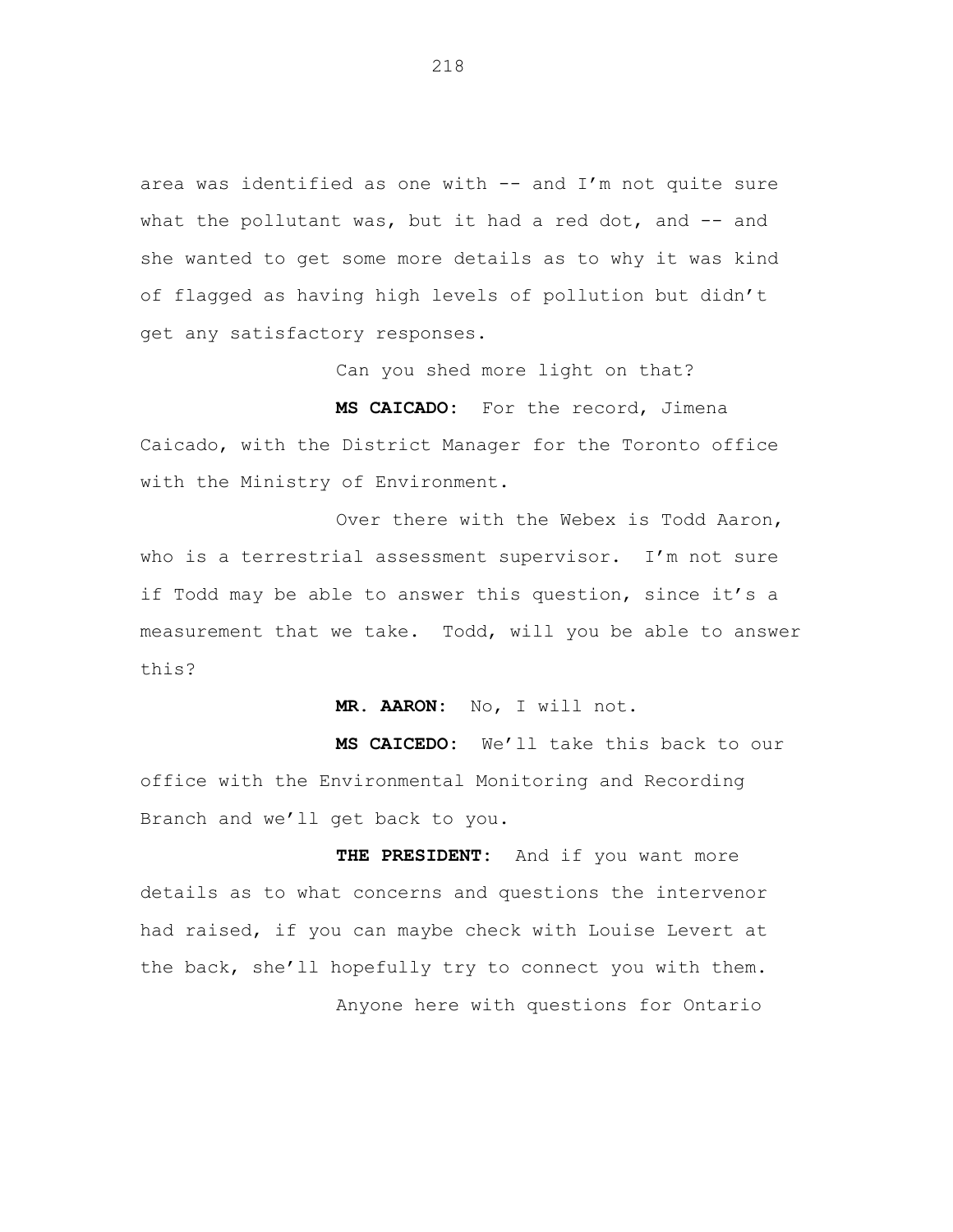area was identified as one with -- and I'm not quite sure what the pollutant was, but it had a red dot, and -- and she wanted to get some more details as to why it was kind of flagged as having high levels of pollution but didn't get any satisfactory responses.

Can you shed more light on that?

**MS CAICADO:** For the record, Jimena Caicado, with the District Manager for the Toronto office with the Ministry of Environment.

Over there with the Webex is Todd Aaron, who is a terrestrial assessment supervisor. I'm not sure if Todd may be able to answer this question, since it's a measurement that we take. Todd, will you be able to answer this?

**MR. AARON:** No, I will not.

**MS CAICEDO:** We'll take this back to our office with the Environmental Monitoring and Recording Branch and we'll get back to you.

**THE PRESIDENT:** And if you want more details as to what concerns and questions the intervenor had raised, if you can maybe check with Louise Levert at the back, she'll hopefully try to connect you with them.

Anyone here with questions for Ontario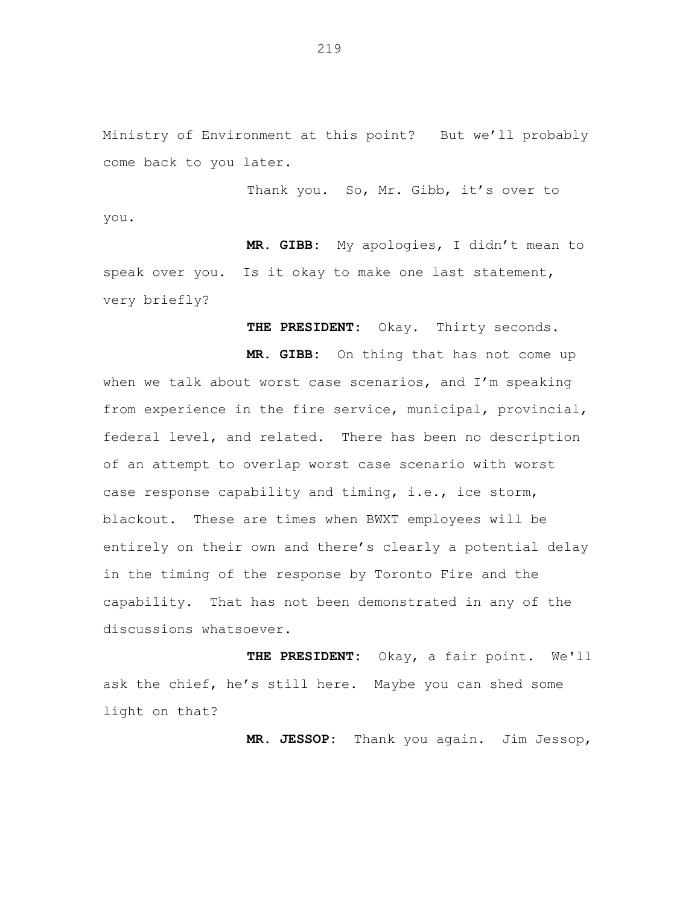Ministry of Environment at this point? But we'll probably come back to you later.

Thank you. So, Mr. Gibb, it's over to you.

**MR. GIBB:** My apologies, I didn't mean to speak over you. Is it okay to make one last statement, very briefly?

**THE PRESIDENT:** Okay. Thirty seconds.

**MR. GIBB:** On thing that has not come up when we talk about worst case scenarios, and I'm speaking from experience in the fire service, municipal, provincial, federal level, and related. There has been no description of an attempt to overlap worst case scenario with worst case response capability and timing, i.e., ice storm, blackout. These are times when BWXT employees will be entirely on their own and there's clearly a potential delay in the timing of the response by Toronto Fire and the capability. That has not been demonstrated in any of the discussions whatsoever.

**THE PRESIDENT:** Okay, a fair point. We'll ask the chief, he's still here. Maybe you can shed some light on that?

**MR. JESSOP:** Thank you again. Jim Jessop,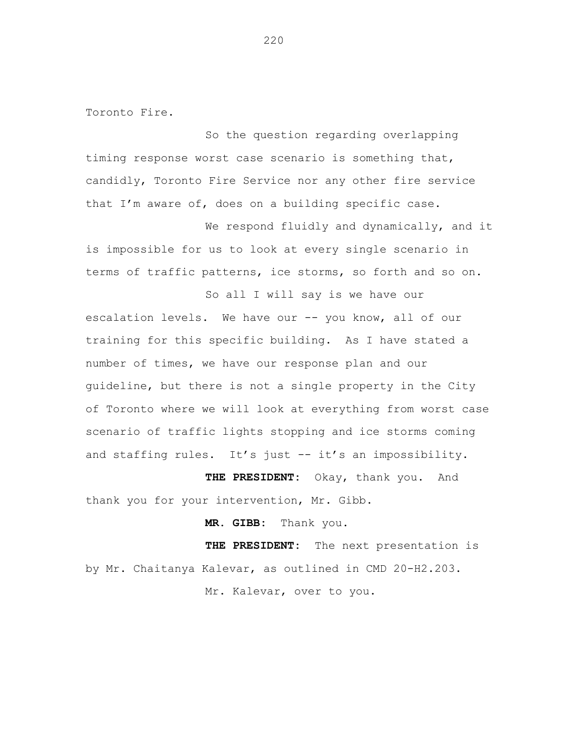Toronto Fire.

So the question regarding overlapping timing response worst case scenario is something that, candidly, Toronto Fire Service nor any other fire service that I'm aware of, does on a building specific case.

We respond fluidly and dynamically, and it is impossible for us to look at every single scenario in terms of traffic patterns, ice storms, so forth and so on.

So all I will say is we have our escalation levels. We have our -- you know, all of our training for this specific building. As I have stated a number of times, we have our response plan and our guideline, but there is not a single property in the City of Toronto where we will look at everything from worst case scenario of traffic lights stopping and ice storms coming and staffing rules. It's just -- it's an impossibility.

**THE PRESIDENT:** Okay, thank you. And thank you for your intervention, Mr. Gibb.

**MR. GIBB:** Thank you.

**THE PRESIDENT:** The next presentation is by Mr. Chaitanya Kalevar, as outlined in CMD 20-H2.203.

Mr. Kalevar, over to you.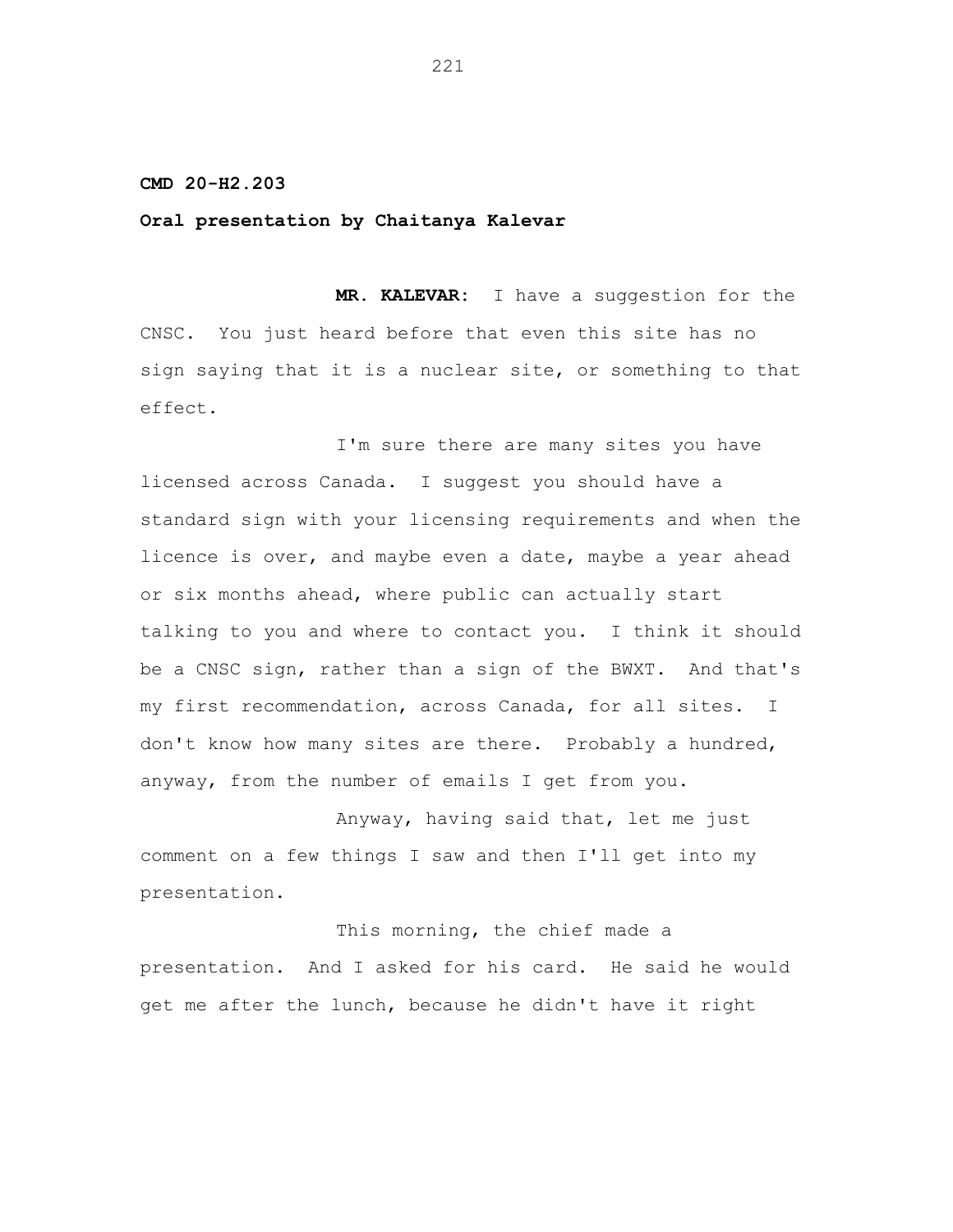**CMD 20-H2.203**

**Oral presentation by Chaitanya Kalevar**

**MR. KALEVAR:** I have a suggestion for the CNSC. You just heard before that even this site has no sign saying that it is a nuclear site, or something to that effect.

I'm sure there are many sites you have licensed across Canada. I suggest you should have a standard sign with your licensing requirements and when the licence is over, and maybe even a date, maybe a year ahead or six months ahead, where public can actually start talking to you and where to contact you. I think it should be a CNSC sign, rather than a sign of the BWXT. And that's my first recommendation, across Canada, for all sites. I don't know how many sites are there. Probably a hundred, anyway, from the number of emails I get from you.

Anyway, having said that, let me just comment on a few things I saw and then I'll get into my presentation.

This morning, the chief made a presentation. And I asked for his card. He said he would get me after the lunch, because he didn't have it right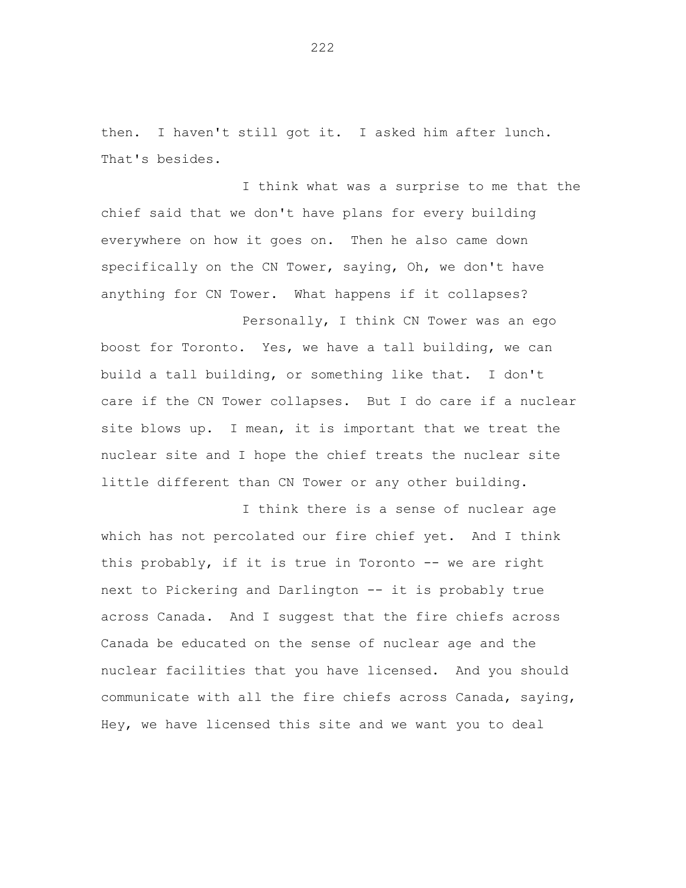then. I haven't still got it. I asked him after lunch. That's besides.

I think what was a surprise to me that the chief said that we don't have plans for every building everywhere on how it goes on. Then he also came down specifically on the CN Tower, saying, Oh, we don't have anything for CN Tower. What happens if it collapses?

Personally, I think CN Tower was an ego boost for Toronto. Yes, we have a tall building, we can build a tall building, or something like that. I don't care if the CN Tower collapses. But I do care if a nuclear site blows up. I mean, it is important that we treat the nuclear site and I hope the chief treats the nuclear site little different than CN Tower or any other building.

I think there is a sense of nuclear age which has not percolated our fire chief yet. And I think this probably, if it is true in Toronto -- we are right next to Pickering and Darlington -- it is probably true across Canada. And I suggest that the fire chiefs across Canada be educated on the sense of nuclear age and the nuclear facilities that you have licensed. And you should communicate with all the fire chiefs across Canada, saying, Hey, we have licensed this site and we want you to deal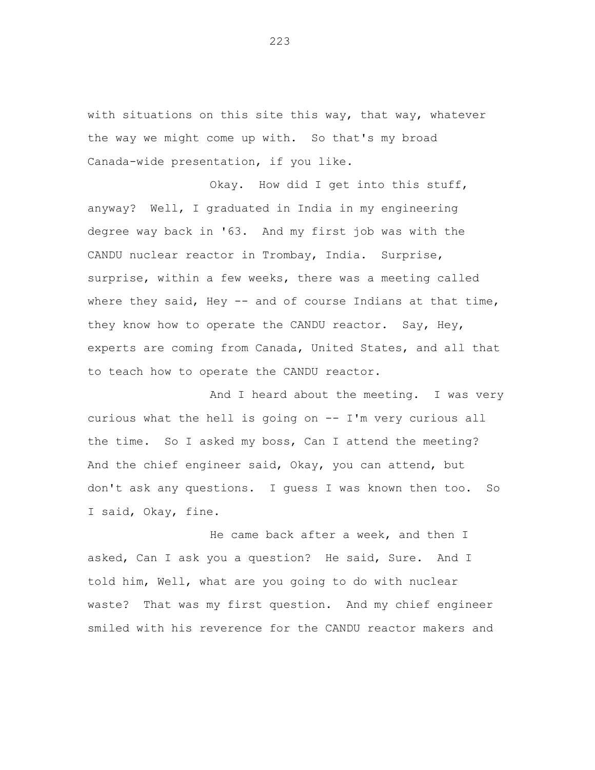with situations on this site this way, that way, whatever the way we might come up with. So that's my broad Canada-wide presentation, if you like.

Okay. How did I get into this stuff, anyway? Well, I graduated in India in my engineering degree way back in '63. And my first job was with the CANDU nuclear reactor in Trombay, India. Surprise, surprise, within a few weeks, there was a meeting called where they said, Hey -- and of course Indians at that time, they know how to operate the CANDU reactor. Say, Hey, experts are coming from Canada, United States, and all that to teach how to operate the CANDU reactor.

And I heard about the meeting. I was very curious what the hell is going on -- I'm very curious all the time. So I asked my boss, Can I attend the meeting? And the chief engineer said, Okay, you can attend, but don't ask any questions. I guess I was known then too. So I said, Okay, fine.

He came back after a week, and then I asked, Can I ask you a question? He said, Sure. And I told him, Well, what are you going to do with nuclear waste? That was my first question. And my chief engineer smiled with his reverence for the CANDU reactor makers and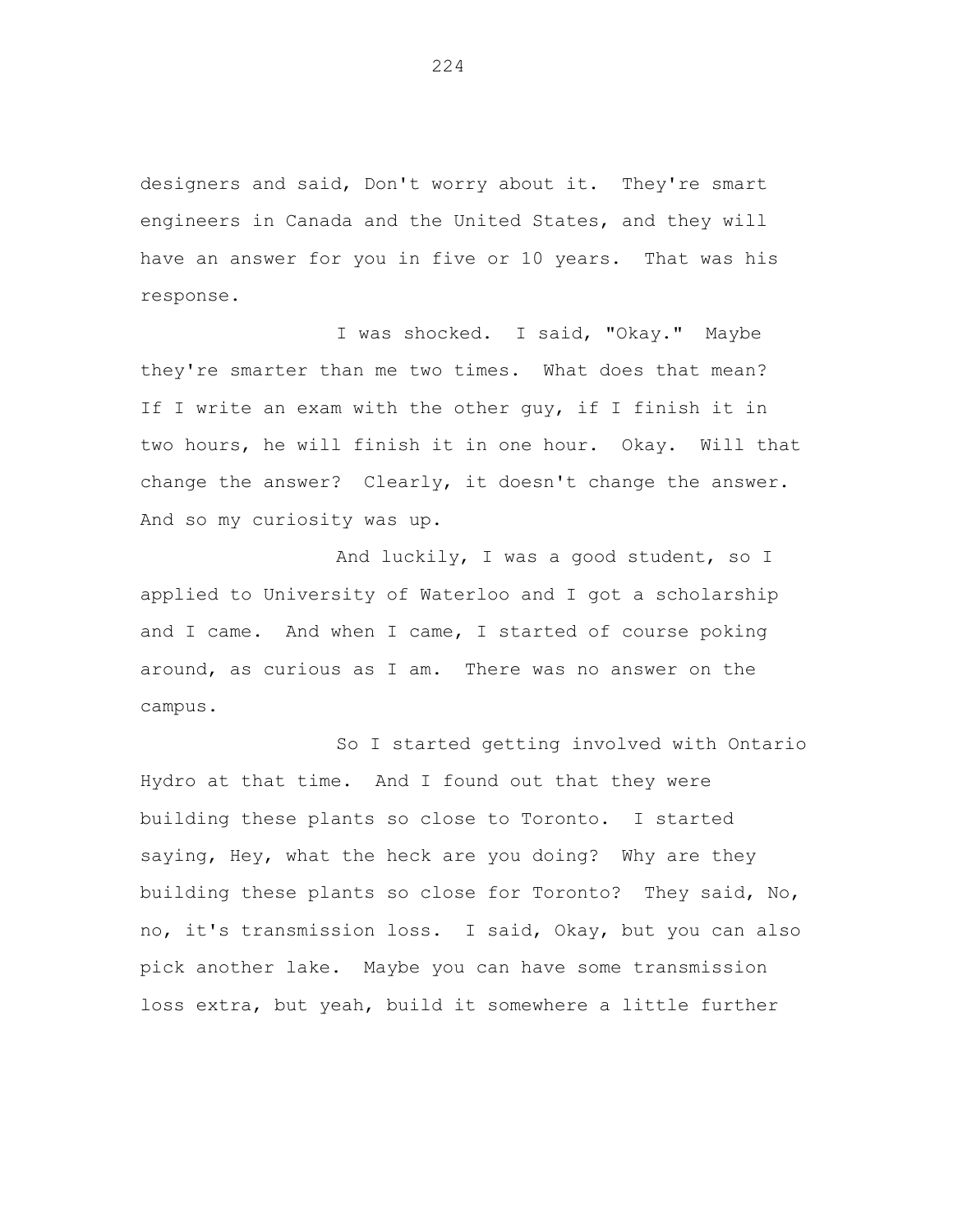designers and said, Don't worry about it. They're smart engineers in Canada and the United States, and they will have an answer for you in five or 10 years. That was his response.

I was shocked. I said, "Okay." Maybe they're smarter than me two times. What does that mean? If I write an exam with the other guy, if I finish it in two hours, he will finish it in one hour. Okay. Will that change the answer? Clearly, it doesn't change the answer. And so my curiosity was up.

And luckily, I was a good student, so I applied to University of Waterloo and I got a scholarship and I came. And when I came, I started of course poking around, as curious as I am. There was no answer on the campus.

So I started getting involved with Ontario Hydro at that time. And I found out that they were building these plants so close to Toronto. I started saying, Hey, what the heck are you doing? Why are they building these plants so close for Toronto? They said, No, no, it's transmission loss. I said, Okay, but you can also pick another lake. Maybe you can have some transmission loss extra, but yeah, build it somewhere a little further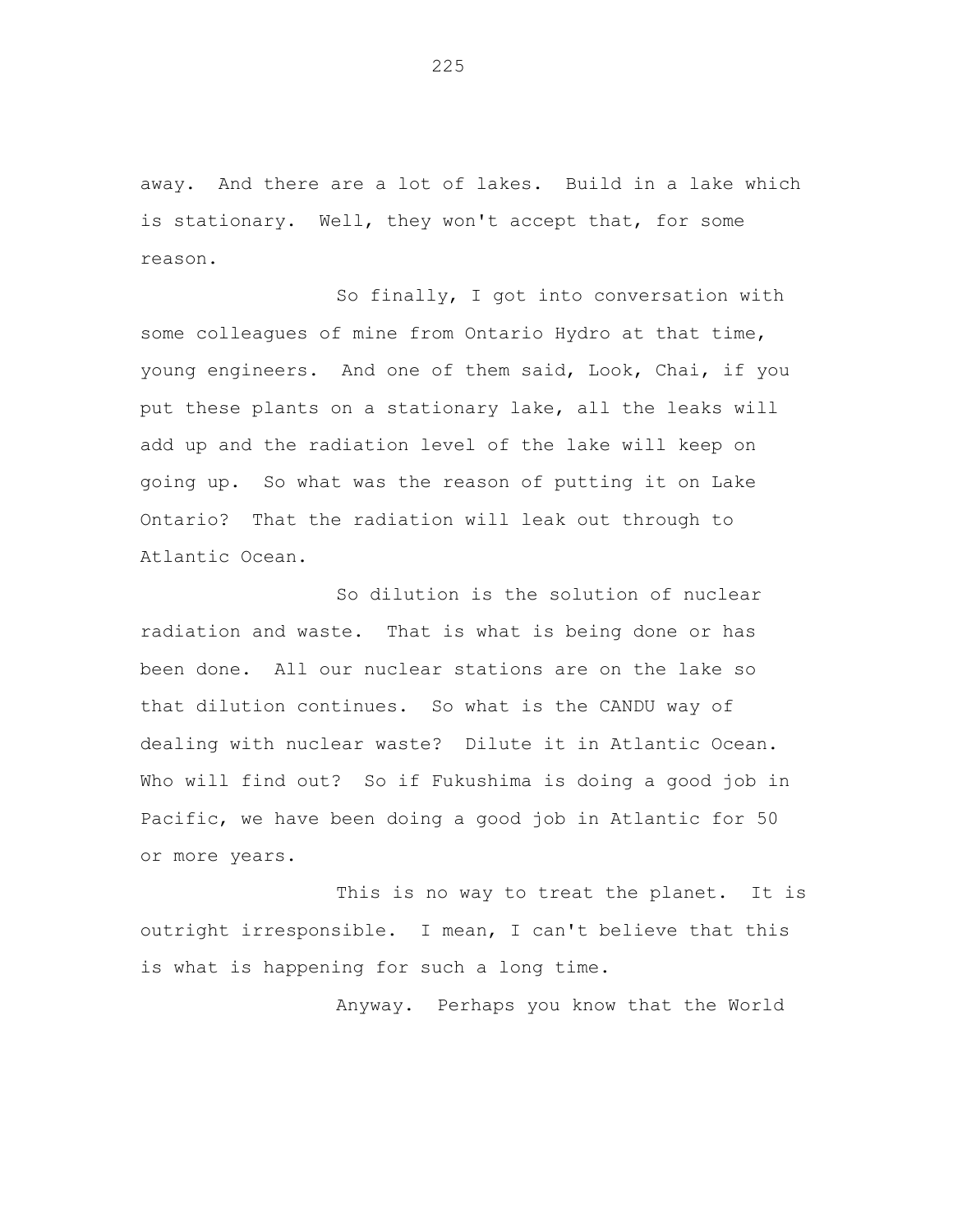away. And there are a lot of lakes. Build in a lake which is stationary. Well, they won't accept that, for some reason.

So finally, I got into conversation with some colleagues of mine from Ontario Hydro at that time, young engineers. And one of them said, Look, Chai, if you put these plants on a stationary lake, all the leaks will add up and the radiation level of the lake will keep on going up. So what was the reason of putting it on Lake Ontario? That the radiation will leak out through to Atlantic Ocean.

So dilution is the solution of nuclear radiation and waste. That is what is being done or has been done. All our nuclear stations are on the lake so that dilution continues. So what is the CANDU way of dealing with nuclear waste? Dilute it in Atlantic Ocean. Who will find out? So if Fukushima is doing a good job in Pacific, we have been doing a good job in Atlantic for 50 or more years.

This is no way to treat the planet. It is outright irresponsible. I mean, I can't believe that this is what is happening for such a long time.

Anyway. Perhaps you know that the World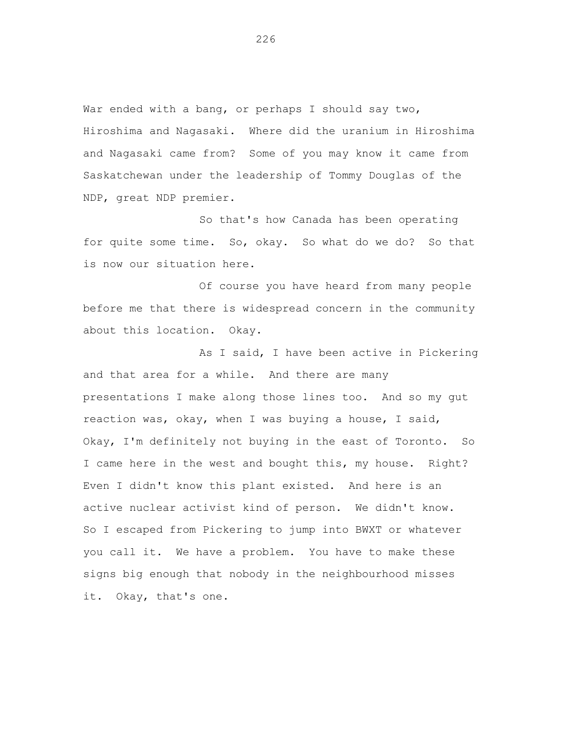War ended with a bang, or perhaps I should say two, Hiroshima and Nagasaki. Where did the uranium in Hiroshima and Nagasaki came from? Some of you may know it came from Saskatchewan under the leadership of Tommy Douglas of the NDP, great NDP premier.

So that's how Canada has been operating for quite some time. So, okay. So what do we do? So that is now our situation here.

Of course you have heard from many people before me that there is widespread concern in the community about this location. Okay.

As I said, I have been active in Pickering and that area for a while. And there are many presentations I make along those lines too. And so my gut reaction was, okay, when I was buying a house, I said, Okay, I'm definitely not buying in the east of Toronto. So I came here in the west and bought this, my house. Right? Even I didn't know this plant existed. And here is an active nuclear activist kind of person. We didn't know. So I escaped from Pickering to jump into BWXT or whatever you call it. We have a problem. You have to make these signs big enough that nobody in the neighbourhood misses it. Okay, that's one.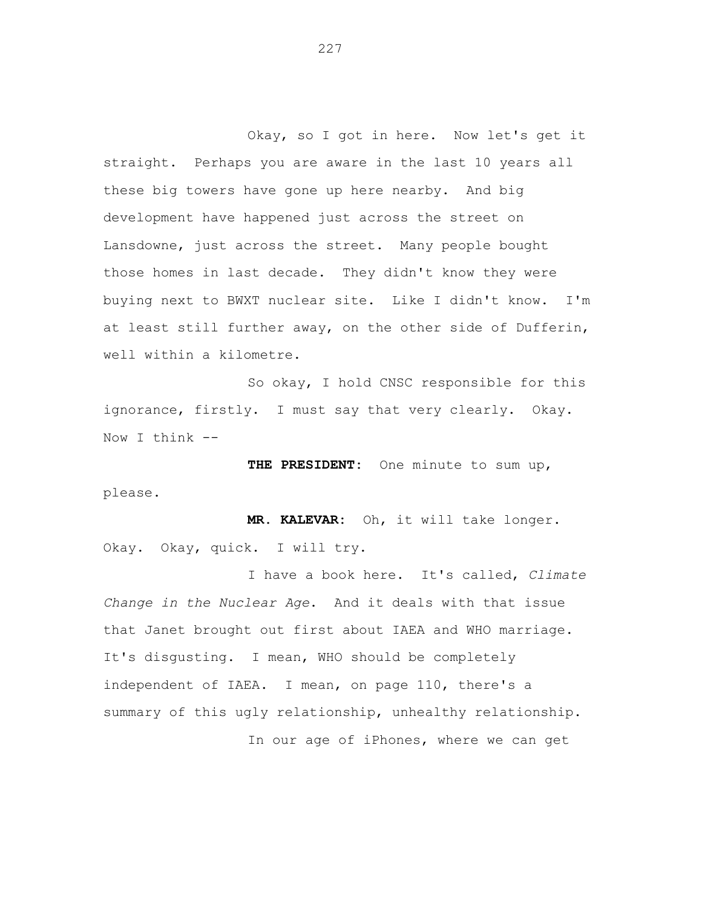Okay, so I got in here. Now let's get it straight. Perhaps you are aware in the last 10 years all these big towers have gone up here nearby. And big development have happened just across the street on Lansdowne, just across the street. Many people bought those homes in last decade. They didn't know they were buying next to BWXT nuclear site. Like I didn't know. I'm at least still further away, on the other side of Dufferin, well within a kilometre.

So okay, I hold CNSC responsible for this ignorance, firstly. I must say that very clearly. Okay. Now I think --

**THE PRESIDENT:** One minute to sum up, please.

**MR. KALEVAR:** Oh, it will take longer. Okay. Okay, quick. I will try.

I have a book here. It's called, *Climate Change in the Nuclear Age*. And it deals with that issue that Janet brought out first about IAEA and WHO marriage. It's disgusting. I mean, WHO should be completely independent of IAEA. I mean, on page 110, there's a summary of this ugly relationship, unhealthy relationship.

In our age of iPhones, where we can get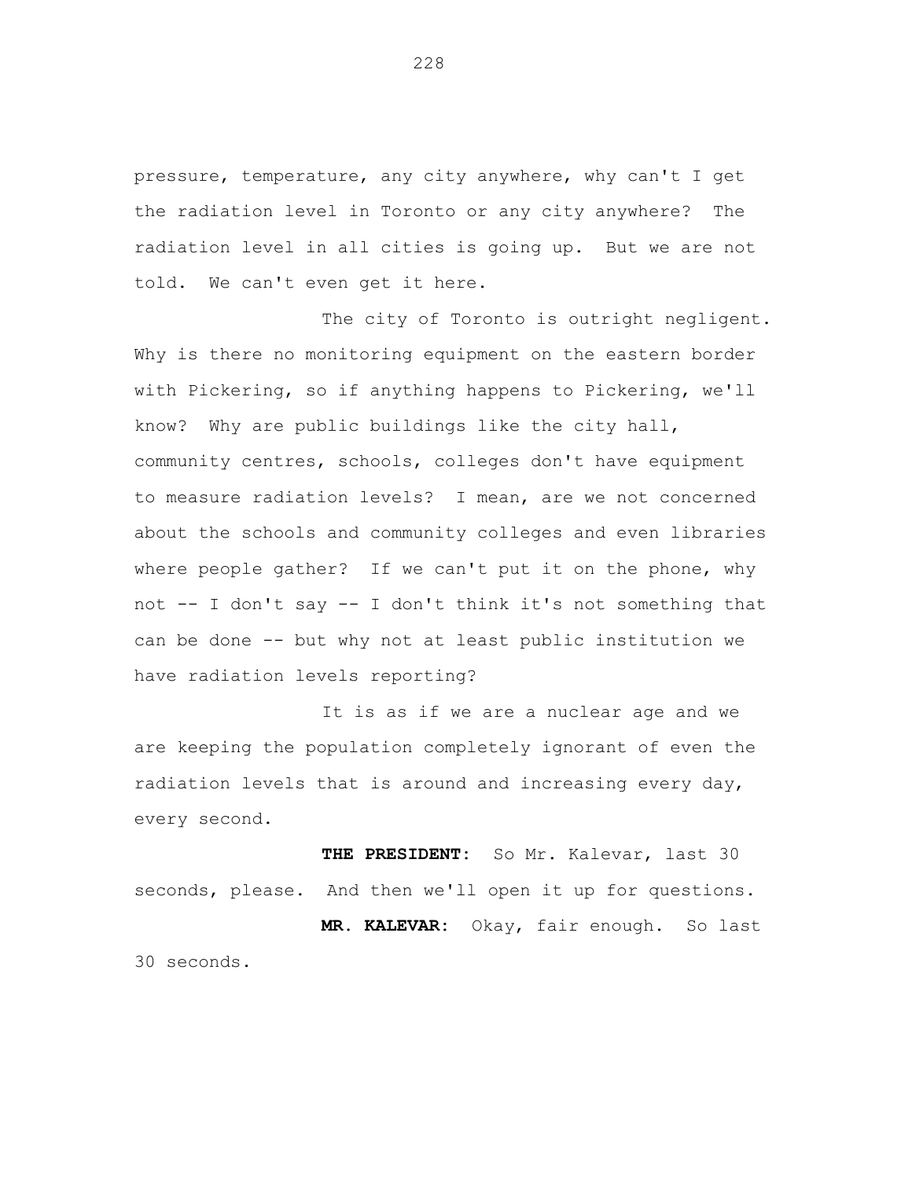pressure, temperature, any city anywhere, why can't I get the radiation level in Toronto or any city anywhere? The radiation level in all cities is going up. But we are not told. We can't even get it here.

The city of Toronto is outright negligent. Why is there no monitoring equipment on the eastern border with Pickering, so if anything happens to Pickering, we'll know? Why are public buildings like the city hall, community centres, schools, colleges don't have equipment to measure radiation levels? I mean, are we not concerned about the schools and community colleges and even libraries where people gather? If we can't put it on the phone, why not -- I don't say -- I don't think it's not something that can be done -- but why not at least public institution we have radiation levels reporting?

It is as if we are a nuclear age and we are keeping the population completely ignorant of even the radiation levels that is around and increasing every day, every second.

**THE PRESIDENT:** So Mr. Kalevar, last 30 seconds, please. And then we'll open it up for questions.

**MR. KALEVAR:** Okay, fair enough. So last 30 seconds.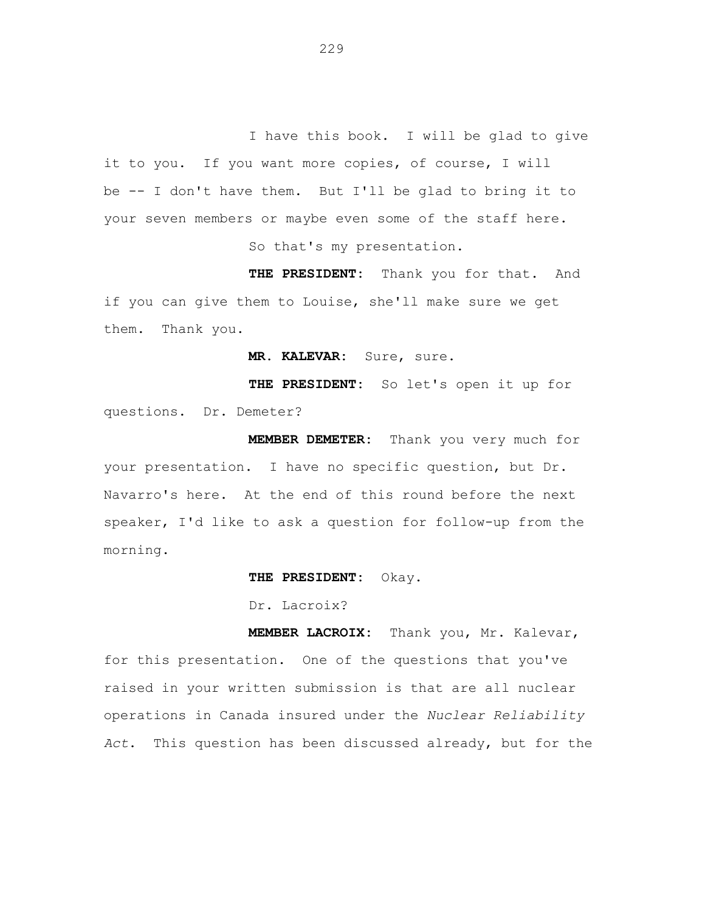I have this book. I will be glad to give it to you. If you want more copies, of course, I will be -- I don't have them. But I'll be glad to bring it to your seven members or maybe even some of the staff here.

So that's my presentation.

**THE PRESIDENT:** Thank you for that. And if you can give them to Louise, she'll make sure we get them. Thank you.

**MR. KALEVAR:** Sure, sure.

**THE PRESIDENT:** So let's open it up for questions. Dr. Demeter?

**MEMBER DEMETER:** Thank you very much for your presentation. I have no specific question, but Dr. Navarro's here. At the end of this round before the next speaker, I'd like to ask a question for follow-up from the morning.

**THE PRESIDENT:** Okay.

Dr. Lacroix?

**MEMBER LACROIX:** Thank you, Mr. Kalevar, for this presentation. One of the questions that you've raised in your written submission is that are all nuclear operations in Canada insured under the *Nuclear Reliability Act*. This question has been discussed already, but for the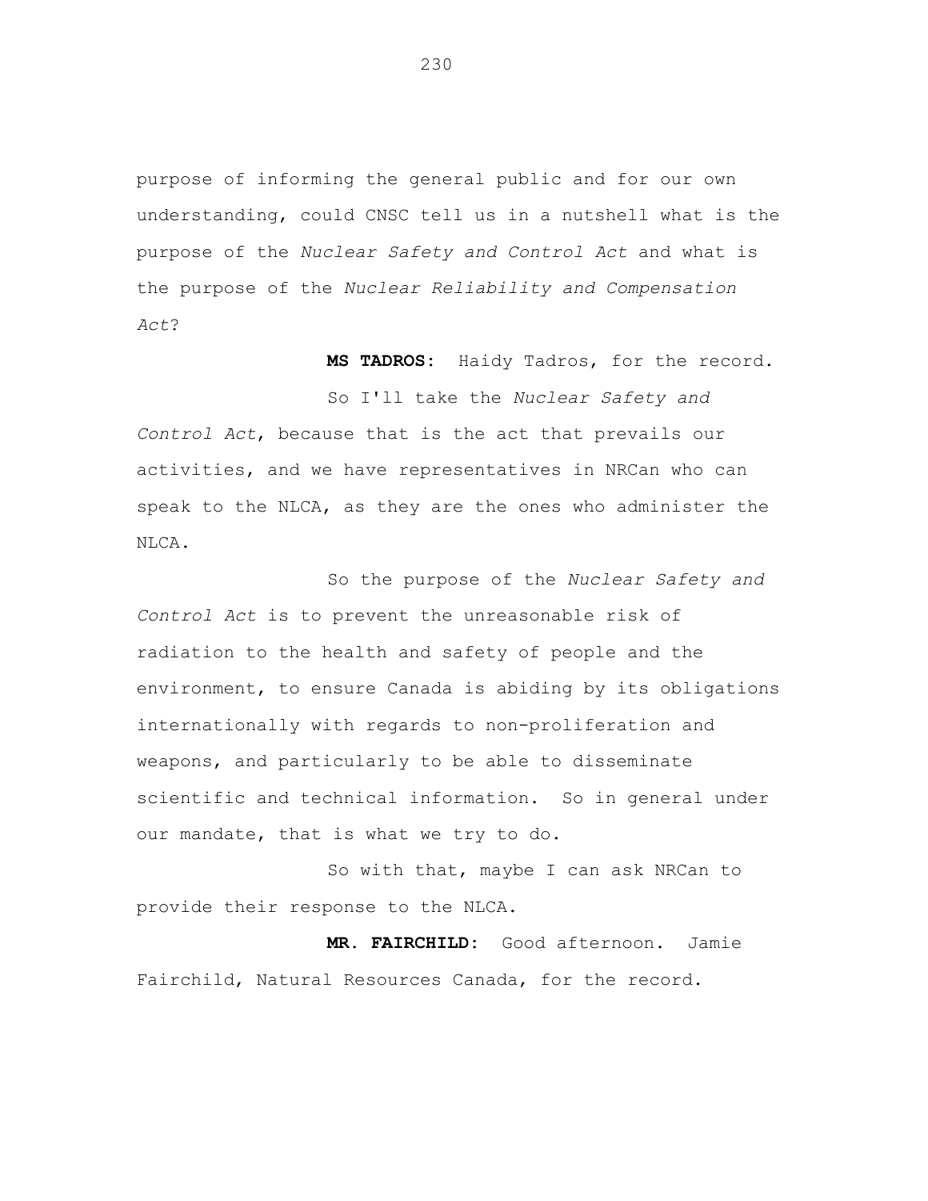purpose of informing the general public and for our own understanding, could CNSC tell us in a nutshell what is the purpose of the *Nuclear Safety and Control Act* and what is the purpose of the *Nuclear Reliability and Compensation Act*?

**MS TADROS:** Haidy Tadros, for the record.

So I'll take the *Nuclear Safety and Control Act*, because that is the act that prevails our activities, and we have representatives in NRCan who can speak to the NLCA, as they are the ones who administer the NLCA.

So the purpose of the *Nuclear Safety and Control Act* is to prevent the unreasonable risk of radiation to the health and safety of people and the environment, to ensure Canada is abiding by its obligations internationally with regards to non-proliferation and weapons, and particularly to be able to disseminate scientific and technical information. So in general under our mandate, that is what we try to do.

So with that, maybe I can ask NRCan to provide their response to the NLCA.

**MR. FAIRCHILD:** Good afternoon. Jamie Fairchild, Natural Resources Canada, for the record.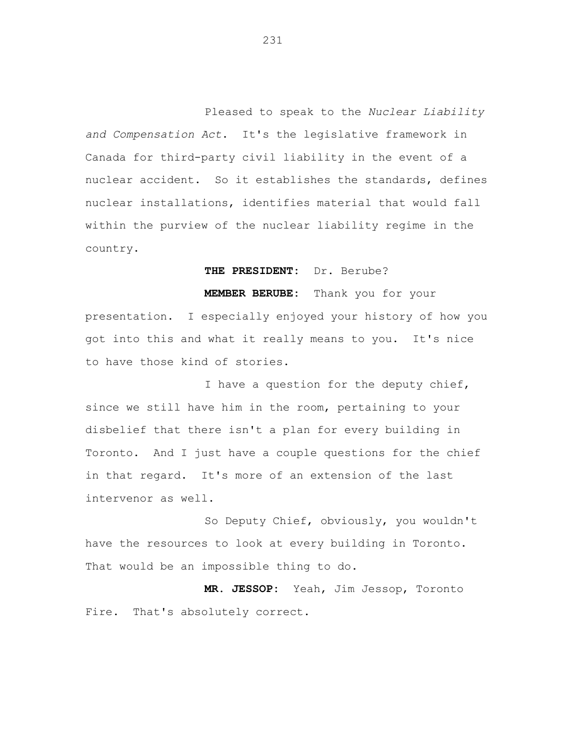Pleased to speak to the *Nuclear Liability and Compensation Act*. It's the legislative framework in Canada for third-party civil liability in the event of a nuclear accident. So it establishes the standards, defines nuclear installations, identifies material that would fall within the purview of the nuclear liability regime in the country.

**THE PRESIDENT:** Dr. Berube?

**MEMBER BERUBE:** Thank you for your presentation. I especially enjoyed your history of how you got into this and what it really means to you. It's nice to have those kind of stories.

I have a question for the deputy chief, since we still have him in the room, pertaining to your disbelief that there isn't a plan for every building in Toronto. And I just have a couple questions for the chief in that regard. It's more of an extension of the last intervenor as well.

So Deputy Chief, obviously, you wouldn't have the resources to look at every building in Toronto. That would be an impossible thing to do.

**MR. JESSOP:** Yeah, Jim Jessop, Toronto Fire. That's absolutely correct.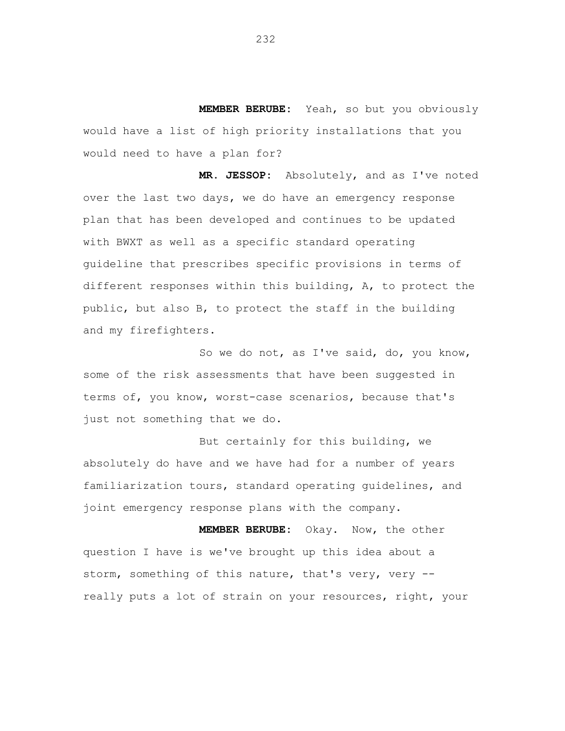**MEMBER BERUBE:** Yeah, so but you obviously would have a list of high priority installations that you would need to have a plan for?

**MR. JESSOP:** Absolutely, and as I've noted over the last two days, we do have an emergency response plan that has been developed and continues to be updated with BWXT as well as a specific standard operating guideline that prescribes specific provisions in terms of different responses within this building, A, to protect the public, but also B, to protect the staff in the building and my firefighters.

So we do not, as I've said, do, you know, some of the risk assessments that have been suggested in terms of, you know, worst-case scenarios, because that's just not something that we do.

But certainly for this building, we absolutely do have and we have had for a number of years familiarization tours, standard operating guidelines, and joint emergency response plans with the company.

**MEMBER BERUBE:** Okay. Now, the other question I have is we've brought up this idea about a storm, something of this nature, that's very, very -- really puts a lot of strain on your resources, right, your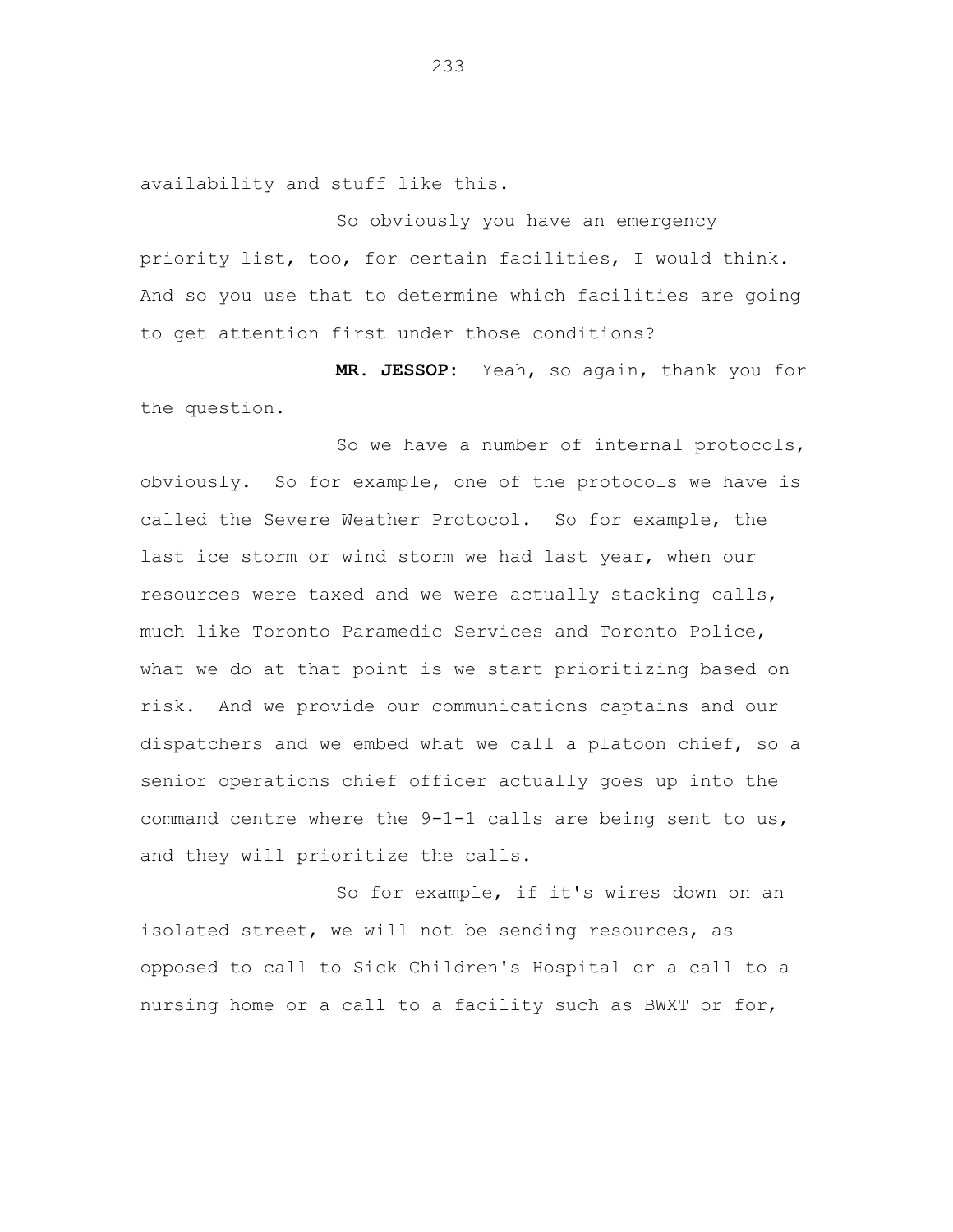availability and stuff like this.

So obviously you have an emergency priority list, too, for certain facilities, I would think. And so you use that to determine which facilities are going to get attention first under those conditions?

**MR. JESSOP:** Yeah, so again, thank you for the question.

So we have a number of internal protocols, obviously. So for example, one of the protocols we have is called the Severe Weather Protocol. So for example, the last ice storm or wind storm we had last year, when our resources were taxed and we were actually stacking calls, much like Toronto Paramedic Services and Toronto Police, what we do at that point is we start prioritizing based on risk. And we provide our communications captains and our dispatchers and we embed what we call a platoon chief, so a senior operations chief officer actually goes up into the command centre where the 9-1-1 calls are being sent to us, and they will prioritize the calls.

So for example, if it's wires down on an isolated street, we will not be sending resources, as opposed to call to Sick Children's Hospital or a call to a nursing home or a call to a facility such as BWXT or for,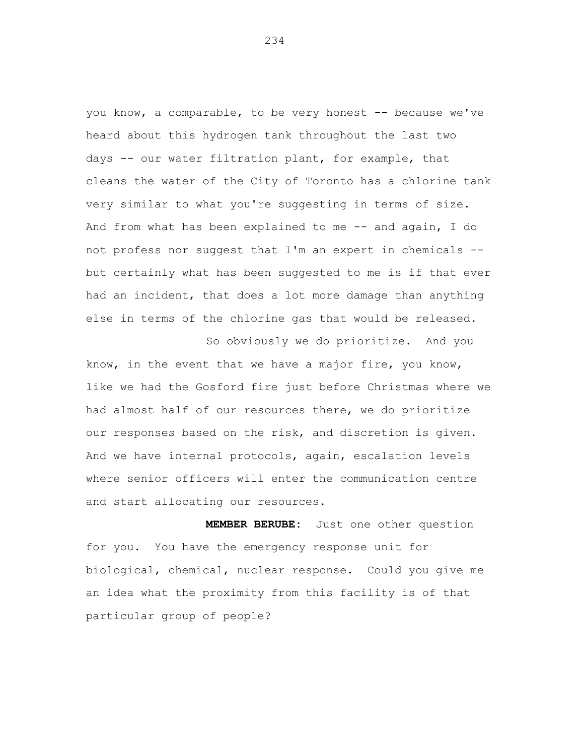you know, a comparable, to be very honest -- because we've heard about this hydrogen tank throughout the last two days -- our water filtration plant, for example, that cleans the water of the City of Toronto has a chlorine tank very similar to what you're suggesting in terms of size. And from what has been explained to me -- and again, I do not profess nor suggest that I'm an expert in chemicals -- but certainly what has been suggested to me is if that ever had an incident, that does a lot more damage than anything else in terms of the chlorine gas that would be released.

So obviously we do prioritize. And you know, in the event that we have a major fire, you know, like we had the Gosford fire just before Christmas where we had almost half of our resources there, we do prioritize our responses based on the risk, and discretion is given. And we have internal protocols, again, escalation levels where senior officers will enter the communication centre and start allocating our resources.

**MEMBER BERUBE:** Just one other question for you. You have the emergency response unit for biological, chemical, nuclear response. Could you give me an idea what the proximity from this facility is of that particular group of people?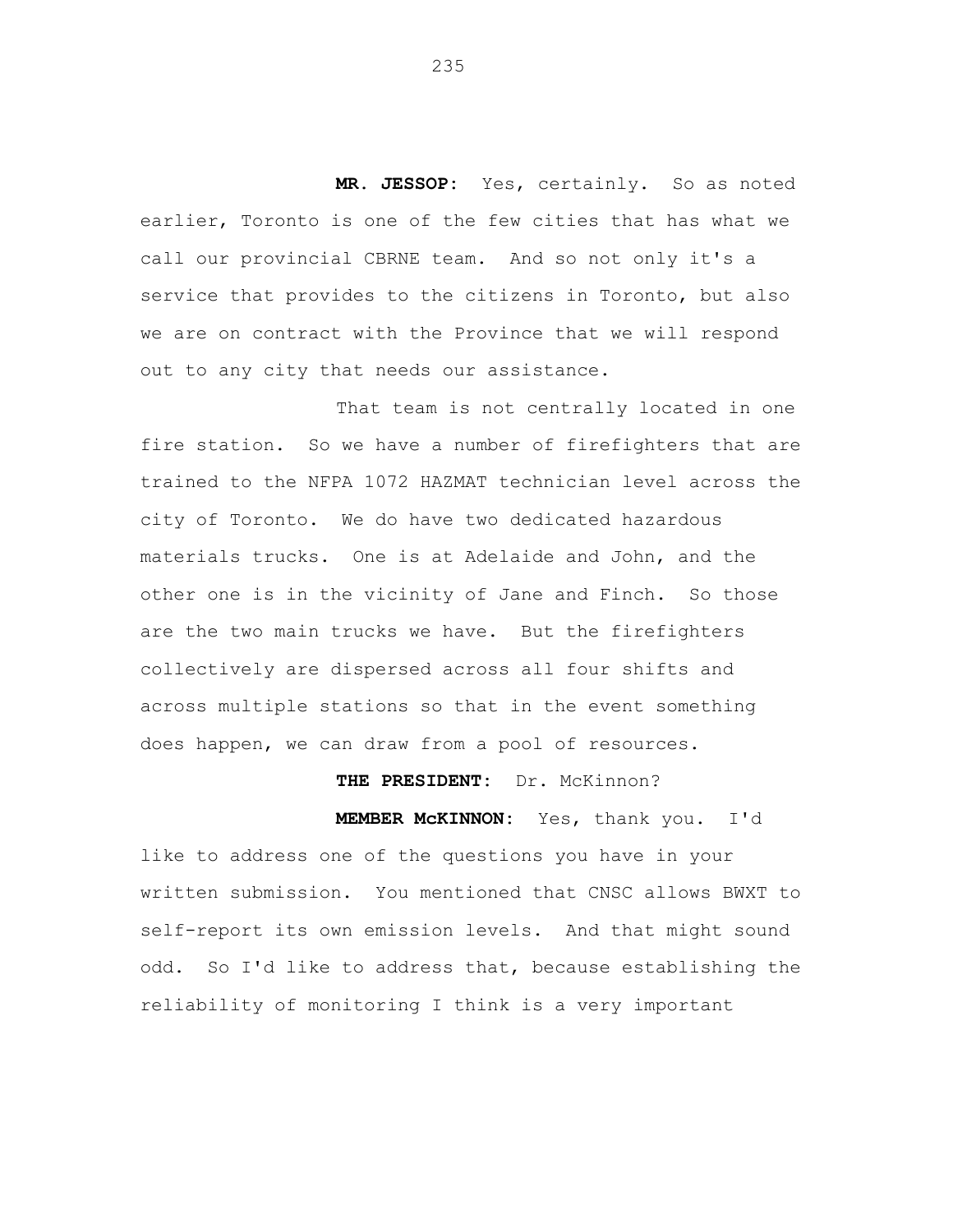**MR. JESSOP:** Yes, certainly. So as noted earlier, Toronto is one of the few cities that has what we call our provincial CBRNE team. And so not only it's a service that provides to the citizens in Toronto, but also we are on contract with the Province that we will respond out to any city that needs our assistance.

That team is not centrally located in one fire station. So we have a number of firefighters that are trained to the NFPA 1072 HAZMAT technician level across the city of Toronto. We do have two dedicated hazardous materials trucks. One is at Adelaide and John, and the other one is in the vicinity of Jane and Finch. So those are the two main trucks we have. But the firefighters collectively are dispersed across all four shifts and across multiple stations so that in the event something does happen, we can draw from a pool of resources.

**THE PRESIDENT:** Dr. McKinnon?

**MEMBER McKINNON:** Yes, thank you. I'd like to address one of the questions you have in your written submission. You mentioned that CNSC allows BWXT to self-report its own emission levels. And that might sound odd. So I'd like to address that, because establishing the reliability of monitoring I think is a very important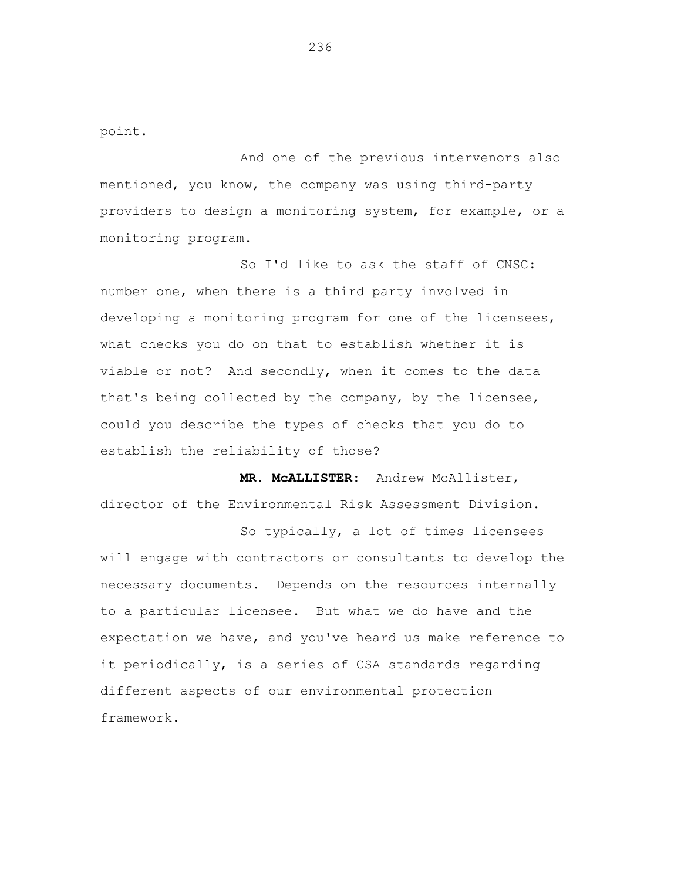point.

And one of the previous intervenors also mentioned, you know, the company was using third-party providers to design a monitoring system, for example, or a monitoring program.

So I'd like to ask the staff of CNSC: number one, when there is a third party involved in developing a monitoring program for one of the licensees, what checks you do on that to establish whether it is viable or not? And secondly, when it comes to the data that's being collected by the company, by the licensee, could you describe the types of checks that you do to establish the reliability of those?

**MR. McALLISTER:** Andrew McAllister, director of the Environmental Risk Assessment Division.

So typically, a lot of times licensees will engage with contractors or consultants to develop the necessary documents. Depends on the resources internally to a particular licensee. But what we do have and the expectation we have, and you've heard us make reference to it periodically, is a series of CSA standards regarding different aspects of our environmental protection framework.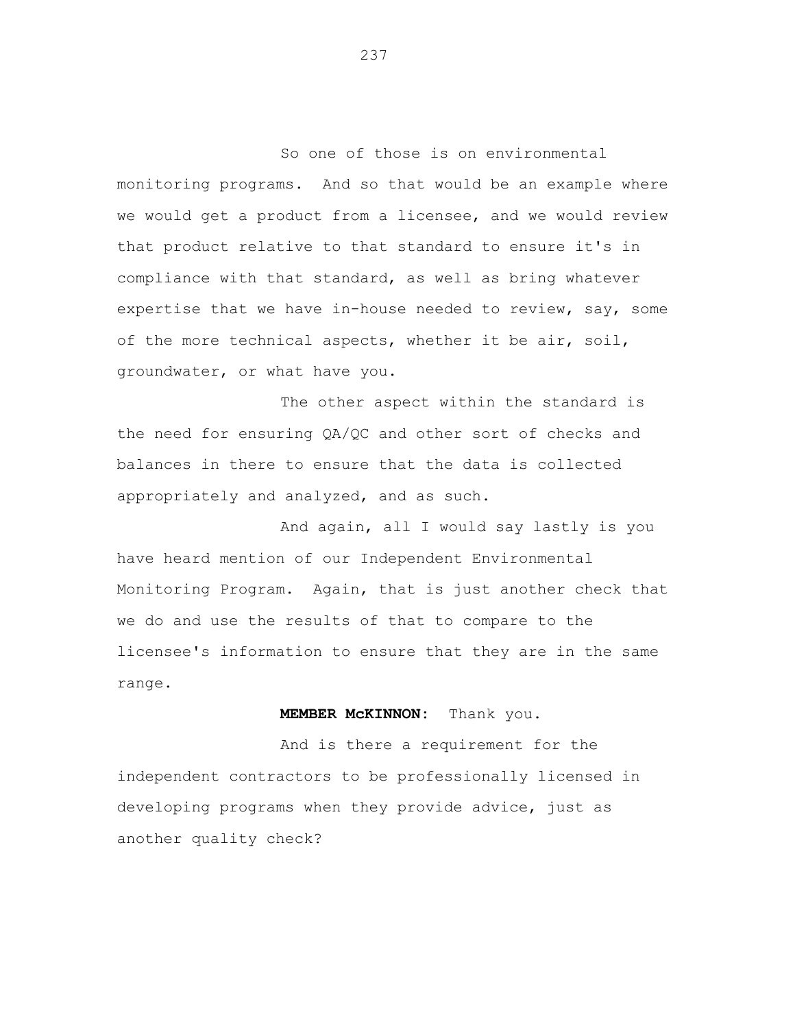So one of those is on environmental monitoring programs. And so that would be an example where we would get a product from a licensee, and we would review that product relative to that standard to ensure it's in compliance with that standard, as well as bring whatever expertise that we have in-house needed to review, say, some of the more technical aspects, whether it be air, soil, groundwater, or what have you.

The other aspect within the standard is the need for ensuring QA/QC and other sort of checks and balances in there to ensure that the data is collected appropriately and analyzed, and as such.

And again, all I would say lastly is you have heard mention of our Independent Environmental Monitoring Program. Again, that is just another check that we do and use the results of that to compare to the licensee's information to ensure that they are in the same range.

**MEMBER McKINNON:** Thank you.

And is there a requirement for the independent contractors to be professionally licensed in developing programs when they provide advice, just as another quality check?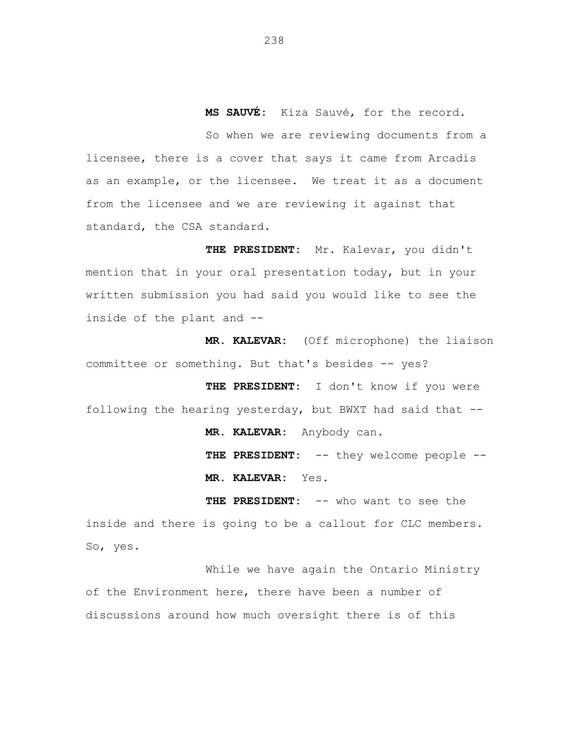**MS SAUVÉ:** Kiza Sauvé, for the record.

So when we are reviewing documents from a licensee, there is a cover that says it came from Arcadis as an example, or the licensee. We treat it as a document from the licensee and we are reviewing it against that standard, the CSA standard.

**THE PRESIDENT:** Mr. Kalevar, you didn't mention that in your oral presentation today, but in your written submission you had said you would like to see the inside of the plant and --

**MR. KALEVAR:** (Off microphone) the liaison committee or something. But that's besides -- yes?

**THE PRESIDENT:** I don't know if you were following the hearing yesterday, but BWXT had said that --

**MR. KALEVAR:** Anybody can.

**THE PRESIDENT:** -- they welcome people --

**MR. KALEVAR:** Yes.

**THE PRESIDENT:** -- who want to see the inside and there is going to be a callout for CLC members. So, yes.

While we have again the Ontario Ministry of the Environment here, there have been a number of discussions around how much oversight there is of this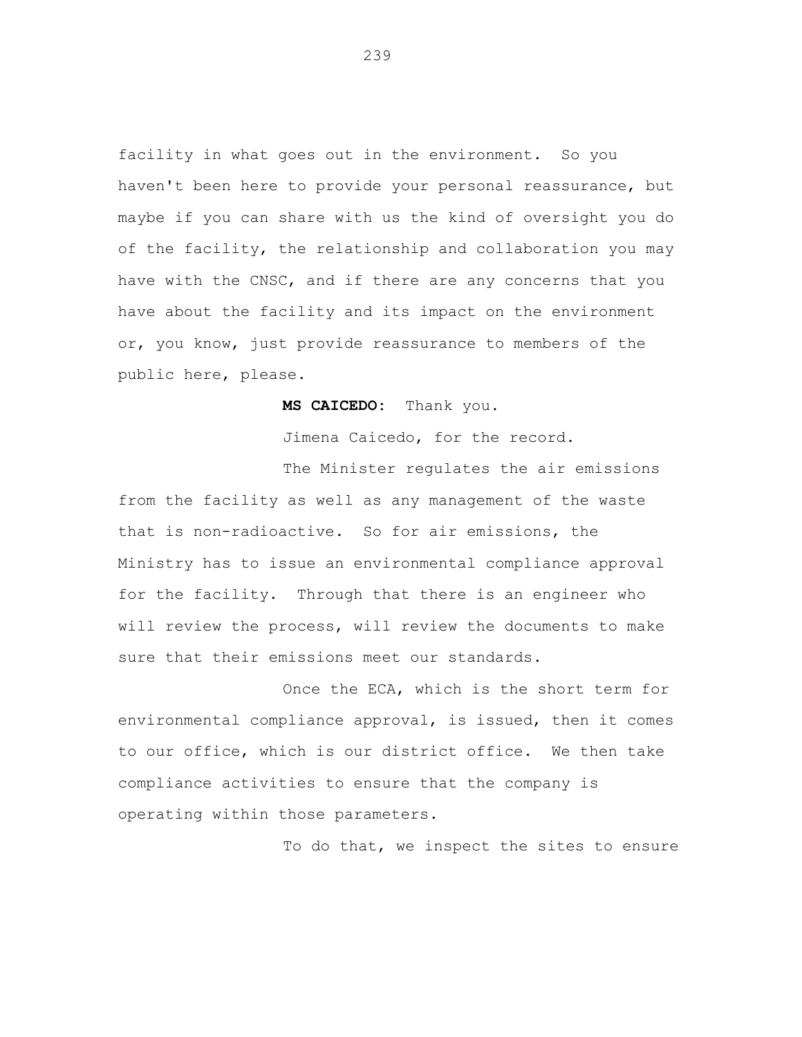facility in what goes out in the environment. So you haven't been here to provide your personal reassurance, but maybe if you can share with us the kind of oversight you do of the facility, the relationship and collaboration you may have with the CNSC, and if there are any concerns that you have about the facility and its impact on the environment or, you know, just provide reassurance to members of the public here, please.

**MS CAICEDO:** Thank you.

Jimena Caicedo, for the record.

The Minister regulates the air emissions from the facility as well as any management of the waste that is non-radioactive. So for air emissions, the Ministry has to issue an environmental compliance approval for the facility. Through that there is an engineer who will review the process, will review the documents to make sure that their emissions meet our standards.

Once the ECA, which is the short term for environmental compliance approval, is issued, then it comes to our office, which is our district office. We then take compliance activities to ensure that the company is operating within those parameters.

To do that, we inspect the sites to ensure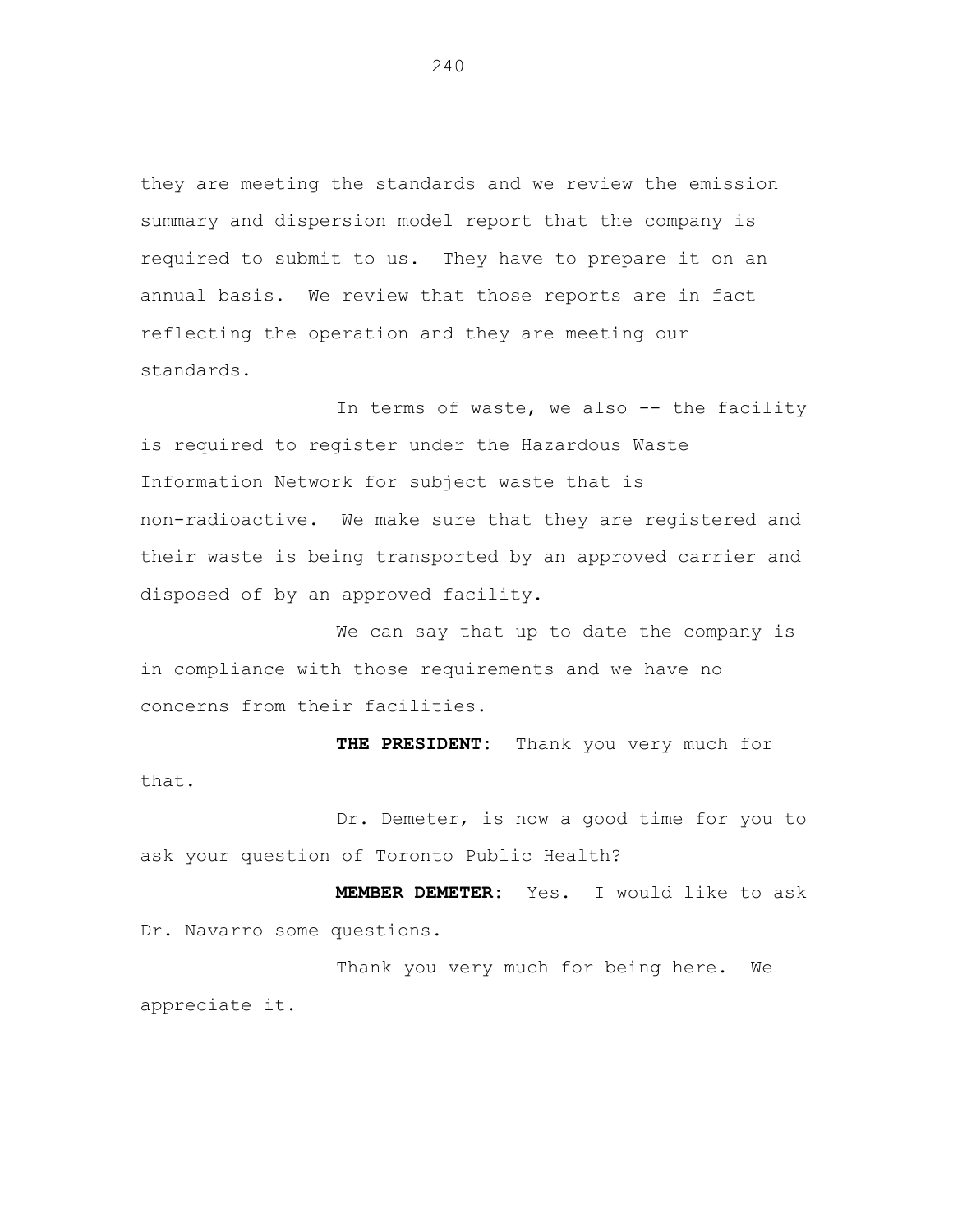they are meeting the standards and we review the emission summary and dispersion model report that the company is required to submit to us. They have to prepare it on an annual basis. We review that those reports are in fact reflecting the operation and they are meeting our standards.

In terms of waste, we also -- the facility is required to register under the Hazardous Waste Information Network for subject waste that is non-radioactive. We make sure that they are registered and their waste is being transported by an approved carrier and disposed of by an approved facility.

We can say that up to date the company is in compliance with those requirements and we have no concerns from their facilities.

**THE PRESIDENT:** Thank you very much for that.

Dr. Demeter, is now a good time for you to ask your question of Toronto Public Health?

**MEMBER DEMETER:** Yes. I would like to ask Dr. Navarro some questions.

Thank you very much for being here. We appreciate it.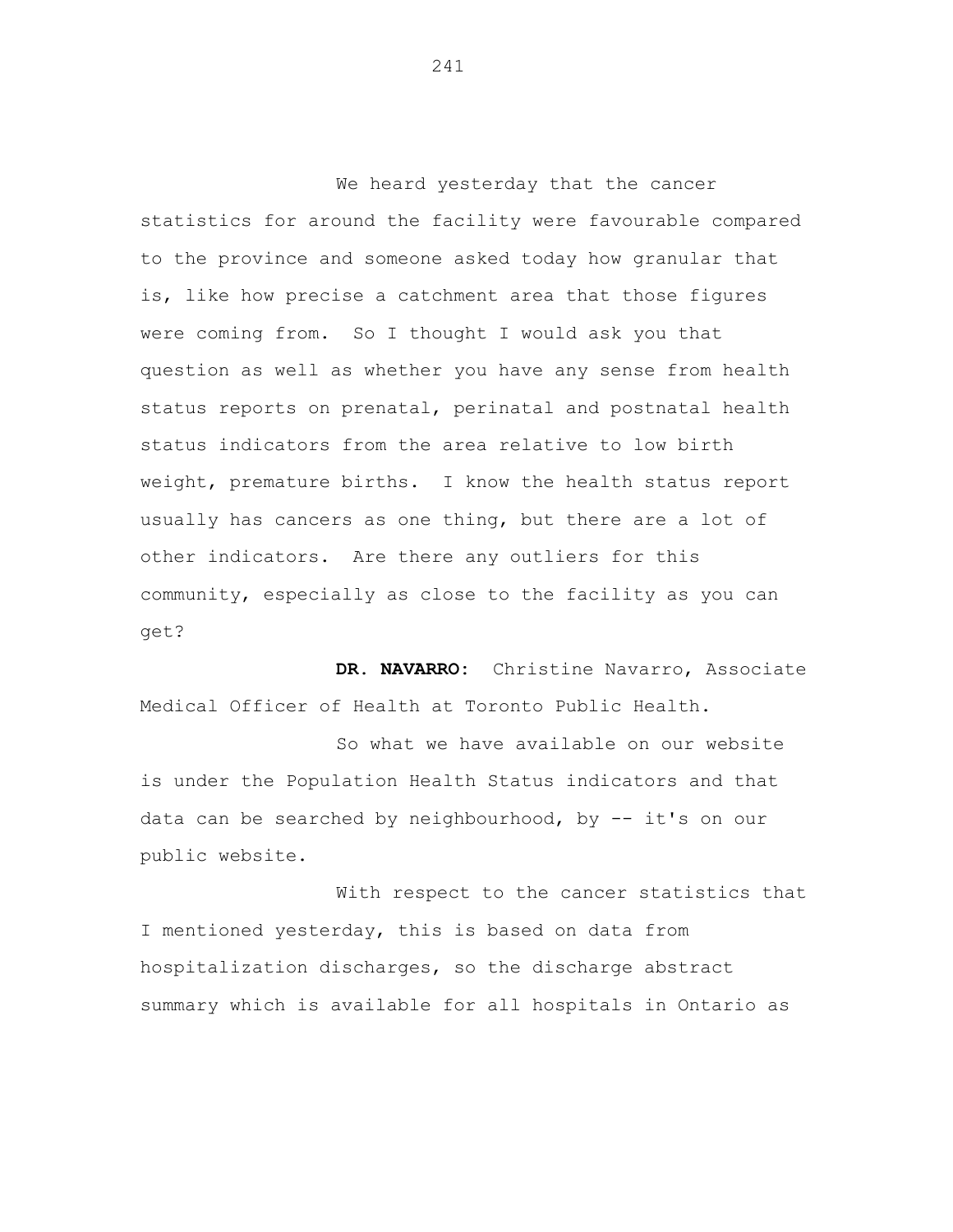We heard yesterday that the cancer statistics for around the facility were favourable compared to the province and someone asked today how granular that is, like how precise a catchment area that those figures were coming from. So I thought I would ask you that question as well as whether you have any sense from health status reports on prenatal, perinatal and postnatal health status indicators from the area relative to low birth weight, premature births. I know the health status report usually has cancers as one thing, but there are a lot of other indicators. Are there any outliers for this community, especially as close to the facility as you can get?

**DR. NAVARRO:** Christine Navarro, Associate Medical Officer of Health at Toronto Public Health.

So what we have available on our website is under the Population Health Status indicators and that data can be searched by neighbourhood, by -- it's on our public website.

With respect to the cancer statistics that I mentioned yesterday, this is based on data from hospitalization discharges, so the discharge abstract summary which is available for all hospitals in Ontario as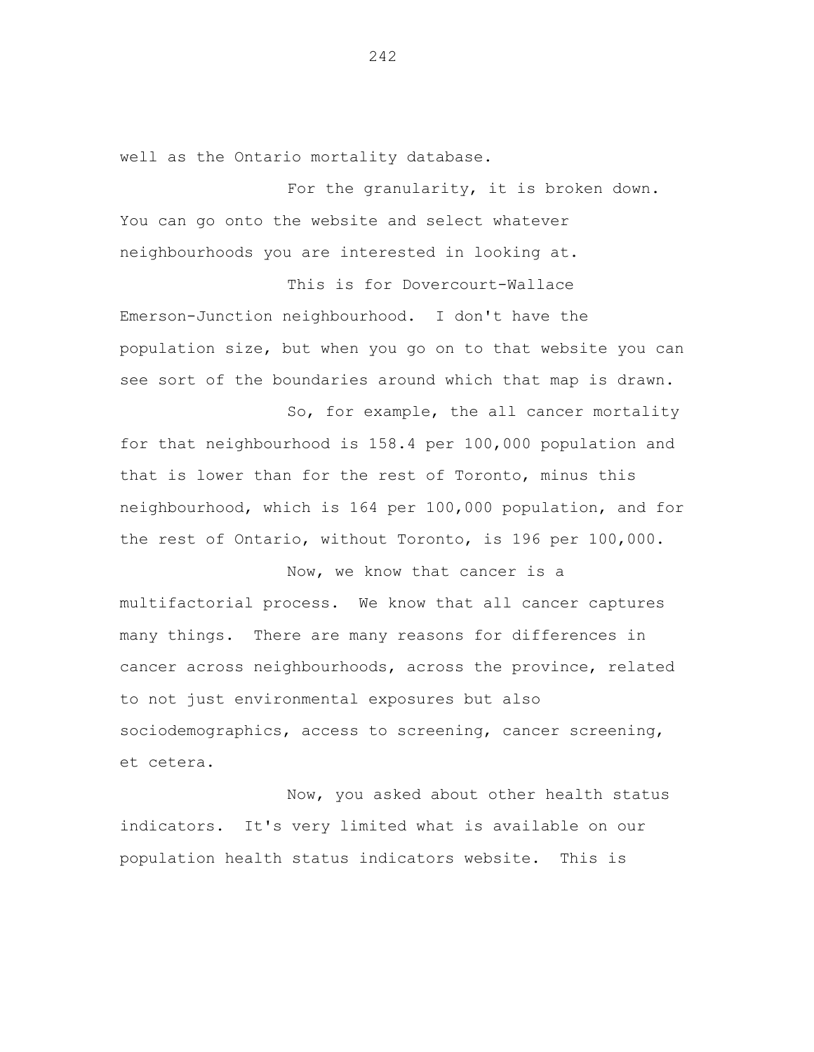well as the Ontario mortality database.

For the granularity, it is broken down. You can go onto the website and select whatever neighbourhoods you are interested in looking at.

This is for Dovercourt-Wallace Emerson-Junction neighbourhood. I don't have the population size, but when you go on to that website you can see sort of the boundaries around which that map is drawn.

So, for example, the all cancer mortality for that neighbourhood is 158.4 per 100,000 population and that is lower than for the rest of Toronto, minus this neighbourhood, which is 164 per 100,000 population, and for the rest of Ontario, without Toronto, is 196 per 100,000.

Now, we know that cancer is a multifactorial process. We know that all cancer captures many things. There are many reasons for differences in cancer across neighbourhoods, across the province, related to not just environmental exposures but also sociodemographics, access to screening, cancer screening, et cetera.

Now, you asked about other health status indicators. It's very limited what is available on our population health status indicators website. This is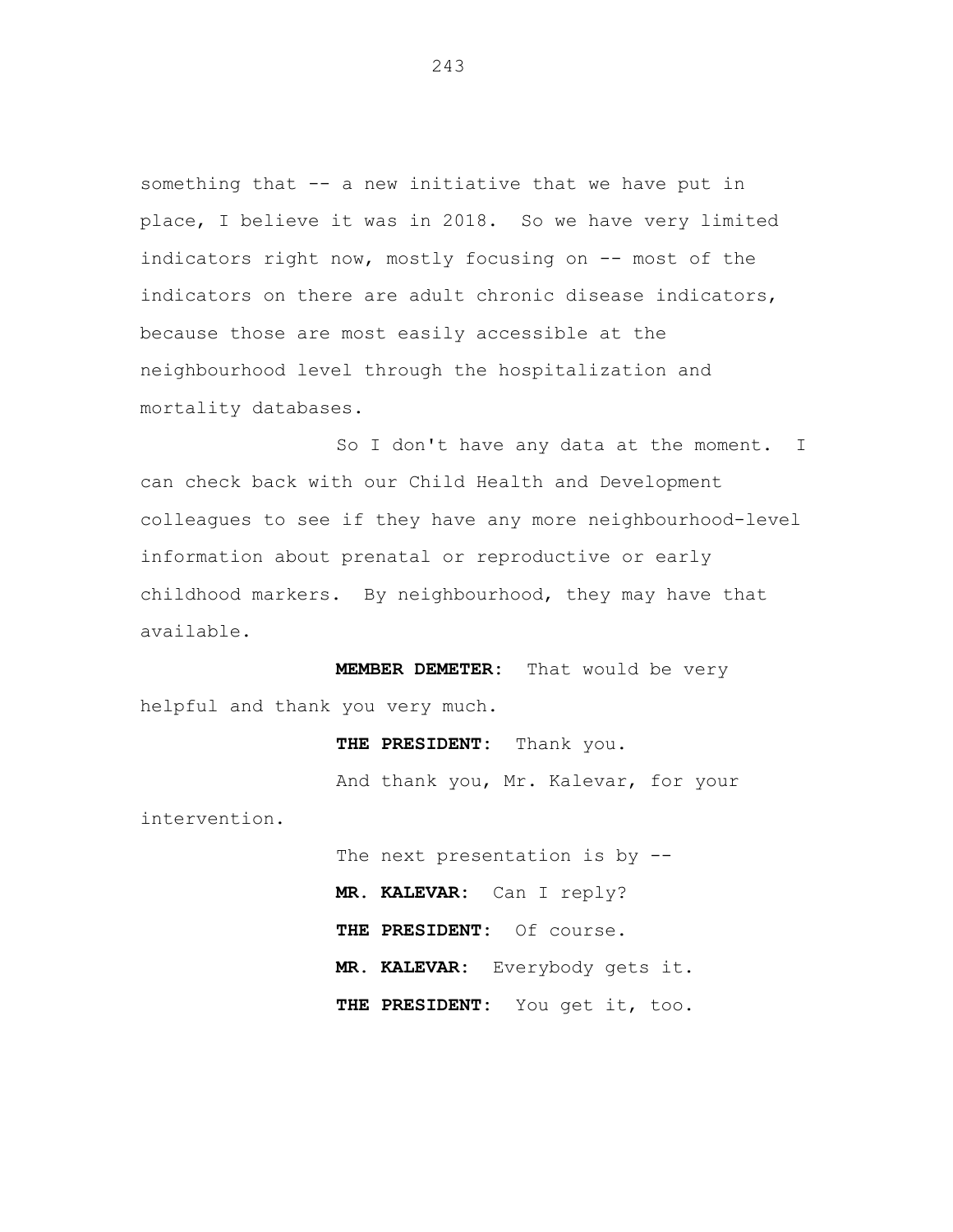something that -- a new initiative that we have put in place, I believe it was in 2018. So we have very limited indicators right now, mostly focusing on -- most of the indicators on there are adult chronic disease indicators, because those are most easily accessible at the neighbourhood level through the hospitalization and mortality databases.

So I don't have any data at the moment. I can check back with our Child Health and Development colleagues to see if they have any more neighbourhood-level information about prenatal or reproductive or early childhood markers. By neighbourhood, they may have that available.

**MEMBER DEMETER:** That would be very helpful and thank you very much.

**THE PRESIDENT:** Thank you.

And thank you, Mr. Kalevar, for your intervention.

The next presentation is by --

**MR. KALEVAR:** Can I reply?

**THE PRESIDENT:** Of course.

**MR. KALEVAR:** Everybody gets it.

**THE PRESIDENT:** You get it, too.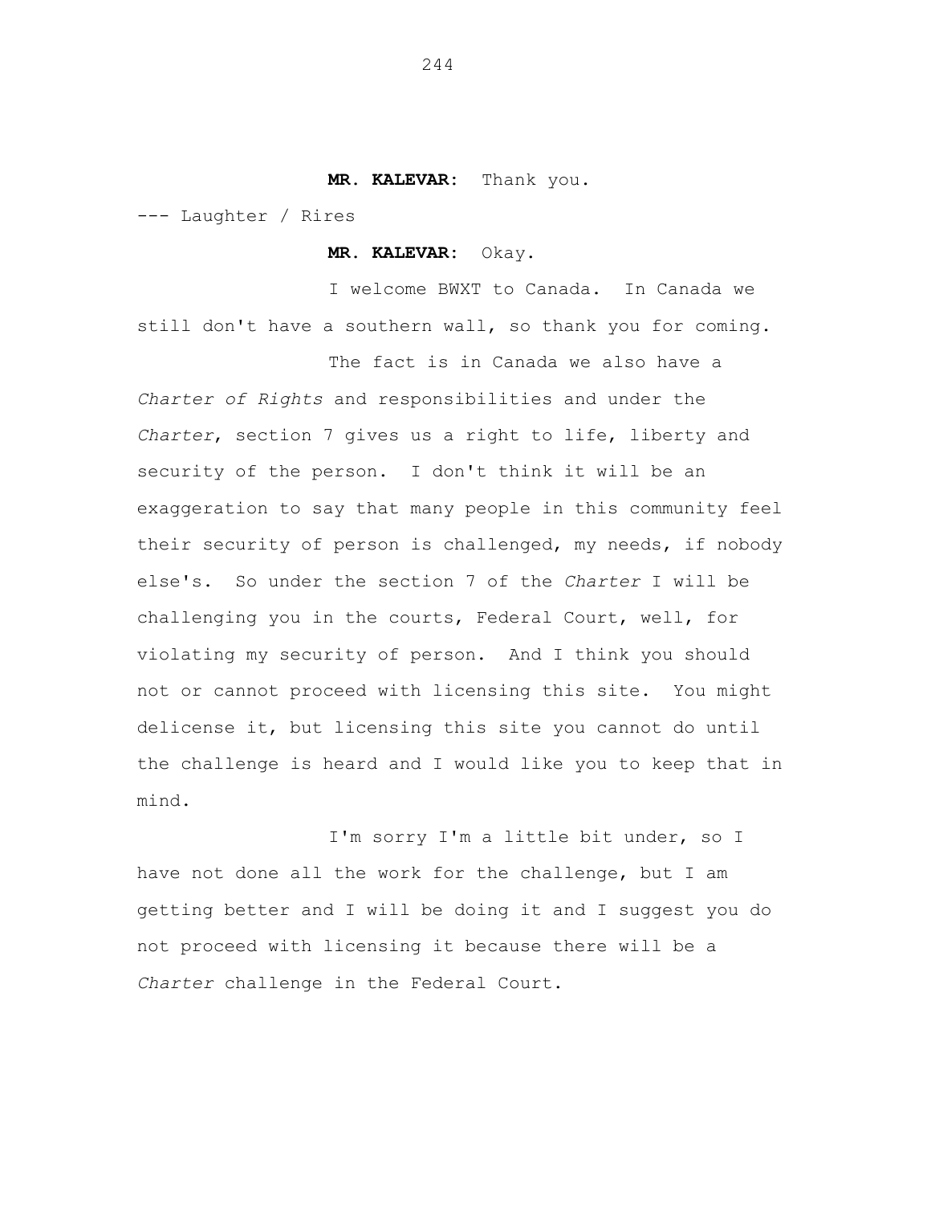**MR. KALEVAR:** Thank you.

--- Laughter / Rires

**MR. KALEVAR:** Okay.

I welcome BWXT to Canada. In Canada we still don't have a southern wall, so thank you for coming.

The fact is in Canada we also have a *Charter of Rights* and responsibilities and under the *Charter*, section 7 gives us a right to life, liberty and security of the person. I don't think it will be an exaggeration to say that many people in this community feel their security of person is challenged, my needs, if nobody else's. So under the section 7 of the *Charter* I will be challenging you in the courts, Federal Court, well, for violating my security of person. And I think you should not or cannot proceed with licensing this site. You might delicense it, but licensing this site you cannot do until the challenge is heard and I would like you to keep that in mind.

I'm sorry I'm a little bit under, so I have not done all the work for the challenge, but I am getting better and I will be doing it and I suggest you do not proceed with licensing it because there will be a *Charter* challenge in the Federal Court.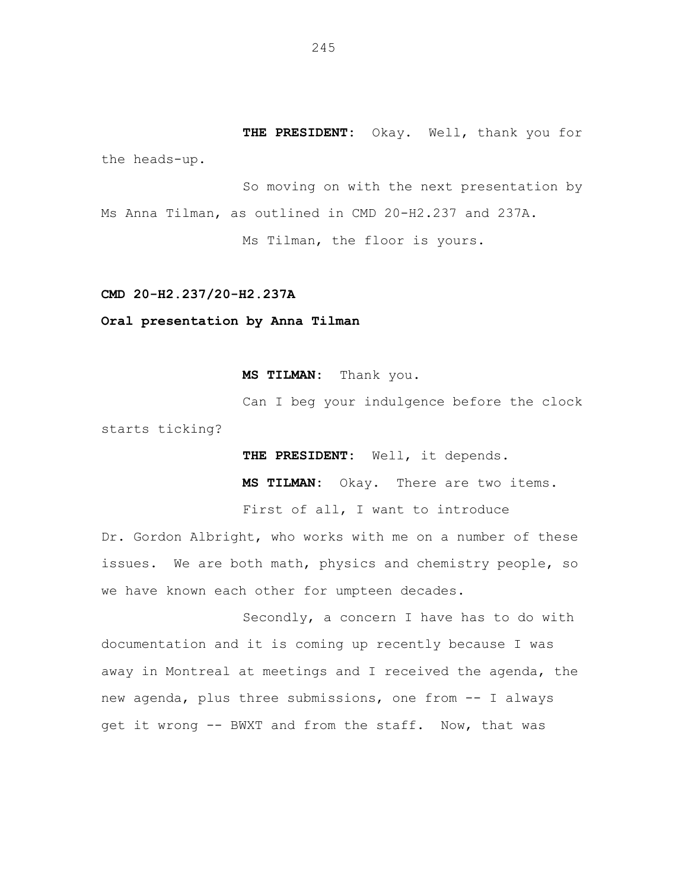**THE PRESIDENT:** Okay. Well, thank you for the heads-up.

So moving on with the next presentation by Ms Anna Tilman, as outlined in CMD 20-H2.237 and 237A.

Ms Tilman, the floor is yours.

**CMD 20-H2.237/20-H2.237A**

**Oral presentation by Anna Tilman**

**MS TILMAN:** Thank you.

Can I beg your indulgence before the clock starts ticking?

**THE PRESIDENT:** Well, it depends.

**MS TILMAN:** Okay. There are two items.

First of all, I want to introduce Dr. Gordon Albright, who works with me on a number of these issues. We are both math, physics and chemistry people, so we have known each other for umpteen decades.

Secondly, a concern I have has to do with documentation and it is coming up recently because I was away in Montreal at meetings and I received the agenda, the new agenda, plus three submissions, one from -- I always get it wrong -- BWXT and from the staff. Now, that was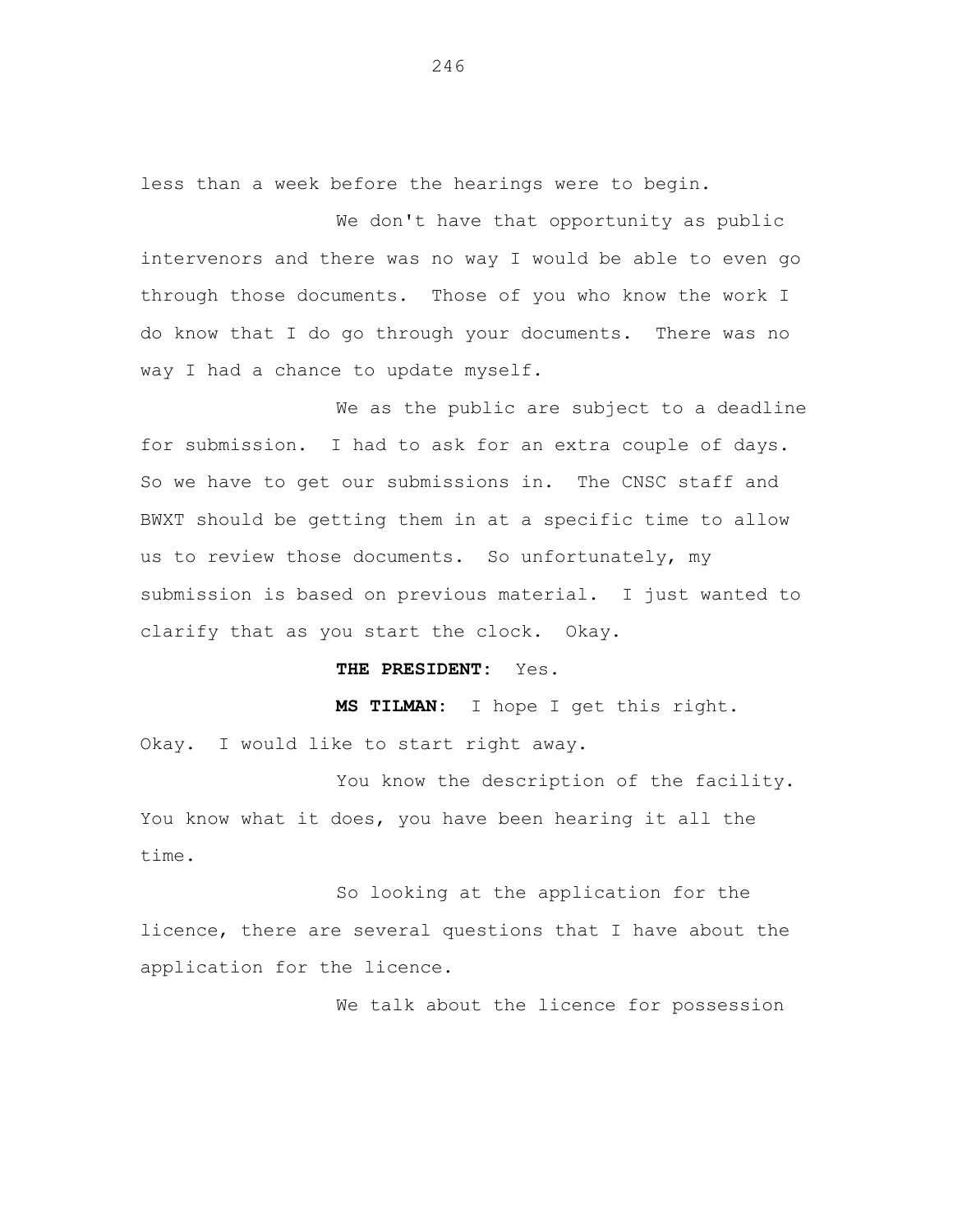less than a week before the hearings were to begin.

We don't have that opportunity as public intervenors and there was no way I would be able to even go through those documents. Those of you who know the work I do know that I do go through your documents. There was no way I had a chance to update myself.

We as the public are subject to a deadline for submission. I had to ask for an extra couple of days. So we have to get our submissions in. The CNSC staff and BWXT should be getting them in at a specific time to allow us to review those documents. So unfortunately, my submission is based on previous material. I just wanted to clarify that as you start the clock. Okay.

**THE PRESIDENT:** Yes.

**MS TILMAN:** I hope I get this right. Okay. I would like to start right away.

You know the description of the facility. You know what it does, you have been hearing it all the time.

So looking at the application for the licence, there are several questions that I have about the application for the licence.

We talk about the licence for possession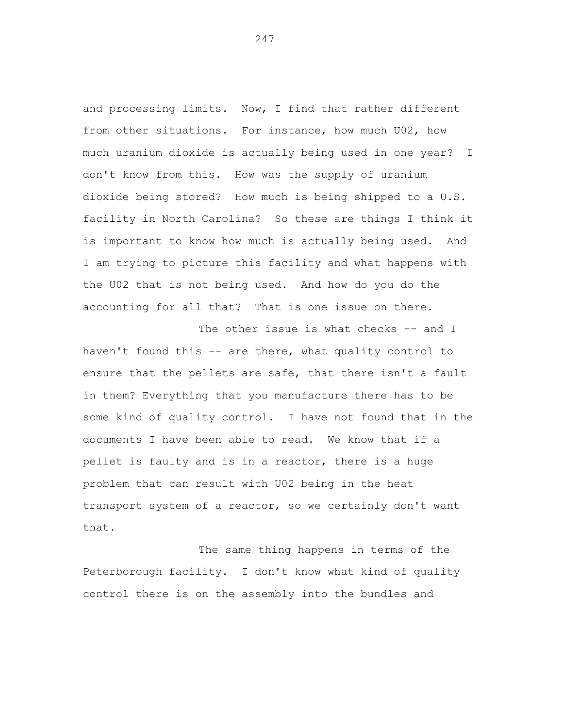and processing limits. Now, I find that rather different from other situations. For instance, how much U02, how much uranium dioxide is actually being used in one year? I don't know from this. How was the supply of uranium dioxide being stored? How much is being shipped to a U.S. facility in North Carolina? So these are things I think it is important to know how much is actually being used. And I am trying to picture this facility and what happens with the U02 that is not being used. And how do you do the accounting for all that? That is one issue on there.

The other issue is what checks -- and I haven't found this -- are there, what quality control to ensure that the pellets are safe, that there isn't a fault in them? Everything that you manufacture there has to be some kind of quality control. I have not found that in the documents I have been able to read. We know that if a pellet is faulty and is in a reactor, there is a huge problem that can result with U02 being in the heat transport system of a reactor, so we certainly don't want that.

The same thing happens in terms of the Peterborough facility. I don't know what kind of quality control there is on the assembly into the bundles and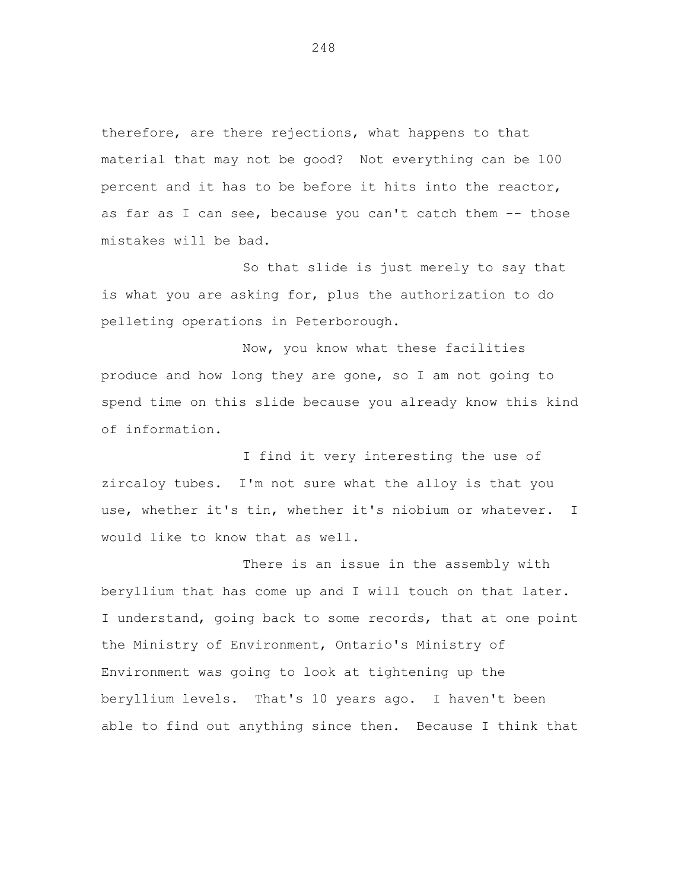therefore, are there rejections, what happens to that material that may not be good? Not everything can be 100 percent and it has to be before it hits into the reactor, as far as I can see, because you can't catch them -- those mistakes will be bad.

So that slide is just merely to say that is what you are asking for, plus the authorization to do pelleting operations in Peterborough.

Now, you know what these facilities produce and how long they are gone, so I am not going to spend time on this slide because you already know this kind of information.

I find it very interesting the use of zircaloy tubes. I'm not sure what the alloy is that you use, whether it's tin, whether it's niobium or whatever. I would like to know that as well.

There is an issue in the assembly with beryllium that has come up and I will touch on that later. I understand, going back to some records, that at one point the Ministry of Environment, Ontario's Ministry of Environment was going to look at tightening up the beryllium levels. That's 10 years ago. I haven't been able to find out anything since then. Because I think that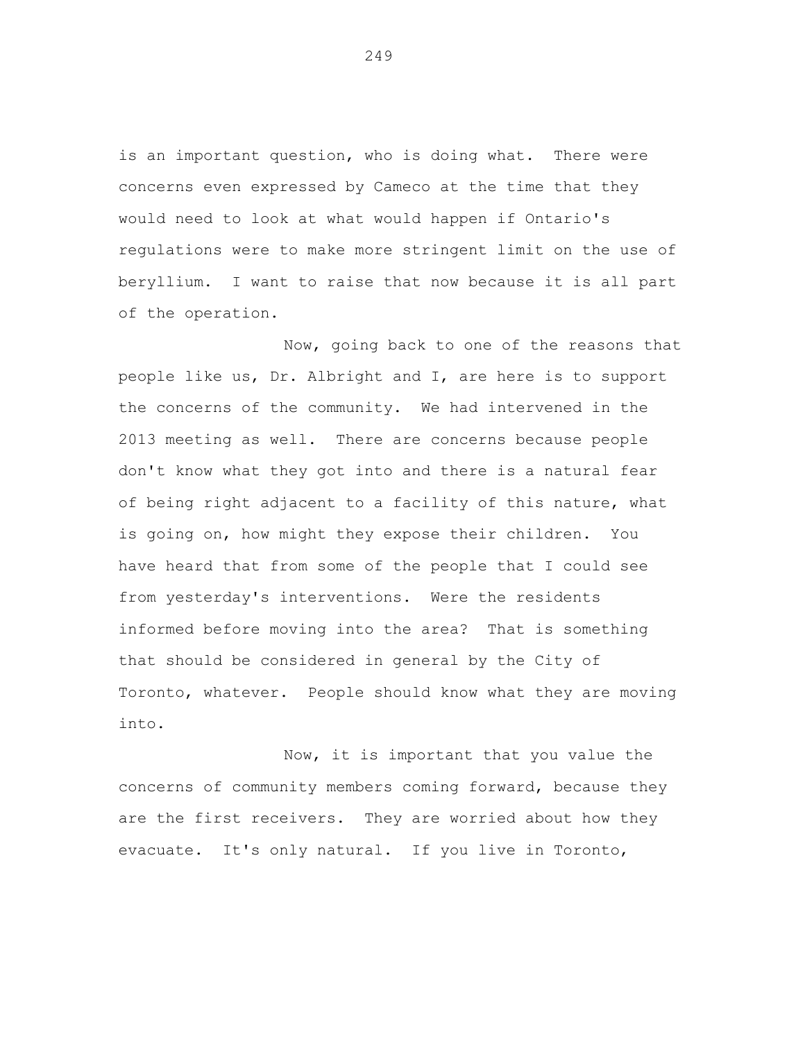is an important question, who is doing what. There were concerns even expressed by Cameco at the time that they would need to look at what would happen if Ontario's regulations were to make more stringent limit on the use of beryllium. I want to raise that now because it is all part of the operation.

Now, going back to one of the reasons that people like us, Dr. Albright and I, are here is to support the concerns of the community. We had intervened in the 2013 meeting as well. There are concerns because people don't know what they got into and there is a natural fear of being right adjacent to a facility of this nature, what is going on, how might they expose their children. You have heard that from some of the people that I could see from yesterday's interventions. Were the residents informed before moving into the area? That is something that should be considered in general by the City of Toronto, whatever. People should know what they are moving into.

Now, it is important that you value the concerns of community members coming forward, because they are the first receivers. They are worried about how they evacuate. It's only natural. If you live in Toronto,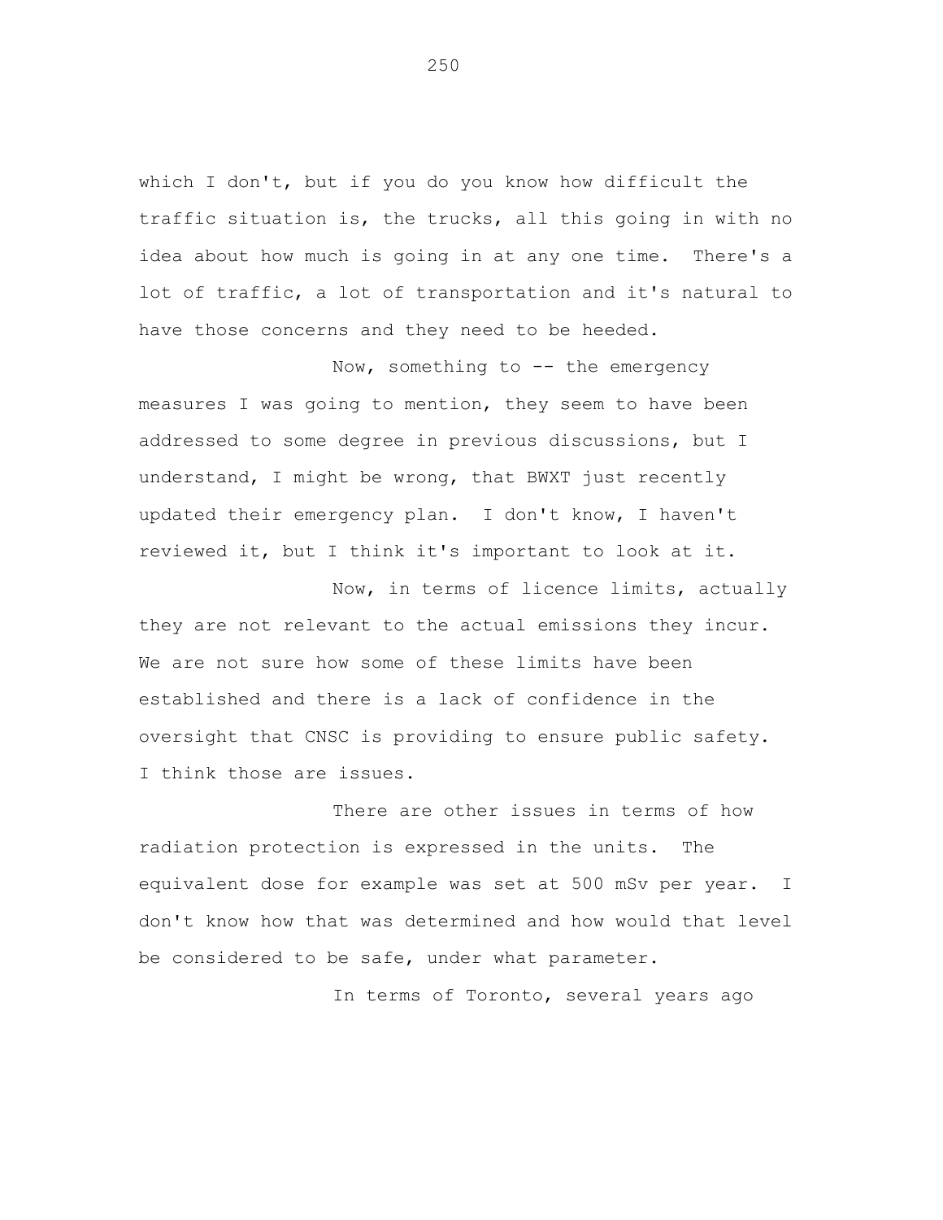which I don't, but if you do you know how difficult the traffic situation is, the trucks, all this going in with no idea about how much is going in at any one time. There's a lot of traffic, a lot of transportation and it's natural to have those concerns and they need to be heeded.

Now, something to -- the emergency measures I was going to mention, they seem to have been addressed to some degree in previous discussions, but I understand, I might be wrong, that BWXT just recently updated their emergency plan. I don't know, I haven't reviewed it, but I think it's important to look at it.

Now, in terms of licence limits, actually they are not relevant to the actual emissions they incur. We are not sure how some of these limits have been established and there is a lack of confidence in the oversight that CNSC is providing to ensure public safety. I think those are issues.

There are other issues in terms of how radiation protection is expressed in the units. The equivalent dose for example was set at 500 mSv per year. I don't know how that was determined and how would that level be considered to be safe, under what parameter.

In terms of Toronto, several years ago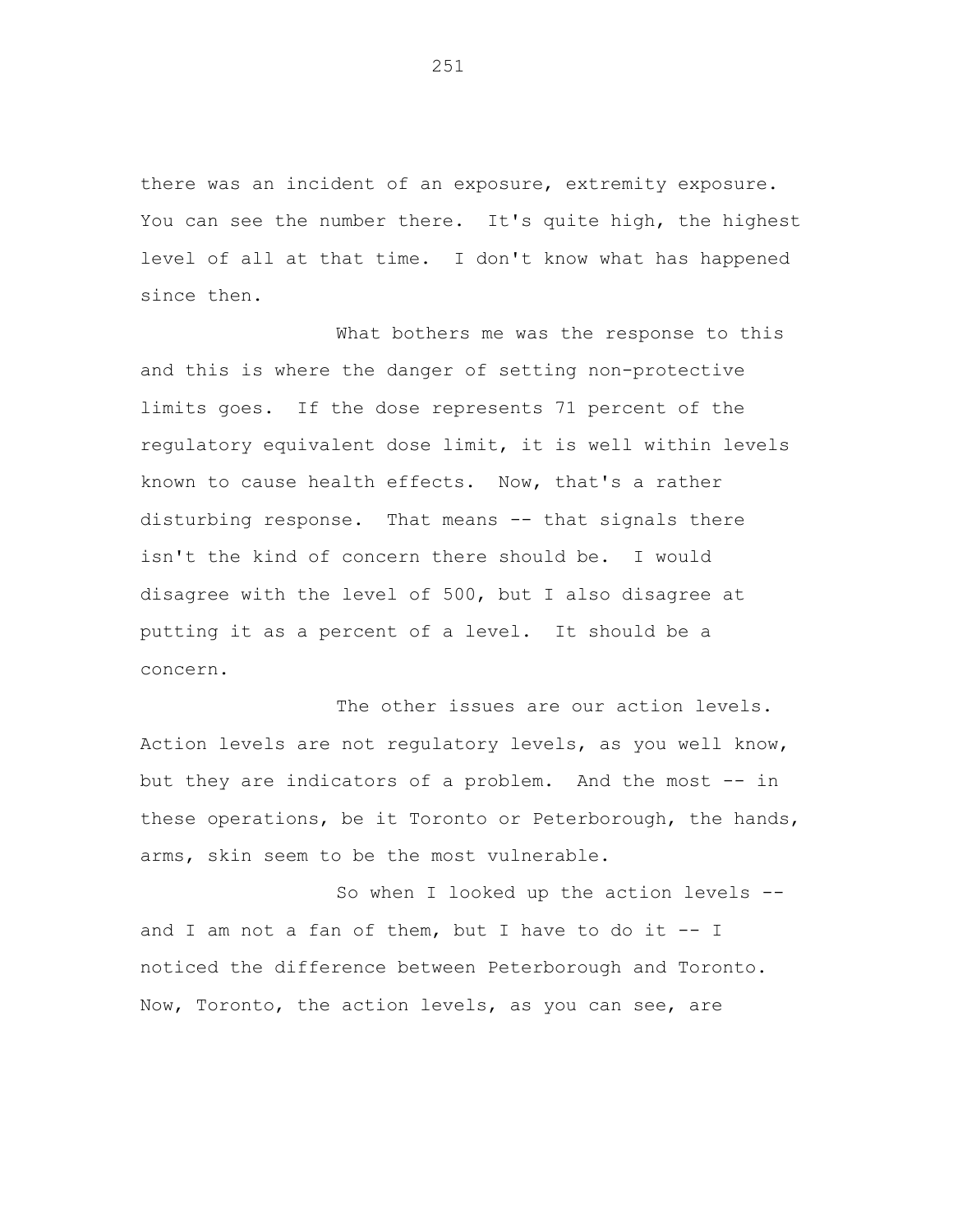there was an incident of an exposure, extremity exposure. You can see the number there. It's quite high, the highest level of all at that time. I don't know what has happened since then.

What bothers me was the response to this and this is where the danger of setting non-protective limits goes. If the dose represents 71 percent of the regulatory equivalent dose limit, it is well within levels known to cause health effects. Now, that's a rather disturbing response. That means -- that signals there isn't the kind of concern there should be. I would disagree with the level of 500, but I also disagree at putting it as a percent of a level. It should be a concern.

The other issues are our action levels. Action levels are not regulatory levels, as you well know, but they are indicators of a problem. And the most -- in these operations, be it Toronto or Peterborough, the hands, arms, skin seem to be the most vulnerable.

So when I looked up the action levels -- and I am not a fan of them, but I have to do it -- I noticed the difference between Peterborough and Toronto. Now, Toronto, the action levels, as you can see, are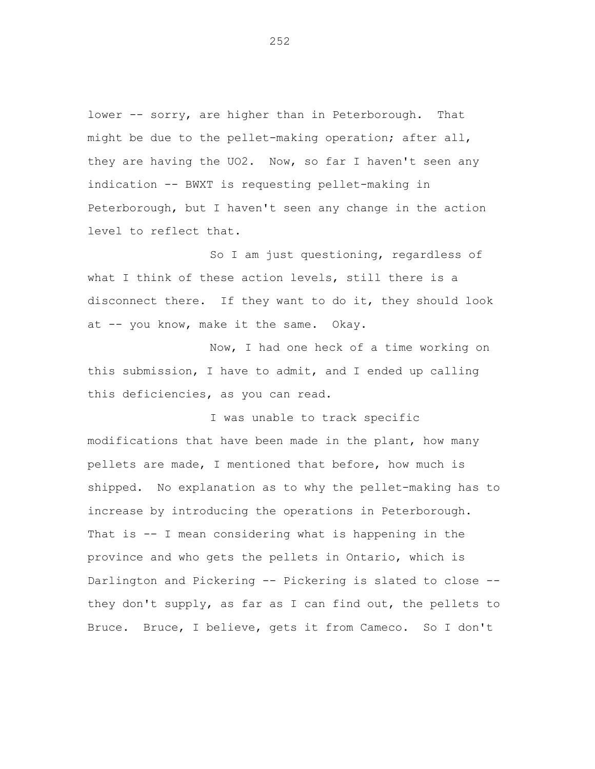lower -- sorry, are higher than in Peterborough. That might be due to the pellet-making operation; after all, they are having the $UO_2$. Now, so far I haven't seen any indication -- BWXT is requesting pellet-making in Peterborough, but I haven't seen any change in the action level to reflect that.

So I am just questioning, regardless of what I think of these action levels, still there is a disconnect there. If they want to do it, they should look at -- you know, make it the same. Okay.

Now, I had one heck of a time working on this submission, I have to admit, and I ended up calling this deficiencies, as you can read.

I was unable to track specific modifications that have been made in the plant, how many pellets are made, I mentioned that before, how much is shipped. No explanation as to why the pellet-making has to increase by introducing the operations in Peterborough. That is -- I mean considering what is happening in the province and who gets the pellets in Ontario, which is Darlington and Pickering -- Pickering is slated to close -- they don't supply, as far as I can find out, the pellets to Bruce. Bruce, I believe, gets it from Cameco. So I don't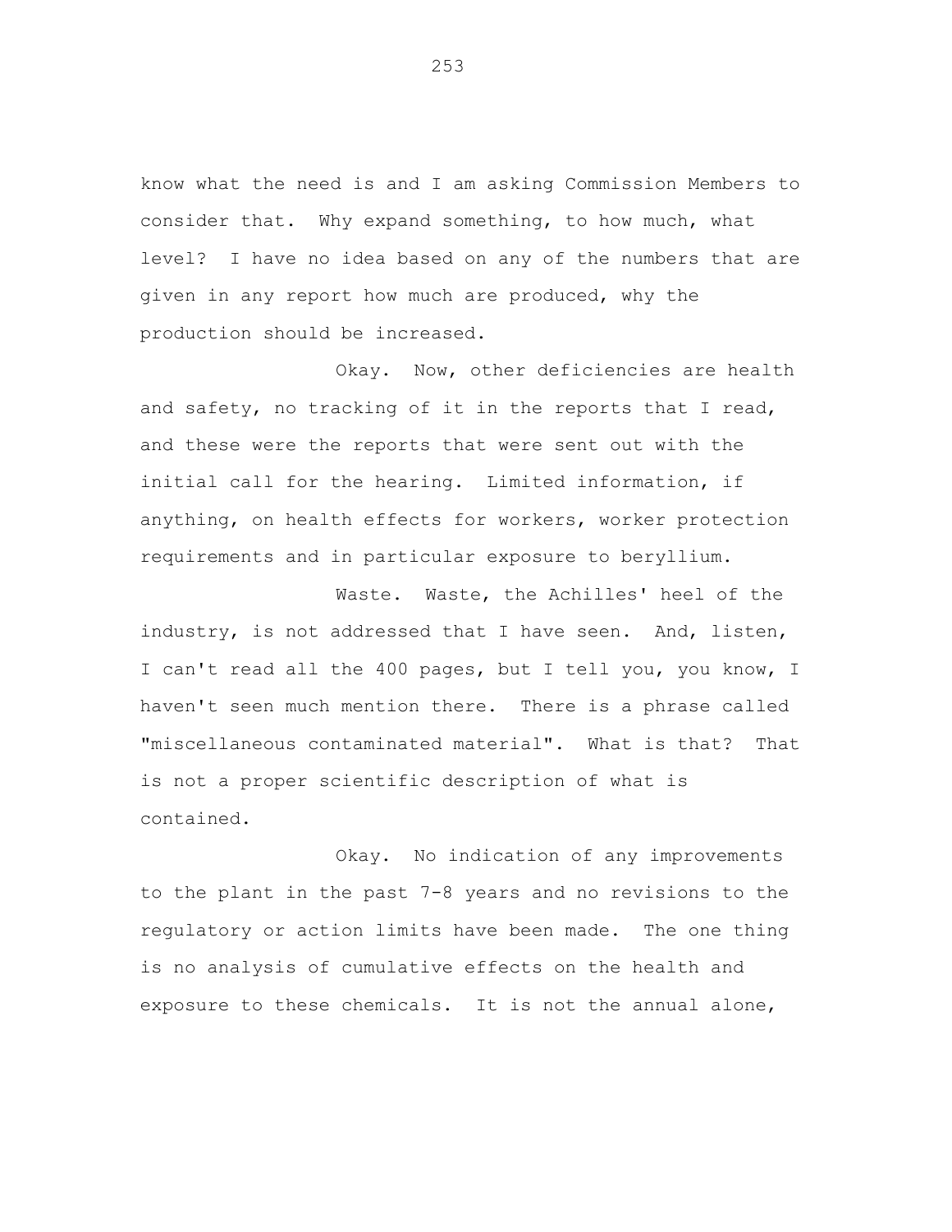know what the need is and I am asking Commission Members to consider that. Why expand something, to how much, what level? I have no idea based on any of the numbers that are given in any report how much are produced, why the production should be increased.

Okay. Now, other deficiencies are health and safety, no tracking of it in the reports that I read, and these were the reports that were sent out with the initial call for the hearing. Limited information, if anything, on health effects for workers, worker protection requirements and in particular exposure to beryllium.

Waste. Waste, the Achilles' heel of the industry, is not addressed that I have seen. And, listen, I can't read all the 400 pages, but I tell you, you know, I haven't seen much mention there. There is a phrase called "miscellaneous contaminated material". What is that? That is not a proper scientific description of what is contained.

Okay. No indication of any improvements to the plant in the past 7-8 years and no revisions to the regulatory or action limits have been made. The one thing is no analysis of cumulative effects on the health and exposure to these chemicals. It is not the annual alone,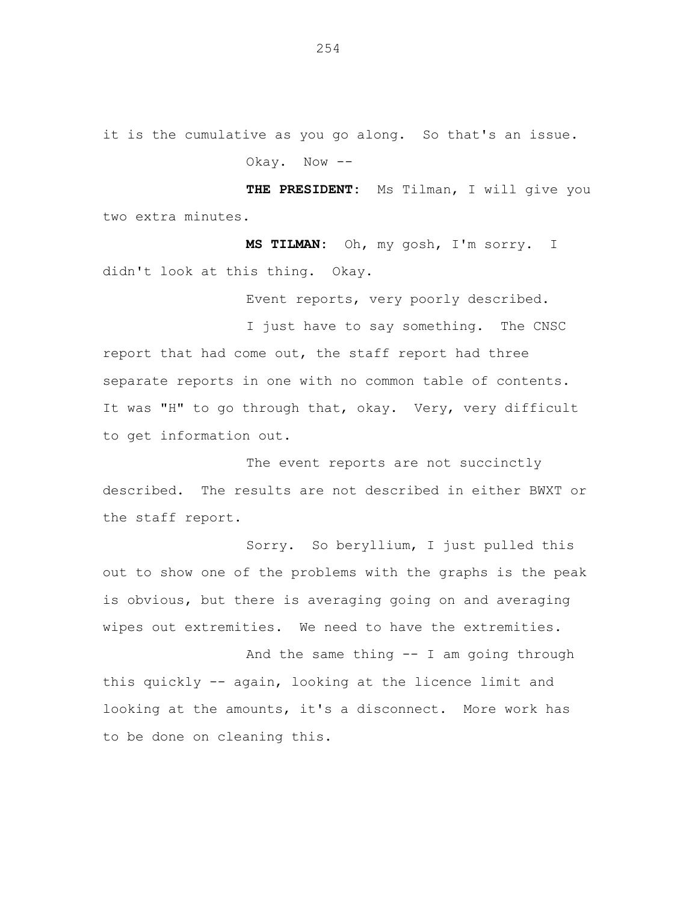it is the cumulative as you go along. So that's an issue.

Okay. Now --

**THE PRESIDENT:** Ms Tilman, I will give you two extra minutes.

**MS TILMAN:** Oh, my gosh, I'm sorry. I didn't look at this thing. Okay.

Event reports, very poorly described.

I just have to say something. The CNSC report that had come out, the staff report had three separate reports in one with no common table of contents. It was "H" to go through that, okay. Very, very difficult to get information out.

The event reports are not succinctly described. The results are not described in either BWXT or the staff report.

Sorry. So beryllium, I just pulled this out to show one of the problems with the graphs is the peak is obvious, but there is averaging going on and averaging wipes out extremities. We need to have the extremities.

And the same thing -- I am going through this quickly -- again, looking at the licence limit and looking at the amounts, it's a disconnect. More work has to be done on cleaning this.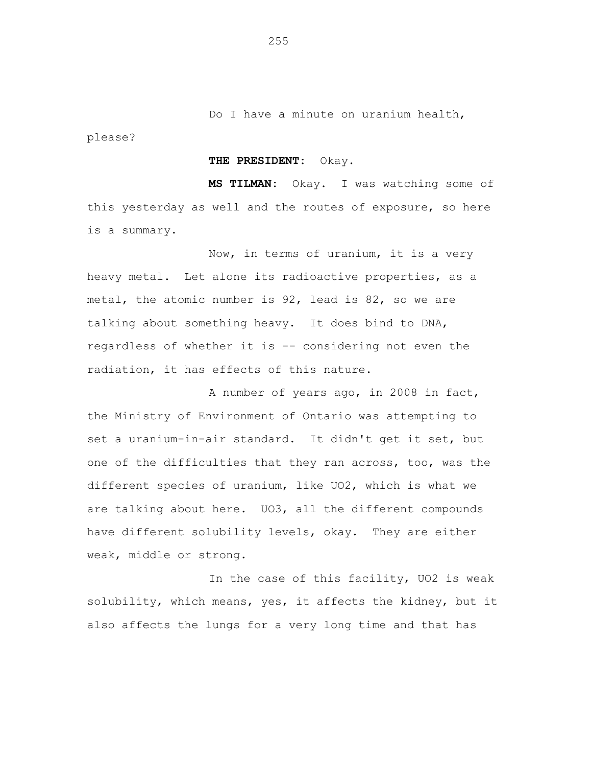Do I have a minute on uranium health, please?

**THE PRESIDENT:** Okay.

**MS TILMAN:** Okay. I was watching some of this yesterday as well and the routes of exposure, so here is a summary.

Now, in terms of uranium, it is a very heavy metal. Let alone its radioactive properties, as a metal, the atomic number is 92, lead is 82, so we are talking about something heavy. It does bind to DNA, regardless of whether it is -- considering not even the radiation, it has effects of this nature.

A number of years ago, in 2008 in fact, the Ministry of Environment of Ontario was attempting to set a uranium-in-air standard. It didn't get it set, but one of the difficulties that they ran across, too, was the different species of uranium, like $UO_2$, which is what we are talking about here. $UO_3$, all the different compounds have different solubility levels, okay. They are either weak, middle or strong.

In the case of this facility, $UO_2$ is weak solubility, which means, yes, it affects the kidney, but it also affects the lungs for a very long time and that has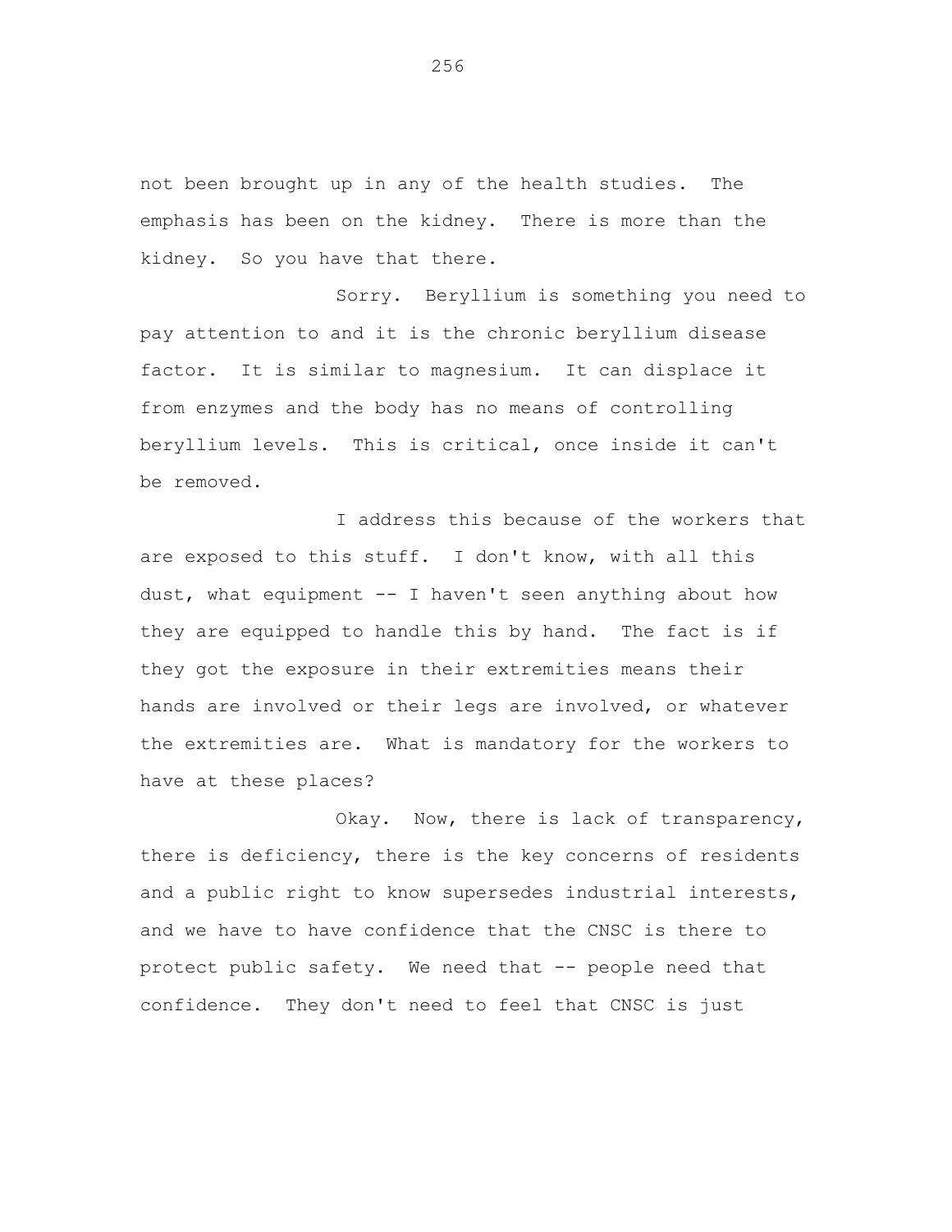not been brought up in any of the health studies. The emphasis has been on the kidney. There is more than the kidney. So you have that there.

Sorry. Beryllium is something you need to pay attention to and it is the chronic beryllium disease factor. It is similar to magnesium. It can displace it from enzymes and the body has no means of controlling beryllium levels. This is critical, once inside it can't be removed.

I address this because of the workers that are exposed to this stuff. I don't know, with all this dust, what equipment -- I haven't seen anything about how they are equipped to handle this by hand. The fact is if they got the exposure in their extremities means their hands are involved or their legs are involved, or whatever the extremities are. What is mandatory for the workers to have at these places?

Okay. Now, there is lack of transparency, there is deficiency, there is the key concerns of residents and a public right to know supersedes industrial interests, and we have to have confidence that the CNSC is there to protect public safety. We need that -- people need that confidence. They don't need to feel that CNSC is just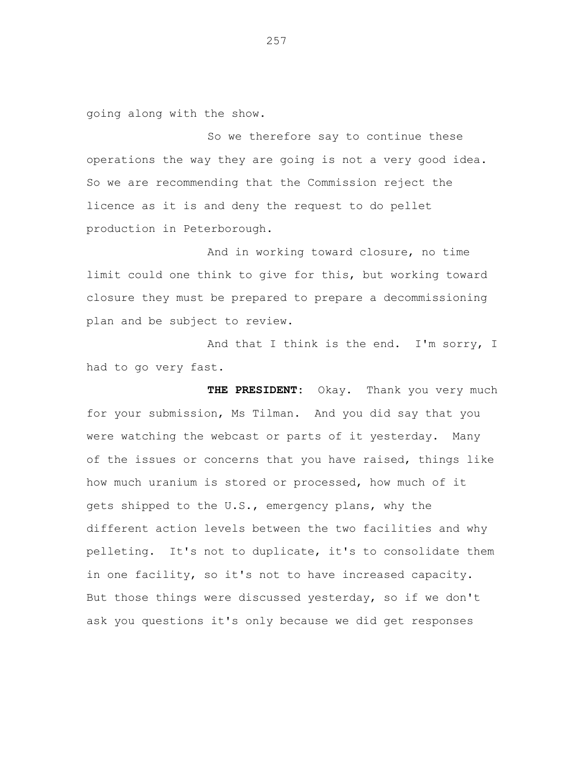going along with the show.

So we therefore say to continue these operations the way they are going is not a very good idea. So we are recommending that the Commission reject the licence as it is and deny the request to do pellet production in Peterborough.

And in working toward closure, no time limit could one think to give for this, but working toward closure they must be prepared to prepare a decommissioning plan and be subject to review.

And that I think is the end. I'm sorry, I had to go very fast.

**THE PRESIDENT:** Okay. Thank you very much for your submission, Ms Tilman. And you did say that you were watching the webcast or parts of it yesterday. Many of the issues or concerns that you have raised, things like how much uranium is stored or processed, how much of it gets shipped to the U.S., emergency plans, why the different action levels between the two facilities and why pelleting. It's not to duplicate, it's to consolidate them in one facility, so it's not to have increased capacity. But those things were discussed yesterday, so if we don't ask you questions it's only because we did get responses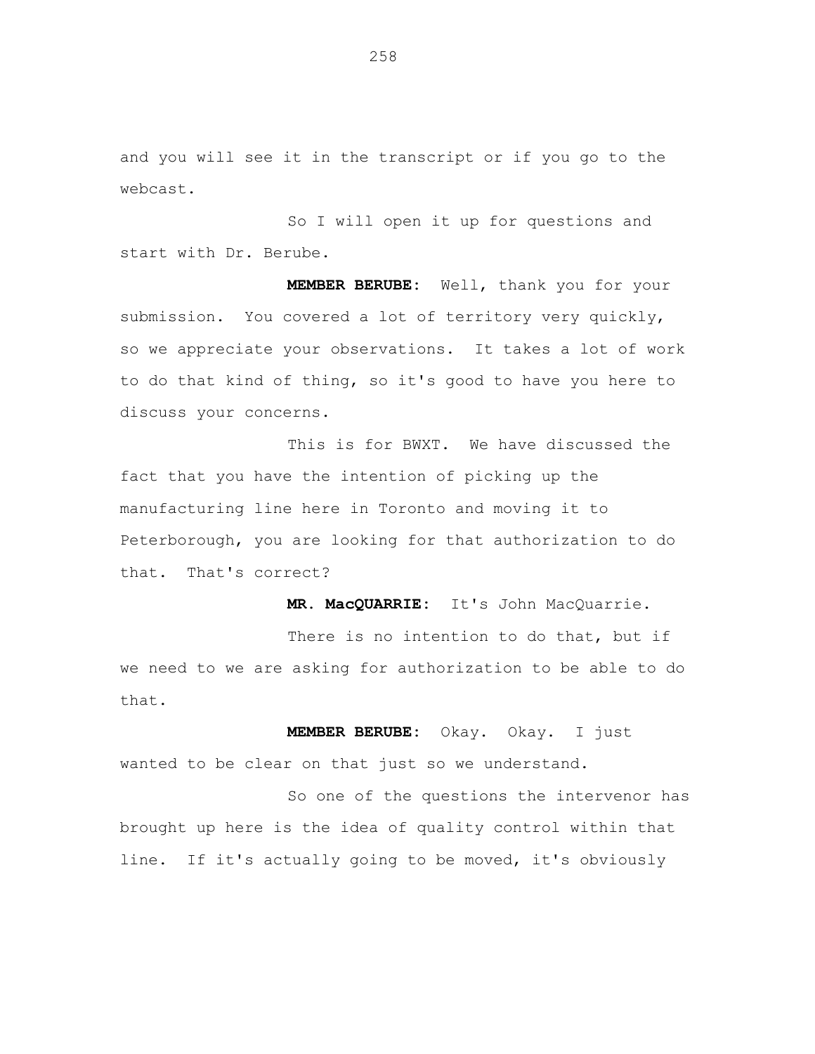and you will see it in the transcript or if you go to the webcast.

So I will open it up for questions and start with Dr. Berube.

**MEMBER BERUBE:** Well, thank you for your submission. You covered a lot of territory very quickly, so we appreciate your observations. It takes a lot of work to do that kind of thing, so it's good to have you here to discuss your concerns.

This is for BWXT. We have discussed the fact that you have the intention of picking up the manufacturing line here in Toronto and moving it to Peterborough, you are looking for that authorization to do that. That's correct?

**MR. MacQUARRIE:** It's John MacQuarrie.

There is no intention to do that, but if we need to we are asking for authorization to be able to do that.

**MEMBER BERUBE:** Okay. Okay. I just wanted to be clear on that just so we understand.

So one of the questions the intervenor has brought up here is the idea of quality control within that line. If it's actually going to be moved, it's obviously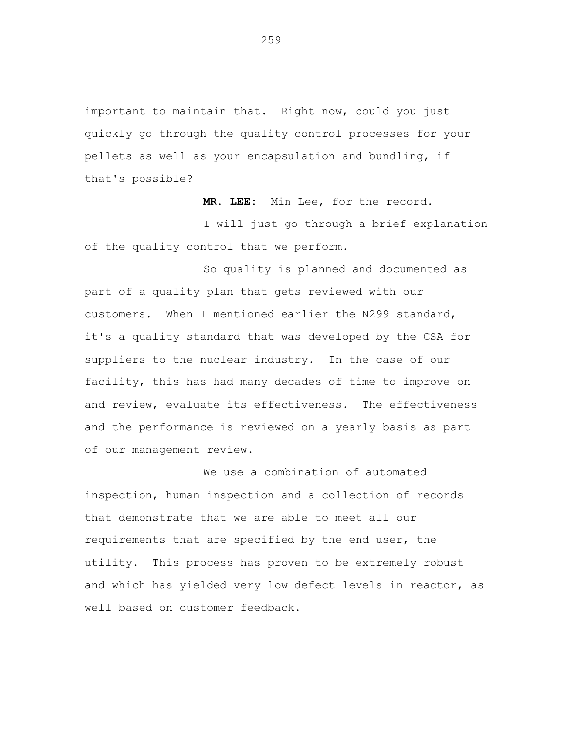important to maintain that. Right now, could you just quickly go through the quality control processes for your pellets as well as your encapsulation and bundling, if that's possible?

**MR. LEE:** Min Lee, for the record.

I will just go through a brief explanation of the quality control that we perform.

So quality is planned and documented as part of a quality plan that gets reviewed with our customers. When I mentioned earlier the N299 standard, it's a quality standard that was developed by the CSA for suppliers to the nuclear industry. In the case of our facility, this has had many decades of time to improve on and review, evaluate its effectiveness. The effectiveness and the performance is reviewed on a yearly basis as part of our management review.

We use a combination of automated inspection, human inspection and a collection of records that demonstrate that we are able to meet all our requirements that are specified by the end user, the utility. This process has proven to be extremely robust and which has yielded very low defect levels in reactor, as well based on customer feedback.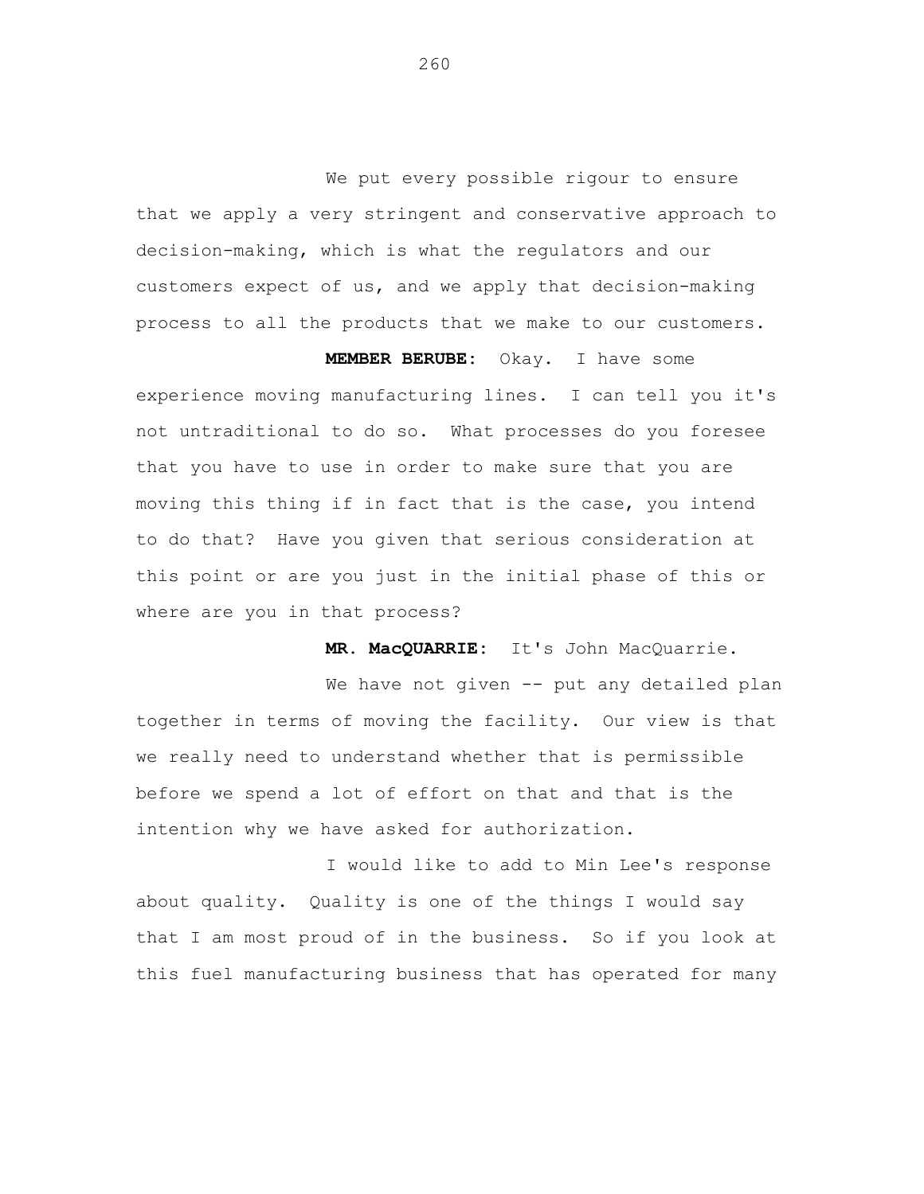We put every possible rigour to ensure that we apply a very stringent and conservative approach to decision-making, which is what the regulators and our customers expect of us, and we apply that decision-making process to all the products that we make to our customers.

**MEMBER BERUBE:** Okay. I have some experience moving manufacturing lines. I can tell you it's not untraditional to do so. What processes do you foresee that you have to use in order to make sure that you are moving this thing if in fact that is the case, you intend to do that? Have you given that serious consideration at this point or are you just in the initial phase of this or where are you in that process?

**MR. MacQUARRIE:** It's John MacQuarrie.

We have not given -- put any detailed plan together in terms of moving the facility. Our view is that we really need to understand whether that is permissible before we spend a lot of effort on that and that is the intention why we have asked for authorization.

I would like to add to Min Lee's response about quality. Quality is one of the things I would say that I am most proud of in the business. So if you look at this fuel manufacturing business that has operated for many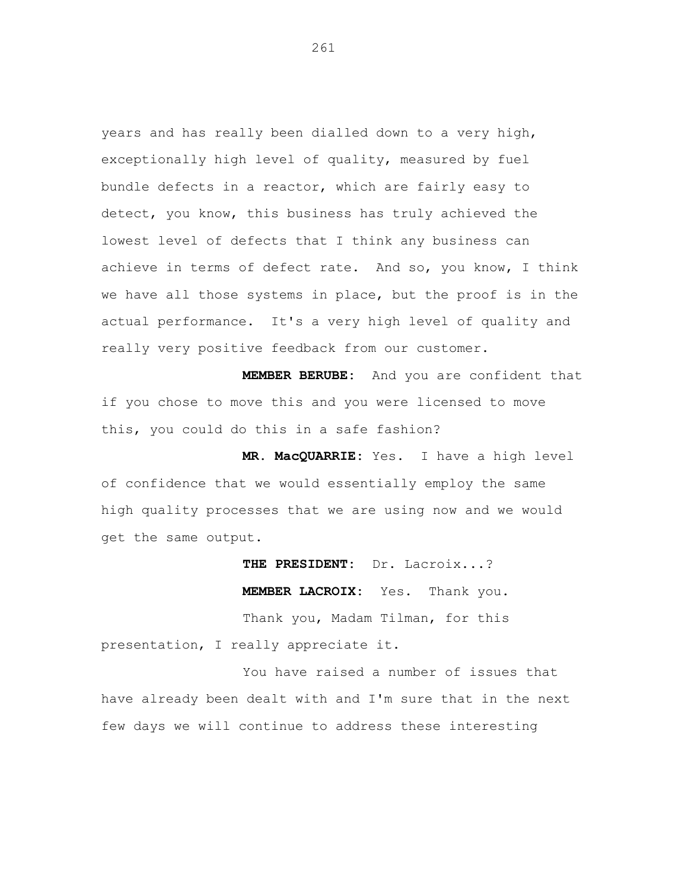years and has really been dialled down to a very high, exceptionally high level of quality, measured by fuel bundle defects in a reactor, which are fairly easy to detect, you know, this business has truly achieved the lowest level of defects that I think any business can achieve in terms of defect rate. And so, you know, I think we have all those systems in place, but the proof is in the actual performance. It's a very high level of quality and really very positive feedback from our customer.

**MEMBER BERUBE:** And you are confident that if you chose to move this and you were licensed to move this, you could do this in a safe fashion?

**MR. MacQUARRIE:** Yes. I have a high level of confidence that we would essentially employ the same high quality processes that we are using now and we would get the same output.

**THE PRESIDENT:** Dr. Lacroix...?

**MEMBER LACROIX:** Yes. Thank you.

Thank you, Madam Tilman, for this presentation, I really appreciate it.

You have raised a number of issues that have already been dealt with and I'm sure that in the next few days we will continue to address these interesting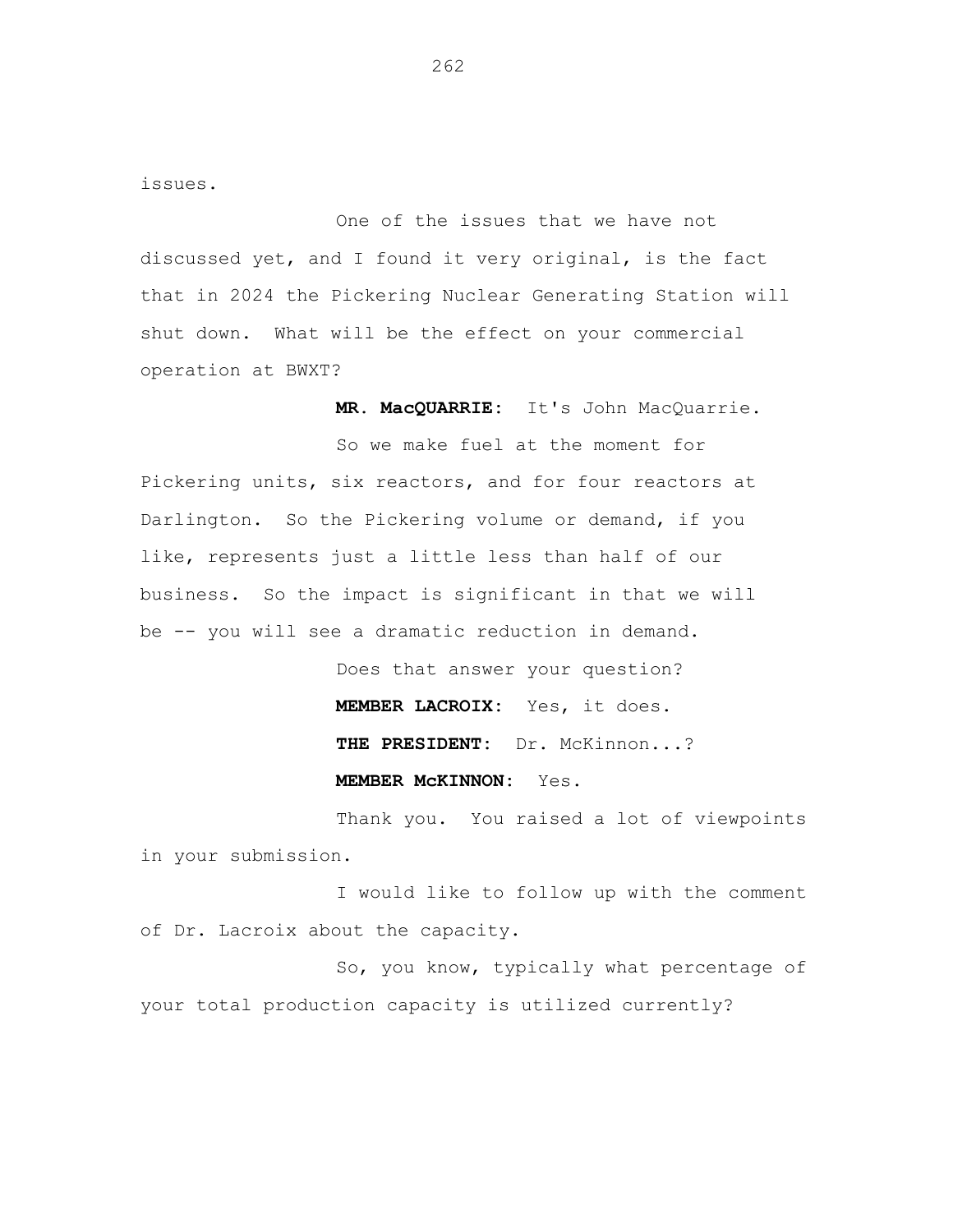issues.

One of the issues that we have not discussed yet, and I found it very original, is the fact that in 2024 the Pickering Nuclear Generating Station will shut down. What will be the effect on your commercial operation at BWXT?

**MR. MacQUARRIE:** It's John MacQuarrie.

So we make fuel at the moment for Pickering units, six reactors, and for four reactors at Darlington. So the Pickering volume or demand, if you like, represents just a little less than half of our business. So the impact is significant in that we will be -- you will see a dramatic reduction in demand.

Does that answer your question?

**MEMBER LACROIX:** Yes, it does.

**THE PRESIDENT:** Dr. McKinnon...?

**MEMBER McKINNON:** Yes.

Thank you. You raised a lot of viewpoints in your submission.

I would like to follow up with the comment of Dr. Lacroix about the capacity.

So, you know, typically what percentage of your total production capacity is utilized currently?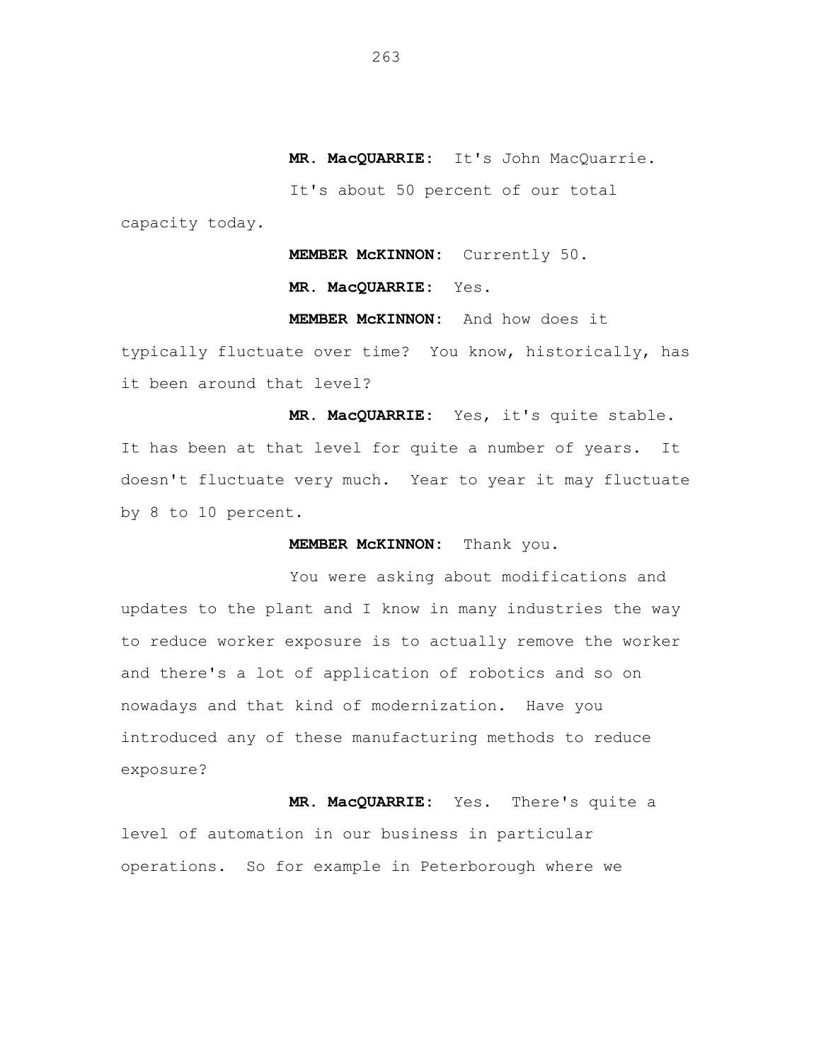**MR. MacQUARRIE:** It's John MacQuarrie.

It's about 50 percent of our total capacity today.

**MEMBER McKINNON:** Currently 50.

**MR. MacQUARRIE:** Yes.

**MEMBER McKINNON:** And how does it typically fluctuate over time? You know, historically, has it been around that level?

**MR. MacQUARRIE:** Yes, it's quite stable. It has been at that level for quite a number of years. It doesn't fluctuate very much. Year to year it may fluctuate by 8 to 10 percent.

**MEMBER McKINNON:** Thank you.

You were asking about modifications and updates to the plant and I know in many industries the way to reduce worker exposure is to actually remove the worker and there's a lot of application of robotics and so on nowadays and that kind of modernization. Have you introduced any of these manufacturing methods to reduce exposure?

**MR. MacQUARRIE:** Yes. There's quite a level of automation in our business in particular operations. So for example in Peterborough where we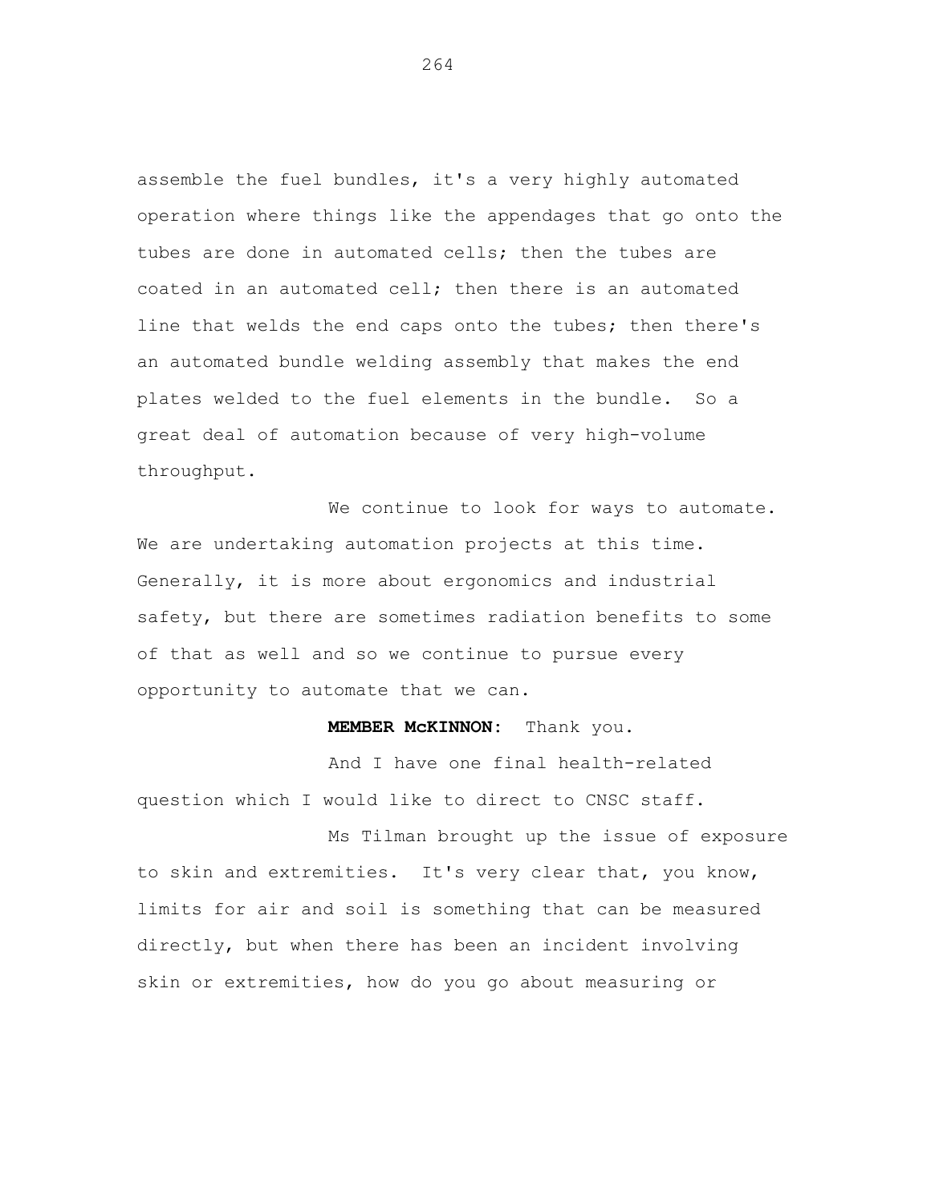assemble the fuel bundles, it's a very highly automated operation where things like the appendages that go onto the tubes are done in automated cells; then the tubes are coated in an automated cell; then there is an automated line that welds the end caps onto the tubes; then there's an automated bundle welding assembly that makes the end plates welded to the fuel elements in the bundle. So a great deal of automation because of very high-volume throughput.

We continue to look for ways to automate. We are undertaking automation projects at this time. Generally, it is more about ergonomics and industrial safety, but there are sometimes radiation benefits to some of that as well and so we continue to pursue every opportunity to automate that we can.

**MEMBER McKINNON:** Thank you.

And I have one final health-related question which I would like to direct to CNSC staff.

Ms Tilman brought up the issue of exposure to skin and extremities. It's very clear that, you know, limits for air and soil is something that can be measured directly, but when there has been an incident involving skin or extremities, how do you go about measuring or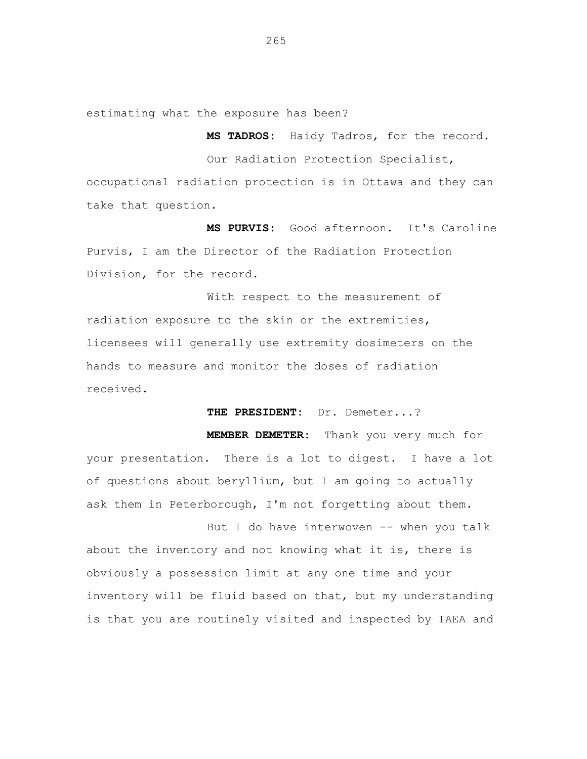estimating what the exposure has been?

**MS TADROS:** Haidy Tadros, for the record.

Our Radiation Protection Specialist, occupational radiation protection is in Ottawa and they can take that question.

**MS PURVIS:** Good afternoon. It's Caroline Purvis, I am the Director of the Radiation Protection Division, for the record.

With respect to the measurement of radiation exposure to the skin or the extremities, licensees will generally use extremity dosimeters on the hands to measure and monitor the doses of radiation received.

**THE PRESIDENT:** Dr. Demeter...?

**MEMBER DEMETER:** Thank you very much for your presentation. There is a lot to digest. I have a lot of questions about beryllium, but I am going to actually ask them in Peterborough, I'm not forgetting about them.

But I do have interwoven -- when you talk about the inventory and not knowing what it is, there is obviously a possession limit at any one time and your inventory will be fluid based on that, but my understanding is that you are routinely visited and inspected by IAEA and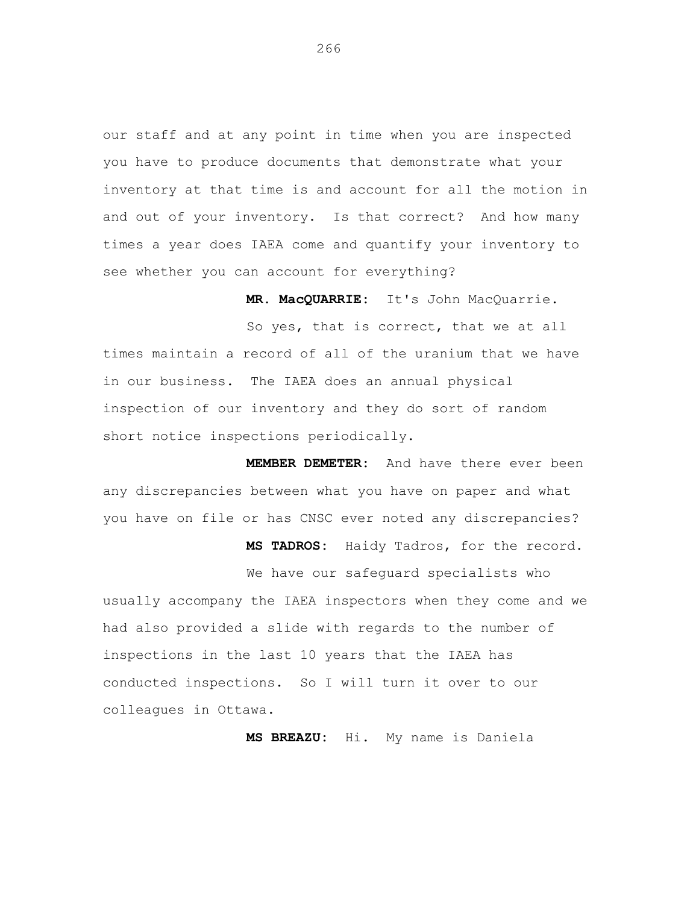our staff and at any point in time when you are inspected you have to produce documents that demonstrate what your inventory at that time is and account for all the motion in and out of your inventory. Is that correct? And how many times a year does IAEA come and quantify your inventory to see whether you can account for everything?

**MR. MacQUARRIE:** It's John MacQuarrie.

So yes, that is correct, that we at all times maintain a record of all of the uranium that we have in our business. The IAEA does an annual physical inspection of our inventory and they do sort of random short notice inspections periodically.

**MEMBER DEMETER:** And have there ever been any discrepancies between what you have on paper and what you have on file or has CNSC ever noted any discrepancies?

**MS TADROS:** Haidy Tadros, for the record.

We have our safeguard specialists who usually accompany the IAEA inspectors when they come and we had also provided a slide with regards to the number of inspections in the last 10 years that the IAEA has conducted inspections. So I will turn it over to our colleagues in Ottawa.

**MS BREAZU:** Hi. My name is Daniela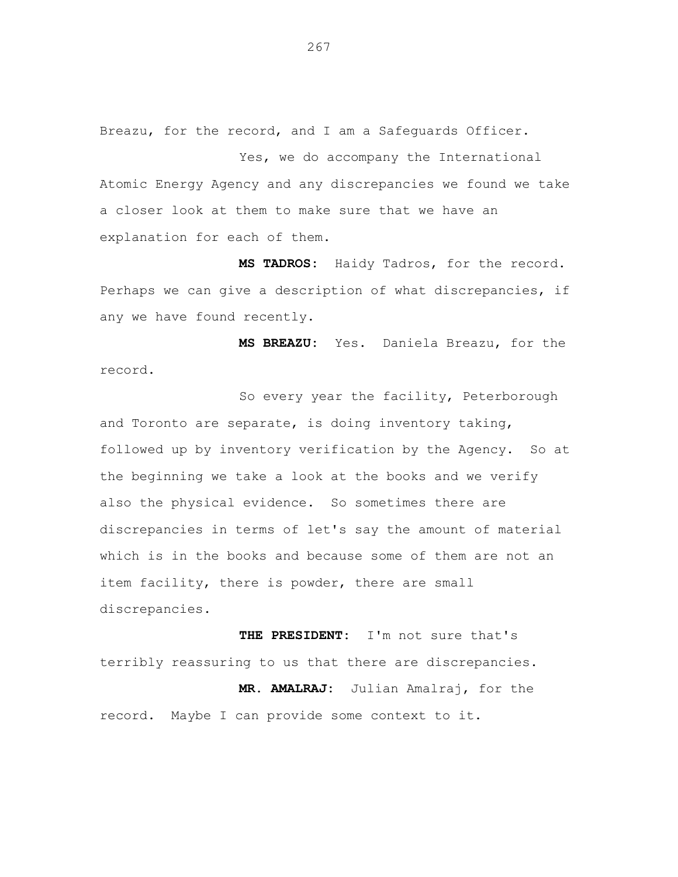Breazu, for the record, and I am a Safeguards Officer.

Yes, we do accompany the International Atomic Energy Agency and any discrepancies we found we take a closer look at them to make sure that we have an explanation for each of them.

**MS TADROS:** Haidy Tadros, for the record. Perhaps we can give a description of what discrepancies, if any we have found recently.

**MS BREAZU:** Yes. Daniela Breazu, for the record.

So every year the facility, Peterborough and Toronto are separate, is doing inventory taking, followed up by inventory verification by the Agency. So at the beginning we take a look at the books and we verify also the physical evidence. So sometimes there are discrepancies in terms of let's say the amount of material which is in the books and because some of them are not an item facility, there is powder, there are small discrepancies.

**THE PRESIDENT:** I'm not sure that's terribly reassuring to us that there are discrepancies.

**MR. AMALRAJ:** Julian Amalraj, for the record. Maybe I can provide some context to it.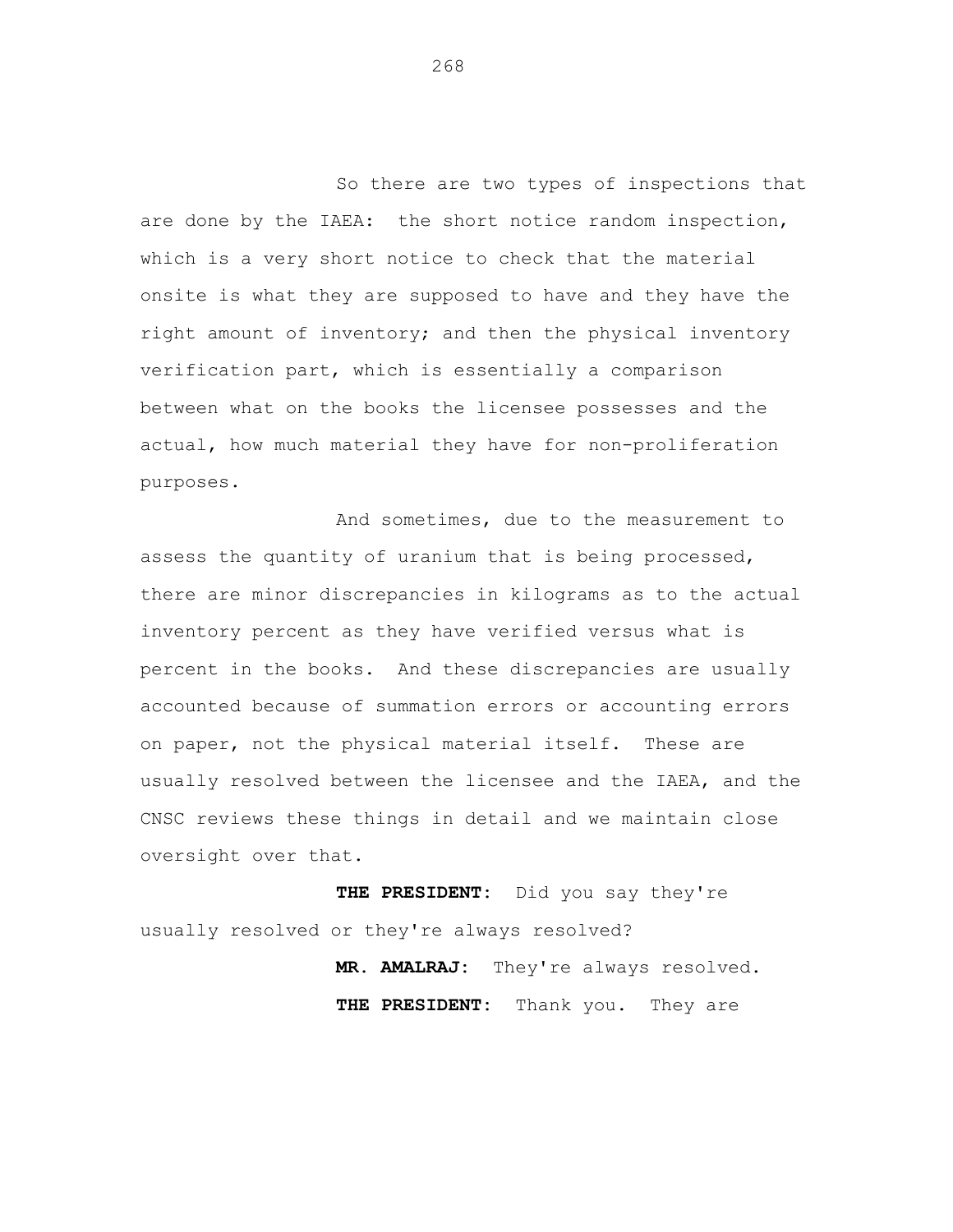So there are two types of inspections that are done by the IAEA: the short notice random inspection, which is a very short notice to check that the material onsite is what they are supposed to have and they have the right amount of inventory; and then the physical inventory verification part, which is essentially a comparison between what on the books the licensee possesses and the actual, how much material they have for non-proliferation purposes.

And sometimes, due to the measurement to assess the quantity of uranium that is being processed, there are minor discrepancies in kilograms as to the actual inventory percent as they have verified versus what is percent in the books. And these discrepancies are usually accounted because of summation errors or accounting errors on paper, not the physical material itself. These are usually resolved between the licensee and the IAEA, and the CNSC reviews these things in detail and we maintain close oversight over that.

**THE PRESIDENT:** Did you say they're usually resolved or they're always resolved?

**MR. AMALRAJ:** They're always resolved.

**THE PRESIDENT:** Thank you. They are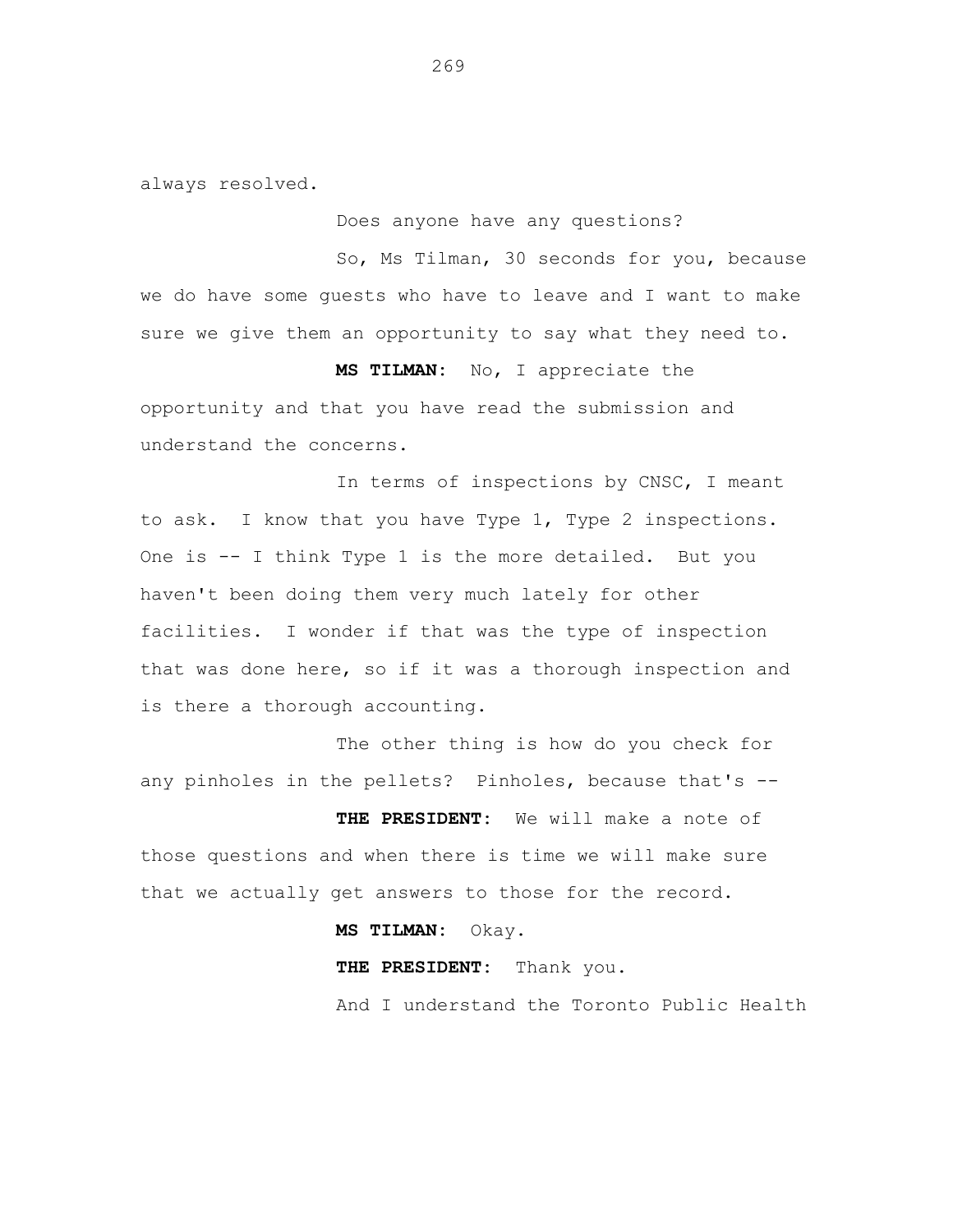always resolved.

Does anyone have any questions?

So, Ms Tilman, 30 seconds for you, because we do have some guests who have to leave and I want to make sure we give them an opportunity to say what they need to.

**MS TILMAN:** No, I appreciate the opportunity and that you have read the submission and understand the concerns.

In terms of inspections by CNSC, I meant to ask. I know that you have Type 1, Type 2 inspections. One is -- I think Type 1 is the more detailed. But you haven't been doing them very much lately for other facilities. I wonder if that was the type of inspection that was done here, so if it was a thorough inspection and is there a thorough accounting.

The other thing is how do you check for any pinholes in the pellets? Pinholes, because that's --

**THE PRESIDENT:** We will make a note of those questions and when there is time we will make sure that we actually get answers to those for the record.

**MS TILMAN:** Okay.

**THE PRESIDENT:** Thank you.

And I understand the Toronto Public Health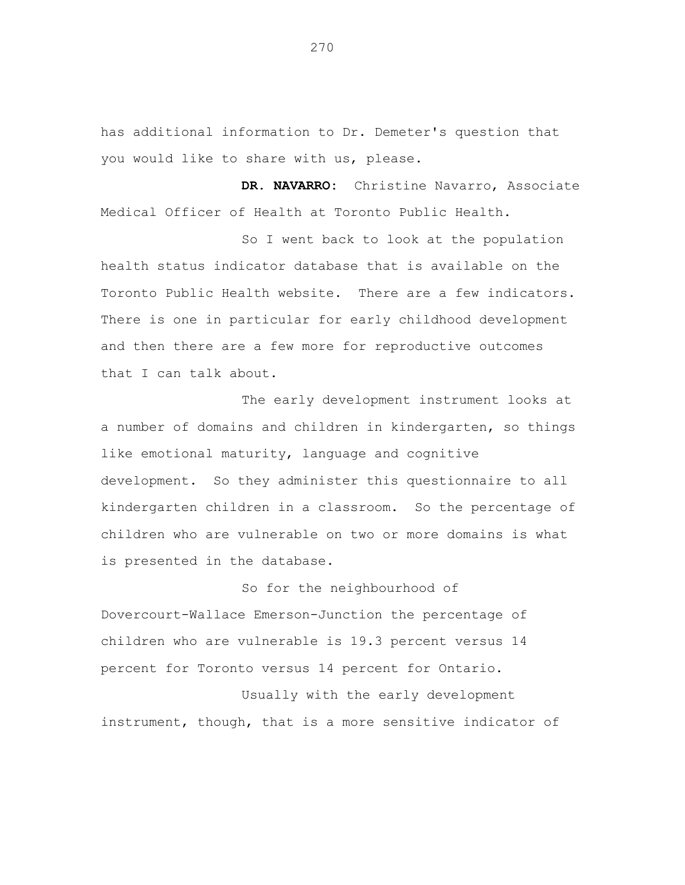has additional information to Dr. Demeter's question that you would like to share with us, please.

**DR. NAVARRO:** Christine Navarro, Associate Medical Officer of Health at Toronto Public Health.

So I went back to look at the population health status indicator database that is available on the Toronto Public Health website. There are a few indicators. There is one in particular for early childhood development and then there are a few more for reproductive outcomes that I can talk about.

The early development instrument looks at a number of domains and children in kindergarten, so things like emotional maturity, language and cognitive development. So they administer this questionnaire to all kindergarten children in a classroom. So the percentage of children who are vulnerable on two or more domains is what is presented in the database.

So for the neighbourhood of Dovercourt-Wallace Emerson-Junction the percentage of children who are vulnerable is 19.3 percent versus 14 percent for Toronto versus 14 percent for Ontario.

Usually with the early development instrument, though, that is a more sensitive indicator of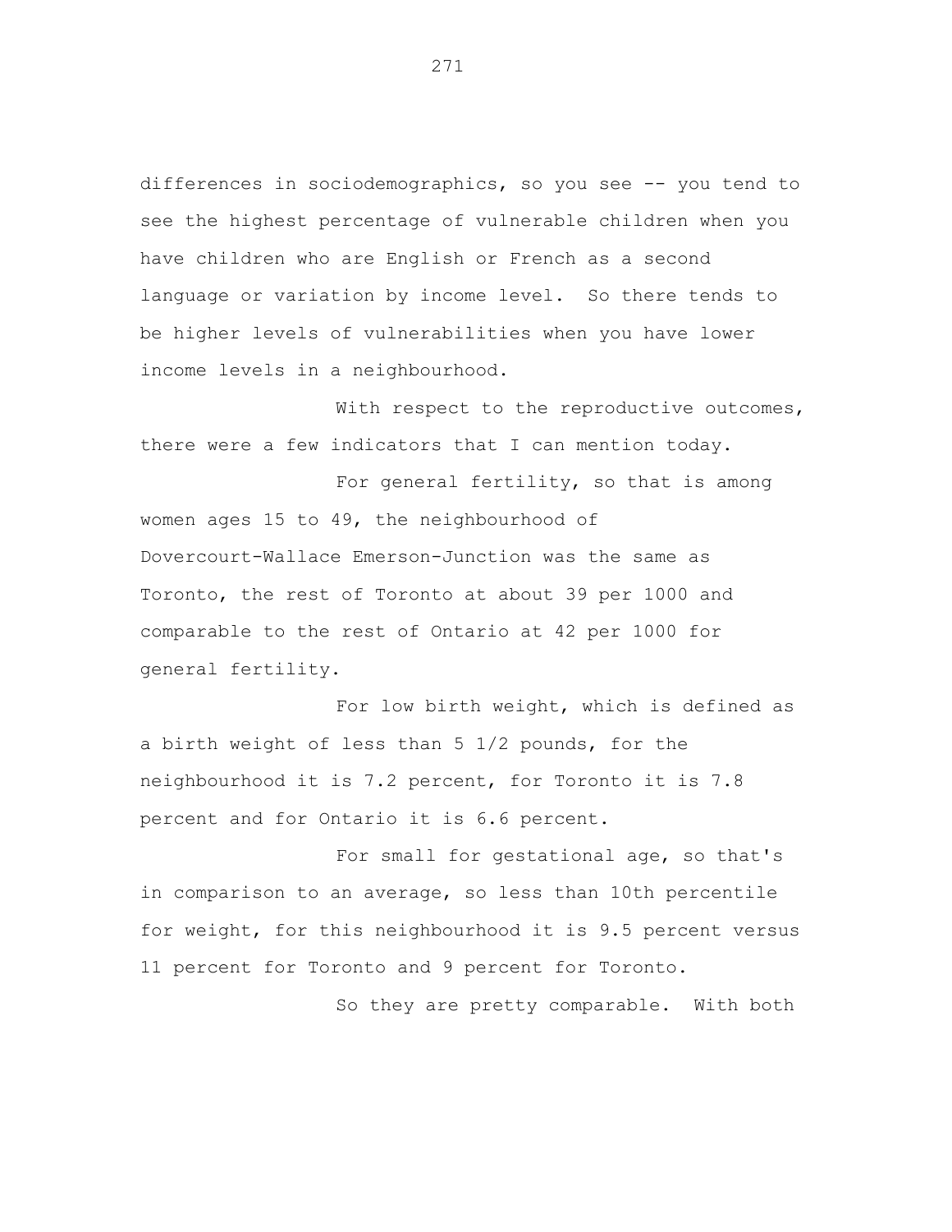differences in sociodemographics, so you see -- you tend to see the highest percentage of vulnerable children when you have children who are English or French as a second language or variation by income level. So there tends to be higher levels of vulnerabilities when you have lower income levels in a neighbourhood.

With respect to the reproductive outcomes, there were a few indicators that I can mention today.

For general fertility, so that is among women ages 15 to 49, the neighbourhood of Dovercourt-Wallace Emerson-Junction was the same as Toronto, the rest of Toronto at about 39 per 1000 and comparable to the rest of Ontario at 42 per 1000 for general fertility.

For low birth weight, which is defined as a birth weight of less than 5 1/2 pounds, for the neighbourhood it is 7.2 percent, for Toronto it is 7.8 percent and for Ontario it is 6.6 percent.

For small for gestational age, so that's in comparison to an average, so less than 10th percentile for weight, for this neighbourhood it is 9.5 percent versus 11 percent for Toronto and 9 percent for Toronto.

So they are pretty comparable. With both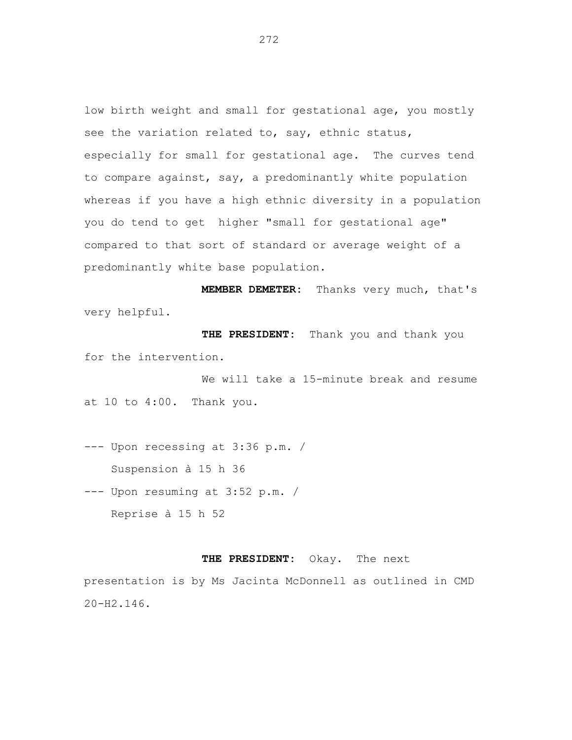low birth weight and small for gestational age, you mostly see the variation related to, say, ethnic status, especially for small for gestational age. The curves tend to compare against, say, a predominantly white population whereas if you have a high ethnic diversity in a population you do tend to get higher "small for gestational age" compared to that sort of standard or average weight of a predominantly white base population.

**MEMBER DEMETER:** Thanks very much, that's very helpful.

**THE PRESIDENT:** Thank you and thank you for the intervention.

We will take a 15-minute break and resume at 10 to 4:00. Thank you.

--- Upon recessing at 3:36 p.m. /
Suspension à 15 h 36

--- Upon resuming at 3:52 p.m. /
Reprise à 15 h 52

**THE PRESIDENT:** Okay. The next presentation is by Ms Jacinta McDonnell as outlined in CMD 20-H2.146.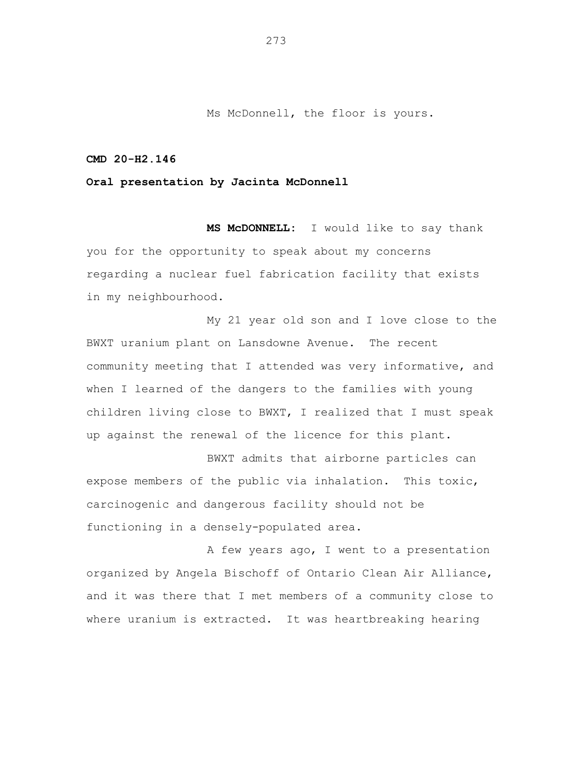Ms McDonnell, the floor is yours.

**CMD 20-H2.146**

**Oral presentation by Jacinta McDonnell**

**MS McDONNELL:** I would like to say thank you for the opportunity to speak about my concerns regarding a nuclear fuel fabrication facility that exists in my neighbourhood.

My 21 year old son and I love close to the BWXT uranium plant on Lansdowne Avenue. The recent community meeting that I attended was very informative, and when I learned of the dangers to the families with young children living close to BWXT, I realized that I must speak up against the renewal of the licence for this plant.

BWXT admits that airborne particles can expose members of the public via inhalation. This toxic, carcinogenic and dangerous facility should not be functioning in a densely-populated area.

A few years ago, I went to a presentation organized by Angela Bischoff of Ontario Clean Air Alliance, and it was there that I met members of a community close to where uranium is extracted. It was heartbreaking hearing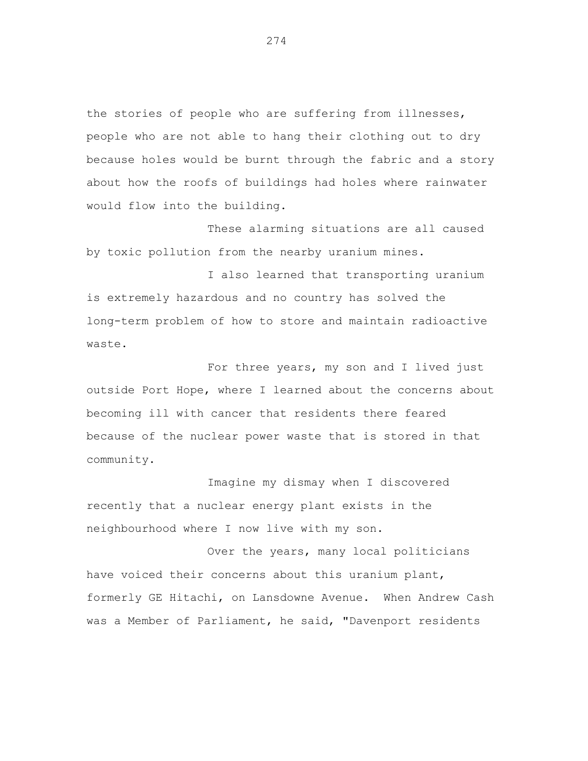the stories of people who are suffering from illnesses, people who are not able to hang their clothing out to dry because holes would be burnt through the fabric and a story about how the roofs of buildings had holes where rainwater would flow into the building.

These alarming situations are all caused by toxic pollution from the nearby uranium mines.

I also learned that transporting uranium is extremely hazardous and no country has solved the long-term problem of how to store and maintain radioactive waste.

For three years, my son and I lived just outside Port Hope, where I learned about the concerns about becoming ill with cancer that residents there feared because of the nuclear power waste that is stored in that community.

Imagine my dismay when I discovered recently that a nuclear energy plant exists in the neighbourhood where I now live with my son.

Over the years, many local politicians have voiced their concerns about this uranium plant, formerly GE Hitachi, on Lansdowne Avenue. When Andrew Cash was a Member of Parliament, he said, "Davenport residents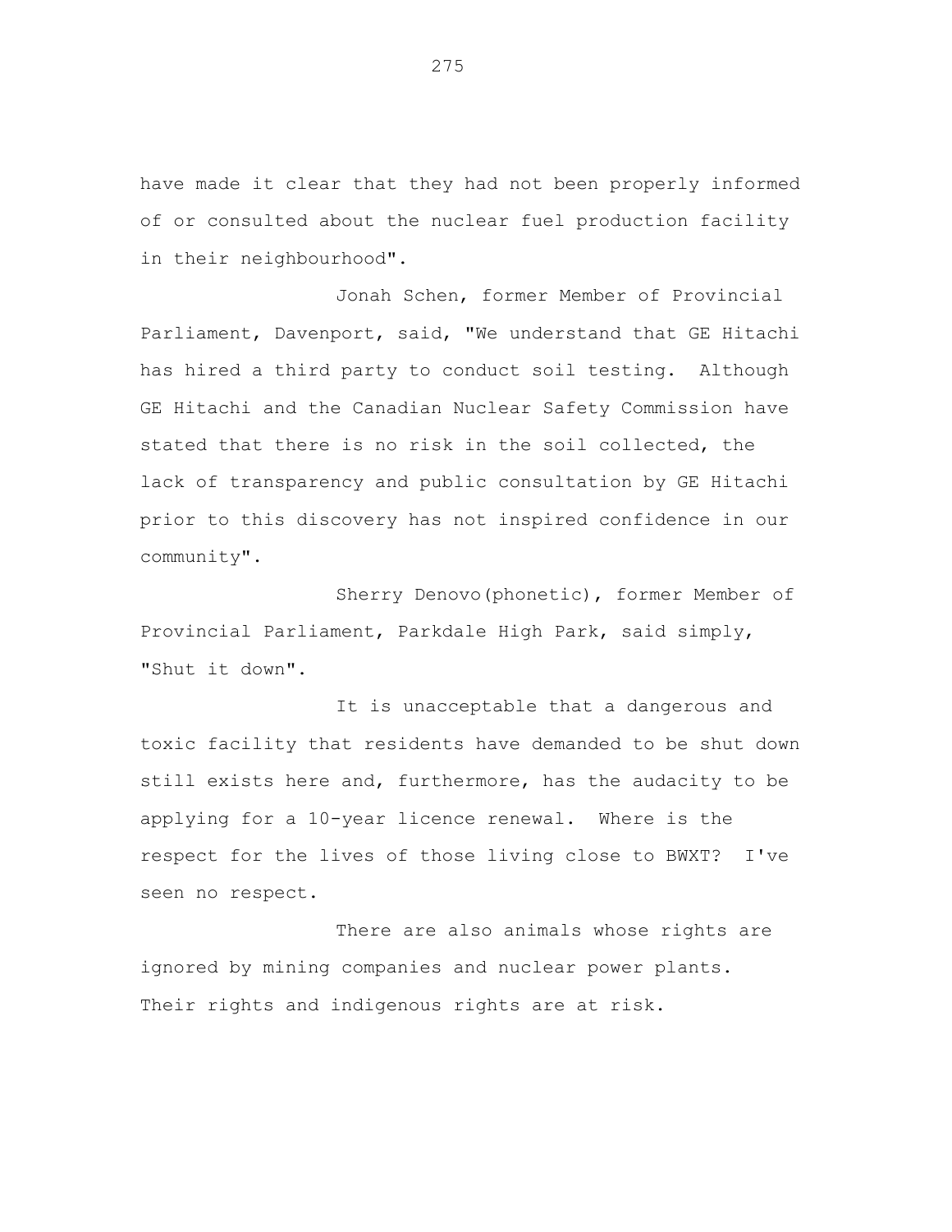have made it clear that they had not been properly informed of or consulted about the nuclear fuel production facility in their neighbourhood".

Jonah Schen, former Member of Provincial Parliament, Davenport, said, "We understand that GE Hitachi has hired a third party to conduct soil testing. Although GE Hitachi and the Canadian Nuclear Safety Commission have stated that there is no risk in the soil collected, the lack of transparency and public consultation by GE Hitachi prior to this discovery has not inspired confidence in our community".

Sherry Denovo(phonetic), former Member of Provincial Parliament, Parkdale High Park, said simply, "Shut it down".

It is unacceptable that a dangerous and toxic facility that residents have demanded to be shut down still exists here and, furthermore, has the audacity to be applying for a 10-year licence renewal. Where is the respect for the lives of those living close to BWXT? I've seen no respect.

There are also animals whose rights are ignored by mining companies and nuclear power plants. Their rights and indigenous rights are at risk.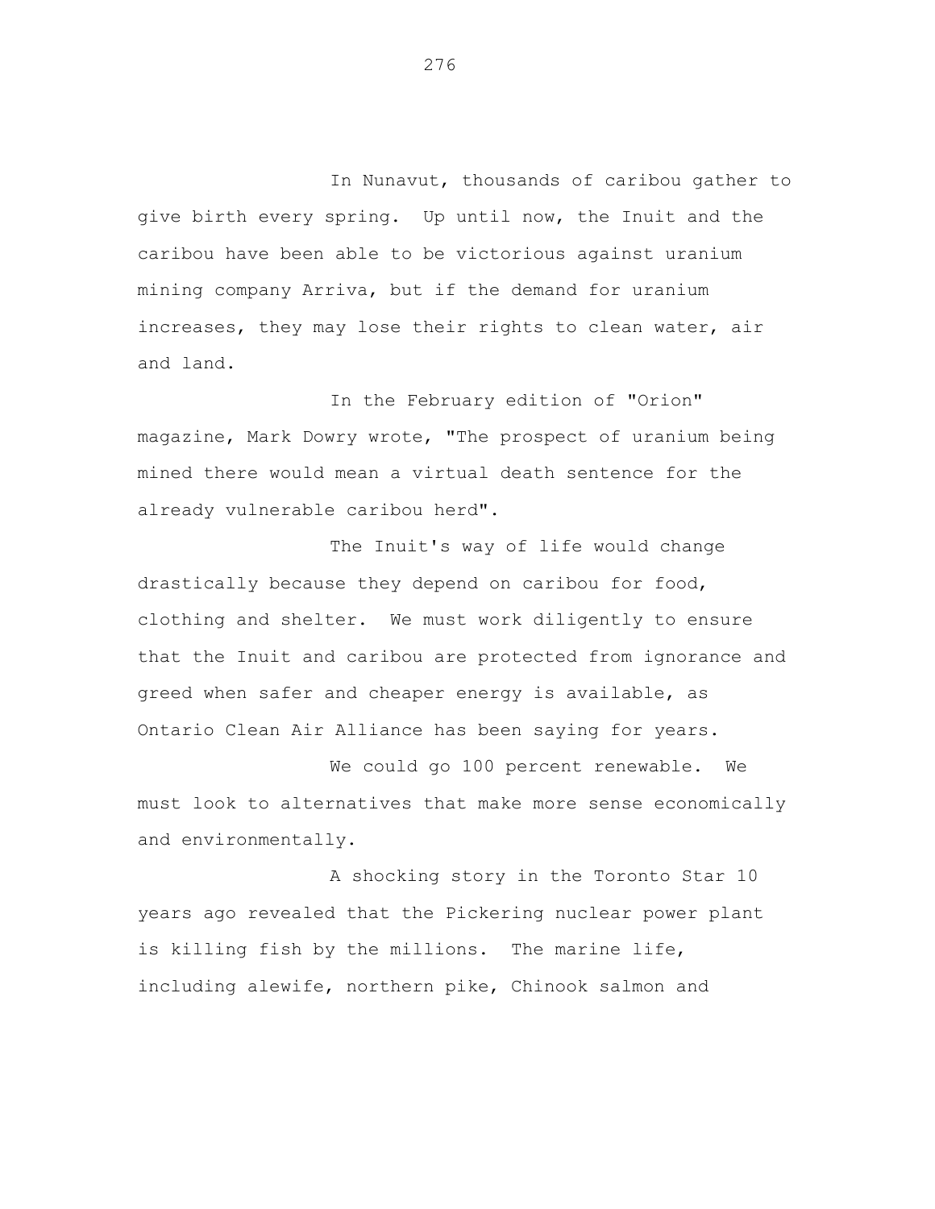In Nunavut, thousands of caribou gather to give birth every spring. Up until now, the Inuit and the caribou have been able to be victorious against uranium mining company Arriva, but if the demand for uranium increases, they may lose their rights to clean water, air and land.

In the February edition of "Orion" magazine, Mark Dowry wrote, "The prospect of uranium being mined there would mean a virtual death sentence for the already vulnerable caribou herd".

The Inuit's way of life would change drastically because they depend on caribou for food, clothing and shelter. We must work diligently to ensure that the Inuit and caribou are protected from ignorance and greed when safer and cheaper energy is available, as Ontario Clean Air Alliance has been saying for years.

We could go 100 percent renewable. We must look to alternatives that make more sense economically and environmentally.

A shocking story in the Toronto Star 10 years ago revealed that the Pickering nuclear power plant is killing fish by the millions. The marine life, including alewife, northern pike, Chinook salmon and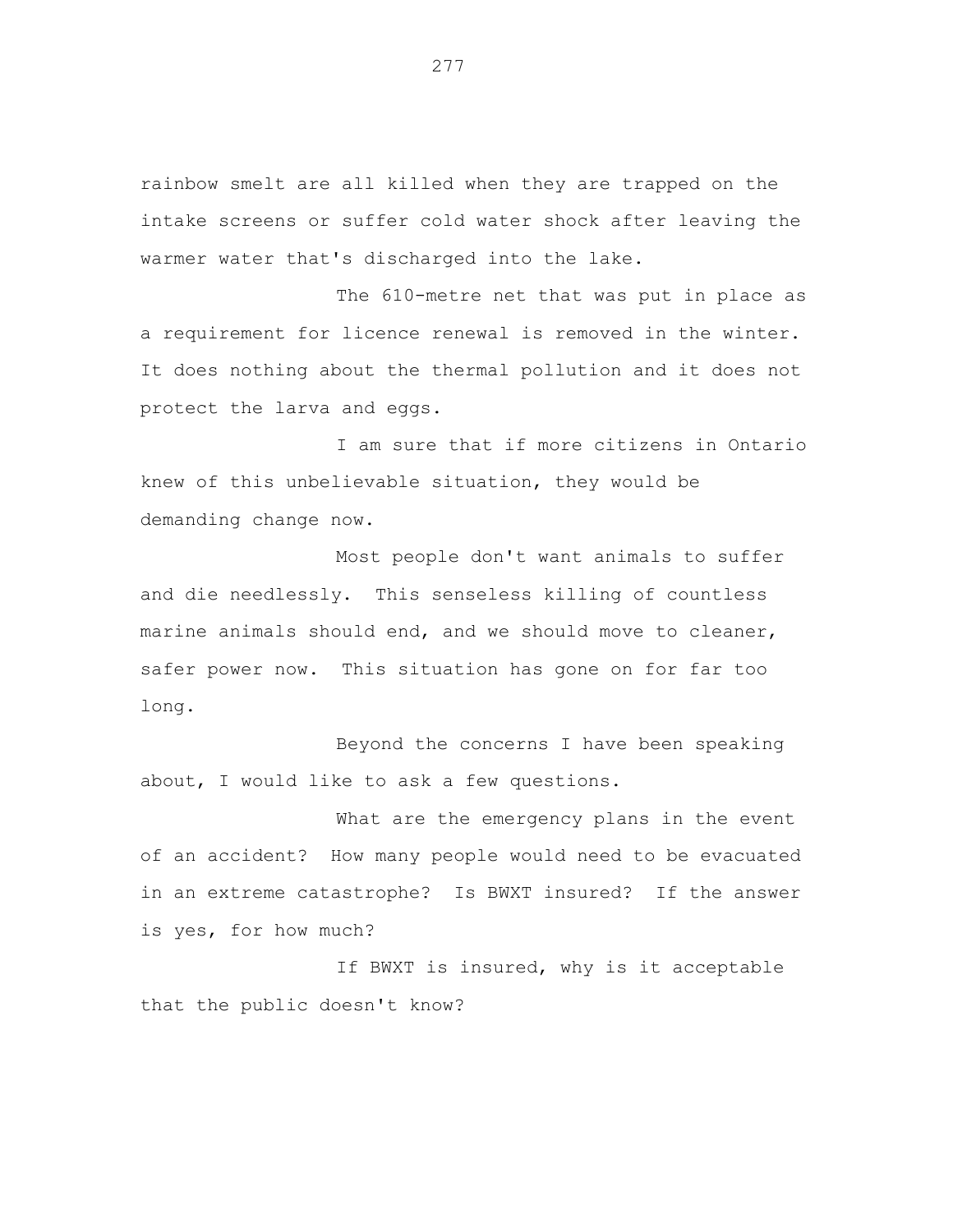rainbow smelt are all killed when they are trapped on the intake screens or suffer cold water shock after leaving the warmer water that's discharged into the lake.

The 610-metre net that was put in place as a requirement for licence renewal is removed in the winter. It does nothing about the thermal pollution and it does not protect the larva and eggs.

I am sure that if more citizens in Ontario knew of this unbelievable situation, they would be demanding change now.

Most people don't want animals to suffer and die needlessly. This senseless killing of countless marine animals should end, and we should move to cleaner, safer power now. This situation has gone on for far too long.

Beyond the concerns I have been speaking about, I would like to ask a few questions.

What are the emergency plans in the event of an accident? How many people would need to be evacuated in an extreme catastrophe? Is BWXT insured? If the answer is yes, for how much?

If BWXT is insured, why is it acceptable that the public doesn't know?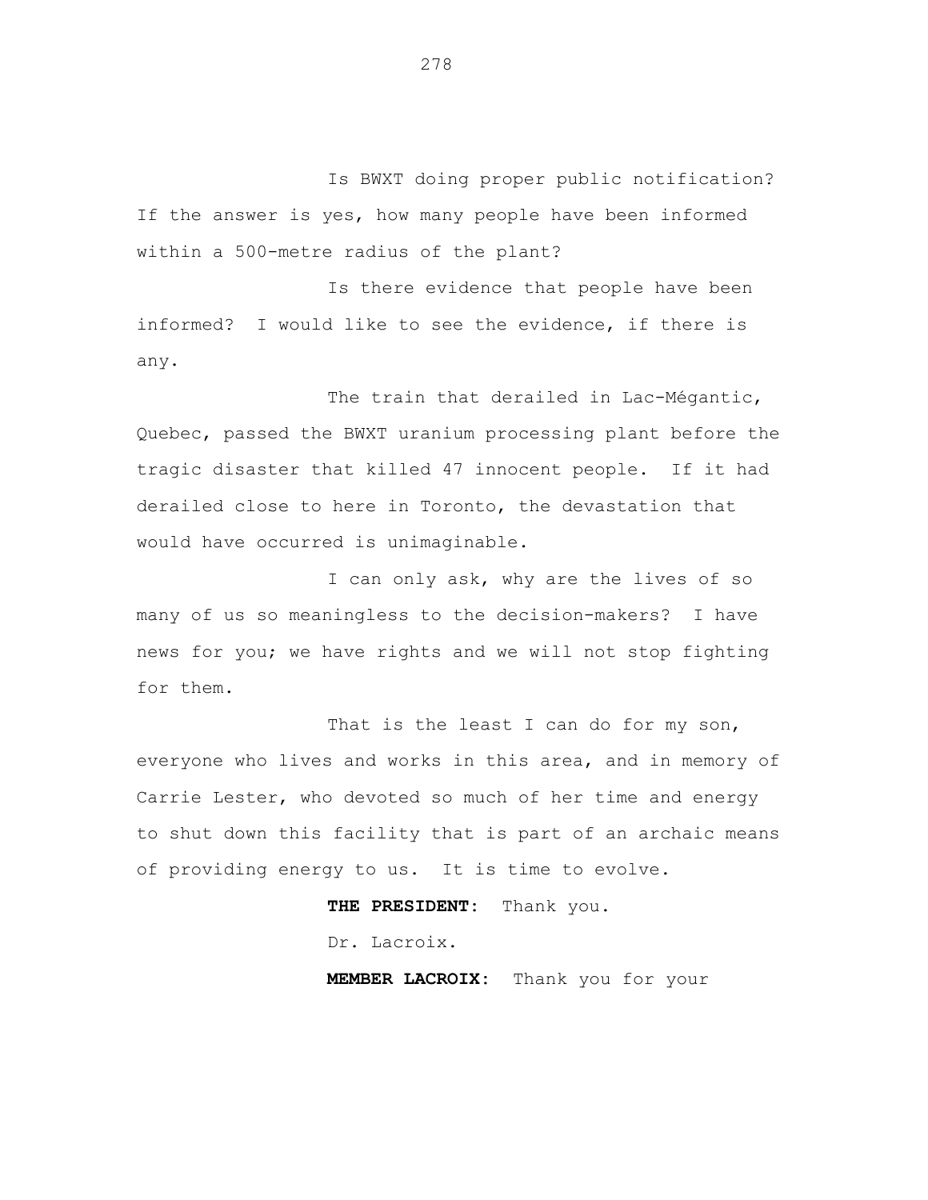Is BWXT doing proper public notification? If the answer is yes, how many people have been informed within a 500-metre radius of the plant?

Is there evidence that people have been informed? I would like to see the evidence, if there is any.

The train that derailed in Lac-Mégantic, Quebec, passed the BWXT uranium processing plant before the tragic disaster that killed 47 innocent people. If it had derailed close to here in Toronto, the devastation that would have occurred is unimaginable.

I can only ask, why are the lives of so many of us so meaningless to the decision-makers? I have news for you; we have rights and we will not stop fighting for them.

That is the least I can do for my son, everyone who lives and works in this area, and in memory of Carrie Lester, who devoted so much of her time and energy to shut down this facility that is part of an archaic means of providing energy to us. It is time to evolve.

**THE PRESIDENT:** Thank you.

Dr. Lacroix.

**MEMBER LACROIX:** Thank you for your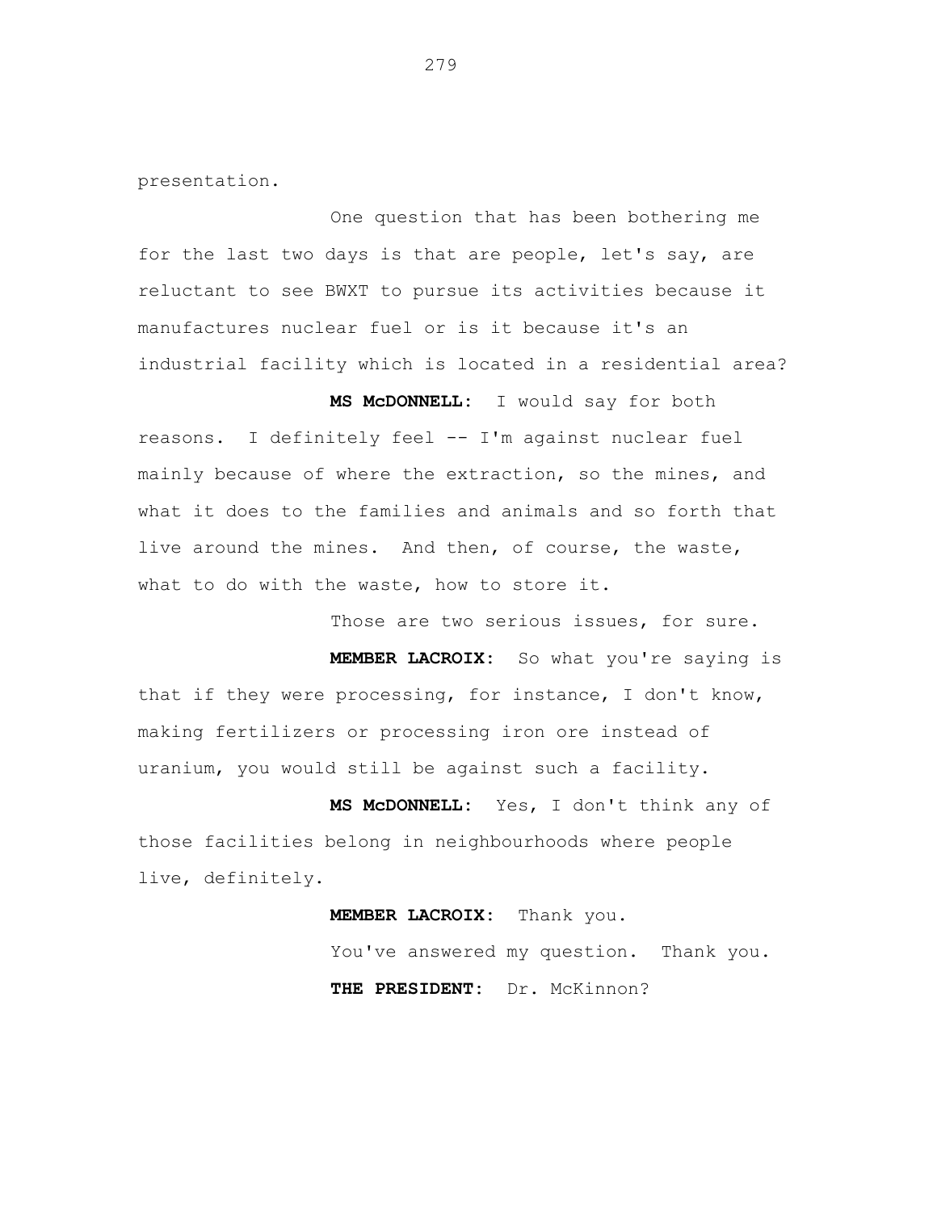presentation.

One question that has been bothering me for the last two days is that are people, let's say, are reluctant to see BWXT to pursue its activities because it manufactures nuclear fuel or is it because it's an industrial facility which is located in a residential area?

**MS McDONNELL:** I would say for both reasons. I definitely feel -- I'm against nuclear fuel mainly because of where the extraction, so the mines, and what it does to the families and animals and so forth that live around the mines. And then, of course, the waste, what to do with the waste, how to store it.

Those are two serious issues, for sure.

**MEMBER LACROIX:** So what you're saying is that if they were processing, for instance, I don't know, making fertilizers or processing iron ore instead of uranium, you would still be against such a facility.

**MS McDONNELL:** Yes, I don't think any of those facilities belong in neighbourhoods where people live, definitely.

**MEMBER LACROIX:** Thank you.

You've answered my question. Thank you.

**THE PRESIDENT:** Dr. McKinnon?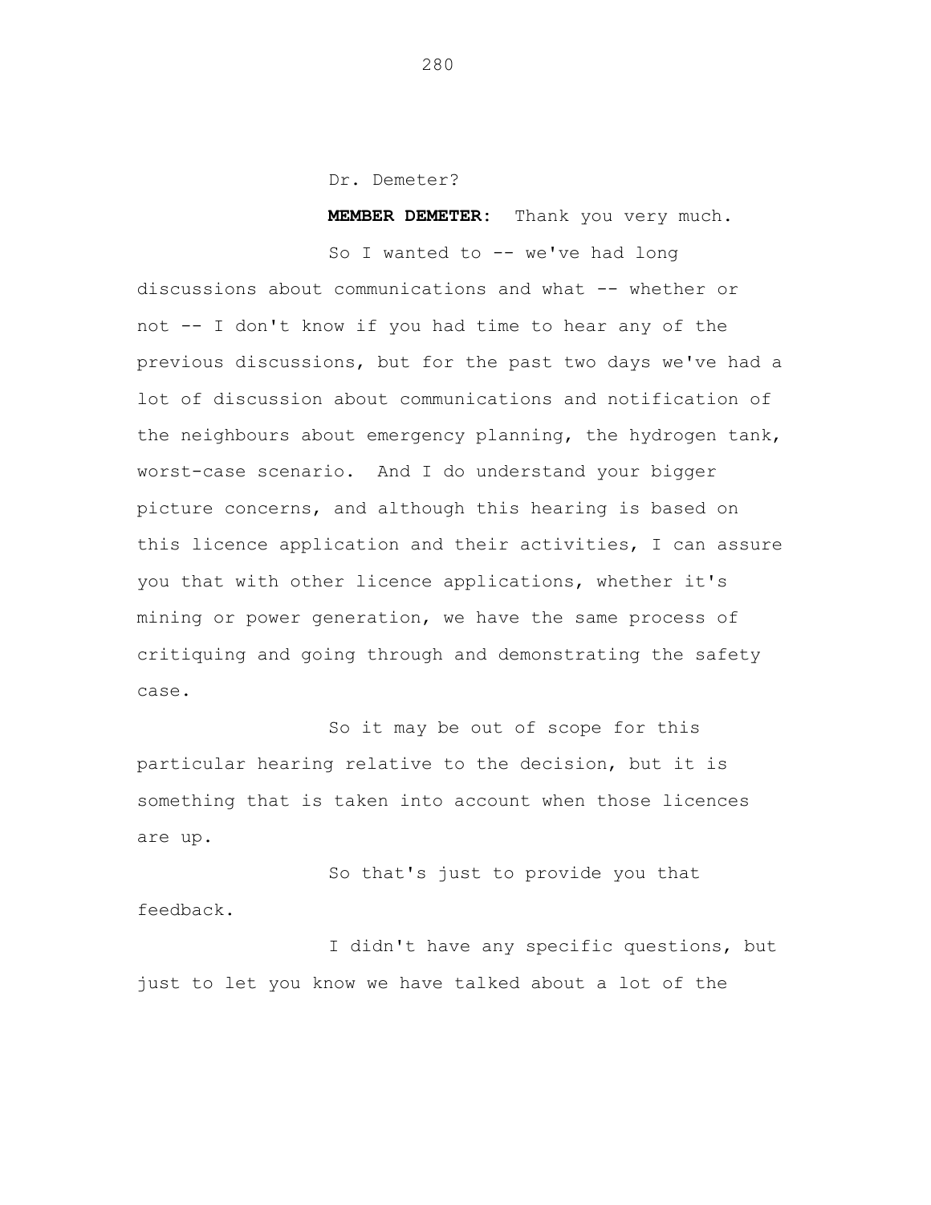Dr. Demeter?

**MEMBER DEMETER:** Thank you very much.

So I wanted to -- we've had long discussions about communications and what -- whether or not -- I don't know if you had time to hear any of the previous discussions, but for the past two days we've had a lot of discussion about communications and notification of the neighbours about emergency planning, the hydrogen tank, worst-case scenario. And I do understand your bigger picture concerns, and although this hearing is based on this licence application and their activities, I can assure you that with other licence applications, whether it's mining or power generation, we have the same process of critiquing and going through and demonstrating the safety case.

So it may be out of scope for this particular hearing relative to the decision, but it is something that is taken into account when those licences are up.

So that's just to provide you that feedback.

I didn't have any specific questions, but just to let you know we have talked about a lot of the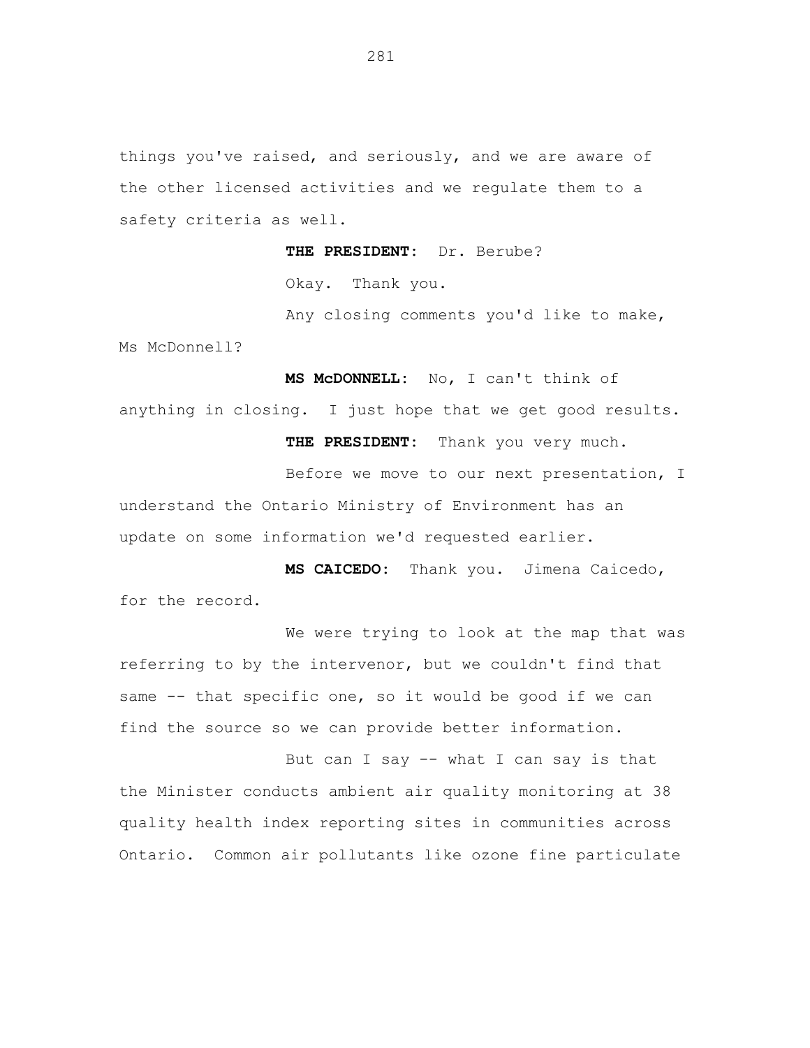things you've raised, and seriously, and we are aware of the other licensed activities and we regulate them to a safety criteria as well.

**THE PRESIDENT:** Dr. Berube?

Okay. Thank you.

Any closing comments you'd like to make, Ms McDonnell?

**MS McDONNELL:** No, I can't think of anything in closing. I just hope that we get good results.

**THE PRESIDENT:** Thank you very much.

Before we move to our next presentation, I understand the Ontario Ministry of Environment has an update on some information we'd requested earlier.

**MS CAICEDO:** Thank you. Jimena Caicedo, for the record.

We were trying to look at the map that was referring to by the intervenor, but we couldn't find that same -- that specific one, so it would be good if we can find the source so we can provide better information.

But can I say -- what I can say is that the Minister conducts ambient air quality monitoring at 38 quality health index reporting sites in communities across Ontario. Common air pollutants like ozone fine particulate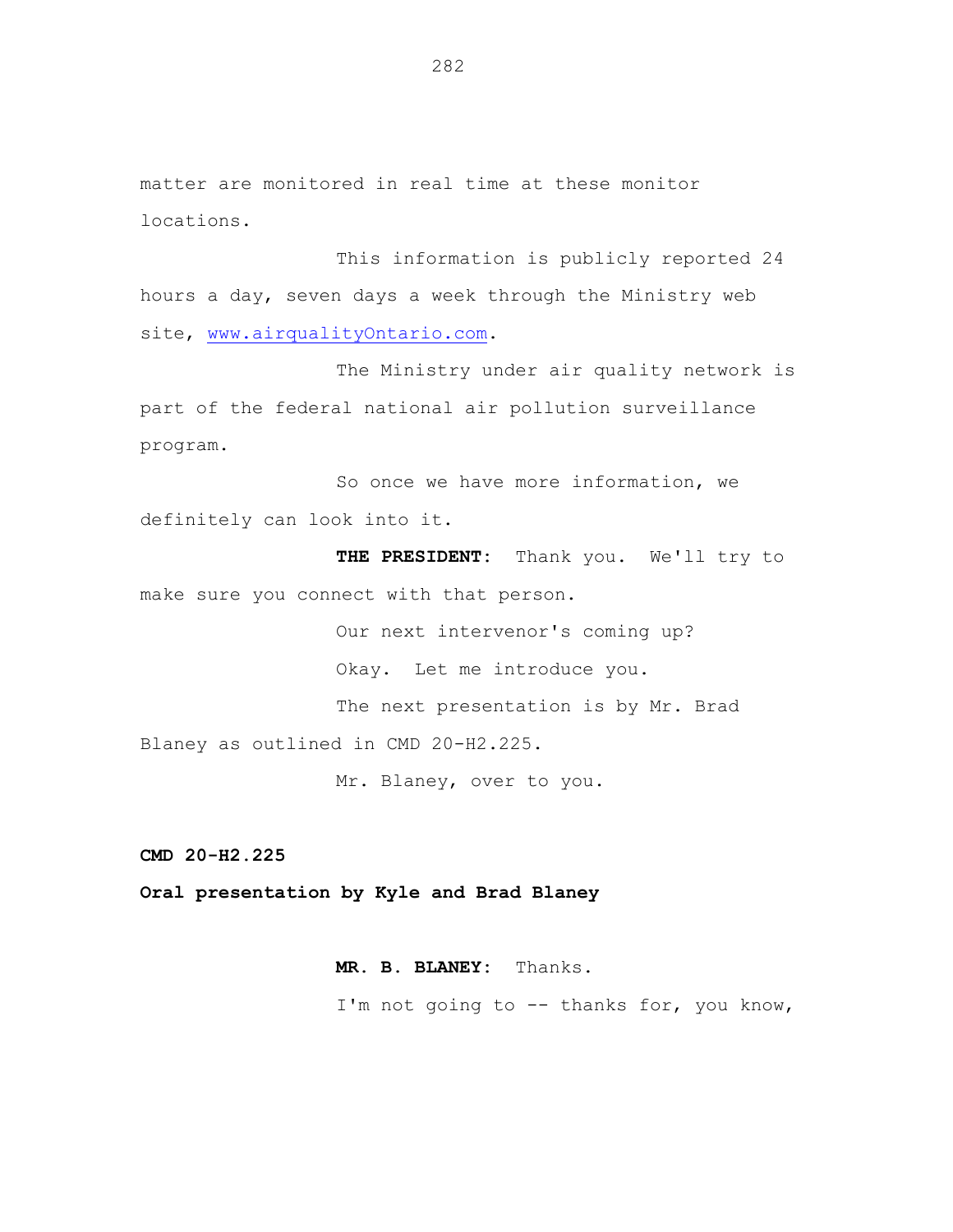matter are monitored in real time at these monitor locations.

This information is publicly reported 24 hours a day, seven days a week through the Ministry web site, www.airqualityOntario.com.

The Ministry under air quality network is part of the federal national air pollution surveillance program.

So once we have more information, we definitely can look into it.

**THE PRESIDENT:** Thank you. We'll try to make sure you connect with that person.

Our next intervenor's coming up?

Okay. Let me introduce you.

The next presentation is by Mr. Brad Blaney as outlined in CMD 20-H2.225.

Mr. Blaney, over to you.

**CMD 20-H2.225**

**Oral presentation by Kyle and Brad Blaney**

**MR. B. BLANEY:** Thanks.

I'm not going to -- thanks for, you know,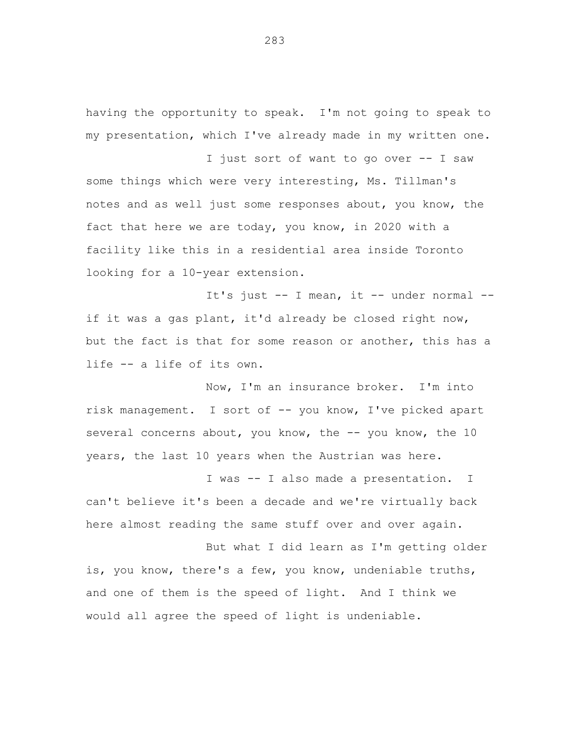having the opportunity to speak. I'm not going to speak to my presentation, which I've already made in my written one.

I just sort of want to go over -- I saw some things which were very interesting, Ms. Tillman's notes and as well just some responses about, you know, the fact that here we are today, you know, in 2020 with a facility like this in a residential area inside Toronto looking for a 10-year extension.

It's just -- I mean, it -- under normal -- if it was a gas plant, it'd already be closed right now, but the fact is that for some reason or another, this has a life -- a life of its own.

Now, I'm an insurance broker. I'm into risk management. I sort of -- you know, I've picked apart several concerns about, you know, the -- you know, the 10 years, the last 10 years when the Austrian was here.

I was -- I also made a presentation. I can't believe it's been a decade and we're virtually back here almost reading the same stuff over and over again.

But what I did learn as I'm getting older is, you know, there's a few, you know, undeniable truths, and one of them is the speed of light. And I think we would all agree the speed of light is undeniable.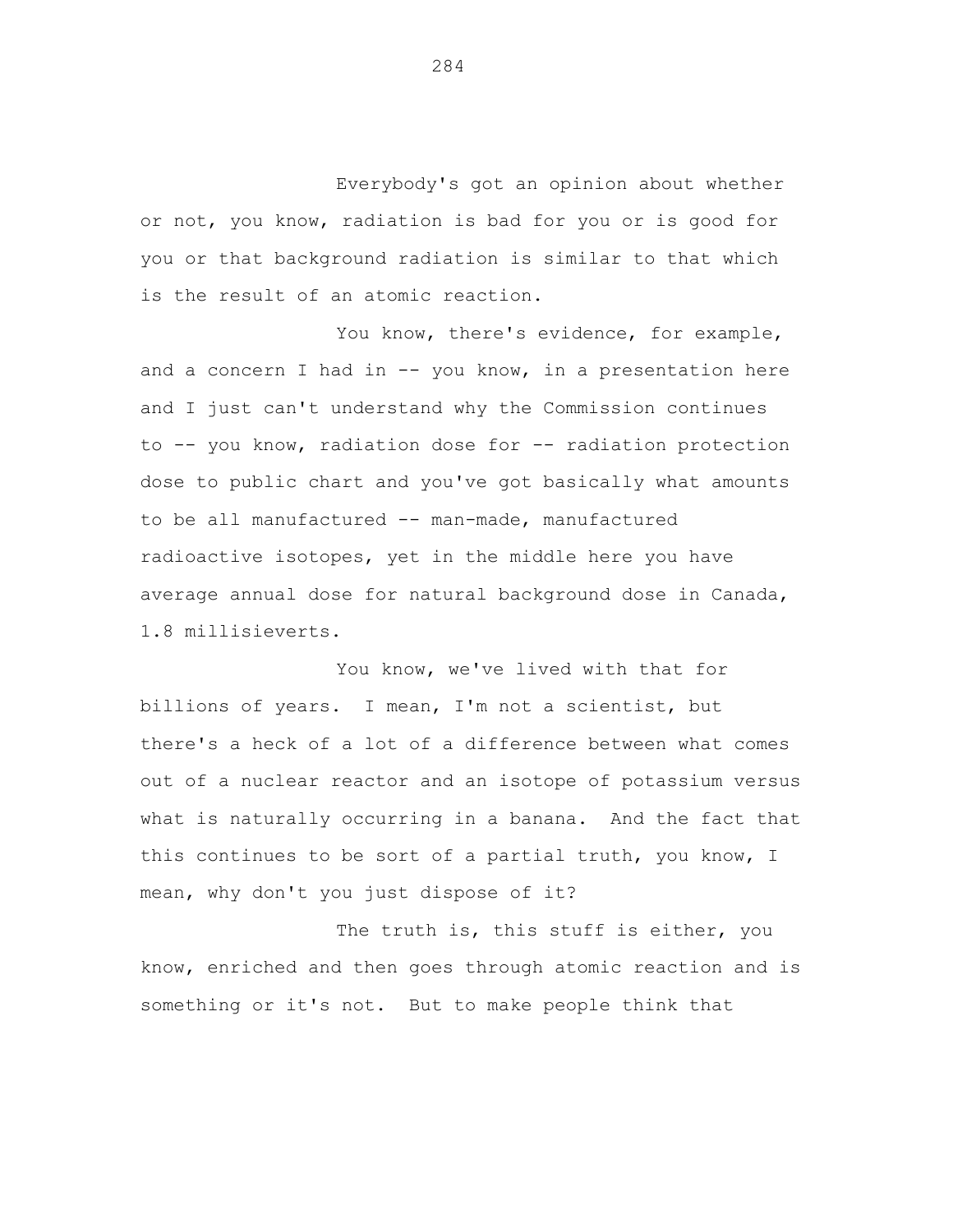Everybody's got an opinion about whether or not, you know, radiation is bad for you or is good for you or that background radiation is similar to that which is the result of an atomic reaction.

You know, there's evidence, for example, and a concern I had in -- you know, in a presentation here and I just can't understand why the Commission continues to -- you know, radiation dose for -- radiation protection dose to public chart and you've got basically what amounts to be all manufactured -- man-made, manufactured radioactive isotopes, yet in the middle here you have average annual dose for natural background dose in Canada, 1.8 millisieverts.

You know, we've lived with that for billions of years. I mean, I'm not a scientist, but there's a heck of a lot of a difference between what comes out of a nuclear reactor and an isotope of potassium versus what is naturally occurring in a banana. And the fact that this continues to be sort of a partial truth, you know, I mean, why don't you just dispose of it?

The truth is, this stuff is either, you know, enriched and then goes through atomic reaction and is something or it's not. But to make people think that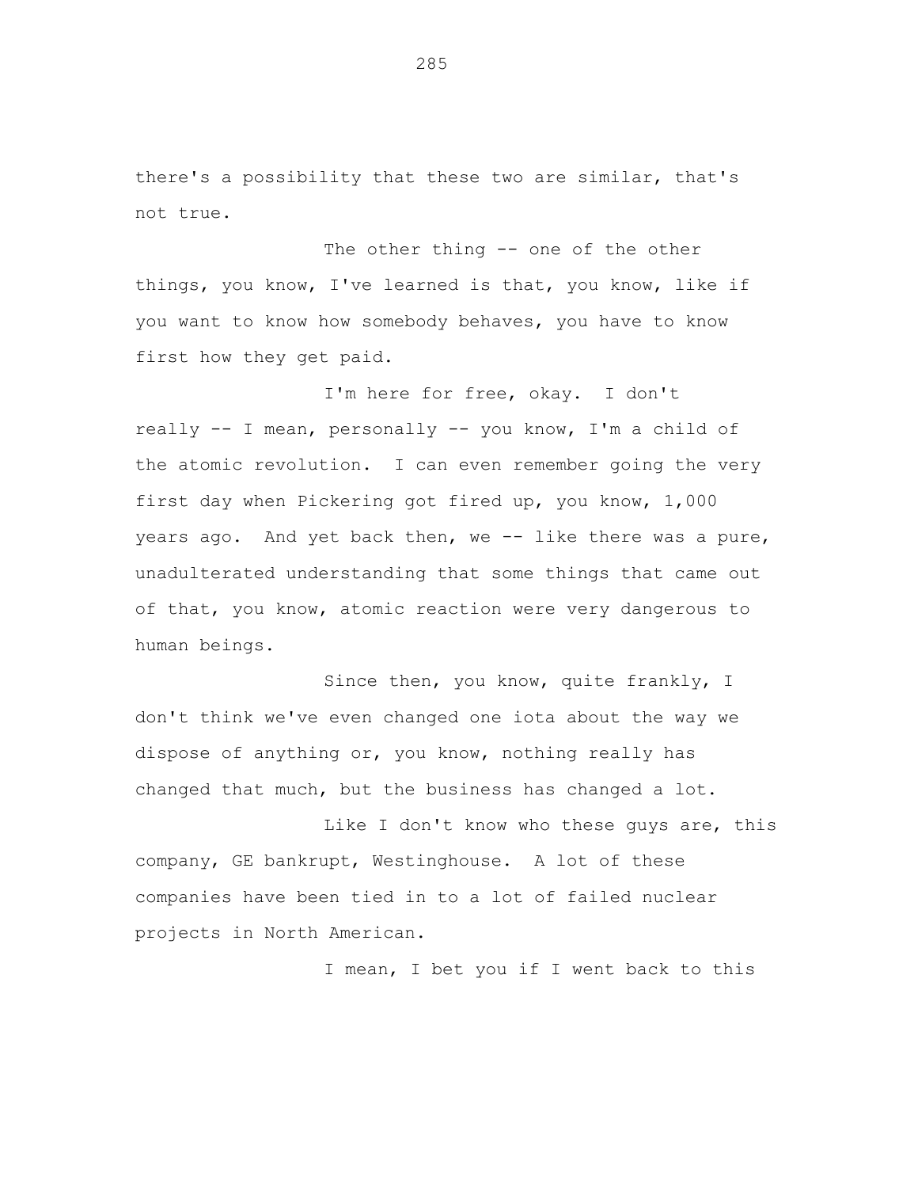there's a possibility that these two are similar, that's not true.

The other thing -- one of the other things, you know, I've learned is that, you know, like if you want to know how somebody behaves, you have to know first how they get paid.

I'm here for free, okay. I don't really -- I mean, personally -- you know, I'm a child of the atomic revolution. I can even remember going the very first day when Pickering got fired up, you know, 1,000 years ago. And yet back then, we -- like there was a pure, unadulterated understanding that some things that came out of that, you know, atomic reaction were very dangerous to human beings.

Since then, you know, quite frankly, I don't think we've even changed one iota about the way we dispose of anything or, you know, nothing really has changed that much, but the business has changed a lot.

Like I don't know who these guys are, this company, GE bankrupt, Westinghouse. A lot of these companies have been tied in to a lot of failed nuclear projects in North American.

I mean, I bet you if I went back to this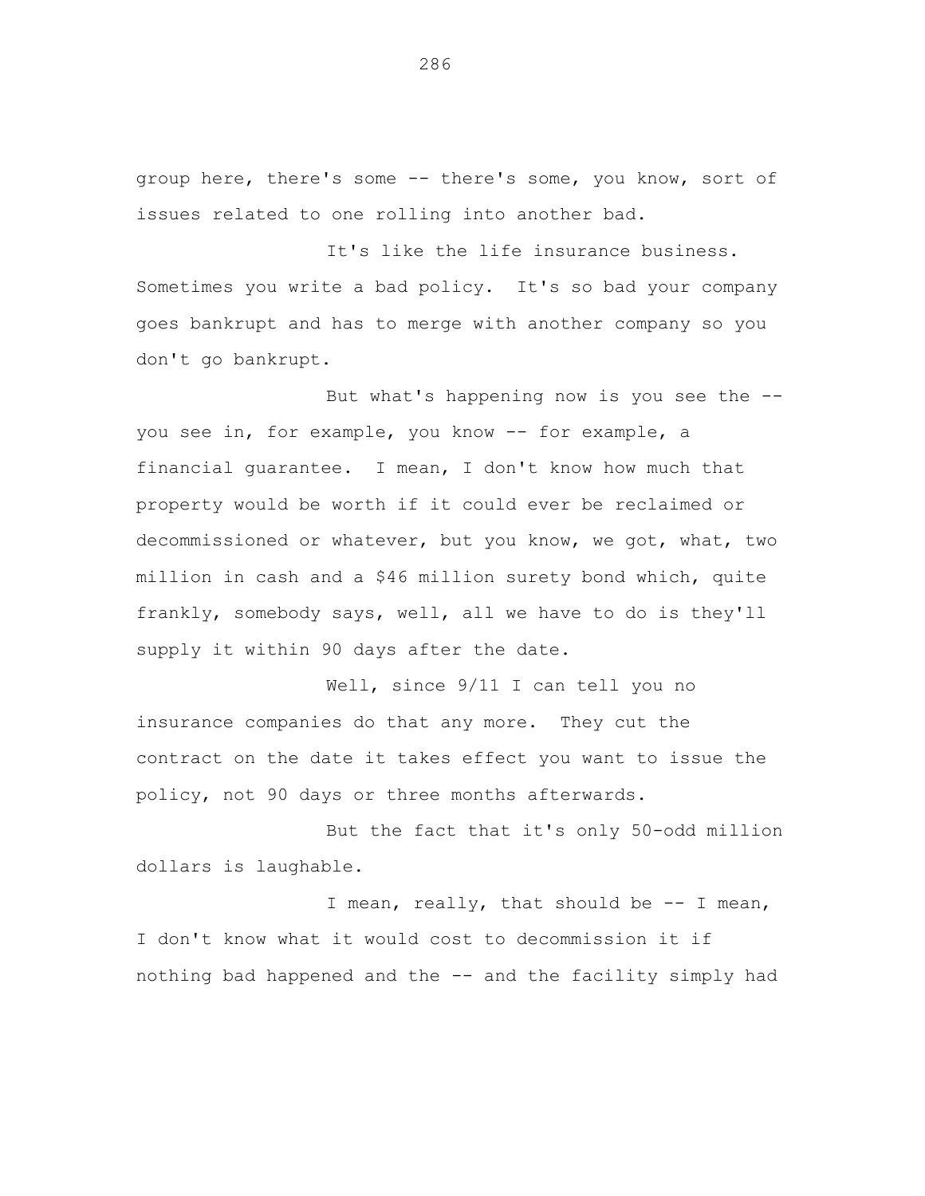group here, there's some -- there's some, you know, sort of issues related to one rolling into another bad.

It's like the life insurance business. Sometimes you write a bad policy. It's so bad your company goes bankrupt and has to merge with another company so you don't go bankrupt.

But what's happening now is you see the -- you see in, for example, you know -- for example, a financial guarantee. I mean, I don't know how much that property would be worth if it could ever be reclaimed or decommissioned or whatever, but you know, we got, what, two million in cash and a $46 million surety bond which, quite frankly, somebody says, well, all we have to do is they'll supply it within 90 days after the date.

Well, since 9/11 I can tell you no insurance companies do that any more. They cut the contract on the date it takes effect you want to issue the policy, not 90 days or three months afterwards.

But the fact that it's only 50-odd million dollars is laughable.

I mean, really, that should be -- I mean, I don't know what it would cost to decommission it if nothing bad happened and the -- and the facility simply had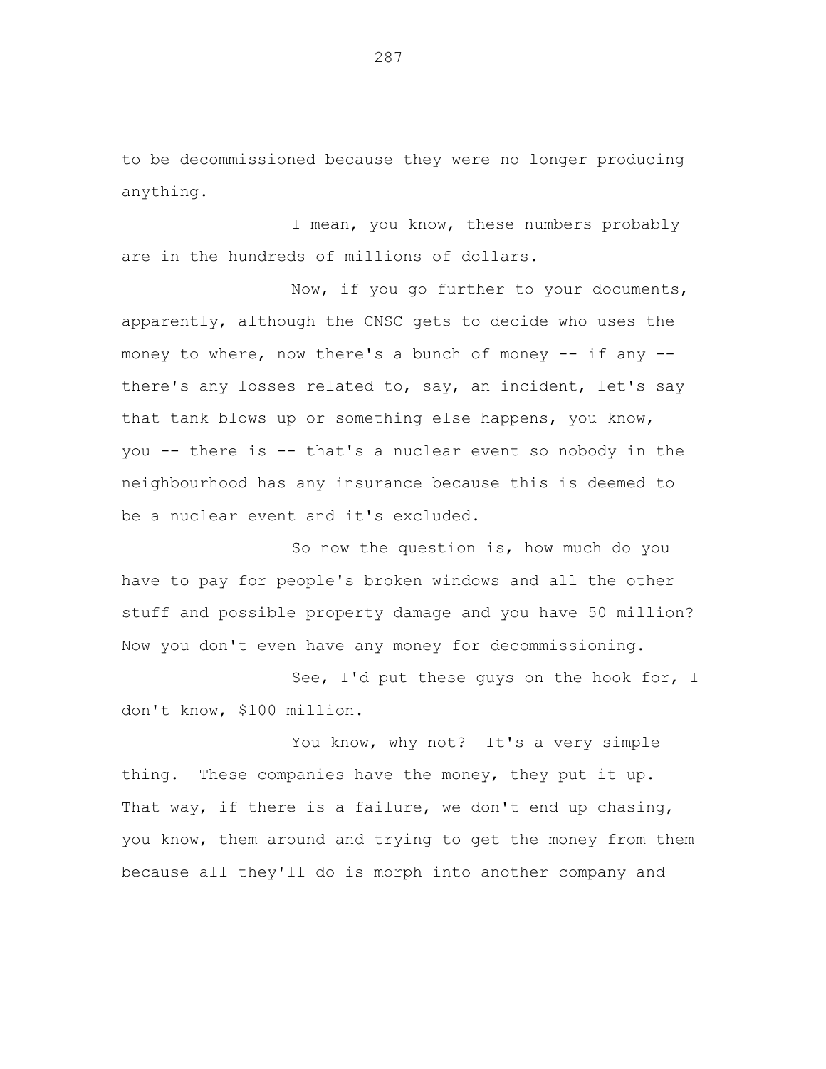to be decommissioned because they were no longer producing anything.

I mean, you know, these numbers probably are in the hundreds of millions of dollars.

Now, if you go further to your documents, apparently, although the CNSC gets to decide who uses the money to where, now there's a bunch of money -- if any -- there's any losses related to, say, an incident, let's say that tank blows up or something else happens, you know, you -- there is -- that's a nuclear event so nobody in the neighbourhood has any insurance because this is deemed to be a nuclear event and it's excluded.

So now the question is, how much do you have to pay for people's broken windows and all the other stuff and possible property damage and you have 50 million? Now you don't even have any money for decommissioning.

See, I'd put these guys on the hook for, I don't know, $100 million.

You know, why not? It's a very simple thing. These companies have the money, they put it up. That way, if there is a failure, we don't end up chasing, you know, them around and trying to get the money from them because all they'll do is morph into another company and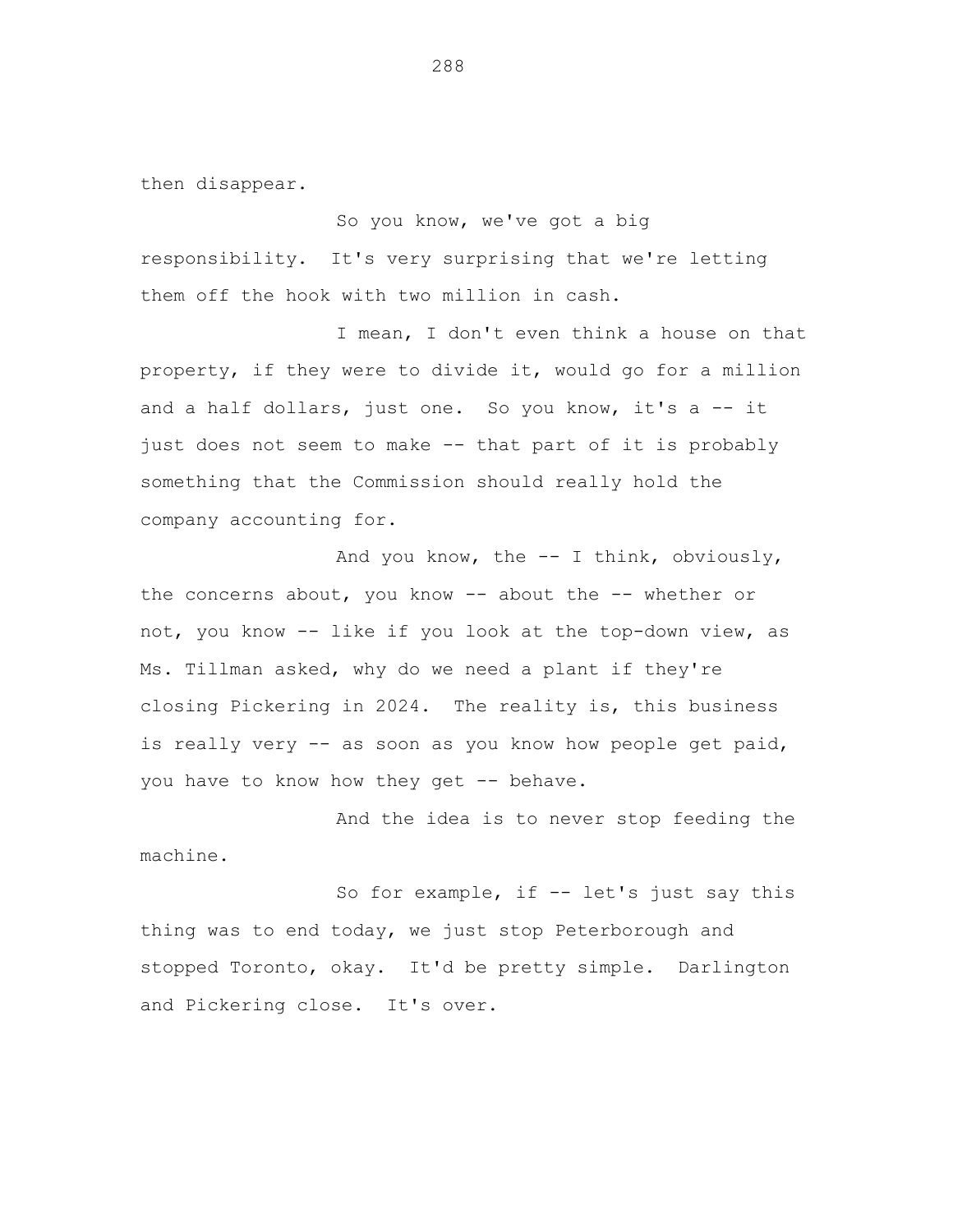then disappear.

So you know, we've got a big responsibility. It's very surprising that we're letting them off the hook with two million in cash.

I mean, I don't even think a house on that property, if they were to divide it, would go for a million and a half dollars, just one. So you know, it's a -- it just does not seem to make -- that part of it is probably something that the Commission should really hold the company accounting for.

And you know, the -- I think, obviously, the concerns about, you know -- about the -- whether or not, you know -- like if you look at the top-down view, as Ms. Tillman asked, why do we need a plant if they're closing Pickering in 2024. The reality is, this business is really very -- as soon as you know how people get paid, you have to know how they get -- behave.

And the idea is to never stop feeding the machine.

So for example, if -- let's just say this thing was to end today, we just stop Peterborough and stopped Toronto, okay. It'd be pretty simple. Darlington and Pickering close. It's over.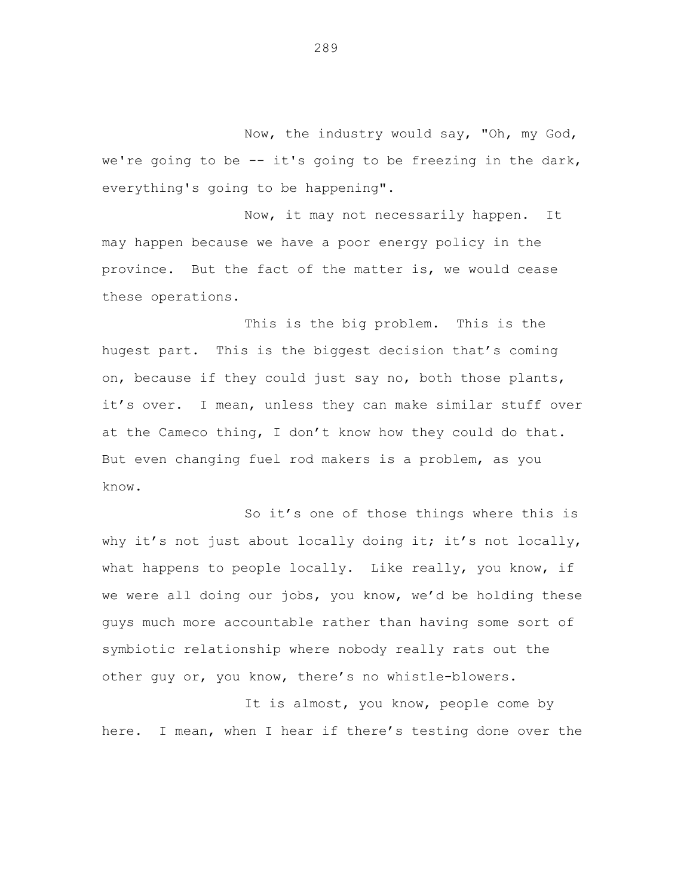Now, the industry would say, "Oh, my God, we're going to be -- it's going to be freezing in the dark, everything's going to be happening".

Now, it may not necessarily happen. It may happen because we have a poor energy policy in the province. But the fact of the matter is, we would cease these operations.

This is the big problem. This is the hugest part. This is the biggest decision that's coming on, because if they could just say no, both those plants, it's over. I mean, unless they can make similar stuff over at the Cameco thing, I don't know how they could do that. But even changing fuel rod makers is a problem, as you know.

So it's one of those things where this is why it's not just about locally doing it; it's not locally, what happens to people locally. Like really, you know, if we were all doing our jobs, you know, we'd be holding these guys much more accountable rather than having some sort of symbiotic relationship where nobody really rats out the other guy or, you know, there's no whistle-blowers.

It is almost, you know, people come by here. I mean, when I hear if there's testing done over the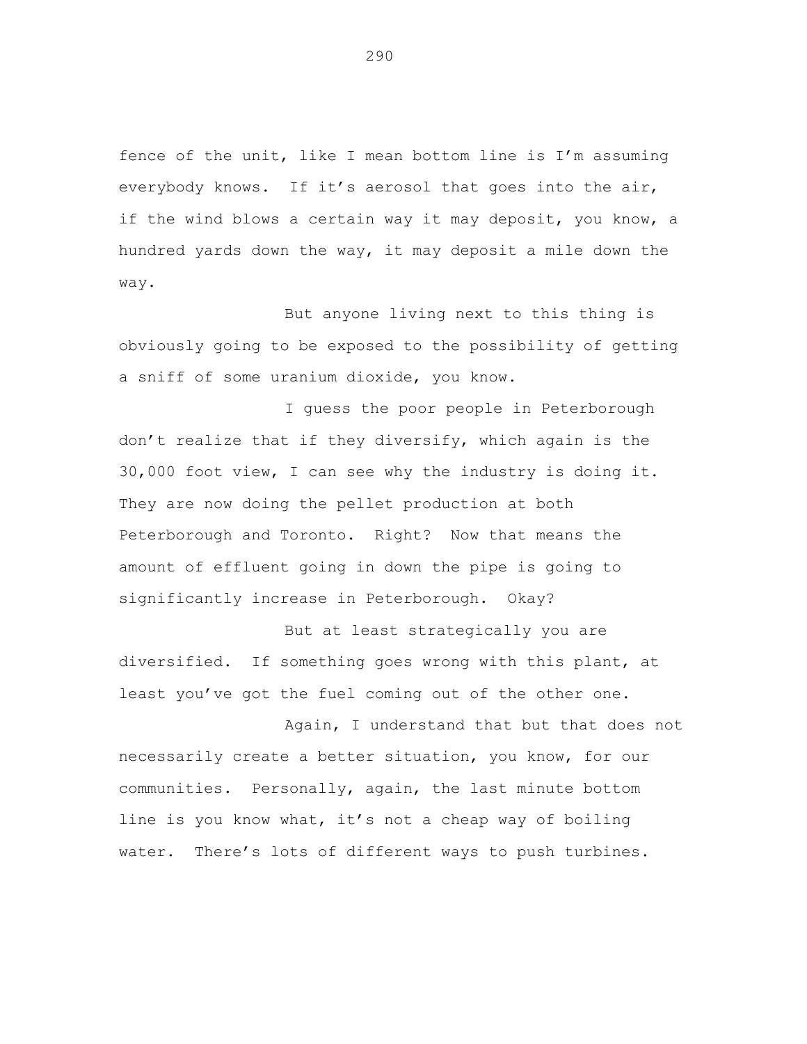fence of the unit, like I mean bottom line is I'm assuming everybody knows. If it's aerosol that goes into the air, if the wind blows a certain way it may deposit, you know, a hundred yards down the way, it may deposit a mile down the way.

But anyone living next to this thing is obviously going to be exposed to the possibility of getting a sniff of some uranium dioxide, you know.

I guess the poor people in Peterborough don't realize that if they diversify, which again is the 30,000 foot view, I can see why the industry is doing it. They are now doing the pellet production at both Peterborough and Toronto. Right? Now that means the amount of effluent going in down the pipe is going to significantly increase in Peterborough. Okay?

But at least strategically you are diversified. If something goes wrong with this plant, at least you've got the fuel coming out of the other one.

Again, I understand that but that does not necessarily create a better situation, you know, for our communities. Personally, again, the last minute bottom line is you know what, it's not a cheap way of boiling water. There's lots of different ways to push turbines.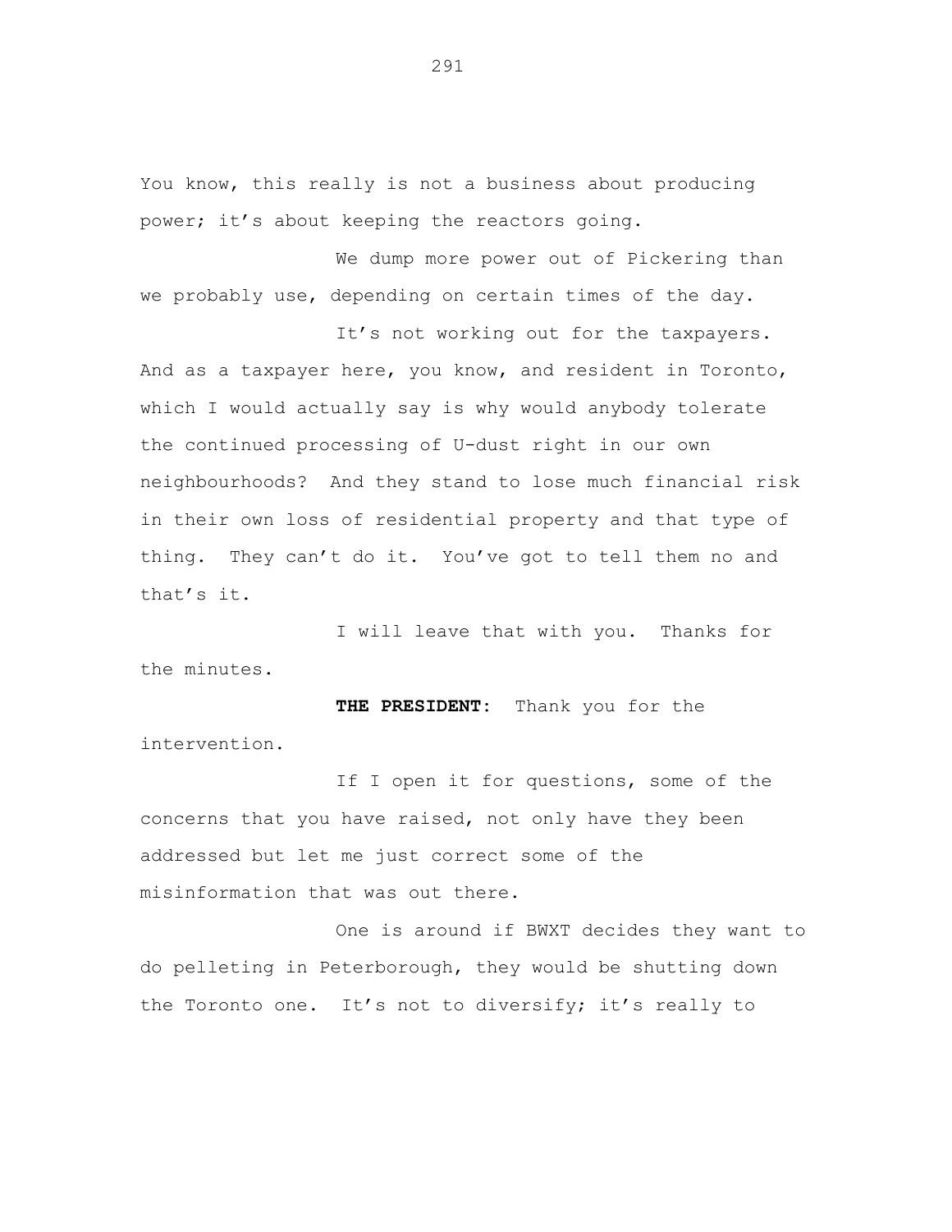You know, this really is not a business about producing power; it's about keeping the reactors going.

We dump more power out of Pickering than we probably use, depending on certain times of the day.

It's not working out for the taxpayers. And as a taxpayer here, you know, and resident in Toronto, which I would actually say is why would anybody tolerate the continued processing of U-dust right in our own neighbourhoods? And they stand to lose much financial risk in their own loss of residential property and that type of thing. They can't do it. You've got to tell them no and that's it.

I will leave that with you. Thanks for the minutes.

**THE PRESIDENT:** Thank you for the intervention.

If I open it for questions, some of the concerns that you have raised, not only have they been addressed but let me just correct some of the misinformation that was out there.

One is around if BWXT decides they want to do pelleting in Peterborough, they would be shutting down the Toronto one. It's not to diversify; it's really to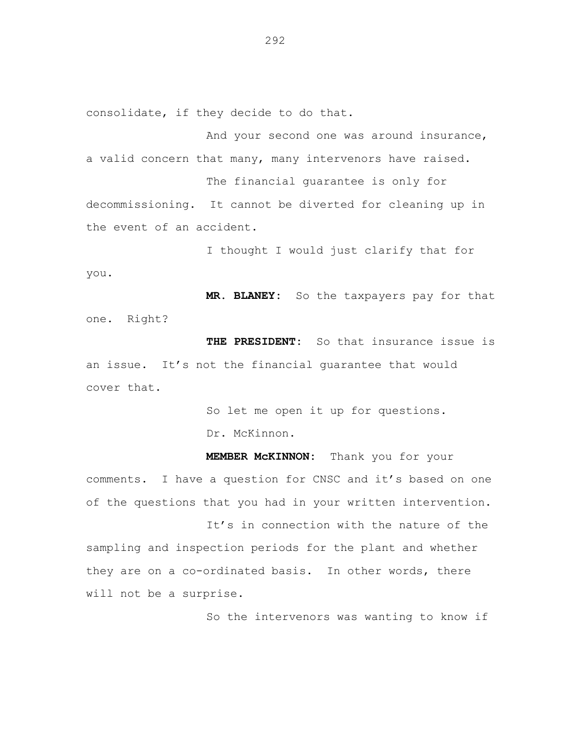consolidate, if they decide to do that.

And your second one was around insurance, a valid concern that many, many intervenors have raised.

The financial guarantee is only for decommissioning. It cannot be diverted for cleaning up in the event of an accident.

I thought I would just clarify that for you.

**MR. BLANEY:** So the taxpayers pay for that one. Right?

**THE PRESIDENT:** So that insurance issue is an issue. It's not the financial guarantee that would cover that.

So let me open it up for questions.

Dr. McKinnon.

**MEMBER McKINNON:** Thank you for your comments. I have a question for CNSC and it's based on one of the questions that you had in your written intervention.

It's in connection with the nature of the sampling and inspection periods for the plant and whether they are on a co-ordinated basis. In other words, there will not be a surprise.

So the intervenors was wanting to know if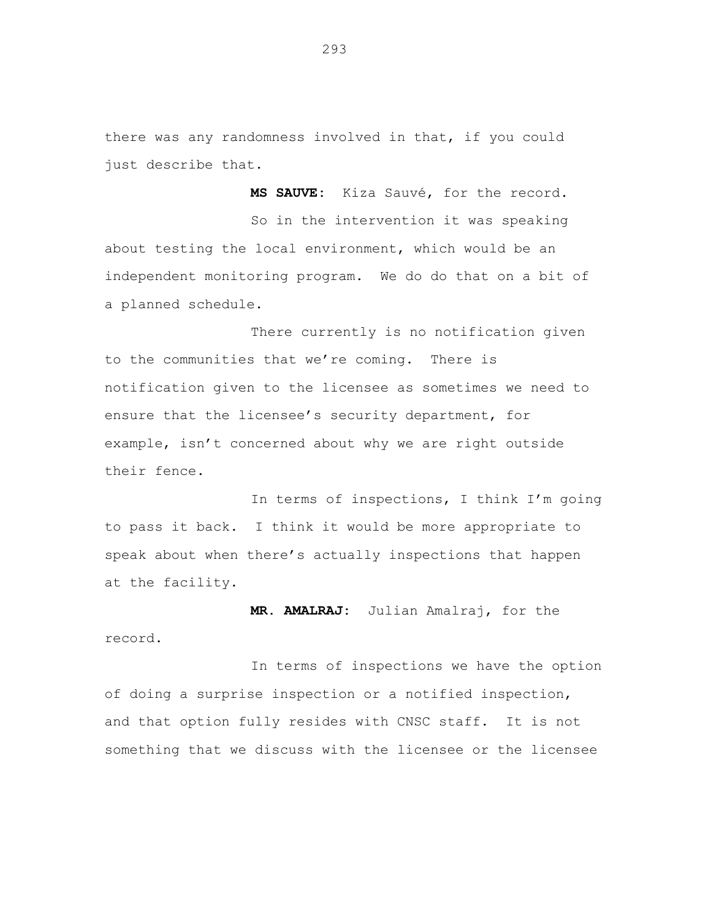there was any randomness involved in that, if you could just describe that.

**MS SAUVE:** Kiza Sauvé, for the record.

So in the intervention it was speaking about testing the local environment, which would be an independent monitoring program. We do do that on a bit of a planned schedule.

There currently is no notification given to the communities that we're coming. There is notification given to the licensee as sometimes we need to ensure that the licensee's security department, for example, isn't concerned about why we are right outside their fence.

In terms of inspections, I think I'm going to pass it back. I think it would be more appropriate to speak about when there's actually inspections that happen at the facility.

**MR. AMALRAJ:** Julian Amalraj, for the record.

In terms of inspections we have the option of doing a surprise inspection or a notified inspection, and that option fully resides with CNSC staff. It is not something that we discuss with the licensee or the licensee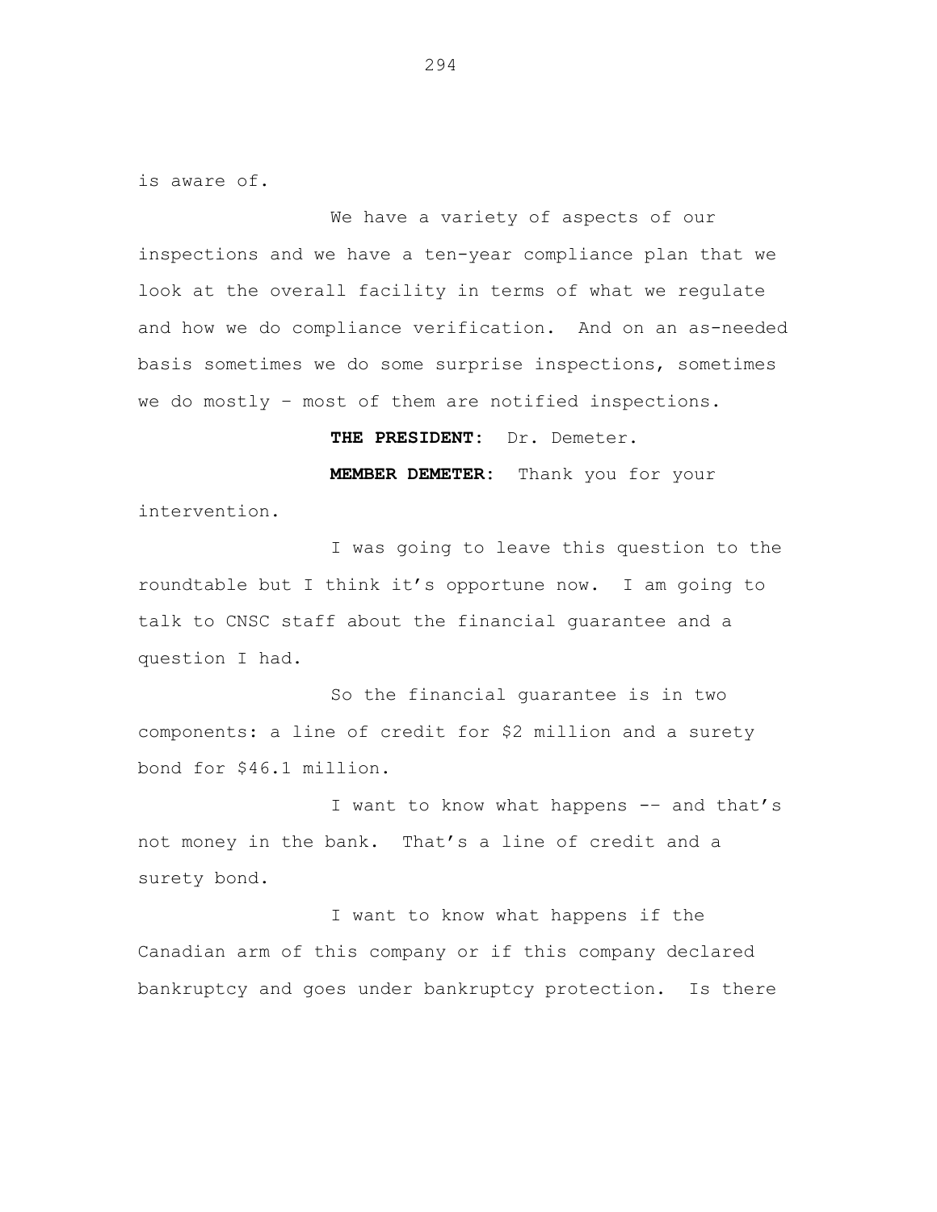is aware of.

We have a variety of aspects of our inspections and we have a ten-year compliance plan that we look at the overall facility in terms of what we regulate and how we do compliance verification. And on an as-needed basis sometimes we do some surprise inspections, sometimes we do mostly – most of them are notified inspections.

**THE PRESIDENT:** Dr. Demeter.

**MEMBER DEMETER:** Thank you for your intervention.

I was going to leave this question to the roundtable but I think it's opportune now. I am going to talk to CNSC staff about the financial guarantee and a question I had.

So the financial guarantee is in two components: a line of credit for $2 million and a surety bond for $46.1 million.

I want to know what happens -- and that's not money in the bank. That's a line of credit and a surety bond.

I want to know what happens if the Canadian arm of this company or if this company declared bankruptcy and goes under bankruptcy protection. Is there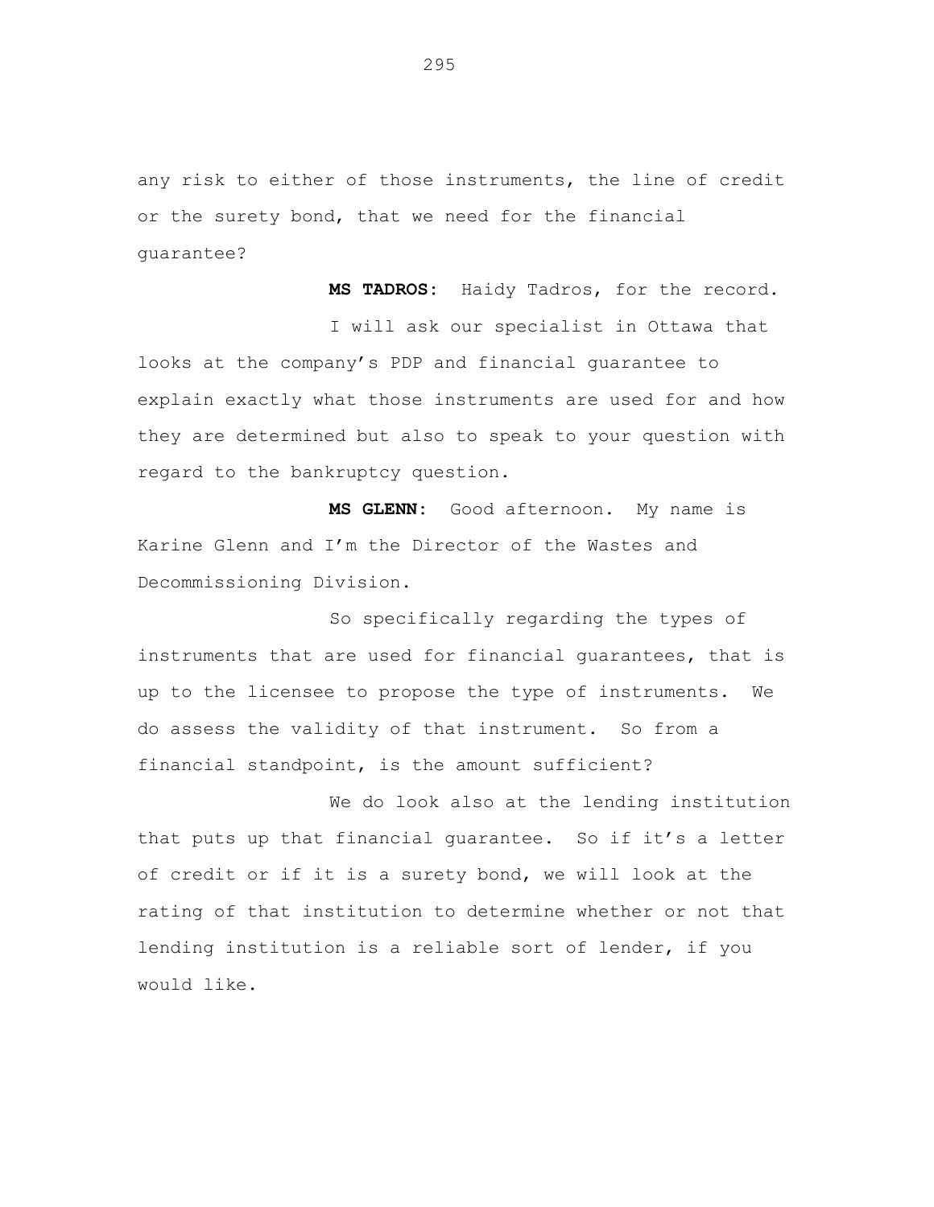any risk to either of those instruments, the line of credit or the surety bond, that we need for the financial guarantee?

**MS TADROS:** Haidy Tadros, for the record.

I will ask our specialist in Ottawa that looks at the company's PDP and financial guarantee to explain exactly what those instruments are used for and how they are determined but also to speak to your question with regard to the bankruptcy question.

**MS GLENN:** Good afternoon. My name is Karine Glenn and I'm the Director of the Wastes and Decommissioning Division.

So specifically regarding the types of instruments that are used for financial guarantees, that is up to the licensee to propose the type of instruments. We do assess the validity of that instrument. So from a financial standpoint, is the amount sufficient?

We do look also at the lending institution that puts up that financial guarantee. So if it's a letter of credit or if it is a surety bond, we will look at the rating of that institution to determine whether or not that lending institution is a reliable sort of lender, if you would like.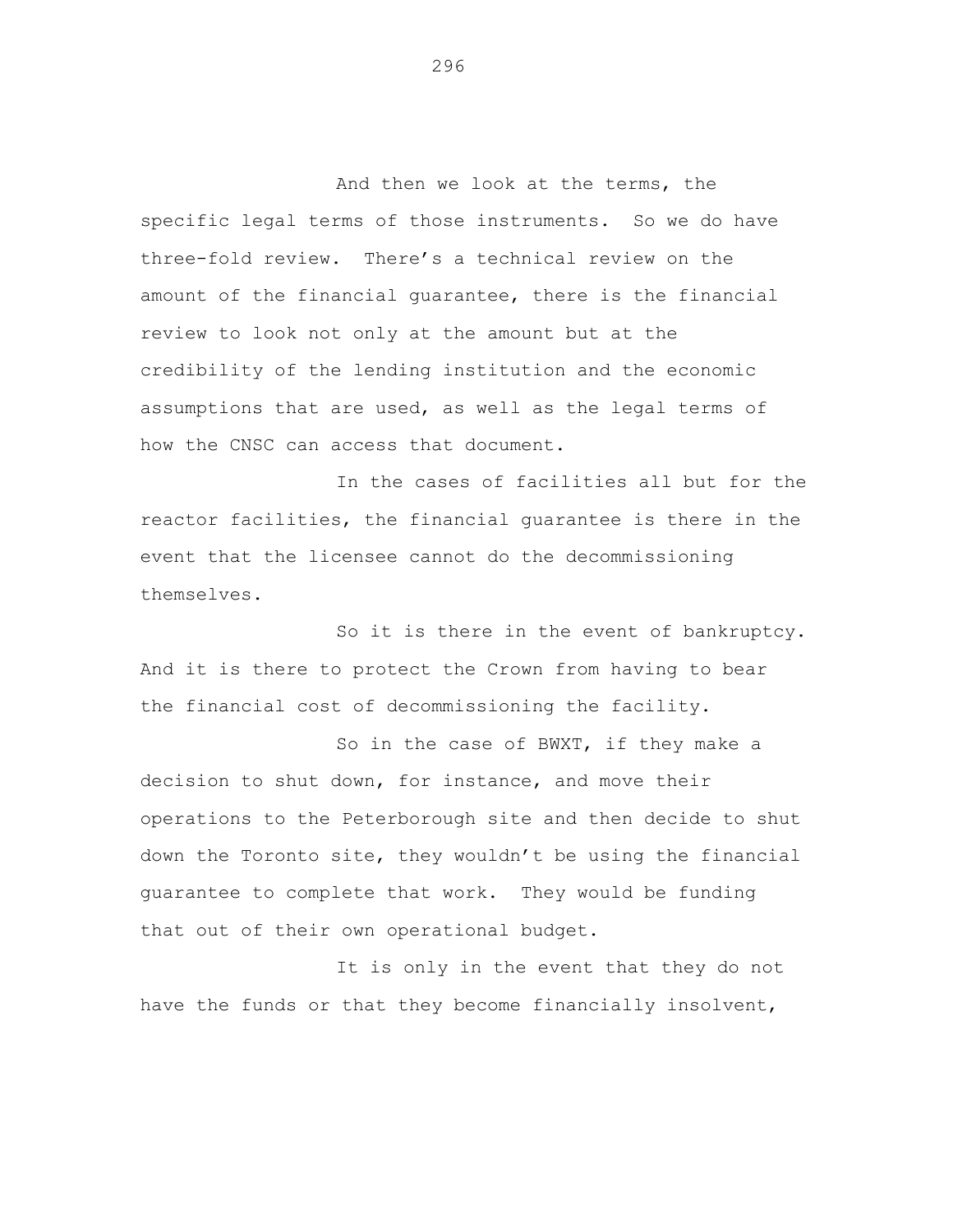And then we look at the terms, the specific legal terms of those instruments. So we do have three-fold review. There's a technical review on the amount of the financial guarantee, there is the financial review to look not only at the amount but at the credibility of the lending institution and the economic assumptions that are used, as well as the legal terms of how the CNSC can access that document.

In the cases of facilities all but for the reactor facilities, the financial guarantee is there in the event that the licensee cannot do the decommissioning themselves.

So it is there in the event of bankruptcy. And it is there to protect the Crown from having to bear the financial cost of decommissioning the facility.

So in the case of BWXT, if they make a decision to shut down, for instance, and move their operations to the Peterborough site and then decide to shut down the Toronto site, they wouldn't be using the financial guarantee to complete that work. They would be funding that out of their own operational budget.

It is only in the event that they do not have the funds or that they become financially insolvent,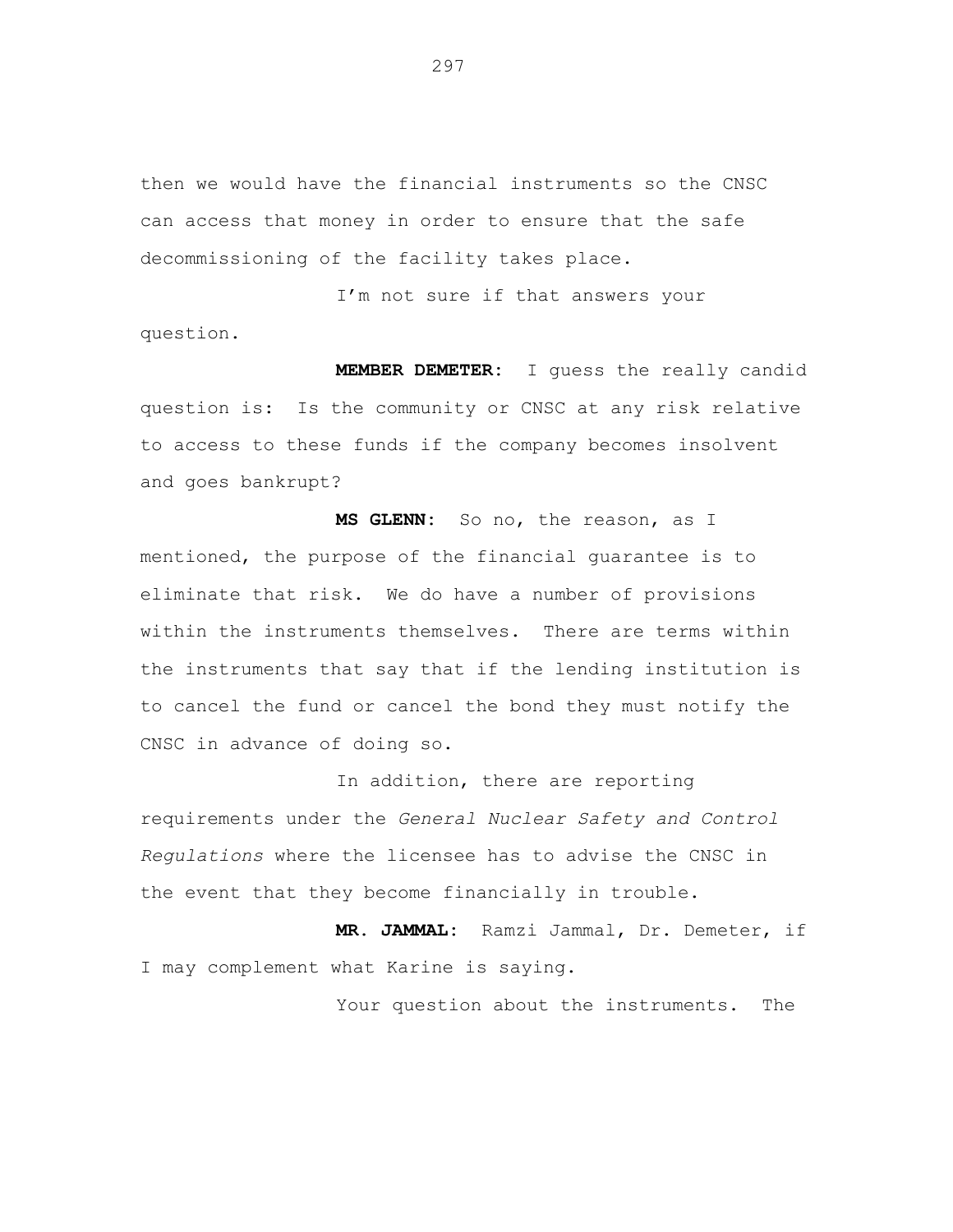then we would have the financial instruments so the CNSC can access that money in order to ensure that the safe decommissioning of the facility takes place.

I'm not sure if that answers your question.

**MEMBER DEMETER:** I guess the really candid question is: Is the community or CNSC at any risk relative to access to these funds if the company becomes insolvent and goes bankrupt?

**MS GLENN:** So no, the reason, as I mentioned, the purpose of the financial guarantee is to eliminate that risk. We do have a number of provisions within the instruments themselves. There are terms within the instruments that say that if the lending institution is to cancel the fund or cancel the bond they must notify the CNSC in advance of doing so.

In addition, there are reporting requirements under the *General Nuclear Safety and Control Regulations* where the licensee has to advise the CNSC in the event that they become financially in trouble.

**MR. JAMMAL:** Ramzi Jammal, Dr. Demeter, if I may complement what Karine is saying.

Your question about the instruments. The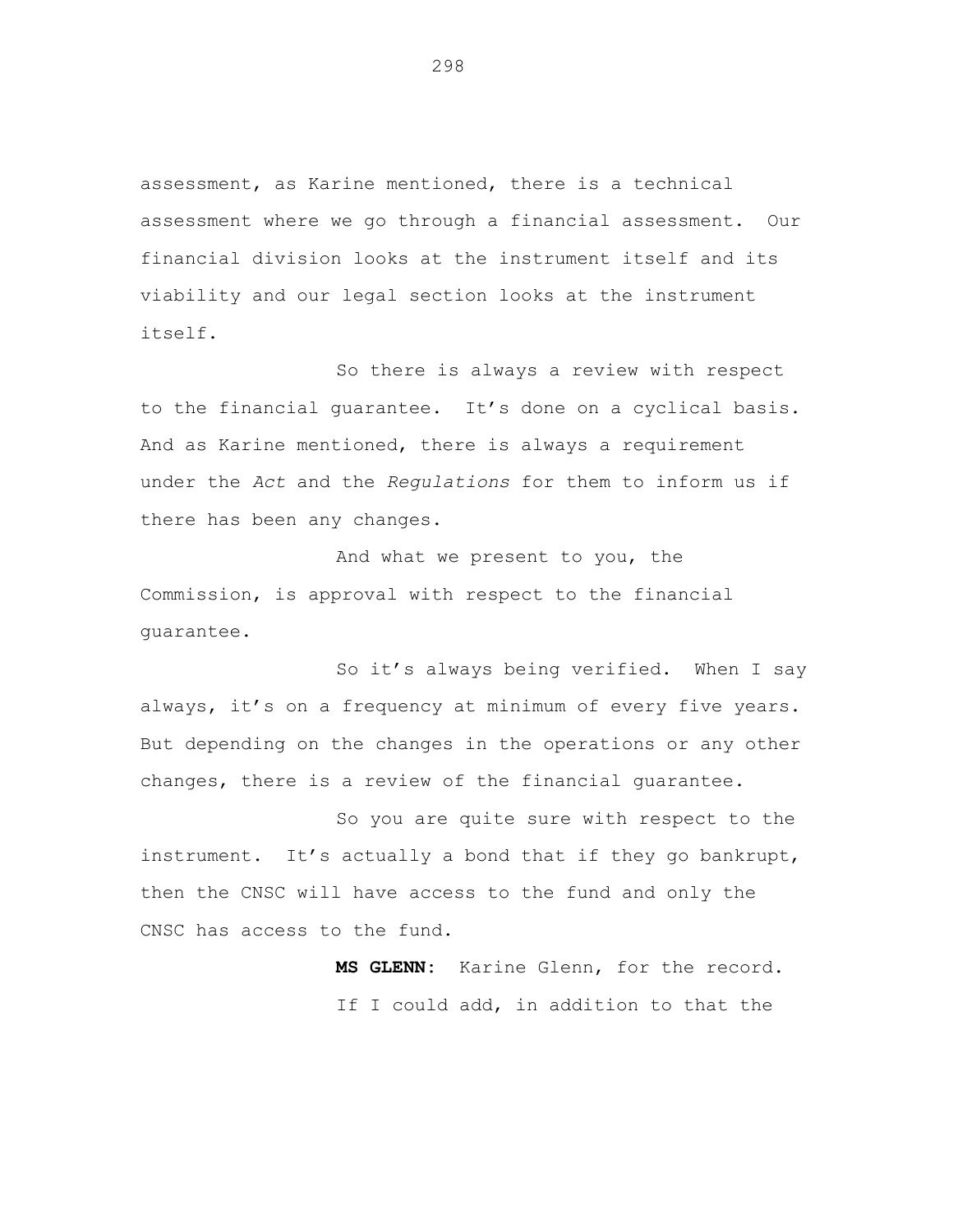assessment, as Karine mentioned, there is a technical assessment where we go through a financial assessment. Our financial division looks at the instrument itself and its viability and our legal section looks at the instrument itself.

So there is always a review with respect to the financial guarantee. It's done on a cyclical basis. And as Karine mentioned, there is always a requirement under the *Act* and the *Regulations* for them to inform us if there has been any changes.

And what we present to you, the Commission, is approval with respect to the financial guarantee.

So it's always being verified. When I say always, it's on a frequency at minimum of every five years. But depending on the changes in the operations or any other changes, there is a review of the financial guarantee.

So you are quite sure with respect to the instrument. It's actually a bond that if they go bankrupt, then the CNSC will have access to the fund and only the CNSC has access to the fund.

**MS GLENN:** Karine Glenn, for the record.

If I could add, in addition to that the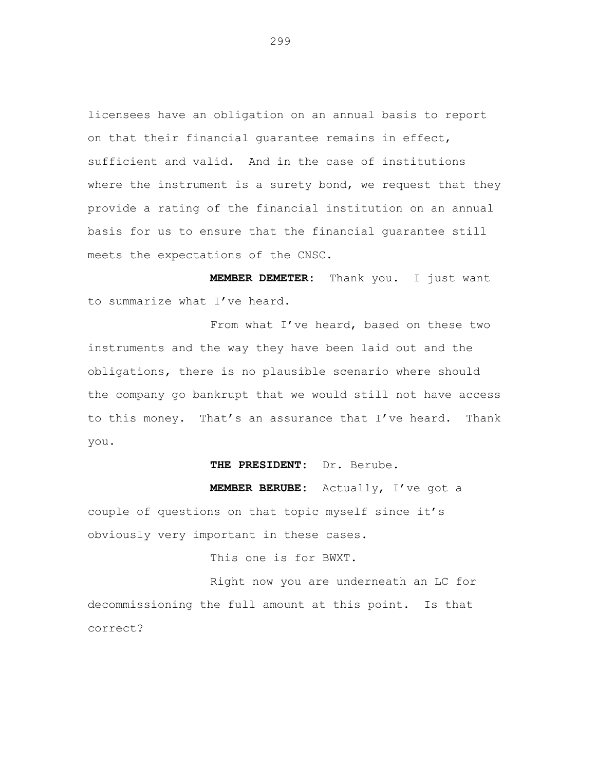licensees have an obligation on an annual basis to report on that their financial guarantee remains in effect, sufficient and valid. And in the case of institutions where the instrument is a surety bond, we request that they provide a rating of the financial institution on an annual basis for us to ensure that the financial guarantee still meets the expectations of the CNSC.

**MEMBER DEMETER:** Thank you. I just want to summarize what I've heard.

From what I've heard, based on these two instruments and the way they have been laid out and the obligations, there is no plausible scenario where should the company go bankrupt that we would still not have access to this money. That's an assurance that I've heard. Thank you.

**THE PRESIDENT:** Dr. Berube.

**MEMBER BERUBE:** Actually, I've got a couple of questions on that topic myself since it's obviously very important in these cases.

This one is for BWXT.

Right now you are underneath an LC for decommissioning the full amount at this point. Is that correct?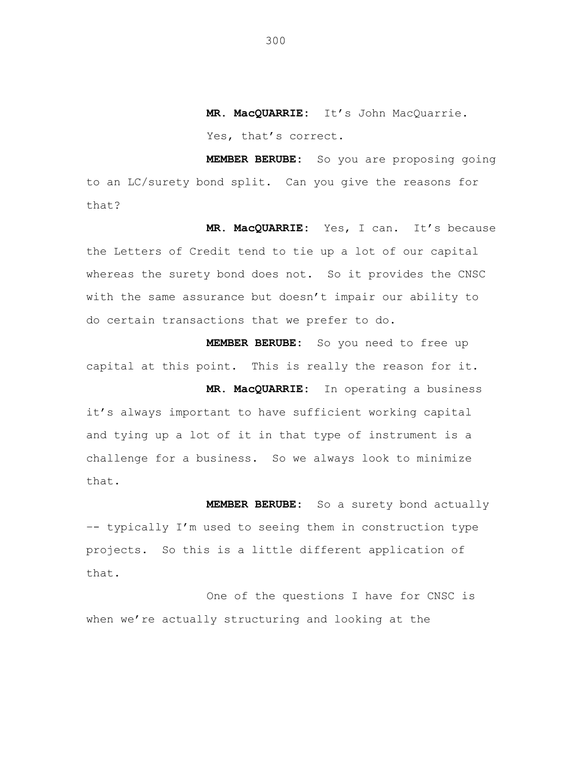**MR. MacQUARRIE:** It's John MacQuarrie. Yes, that's correct.

**MEMBER BERUBE:** So you are proposing going to an LC/surety bond split. Can you give the reasons for that?

**MR. MacQUARRIE:** Yes, I can. It's because the Letters of Credit tend to tie up a lot of our capital whereas the surety bond does not. So it provides the CNSC with the same assurance but doesn't impair our ability to do certain transactions that we prefer to do.

**MEMBER BERUBE:** So you need to free up capital at this point. This is really the reason for it.

**MR. MacQUARRIE:** In operating a business it's always important to have sufficient working capital and tying up a lot of it in that type of instrument is a challenge for a business. So we always look to minimize that.

**MEMBER BERUBE:** So a surety bond actually -- typically I'm used to seeing them in construction type projects. So this is a little different application of that.

One of the questions I have for CNSC is when we're actually structuring and looking at the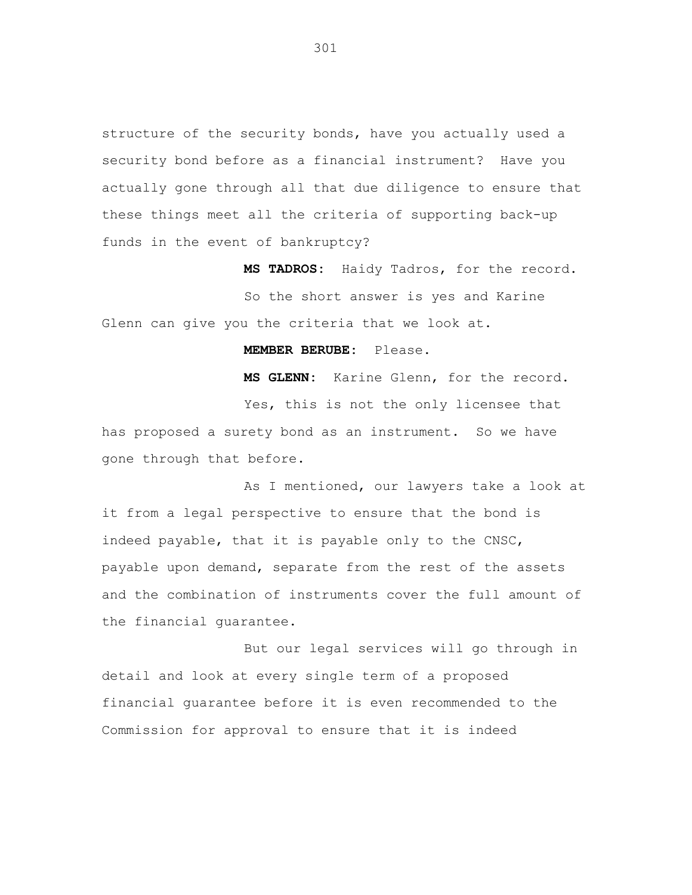structure of the security bonds, have you actually used a security bond before as a financial instrument? Have you actually gone through all that due diligence to ensure that these things meet all the criteria of supporting back-up funds in the event of bankruptcy?

**MS TADROS:** Haidy Tadros, for the record.

So the short answer is yes and Karine Glenn can give you the criteria that we look at.

**MEMBER BERUBE:** Please.

**MS GLENN:** Karine Glenn, for the record.

Yes, this is not the only licensee that has proposed a surety bond as an instrument. So we have gone through that before.

As I mentioned, our lawyers take a look at it from a legal perspective to ensure that the bond is indeed payable, that it is payable only to the CNSC, payable upon demand, separate from the rest of the assets and the combination of instruments cover the full amount of the financial guarantee.

But our legal services will go through in detail and look at every single term of a proposed financial guarantee before it is even recommended to the Commission for approval to ensure that it is indeed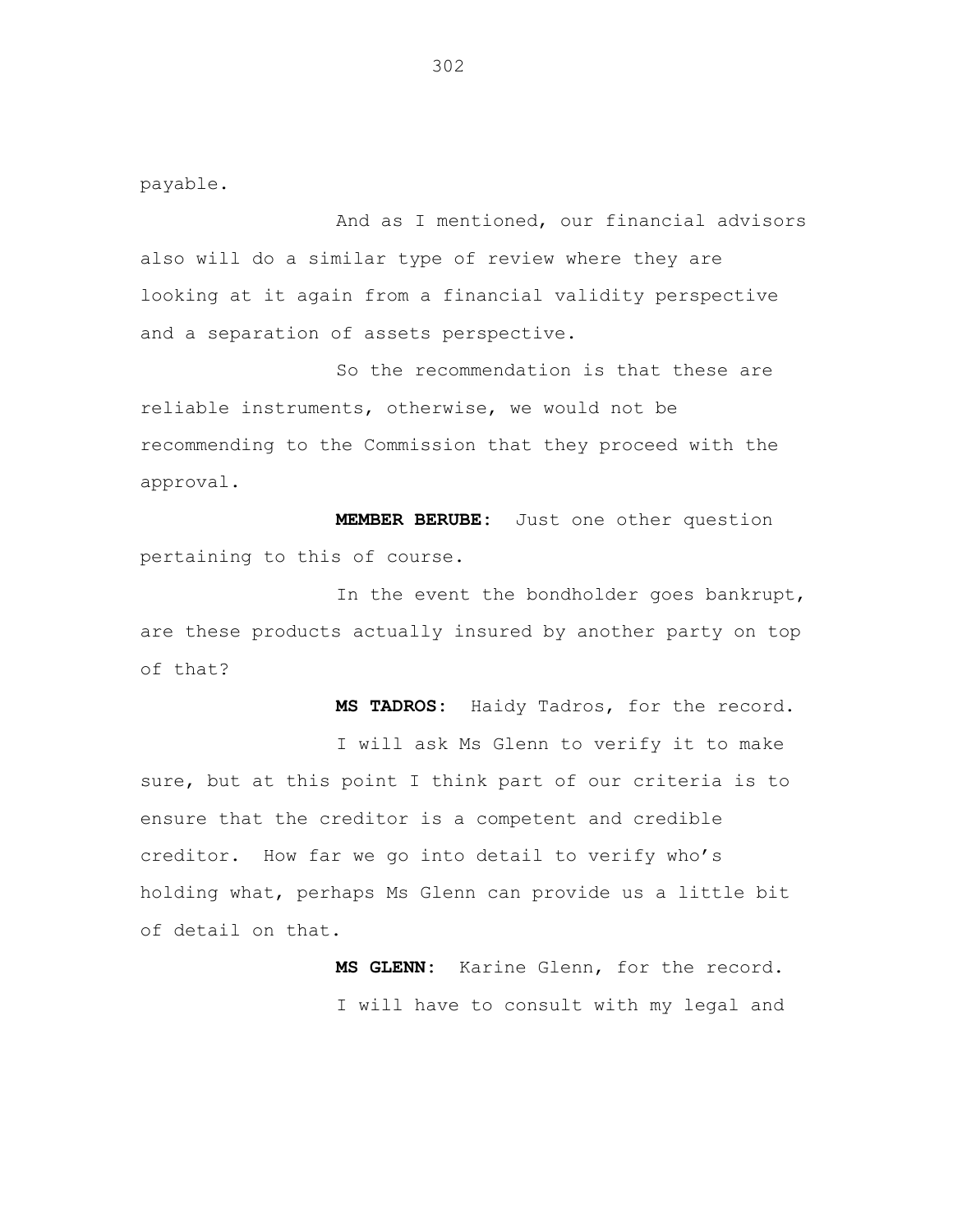payable.

And as I mentioned, our financial advisors also will do a similar type of review where they are looking at it again from a financial validity perspective and a separation of assets perspective.

So the recommendation is that these are reliable instruments, otherwise, we would not be recommending to the Commission that they proceed with the approval.

**MEMBER BERUBE:** Just one other question pertaining to this of course.

In the event the bondholder goes bankrupt, are these products actually insured by another party on top of that?

**MS TADROS:** Haidy Tadros, for the record.

I will ask Ms Glenn to verify it to make sure, but at this point I think part of our criteria is to ensure that the creditor is a competent and credible creditor. How far we go into detail to verify who's holding what, perhaps Ms Glenn can provide us a little bit of detail on that.

**MS GLENN:** Karine Glenn, for the record.

I will have to consult with my legal and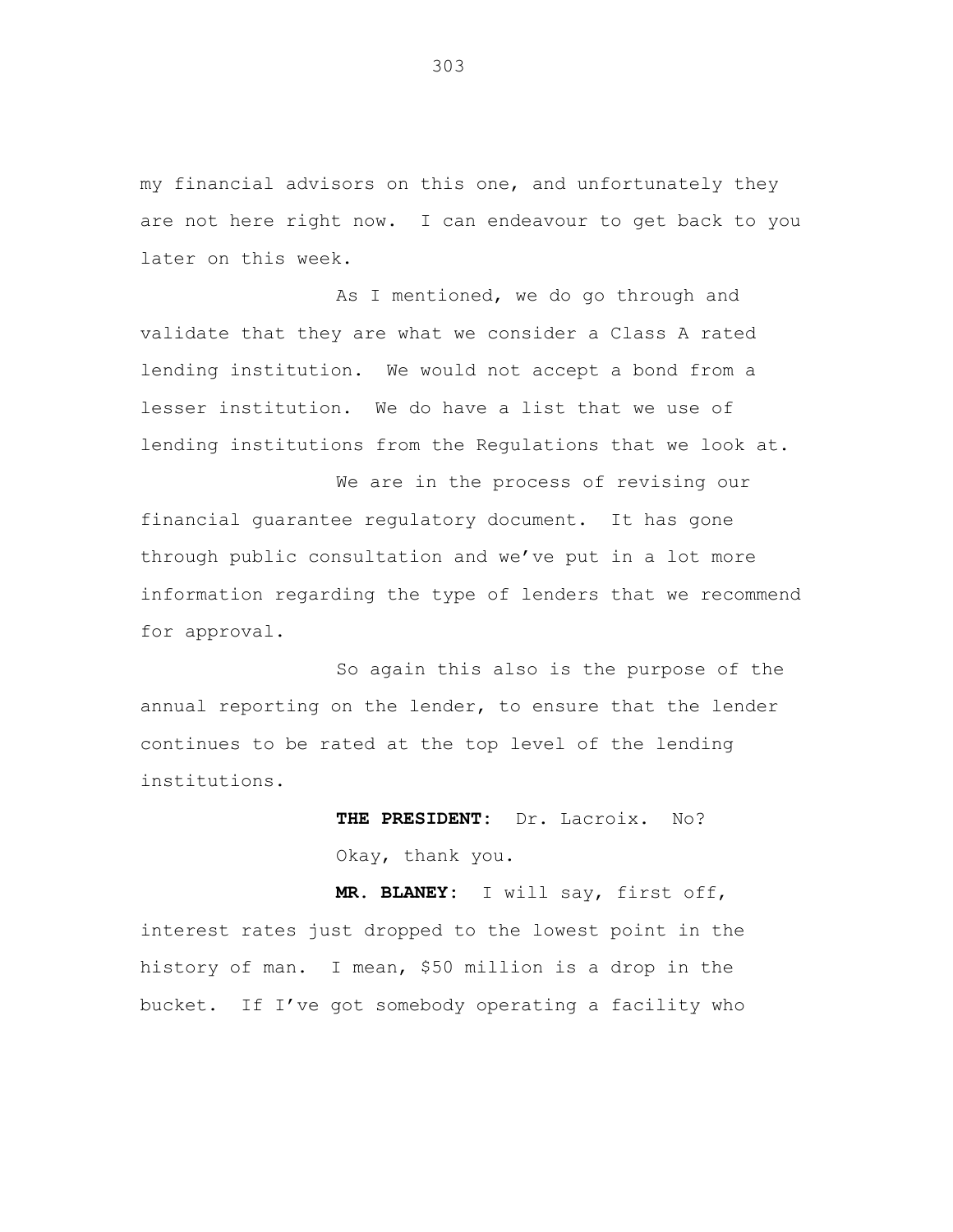my financial advisors on this one, and unfortunately they are not here right now. I can endeavour to get back to you later on this week.

As I mentioned, we do go through and validate that they are what we consider a Class A rated lending institution. We would not accept a bond from a lesser institution. We do have a list that we use of lending institutions from the Regulations that we look at.

We are in the process of revising our financial guarantee regulatory document. It has gone through public consultation and we've put in a lot more information regarding the type of lenders that we recommend for approval.

So again this also is the purpose of the annual reporting on the lender, to ensure that the lender continues to be rated at the top level of the lending institutions.

**THE PRESIDENT:** Dr. Lacroix. No?

Okay, thank you.

**MR. BLANEY:** I will say, first off, interest rates just dropped to the lowest point in the history of man. I mean, $50 million is a drop in the bucket. If I've got somebody operating a facility who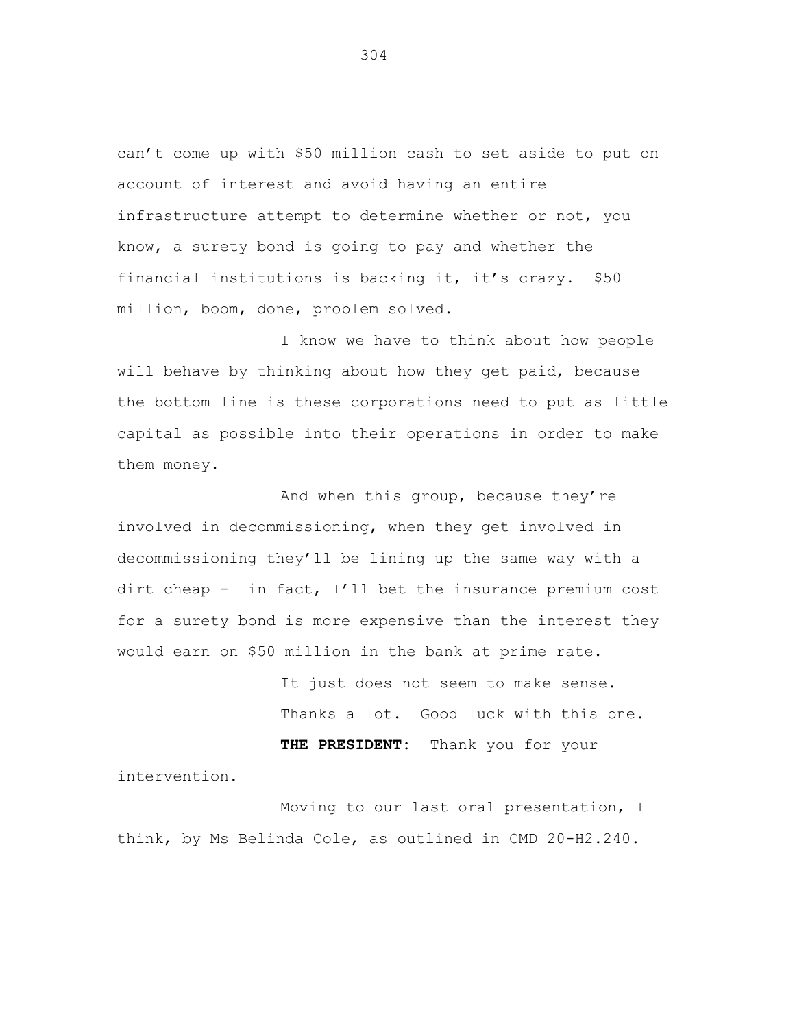can't come up with $50 million cash to set aside to put on account of interest and avoid having an entire infrastructure attempt to determine whether or not, you know, a surety bond is going to pay and whether the financial institutions is backing it, it's crazy. $50 million, boom, done, problem solved.

I know we have to think about how people will behave by thinking about how they get paid, because the bottom line is these corporations need to put as little capital as possible into their operations in order to make them money.

And when this group, because they're involved in decommissioning, when they get involved in decommissioning they'll be lining up the same way with a dirt cheap -- in fact, I'll bet the insurance premium cost for a surety bond is more expensive than the interest they would earn on $50 million in the bank at prime rate.

It just does not seem to make sense.

Thanks a lot. Good luck with this one.

**THE PRESIDENT:** Thank you for your intervention.

Moving to our last oral presentation, I think, by Ms Belinda Cole, as outlined in CMD 20-H2.240.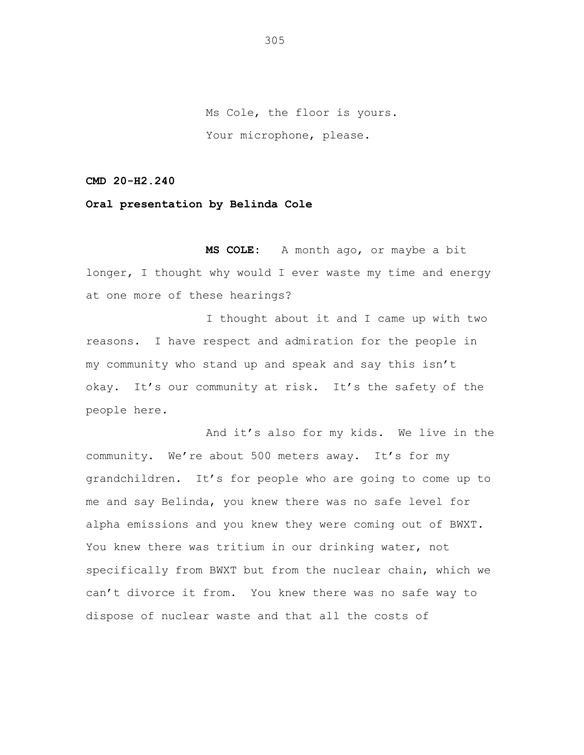Ms Cole, the floor is yours.

Your microphone, please.

**CMD 20-H2.240**

**Oral presentation by Belinda Cole**

**MS COLE:** A month ago, or maybe a bit longer, I thought why would I ever waste my time and energy at one more of these hearings?

I thought about it and I came up with two reasons. I have respect and admiration for the people in my community who stand up and speak and say this isn't okay. It's our community at risk. It's the safety of the people here.

And it's also for my kids. We live in the community. We're about 500 meters away. It's for my grandchildren. It's for people who are going to come up to me and say Belinda, you knew there was no safe level for alpha emissions and you knew they were coming out of BWXT. You knew there was tritium in our drinking water, not specifically from BWXT but from the nuclear chain, which we can't divorce it from. You knew there was no safe way to dispose of nuclear waste and that all the costs of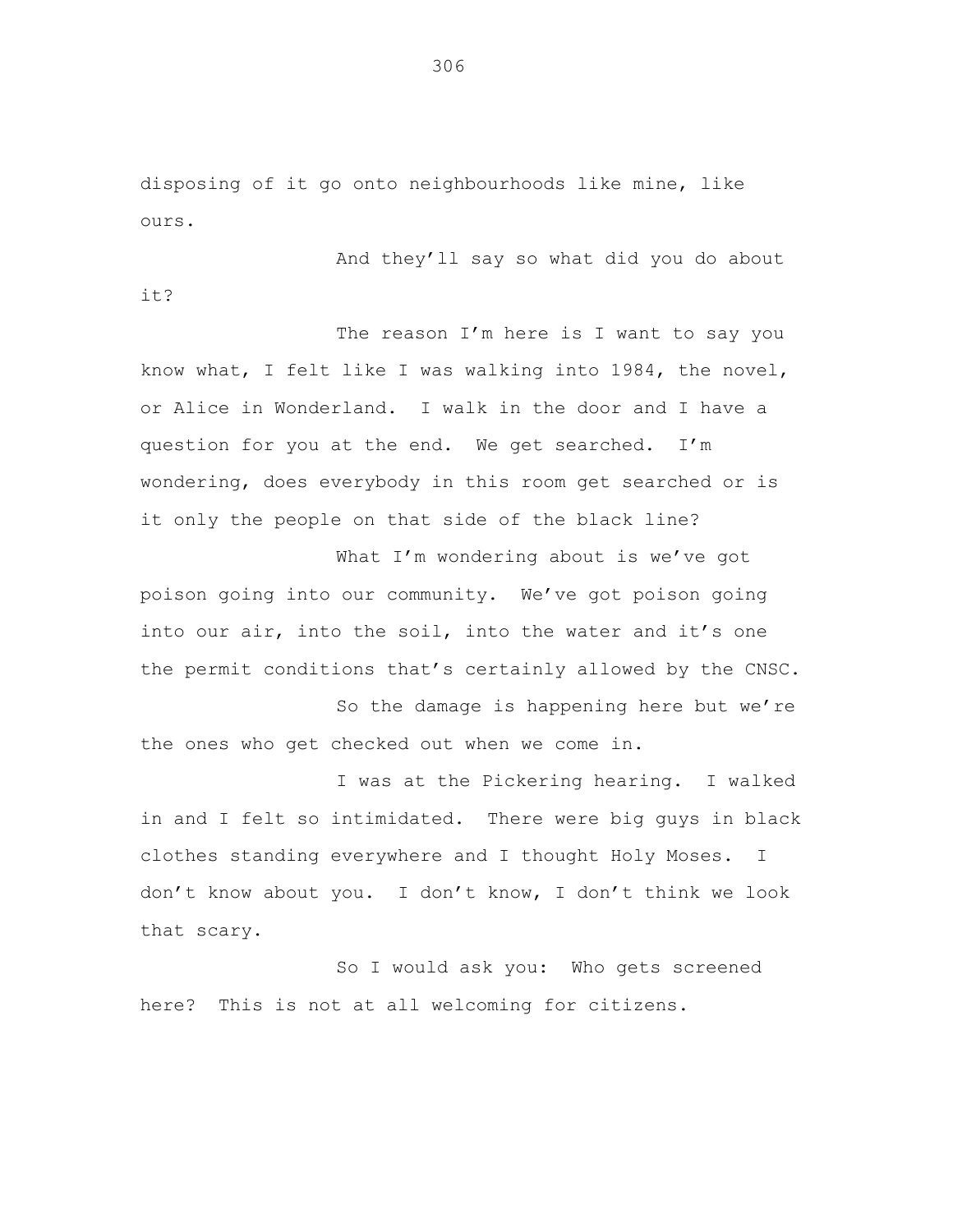disposing of it go onto neighbourhoods like mine, like ours.

And they'll say so what did you do about it?

The reason I'm here is I want to say you know what, I felt like I was walking into 1984, the novel, or Alice in Wonderland. I walk in the door and I have a question for you at the end. We get searched. I'm wondering, does everybody in this room get searched or is it only the people on that side of the black line?

What I'm wondering about is we've got poison going into our community. We've got poison going into our air, into the soil, into the water and it's one the permit conditions that's certainly allowed by the CNSC.

So the damage is happening here but we're the ones who get checked out when we come in.

I was at the Pickering hearing. I walked in and I felt so intimidated. There were big guys in black clothes standing everywhere and I thought Holy Moses. I don't know about you. I don't know, I don't think we look that scary.

So I would ask you: Who gets screened here? This is not at all welcoming for citizens.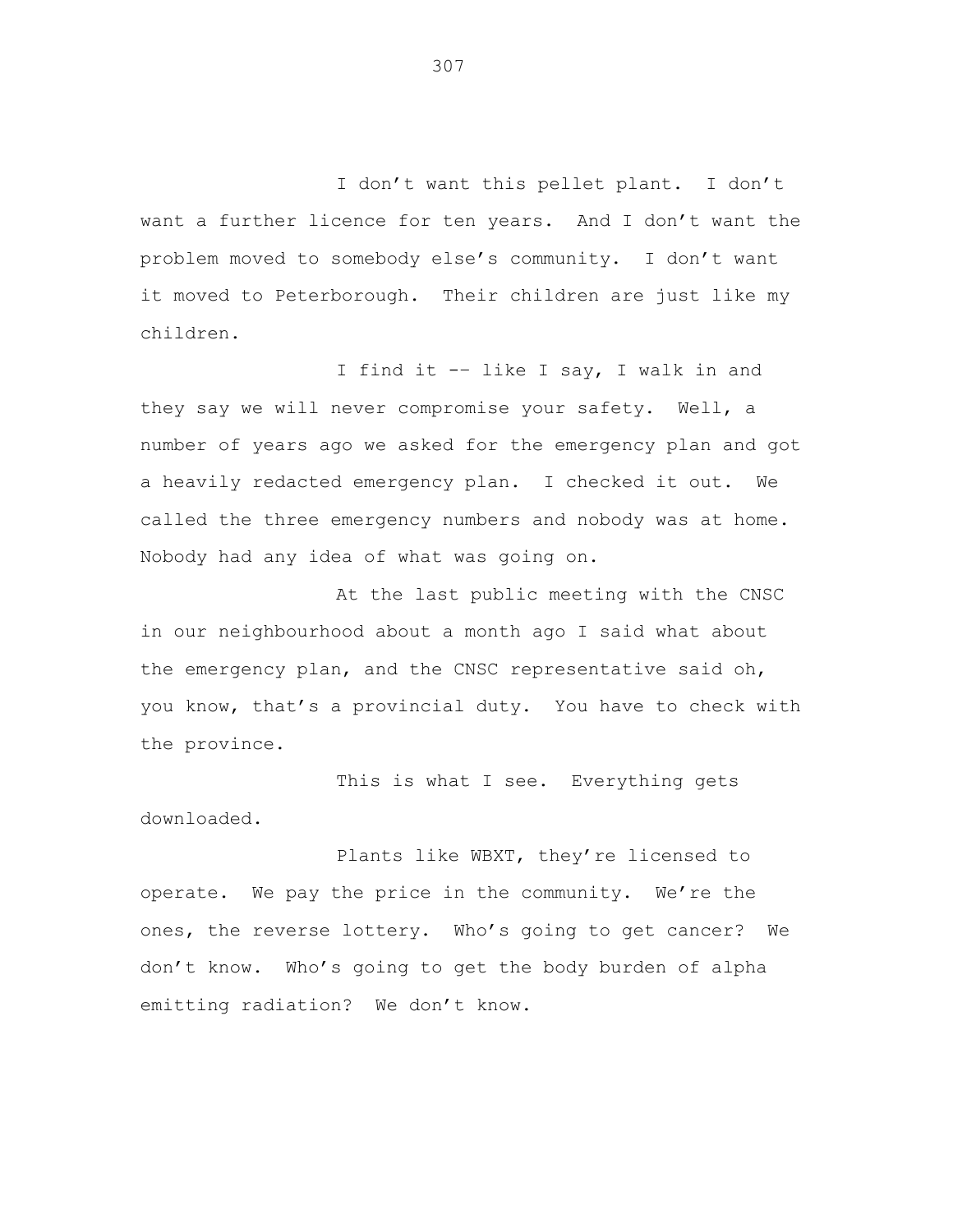I don't want this pellet plant. I don't want a further licence for ten years. And I don't want the problem moved to somebody else's community. I don't want it moved to Peterborough. Their children are just like my children.

I find it -- like I say, I walk in and they say we will never compromise your safety. Well, a number of years ago we asked for the emergency plan and got a heavily redacted emergency plan. I checked it out. We called the three emergency numbers and nobody was at home. Nobody had any idea of what was going on.

At the last public meeting with the CNSC in our neighbourhood about a month ago I said what about the emergency plan, and the CNSC representative said oh, you know, that's a provincial duty. You have to check with the province.

This is what I see. Everything gets downloaded.

Plants like WBXT, they're licensed to operate. We pay the price in the community. We're the ones, the reverse lottery. Who's going to get cancer? We don't know. Who's going to get the body burden of alpha emitting radiation? We don't know.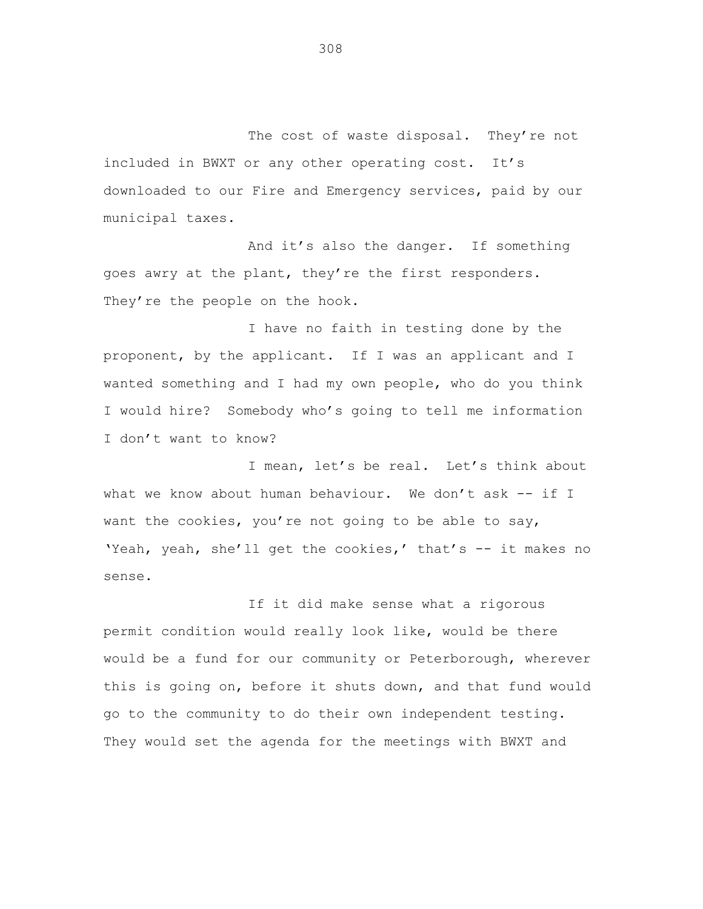The cost of waste disposal. They're not included in BWXT or any other operating cost. It's downloaded to our Fire and Emergency services, paid by our municipal taxes.

And it's also the danger. If something goes awry at the plant, they're the first responders. They're the people on the hook.

I have no faith in testing done by the proponent, by the applicant. If I was an applicant and I wanted something and I had my own people, who do you think I would hire? Somebody who's going to tell me information I don't want to know?

I mean, let's be real. Let's think about what we know about human behaviour. We don't ask -- if I want the cookies, you're not going to be able to say, 'Yeah, yeah, she'll get the cookies,' that's -- it makes no sense.

If it did make sense what a rigorous permit condition would really look like, would be there would be a fund for our community or Peterborough, wherever this is going on, before it shuts down, and that fund would go to the community to do their own independent testing. They would set the agenda for the meetings with BWXT and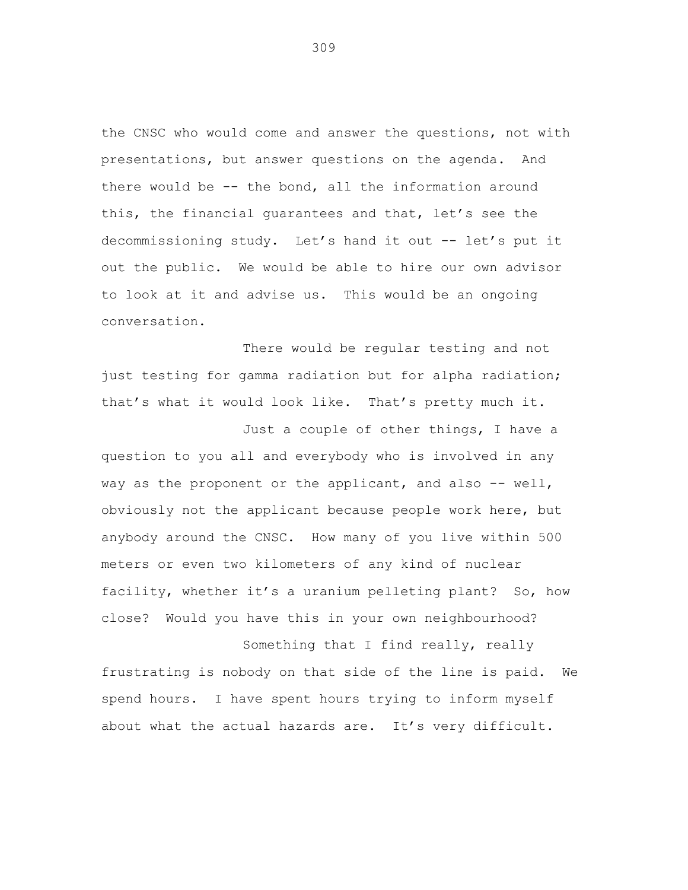the CNSC who would come and answer the questions, not with presentations, but answer questions on the agenda. And there would be -- the bond, all the information around this, the financial guarantees and that, let's see the decommissioning study. Let's hand it out -- let's put it out the public. We would be able to hire our own advisor to look at it and advise us. This would be an ongoing conversation.

There would be regular testing and not just testing for gamma radiation but for alpha radiation; that's what it would look like. That's pretty much it.

Just a couple of other things, I have a question to you all and everybody who is involved in any way as the proponent or the applicant, and also -- well, obviously not the applicant because people work here, but anybody around the CNSC. How many of you live within 500 meters or even two kilometers of any kind of nuclear facility, whether it's a uranium pelleting plant? So, how close? Would you have this in your own neighbourhood?

Something that I find really, really frustrating is nobody on that side of the line is paid. We spend hours. I have spent hours trying to inform myself about what the actual hazards are. It's very difficult.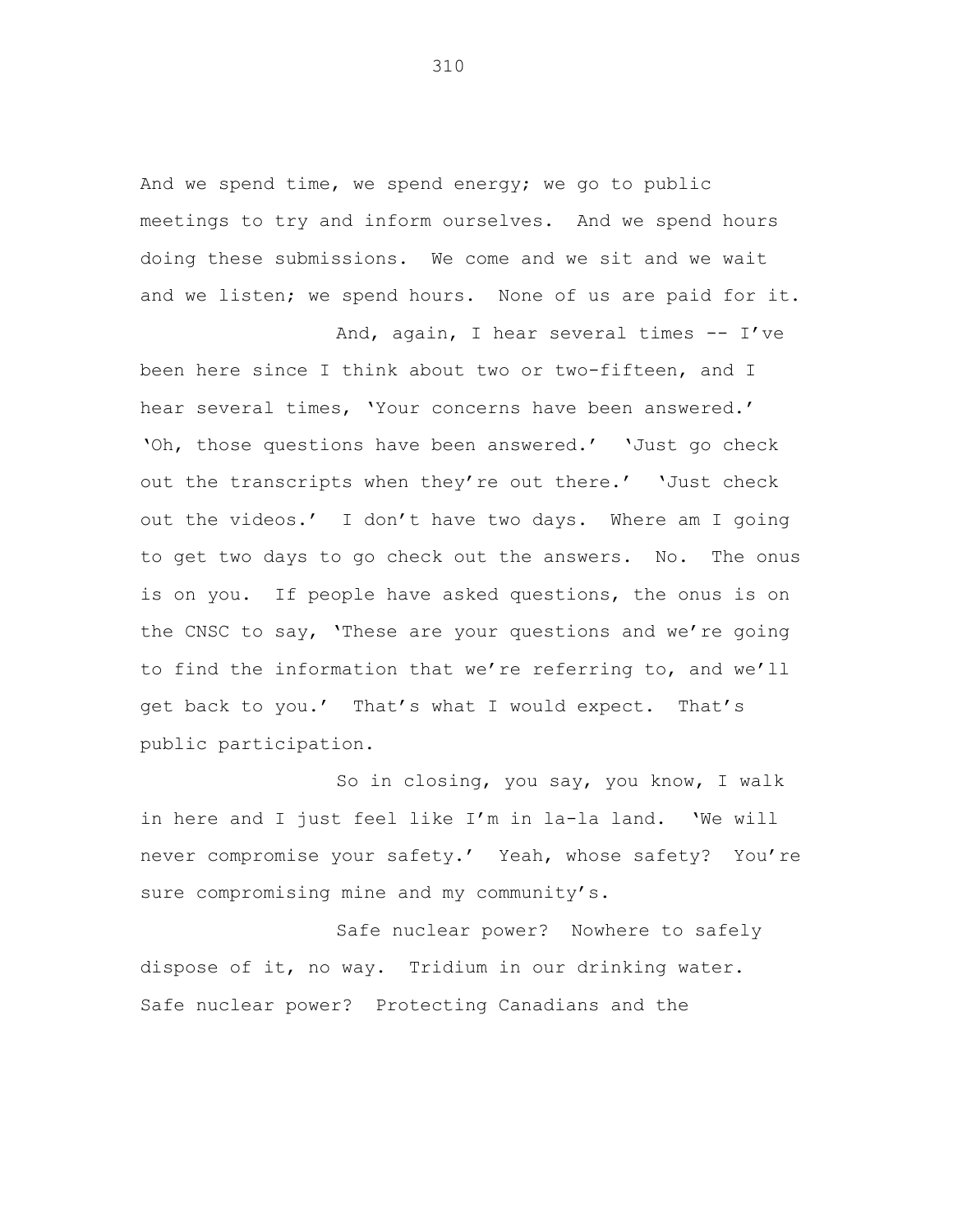And we spend time, we spend energy; we go to public meetings to try and inform ourselves. And we spend hours doing these submissions. We come and we sit and we wait and we listen; we spend hours. None of us are paid for it.

And, again, I hear several times -- I've been here since I think about two or two-fifteen, and I hear several times, 'Your concerns have been answered.' 'Oh, those questions have been answered.' 'Just go check out the transcripts when they're out there.' 'Just check out the videos.' I don't have two days. Where am I going to get two days to go check out the answers. No. The onus is on you. If people have asked questions, the onus is on the CNSC to say, 'These are your questions and we're going to find the information that we're referring to, and we'll get back to you.' That's what I would expect. That's public participation.

So in closing, you say, you know, I walk in here and I just feel like I'm in la-la land. 'We will never compromise your safety.' Yeah, whose safety? You're sure compromising mine and my community's.

Safe nuclear power? Nowhere to safely dispose of it, no way. Tridium in our drinking water. Safe nuclear power? Protecting Canadians and the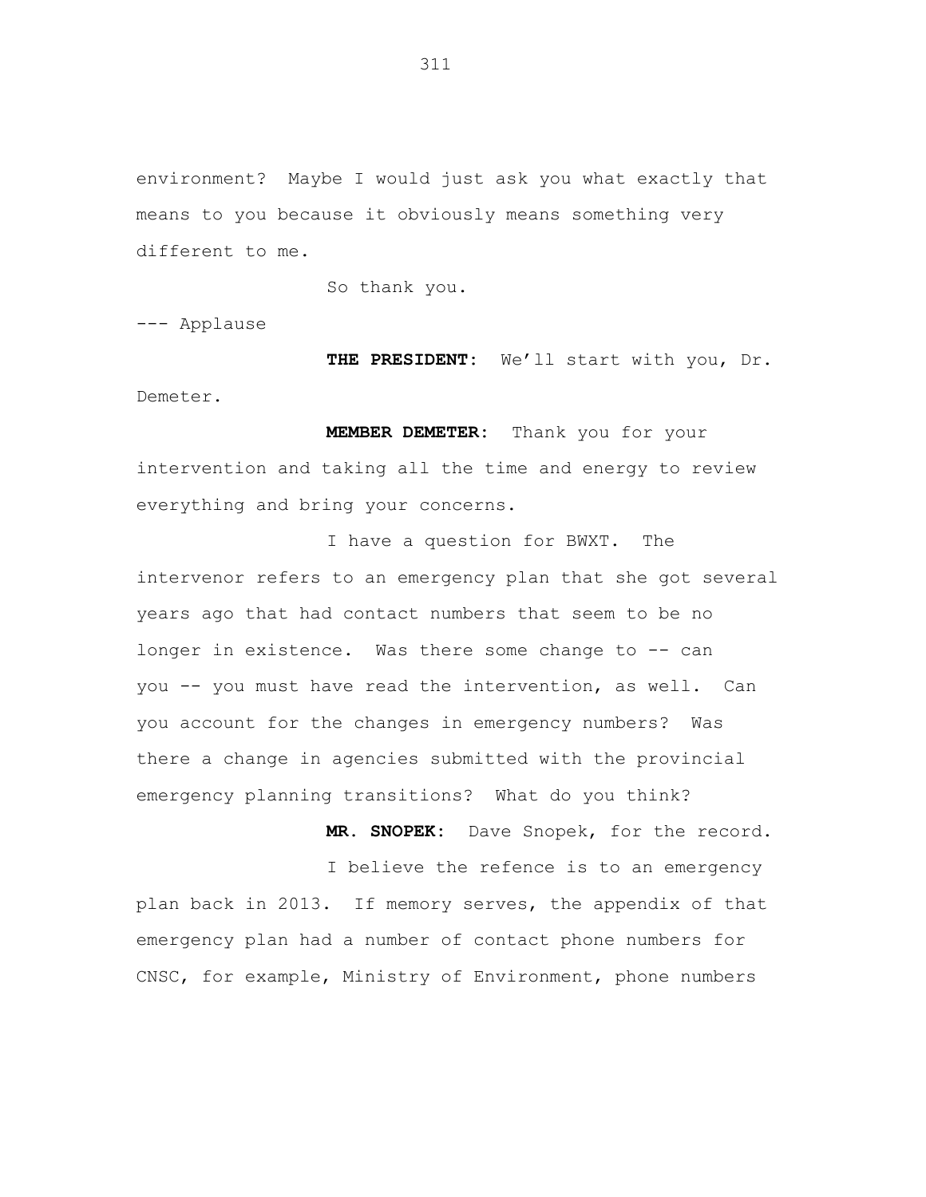environment? Maybe I would just ask you what exactly that means to you because it obviously means something very different to me.

So thank you.

--- Applause

**THE PRESIDENT:** We'll start with you, Dr. Demeter.

**MEMBER DEMETER:** Thank you for your intervention and taking all the time and energy to review everything and bring your concerns.

I have a question for BWXT. The intervenor refers to an emergency plan that she got several years ago that had contact numbers that seem to be no longer in existence. Was there some change to -- can you -- you must have read the intervention, as well. Can you account for the changes in emergency numbers? Was there a change in agencies submitted with the provincial emergency planning transitions? What do you think?

**MR. SNOPEK:** Dave Snopek, for the record.

I believe the refence is to an emergency plan back in 2013. If memory serves, the appendix of that emergency plan had a number of contact phone numbers for CNSC, for example, Ministry of Environment, phone numbers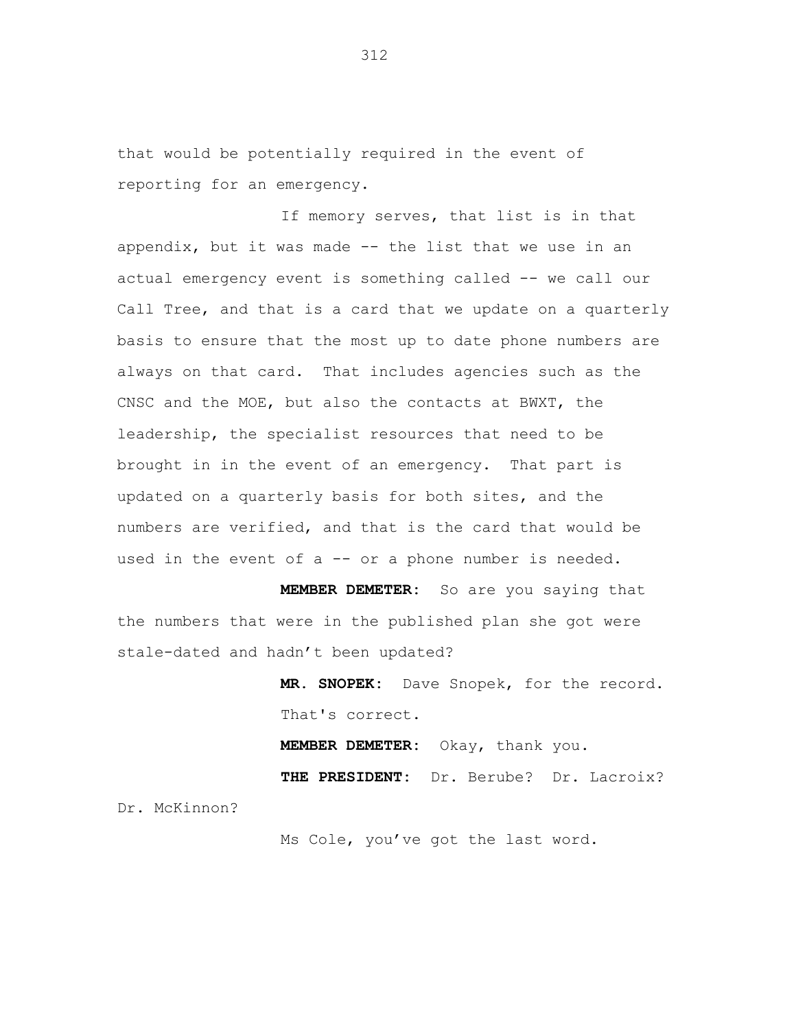that would be potentially required in the event of reporting for an emergency.

If memory serves, that list is in that appendix, but it was made -- the list that we use in an actual emergency event is something called -- we call our Call Tree, and that is a card that we update on a quarterly basis to ensure that the most up to date phone numbers are always on that card. That includes agencies such as the CNSC and the MOE, but also the contacts at BWXT, the leadership, the specialist resources that need to be brought in in the event of an emergency. That part is updated on a quarterly basis for both sites, and the numbers are verified, and that is the card that would be used in the event of a -- or a phone number is needed.

**MEMBER DEMETER:** So are you saying that the numbers that were in the published plan she got were stale-dated and hadn't been updated?

**MR. SNOPEK:** Dave Snopek, for the record. That's correct.

**MEMBER DEMETER:** Okay, thank you.

**THE PRESIDENT:** Dr. Berube? Dr. Lacroix? Dr. McKinnon?

Ms Cole, you've got the last word.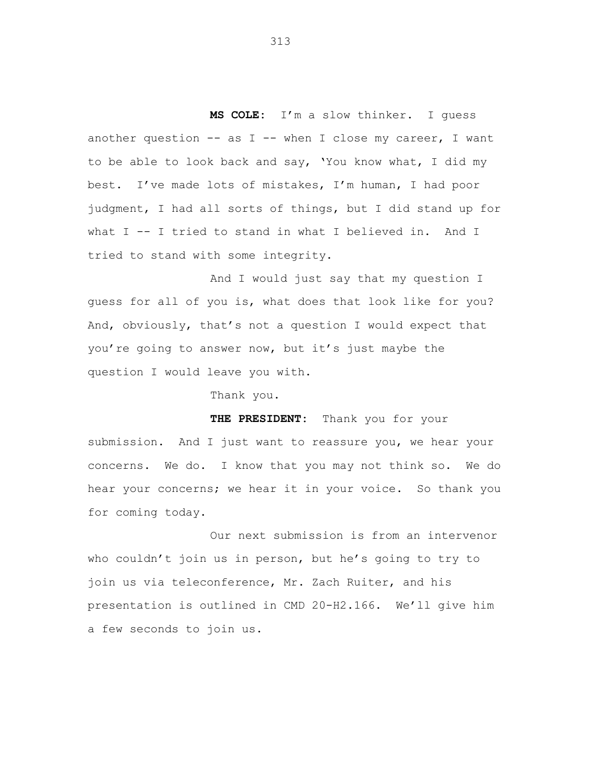**MS COLE:** I'm a slow thinker. I guess another question -- as I -- when I close my career, I want to be able to look back and say, 'You know what, I did my best. I've made lots of mistakes, I'm human, I had poor judgment, I had all sorts of things, but I did stand up for what I -- I tried to stand in what I believed in. And I tried to stand with some integrity.

And I would just say that my question I guess for all of you is, what does that look like for you? And, obviously, that's not a question I would expect that you're going to answer now, but it's just maybe the question I would leave you with.

Thank you.

**THE PRESIDENT:** Thank you for your submission. And I just want to reassure you, we hear your concerns. We do. I know that you may not think so. We do hear your concerns; we hear it in your voice. So thank you for coming today.

Our next submission is from an intervenor who couldn't join us in person, but he's going to try to join us via teleconference, Mr. Zach Ruiter, and his presentation is outlined in CMD 20-H2.166. We'll give him a few seconds to join us.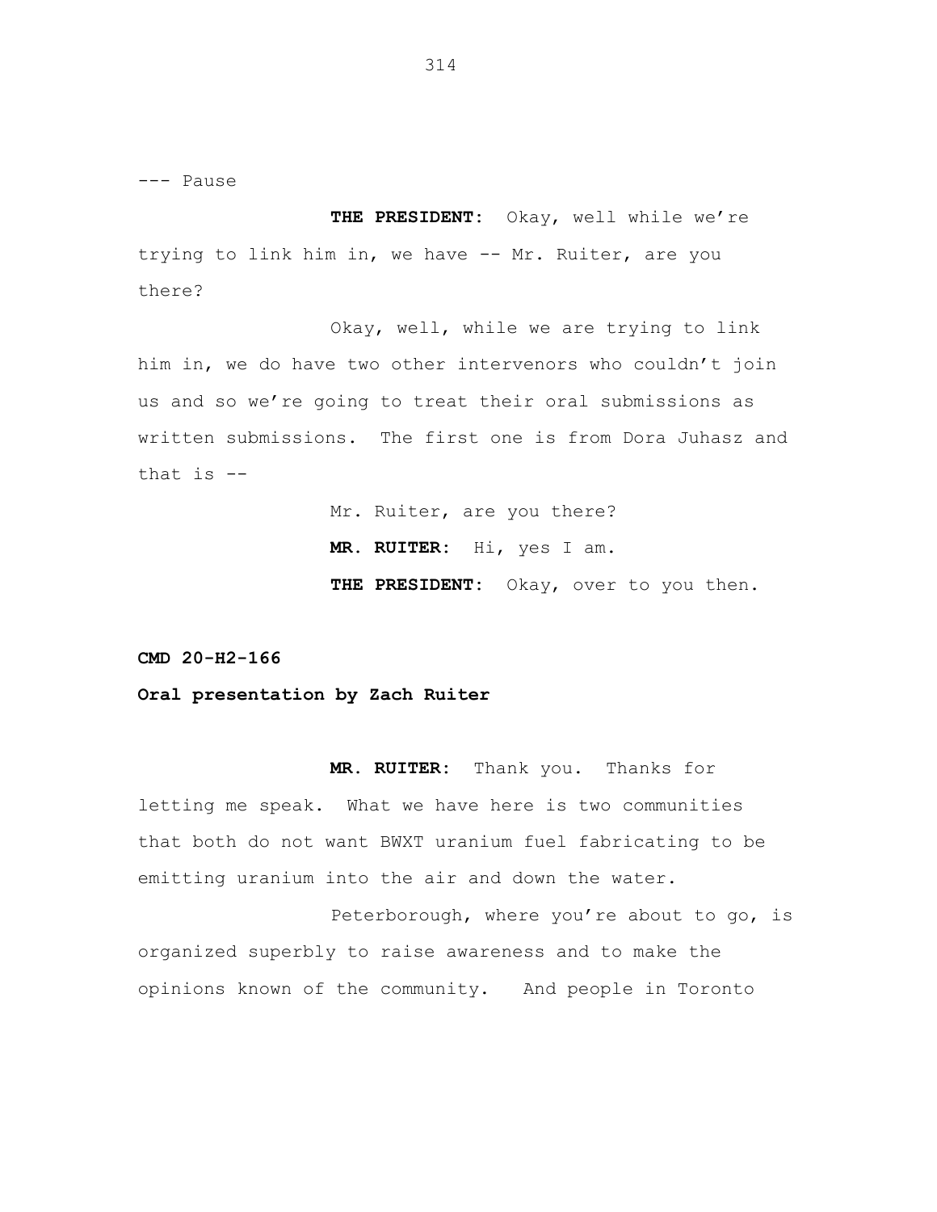--- Pause

**THE PRESIDENT:** Okay, well while we're trying to link him in, we have -- Mr. Ruiter, are you there?

Okay, well, while we are trying to link him in, we do have two other intervenors who couldn't join us and so we're going to treat their oral submissions as written submissions. The first one is from Dora Juhasz and that is --

Mr. Ruiter, are you there?

**MR. RUITER:** Hi, yes I am.

**THE PRESIDENT:** Okay, over to you then.

**CMD 20-H2-166**

**Oral presentation by Zach Ruiter**

**MR. RUITER:** Thank you. Thanks for letting me speak. What we have here is two communities that both do not want BWXT uranium fuel fabricating to be emitting uranium into the air and down the water.

Peterborough, where you're about to go, is organized superbly to raise awareness and to make the opinions known of the community. And people in Toronto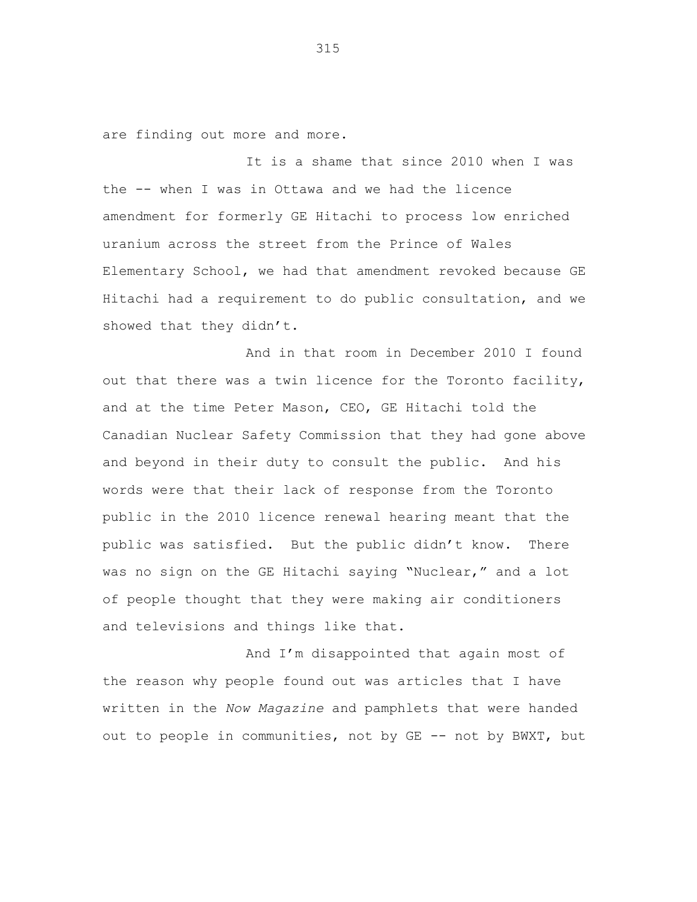are finding out more and more.

It is a shame that since 2010 when I was the -- when I was in Ottawa and we had the licence amendment for formerly GE Hitachi to process low enriched uranium across the street from the Prince of Wales Elementary School, we had that amendment revoked because GE Hitachi had a requirement to do public consultation, and we showed that they didn't.

And in that room in December 2010 I found out that there was a twin licence for the Toronto facility, and at the time Peter Mason, CEO, GE Hitachi told the Canadian Nuclear Safety Commission that they had gone above and beyond in their duty to consult the public. And his words were that their lack of response from the Toronto public in the 2010 licence renewal hearing meant that the public was satisfied. But the public didn't know. There was no sign on the GE Hitachi saying "Nuclear," and a lot of people thought that they were making air conditioners and televisions and things like that.

And I'm disappointed that again most of the reason why people found out was articles that I have written in the *Now Magazine* and pamphlets that were handed out to people in communities, not by GE -- not by BWXT, but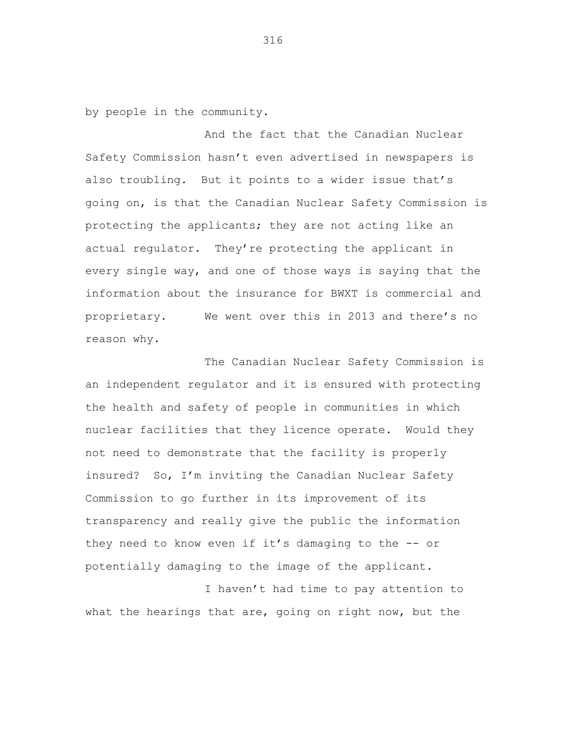by people in the community.

And the fact that the Canadian Nuclear Safety Commission hasn't even advertised in newspapers is also troubling. But it points to a wider issue that's going on, is that the Canadian Nuclear Safety Commission is protecting the applicants; they are not acting like an actual regulator. They're protecting the applicant in every single way, and one of those ways is saying that the information about the insurance for BWXT is commercial and proprietary. We went over this in 2013 and there's no reason why.

The Canadian Nuclear Safety Commission is an independent regulator and it is ensured with protecting the health and safety of people in communities in which nuclear facilities that they licence operate. Would they not need to demonstrate that the facility is properly insured? So, I'm inviting the Canadian Nuclear Safety Commission to go further in its improvement of its transparency and really give the public the information they need to know even if it's damaging to the -- or potentially damaging to the image of the applicant.

I haven't had time to pay attention to what the hearings that are, going on right now, but the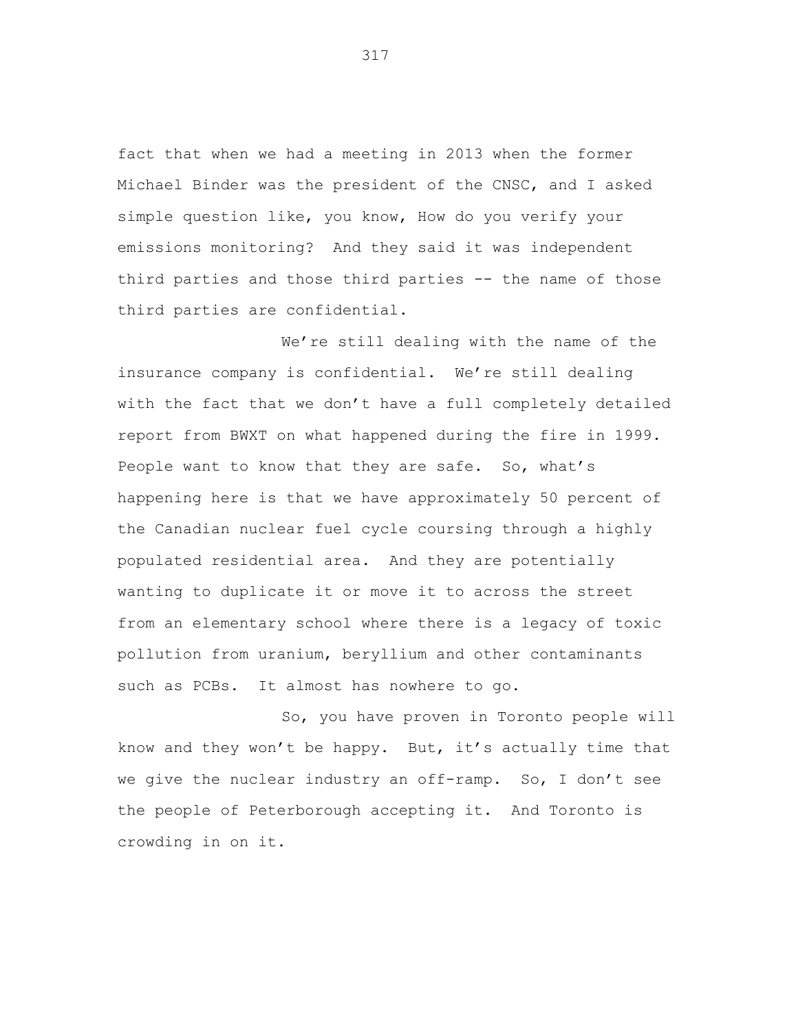fact that when we had a meeting in 2013 when the former Michael Binder was the president of the CNSC, and I asked simple question like, you know, How do you verify your emissions monitoring? And they said it was independent third parties and those third parties -- the name of those third parties are confidential.

We're still dealing with the name of the insurance company is confidential. We're still dealing with the fact that we don't have a full completely detailed report from BWXT on what happened during the fire in 1999. People want to know that they are safe. So, what's happening here is that we have approximately 50 percent of the Canadian nuclear fuel cycle coursing through a highly populated residential area. And they are potentially wanting to duplicate it or move it to across the street from an elementary school where there is a legacy of toxic pollution from uranium, beryllium and other contaminants such as PCBs. It almost has nowhere to go.

So, you have proven in Toronto people will know and they won't be happy. But, it's actually time that we give the nuclear industry an off-ramp. So, I don't see the people of Peterborough accepting it. And Toronto is crowding in on it.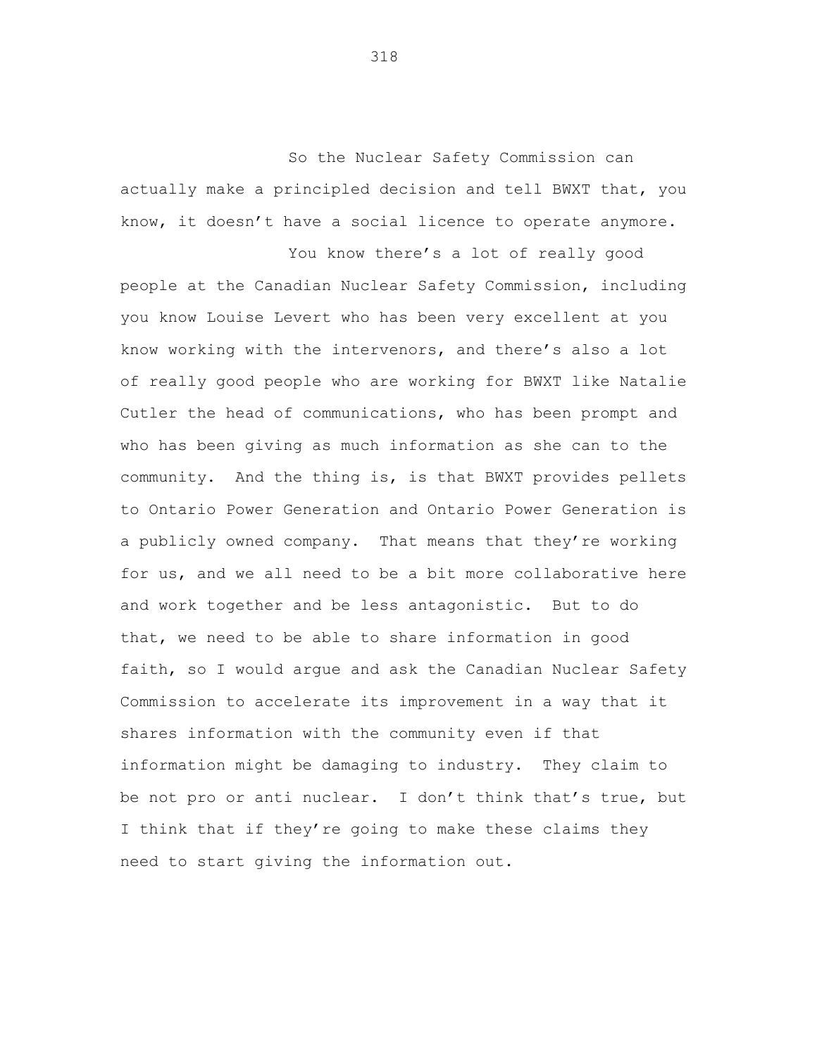So the Nuclear Safety Commission can actually make a principled decision and tell BWXT that, you know, it doesn't have a social licence to operate anymore.

You know there's a lot of really good people at the Canadian Nuclear Safety Commission, including you know Louise Levert who has been very excellent at you know working with the intervenors, and there's also a lot of really good people who are working for BWXT like Natalie Cutler the head of communications, who has been prompt and who has been giving as much information as she can to the community. And the thing is, is that BWXT provides pellets to Ontario Power Generation and Ontario Power Generation is a publicly owned company. That means that they're working for us, and we all need to be a bit more collaborative here and work together and be less antagonistic. But to do that, we need to be able to share information in good faith, so I would argue and ask the Canadian Nuclear Safety Commission to accelerate its improvement in a way that it shares information with the community even if that information might be damaging to industry. They claim to be not pro or anti nuclear. I don't think that's true, but I think that if they're going to make these claims they need to start giving the information out.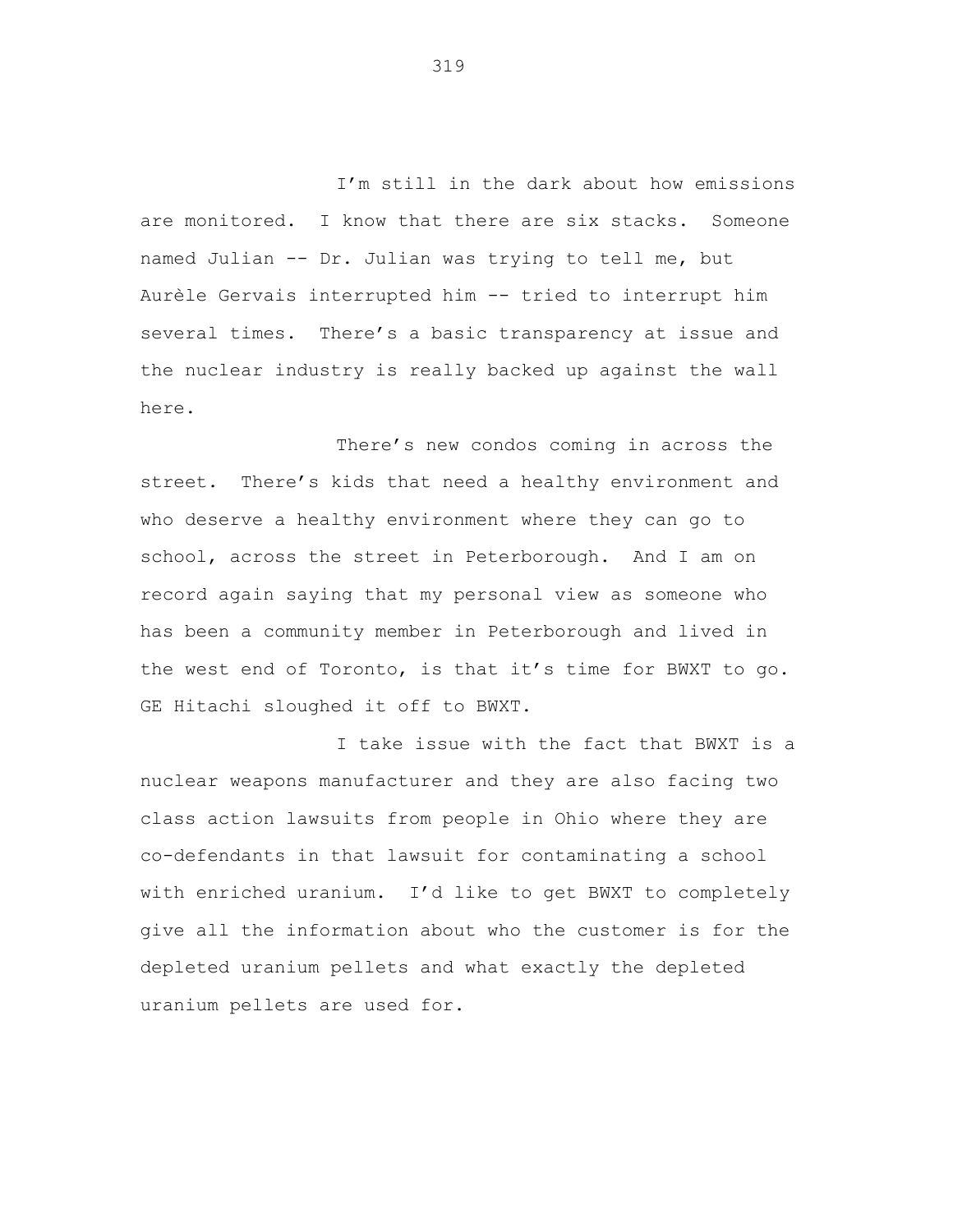I'm still in the dark about how emissions are monitored. I know that there are six stacks. Someone named Julian -- Dr. Julian was trying to tell me, but Aurèle Gervais interrupted him -- tried to interrupt him several times. There's a basic transparency at issue and the nuclear industry is really backed up against the wall here.

There's new condos coming in across the street. There's kids that need a healthy environment and who deserve a healthy environment where they can go to school, across the street in Peterborough. And I am on record again saying that my personal view as someone who has been a community member in Peterborough and lived in the west end of Toronto, is that it's time for BWXT to go. GE Hitachi sloughed it off to BWXT.

I take issue with the fact that BWXT is a nuclear weapons manufacturer and they are also facing two class action lawsuits from people in Ohio where they are co-defendants in that lawsuit for contaminating a school with enriched uranium. I'd like to get BWXT to completely give all the information about who the customer is for the depleted uranium pellets and what exactly the depleted uranium pellets are used for.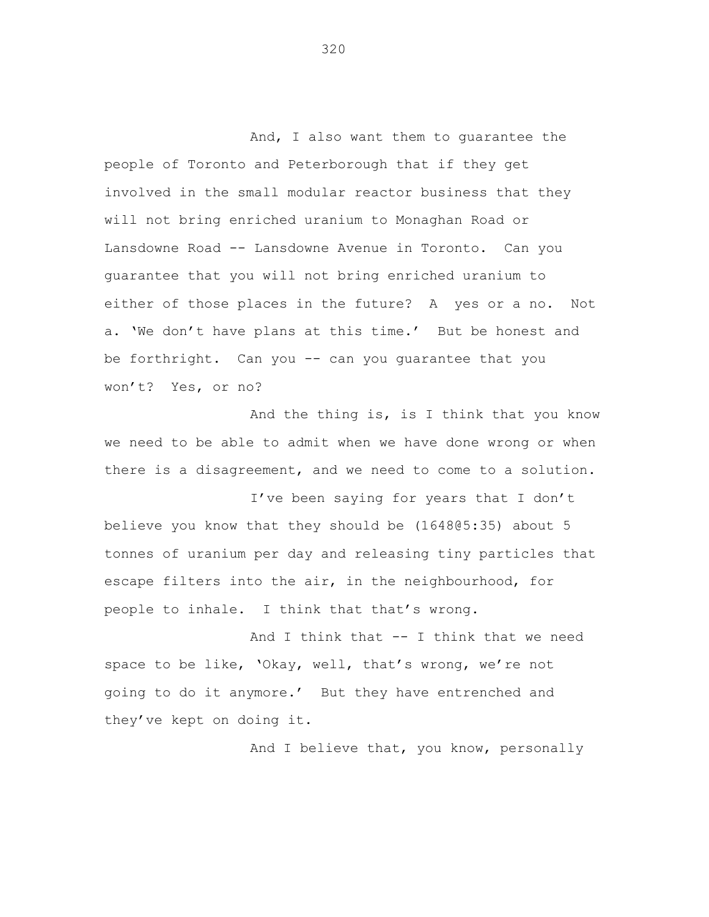And, I also want them to guarantee the people of Toronto and Peterborough that if they get involved in the small modular reactor business that they will not bring enriched uranium to Monaghan Road or Lansdowne Road -- Lansdowne Avenue in Toronto. Can you guarantee that you will not bring enriched uranium to either of those places in the future? A yes or a no. Not a. 'We don't have plans at this time.' But be honest and be forthright. Can you -- can you guarantee that you won't? Yes, or no?

And the thing is, is I think that you know we need to be able to admit when we have done wrong or when there is a disagreement, and we need to come to a solution.

I've been saying for years that I don't believe you know that they should be (1648@5:35) about 5 tonnes of uranium per day and releasing tiny particles that escape filters into the air, in the neighbourhood, for people to inhale. I think that that's wrong.

And I think that -- I think that we need space to be like, 'Okay, well, that's wrong, we're not going to do it anymore.' But they have entrenched and they've kept on doing it.

And I believe that, you know, personally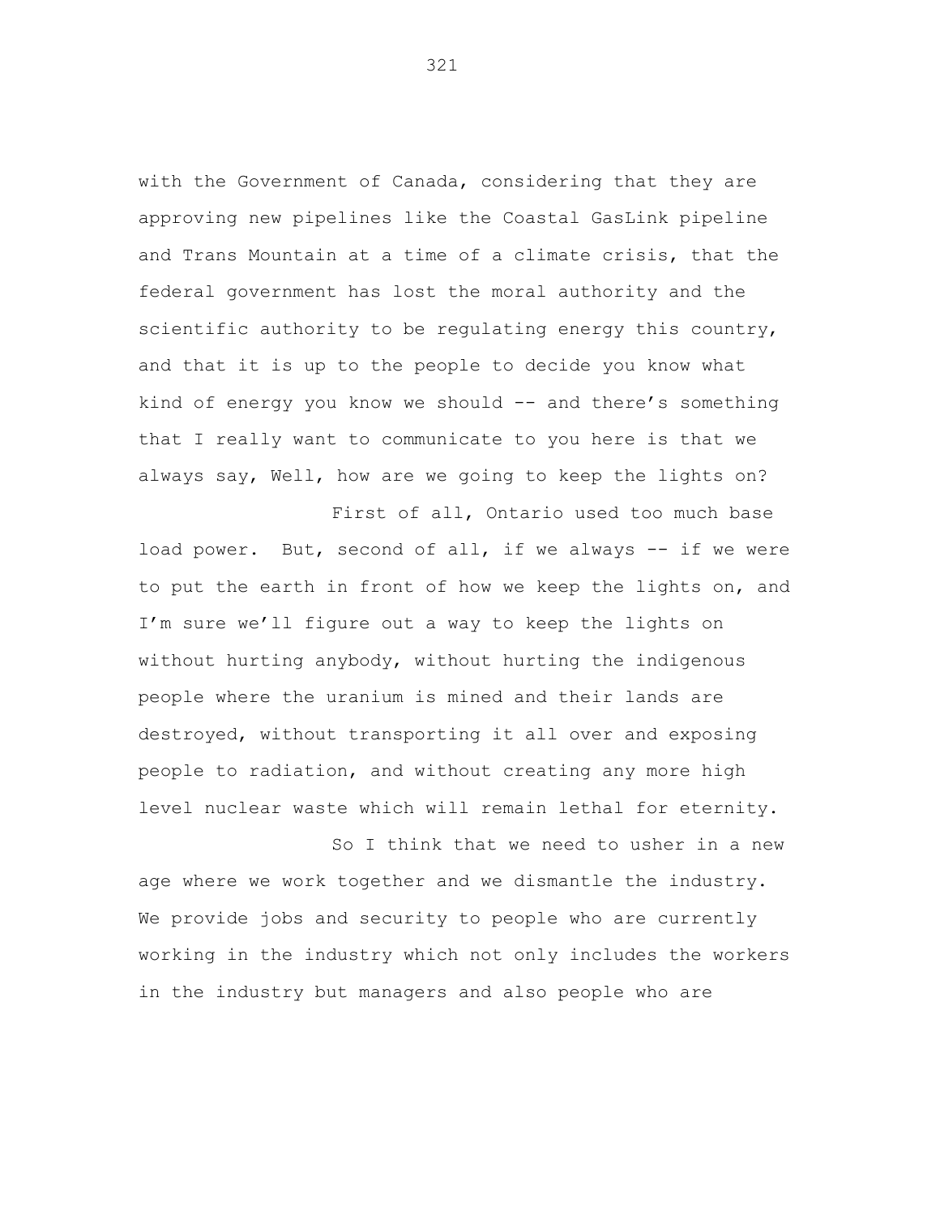with the Government of Canada, considering that they are approving new pipelines like the Coastal GasLink pipeline and Trans Mountain at a time of a climate crisis, that the federal government has lost the moral authority and the scientific authority to be regulating energy this country, and that it is up to the people to decide you know what kind of energy you know we should -- and there's something that I really want to communicate to you here is that we always say, Well, how are we going to keep the lights on?

First of all, Ontario used too much base load power. But, second of all, if we always -- if we were to put the earth in front of how we keep the lights on, and I'm sure we'll figure out a way to keep the lights on without hurting anybody, without hurting the indigenous people where the uranium is mined and their lands are destroyed, without transporting it all over and exposing people to radiation, and without creating any more high level nuclear waste which will remain lethal for eternity.

So I think that we need to usher in a new age where we work together and we dismantle the industry. We provide jobs and security to people who are currently working in the industry which not only includes the workers in the industry but managers and also people who are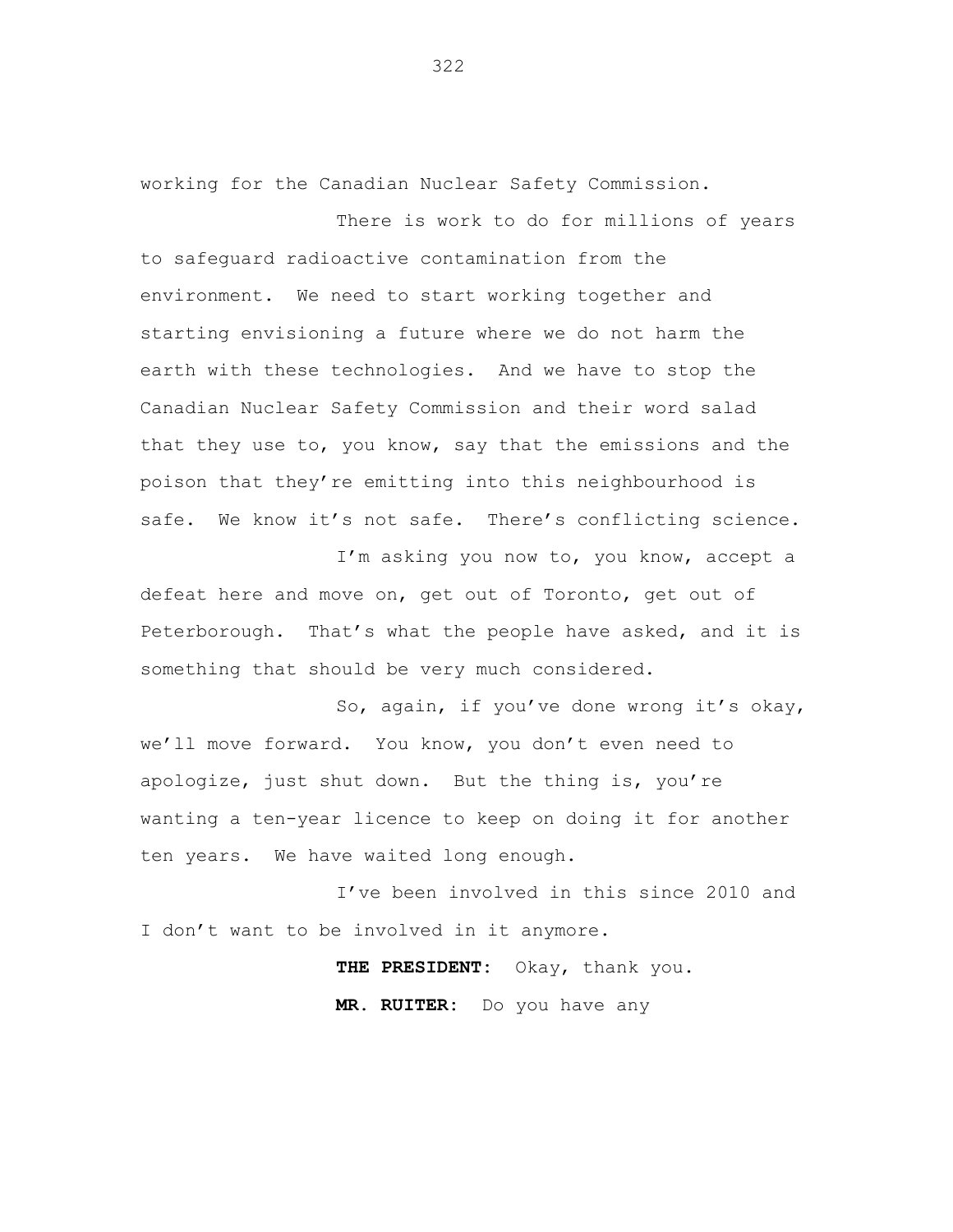working for the Canadian Nuclear Safety Commission.

There is work to do for millions of years to safeguard radioactive contamination from the environment. We need to start working together and starting envisioning a future where we do not harm the earth with these technologies. And we have to stop the Canadian Nuclear Safety Commission and their word salad that they use to, you know, say that the emissions and the poison that they're emitting into this neighbourhood is safe. We know it's not safe. There's conflicting science.

I'm asking you now to, you know, accept a defeat here and move on, get out of Toronto, get out of Peterborough. That's what the people have asked, and it is something that should be very much considered.

So, again, if you've done wrong it's okay, we'll move forward. You know, you don't even need to apologize, just shut down. But the thing is, you're wanting a ten-year licence to keep on doing it for another ten years. We have waited long enough.

I've been involved in this since 2010 and I don't want to be involved in it anymore.

**THE PRESIDENT:** Okay, thank you.

**MR. RUITER:** Do you have any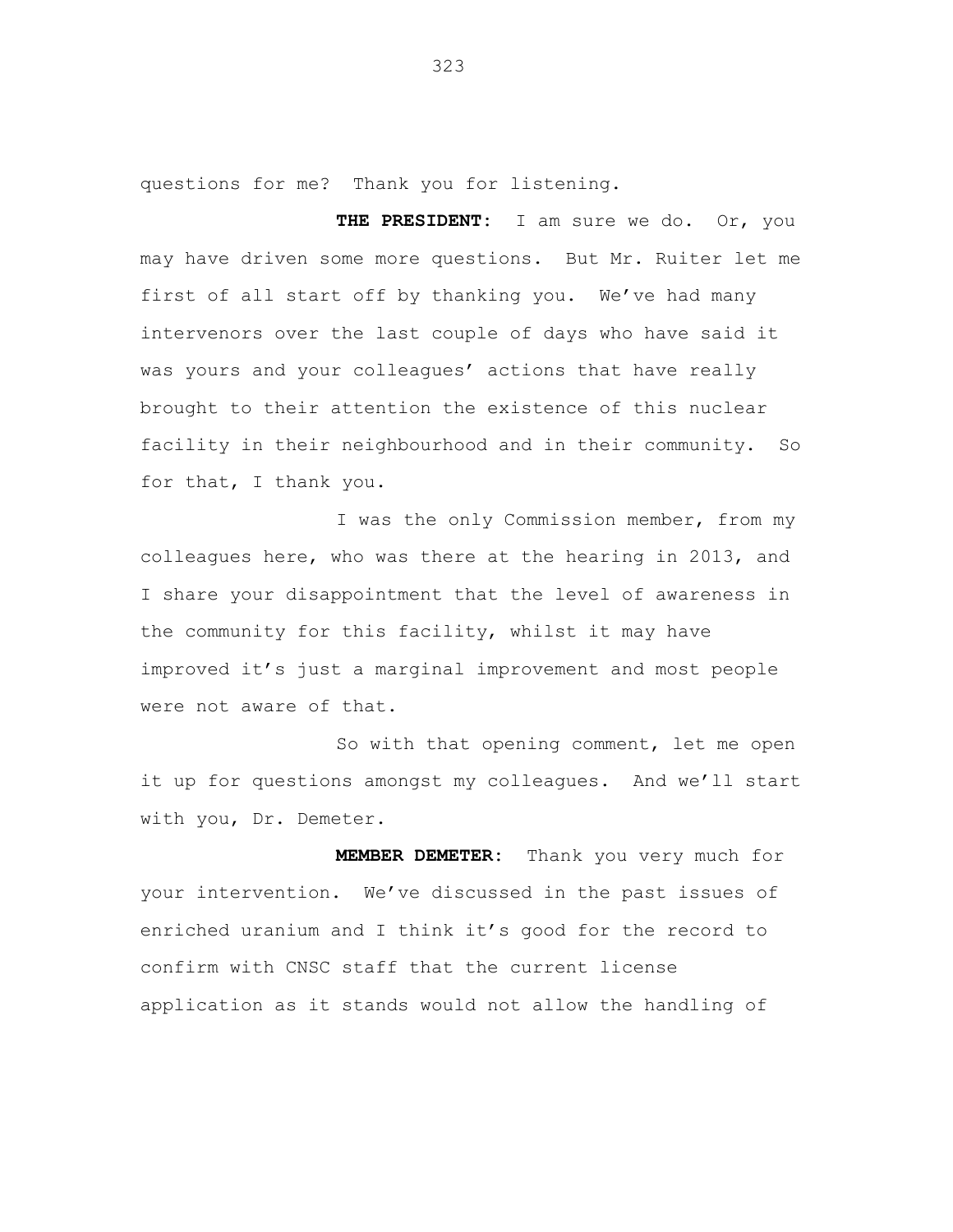questions for me? Thank you for listening.

**THE PRESIDENT:** I am sure we do. Or, you may have driven some more questions. But Mr. Ruiter let me first of all start off by thanking you. We've had many intervenors over the last couple of days who have said it was yours and your colleagues' actions that have really brought to their attention the existence of this nuclear facility in their neighbourhood and in their community. So for that, I thank you.

I was the only Commission member, from my colleagues here, who was there at the hearing in 2013, and I share your disappointment that the level of awareness in the community for this facility, whilst it may have improved it's just a marginal improvement and most people were not aware of that.

So with that opening comment, let me open it up for questions amongst my colleagues. And we'll start with you, Dr. Demeter.

**MEMBER DEMETER:** Thank you very much for your intervention. We've discussed in the past issues of enriched uranium and I think it's good for the record to confirm with CNSC staff that the current license application as it stands would not allow the handling of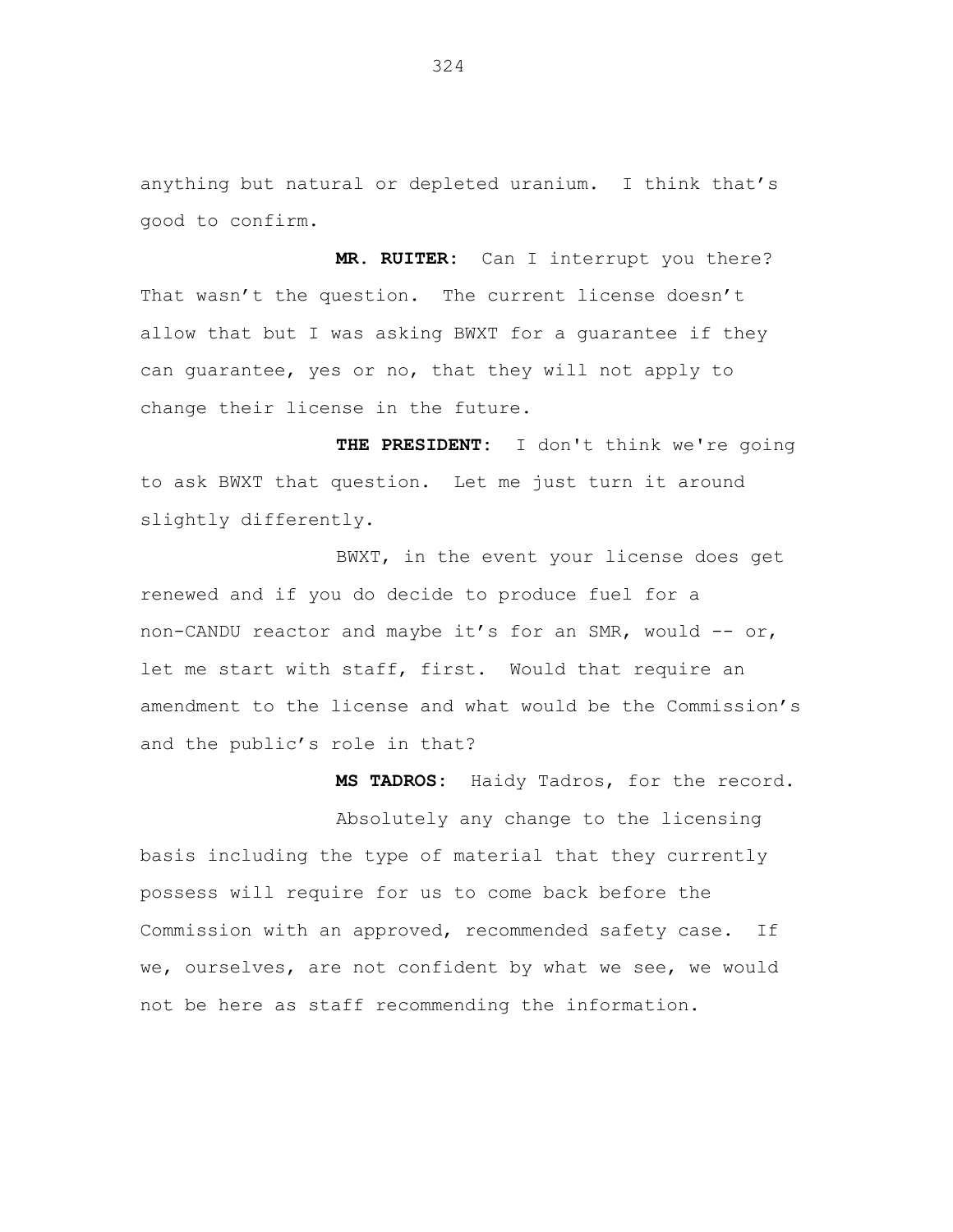anything but natural or depleted uranium. I think that's good to confirm.

**MR. RUITER:** Can I interrupt you there? That wasn't the question. The current license doesn't allow that but I was asking BWXT for a guarantee if they can guarantee, yes or no, that they will not apply to change their license in the future.

**THE PRESIDENT:** I don't think we're going to ask BWXT that question. Let me just turn it around slightly differently.

BWXT, in the event your license does get renewed and if you do decide to produce fuel for a non-CANDU reactor and maybe it's for an SMR, would -- or, let me start with staff, first. Would that require an amendment to the license and what would be the Commission's and the public's role in that?

**MS TADROS:** Haidy Tadros, for the record.

Absolutely any change to the licensing basis including the type of material that they currently possess will require for us to come back before the Commission with an approved, recommended safety case. If we, ourselves, are not confident by what we see, we would not be here as staff recommending the information.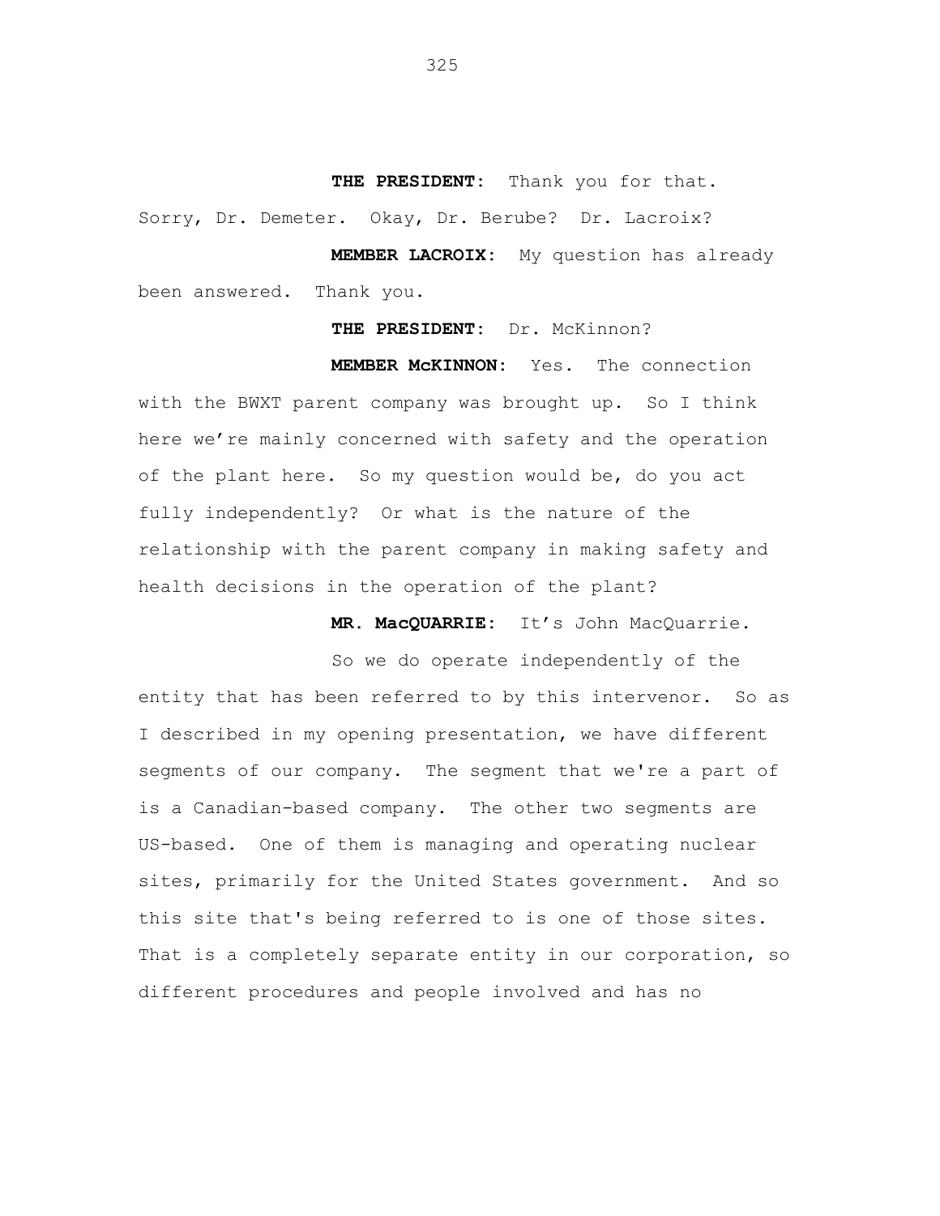**THE PRESIDENT:** Thank you for that. Sorry, Dr. Demeter. Okay, Dr. Berube? Dr. Lacroix?

**MEMBER LACROIX:** My question has already been answered. Thank you.

**THE PRESIDENT:** Dr. McKinnon?

**MEMBER McKINNON:** Yes. The connection with the BWXT parent company was brought up. So I think here we're mainly concerned with safety and the operation of the plant here. So my question would be, do you act fully independently? Or what is the nature of the relationship with the parent company in making safety and health decisions in the operation of the plant?

**MR. MacQUARRIE:** It's John MacQuarrie.

So we do operate independently of the entity that has been referred to by this intervenor. So as I described in my opening presentation, we have different segments of our company. The segment that we're a part of is a Canadian-based company. The other two segments are US-based. One of them is managing and operating nuclear sites, primarily for the United States government. And so this site that's being referred to is one of those sites. That is a completely separate entity in our corporation, so different procedures and people involved and has no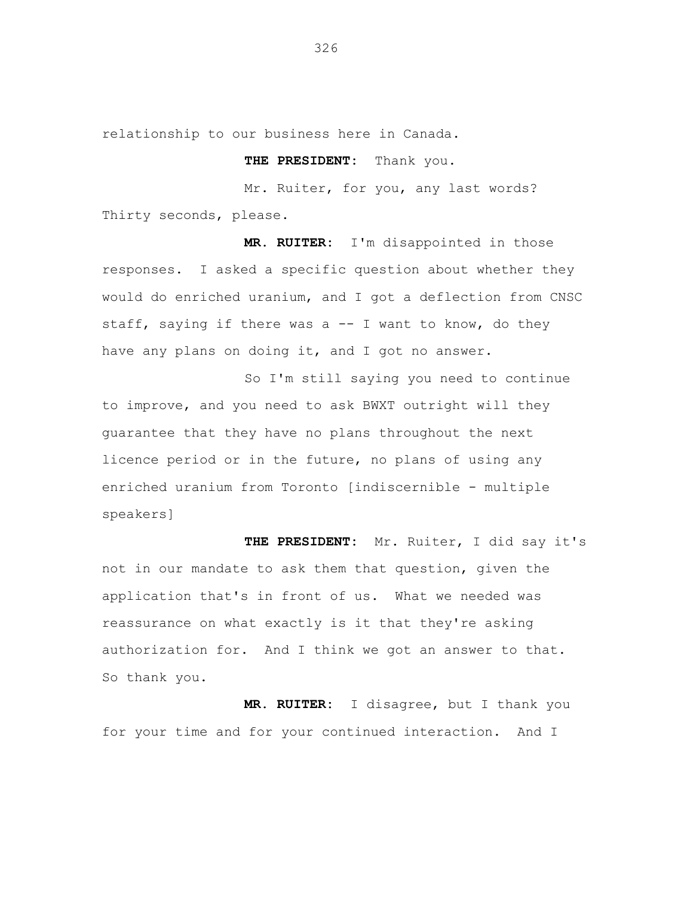relationship to our business here in Canada.

**THE PRESIDENT:** Thank you.

Mr. Ruiter, for you, any last words? Thirty seconds, please.

**MR. RUITER:** I'm disappointed in those responses. I asked a specific question about whether they would do enriched uranium, and I got a deflection from CNSC staff, saying if there was a -- I want to know, do they have any plans on doing it, and I got no answer.

So I'm still saying you need to continue to improve, and you need to ask BWXT outright will they guarantee that they have no plans throughout the next licence period or in the future, no plans of using any enriched uranium from Toronto [indiscernible - multiple speakers]

**THE PRESIDENT:** Mr. Ruiter, I did say it's not in our mandate to ask them that question, given the application that's in front of us. What we needed was reassurance on what exactly is it that they're asking authorization for. And I think we got an answer to that. So thank you.

**MR. RUITER:** I disagree, but I thank you for your time and for your continued interaction. And I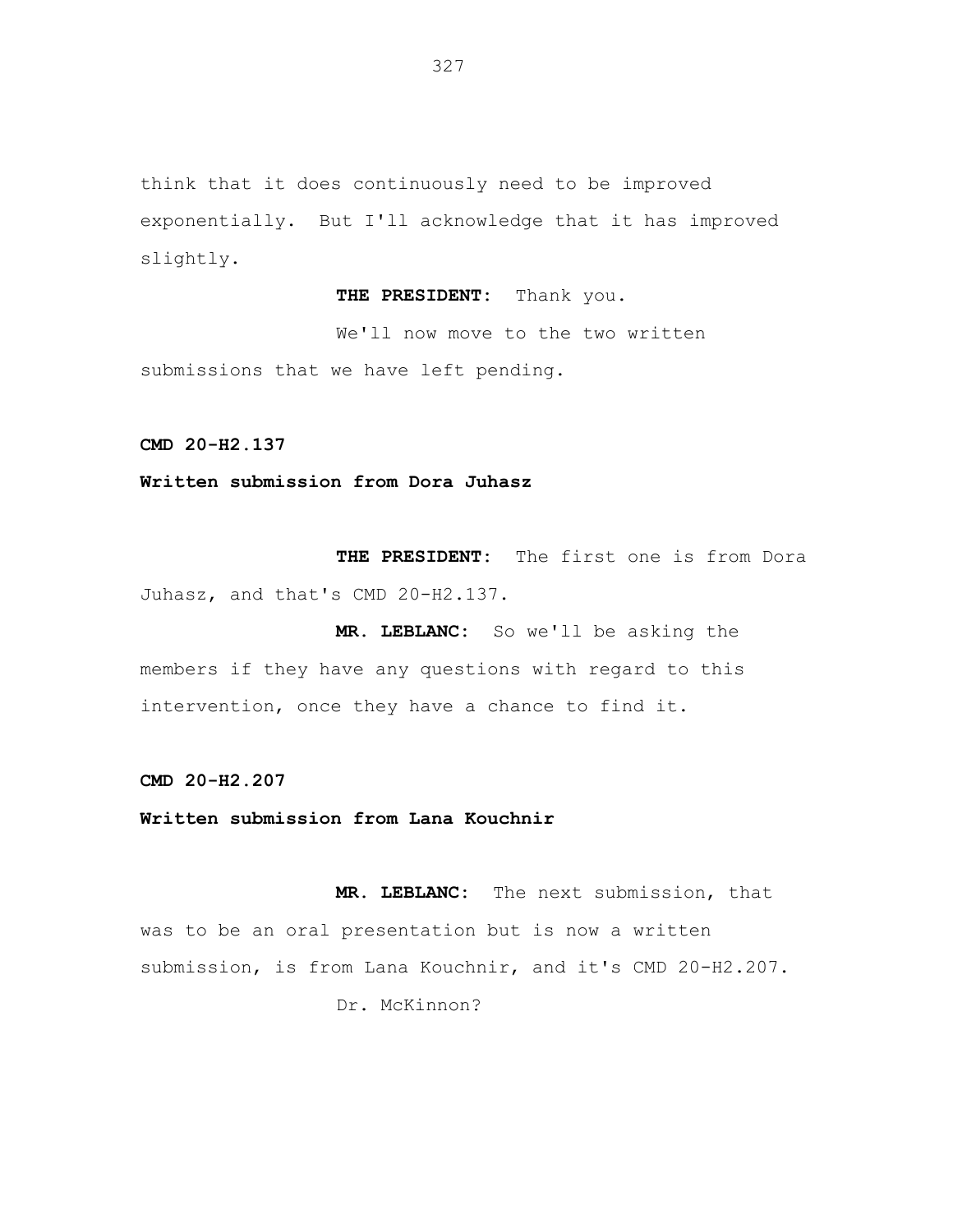think that it does continuously need to be improved exponentially. But I'll acknowledge that it has improved slightly.

**THE PRESIDENT:** Thank you.

We'll now move to the two written submissions that we have left pending.

**CMD 20-H2.137**

**Written submission from Dora Juhasz**

**THE PRESIDENT:** The first one is from Dora Juhasz, and that's CMD 20-H2.137.

**MR. LEBLANC:** So we'll be asking the members if they have any questions with regard to this intervention, once they have a chance to find it.

**CMD 20-H2.207**

**Written submission from Lana Kouchnir**

**MR. LEBLANC:** The next submission, that was to be an oral presentation but is now a written submission, is from Lana Kouchnir, and it's CMD 20-H2.207.

Dr. McKinnon?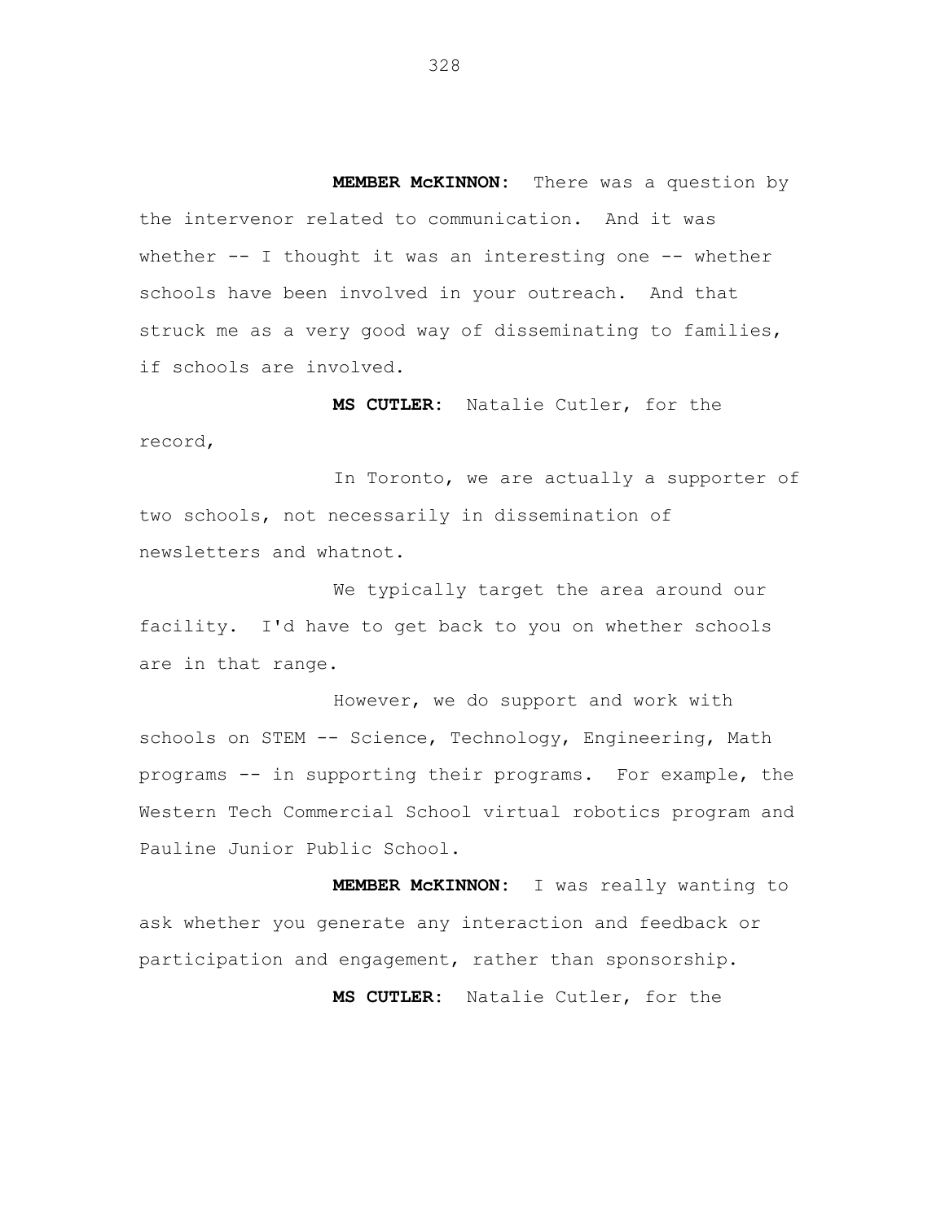**MEMBER McKINNON:** There was a question by the intervenor related to communication. And it was whether -- I thought it was an interesting one -- whether schools have been involved in your outreach. And that struck me as a very good way of disseminating to families, if schools are involved.

**MS CUTLER:** Natalie Cutler, for the record,

In Toronto, we are actually a supporter of two schools, not necessarily in dissemination of newsletters and whatnot.

We typically target the area around our facility. I'd have to get back to you on whether schools are in that range.

However, we do support and work with schools on STEM -- Science, Technology, Engineering, Math programs -- in supporting their programs. For example, the Western Tech Commercial School virtual robotics program and Pauline Junior Public School.

**MEMBER McKINNON:** I was really wanting to ask whether you generate any interaction and feedback or participation and engagement, rather than sponsorship.

**MS CUTLER:** Natalie Cutler, for the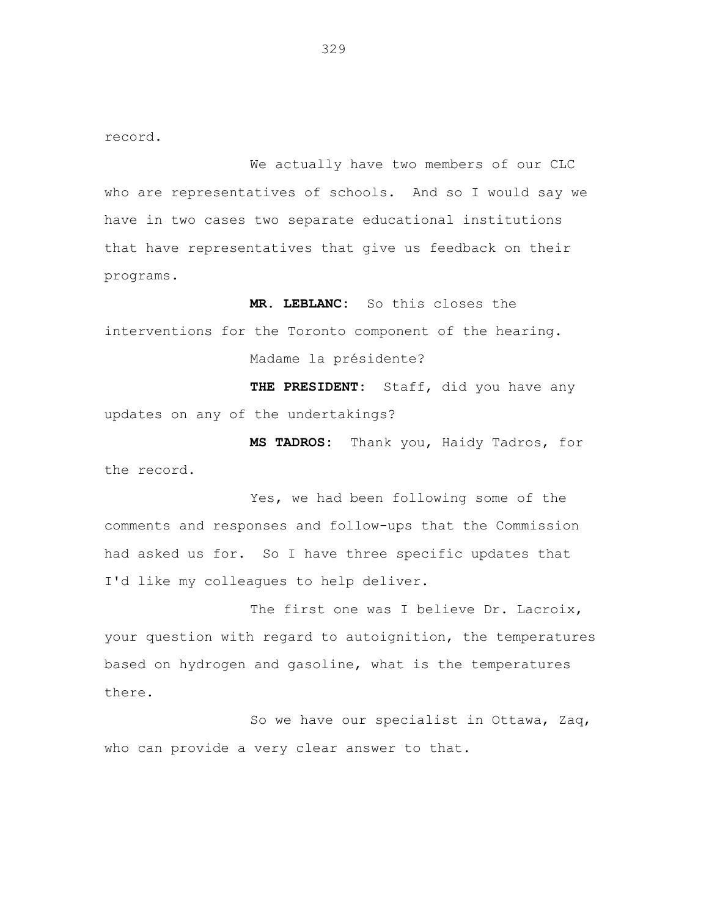record.

We actually have two members of our CLC who are representatives of schools. And so I would say we have in two cases two separate educational institutions that have representatives that give us feedback on their programs.

**MR. LEBLANC:** So this closes the interventions for the Toronto component of the hearing.

Madame la présidente?

**THE PRESIDENT:** Staff, did you have any updates on any of the undertakings?

**MS TADROS:** Thank you, Haidy Tadros, for the record.

Yes, we had been following some of the comments and responses and follow-ups that the Commission had asked us for. So I have three specific updates that I'd like my colleagues to help deliver.

The first one was I believe Dr. Lacroix, your question with regard to autoignition, the temperatures based on hydrogen and gasoline, what is the temperatures there.

So we have our specialist in Ottawa, Zaq, who can provide a very clear answer to that.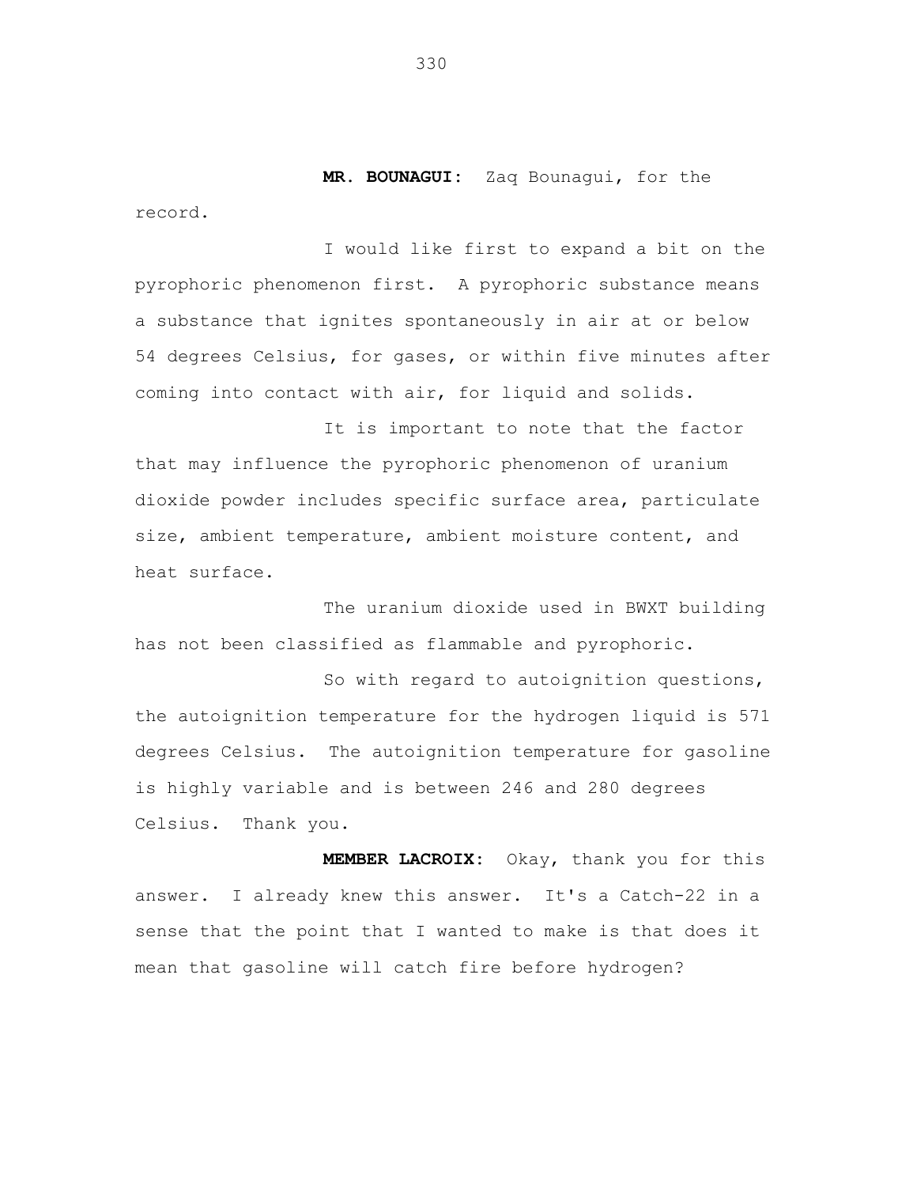**MR. BOUNAGUI:** Zaq Bounagui, for the record.

I would like first to expand a bit on the pyrophoric phenomenon first. A pyrophoric substance means a substance that ignites spontaneously in air at or below 54 degrees Celsius, for gases, or within five minutes after coming into contact with air, for liquid and solids.

It is important to note that the factor that may influence the pyrophoric phenomenon of uranium dioxide powder includes specific surface area, particulate size, ambient temperature, ambient moisture content, and heat surface.

The uranium dioxide used in BWXT building has not been classified as flammable and pyrophoric.

So with regard to autoignition questions, the autoignition temperature for the hydrogen liquid is 571 degrees Celsius. The autoignition temperature for gasoline is highly variable and is between 246 and 280 degrees Celsius. Thank you.

**MEMBER LACROIX:** Okay, thank you for this answer. I already knew this answer. It's a Catch-22 in a sense that the point that I wanted to make is that does it mean that gasoline will catch fire before hydrogen?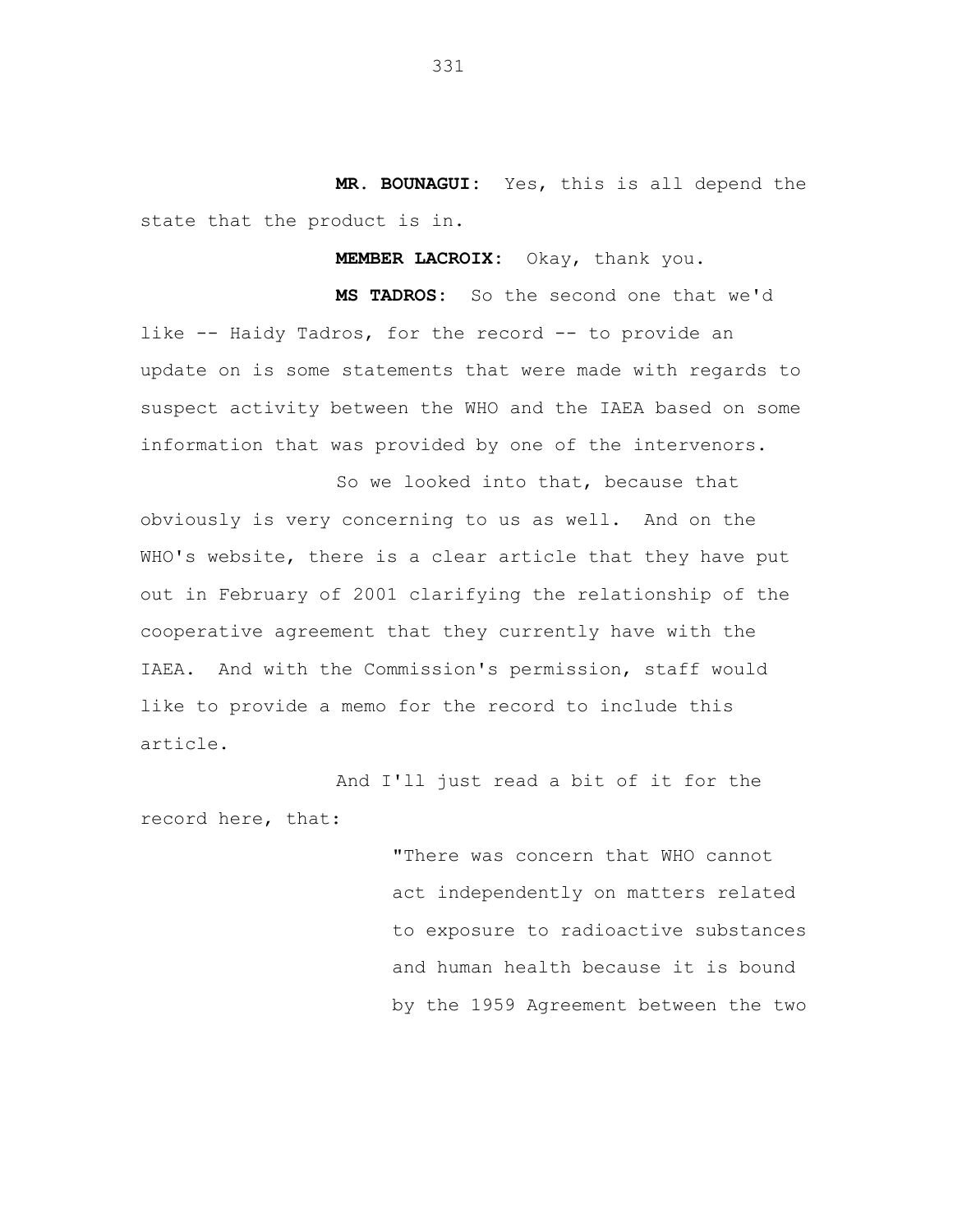**MR. BOUNAGUI:** Yes, this is all depend the state that the product is in.

**MEMBER LACROIX:** Okay, thank you.

**MS TADROS:** So the second one that we'd like -- Haidy Tadros, for the record -- to provide an update on is some statements that were made with regards to suspect activity between the WHO and the IAEA based on some information that was provided by one of the intervenors.

So we looked into that, because that obviously is very concerning to us as well. And on the WHO's website, there is a clear article that they have put out in February of 2001 clarifying the relationship of the cooperative agreement that they currently have with the IAEA. And with the Commission's permission, staff would like to provide a memo for the record to include this article.

And I'll just read a bit of it for the record here, that:

> "There was concern that WHO cannot act independently on matters related to exposure to radioactive substances and human health because it is bound by the 1959 Agreement between the two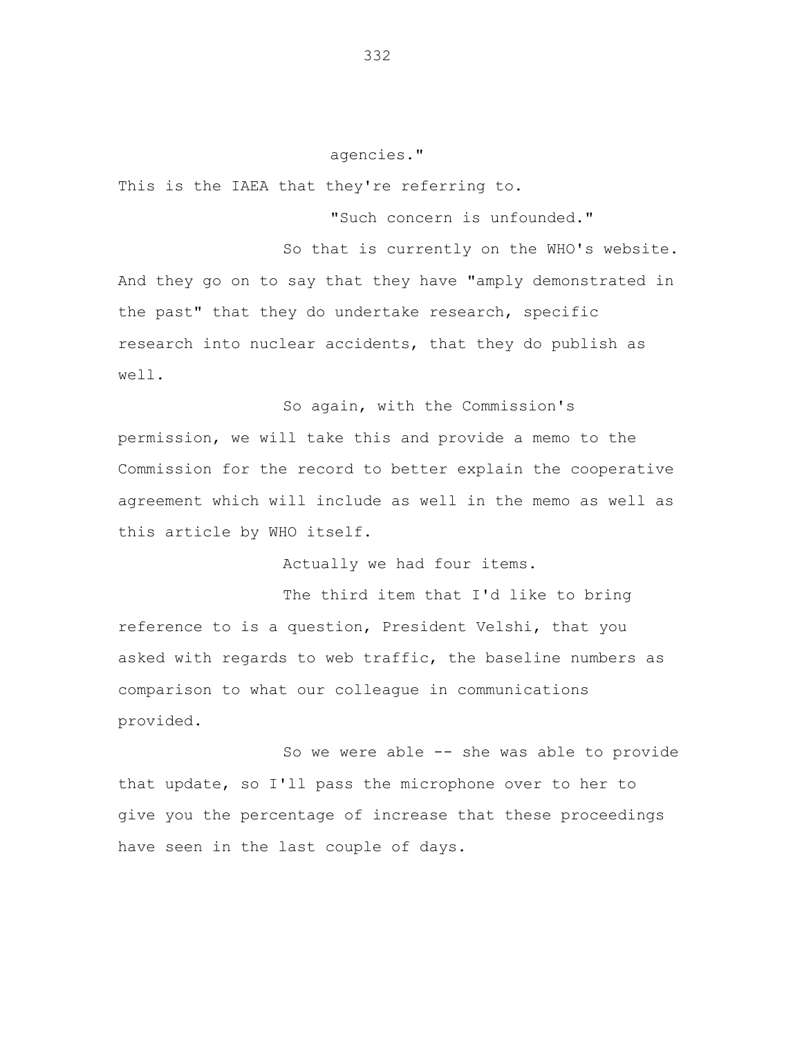agencies."

This is the IAEA that they're referring to.

"Such concern is unfounded."

So that is currently on the WHO's website. And they go on to say that they have "amply demonstrated in the past" that they do undertake research, specific research into nuclear accidents, that they do publish as well.

So again, with the Commission's permission, we will take this and provide a memo to the Commission for the record to better explain the cooperative agreement which will include as well in the memo as well as this article by WHO itself.

Actually we had four items.

The third item that I'd like to bring reference to is a question, President Velshi, that you asked with regards to web traffic, the baseline numbers as comparison to what our colleague in communications provided.

So we were able -- she was able to provide that update, so I'll pass the microphone over to her to give you the percentage of increase that these proceedings have seen in the last couple of days.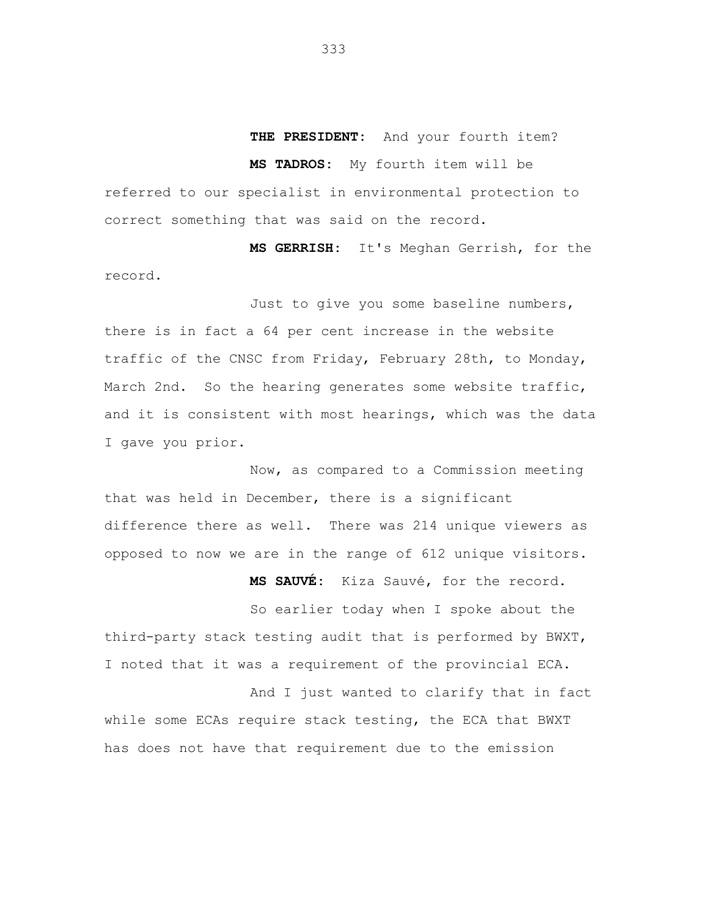**THE PRESIDENT:** And your fourth item?

**MS TADROS:** My fourth item will be referred to our specialist in environmental protection to correct something that was said on the record.

**MS GERRISH:** It's Meghan Gerrish, for the record.

Just to give you some baseline numbers, there is in fact a 64 per cent increase in the website traffic of the CNSC from Friday, February 28th, to Monday, March 2nd. So the hearing generates some website traffic, and it is consistent with most hearings, which was the data I gave you prior.

Now, as compared to a Commission meeting that was held in December, there is a significant difference there as well. There was 214 unique viewers as opposed to now we are in the range of 612 unique visitors.

**MS SAUVÉ:** Kiza Sauvé, for the record.

So earlier today when I spoke about the third-party stack testing audit that is performed by BWXT, I noted that it was a requirement of the provincial ECA.

And I just wanted to clarify that in fact while some ECAs require stack testing, the ECA that BWXT has does not have that requirement due to the emission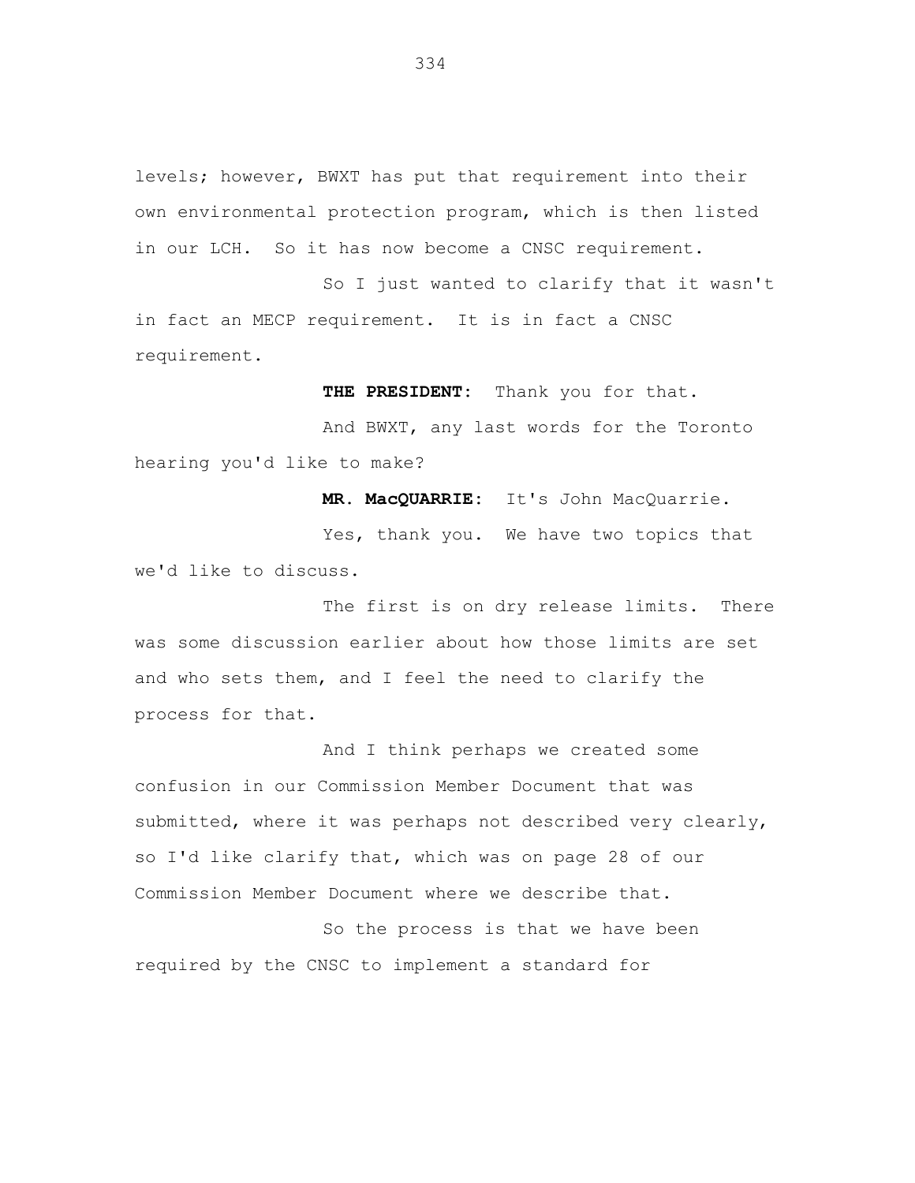levels; however, BWXT has put that requirement into their own environmental protection program, which is then listed in our LCH. So it has now become a CNSC requirement.

So I just wanted to clarify that it wasn't in fact an MECP requirement. It is in fact a CNSC requirement.

**THE PRESIDENT:** Thank you for that.

And BWXT, any last words for the Toronto hearing you'd like to make?

**MR. MacQUARRIE:** It's John MacQuarrie.

Yes, thank you. We have two topics that we'd like to discuss.

The first is on dry release limits. There was some discussion earlier about how those limits are set and who sets them, and I feel the need to clarify the process for that.

And I think perhaps we created some confusion in our Commission Member Document that was submitted, where it was perhaps not described very clearly, so I'd like clarify that, which was on page 28 of our Commission Member Document where we describe that.

So the process is that we have been required by the CNSC to implement a standard for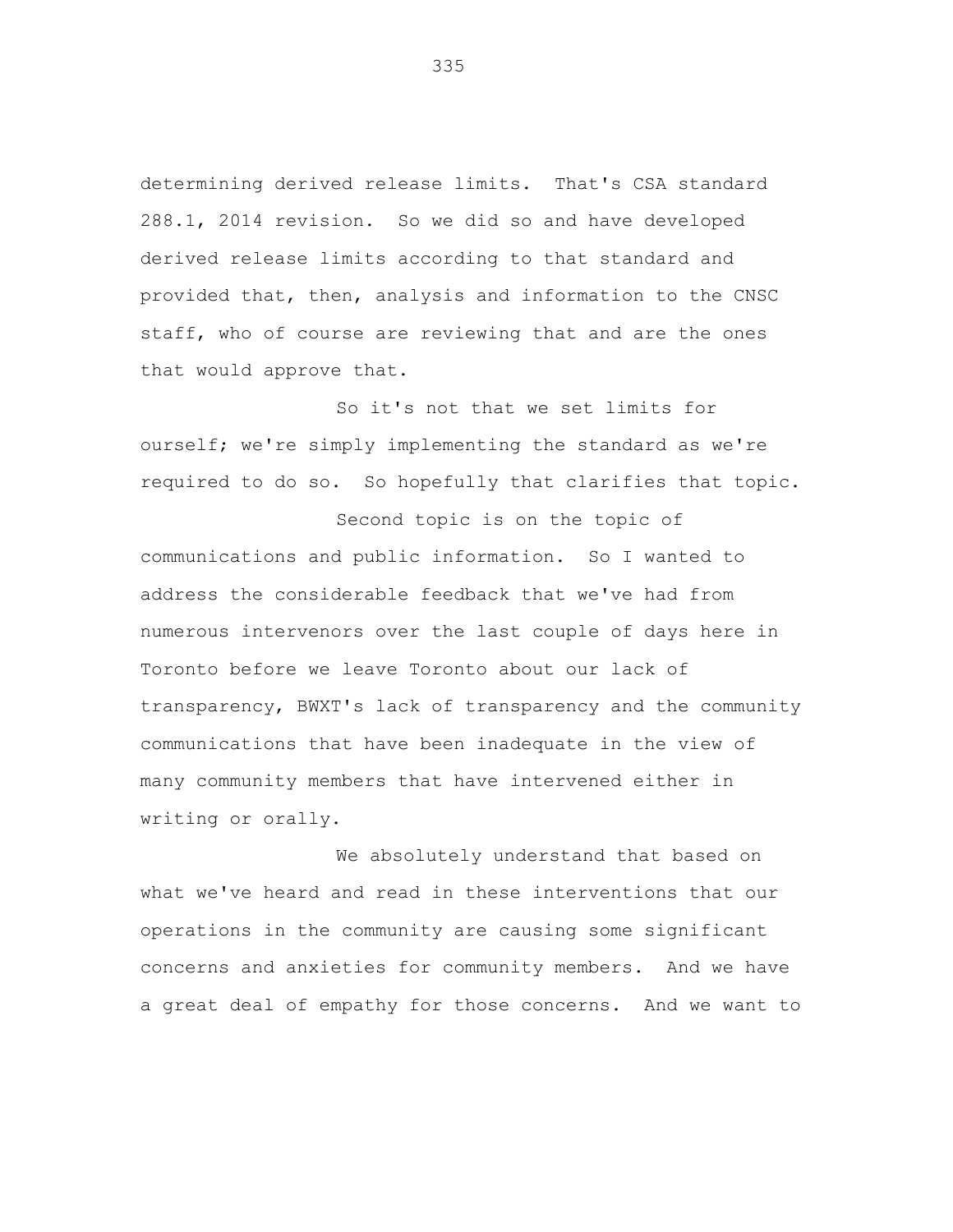determining derived release limits. That's CSA standard 288.1, 2014 revision. So we did so and have developed derived release limits according to that standard and provided that, then, analysis and information to the CNSC staff, who of course are reviewing that and are the ones that would approve that.

So it's not that we set limits for ourself; we're simply implementing the standard as we're required to do so. So hopefully that clarifies that topic.

Second topic is on the topic of communications and public information. So I wanted to address the considerable feedback that we've had from numerous intervenors over the last couple of days here in Toronto before we leave Toronto about our lack of transparency, BWXT's lack of transparency and the community communications that have been inadequate in the view of many community members that have intervened either in writing or orally.

We absolutely understand that based on what we've heard and read in these interventions that our operations in the community are causing some significant concerns and anxieties for community members. And we have a great deal of empathy for those concerns. And we want to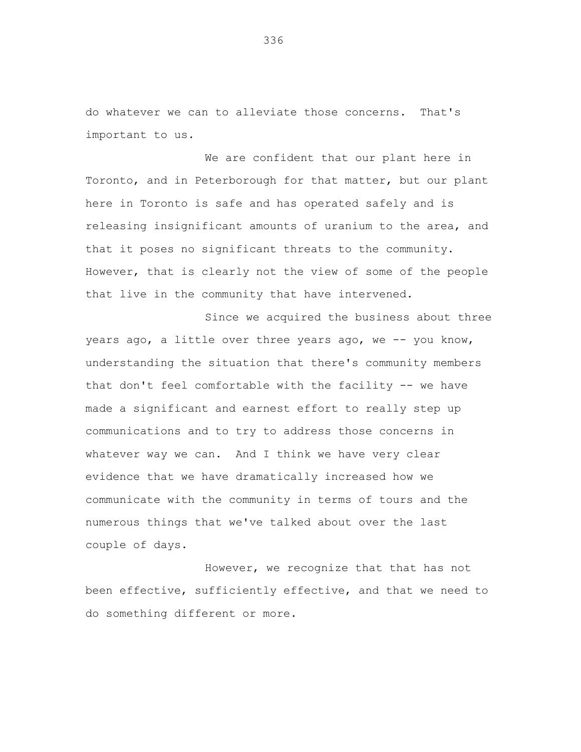do whatever we can to alleviate those concerns. That's important to us.

We are confident that our plant here in Toronto, and in Peterborough for that matter, but our plant here in Toronto is safe and has operated safely and is releasing insignificant amounts of uranium to the area, and that it poses no significant threats to the community. However, that is clearly not the view of some of the people that live in the community that have intervened.

Since we acquired the business about three years ago, a little over three years ago, we -- you know, understanding the situation that there's community members that don't feel comfortable with the facility -- we have made a significant and earnest effort to really step up communications and to try to address those concerns in whatever way we can. And I think we have very clear evidence that we have dramatically increased how we communicate with the community in terms of tours and the numerous things that we've talked about over the last couple of days.

However, we recognize that that has not been effective, sufficiently effective, and that we need to do something different or more.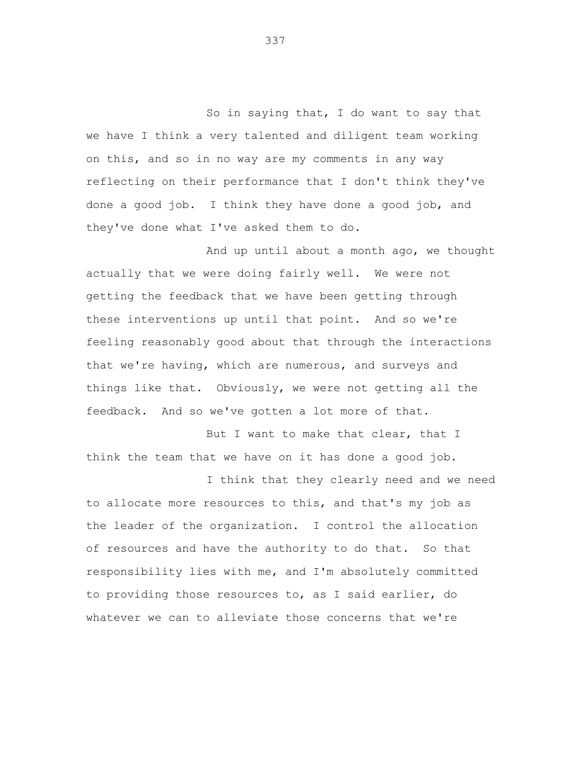So in saying that, I do want to say that we have I think a very talented and diligent team working on this, and so in no way are my comments in any way reflecting on their performance that I don't think they've done a good job. I think they have done a good job, and they've done what I've asked them to do.

And up until about a month ago, we thought actually that we were doing fairly well. We were not getting the feedback that we have been getting through these interventions up until that point. And so we're feeling reasonably good about that through the interactions that we're having, which are numerous, and surveys and things like that. Obviously, we were not getting all the feedback. And so we've gotten a lot more of that.

But I want to make that clear, that I think the team that we have on it has done a good job.

I think that they clearly need and we need to allocate more resources to this, and that's my job as the leader of the organization. I control the allocation of resources and have the authority to do that. So that responsibility lies with me, and I'm absolutely committed to providing those resources to, as I said earlier, do whatever we can to alleviate those concerns that we're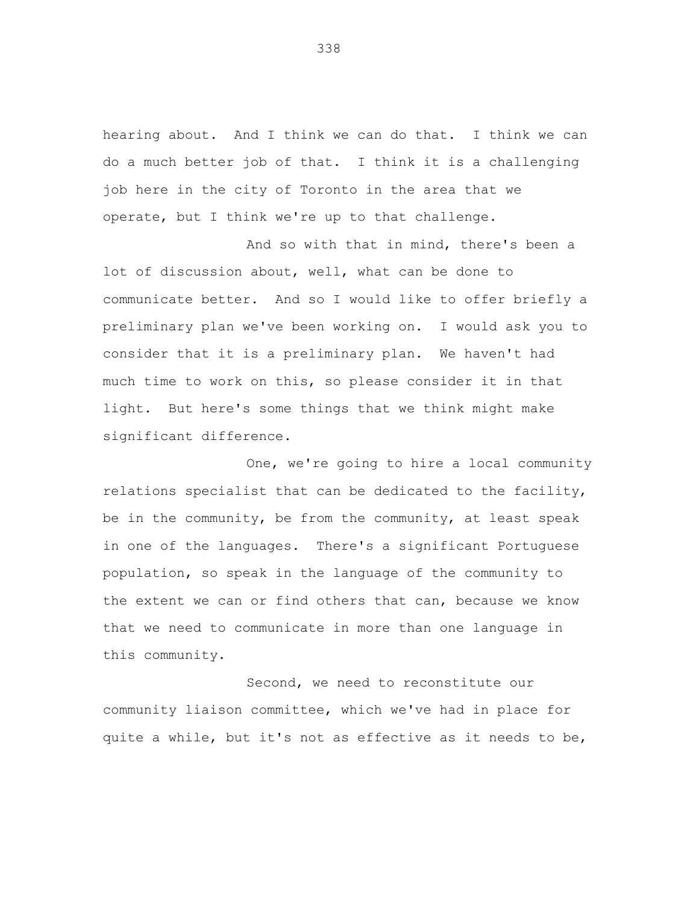hearing about. And I think we can do that. I think we can do a much better job of that. I think it is a challenging job here in the city of Toronto in the area that we operate, but I think we're up to that challenge.

And so with that in mind, there's been a lot of discussion about, well, what can be done to communicate better. And so I would like to offer briefly a preliminary plan we've been working on. I would ask you to consider that it is a preliminary plan. We haven't had much time to work on this, so please consider it in that light. But here's some things that we think might make significant difference.

One, we're going to hire a local community relations specialist that can be dedicated to the facility, be in the community, be from the community, at least speak in one of the languages. There's a significant Portuguese population, so speak in the language of the community to the extent we can or find others that can, because we know that we need to communicate in more than one language in this community.

Second, we need to reconstitute our community liaison committee, which we've had in place for quite a while, but it's not as effective as it needs to be,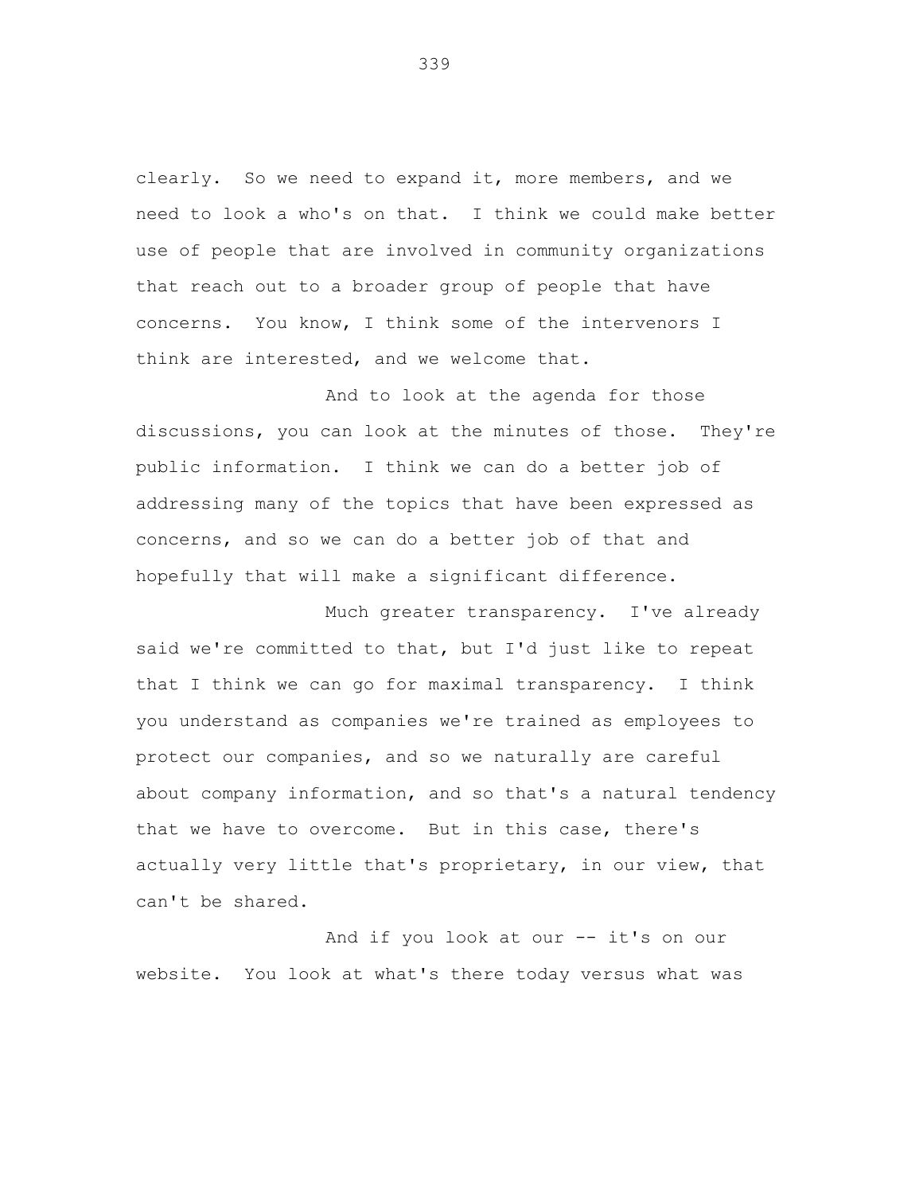clearly. So we need to expand it, more members, and we need to look a who's on that. I think we could make better use of people that are involved in community organizations that reach out to a broader group of people that have concerns. You know, I think some of the intervenors I think are interested, and we welcome that.

And to look at the agenda for those discussions, you can look at the minutes of those. They're public information. I think we can do a better job of addressing many of the topics that have been expressed as concerns, and so we can do a better job of that and hopefully that will make a significant difference.

Much greater transparency. I've already said we're committed to that, but I'd just like to repeat that I think we can go for maximal transparency. I think you understand as companies we're trained as employees to protect our companies, and so we naturally are careful about company information, and so that's a natural tendency that we have to overcome. But in this case, there's actually very little that's proprietary, in our view, that can't be shared.

And if you look at our -- it's on our website. You look at what's there today versus what was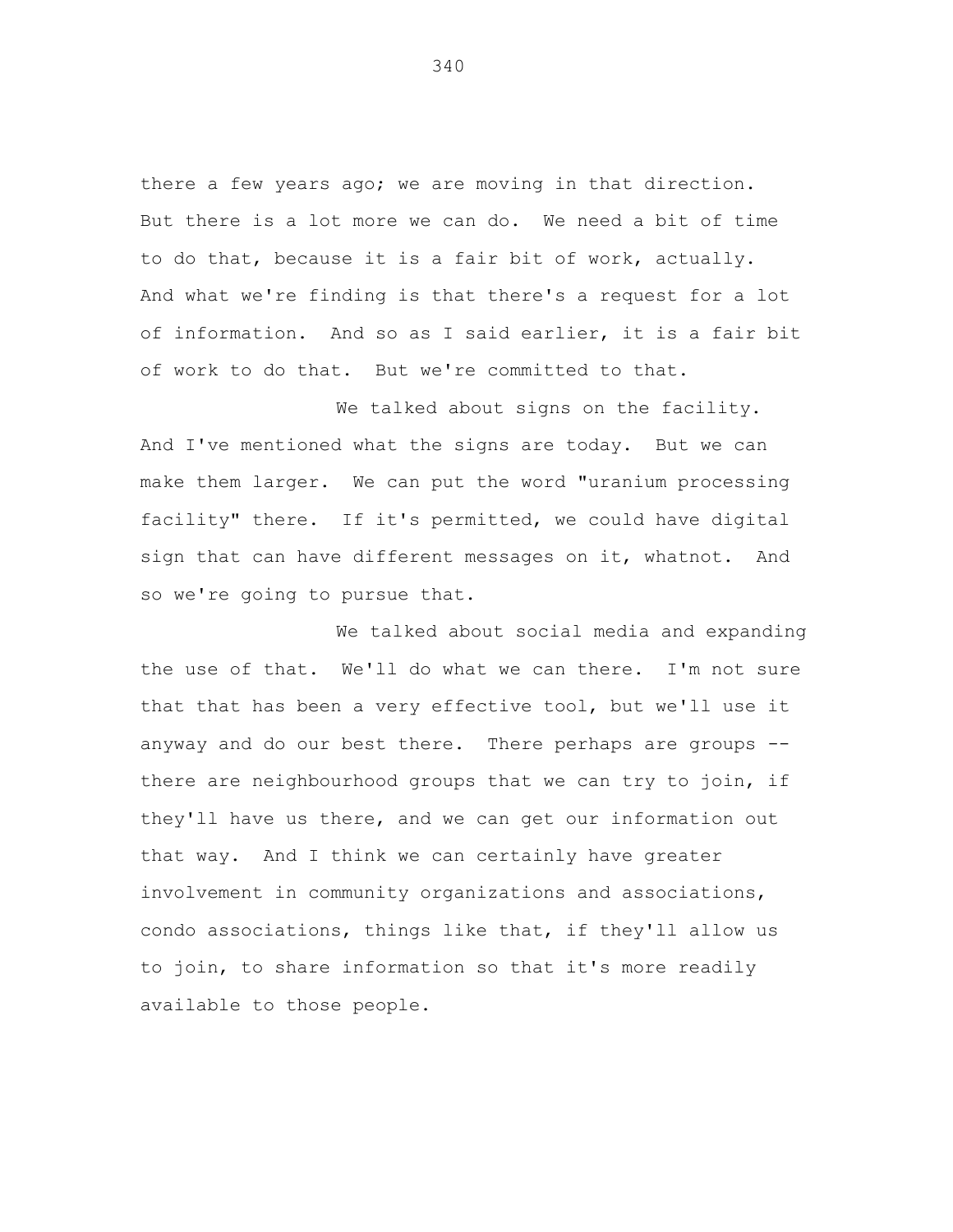there a few years ago; we are moving in that direction. But there is a lot more we can do. We need a bit of time to do that, because it is a fair bit of work, actually. And what we're finding is that there's a request for a lot of information. And so as I said earlier, it is a fair bit of work to do that. But we're committed to that.

We talked about signs on the facility. And I've mentioned what the signs are today. But we can make them larger. We can put the word "uranium processing facility" there. If it's permitted, we could have digital sign that can have different messages on it, whatnot. And so we're going to pursue that.

We talked about social media and expanding the use of that. We'll do what we can there. I'm not sure that that has been a very effective tool, but we'll use it anyway and do our best there. There perhaps are groups -- there are neighbourhood groups that we can try to join, if they'll have us there, and we can get our information out that way. And I think we can certainly have greater involvement in community organizations and associations, condo associations, things like that, if they'll allow us to join, to share information so that it's more readily available to those people.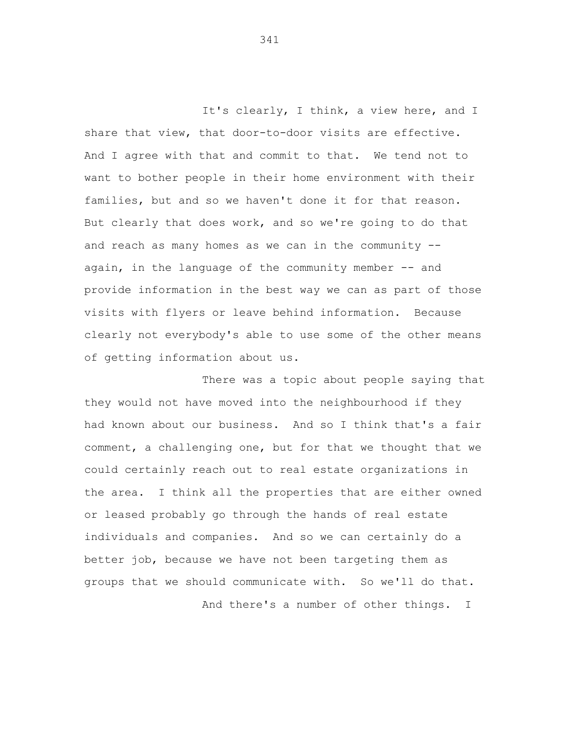It's clearly, I think, a view here, and I share that view, that door-to-door visits are effective. And I agree with that and commit to that. We tend not to want to bother people in their home environment with their families, but and so we haven't done it for that reason. But clearly that does work, and so we're going to do that and reach as many homes as we can in the community -- again, in the language of the community member -- and provide information in the best way we can as part of those visits with flyers or leave behind information. Because clearly not everybody's able to use some of the other means of getting information about us.

There was a topic about people saying that they would not have moved into the neighbourhood if they had known about our business. And so I think that's a fair comment, a challenging one, but for that we thought that we could certainly reach out to real estate organizations in the area. I think all the properties that are either owned or leased probably go through the hands of real estate individuals and companies. And so we can certainly do a better job, because we have not been targeting them as groups that we should communicate with. So we'll do that.

And there's a number of other things. I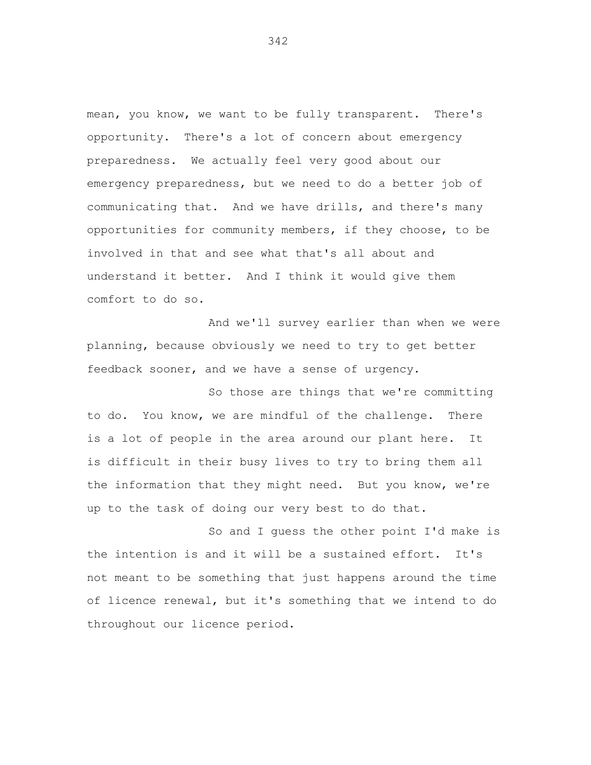mean, you know, we want to be fully transparent. There's opportunity. There's a lot of concern about emergency preparedness. We actually feel very good about our emergency preparedness, but we need to do a better job of communicating that. And we have drills, and there's many opportunities for community members, if they choose, to be involved in that and see what that's all about and understand it better. And I think it would give them comfort to do so.

And we'll survey earlier than when we were planning, because obviously we need to try to get better feedback sooner, and we have a sense of urgency.

So those are things that we're committing to do. You know, we are mindful of the challenge. There is a lot of people in the area around our plant here. It is difficult in their busy lives to try to bring them all the information that they might need. But you know, we're up to the task of doing our very best to do that.

So and I guess the other point I'd make is the intention is and it will be a sustained effort. It's not meant to be something that just happens around the time of licence renewal, but it's something that we intend to do throughout our licence period.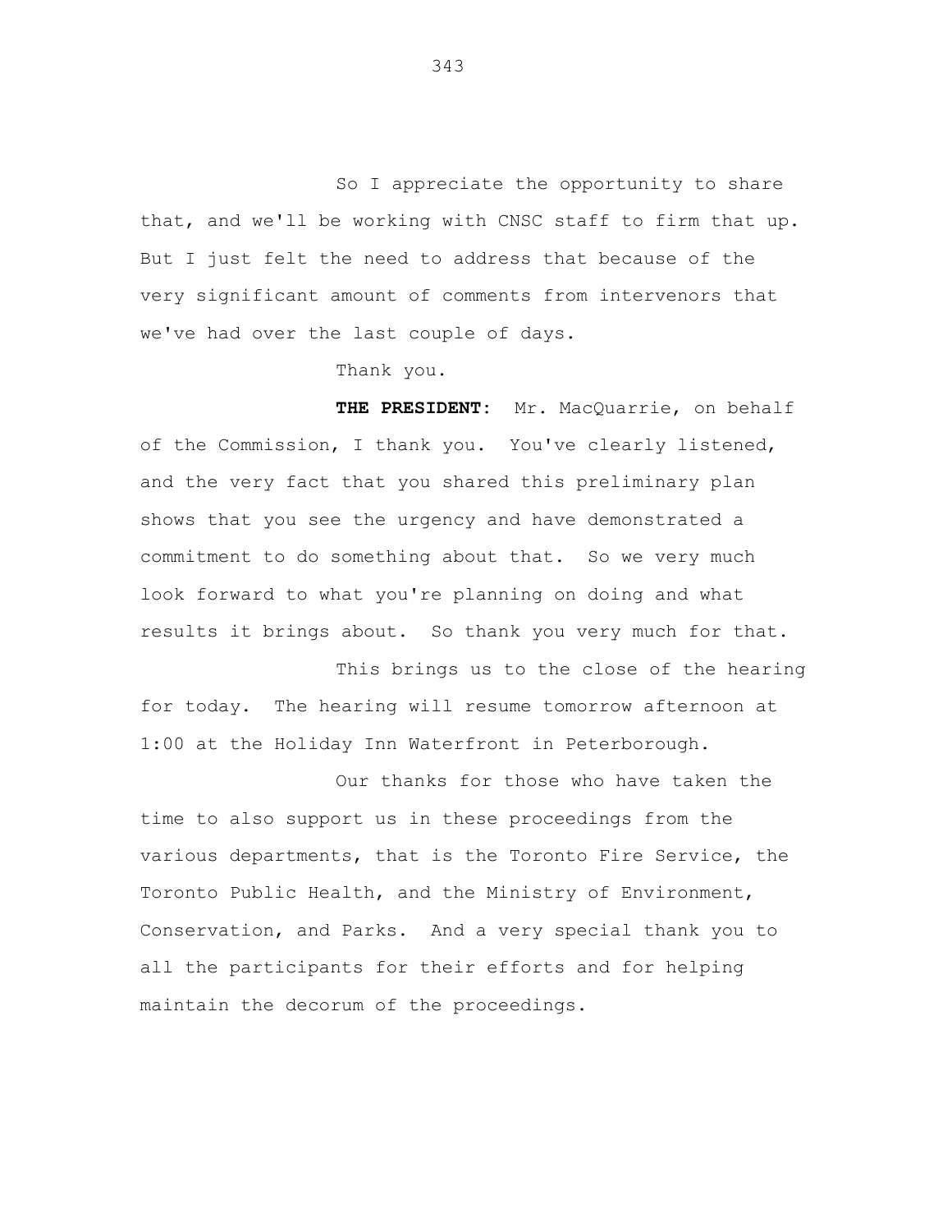So I appreciate the opportunity to share that, and we'll be working with CNSC staff to firm that up. But I just felt the need to address that because of the very significant amount of comments from intervenors that we've had over the last couple of days.

Thank you.

**THE PRESIDENT:** Mr. MacQuarrie, on behalf of the Commission, I thank you. You've clearly listened, and the very fact that you shared this preliminary plan shows that you see the urgency and have demonstrated a commitment to do something about that. So we very much look forward to what you're planning on doing and what results it brings about. So thank you very much for that.

This brings us to the close of the hearing for today. The hearing will resume tomorrow afternoon at 1:00 at the Holiday Inn Waterfront in Peterborough.

Our thanks for those who have taken the time to also support us in these proceedings from the various departments, that is the Toronto Fire Service, the Toronto Public Health, and the Ministry of Environment, Conservation, and Parks. And a very special thank you to all the participants for their efforts and for helping maintain the decorum of the proceedings.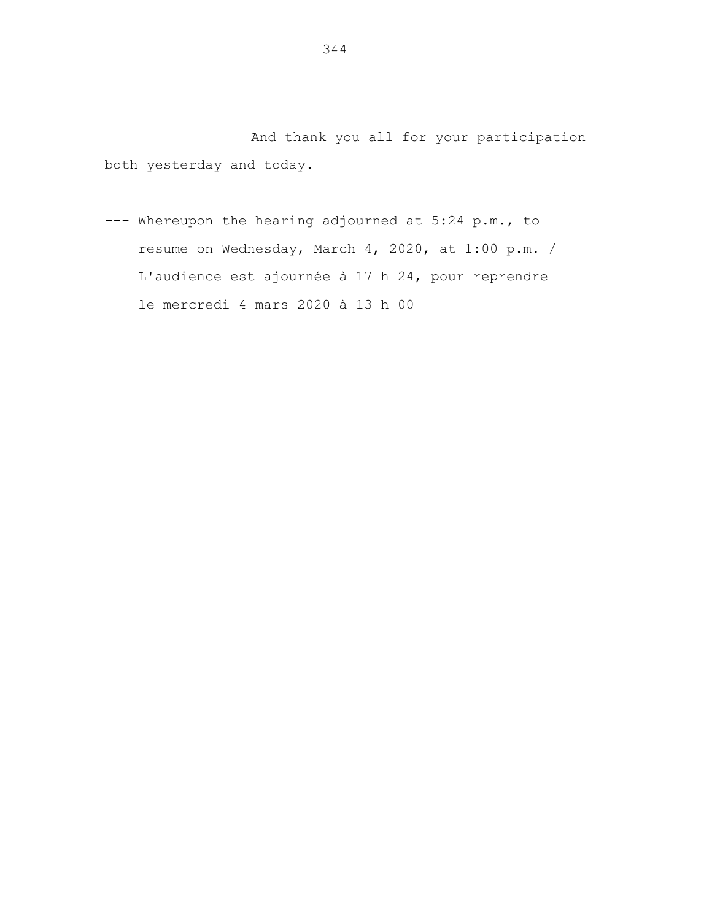And thank you all for your participation both yesterday and today.

--- Whereupon the hearing adjourned at 5:24 p.m., to resume on Wednesday, March 4, 2020, at 1:00 p.m. / L'audience est ajournée à 17 h 24, pour reprendre le mercredi 4 mars 2020 à 13 h 00